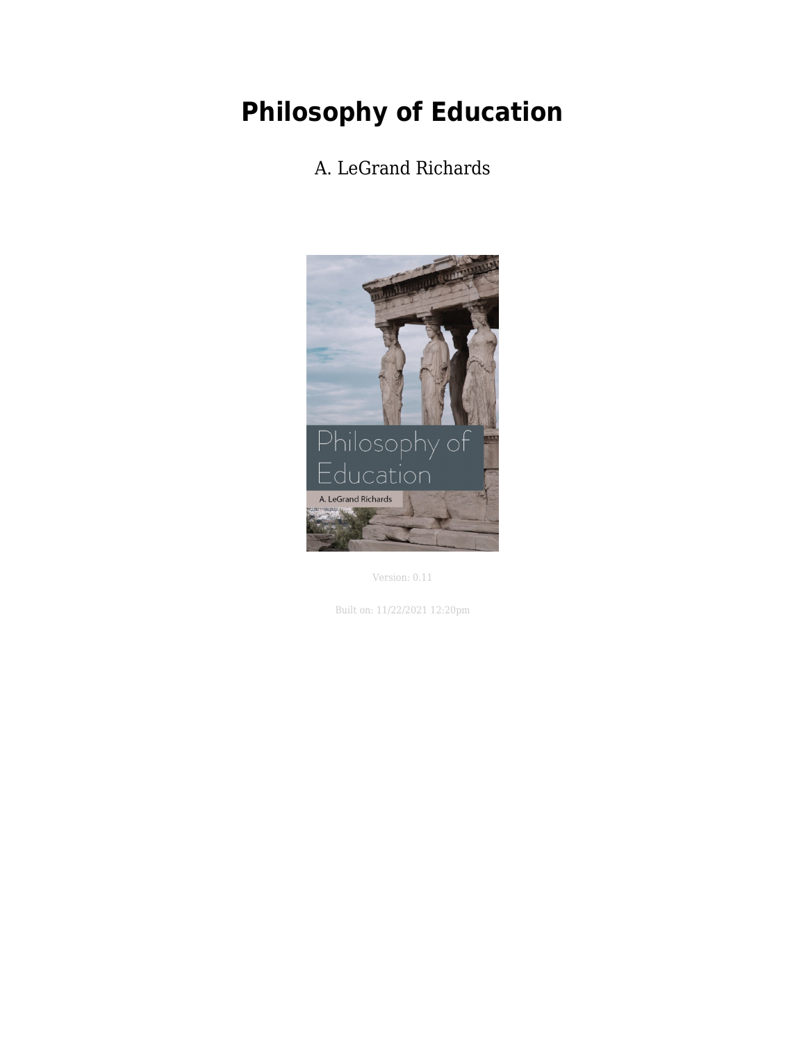# Philosophy of Education

A. LeGrand Richards

Version: 0.11

Built on: 11/22/2021 12:20pm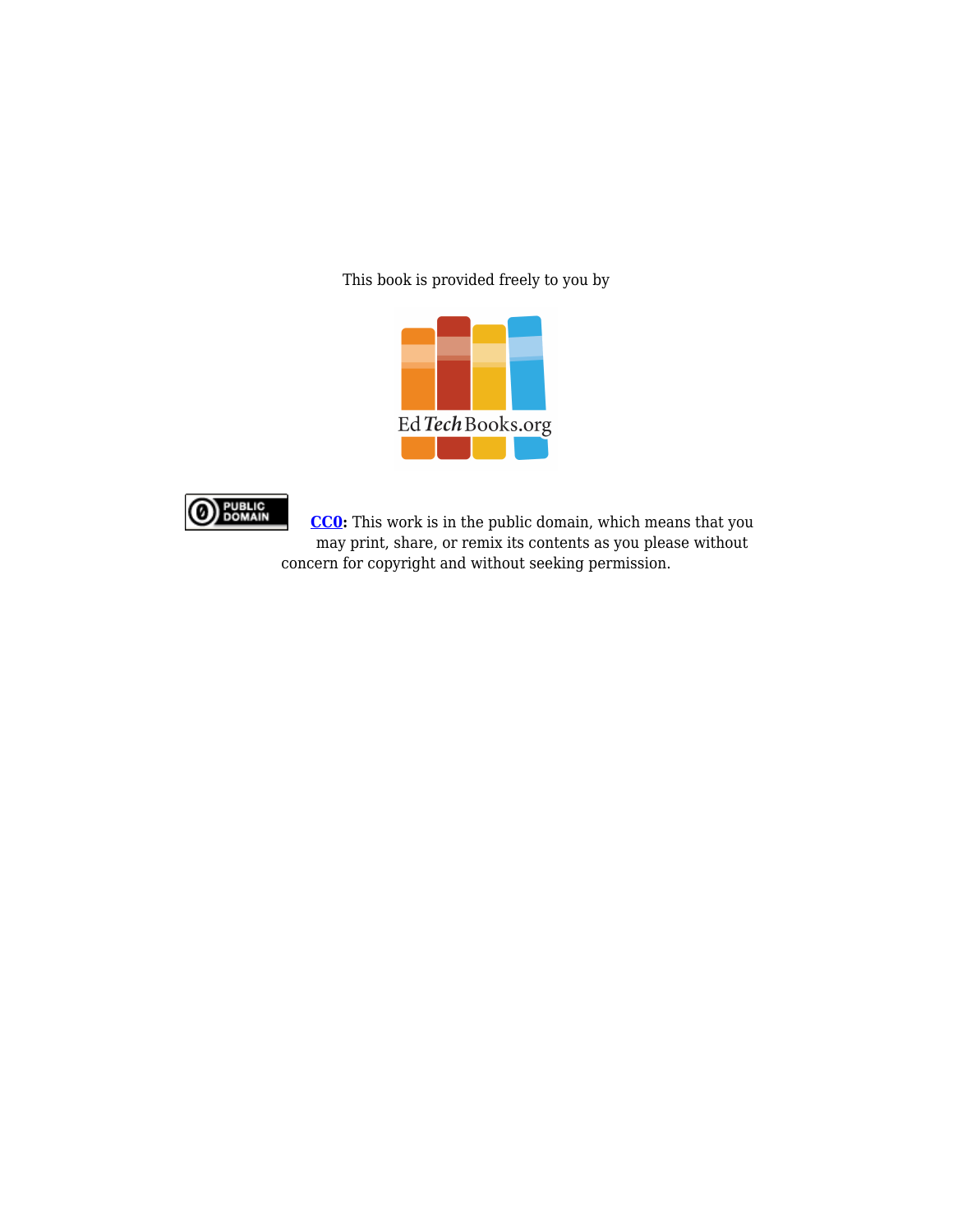This book is provided freely to you by

EdTechBooks.org

**CC0:** This work is in the public domain, which means that you may print, share, or remix its contents as you please without concern for copyright and without seeking permission.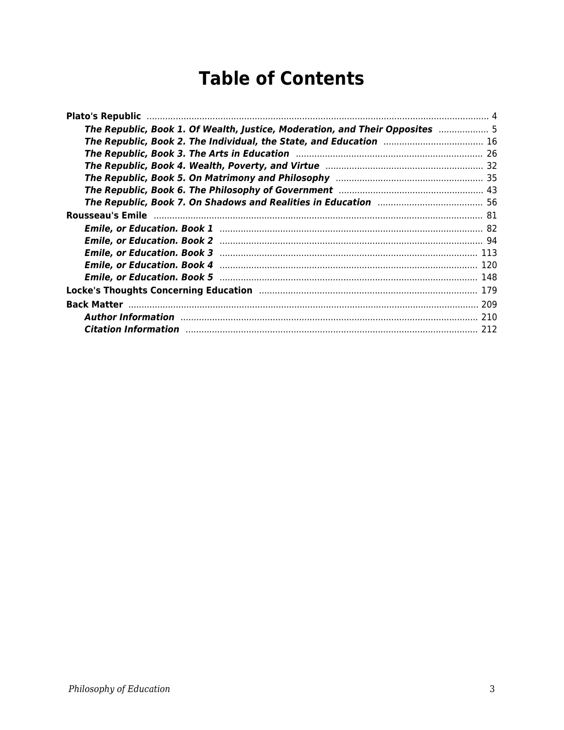# Table of Contents

**Plato's Republic** .......... 4

- ***The Republic, Book 1. Of Wealth, Justice, Moderation, and Their Opposites*** .......... 5
- ***The Republic, Book 2. The Individual, the State, and Education*** .......... 16
- ***The Republic, Book 3. The Arts in Education*** .......... 26
- ***The Republic, Book 4. Wealth, Poverty, and Virtue*** .......... 32
- ***The Republic, Book 5. On Matrimony and Philosophy*** .......... 35
- ***The Republic, Book 6. The Philosophy of Government*** .......... 43
- ***The Republic, Book 7. On Shadows and Realities in Education*** .......... 56

**Rousseau's Emile** .......... 81

- ***Emile, or Education. Book 1*** .......... 82
- ***Emile, or Education. Book 2*** .......... 94
- ***Emile, or Education. Book 3*** .......... 113
- ***Emile, or Education. Book 4*** .......... 120
- ***Emile, or Education. Book 5*** .......... 148

**Locke's Thoughts Concerning Education** .......... 179

**Back Matter** .......... 209

- ***Author Information*** .......... 210
- ***Citation Information*** .......... 212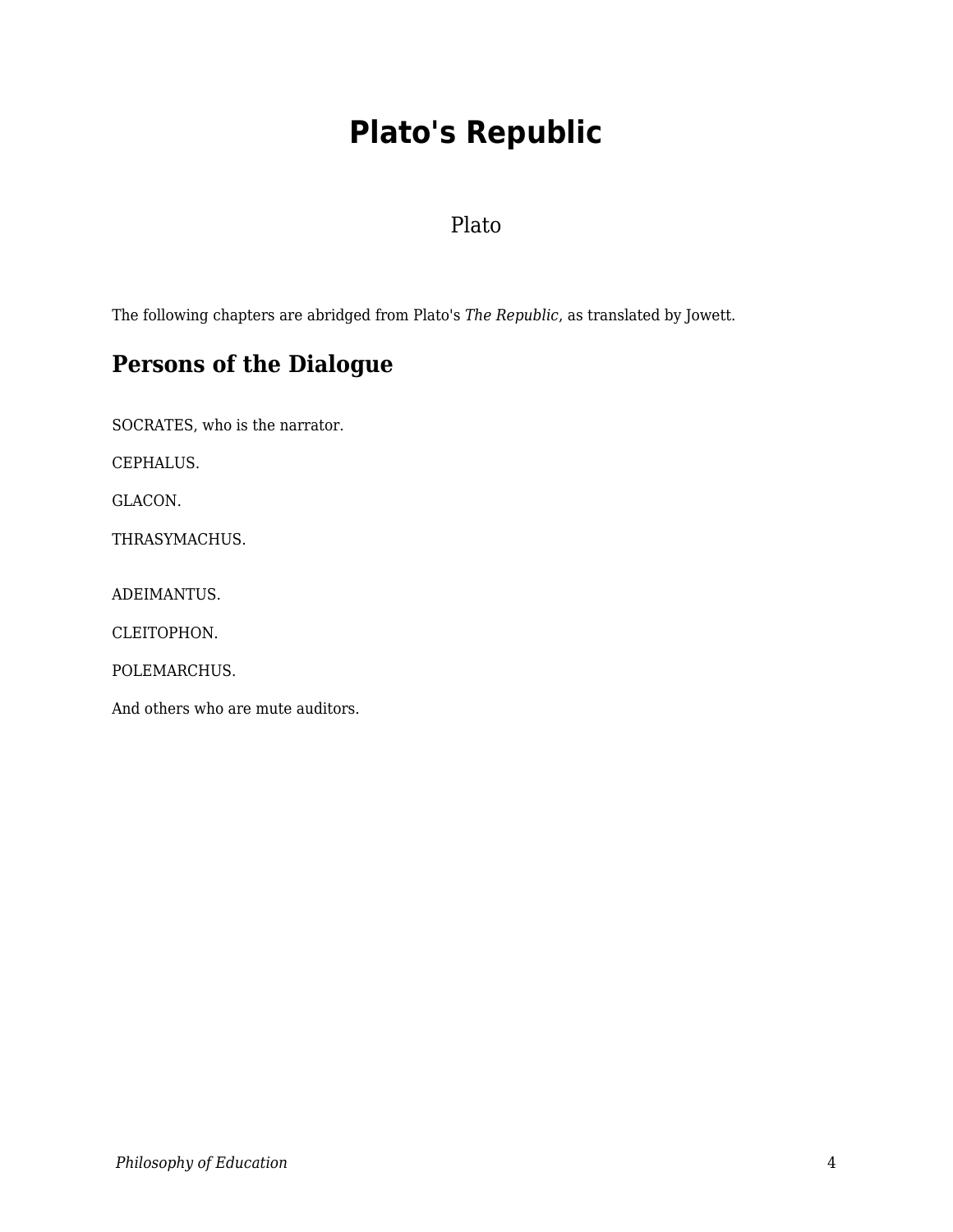# Plato's Republic

Plato

The following chapters are abridged from Plato's *The Republic*, as translated by Jowett.

## Persons of the Dialogue

SOCRATES, who is the narrator.

CEPHALUS.

GLACON.

THRASYMACHUS.

ADEIMANTUS.

CLEITOPHON.

POLEMARCHUS.

And others who are mute auditors.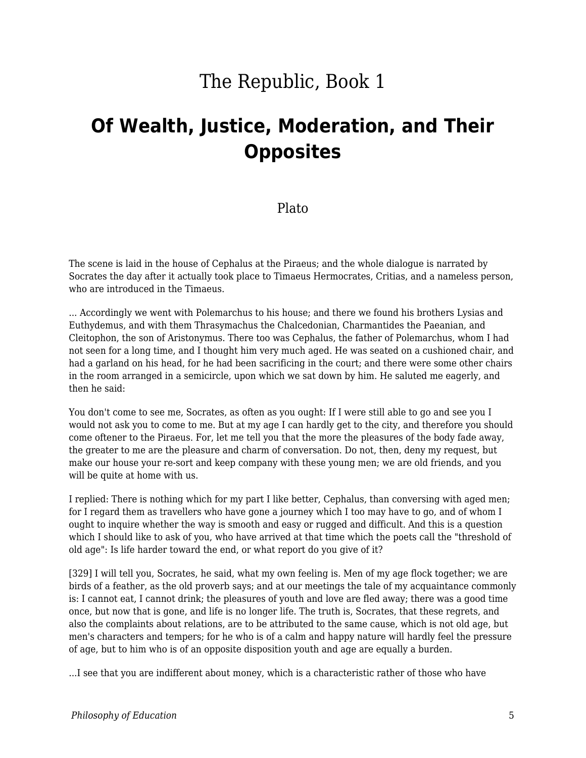# The Republic, Book 1

## Of Wealth, Justice, Moderation, and Their Opposites

Plato

The scene is laid in the house of Cephalus at the Piraeus; and the whole dialogue is narrated by Socrates the day after it actually took place to Timaeus Hermocrates, Critias, and a nameless person, who are introduced in the Timaeus.

... Accordingly we went with Polemarchus to his house; and there we found his brothers Lysias and Euthydemus, and with them Thrasymachus the Chalcedonian, Charmantides the Paeanian, and Cleitophon, the son of Aristonymus. There too was Cephalus, the father of Polemarchus, whom I had not seen for a long time, and I thought him very much aged. He was seated on a cushioned chair, and had a garland on his head, for he had been sacrificing in the court; and there were some other chairs in the room arranged in a semicircle, upon which we sat down by him. He saluted me eagerly, and then he said:

You don't come to see me, Socrates, as often as you ought: If I were still able to go and see you I would not ask you to come to me. But at my age I can hardly get to the city, and therefore you should come oftener to the Piraeus. For, let me tell you that the more the pleasures of the body fade away, the greater to me are the pleasure and charm of conversation. Do not, then, deny my request, but make our house your re-sort and keep company with these young men; we are old friends, and you will be quite at home with us.

I replied: There is nothing which for my part I like better, Cephalus, than conversing with aged men; for I regard them as travellers who have gone a journey which I too may have to go, and of whom I ought to inquire whether the way is smooth and easy or rugged and difficult. And this is a question which I should like to ask of you, who have arrived at that time which the poets call the "threshold of old age": Is life harder toward the end, or what report do you give of it?

[329] I will tell you, Socrates, he said, what my own feeling is. Men of my age flock together; we are birds of a feather, as the old proverb says; and at our meetings the tale of my acquaintance commonly is: I cannot eat, I cannot drink; the pleasures of youth and love are fled away; there was a good time once, but now that is gone, and life is no longer life. The truth is, Socrates, that these regrets, and also the complaints about relations, are to be attributed to the same cause, which is not old age, but men's characters and tempers; for he who is of a calm and happy nature will hardly feel the pressure of age, but to him who is of an opposite disposition youth and age are equally a burden.

...I see that you are indifferent about money, which is a characteristic rather of those who have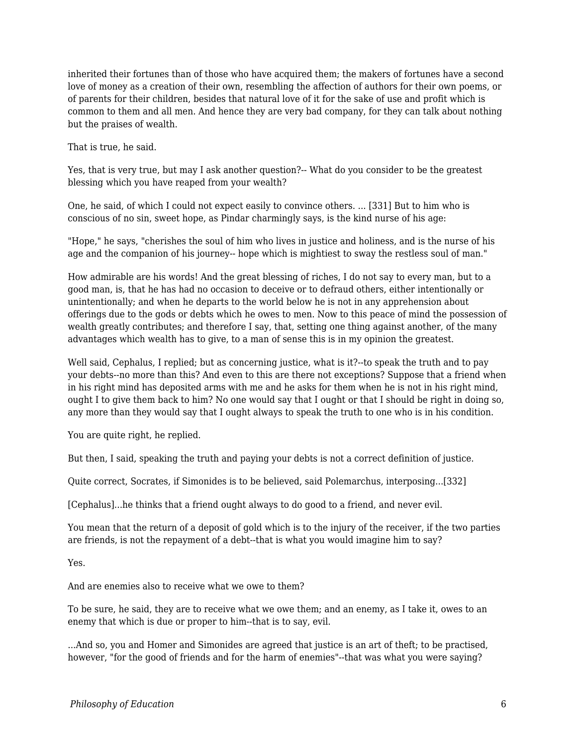inherited their fortunes than of those who have acquired them; the makers of fortunes have a second love of money as a creation of their own, resembling the affection of authors for their own poems, or of parents for their children, besides that natural love of it for the sake of use and profit which is common to them and all men. And hence they are very bad company, for they can talk about nothing but the praises of wealth.

That is true, he said.

Yes, that is very true, but may I ask another question?-- What do you consider to be the greatest blessing which you have reaped from your wealth?

One, he said, of which I could not expect easily to convince others. ... [331] But to him who is conscious of no sin, sweet hope, as Pindar charmingly says, is the kind nurse of his age:

"Hope," he says, "cherishes the soul of him who lives in justice and holiness, and is the nurse of his age and the companion of his journey-- hope which is mightiest to sway the restless soul of man."

How admirable are his words! And the great blessing of riches, I do not say to every man, but to a good man, is, that he has had no occasion to deceive or to defraud others, either intentionally or unintentionally; and when he departs to the world below he is not in any apprehension about offerings due to the gods or debts which he owes to men. Now to this peace of mind the possession of wealth greatly contributes; and therefore I say, that, setting one thing against another, of the many advantages which wealth has to give, to a man of sense this is in my opinion the greatest.

Well said, Cephalus, I replied; but as concerning justice, what is it?--to speak the truth and to pay your debts--no more than this? And even to this are there not exceptions? Suppose that a friend when in his right mind has deposited arms with me and he asks for them when he is not in his right mind, ought I to give them back to him? No one would say that I ought or that I should be right in doing so, any more than they would say that I ought always to speak the truth to one who is in his condition.

You are quite right, he replied.

But then, I said, speaking the truth and paying your debts is not a correct definition of justice.

Quite correct, Socrates, if Simonides is to be believed, said Polemarchus, interposing...[332]

[Cephalus]...he thinks that a friend ought always to do good to a friend, and never evil.

You mean that the return of a deposit of gold which is to the injury of the receiver, if the two parties are friends, is not the repayment of a debt--that is what you would imagine him to say?

Yes.

And are enemies also to receive what we owe to them?

To be sure, he said, they are to receive what we owe them; and an enemy, as I take it, owes to an enemy that which is due or proper to him--that is to say, evil.

...And so, you and Homer and Simonides are agreed that justice is an art of theft; to be practised, however, "for the good of friends and for the harm of enemies"--that was what you were saying?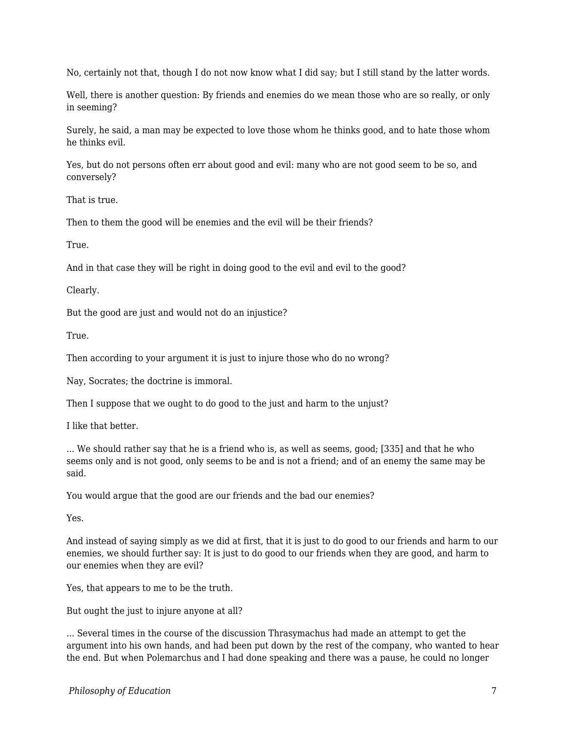No, certainly not that, though I do not now know what I did say; but I still stand by the latter words.

Well, there is another question: By friends and enemies do we mean those who are so really, or only in seeming?

Surely, he said, a man may be expected to love those whom he thinks good, and to hate those whom he thinks evil.

Yes, but do not persons often err about good and evil: many who are not good seem to be so, and conversely?

That is true.

Then to them the good will be enemies and the evil will be their friends?

True.

And in that case they will be right in doing good to the evil and evil to the good?

Clearly.

But the good are just and would not do an injustice?

True.

Then according to your argument it is just to injure those who do no wrong?

Nay, Socrates; the doctrine is immoral.

Then I suppose that we ought to do good to the just and harm to the unjust?

I like that better.

... We should rather say that he is a friend who is, as well as seems, good; [335] and that he who seems only and is not good, only seems to be and is not a friend; and of an enemy the same may be said.

You would argue that the good are our friends and the bad our enemies?

Yes.

And instead of saying simply as we did at first, that it is just to do good to our friends and harm to our enemies, we should further say: It is just to do good to our friends when they are good, and harm to our enemies when they are evil?

Yes, that appears to me to be the truth.

But ought the just to injure anyone at all?

... Several times in the course of the discussion Thrasymachus had made an attempt to get the argument into his own hands, and had been put down by the rest of the company, who wanted to hear the end. But when Polemarchus and I had done speaking and there was a pause, he could no longer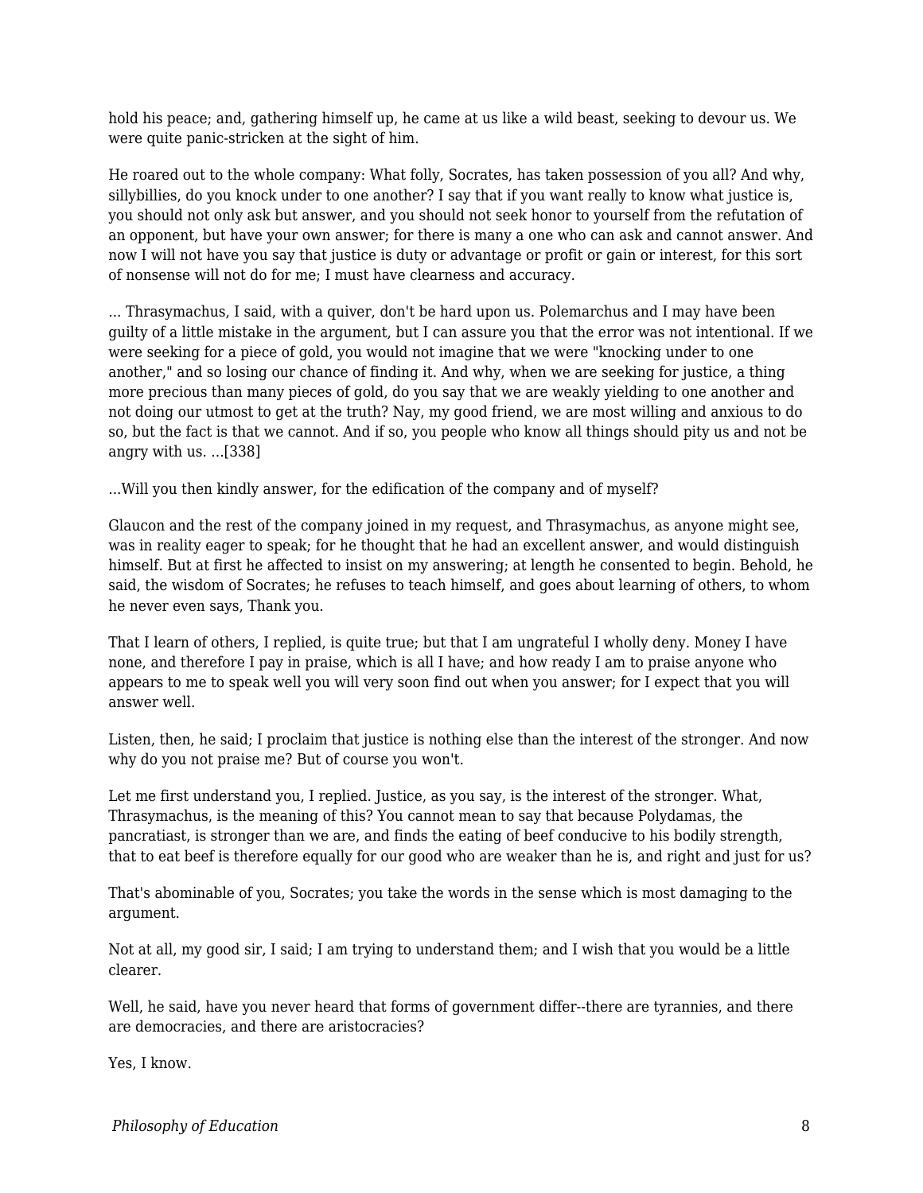hold his peace; and, gathering himself up, he came at us like a wild beast, seeking to devour us. We were quite panic-stricken at the sight of him.

He roared out to the whole company: What folly, Socrates, has taken possession of you all? And why, sillybillies, do you knock under to one another? I say that if you want really to know what justice is, you should not only ask but answer, and you should not seek honor to yourself from the refutation of an opponent, but have your own answer; for there is many a one who can ask and cannot answer. And now I will not have you say that justice is duty or advantage or profit or gain or interest, for this sort of nonsense will not do for me; I must have clearness and accuracy.

... Thrasymachus, I said, with a quiver, don't be hard upon us. Polemarchus and I may have been guilty of a little mistake in the argument, but I can assure you that the error was not intentional. If we were seeking for a piece of gold, you would not imagine that we were "knocking under to one another," and so losing our chance of finding it. And why, when we are seeking for justice, a thing more precious than many pieces of gold, do you say that we are weakly yielding to one another and not doing our utmost to get at the truth? Nay, my good friend, we are most willing and anxious to do so, but the fact is that we cannot. And if so, you people who know all things should pity us and not be angry with us. ...[338]

...Will you then kindly answer, for the edification of the company and of myself?

Glaucon and the rest of the company joined in my request, and Thrasymachus, as anyone might see, was in reality eager to speak; for he thought that he had an excellent answer, and would distinguish himself. But at first he affected to insist on my answering; at length he consented to begin. Behold, he said, the wisdom of Socrates; he refuses to teach himself, and goes about learning of others, to whom he never even says, Thank you.

That I learn of others, I replied, is quite true; but that I am ungrateful I wholly deny. Money I have none, and therefore I pay in praise, which is all I have; and how ready I am to praise anyone who appears to me to speak well you will very soon find out when you answer; for I expect that you will answer well.

Listen, then, he said; I proclaim that justice is nothing else than the interest of the stronger. And now why do you not praise me? But of course you won't.

Let me first understand you, I replied. Justice, as you say, is the interest of the stronger. What, Thrasymachus, is the meaning of this? You cannot mean to say that because Polydamas, the pancratiast, is stronger than we are, and finds the eating of beef conducive to his bodily strength, that to eat beef is therefore equally for our good who are weaker than he is, and right and just for us?

That's abominable of you, Socrates; you take the words in the sense which is most damaging to the argument.

Not at all, my good sir, I said; I am trying to understand them; and I wish that you would be a little clearer.

Well, he said, have you never heard that forms of government differ--there are tyrannies, and there are democracies, and there are aristocracies?

Yes, I know.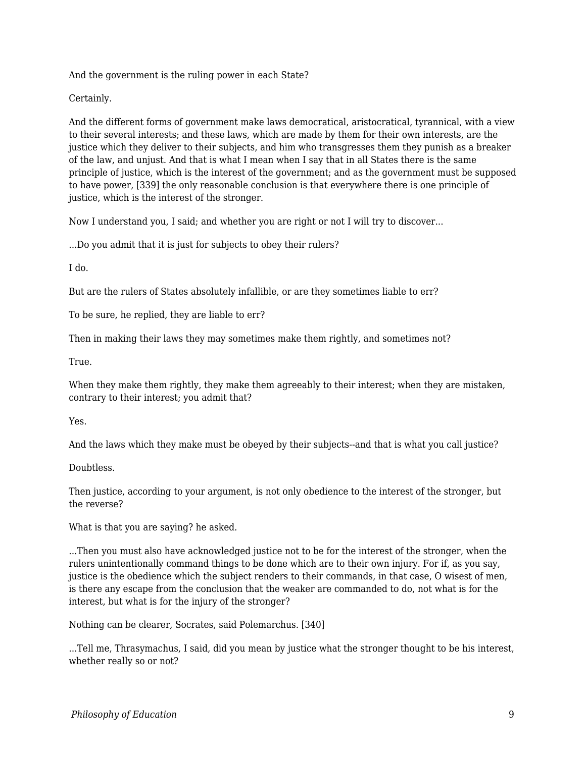And the government is the ruling power in each State?

Certainly.

And the different forms of government make laws democratical, aristocratical, tyrannical, with a view to their several interests; and these laws, which are made by them for their own interests, are the justice which they deliver to their subjects, and him who transgresses them they punish as a breaker of the law, and unjust. And that is what I mean when I say that in all States there is the same principle of justice, which is the interest of the government; and as the government must be supposed to have power, [339] the only reasonable conclusion is that everywhere there is one principle of justice, which is the interest of the stronger.

Now I understand you, I said; and whether you are right or not I will try to discover...

...Do you admit that it is just for subjects to obey their rulers?

I do.

But are the rulers of States absolutely infallible, or are they sometimes liable to err?

To be sure, he replied, they are liable to err?

Then in making their laws they may sometimes make them rightly, and sometimes not?

True.

When they make them rightly, they make them agreeably to their interest; when they are mistaken, contrary to their interest; you admit that?

Yes.

And the laws which they make must be obeyed by their subjects--and that is what you call justice?

Doubtless.

Then justice, according to your argument, is not only obedience to the interest of the stronger, but the reverse?

What is that you are saying? he asked.

...Then you must also have acknowledged justice not to be for the interest of the stronger, when the rulers unintentionally command things to be done which are to their own injury. For if, as you say, justice is the obedience which the subject renders to their commands, in that case, O wisest of men, is there any escape from the conclusion that the weaker are commanded to do, not what is for the interest, but what is for the injury of the stronger?

Nothing can be clearer, Socrates, said Polemarchus. [340]

...Tell me, Thrasymachus, I said, did you mean by justice what the stronger thought to be his interest, whether really so or not?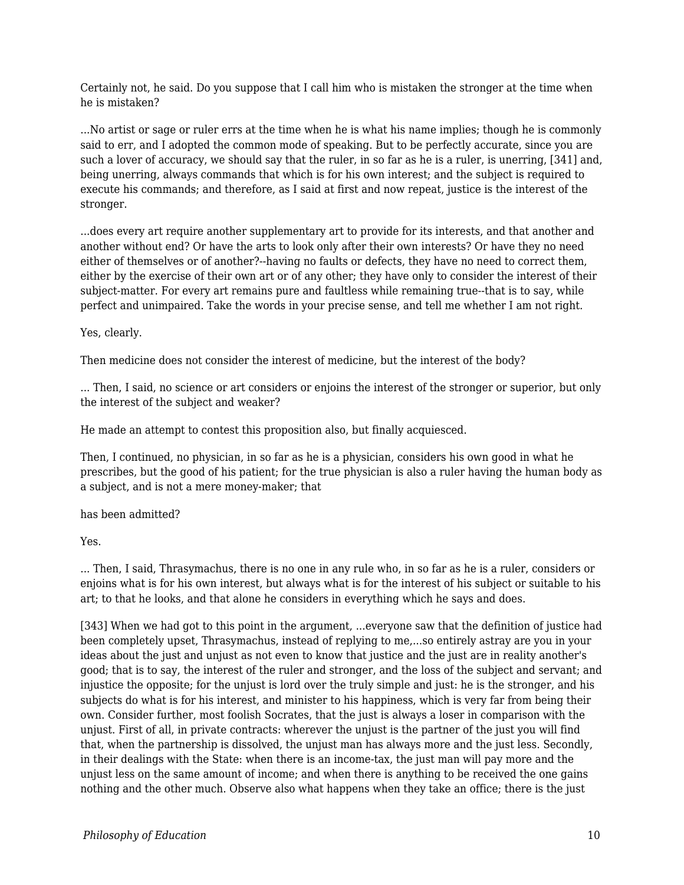Certainly not, he said. Do you suppose that I call him who is mistaken the stronger at the time when he is mistaken?

...No artist or sage or ruler errs at the time when he is what his name implies; though he is commonly said to err, and I adopted the common mode of speaking. But to be perfectly accurate, since you are such a lover of accuracy, we should say that the ruler, in so far as he is a ruler, is unerring, [341] and, being unerring, always commands that which is for his own interest; and the subject is required to execute his commands; and therefore, as I said at first and now repeat, justice is the interest of the stronger.

...does every art require another supplementary art to provide for its interests, and that another and another without end? Or have the arts to look only after their own interests? Or have they no need either of themselves or of another?--having no faults or defects, they have no need to correct them, either by the exercise of their own art or of any other; they have only to consider the interest of their subject-matter. For every art remains pure and faultless while remaining true--that is to say, while perfect and unimpaired. Take the words in your precise sense, and tell me whether I am not right.

Yes, clearly.

Then medicine does not consider the interest of medicine, but the interest of the body?

... Then, I said, no science or art considers or enjoins the interest of the stronger or superior, but only the interest of the subject and weaker?

He made an attempt to contest this proposition also, but finally acquiesced.

Then, I continued, no physician, in so far as he is a physician, considers his own good in what he prescribes, but the good of his patient; for the true physician is also a ruler having the human body as a subject, and is not a mere money-maker; that

has been admitted?

Yes.

... Then, I said, Thrasymachus, there is no one in any rule who, in so far as he is a ruler, considers or enjoins what is for his own interest, but always what is for the interest of his subject or suitable to his art; to that he looks, and that alone he considers in everything which he says and does.

[343] When we had got to this point in the argument, ...everyone saw that the definition of justice had been completely upset, Thrasymachus, instead of replying to me,...so entirely astray are you in your ideas about the just and unjust as not even to know that justice and the just are in reality another's good; that is to say, the interest of the ruler and stronger, and the loss of the subject and servant; and injustice the opposite; for the unjust is lord over the truly simple and just: he is the stronger, and his subjects do what is for his interest, and minister to his happiness, which is very far from being their own. Consider further, most foolish Socrates, that the just is always a loser in comparison with the unjust. First of all, in private contracts: wherever the unjust is the partner of the just you will find that, when the partnership is dissolved, the unjust man has always more and the just less. Secondly, in their dealings with the State: when there is an income-tax, the just man will pay more and the unjust less on the same amount of income; and when there is anything to be received the one gains nothing and the other much. Observe also what happens when they take an office; there is the just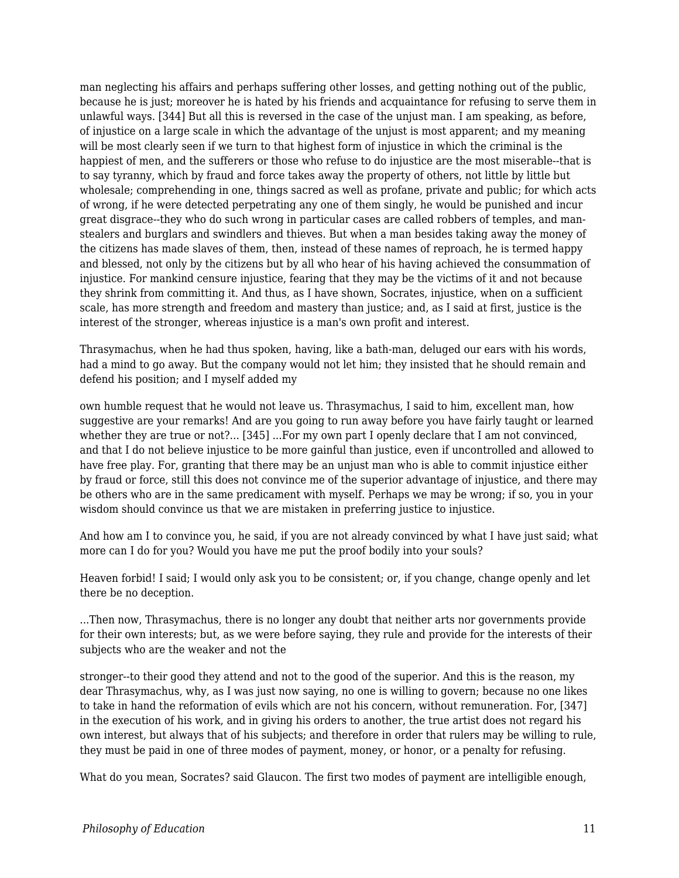man neglecting his affairs and perhaps suffering other losses, and getting nothing out of the public, because he is just; moreover he is hated by his friends and acquaintance for refusing to serve them in unlawful ways. [344] But all this is reversed in the case of the unjust man. I am speaking, as before, of injustice on a large scale in which the advantage of the unjust is most apparent; and my meaning will be most clearly seen if we turn to that highest form of injustice in which the criminal is the happiest of men, and the sufferers or those who refuse to do injustice are the most miserable--that is to say tyranny, which by fraud and force takes away the property of others, not little by little but wholesale; comprehending in one, things sacred as well as profane, private and public; for which acts of wrong, if he were detected perpetrating any one of them singly, he would be punished and incur great disgrace--they who do such wrong in particular cases are called robbers of temples, and man-stealers and burglars and swindlers and thieves. But when a man besides taking away the money of the citizens has made slaves of them, then, instead of these names of reproach, he is termed happy and blessed, not only by the citizens but by all who hear of his having achieved the consummation of injustice. For mankind censure injustice, fearing that they may be the victims of it and not because they shrink from committing it. And thus, as I have shown, Socrates, injustice, when on a sufficient scale, has more strength and freedom and mastery than justice; and, as I said at first, justice is the interest of the stronger, whereas injustice is a man's own profit and interest.

Thrasymachus, when he had thus spoken, having, like a bath-man, deluged our ears with his words, had a mind to go away. But the company would not let him; they insisted that he should remain and defend his position; and I myself added my own humble request that he would not leave us. Thrasymachus, I said to him, excellent man, how suggestive are your remarks! And are you going to run away before you have fairly taught or learned whether they are true or not?... [345] ...For my own part I openly declare that I am not convinced, and that I do not believe injustice to be more gainful than justice, even if uncontrolled and allowed to have free play. For, granting that there may be an unjust man who is able to commit injustice either by fraud or force, still this does not convince me of the superior advantage of injustice, and there may be others who are in the same predicament with myself. Perhaps we may be wrong; if so, you in your wisdom should convince us that we are mistaken in preferring justice to injustice.

And how am I to convince you, he said, if you are not already convinced by what I have just said; what more can I do for you? Would you have me put the proof bodily into your souls?

Heaven forbid! I said; I would only ask you to be consistent; or, if you change, change openly and let there be no deception.

...Then now, Thrasymachus, there is no longer any doubt that neither arts nor governments provide for their own interests; but, as we were before saying, they rule and provide for the interests of their subjects who are the weaker and not the stronger--to their good they attend and not to the good of the superior. And this is the reason, my dear Thrasymachus, why, as I was just now saying, no one is willing to govern; because no one likes to take in hand the reformation of evils which are not his concern, without remuneration. For, [347] in the execution of his work, and in giving his orders to another, the true artist does not regard his own interest, but always that of his subjects; and therefore in order that rulers may be willing to rule, they must be paid in one of three modes of payment, money, or honor, or a penalty for refusing.

What do you mean, Socrates? said Glaucon. The first two modes of payment are intelligible enough,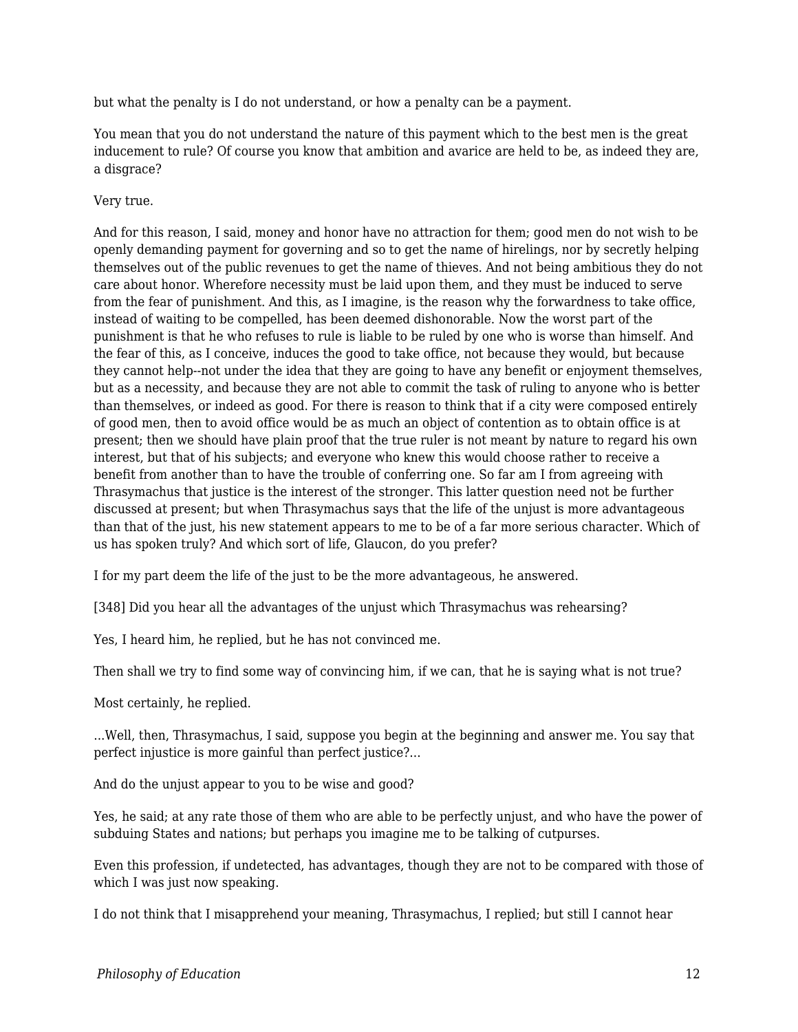but what the penalty is I do not understand, or how a penalty can be a payment.

You mean that you do not understand the nature of this payment which to the best men is the great inducement to rule? Of course you know that ambition and avarice are held to be, as indeed they are, a disgrace?

Very true.

And for this reason, I said, money and honor have no attraction for them; good men do not wish to be openly demanding payment for governing and so to get the name of hirelings, nor by secretly helping themselves out of the public revenues to get the name of thieves. And not being ambitious they do not care about honor. Wherefore necessity must be laid upon them, and they must be induced to serve from the fear of punishment. And this, as I imagine, is the reason why the forwardness to take office, instead of waiting to be compelled, has been deemed dishonorable. Now the worst part of the punishment is that he who refuses to rule is liable to be ruled by one who is worse than himself. And the fear of this, as I conceive, induces the good to take office, not because they would, but because they cannot help--not under the idea that they are going to have any benefit or enjoyment themselves, but as a necessity, and because they are not able to commit the task of ruling to anyone who is better than themselves, or indeed as good. For there is reason to think that if a city were composed entirely of good men, then to avoid office would be as much an object of contention as to obtain office is at present; then we should have plain proof that the true ruler is not meant by nature to regard his own interest, but that of his subjects; and everyone who knew this would choose rather to receive a benefit from another than to have the trouble of conferring one. So far am I from agreeing with Thrasymachus that justice is the interest of the stronger. This latter question need not be further discussed at present; but when Thrasymachus says that the life of the unjust is more advantageous than that of the just, his new statement appears to me to be of a far more serious character. Which of us has spoken truly? And which sort of life, Glaucon, do you prefer?

I for my part deem the life of the just to be the more advantageous, he answered.

[348] Did you hear all the advantages of the unjust which Thrasymachus was rehearsing?

Yes, I heard him, he replied, but he has not convinced me.

Then shall we try to find some way of convincing him, if we can, that he is saying what is not true?

Most certainly, he replied.

...Well, then, Thrasymachus, I said, suppose you begin at the beginning and answer me. You say that perfect injustice is more gainful than perfect justice?...

And do the unjust appear to you to be wise and good?

Yes, he said; at any rate those of them who are able to be perfectly unjust, and who have the power of subduing States and nations; but perhaps you imagine me to be talking of cutpurses.

Even this profession, if undetected, has advantages, though they are not to be compared with those of which I was just now speaking.

I do not think that I misapprehend your meaning, Thrasymachus, I replied; but still I cannot hear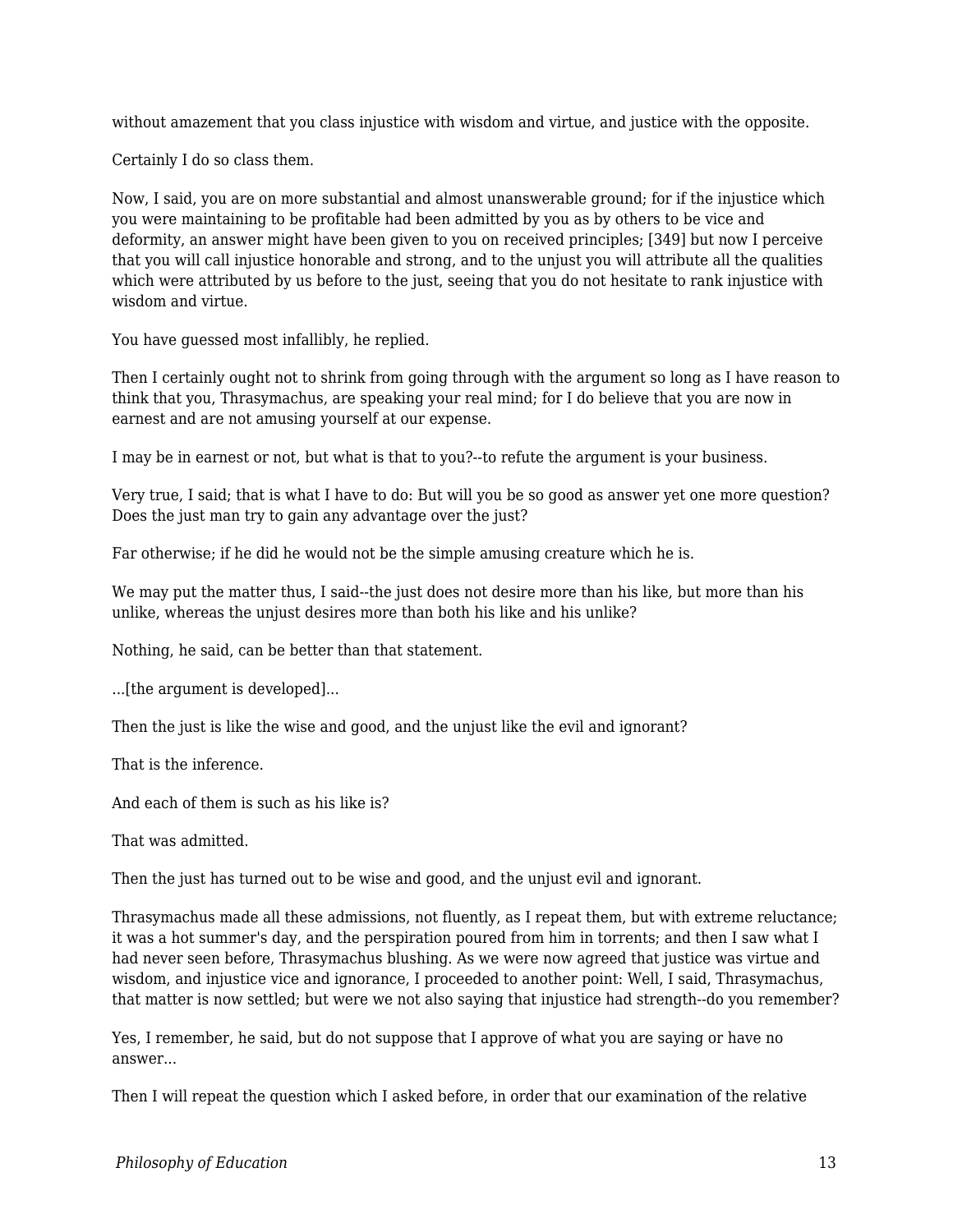without amazement that you class injustice with wisdom and virtue, and justice with the opposite.

Certainly I do so class them.

Now, I said, you are on more substantial and almost unanswerable ground; for if the injustice which you were maintaining to be profitable had been admitted by you as by others to be vice and deformity, an answer might have been given to you on received principles; [349] but now I perceive that you will call injustice honorable and strong, and to the unjust you will attribute all the qualities which were attributed by us before to the just, seeing that you do not hesitate to rank injustice with wisdom and virtue.

You have guessed most infallibly, he replied.

Then I certainly ought not to shrink from going through with the argument so long as I have reason to think that you, Thrasymachus, are speaking your real mind; for I do believe that you are now in earnest and are not amusing yourself at our expense.

I may be in earnest or not, but what is that to you?--to refute the argument is your business.

Very true, I said; that is what I have to do: But will you be so good as answer yet one more question? Does the just man try to gain any advantage over the just?

Far otherwise; if he did he would not be the simple amusing creature which he is.

We may put the matter thus, I said--the just does not desire more than his like, but more than his unlike, whereas the unjust desires more than both his like and his unlike?

Nothing, he said, can be better than that statement.

...[the argument is developed]...

Then the just is like the wise and good, and the unjust like the evil and ignorant?

That is the inference.

And each of them is such as his like is?

That was admitted.

Then the just has turned out to be wise and good, and the unjust evil and ignorant.

Thrasymachus made all these admissions, not fluently, as I repeat them, but with extreme reluctance; it was a hot summer's day, and the perspiration poured from him in torrents; and then I saw what I had never seen before, Thrasymachus blushing. As we were now agreed that justice was virtue and wisdom, and injustice vice and ignorance, I proceeded to another point: Well, I said, Thrasymachus, that matter is now settled; but were we not also saying that injustice had strength--do you remember?

Yes, I remember, he said, but do not suppose that I approve of what you are saying or have no answer...

Then I will repeat the question which I asked before, in order that our examination of the relative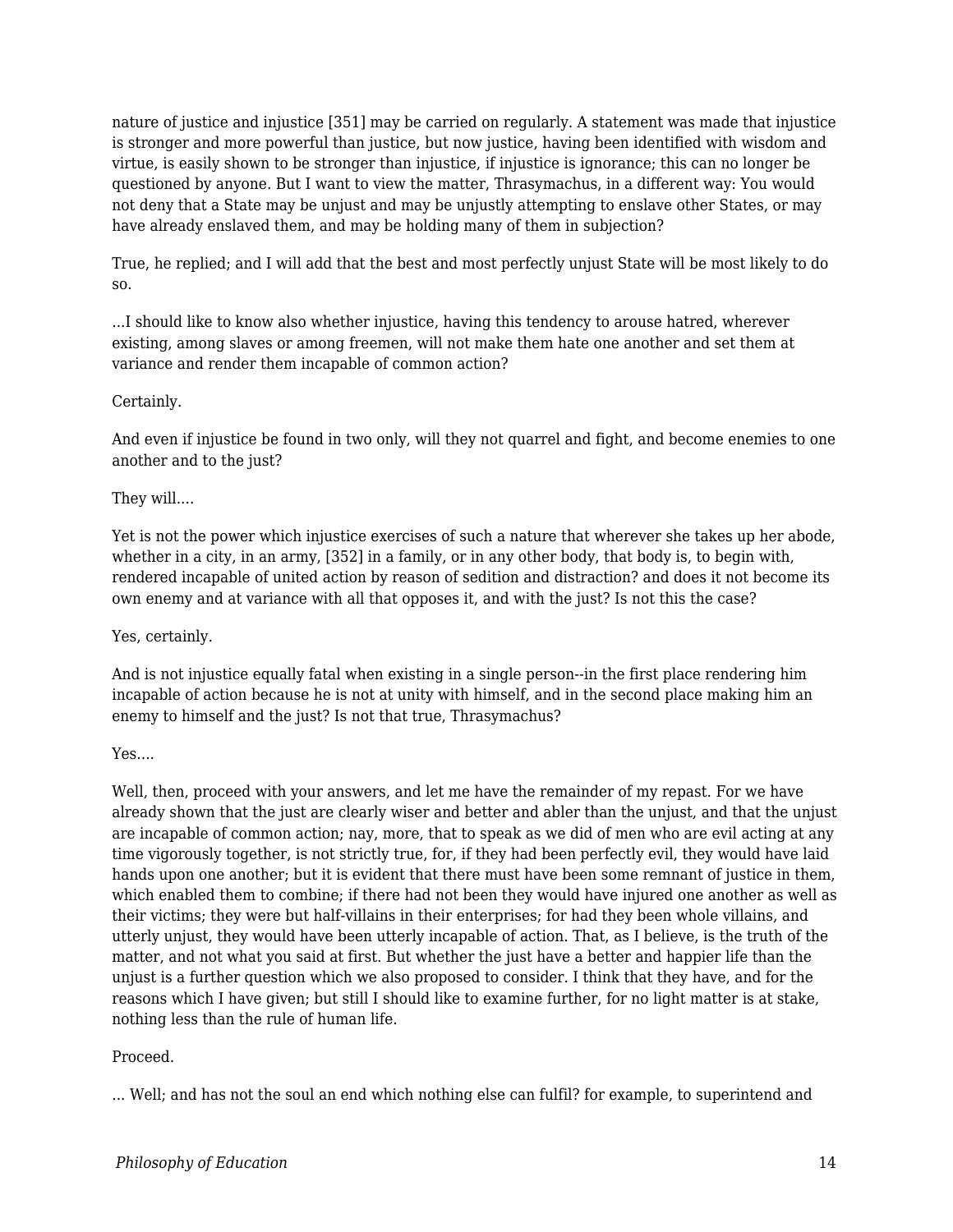nature of justice and injustice [351] may be carried on regularly. A statement was made that injustice is stronger and more powerful than justice, but now justice, having been identified with wisdom and virtue, is easily shown to be stronger than injustice, if injustice is ignorance; this can no longer be questioned by anyone. But I want to view the matter, Thrasymachus, in a different way: You would not deny that a State may be unjust and may be unjustly attempting to enslave other States, or may have already enslaved them, and may be holding many of them in subjection?

True, he replied; and I will add that the best and most perfectly unjust State will be most likely to do so.

...I should like to know also whether injustice, having this tendency to arouse hatred, wherever existing, among slaves or among freemen, will not make them hate one another and set them at variance and render them incapable of common action?

Certainly.

And even if injustice be found in two only, will they not quarrel and fight, and become enemies to one another and to the just?

They will....

Yet is not the power which injustice exercises of such a nature that wherever she takes up her abode, whether in a city, in an army, [352] in a family, or in any other body, that body is, to begin with, rendered incapable of united action by reason of sedition and distraction? and does it not become its own enemy and at variance with all that opposes it, and with the just? Is not this the case?

Yes, certainly.

And is not injustice equally fatal when existing in a single person--in the first place rendering him incapable of action because he is not at unity with himself, and in the second place making him an enemy to himself and the just? Is not that true, Thrasymachus?

Yes....

Well, then, proceed with your answers, and let me have the remainder of my repast. For we have already shown that the just are clearly wiser and better and abler than the unjust, and that the unjust are incapable of common action; nay, more, that to speak as we did of men who are evil acting at any time vigorously together, is not strictly true, for, if they had been perfectly evil, they would have laid hands upon one another; but it is evident that there must have been some remnant of justice in them, which enabled them to combine; if there had not been they would have injured one another as well as their victims; they were but half-villains in their enterprises; for had they been whole villains, and utterly unjust, they would have been utterly incapable of action. That, as I believe, is the truth of the matter, and not what you said at first. But whether the just have a better and happier life than the unjust is a further question which we also proposed to consider. I think that they have, and for the reasons which I have given; but still I should like to examine further, for no light matter is at stake, nothing less than the rule of human life.

Proceed.

... Well; and has not the soul an end which nothing else can fulfil? for example, to superintend and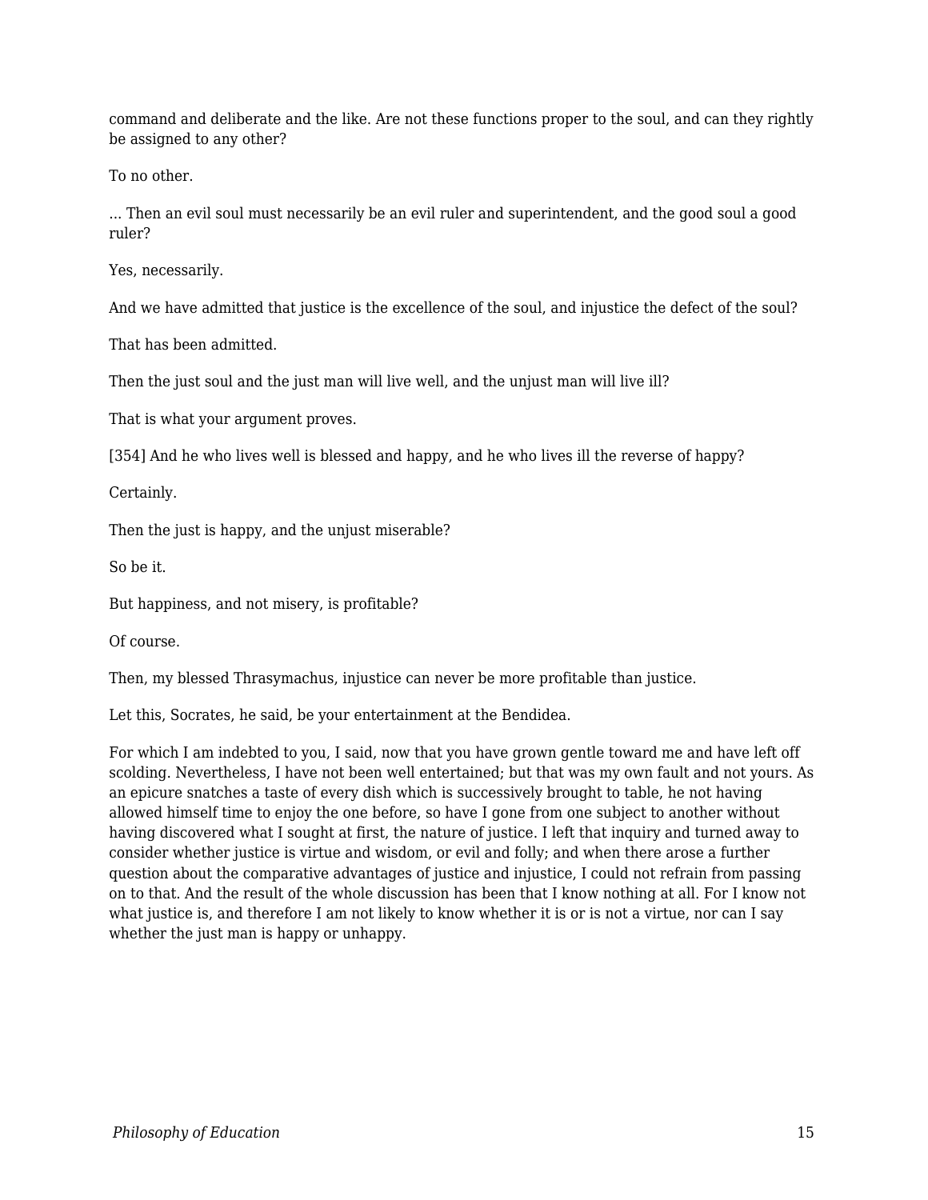command and deliberate and the like. Are not these functions proper to the soul, and can they rightly be assigned to any other?

To no other.

... Then an evil soul must necessarily be an evil ruler and superintendent, and the good soul a good ruler?

Yes, necessarily.

And we have admitted that justice is the excellence of the soul, and injustice the defect of the soul?

That has been admitted.

Then the just soul and the just man will live well, and the unjust man will live ill?

That is what your argument proves.

[354] And he who lives well is blessed and happy, and he who lives ill the reverse of happy?

Certainly.

Then the just is happy, and the unjust miserable?

So be it.

But happiness, and not misery, is profitable?

Of course.

Then, my blessed Thrasymachus, injustice can never be more profitable than justice.

Let this, Socrates, he said, be your entertainment at the Bendidea.

For which I am indebted to you, I said, now that you have grown gentle toward me and have left off scolding. Nevertheless, I have not been well entertained; but that was my own fault and not yours. As an epicure snatches a taste of every dish which is successively brought to table, he not having allowed himself time to enjoy the one before, so have I gone from one subject to another without having discovered what I sought at first, the nature of justice. I left that inquiry and turned away to consider whether justice is virtue and wisdom, or evil and folly; and when there arose a further question about the comparative advantages of justice and injustice, I could not refrain from passing on to that. And the result of the whole discussion has been that I know nothing at all. For I know not what justice is, and therefore I am not likely to know whether it is or is not a virtue, nor can I say whether the just man is happy or unhappy.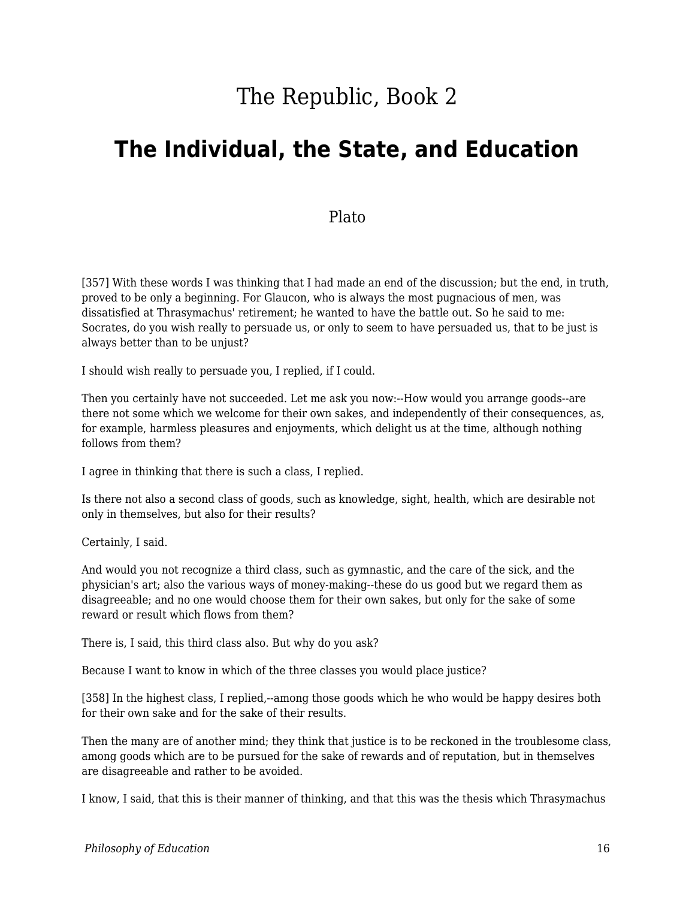# The Republic, Book 2

## The Individual, the State, and Education

Plato

[357] With these words I was thinking that I had made an end of the discussion; but the end, in truth, proved to be only a beginning. For Glaucon, who is always the most pugnacious of men, was dissatisfied at Thrasymachus' retirement; he wanted to have the battle out. So he said to me: Socrates, do you wish really to persuade us, or only to seem to have persuaded us, that to be just is always better than to be unjust?

I should wish really to persuade you, I replied, if I could.

Then you certainly have not succeeded. Let me ask you now:--How would you arrange goods--are there not some which we welcome for their own sakes, and independently of their consequences, as, for example, harmless pleasures and enjoyments, which delight us at the time, although nothing follows from them?

I agree in thinking that there is such a class, I replied.

Is there not also a second class of goods, such as knowledge, sight, health, which are desirable not only in themselves, but also for their results?

Certainly, I said.

And would you not recognize a third class, such as gymnastic, and the care of the sick, and the physician's art; also the various ways of money-making--these do us good but we regard them as disagreeable; and no one would choose them for their own sakes, but only for the sake of some reward or result which flows from them?

There is, I said, this third class also. But why do you ask?

Because I want to know in which of the three classes you would place justice?

[358] In the highest class, I replied,--among those goods which he who would be happy desires both for their own sake and for the sake of their results.

Then the many are of another mind; they think that justice is to be reckoned in the troublesome class, among goods which are to be pursued for the sake of rewards and of reputation, but in themselves are disagreeable and rather to be avoided.

I know, I said, that this is their manner of thinking, and that this was the thesis which Thrasymachus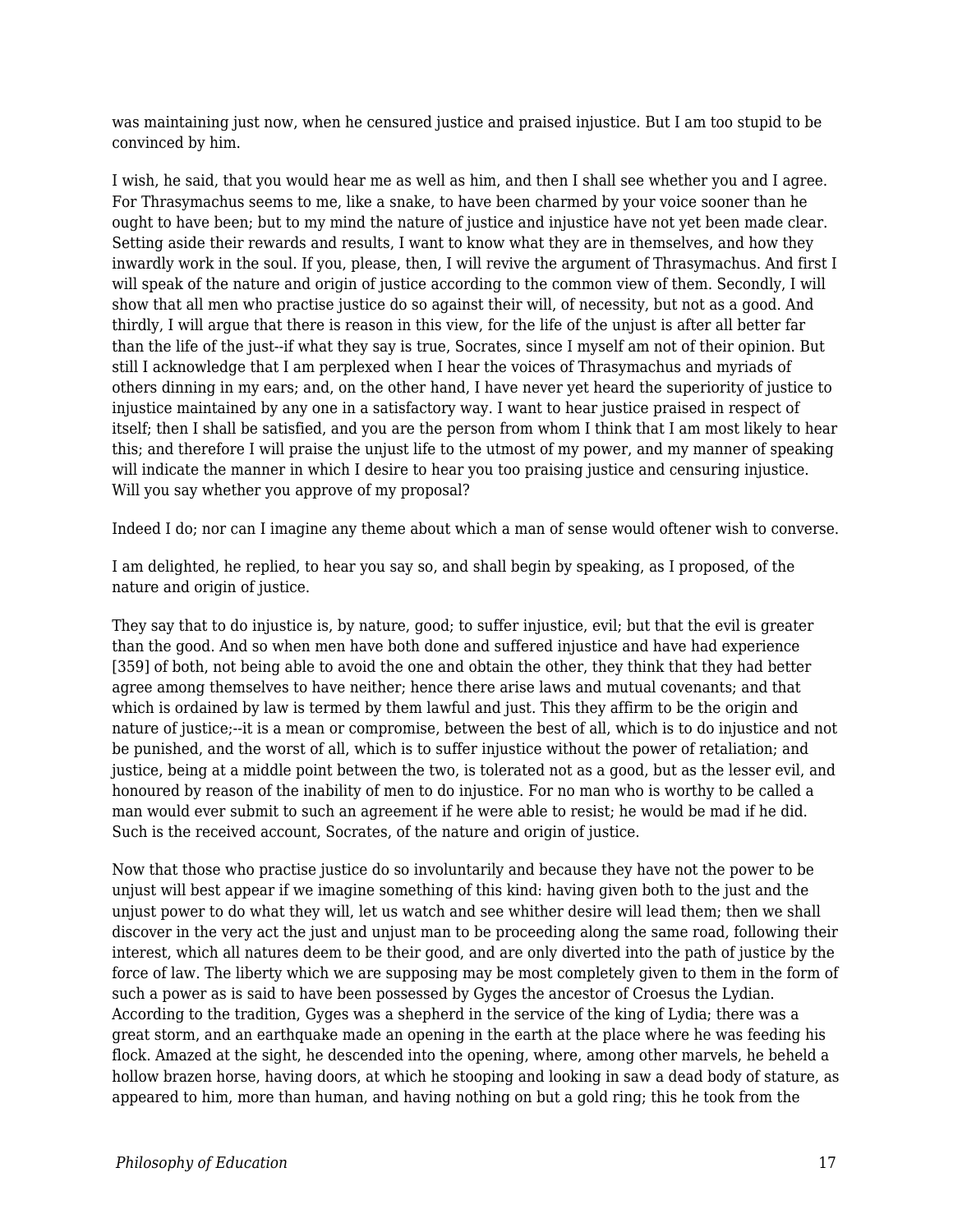was maintaining just now, when he censured justice and praised injustice. But I am too stupid to be convinced by him.

I wish, he said, that you would hear me as well as him, and then I shall see whether you and I agree. For Thrasymachus seems to me, like a snake, to have been charmed by your voice sooner than he ought to have been; but to my mind the nature of justice and injustice have not yet been made clear. Setting aside their rewards and results, I want to know what they are in themselves, and how they inwardly work in the soul. If you, please, then, I will revive the argument of Thrasymachus. And first I will speak of the nature and origin of justice according to the common view of them. Secondly, I will show that all men who practise justice do so against their will, of necessity, but not as a good. And thirdly, I will argue that there is reason in this view, for the life of the unjust is after all better far than the life of the just--if what they say is true, Socrates, since I myself am not of their opinion. But still I acknowledge that I am perplexed when I hear the voices of Thrasymachus and myriads of others dinning in my ears; and, on the other hand, I have never yet heard the superiority of justice to injustice maintained by any one in a satisfactory way. I want to hear justice praised in respect of itself; then I shall be satisfied, and you are the person from whom I think that I am most likely to hear this; and therefore I will praise the unjust life to the utmost of my power, and my manner of speaking will indicate the manner in which I desire to hear you too praising justice and censuring injustice. Will you say whether you approve of my proposal?

Indeed I do; nor can I imagine any theme about which a man of sense would oftener wish to converse.

I am delighted, he replied, to hear you say so, and shall begin by speaking, as I proposed, of the nature and origin of justice.

They say that to do injustice is, by nature, good; to suffer injustice, evil; but that the evil is greater than the good. And so when men have both done and suffered injustice and have had experience [359] of both, not being able to avoid the one and obtain the other, they think that they had better agree among themselves to have neither; hence there arise laws and mutual covenants; and that which is ordained by law is termed by them lawful and just. This they affirm to be the origin and nature of justice;--it is a mean or compromise, between the best of all, which is to do injustice and not be punished, and the worst of all, which is to suffer injustice without the power of retaliation; and justice, being at a middle point between the two, is tolerated not as a good, but as the lesser evil, and honoured by reason of the inability of men to do injustice. For no man who is worthy to be called a man would ever submit to such an agreement if he were able to resist; he would be mad if he did. Such is the received account, Socrates, of the nature and origin of justice.

Now that those who practise justice do so involuntarily and because they have not the power to be unjust will best appear if we imagine something of this kind: having given both to the just and the unjust power to do what they will, let us watch and see whither desire will lead them; then we shall discover in the very act the just and unjust man to be proceeding along the same road, following their interest, which all natures deem to be their good, and are only diverted into the path of justice by the force of law. The liberty which we are supposing may be most completely given to them in the form of such a power as is said to have been possessed by Gyges the ancestor of Croesus the Lydian. According to the tradition, Gyges was a shepherd in the service of the king of Lydia; there was a great storm, and an earthquake made an opening in the earth at the place where he was feeding his flock. Amazed at the sight, he descended into the opening, where, among other marvels, he beheld a hollow brazen horse, having doors, at which he stooping and looking in saw a dead body of stature, as appeared to him, more than human, and having nothing on but a gold ring; this he took from the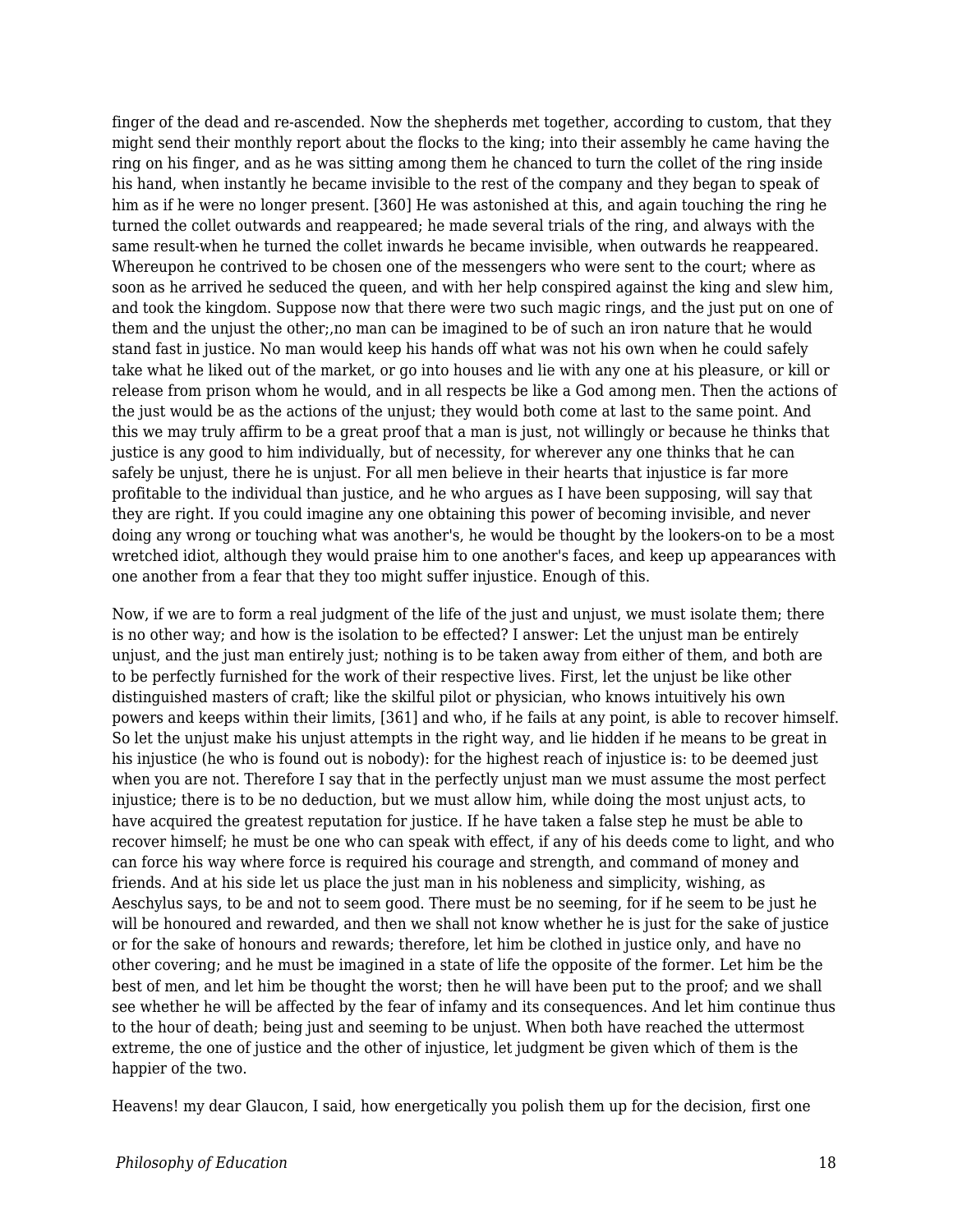finger of the dead and re-ascended. Now the shepherds met together, according to custom, that they might send their monthly report about the flocks to the king; into their assembly he came having the ring on his finger, and as he was sitting among them he chanced to turn the collet of the ring inside his hand, when instantly he became invisible to the rest of the company and they began to speak of him as if he were no longer present. [360] He was astonished at this, and again touching the ring he turned the collet outwards and reappeared; he made several trials of the ring, and always with the same result-when he turned the collet inwards he became invisible, when outwards he reappeared. Whereupon he contrived to be chosen one of the messengers who were sent to the court; where as soon as he arrived he seduced the queen, and with her help conspired against the king and slew him, and took the kingdom. Suppose now that there were two such magic rings, and the just put on one of them and the unjust the other;,no man can be imagined to be of such an iron nature that he would stand fast in justice. No man would keep his hands off what was not his own when he could safely take what he liked out of the market, or go into houses and lie with any one at his pleasure, or kill or release from prison whom he would, and in all respects be like a God among men. Then the actions of the just would be as the actions of the unjust; they would both come at last to the same point. And this we may truly affirm to be a great proof that a man is just, not willingly or because he thinks that justice is any good to him individually, but of necessity, for wherever any one thinks that he can safely be unjust, there he is unjust. For all men believe in their hearts that injustice is far more profitable to the individual than justice, and he who argues as I have been supposing, will say that they are right. If you could imagine any one obtaining this power of becoming invisible, and never doing any wrong or touching what was another's, he would be thought by the lookers-on to be a most wretched idiot, although they would praise him to one another's faces, and keep up appearances with one another from a fear that they too might suffer injustice. Enough of this.

Now, if we are to form a real judgment of the life of the just and unjust, we must isolate them; there is no other way; and how is the isolation to be effected? I answer: Let the unjust man be entirely unjust, and the just man entirely just; nothing is to be taken away from either of them, and both are to be perfectly furnished for the work of their respective lives. First, let the unjust be like other distinguished masters of craft; like the skilful pilot or physician, who knows intuitively his own powers and keeps within their limits, [361] and who, if he fails at any point, is able to recover himself. So let the unjust make his unjust attempts in the right way, and lie hidden if he means to be great in his injustice (he who is found out is nobody): for the highest reach of injustice is: to be deemed just when you are not. Therefore I say that in the perfectly unjust man we must assume the most perfect injustice; there is to be no deduction, but we must allow him, while doing the most unjust acts, to have acquired the greatest reputation for justice. If he have taken a false step he must be able to recover himself; he must be one who can speak with effect, if any of his deeds come to light, and who can force his way where force is required his courage and strength, and command of money and friends. And at his side let us place the just man in his nobleness and simplicity, wishing, as Aeschylus says, to be and not to seem good. There must be no seeming, for if he seem to be just he will be honoured and rewarded, and then we shall not know whether he is just for the sake of justice or for the sake of honours and rewards; therefore, let him be clothed in justice only, and have no other covering; and he must be imagined in a state of life the opposite of the former. Let him be the best of men, and let him be thought the worst; then he will have been put to the proof; and we shall see whether he will be affected by the fear of infamy and its consequences. And let him continue thus to the hour of death; being just and seeming to be unjust. When both have reached the uttermost extreme, the one of justice and the other of injustice, let judgment be given which of them is the happier of the two.

Heavens! my dear Glaucon, I said, how energetically you polish them up for the decision, first one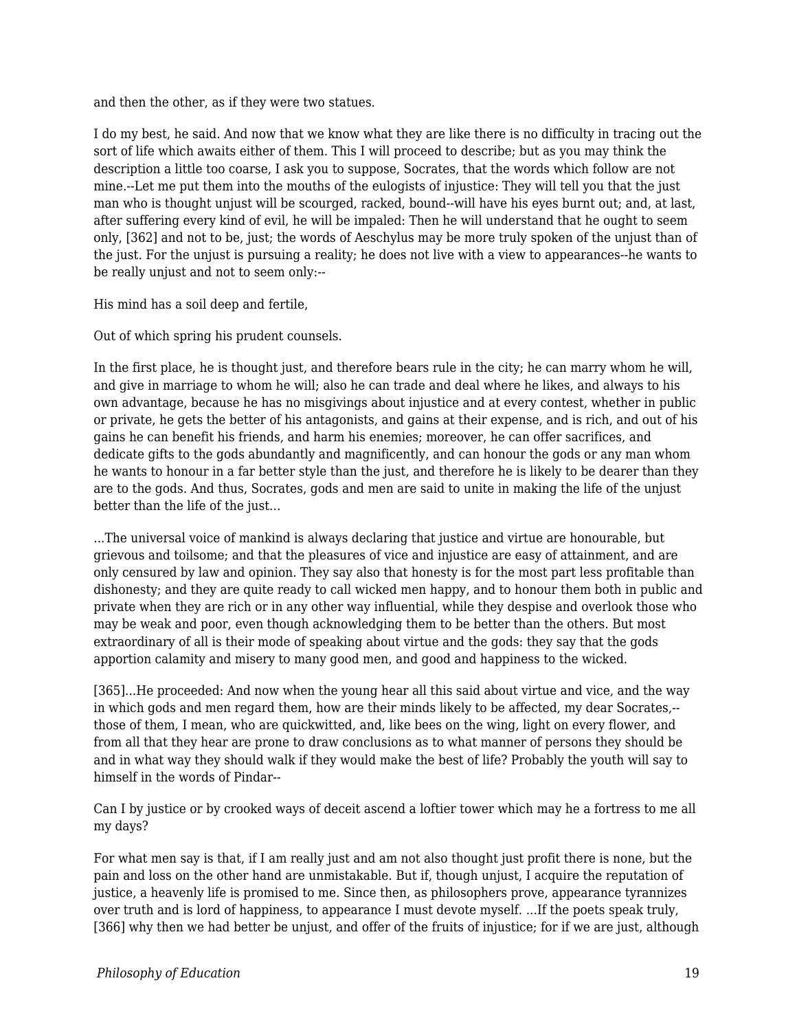and then the other, as if they were two statues.

I do my best, he said. And now that we know what they are like there is no difficulty in tracing out the sort of life which awaits either of them. This I will proceed to describe; but as you may think the description a little too coarse, I ask you to suppose, Socrates, that the words which follow are not mine.--Let me put them into the mouths of the eulogists of injustice: They will tell you that the just man who is thought unjust will be scourged, racked, bound--will have his eyes burnt out; and, at last, after suffering every kind of evil, he will be impaled: Then he will understand that he ought to seem only, [362] and not to be, just; the words of Aeschylus may be more truly spoken of the unjust than of the just. For the unjust is pursuing a reality; he does not live with a view to appearances--he wants to be really unjust and not to seem only:--

His mind has a soil deep and fertile,

Out of which spring his prudent counsels.

In the first place, he is thought just, and therefore bears rule in the city; he can marry whom he will, and give in marriage to whom he will; also he can trade and deal where he likes, and always to his own advantage, because he has no misgivings about injustice and at every contest, whether in public or private, he gets the better of his antagonists, and gains at their expense, and is rich, and out of his gains he can benefit his friends, and harm his enemies; moreover, he can offer sacrifices, and dedicate gifts to the gods abundantly and magnificently, and can honour the gods or any man whom he wants to honour in a far better style than the just, and therefore he is likely to be dearer than they are to the gods. And thus, Socrates, gods and men are said to unite in making the life of the unjust better than the life of the just...

...The universal voice of mankind is always declaring that justice and virtue are honourable, but grievous and toilsome; and that the pleasures of vice and injustice are easy of attainment, and are only censured by law and opinion. They say also that honesty is for the most part less profitable than dishonesty; and they are quite ready to call wicked men happy, and to honour them both in public and private when they are rich or in any other way influential, while they despise and overlook those who may be weak and poor, even though acknowledging them to be better than the others. But most extraordinary of all is their mode of speaking about virtue and the gods: they say that the gods apportion calamity and misery to many good men, and good and happiness to the wicked.

[365]...He proceeded: And now when the young hear all this said about virtue and vice, and the way in which gods and men regard them, how are their minds likely to be affected, my dear Socrates,--those of them, I mean, who are quickwitted, and, like bees on the wing, light on every flower, and from all that they hear are prone to draw conclusions as to what manner of persons they should be and in what way they should walk if they would make the best of life? Probably the youth will say to himself in the words of Pindar--

Can I by justice or by crooked ways of deceit ascend a loftier tower which may he a fortress to me all my days?

For what men say is that, if I am really just and am not also thought just profit there is none, but the pain and loss on the other hand are unmistakable. But if, though unjust, I acquire the reputation of justice, a heavenly life is promised to me. Since then, as philosophers prove, appearance tyrannizes over truth and is lord of happiness, to appearance I must devote myself. ...If the poets speak truly, [366] why then we had better be unjust, and offer of the fruits of injustice; for if we are just, although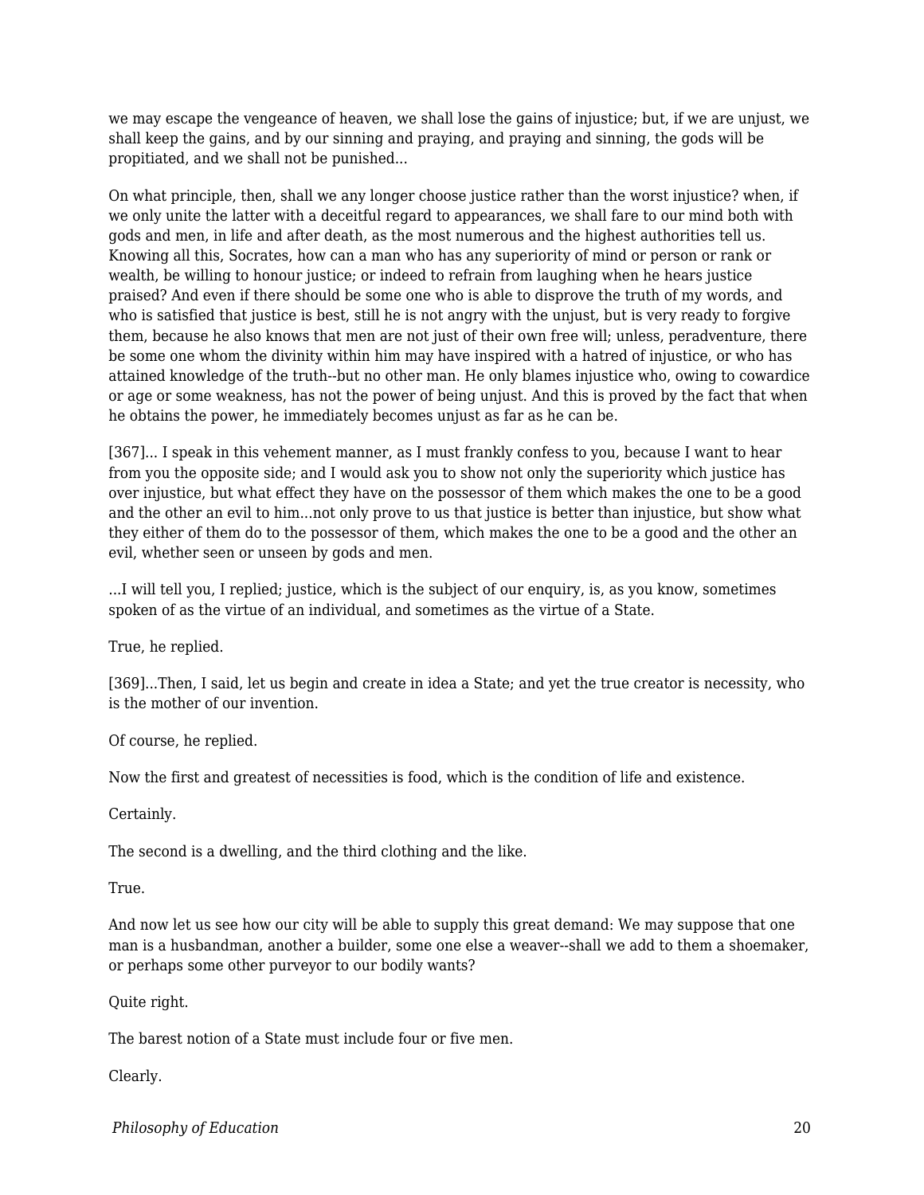we may escape the vengeance of heaven, we shall lose the gains of injustice; but, if we are unjust, we shall keep the gains, and by our sinning and praying, and praying and sinning, the gods will be propitiated, and we shall not be punished...

On what principle, then, shall we any longer choose justice rather than the worst injustice? when, if we only unite the latter with a deceitful regard to appearances, we shall fare to our mind both with gods and men, in life and after death, as the most numerous and the highest authorities tell us. Knowing all this, Socrates, how can a man who has any superiority of mind or person or rank or wealth, be willing to honour justice; or indeed to refrain from laughing when he hears justice praised? And even if there should be some one who is able to disprove the truth of my words, and who is satisfied that justice is best, still he is not angry with the unjust, but is very ready to forgive them, because he also knows that men are not just of their own free will; unless, peradventure, there be some one whom the divinity within him may have inspired with a hatred of injustice, or who has attained knowledge of the truth--but no other man. He only blames injustice who, owing to cowardice or age or some weakness, has not the power of being unjust. And this is proved by the fact that when he obtains the power, he immediately becomes unjust as far as he can be.

[367]... I speak in this vehement manner, as I must frankly confess to you, because I want to hear from you the opposite side; and I would ask you to show not only the superiority which justice has over injustice, but what effect they have on the possessor of them which makes the one to be a good and the other an evil to him...not only prove to us that justice is better than injustice, but show what they either of them do to the possessor of them, which makes the one to be a good and the other an evil, whether seen or unseen by gods and men.

...I will tell you, I replied; justice, which is the subject of our enquiry, is, as you know, sometimes spoken of as the virtue of an individual, and sometimes as the virtue of a State.

True, he replied.

[369]...Then, I said, let us begin and create in idea a State; and yet the true creator is necessity, who is the mother of our invention.

Of course, he replied.

Now the first and greatest of necessities is food, which is the condition of life and existence.

Certainly.

The second is a dwelling, and the third clothing and the like.

True.

And now let us see how our city will be able to supply this great demand: We may suppose that one man is a husbandman, another a builder, some one else a weaver--shall we add to them a shoemaker, or perhaps some other purveyor to our bodily wants?

Quite right.

The barest notion of a State must include four or five men.

Clearly.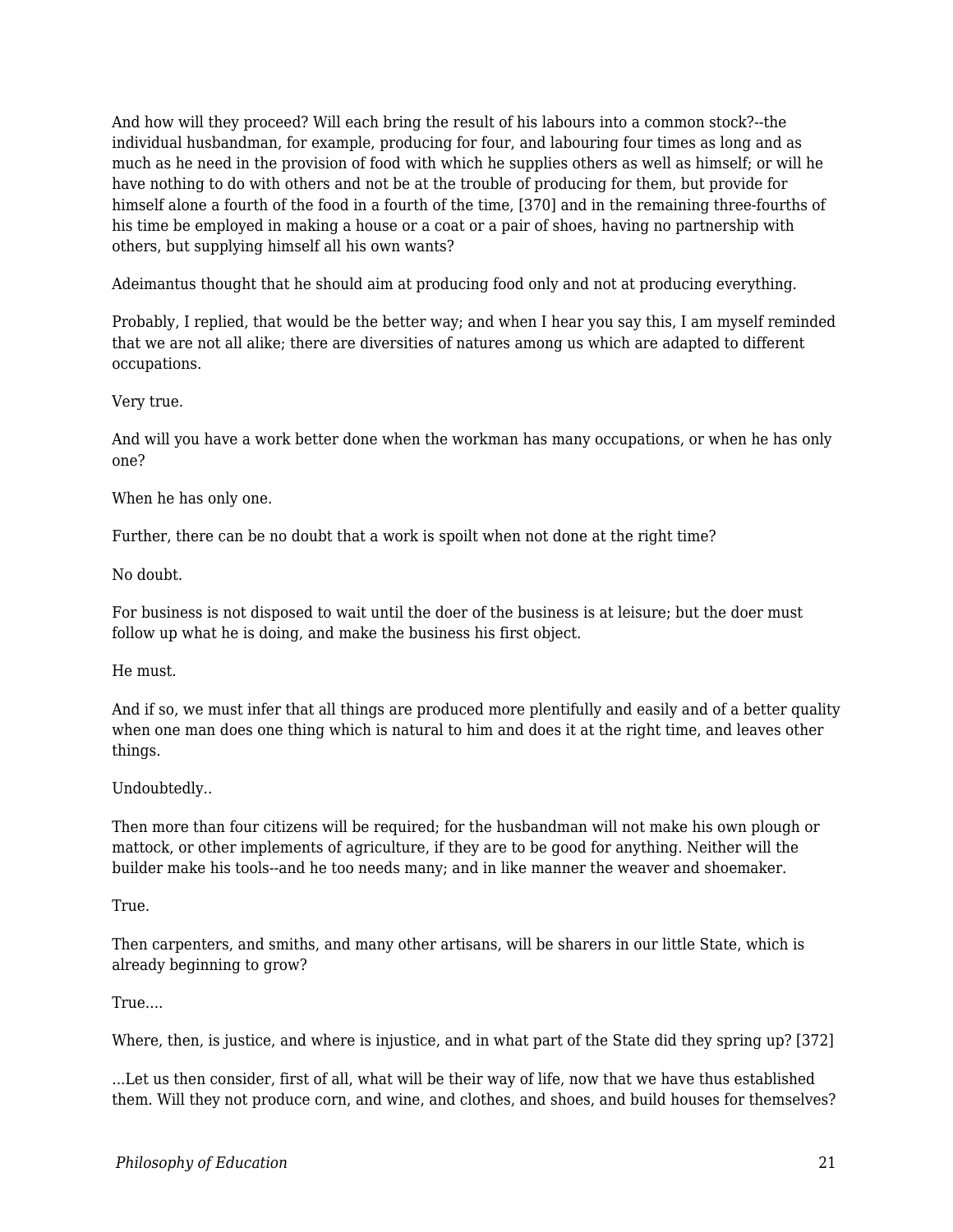And how will they proceed? Will each bring the result of his labours into a common stock?--the individual husbandman, for example, producing for four, and labouring four times as long and as much as he need in the provision of food with which he supplies others as well as himself; or will he have nothing to do with others and not be at the trouble of producing for them, but provide for himself alone a fourth of the food in a fourth of the time, [370] and in the remaining three-fourths of his time be employed in making a house or a coat or a pair of shoes, having no partnership with others, but supplying himself all his own wants?

Adeimantus thought that he should aim at producing food only and not at producing everything.

Probably, I replied, that would be the better way; and when I hear you say this, I am myself reminded that we are not all alike; there are diversities of natures among us which are adapted to different occupations.

Very true.

And will you have a work better done when the workman has many occupations, or when he has only one?

When he has only one.

Further, there can be no doubt that a work is spoilt when not done at the right time?

No doubt.

For business is not disposed to wait until the doer of the business is at leisure; but the doer must follow up what he is doing, and make the business his first object.

He must.

And if so, we must infer that all things are produced more plentifully and easily and of a better quality when one man does one thing which is natural to him and does it at the right time, and leaves other things.

Undoubtedly..

Then more than four citizens will be required; for the husbandman will not make his own plough or mattock, or other implements of agriculture, if they are to be good for anything. Neither will the builder make his tools--and he too needs many; and in like manner the weaver and shoemaker.

True.

Then carpenters, and smiths, and many other artisans, will be sharers in our little State, which is already beginning to grow?

True....

Where, then, is justice, and where is injustice, and in what part of the State did they spring up? [372]

...Let us then consider, first of all, what will be their way of life, now that we have thus established them. Will they not produce corn, and wine, and clothes, and shoes, and build houses for themselves?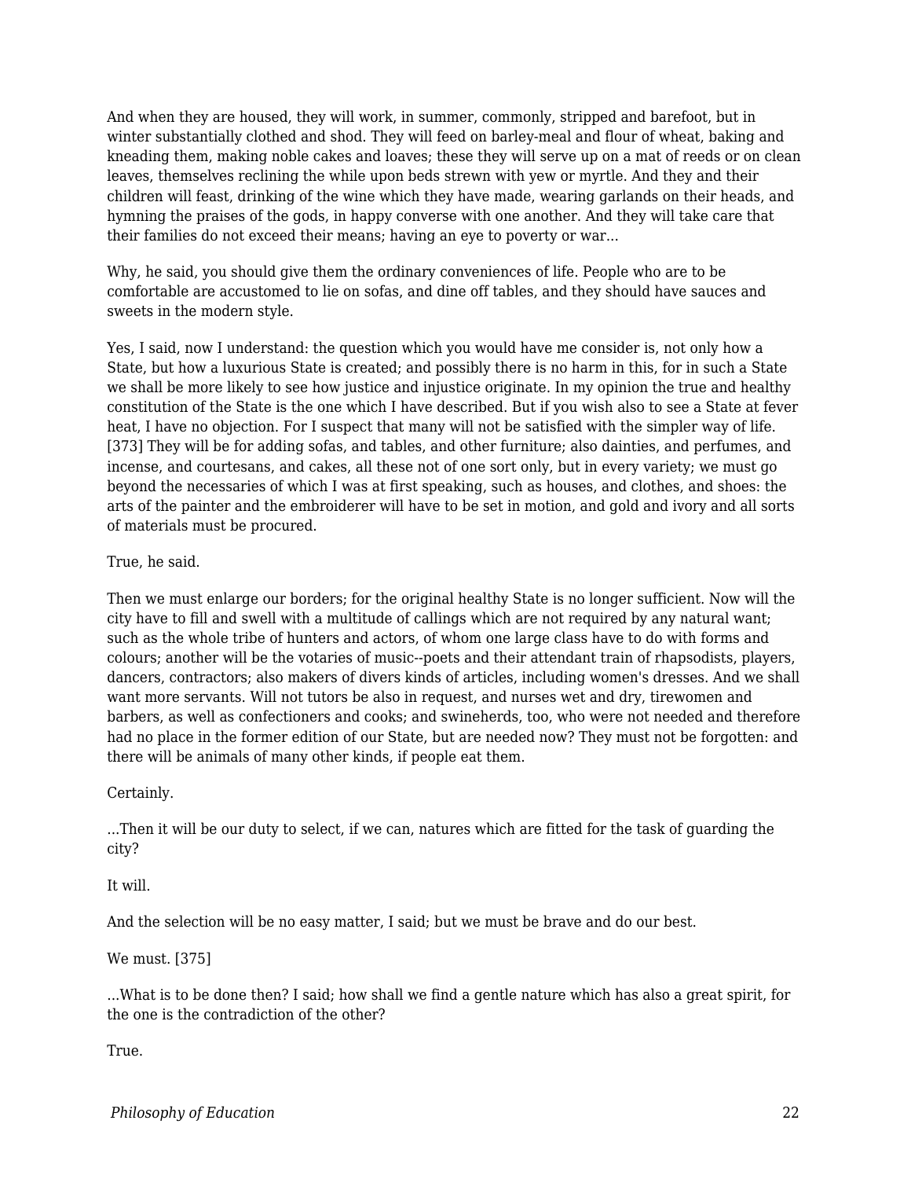And when they are housed, they will work, in summer, commonly, stripped and barefoot, but in winter substantially clothed and shod. They will feed on barley-meal and flour of wheat, baking and kneading them, making noble cakes and loaves; these they will serve up on a mat of reeds or on clean leaves, themselves reclining the while upon beds strewn with yew or myrtle. And they and their children will feast, drinking of the wine which they have made, wearing garlands on their heads, and hymning the praises of the gods, in happy converse with one another. And they will take care that their families do not exceed their means; having an eye to poverty or war...

Why, he said, you should give them the ordinary conveniences of life. People who are to be comfortable are accustomed to lie on sofas, and dine off tables, and they should have sauces and sweets in the modern style.

Yes, I said, now I understand: the question which you would have me consider is, not only how a State, but how a luxurious State is created; and possibly there is no harm in this, for in such a State we shall be more likely to see how justice and injustice originate. In my opinion the true and healthy constitution of the State is the one which I have described. But if you wish also to see a State at fever heat, I have no objection. For I suspect that many will not be satisfied with the simpler way of life. [373] They will be for adding sofas, and tables, and other furniture; also dainties, and perfumes, and incense, and courtesans, and cakes, all these not of one sort only, but in every variety; we must go beyond the necessaries of which I was at first speaking, such as houses, and clothes, and shoes: the arts of the painter and the embroiderer will have to be set in motion, and gold and ivory and all sorts of materials must be procured.

True, he said.

Then we must enlarge our borders; for the original healthy State is no longer sufficient. Now will the city have to fill and swell with a multitude of callings which are not required by any natural want; such as the whole tribe of hunters and actors, of whom one large class have to do with forms and colours; another will be the votaries of music--poets and their attendant train of rhapsodists, players, dancers, contractors; also makers of divers kinds of articles, including women's dresses. And we shall want more servants. Will not tutors be also in request, and nurses wet and dry, tirewomen and barbers, as well as confectioners and cooks; and swineherds, too, who were not needed and therefore had no place in the former edition of our State, but are needed now? They must not be forgotten: and there will be animals of many other kinds, if people eat them.

Certainly.

...Then it will be our duty to select, if we can, natures which are fitted for the task of guarding the city?

It will.

And the selection will be no easy matter, I said; but we must be brave and do our best.

We must. [375]

...What is to be done then? I said; how shall we find a gentle nature which has also a great spirit, for the one is the contradiction of the other?

True.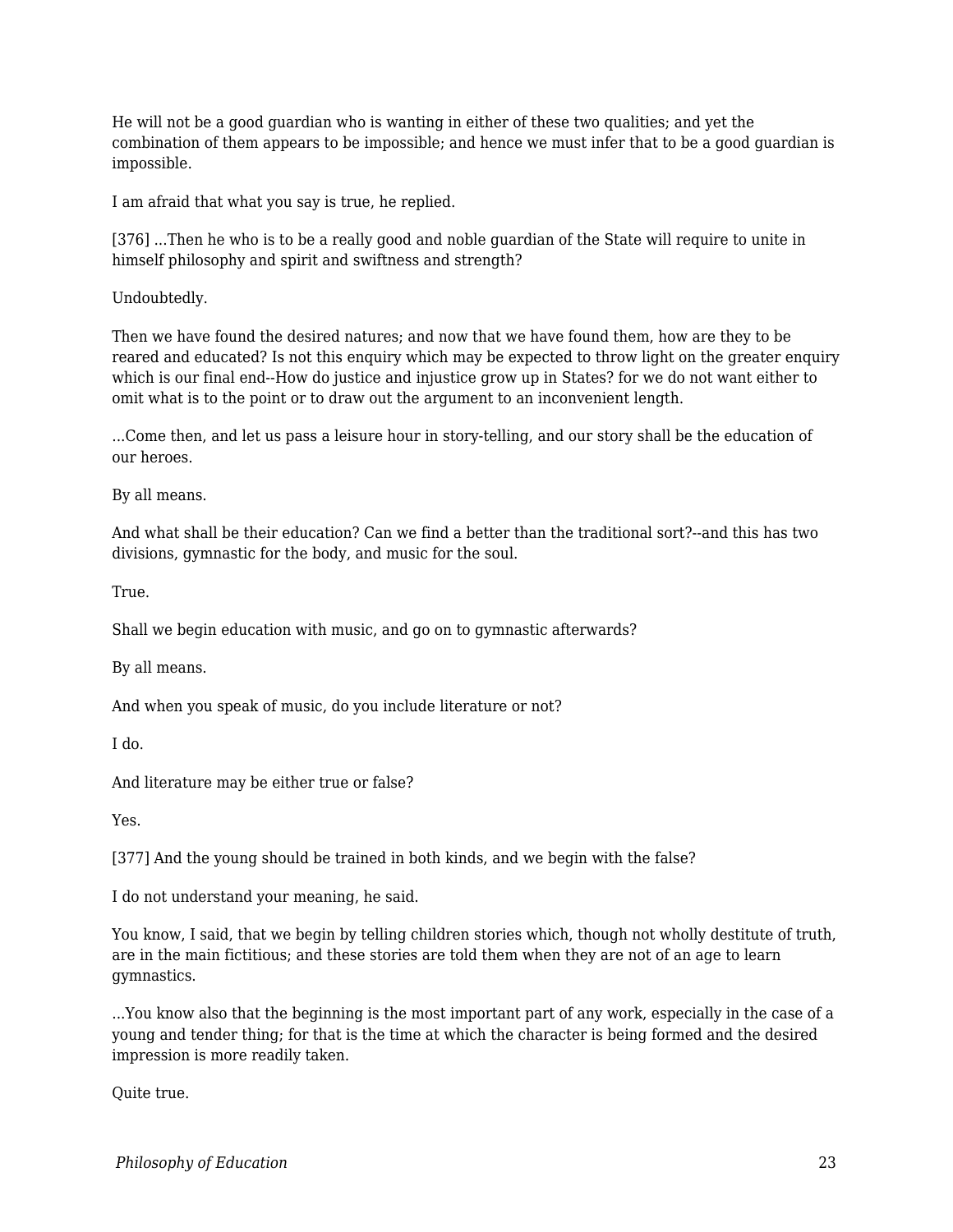He will not be a good guardian who is wanting in either of these two qualities; and yet the combination of them appears to be impossible; and hence we must infer that to be a good guardian is impossible.

I am afraid that what you say is true, he replied.

[376] ...Then he who is to be a really good and noble guardian of the State will require to unite in himself philosophy and spirit and swiftness and strength?

Undoubtedly.

Then we have found the desired natures; and now that we have found them, how are they to be reared and educated? Is not this enquiry which may be expected to throw light on the greater enquiry which is our final end--How do justice and injustice grow up in States? for we do not want either to omit what is to the point or to draw out the argument to an inconvenient length.

...Come then, and let us pass a leisure hour in story-telling, and our story shall be the education of our heroes.

By all means.

And what shall be their education? Can we find a better than the traditional sort?--and this has two divisions, gymnastic for the body, and music for the soul.

True.

Shall we begin education with music, and go on to gymnastic afterwards?

By all means.

And when you speak of music, do you include literature or not?

I do.

And literature may be either true or false?

Yes.

[377] And the young should be trained in both kinds, and we begin with the false?

I do not understand your meaning, he said.

You know, I said, that we begin by telling children stories which, though not wholly destitute of truth, are in the main fictitious; and these stories are told them when they are not of an age to learn gymnastics.

...You know also that the beginning is the most important part of any work, especially in the case of a young and tender thing; for that is the time at which the character is being formed and the desired impression is more readily taken.

Quite true.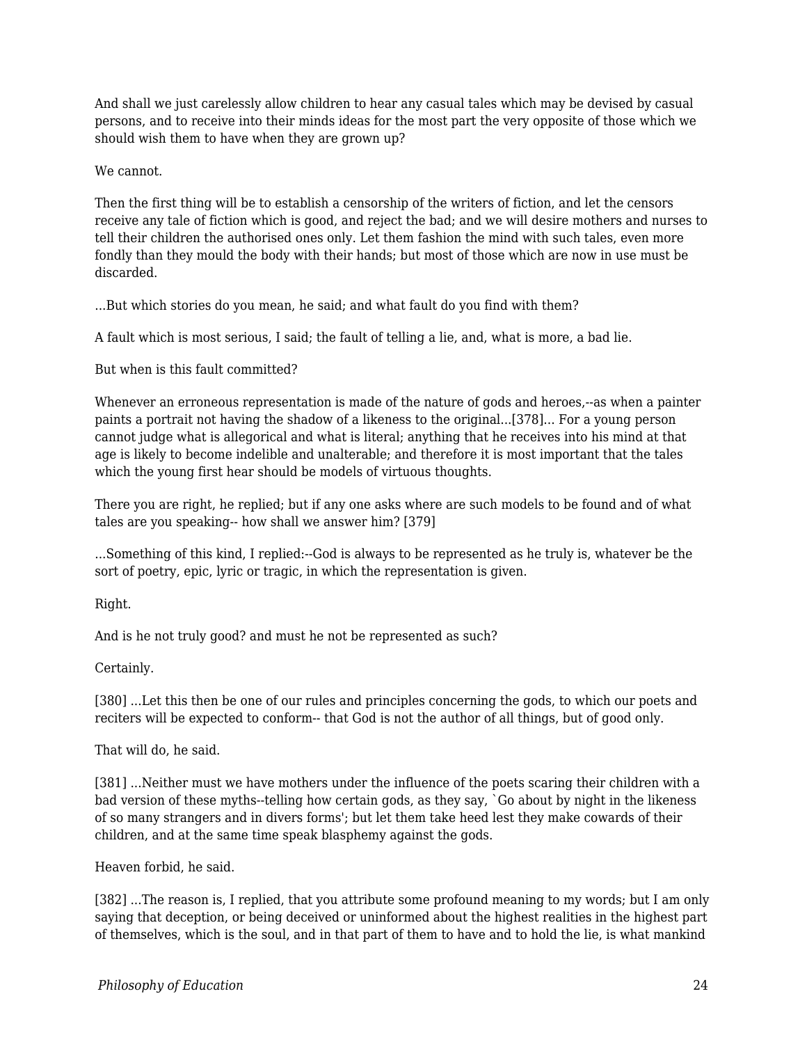And shall we just carelessly allow children to hear any casual tales which may be devised by casual persons, and to receive into their minds ideas for the most part the very opposite of those which we should wish them to have when they are grown up?

We cannot.

Then the first thing will be to establish a censorship of the writers of fiction, and let the censors receive any tale of fiction which is good, and reject the bad; and we will desire mothers and nurses to tell their children the authorised ones only. Let them fashion the mind with such tales, even more fondly than they mould the body with their hands; but most of those which are now in use must be discarded.

...But which stories do you mean, he said; and what fault do you find with them?

A fault which is most serious, I said; the fault of telling a lie, and, what is more, a bad lie.

But when is this fault committed?

Whenever an erroneous representation is made of the nature of gods and heroes,--as when a painter paints a portrait not having the shadow of a likeness to the original...[378]... For a young person cannot judge what is allegorical and what is literal; anything that he receives into his mind at that age is likely to become indelible and unalterable; and therefore it is most important that the tales which the young first hear should be models of virtuous thoughts.

There you are right, he replied; but if any one asks where are such models to be found and of what tales are you speaking-- how shall we answer him? [379]

...Something of this kind, I replied:--God is always to be represented as he truly is, whatever be the sort of poetry, epic, lyric or tragic, in which the representation is given.

Right.

And is he not truly good? and must he not be represented as such?

Certainly.

[380] ...Let this then be one of our rules and principles concerning the gods, to which our poets and reciters will be expected to conform-- that God is not the author of all things, but of good only.

That will do, he said.

[381] ...Neither must we have mothers under the influence of the poets scaring their children with a bad version of these myths--telling how certain gods, as they say, `Go about by night in the likeness of so many strangers and in divers forms'; but let them take heed lest they make cowards of their children, and at the same time speak blasphemy against the gods.

Heaven forbid, he said.

[382] ...The reason is, I replied, that you attribute some profound meaning to my words; but I am only saying that deception, or being deceived or uninformed about the highest realities in the highest part of themselves, which is the soul, and in that part of them to have and to hold the lie, is what mankind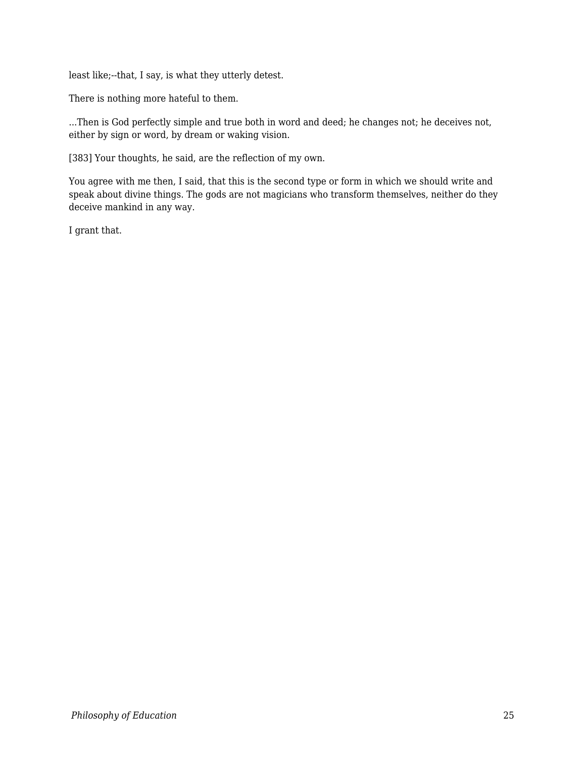least like;--that, I say, is what they utterly detest.

There is nothing more hateful to them.

...Then is God perfectly simple and true both in word and deed; he changes not; he deceives not, either by sign or word, by dream or waking vision.

[383] Your thoughts, he said, are the reflection of my own.

You agree with me then, I said, that this is the second type or form in which we should write and speak about divine things. The gods are not magicians who transform themselves, neither do they deceive mankind in any way.

I grant that.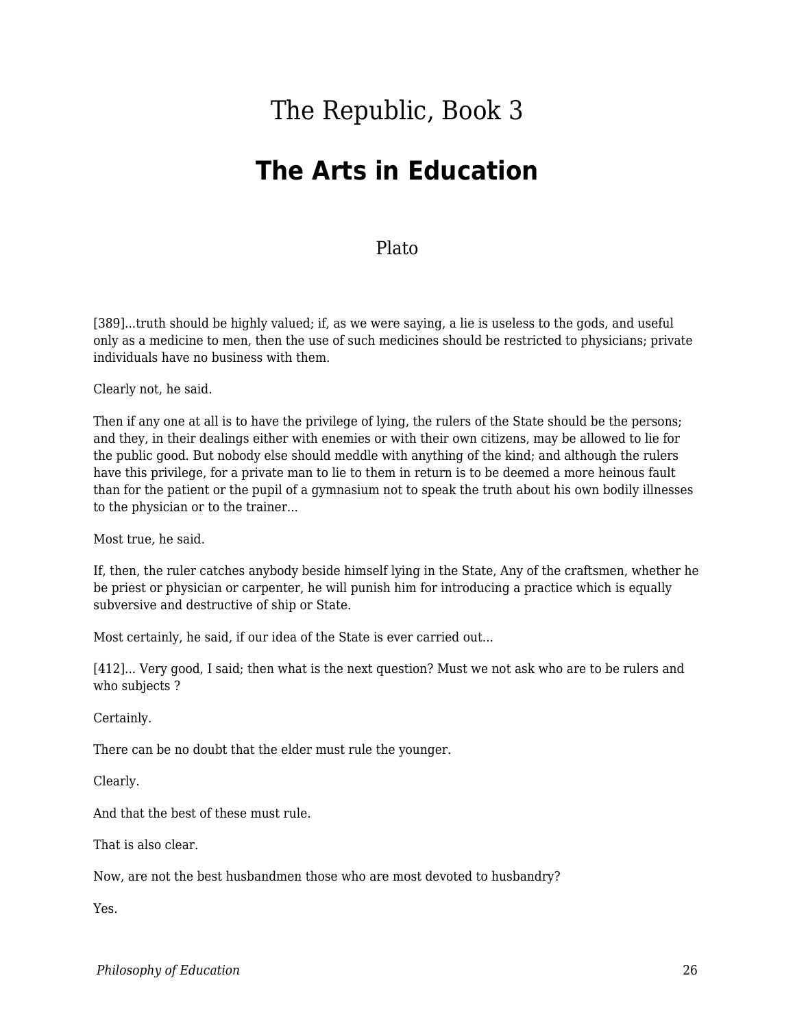# The Republic, Book 3

## The Arts in Education

Plato

[389]...truth should be highly valued; if, as we were saying, a lie is useless to the gods, and useful only as a medicine to men, then the use of such medicines should be restricted to physicians; private individuals have no business with them.

Clearly not, he said.

Then if any one at all is to have the privilege of lying, the rulers of the State should be the persons; and they, in their dealings either with enemies or with their own citizens, may be allowed to lie for the public good. But nobody else should meddle with anything of the kind; and although the rulers have this privilege, for a private man to lie to them in return is to be deemed a more heinous fault than for the patient or the pupil of a gymnasium not to speak the truth about his own bodily illnesses to the physician or to the trainer...

Most true, he said.

If, then, the ruler catches anybody beside himself lying in the State, Any of the craftsmen, whether he be priest or physician or carpenter, he will punish him for introducing a practice which is equally subversive and destructive of ship or State.

Most certainly, he said, if our idea of the State is ever carried out...

[412]... Very good, I said; then what is the next question? Must we not ask who are to be rulers and who subjects ?

Certainly.

There can be no doubt that the elder must rule the younger.

Clearly.

And that the best of these must rule.

That is also clear.

Now, are not the best husbandmen those who are most devoted to husbandry?

Yes.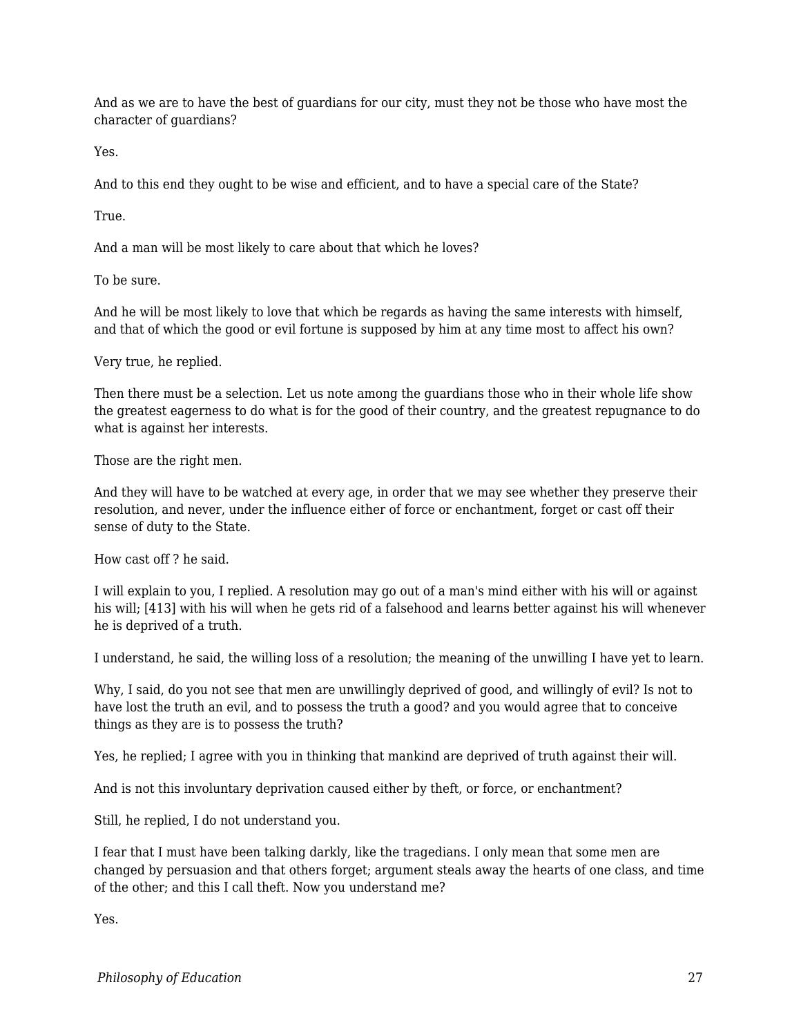And as we are to have the best of guardians for our city, must they not be those who have most the character of guardians?

Yes.

And to this end they ought to be wise and efficient, and to have a special care of the State?

True.

And a man will be most likely to care about that which he loves?

To be sure.

And he will be most likely to love that which be regards as having the same interests with himself, and that of which the good or evil fortune is supposed by him at any time most to affect his own?

Very true, he replied.

Then there must be a selection. Let us note among the guardians those who in their whole life show the greatest eagerness to do what is for the good of their country, and the greatest repugnance to do what is against her interests.

Those are the right men.

And they will have to be watched at every age, in order that we may see whether they preserve their resolution, and never, under the influence either of force or enchantment, forget or cast off their sense of duty to the State.

How cast off ? he said.

I will explain to you, I replied. A resolution may go out of a man's mind either with his will or against his will; [413] with his will when he gets rid of a falsehood and learns better against his will whenever he is deprived of a truth.

I understand, he said, the willing loss of a resolution; the meaning of the unwilling I have yet to learn.

Why, I said, do you not see that men are unwillingly deprived of good, and willingly of evil? Is not to have lost the truth an evil, and to possess the truth a good? and you would agree that to conceive things as they are is to possess the truth?

Yes, he replied; I agree with you in thinking that mankind are deprived of truth against their will.

And is not this involuntary deprivation caused either by theft, or force, or enchantment?

Still, he replied, I do not understand you.

I fear that I must have been talking darkly, like the tragedians. I only mean that some men are changed by persuasion and that others forget; argument steals away the hearts of one class, and time of the other; and this I call theft. Now you understand me?

Yes.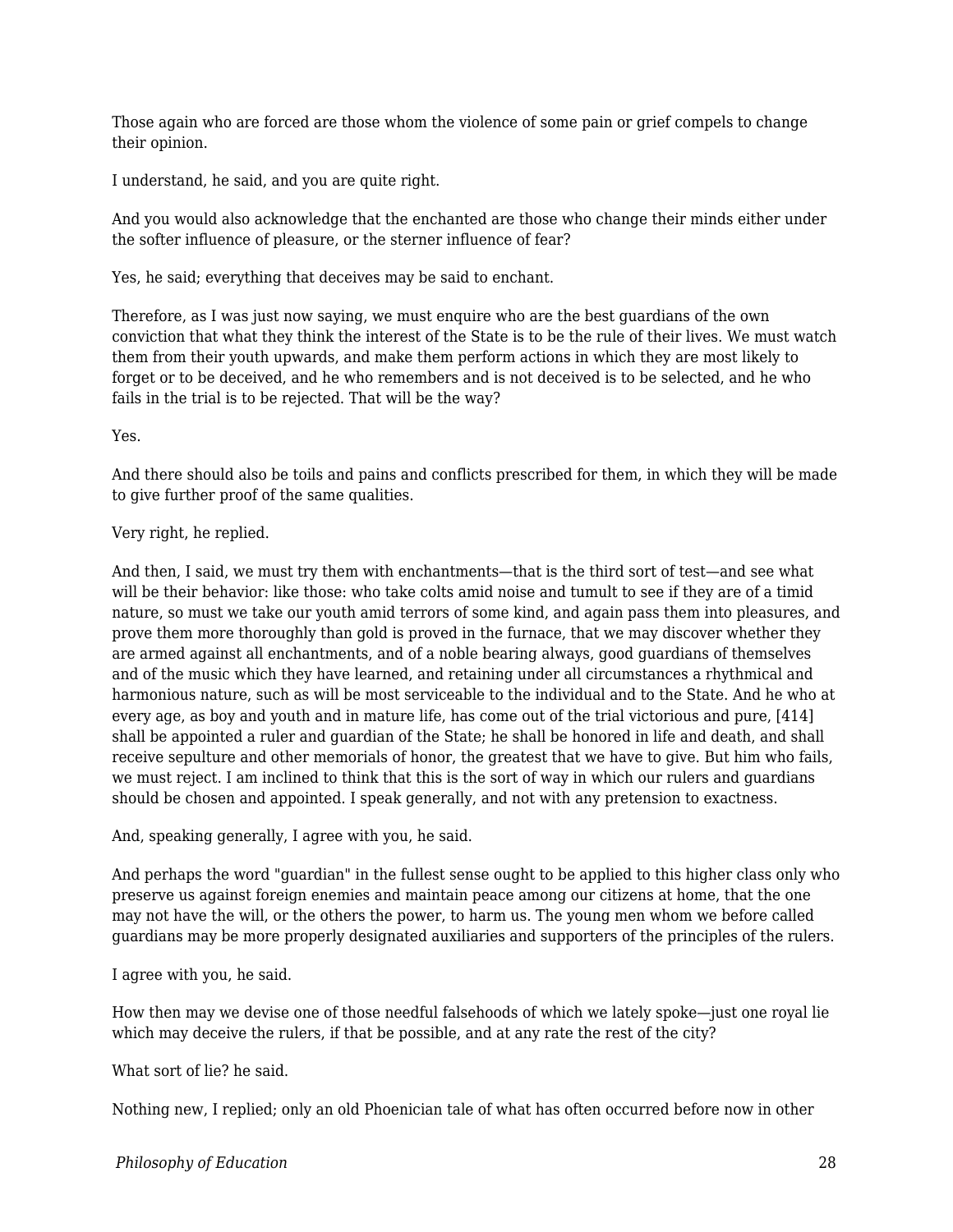Those again who are forced are those whom the violence of some pain or grief compels to change their opinion.

I understand, he said, and you are quite right.

And you would also acknowledge that the enchanted are those who change their minds either under the softer influence of pleasure, or the sterner influence of fear?

Yes, he said; everything that deceives may be said to enchant.

Therefore, as I was just now saying, we must enquire who are the best guardians of the own conviction that what they think the interest of the State is to be the rule of their lives. We must watch them from their youth upwards, and make them perform actions in which they are most likely to forget or to be deceived, and he who remembers and is not deceived is to be selected, and he who fails in the trial is to be rejected. That will be the way?

Yes.

And there should also be toils and pains and conflicts prescribed for them, in which they will be made to give further proof of the same qualities.

Very right, he replied.

And then, I said, we must try them with enchantments—that is the third sort of test—and see what will be their behavior: like those: who take colts amid noise and tumult to see if they are of a timid nature, so must we take our youth amid terrors of some kind, and again pass them into pleasures, and prove them more thoroughly than gold is proved in the furnace, that we may discover whether they are armed against all enchantments, and of a noble bearing always, good guardians of themselves and of the music which they have learned, and retaining under all circumstances a rhythmical and harmonious nature, such as will be most serviceable to the individual and to the State. And he who at every age, as boy and youth and in mature life, has come out of the trial victorious and pure, [414] shall be appointed a ruler and guardian of the State; he shall be honored in life and death, and shall receive sepulture and other memorials of honor, the greatest that we have to give. But him who fails, we must reject. I am inclined to think that this is the sort of way in which our rulers and guardians should be chosen and appointed. I speak generally, and not with any pretension to exactness.

And, speaking generally, I agree with you, he said.

And perhaps the word "guardian" in the fullest sense ought to be applied to this higher class only who preserve us against foreign enemies and maintain peace among our citizens at home, that the one may not have the will, or the others the power, to harm us. The young men whom we before called guardians may be more properly designated auxiliaries and supporters of the principles of the rulers.

I agree with you, he said.

How then may we devise one of those needful falsehoods of which we lately spoke—just one royal lie which may deceive the rulers, if that be possible, and at any rate the rest of the city?

What sort of lie? he said.

Nothing new, I replied; only an old Phoenician tale of what has often occurred before now in other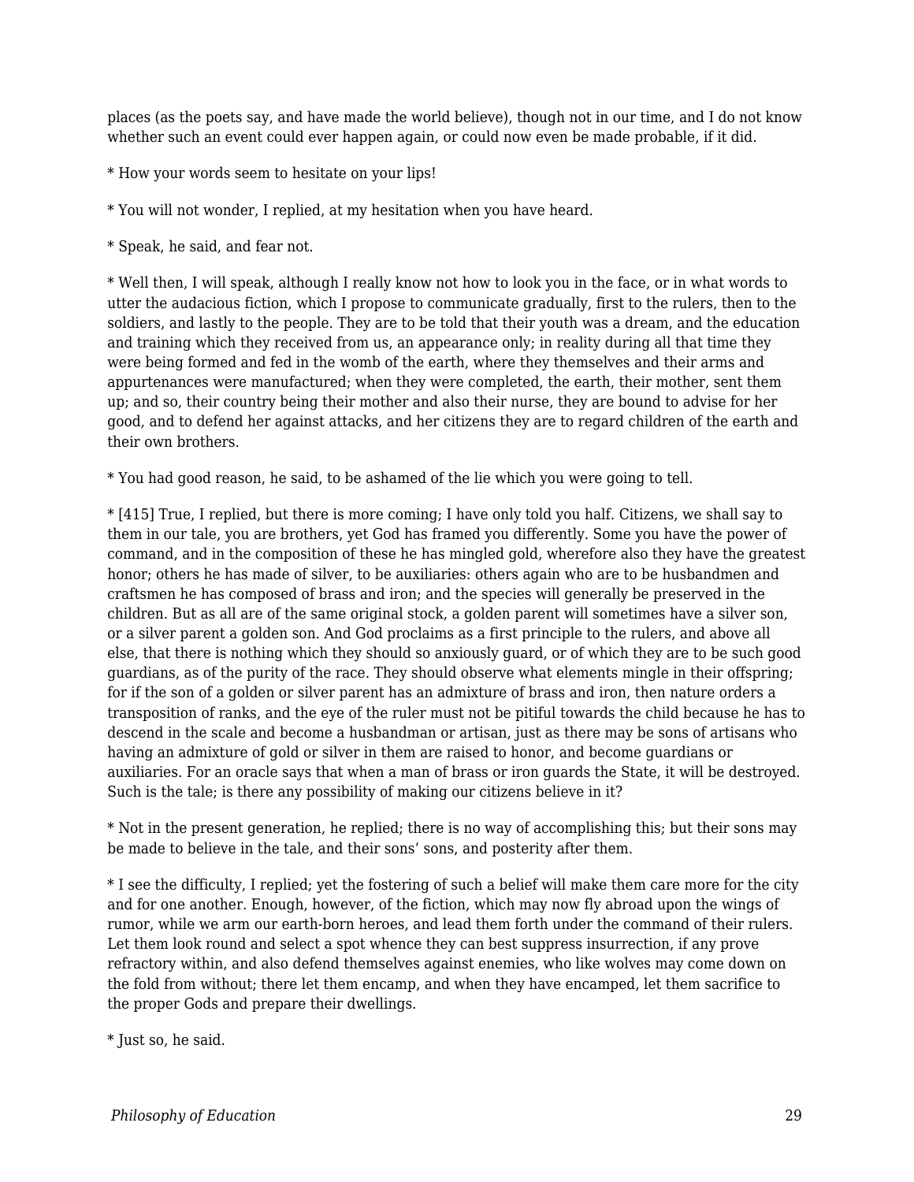places (as the poets say, and have made the world believe), though not in our time, and I do not know whether such an event could ever happen again, or could now even be made probable, if it did.

* How your words seem to hesitate on your lips!

* You will not wonder, I replied, at my hesitation when you have heard.

* Speak, he said, and fear not.

* Well then, I will speak, although I really know not how to look you in the face, or in what words to utter the audacious fiction, which I propose to communicate gradually, first to the rulers, then to the soldiers, and lastly to the people. They are to be told that their youth was a dream, and the education and training which they received from us, an appearance only; in reality during all that time they were being formed and fed in the womb of the earth, where they themselves and their arms and appurtenances were manufactured; when they were completed, the earth, their mother, sent them up; and so, their country being their mother and also their nurse, they are bound to advise for her good, and to defend her against attacks, and her citizens they are to regard children of the earth and their own brothers.

* You had good reason, he said, to be ashamed of the lie which you were going to tell.

* [415] True, I replied, but there is more coming; I have only told you half. Citizens, we shall say to them in our tale, you are brothers, yet God has framed you differently. Some you have the power of command, and in the composition of these he has mingled gold, wherefore also they have the greatest honor; others he has made of silver, to be auxiliaries: others again who are to be husbandmen and craftsmen he has composed of brass and iron; and the species will generally be preserved in the children. But as all are of the same original stock, a golden parent will sometimes have a silver son, or a silver parent a golden son. And God proclaims as a first principle to the rulers, and above all else, that there is nothing which they should so anxiously guard, or of which they are to be such good guardians, as of the purity of the race. They should observe what elements mingle in their offspring; for if the son of a golden or silver parent has an admixture of brass and iron, then nature orders a transposition of ranks, and the eye of the ruler must not be pitiful towards the child because he has to descend in the scale and become a husbandman or artisan, just as there may be sons of artisans who having an admixture of gold or silver in them are raised to honor, and become guardians or auxiliaries. For an oracle says that when a man of brass or iron guards the State, it will be destroyed. Such is the tale; is there any possibility of making our citizens believe in it?

* Not in the present generation, he replied; there is no way of accomplishing this; but their sons may be made to believe in the tale, and their sons' sons, and posterity after them.

* I see the difficulty, I replied; yet the fostering of such a belief will make them care more for the city and for one another. Enough, however, of the fiction, which may now fly abroad upon the wings of rumor, while we arm our earth-born heroes, and lead them forth under the command of their rulers. Let them look round and select a spot whence they can best suppress insurrection, if any prove refractory within, and also defend themselves against enemies, who like wolves may come down on the fold from without; there let them encamp, and when they have encamped, let them sacrifice to the proper Gods and prepare their dwellings.

* Just so, he said.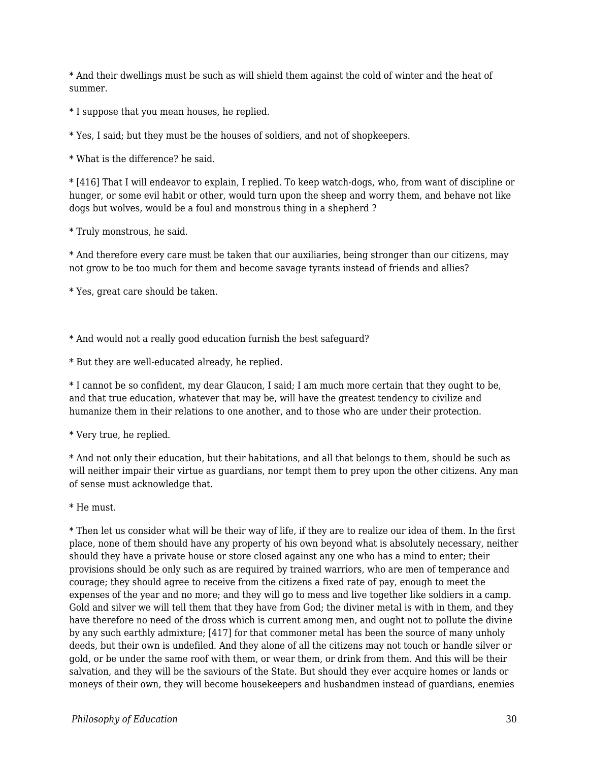* And their dwellings must be such as will shield them against the cold of winter and the heat of summer.

* I suppose that you mean houses, he replied.

* Yes, I said; but they must be the houses of soldiers, and not of shopkeepers.

* What is the difference? he said.

* [416] That I will endeavor to explain, I replied. To keep watch-dogs, who, from want of discipline or hunger, or some evil habit or other, would turn upon the sheep and worry them, and behave not like dogs but wolves, would be a foul and monstrous thing in a shepherd ?

* Truly monstrous, he said.

* And therefore every care must be taken that our auxiliaries, being stronger than our citizens, may not grow to be too much for them and become savage tyrants instead of friends and allies?

* Yes, great care should be taken.

* And would not a really good education furnish the best safeguard?

* But they are well-educated already, he replied.

* I cannot be so confident, my dear Glaucon, I said; I am much more certain that they ought to be, and that true education, whatever that may be, will have the greatest tendency to civilize and humanize them in their relations to one another, and to those who are under their protection.

* Very true, he replied.

* And not only their education, but their habitations, and all that belongs to them, should be such as will neither impair their virtue as guardians, nor tempt them to prey upon the other citizens. Any man of sense must acknowledge that.

* He must.

* Then let us consider what will be their way of life, if they are to realize our idea of them. In the first place, none of them should have any property of his own beyond what is absolutely necessary, neither should they have a private house or store closed against any one who has a mind to enter; their provisions should be only such as are required by trained warriors, who are men of temperance and courage; they should agree to receive from the citizens a fixed rate of pay, enough to meet the expenses of the year and no more; and they will go to mess and live together like soldiers in a camp. Gold and silver we will tell them that they have from God; the diviner metal is with in them, and they have therefore no need of the dross which is current among men, and ought not to pollute the divine by any such earthly admixture; [417] for that commoner metal has been the source of many unholy deeds, but their own is undefiled. And they alone of all the citizens may not touch or handle silver or gold, or be under the same roof with them, or wear them, or drink from them. And this will be their salvation, and they will be the saviours of the State. But should they ever acquire homes or lands or moneys of their own, they will become housekeepers and husbandmen instead of guardians, enemies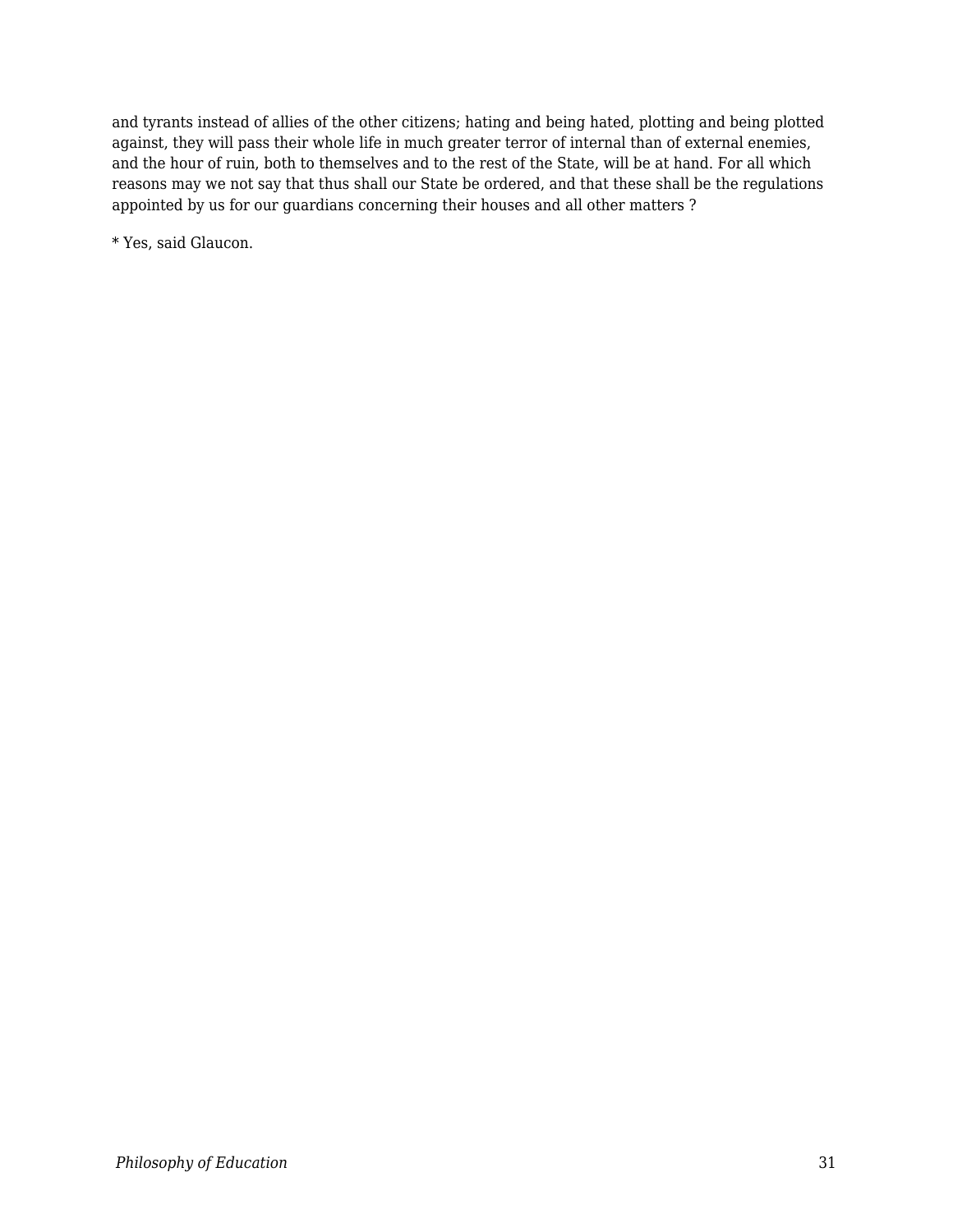and tyrants instead of allies of the other citizens; hating and being hated, plotting and being plotted against, they will pass their whole life in much greater terror of internal than of external enemies, and the hour of ruin, both to themselves and to the rest of the State, will be at hand. For all which reasons may we not say that thus shall our State be ordered, and that these shall be the regulations appointed by us for our guardians concerning their houses and all other matters ?

* Yes, said Glaucon.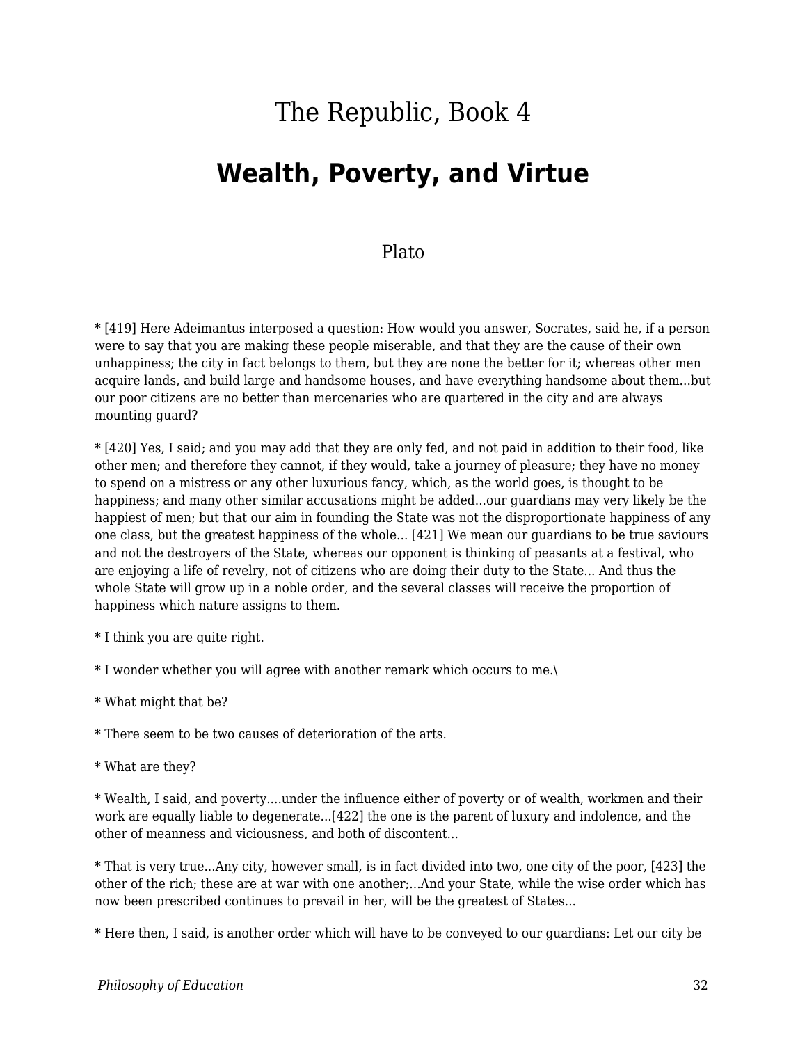# The Republic, Book 4

## Wealth, Poverty, and Virtue

Plato

* [419] Here Adeimantus interposed a question: How would you answer, Socrates, said he, if a person were to say that you are making these people miserable, and that they are the cause of their own unhappiness; the city in fact belongs to them, but they are none the better for it; whereas other men acquire lands, and build large and handsome houses, and have everything handsome about them...but our poor citizens are no better than mercenaries who are quartered in the city and are always mounting guard?

* [420] Yes, I said; and you may add that they are only fed, and not paid in addition to their food, like other men; and therefore they cannot, if they would, take a journey of pleasure; they have no money to spend on a mistress or any other luxurious fancy, which, as the world goes, is thought to be happiness; and many other similar accusations might be added...our guardians may very likely be the happiest of men; but that our aim in founding the State was not the disproportionate happiness of any one class, but the greatest happiness of the whole... [421] We mean our guardians to be true saviours and not the destroyers of the State, whereas our opponent is thinking of peasants at a festival, who are enjoying a life of revelry, not of citizens who are doing their duty to the State... And thus the whole State will grow up in a noble order, and the several classes will receive the proportion of happiness which nature assigns to them.

* I think you are quite right.

* I wonder whether you will agree with another remark which occurs to me.\

* What might that be?

* There seem to be two causes of deterioration of the arts.

* What are they?

* Wealth, I said, and poverty....under the influence either of poverty or of wealth, workmen and their work are equally liable to degenerate...[422] the one is the parent of luxury and indolence, and the other of meanness and viciousness, and both of discontent...

* That is very true...Any city, however small, is in fact divided into two, one city of the poor, [423] the other of the rich; these are at war with one another;...And your State, while the wise order which has now been prescribed continues to prevail in her, will be the greatest of States...

* Here then, I said, is another order which will have to be conveyed to our guardians: Let our city be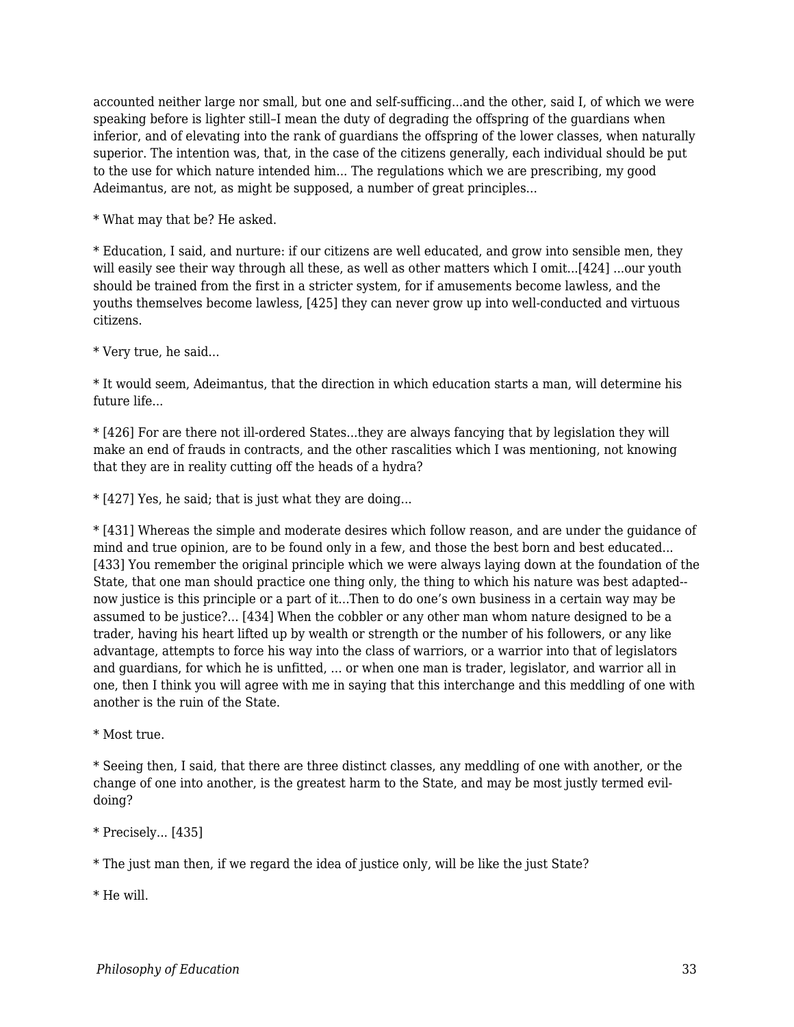accounted neither large nor small, but one and self-sufficing…and the other, said I, of which we were speaking before is lighter still–I mean the duty of degrading the offspring of the guardians when inferior, and of elevating into the rank of guardians the offspring of the lower classes, when naturally superior. The intention was, that, in the case of the citizens generally, each individual should be put to the use for which nature intended him… The regulations which we are prescribing, my good Adeimantus, are not, as might be supposed, a number of great principles…

* What may that be? He asked.

* Education, I said, and nurture: if our citizens are well educated, and grow into sensible men, they will easily see their way through all these, as well as other matters which I omit…[424] …our youth should be trained from the first in a stricter system, for if amusements become lawless, and the youths themselves become lawless, [425] they can never grow up into well-conducted and virtuous citizens.

* Very true, he said…

* It would seem, Adeimantus, that the direction in which education starts a man, will determine his future life…

* [426] For are there not ill-ordered States…they are always fancying that by legislation they will make an end of frauds in contracts, and the other rascalities which I was mentioning, not knowing that they are in reality cutting off the heads of a hydra?

* [427] Yes, he said; that is just what they are doing…

* [431] Whereas the simple and moderate desires which follow reason, and are under the guidance of mind and true opinion, are to be found only in a few, and those the best born and best educated… [433] You remember the original principle which we were always laying down at the foundation of the State, that one man should practice one thing only, the thing to which his nature was best adapted--now justice is this principle or a part of it…Then to do one’s own business in a certain way may be assumed to be justice?… [434] When the cobbler or any other man whom nature designed to be a trader, having his heart lifted up by wealth or strength or the number of his followers, or any like advantage, attempts to force his way into the class of warriors, or a warrior into that of legislators and guardians, for which he is unfitted, … or when one man is trader, legislator, and warrior all in one, then I think you will agree with me in saying that this interchange and this meddling of one with another is the ruin of the State.

* Most true.

* Seeing then, I said, that there are three distinct classes, any meddling of one with another, or the change of one into another, is the greatest harm to the State, and may be most justly termed evil-doing?

* Precisely… [435]

* The just man then, if we regard the idea of justice only, will be like the just State?

* He will.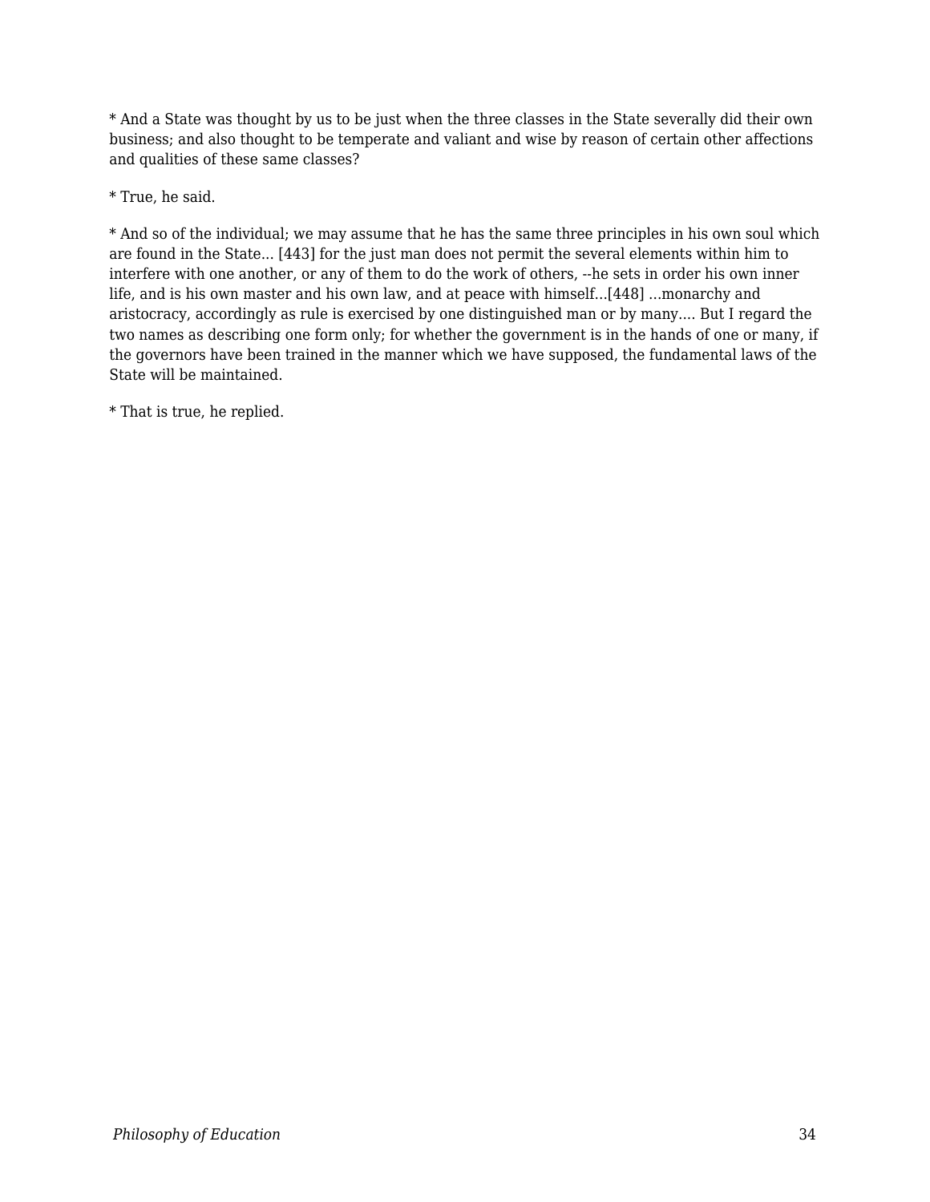* And a State was thought by us to be just when the three classes in the State severally did their own business; and also thought to be temperate and valiant and wise by reason of certain other affections and qualities of these same classes?

* True, he said.

* And so of the individual; we may assume that he has the same three principles in his own soul which are found in the State... [443] for the just man does not permit the several elements within him to interfere with one another, or any of them to do the work of others, --he sets in order his own inner life, and is his own master and his own law, and at peace with himself...[448] ...monarchy and aristocracy, accordingly as rule is exercised by one distinguished man or by many.... But I regard the two names as describing one form only; for whether the government is in the hands of one or many, if the governors have been trained in the manner which we have supposed, the fundamental laws of the State will be maintained.

* That is true, he replied.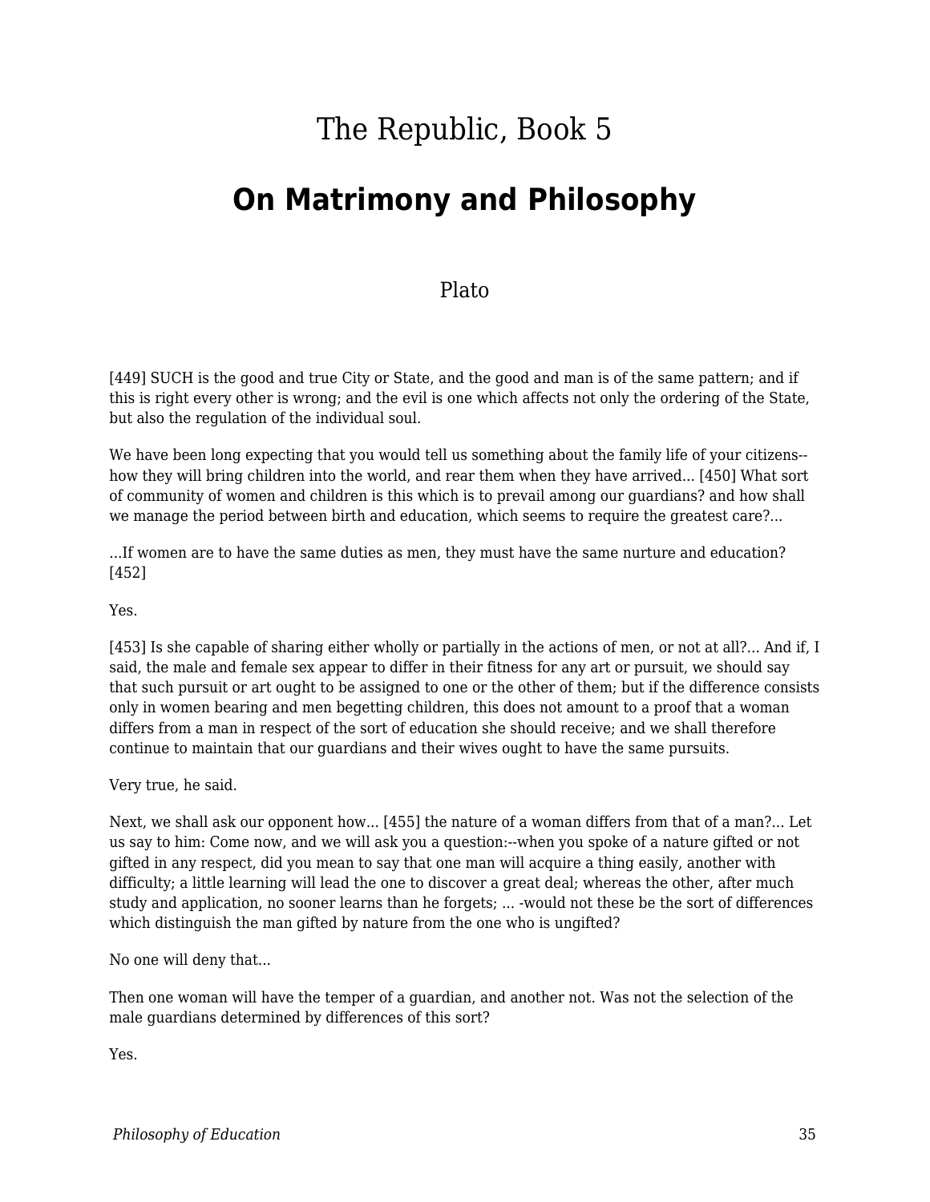# The Republic, Book 5

## On Matrimony and Philosophy

Plato

[449] SUCH is the good and true City or State, and the good and man is of the same pattern; and if this is right every other is wrong; and the evil is one which affects not only the ordering of the State, but also the regulation of the individual soul.

We have been long expecting that you would tell us something about the family life of your citizens--how they will bring children into the world, and rear them when they have arrived... [450] What sort of community of women and children is this which is to prevail among our guardians? and how shall we manage the period between birth and education, which seems to require the greatest care?...

...If women are to have the same duties as men, they must have the same nurture and education? [452]

Yes.

[453] Is she capable of sharing either wholly or partially in the actions of men, or not at all?... And if, I said, the male and female sex appear to differ in their fitness for any art or pursuit, we should say that such pursuit or art ought to be assigned to one or the other of them; but if the difference consists only in women bearing and men begetting children, this does not amount to a proof that a woman differs from a man in respect of the sort of education she should receive; and we shall therefore continue to maintain that our guardians and their wives ought to have the same pursuits.

Very true, he said.

Next, we shall ask our opponent how... [455] the nature of a woman differs from that of a man?... Let us say to him: Come now, and we will ask you a question:--when you spoke of a nature gifted or not gifted in any respect, did you mean to say that one man will acquire a thing easily, another with difficulty; a little learning will lead the one to discover a great deal; whereas the other, after much study and application, no sooner learns than he forgets; ... -would not these be the sort of differences which distinguish the man gifted by nature from the one who is ungifted?

No one will deny that...

Then one woman will have the temper of a guardian, and another not. Was not the selection of the male guardians determined by differences of this sort?

Yes.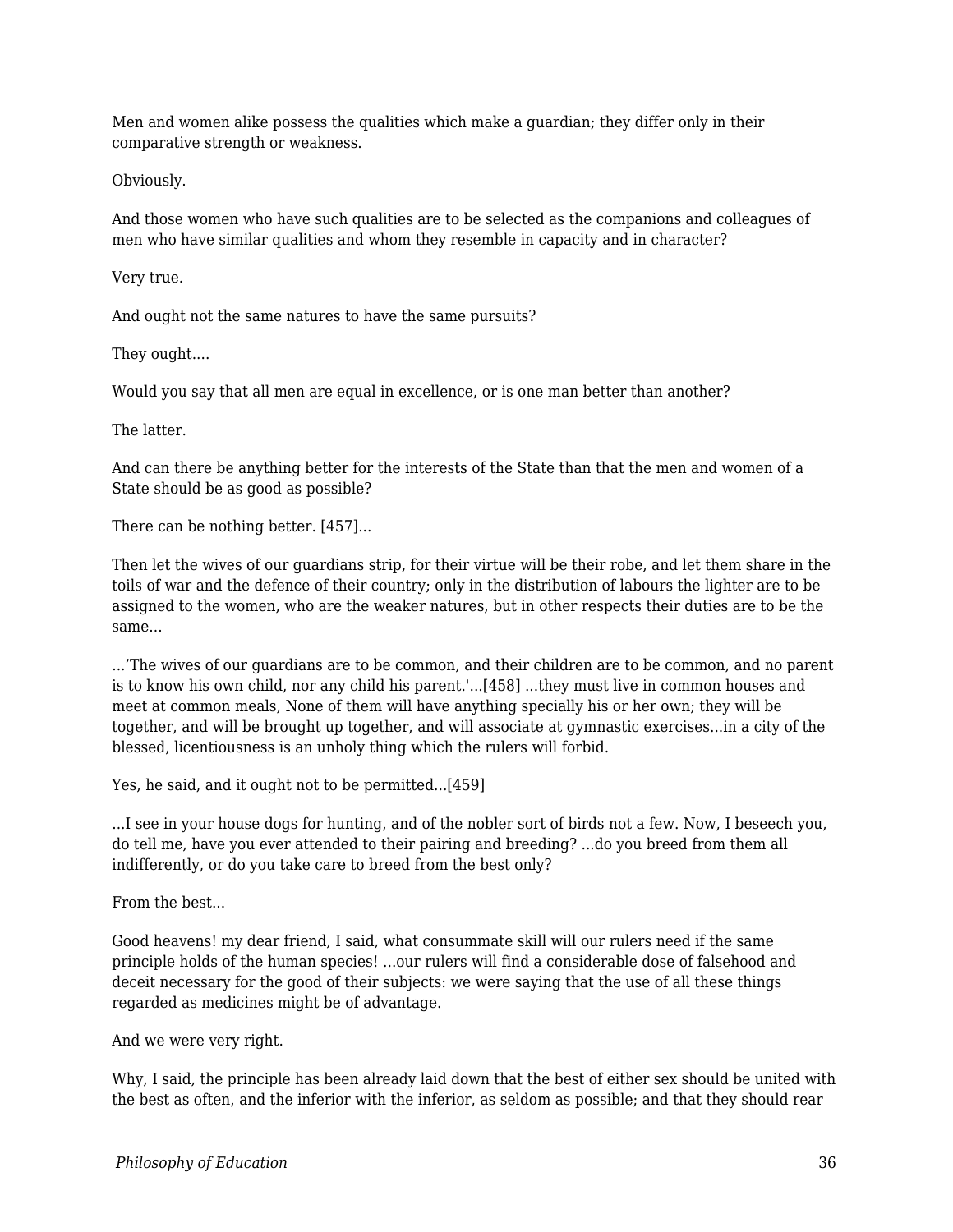Men and women alike possess the qualities which make a guardian; they differ only in their comparative strength or weakness.

Obviously.

And those women who have such qualities are to be selected as the companions and colleagues of men who have similar qualities and whom they resemble in capacity and in character?

Very true.

And ought not the same natures to have the same pursuits?

They ought....

Would you say that all men are equal in excellence, or is one man better than another?

The latter.

And can there be anything better for the interests of the State than that the men and women of a State should be as good as possible?

There can be nothing better. [457]...

Then let the wives of our guardians strip, for their virtue will be their robe, and let them share in the toils of war and the defence of their country; only in the distribution of labours the lighter are to be assigned to the women, who are the weaker natures, but in other respects their duties are to be the same...

...'The wives of our guardians are to be common, and their children are to be common, and no parent is to know his own child, nor any child his parent.'...[458] ...they must live in common houses and meet at common meals, None of them will have anything specially his or her own; they will be together, and will be brought up together, and will associate at gymnastic exercises...in a city of the blessed, licentiousness is an unholy thing which the rulers will forbid.

Yes, he said, and it ought not to be permitted...[459]

...I see in your house dogs for hunting, and of the nobler sort of birds not a few. Now, I beseech you, do tell me, have you ever attended to their pairing and breeding? ...do you breed from them all indifferently, or do you take care to breed from the best only?

From the best...

Good heavens! my dear friend, I said, what consummate skill will our rulers need if the same principle holds of the human species! ...our rulers will find a considerable dose of falsehood and deceit necessary for the good of their subjects: we were saying that the use of all these things regarded as medicines might be of advantage.

And we were very right.

Why, I said, the principle has been already laid down that the best of either sex should be united with the best as often, and the inferior with the inferior, as seldom as possible; and that they should rear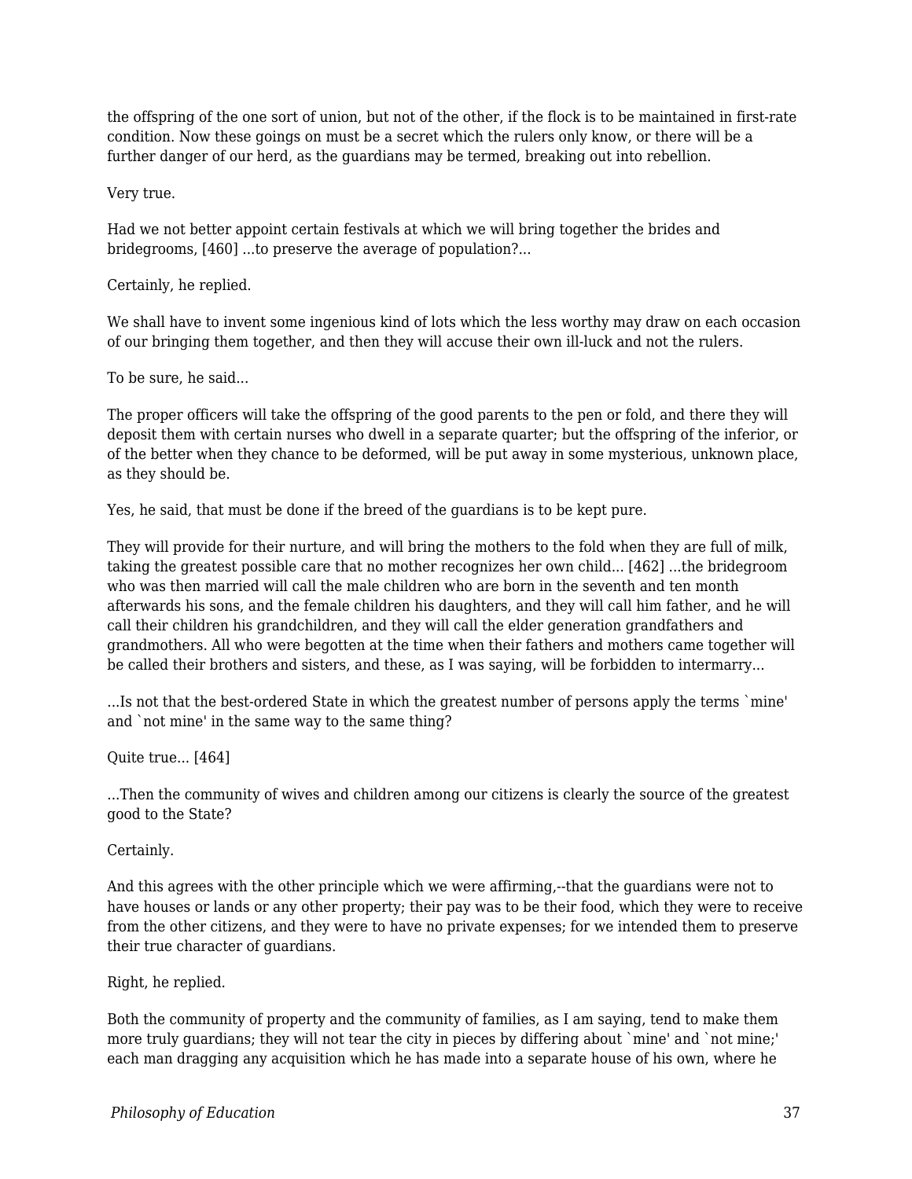the offspring of the one sort of union, but not of the other, if the flock is to be maintained in first-rate condition. Now these goings on must be a secret which the rulers only know, or there will be a further danger of our herd, as the guardians may be termed, breaking out into rebellion.

Very true.

Had we not better appoint certain festivals at which we will bring together the brides and bridegrooms, [460] ...to preserve the average of population?...

Certainly, he replied.

We shall have to invent some ingenious kind of lots which the less worthy may draw on each occasion of our bringing them together, and then they will accuse their own ill-luck and not the rulers.

To be sure, he said...

The proper officers will take the offspring of the good parents to the pen or fold, and there they will deposit them with certain nurses who dwell in a separate quarter; but the offspring of the inferior, or of the better when they chance to be deformed, will be put away in some mysterious, unknown place, as they should be.

Yes, he said, that must be done if the breed of the guardians is to be kept pure.

They will provide for their nurture, and will bring the mothers to the fold when they are full of milk, taking the greatest possible care that no mother recognizes her own child... [462] ...the bridegroom who was then married will call the male children who are born in the seventh and ten month afterwards his sons, and the female children his daughters, and they will call him father, and he will call their children his grandchildren, and they will call the elder generation grandfathers and grandmothers. All who were begotten at the time when their fathers and mothers came together will be called their brothers and sisters, and these, as I was saying, will be forbidden to intermarry...

...Is not that the best-ordered State in which the greatest number of persons apply the terms `mine' and `not mine' in the same way to the same thing?

Quite true... [464]

...Then the community of wives and children among our citizens is clearly the source of the greatest good to the State?

Certainly.

And this agrees with the other principle which we were affirming,--that the guardians were not to have houses or lands or any other property; their pay was to be their food, which they were to receive from the other citizens, and they were to have no private expenses; for we intended them to preserve their true character of guardians.

Right, he replied.

Both the community of property and the community of families, as I am saying, tend to make them more truly guardians; they will not tear the city in pieces by differing about `mine' and `not mine;' each man dragging any acquisition which he has made into a separate house of his own, where he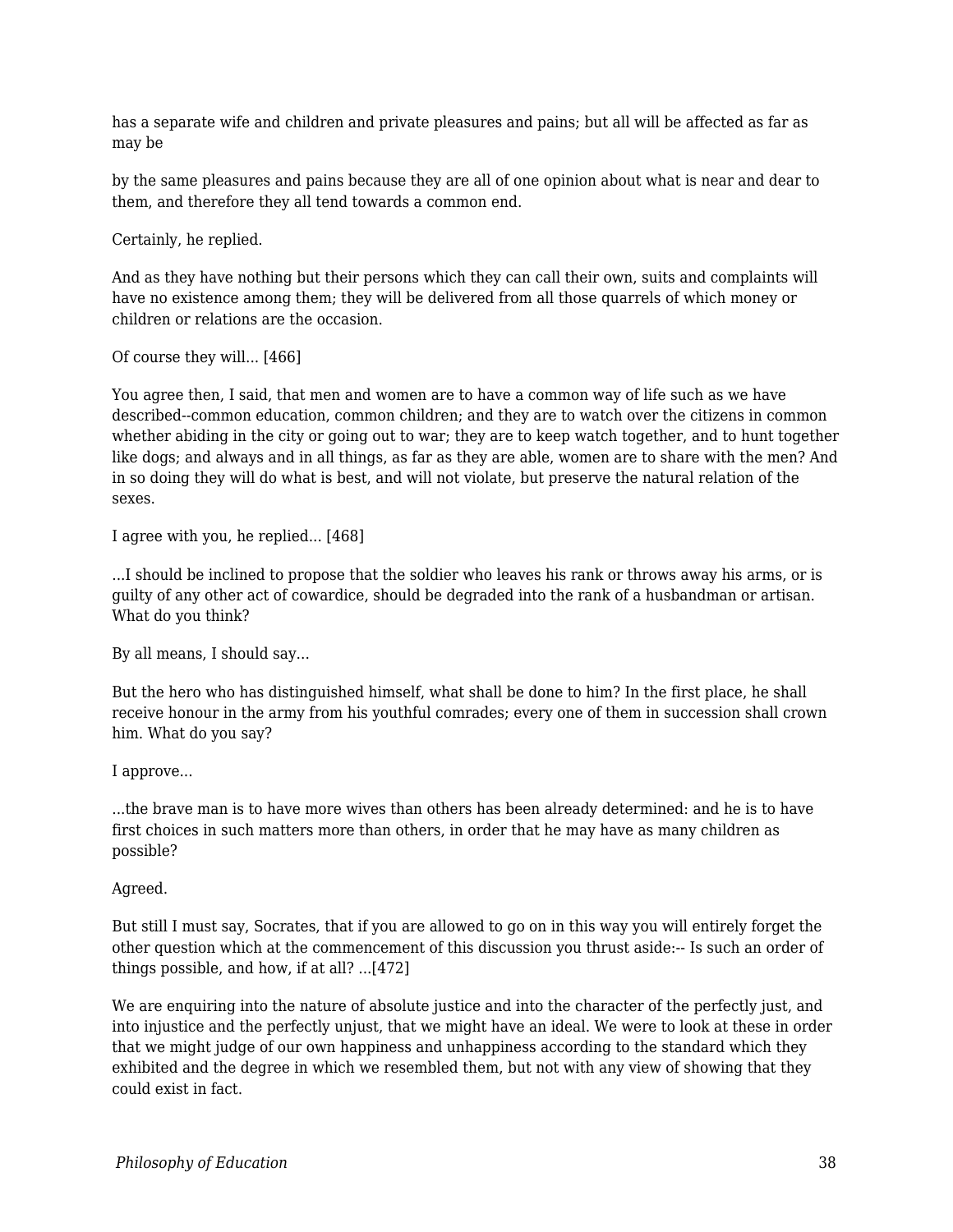has a separate wife and children and private pleasures and pains; but all will be affected as far as may be

by the same pleasures and pains because they are all of one opinion about what is near and dear to them, and therefore they all tend towards a common end.

Certainly, he replied.

And as they have nothing but their persons which they can call their own, suits and complaints will have no existence among them; they will be delivered from all those quarrels of which money or children or relations are the occasion.

Of course they will... [466]

You agree then, I said, that men and women are to have a common way of life such as we have described--common education, common children; and they are to watch over the citizens in common whether abiding in the city or going out to war; they are to keep watch together, and to hunt together like dogs; and always and in all things, as far as they are able, women are to share with the men? And in so doing they will do what is best, and will not violate, but preserve the natural relation of the sexes.

I agree with you, he replied... [468]

...I should be inclined to propose that the soldier who leaves his rank or throws away his arms, or is guilty of any other act of cowardice, should be degraded into the rank of a husbandman or artisan. What do you think?

By all means, I should say...

But the hero who has distinguished himself, what shall be done to him? In the first place, he shall receive honour in the army from his youthful comrades; every one of them in succession shall crown him. What do you say?

I approve...

...the brave man is to have more wives than others has been already determined: and he is to have first choices in such matters more than others, in order that he may have as many children as possible?

Agreed.

But still I must say, Socrates, that if you are allowed to go on in this way you will entirely forget the other question which at the commencement of this discussion you thrust aside:-- Is such an order of things possible, and how, if at all? ...[472]

We are enquiring into the nature of absolute justice and into the character of the perfectly just, and into injustice and the perfectly unjust, that we might have an ideal. We were to look at these in order that we might judge of our own happiness and unhappiness according to the standard which they exhibited and the degree in which we resembled them, but not with any view of showing that they could exist in fact.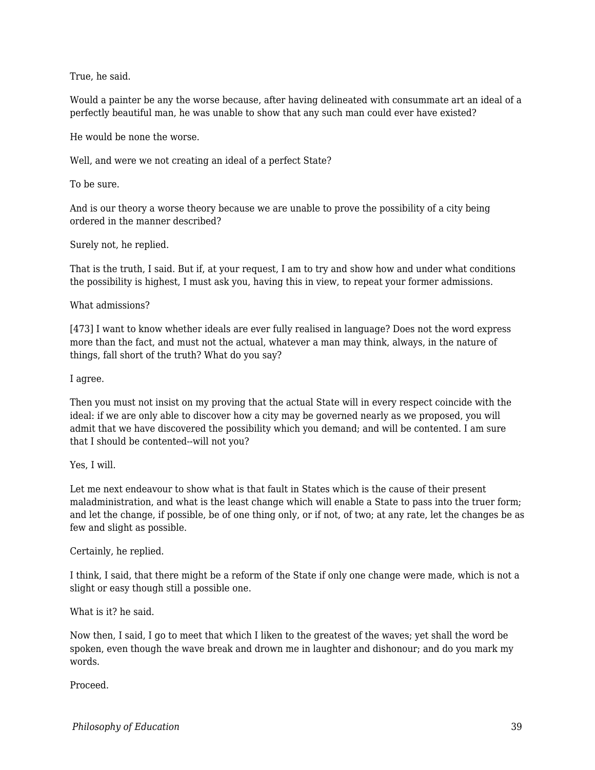True, he said.

Would a painter be any the worse because, after having delineated with consummate art an ideal of a perfectly beautiful man, he was unable to show that any such man could ever have existed?

He would be none the worse.

Well, and were we not creating an ideal of a perfect State?

To be sure.

And is our theory a worse theory because we are unable to prove the possibility of a city being ordered in the manner described?

Surely not, he replied.

That is the truth, I said. But if, at your request, I am to try and show how and under what conditions the possibility is highest, I must ask you, having this in view, to repeat your former admissions.

What admissions?

[473] I want to know whether ideals are ever fully realised in language? Does not the word express more than the fact, and must not the actual, whatever a man may think, always, in the nature of things, fall short of the truth? What do you say?

I agree.

Then you must not insist on my proving that the actual State will in every respect coincide with the ideal: if we are only able to discover how a city may be governed nearly as we proposed, you will admit that we have discovered the possibility which you demand; and will be contented. I am sure that I should be contented--will not you?

Yes, I will.

Let me next endeavour to show what is that fault in States which is the cause of their present maladministration, and what is the least change which will enable a State to pass into the truer form; and let the change, if possible, be of one thing only, or if not, of two; at any rate, let the changes be as few and slight as possible.

Certainly, he replied.

I think, I said, that there might be a reform of the State if only one change were made, which is not a slight or easy though still a possible one.

What is it? he said.

Now then, I said, I go to meet that which I liken to the greatest of the waves; yet shall the word be spoken, even though the wave break and drown me in laughter and dishonour; and do you mark my words.

Proceed.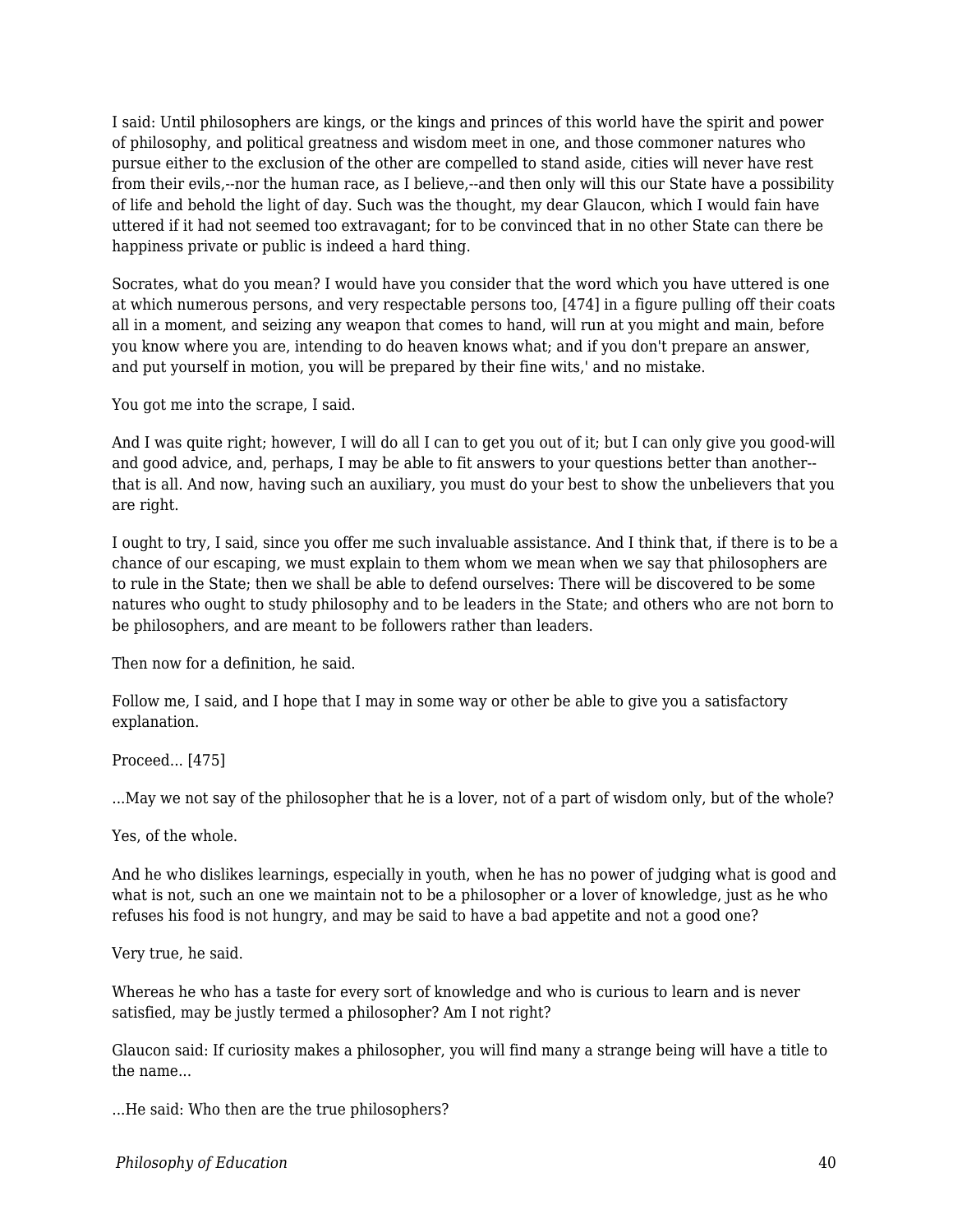I said: Until philosophers are kings, or the kings and princes of this world have the spirit and power of philosophy, and political greatness and wisdom meet in one, and those commoner natures who pursue either to the exclusion of the other are compelled to stand aside, cities will never have rest from their evils,--nor the human race, as I believe,--and then only will this our State have a possibility of life and behold the light of day. Such was the thought, my dear Glaucon, which I would fain have uttered if it had not seemed too extravagant; for to be convinced that in no other State can there be happiness private or public is indeed a hard thing.

Socrates, what do you mean? I would have you consider that the word which you have uttered is one at which numerous persons, and very respectable persons too, [474] in a figure pulling off their coats all in a moment, and seizing any weapon that comes to hand, will run at you might and main, before you know where you are, intending to do heaven knows what; and if you don't prepare an answer, and put yourself in motion, you will be prepared by their fine wits,' and no mistake.

You got me into the scrape, I said.

And I was quite right; however, I will do all I can to get you out of it; but I can only give you good-will and good advice, and, perhaps, I may be able to fit answers to your questions better than another--that is all. And now, having such an auxiliary, you must do your best to show the unbelievers that you are right.

I ought to try, I said, since you offer me such invaluable assistance. And I think that, if there is to be a chance of our escaping, we must explain to them whom we mean when we say that philosophers are to rule in the State; then we shall be able to defend ourselves: There will be discovered to be some natures who ought to study philosophy and to be leaders in the State; and others who are not born to be philosophers, and are meant to be followers rather than leaders.

Then now for a definition, he said.

Follow me, I said, and I hope that I may in some way or other be able to give you a satisfactory explanation.

Proceed... [475]

...May we not say of the philosopher that he is a lover, not of a part of wisdom only, but of the whole?

Yes, of the whole.

And he who dislikes learnings, especially in youth, when he has no power of judging what is good and what is not, such an one we maintain not to be a philosopher or a lover of knowledge, just as he who refuses his food is not hungry, and may be said to have a bad appetite and not a good one?

Very true, he said.

Whereas he who has a taste for every sort of knowledge and who is curious to learn and is never satisfied, may be justly termed a philosopher? Am I not right?

Glaucon said: If curiosity makes a philosopher, you will find many a strange being will have a title to the name...

...He said: Who then are the true philosophers?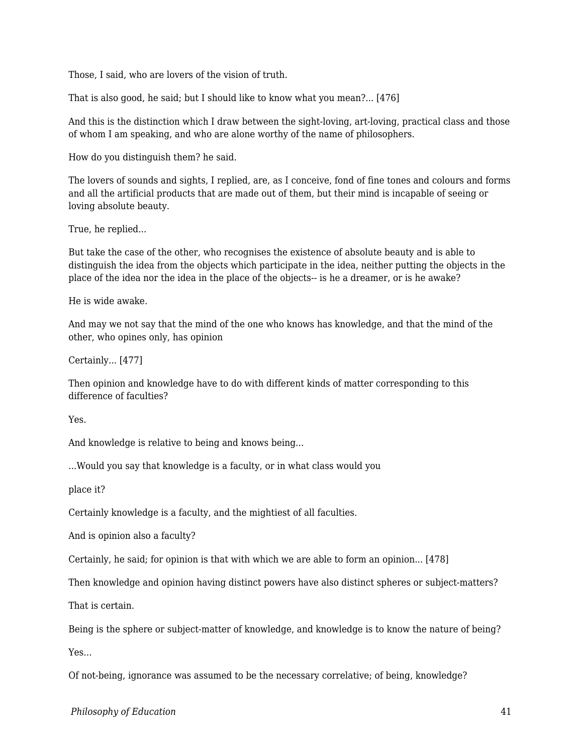Those, I said, who are lovers of the vision of truth.

That is also good, he said; but I should like to know what you mean?... [476]

And this is the distinction which I draw between the sight-loving, art-loving, practical class and those of whom I am speaking, and who are alone worthy of the name of philosophers.

How do you distinguish them? he said.

The lovers of sounds and sights, I replied, are, as I conceive, fond of fine tones and colours and forms and all the artificial products that are made out of them, but their mind is incapable of seeing or loving absolute beauty.

True, he replied...

But take the case of the other, who recognises the existence of absolute beauty and is able to distinguish the idea from the objects which participate in the idea, neither putting the objects in the place of the idea nor the idea in the place of the objects-- is he a dreamer, or is he awake?

He is wide awake.

And may we not say that the mind of the one who knows has knowledge, and that the mind of the other, who opines only, has opinion

Certainly... [477]

Then opinion and knowledge have to do with different kinds of matter corresponding to this difference of faculties?

Yes.

And knowledge is relative to being and knows being...

...Would you say that knowledge is a faculty, or in what class would you

place it?

Certainly knowledge is a faculty, and the mightiest of all faculties.

And is opinion also a faculty?

Certainly, he said; for opinion is that with which we are able to form an opinion... [478]

Then knowledge and opinion having distinct powers have also distinct spheres or subject-matters?

That is certain.

Being is the sphere or subject-matter of knowledge, and knowledge is to know the nature of being?

Yes...

Of not-being, ignorance was assumed to be the necessary correlative; of being, knowledge?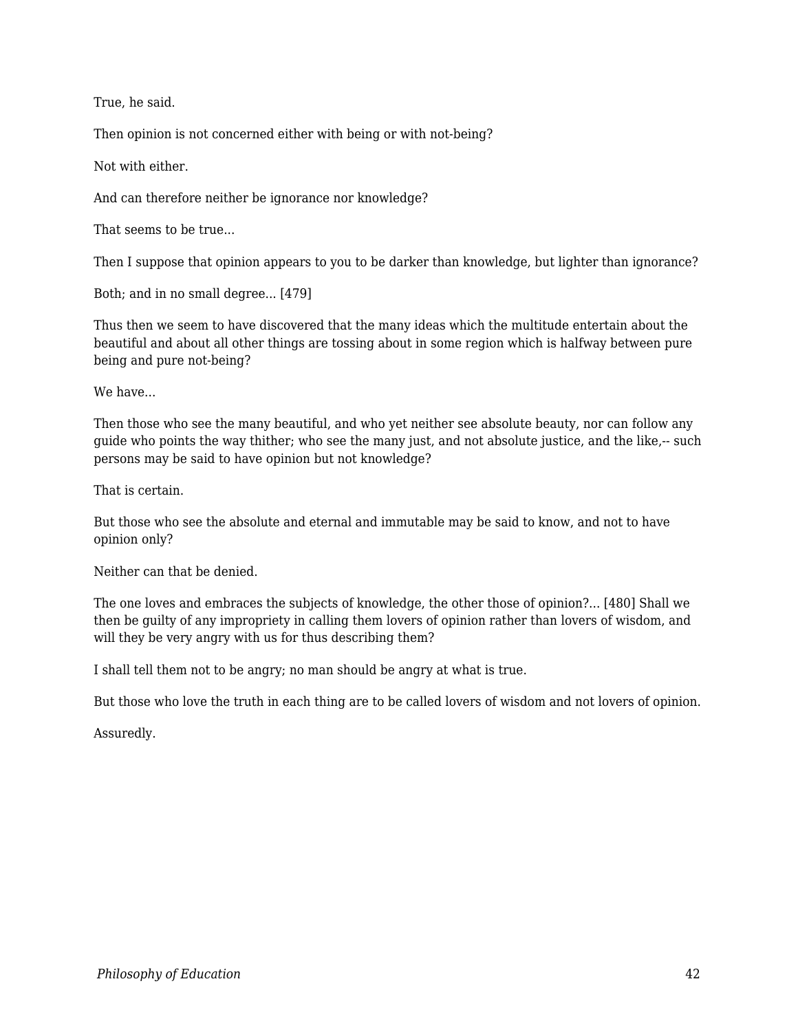True, he said.

Then opinion is not concerned either with being or with not-being?

Not with either.

And can therefore neither be ignorance nor knowledge?

That seems to be true…

Then I suppose that opinion appears to you to be darker than knowledge, but lighter than ignorance?

Both; and in no small degree… [479]

Thus then we seem to have discovered that the many ideas which the multitude entertain about the beautiful and about all other things are tossing about in some region which is halfway between pure being and pure not-being?

We have…

Then those who see the many beautiful, and who yet neither see absolute beauty, nor can follow any guide who points the way thither; who see the many just, and not absolute justice, and the like,-- such persons may be said to have opinion but not knowledge?

That is certain.

But those who see the absolute and eternal and immutable may be said to know, and not to have opinion only?

Neither can that be denied.

The one loves and embraces the subjects of knowledge, the other those of opinion?… [480] Shall we then be guilty of any impropriety in calling them lovers of opinion rather than lovers of wisdom, and will they be very angry with us for thus describing them?

I shall tell them not to be angry; no man should be angry at what is true.

But those who love the truth in each thing are to be called lovers of wisdom and not lovers of opinion.

Assuredly.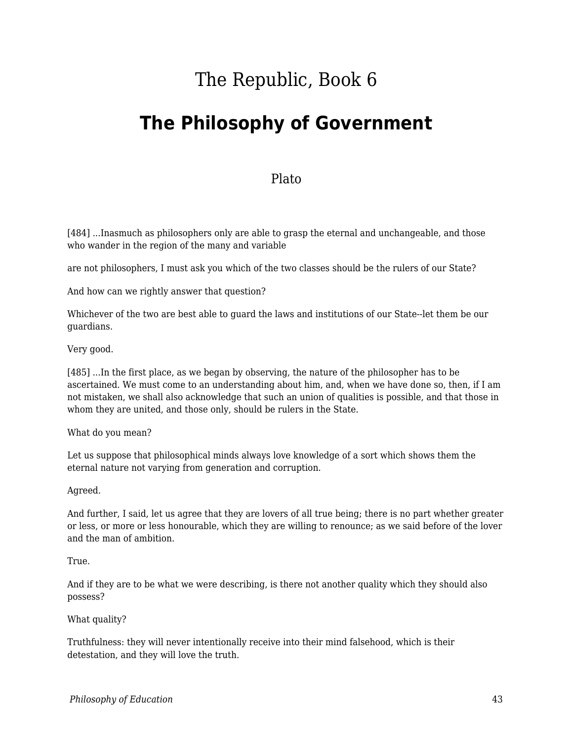# The Republic, Book 6

## The Philosophy of Government

Plato

[484] ...Inasmuch as philosophers only are able to grasp the eternal and unchangeable, and those who wander in the region of the many and variable

are not philosophers, I must ask you which of the two classes should be the rulers of our State?

And how can we rightly answer that question?

Whichever of the two are best able to guard the laws and institutions of our State--let them be our guardians.

Very good.

[485] ...In the first place, as we began by observing, the nature of the philosopher has to be ascertained. We must come to an understanding about him, and, when we have done so, then, if I am not mistaken, we shall also acknowledge that such an union of qualities is possible, and that those in whom they are united, and those only, should be rulers in the State.

What do you mean?

Let us suppose that philosophical minds always love knowledge of a sort which shows them the eternal nature not varying from generation and corruption.

Agreed.

And further, I said, let us agree that they are lovers of all true being; there is no part whether greater or less, or more or less honourable, which they are willing to renounce; as we said before of the lover and the man of ambition.

True.

And if they are to be what we were describing, is there not another quality which they should also possess?

What quality?

Truthfulness: they will never intentionally receive into their mind falsehood, which is their detestation, and they will love the truth.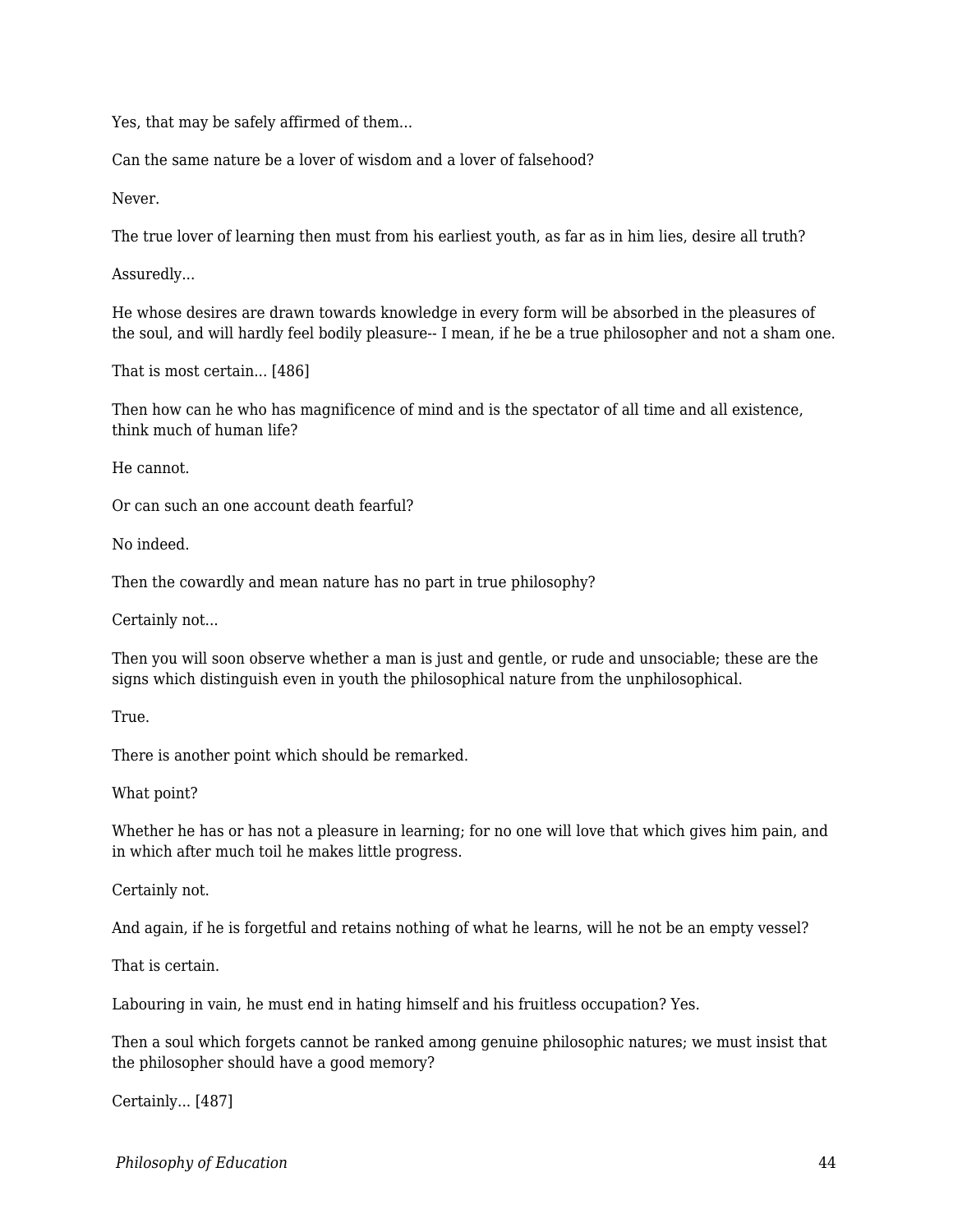Yes, that may be safely affirmed of them...

Can the same nature be a lover of wisdom and a lover of falsehood?

Never.

The true lover of learning then must from his earliest youth, as far as in him lies, desire all truth?

Assuredly...

He whose desires are drawn towards knowledge in every form will be absorbed in the pleasures of the soul, and will hardly feel bodily pleasure-- I mean, if he be a true philosopher and not a sham one.

That is most certain... [486]

Then how can he who has magnificence of mind and is the spectator of all time and all existence, think much of human life?

He cannot.

Or can such an one account death fearful?

No indeed.

Then the cowardly and mean nature has no part in true philosophy?

Certainly not...

Then you will soon observe whether a man is just and gentle, or rude and unsociable; these are the signs which distinguish even in youth the philosophical nature from the unphilosophical.

True.

There is another point which should be remarked.

What point?

Whether he has or has not a pleasure in learning; for no one will love that which gives him pain, and in which after much toil he makes little progress.

Certainly not.

And again, if he is forgetful and retains nothing of what he learns, will he not be an empty vessel?

That is certain.

Labouring in vain, he must end in hating himself and his fruitless occupation? Yes.

Then a soul which forgets cannot be ranked among genuine philosophic natures; we must insist that the philosopher should have a good memory?

Certainly... [487]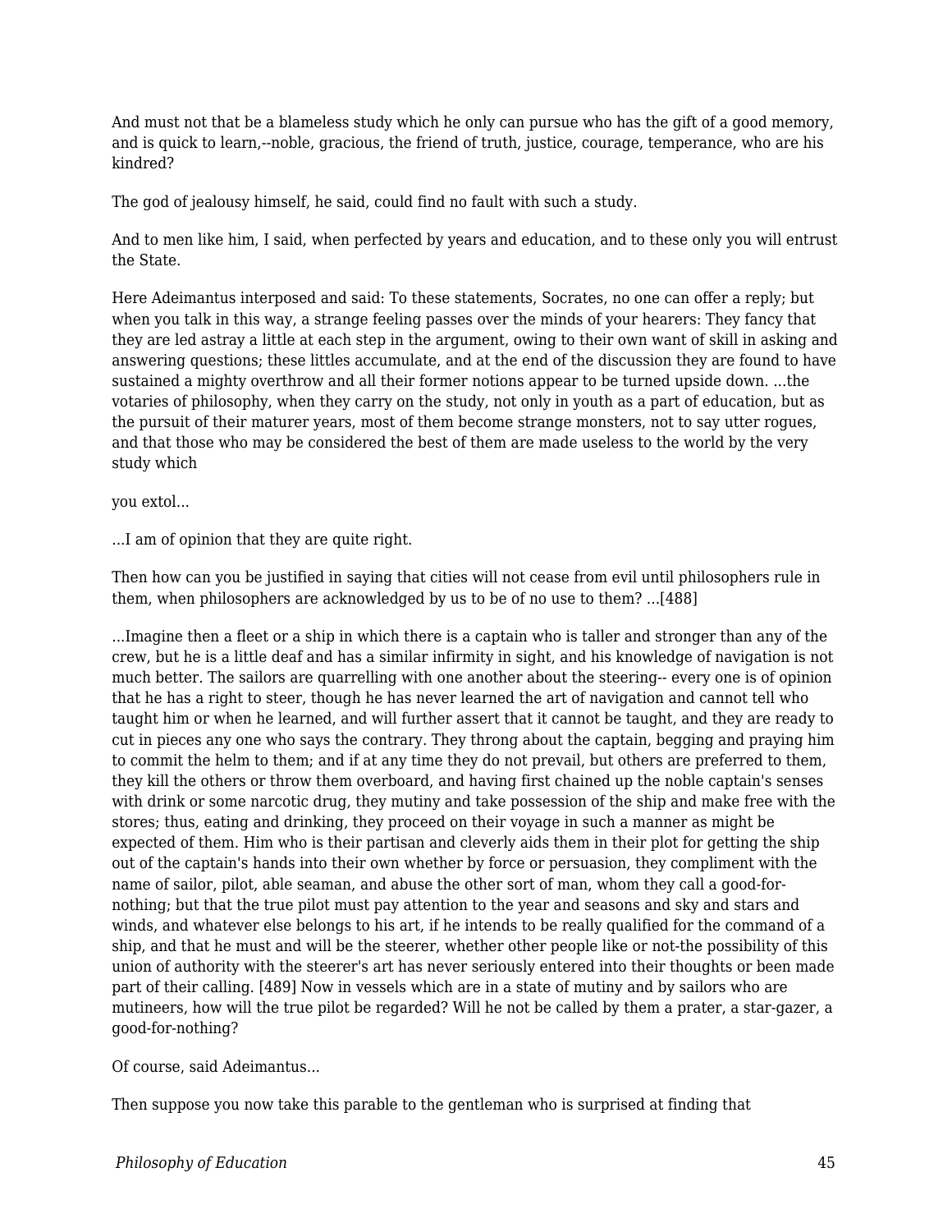And must not that be a blameless study which he only can pursue who has the gift of a good memory, and is quick to learn,--noble, gracious, the friend of truth, justice, courage, temperance, who are his kindred?

The god of jealousy himself, he said, could find no fault with such a study.

And to men like him, I said, when perfected by years and education, and to these only you will entrust the State.

Here Adeimantus interposed and said: To these statements, Socrates, no one can offer a reply; but when you talk in this way, a strange feeling passes over the minds of your hearers: They fancy that they are led astray a little at each step in the argument, owing to their own want of skill in asking and answering questions; these littles accumulate, and at the end of the discussion they are found to have sustained a mighty overthrow and all their former notions appear to be turned upside down. ...the votaries of philosophy, when they carry on the study, not only in youth as a part of education, but as the pursuit of their maturer years, most of them become strange monsters, not to say utter rogues, and that those who may be considered the best of them are made useless to the world by the very study which

you extol...

...I am of opinion that they are quite right.

Then how can you be justified in saying that cities will not cease from evil until philosophers rule in them, when philosophers are acknowledged by us to be of no use to them? ...[488]

...Imagine then a fleet or a ship in which there is a captain who is taller and stronger than any of the crew, but he is a little deaf and has a similar infirmity in sight, and his knowledge of navigation is not much better. The sailors are quarrelling with one another about the steering-- every one is of opinion that he has a right to steer, though he has never learned the art of navigation and cannot tell who taught him or when he learned, and will further assert that it cannot be taught, and they are ready to cut in pieces any one who says the contrary. They throng about the captain, begging and praying him to commit the helm to them; and if at any time they do not prevail, but others are preferred to them, they kill the others or throw them overboard, and having first chained up the noble captain's senses with drink or some narcotic drug, they mutiny and take possession of the ship and make free with the stores; thus, eating and drinking, they proceed on their voyage in such a manner as might be expected of them. Him who is their partisan and cleverly aids them in their plot for getting the ship out of the captain's hands into their own whether by force or persuasion, they compliment with the name of sailor, pilot, able seaman, and abuse the other sort of man, whom they call a good-for-nothing; but that the true pilot must pay attention to the year and seasons and sky and stars and winds, and whatever else belongs to his art, if he intends to be really qualified for the command of a ship, and that he must and will be the steerer, whether other people like or not-the possibility of this union of authority with the steerer's art has never seriously entered into their thoughts or been made part of their calling. [489] Now in vessels which are in a state of mutiny and by sailors who are mutineers, how will the true pilot be regarded? Will he not be called by them a prater, a star-gazer, a good-for-nothing?

Of course, said Adeimantus...

Then suppose you now take this parable to the gentleman who is surprised at finding that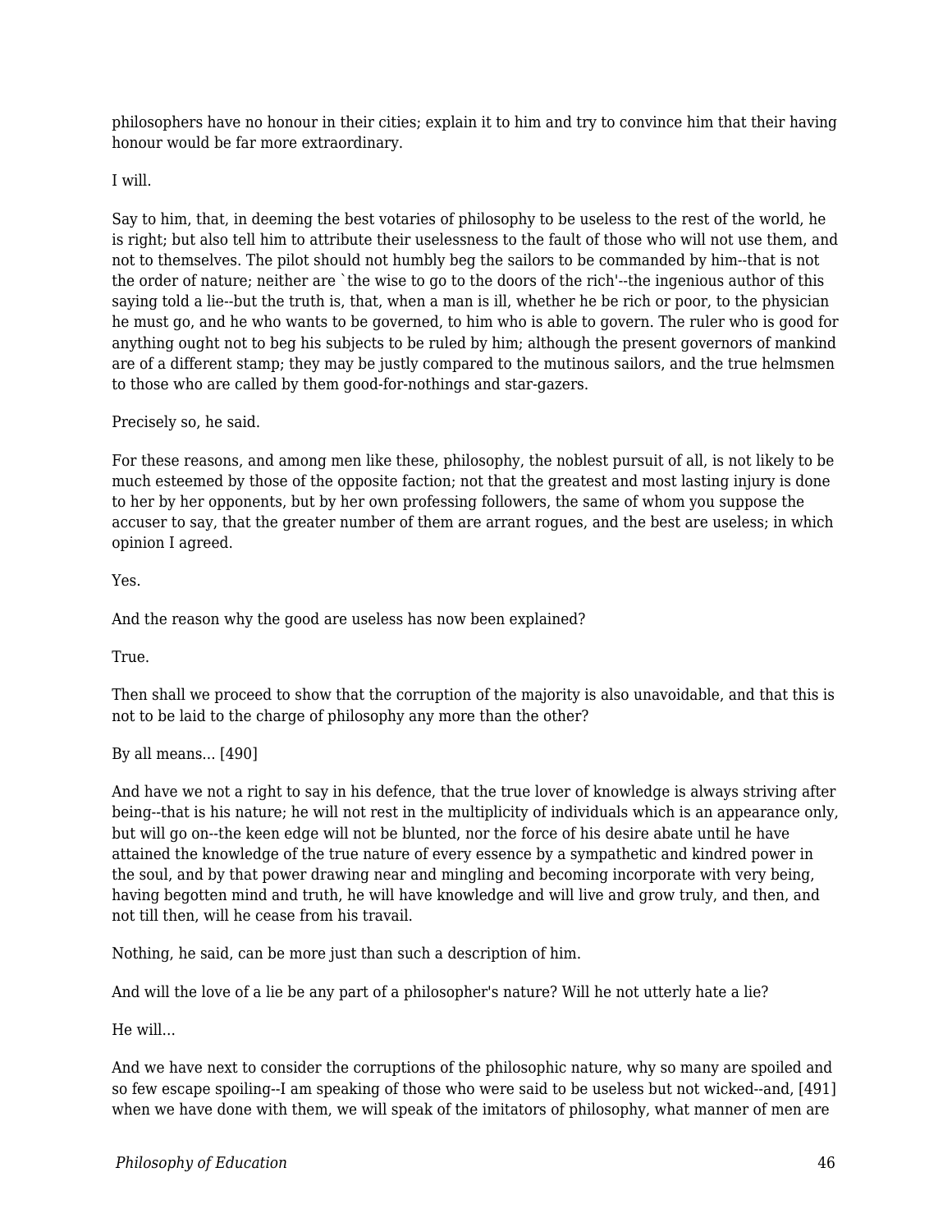philosophers have no honour in their cities; explain it to him and try to convince him that their having honour would be far more extraordinary.

I will.

Say to him, that, in deeming the best votaries of philosophy to be useless to the rest of the world, he is right; but also tell him to attribute their uselessness to the fault of those who will not use them, and not to themselves. The pilot should not humbly beg the sailors to be commanded by him--that is not the order of nature; neither are `the wise to go to the doors of the rich'--the ingenious author of this saying told a lie--but the truth is, that, when a man is ill, whether he be rich or poor, to the physician he must go, and he who wants to be governed, to him who is able to govern. The ruler who is good for anything ought not to beg his subjects to be ruled by him; although the present governors of mankind are of a different stamp; they may be justly compared to the mutinous sailors, and the true helmsmen to those who are called by them good-for-nothings and star-gazers.

Precisely so, he said.

For these reasons, and among men like these, philosophy, the noblest pursuit of all, is not likely to be much esteemed by those of the opposite faction; not that the greatest and most lasting injury is done to her by her opponents, but by her own professing followers, the same of whom you suppose the accuser to say, that the greater number of them are arrant rogues, and the best are useless; in which opinion I agreed.

Yes.

And the reason why the good are useless has now been explained?

True.

Then shall we proceed to show that the corruption of the majority is also unavoidable, and that this is not to be laid to the charge of philosophy any more than the other?

By all means... [490]

And have we not a right to say in his defence, that the true lover of knowledge is always striving after being--that is his nature; he will not rest in the multiplicity of individuals which is an appearance only, but will go on--the keen edge will not be blunted, nor the force of his desire abate until he have attained the knowledge of the true nature of every essence by a sympathetic and kindred power in the soul, and by that power drawing near and mingling and becoming incorporate with very being, having begotten mind and truth, he will have knowledge and will live and grow truly, and then, and not till then, will he cease from his travail.

Nothing, he said, can be more just than such a description of him.

And will the love of a lie be any part of a philosopher's nature? Will he not utterly hate a lie?

He will...

And we have next to consider the corruptions of the philosophic nature, why so many are spoiled and so few escape spoiling--I am speaking of those who were said to be useless but not wicked--and, [491] when we have done with them, we will speak of the imitators of philosophy, what manner of men are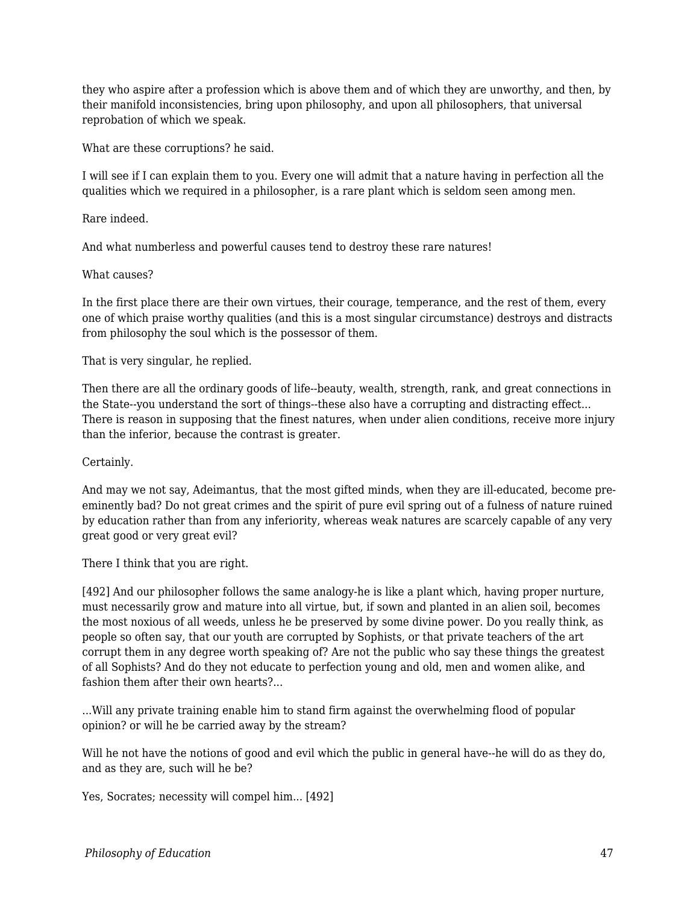they who aspire after a profession which is above them and of which they are unworthy, and then, by their manifold inconsistencies, bring upon philosophy, and upon all philosophers, that universal reprobation of which we speak.

What are these corruptions? he said.

I will see if I can explain them to you. Every one will admit that a nature having in perfection all the qualities which we required in a philosopher, is a rare plant which is seldom seen among men.

Rare indeed.

And what numberless and powerful causes tend to destroy these rare natures!

What causes?

In the first place there are their own virtues, their courage, temperance, and the rest of them, every one of which praise worthy qualities (and this is a most singular circumstance) destroys and distracts from philosophy the soul which is the possessor of them.

That is very singular, he replied.

Then there are all the ordinary goods of life--beauty, wealth, strength, rank, and great connections in the State--you understand the sort of things--these also have a corrupting and distracting effect... There is reason in supposing that the finest natures, when under alien conditions, receive more injury than the inferior, because the contrast is greater.

Certainly.

And may we not say, Adeimantus, that the most gifted minds, when they are ill-educated, become pre-eminently bad? Do not great crimes and the spirit of pure evil spring out of a fulness of nature ruined by education rather than from any inferiority, whereas weak natures are scarcely capable of any very great good or very great evil?

There I think that you are right.

[492] And our philosopher follows the same analogy-he is like a plant which, having proper nurture, must necessarily grow and mature into all virtue, but, if sown and planted in an alien soil, becomes the most noxious of all weeds, unless he be preserved by some divine power. Do you really think, as people so often say, that our youth are corrupted by Sophists, or that private teachers of the art corrupt them in any degree worth speaking of? Are not the public who say these things the greatest of all Sophists? And do they not educate to perfection young and old, men and women alike, and fashion them after their own hearts?...

...Will any private training enable him to stand firm against the overwhelming flood of popular opinion? or will he be carried away by the stream?

Will he not have the notions of good and evil which the public in general have--he will do as they do, and as they are, such will he be?

Yes, Socrates; necessity will compel him... [492]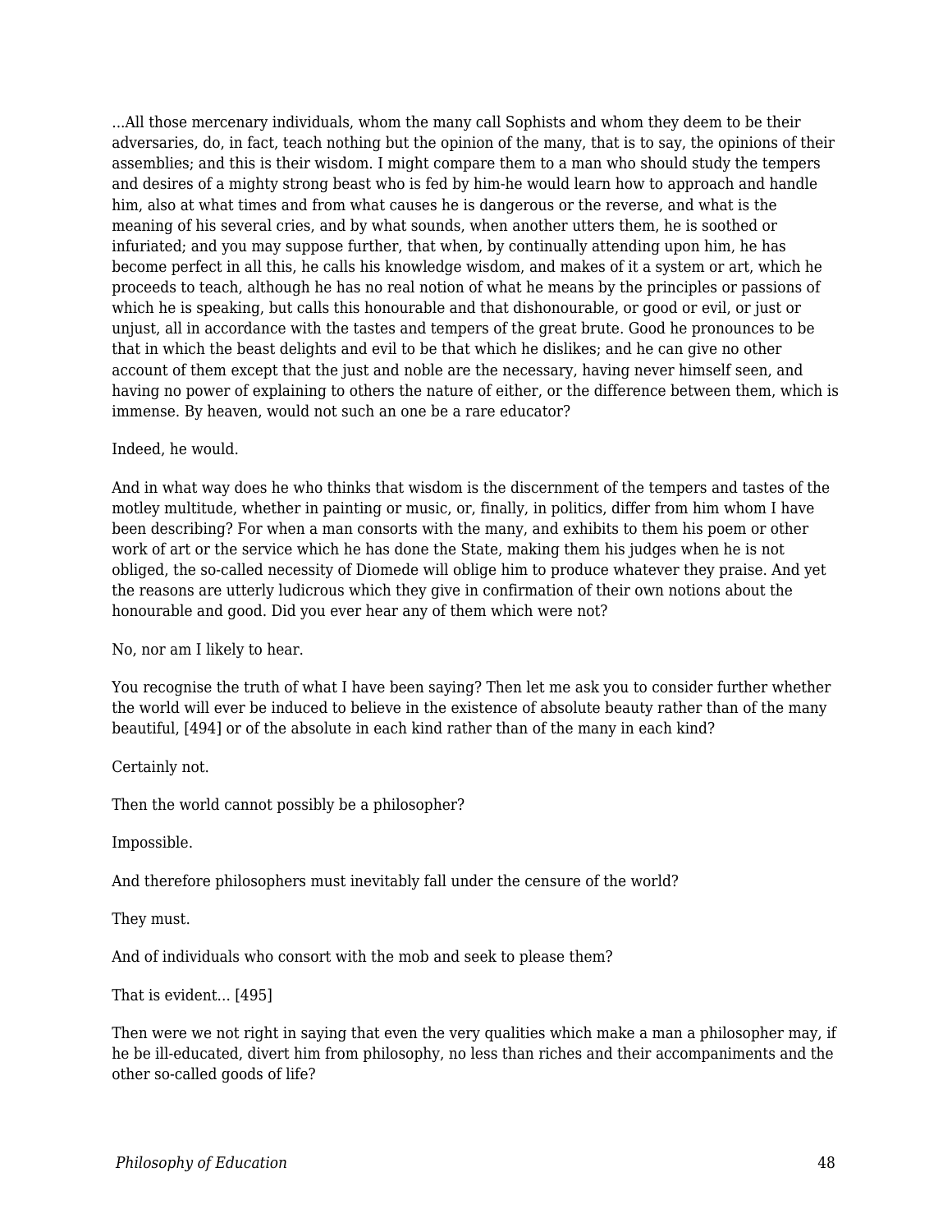...All those mercenary individuals, whom the many call Sophists and whom they deem to be their adversaries, do, in fact, teach nothing but the opinion of the many, that is to say, the opinions of their assemblies; and this is their wisdom. I might compare them to a man who should study the tempers and desires of a mighty strong beast who is fed by him-he would learn how to approach and handle him, also at what times and from what causes he is dangerous or the reverse, and what is the meaning of his several cries, and by what sounds, when another utters them, he is soothed or infuriated; and you may suppose further, that when, by continually attending upon him, he has become perfect in all this, he calls his knowledge wisdom, and makes of it a system or art, which he proceeds to teach, although he has no real notion of what he means by the principles or passions of which he is speaking, but calls this honourable and that dishonourable, or good or evil, or just or unjust, all in accordance with the tastes and tempers of the great brute. Good he pronounces to be that in which the beast delights and evil to be that which he dislikes; and he can give no other account of them except that the just and noble are the necessary, having never himself seen, and having no power of explaining to others the nature of either, or the difference between them, which is immense. By heaven, would not such an one be a rare educator?

Indeed, he would.

And in what way does he who thinks that wisdom is the discernment of the tempers and tastes of the motley multitude, whether in painting or music, or, finally, in politics, differ from him whom I have been describing? For when a man consorts with the many, and exhibits to them his poem or other work of art or the service which he has done the State, making them his judges when he is not obliged, the so-called necessity of Diomede will oblige him to produce whatever they praise. And yet the reasons are utterly ludicrous which they give in confirmation of their own notions about the honourable and good. Did you ever hear any of them which were not?

No, nor am I likely to hear.

You recognise the truth of what I have been saying? Then let me ask you to consider further whether the world will ever be induced to believe in the existence of absolute beauty rather than of the many beautiful, [494] or of the absolute in each kind rather than of the many in each kind?

Certainly not.

Then the world cannot possibly be a philosopher?

Impossible.

And therefore philosophers must inevitably fall under the censure of the world?

They must.

And of individuals who consort with the mob and seek to please them?

That is evident... [495]

Then were we not right in saying that even the very qualities which make a man a philosopher may, if he be ill-educated, divert him from philosophy, no less than riches and their accompaniments and the other so-called goods of life?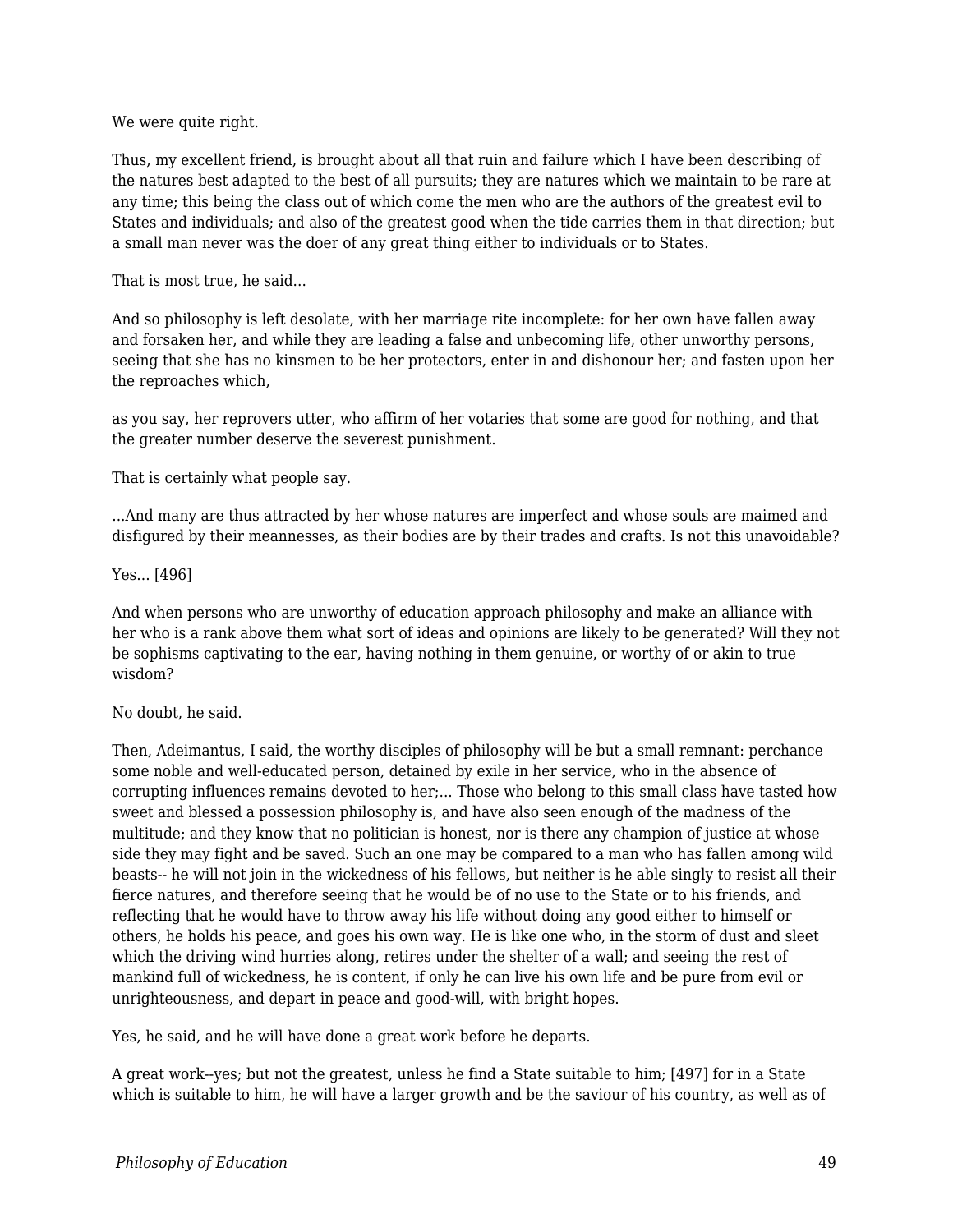We were quite right.

Thus, my excellent friend, is brought about all that ruin and failure which I have been describing of the natures best adapted to the best of all pursuits; they are natures which we maintain to be rare at any time; this being the class out of which come the men who are the authors of the greatest evil to States and individuals; and also of the greatest good when the tide carries them in that direction; but a small man never was the doer of any great thing either to individuals or to States.

That is most true, he said...

And so philosophy is left desolate, with her marriage rite incomplete: for her own have fallen away and forsaken her, and while they are leading a false and unbecoming life, other unworthy persons, seeing that she has no kinsmen to be her protectors, enter in and dishonour her; and fasten upon her the reproaches which,

as you say, her reprovers utter, who affirm of her votaries that some are good for nothing, and that the greater number deserve the severest punishment.

That is certainly what people say.

...And many are thus attracted by her whose natures are imperfect and whose souls are maimed and disfigured by their meannesses, as their bodies are by their trades and crafts. Is not this unavoidable?

Yes... [496]

And when persons who are unworthy of education approach philosophy and make an alliance with her who is a rank above them what sort of ideas and opinions are likely to be generated? Will they not be sophisms captivating to the ear, having nothing in them genuine, or worthy of or akin to true wisdom?

No doubt, he said.

Then, Adeimantus, I said, the worthy disciples of philosophy will be but a small remnant: perchance some noble and well-educated person, detained by exile in her service, who in the absence of corrupting influences remains devoted to her;... Those who belong to this small class have tasted how sweet and blessed a possession philosophy is, and have also seen enough of the madness of the multitude; and they know that no politician is honest, nor is there any champion of justice at whose side they may fight and be saved. Such an one may be compared to a man who has fallen among wild beasts-- he will not join in the wickedness of his fellows, but neither is he able singly to resist all their fierce natures, and therefore seeing that he would be of no use to the State or to his friends, and reflecting that he would have to throw away his life without doing any good either to himself or others, he holds his peace, and goes his own way. He is like one who, in the storm of dust and sleet which the driving wind hurries along, retires under the shelter of a wall; and seeing the rest of mankind full of wickedness, he is content, if only he can live his own life and be pure from evil or unrighteousness, and depart in peace and good-will, with bright hopes.

Yes, he said, and he will have done a great work before he departs.

A great work--yes; but not the greatest, unless he find a State suitable to him; [497] for in a State which is suitable to him, he will have a larger growth and be the saviour of his country, as well as of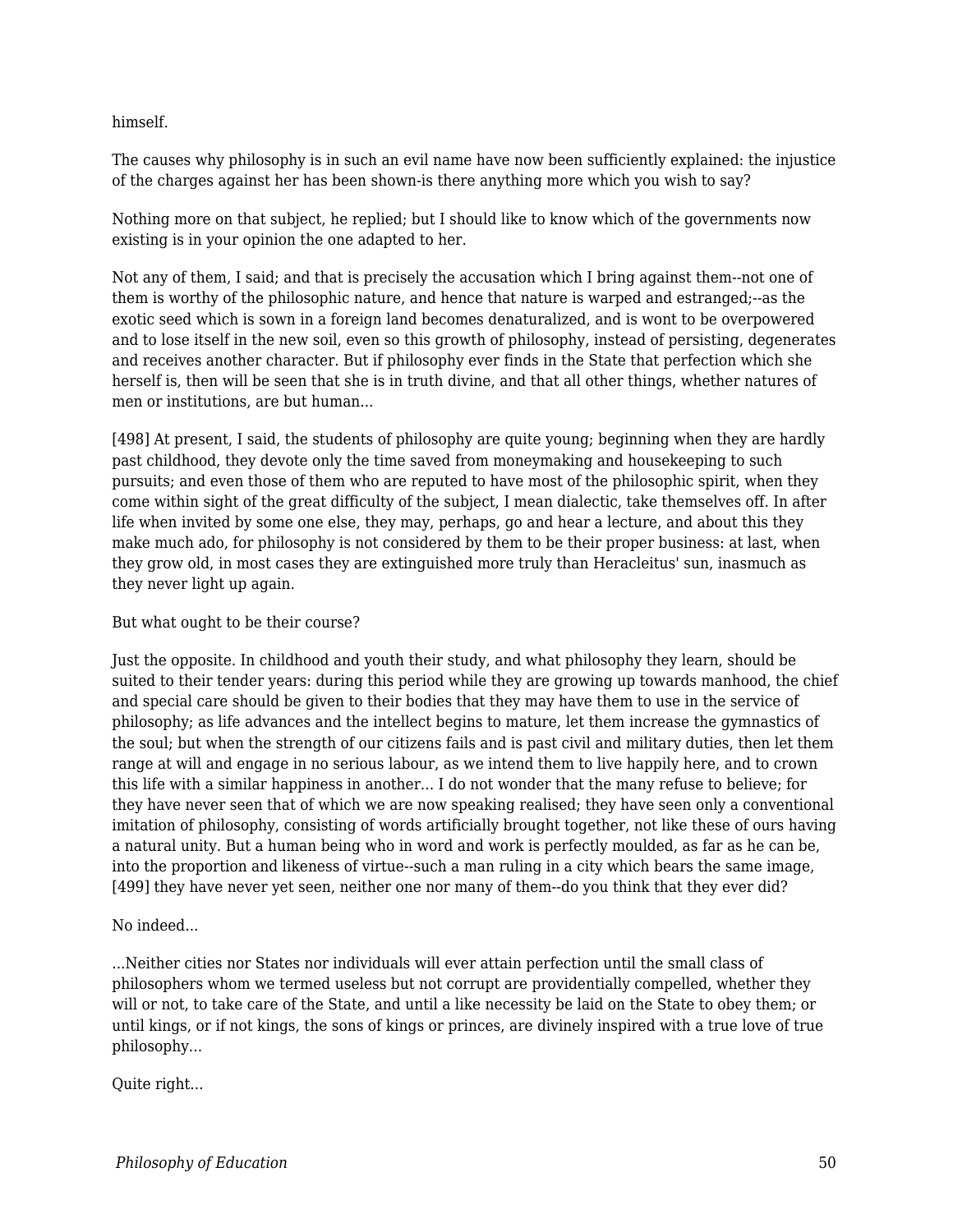himself.

The causes why philosophy is in such an evil name have now been sufficiently explained: the injustice of the charges against her has been shown-is there anything more which you wish to say?

Nothing more on that subject, he replied; but I should like to know which of the governments now existing is in your opinion the one adapted to her.

Not any of them, I said; and that is precisely the accusation which I bring against them--not one of them is worthy of the philosophic nature, and hence that nature is warped and estranged;--as the exotic seed which is sown in a foreign land becomes denaturalized, and is wont to be overpowered and to lose itself in the new soil, even so this growth of philosophy, instead of persisting, degenerates and receives another character. But if philosophy ever finds in the State that perfection which she herself is, then will be seen that she is in truth divine, and that all other things, whether natures of men or institutions, are but human...

[498] At present, I said, the students of philosophy are quite young; beginning when they are hardly past childhood, they devote only the time saved from moneymaking and housekeeping to such pursuits; and even those of them who are reputed to have most of the philosophic spirit, when they come within sight of the great difficulty of the subject, I mean dialectic, take themselves off. In after life when invited by some one else, they may, perhaps, go and hear a lecture, and about this they make much ado, for philosophy is not considered by them to be their proper business: at last, when they grow old, in most cases they are extinguished more truly than Heracleitus' sun, inasmuch as they never light up again.

But what ought to be their course?

Just the opposite. In childhood and youth their study, and what philosophy they learn, should be suited to their tender years: during this period while they are growing up towards manhood, the chief and special care should be given to their bodies that they may have them to use in the service of philosophy; as life advances and the intellect begins to mature, let them increase the gymnastics of the soul; but when the strength of our citizens fails and is past civil and military duties, then let them range at will and engage in no serious labour, as we intend them to live happily here, and to crown this life with a similar happiness in another... I do not wonder that the many refuse to believe; for they have never seen that of which we are now speaking realised; they have seen only a conventional imitation of philosophy, consisting of words artificially brought together, not like these of ours having a natural unity. But a human being who in word and work is perfectly moulded, as far as he can be, into the proportion and likeness of virtue--such a man ruling in a city which bears the same image, [499] they have never yet seen, neither one nor many of them--do you think that they ever did?

No indeed...

...Neither cities nor States nor individuals will ever attain perfection until the small class of philosophers whom we termed useless but not corrupt are providentially compelled, whether they will or not, to take care of the State, and until a like necessity be laid on the State to obey them; or until kings, or if not kings, the sons of kings or princes, are divinely inspired with a true love of true philosophy...

Quite right...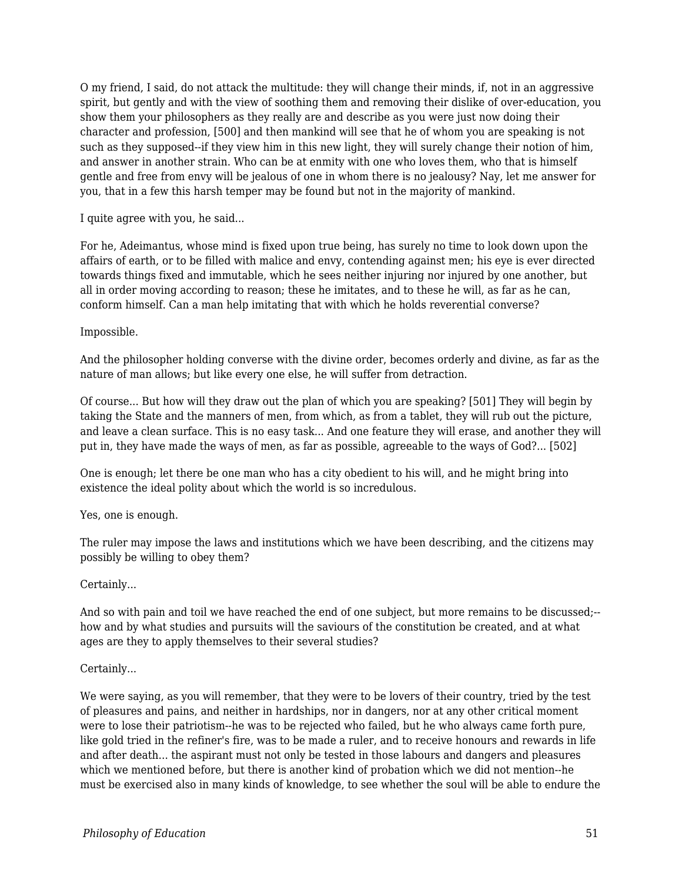O my friend, I said, do not attack the multitude: they will change their minds, if, not in an aggressive spirit, but gently and with the view of soothing them and removing their dislike of over-education, you show them your philosophers as they really are and describe as you were just now doing their character and profession, [500] and then mankind will see that he of whom you are speaking is not such as they supposed--if they view him in this new light, they will surely change their notion of him, and answer in another strain. Who can be at enmity with one who loves them, who that is himself gentle and free from envy will be jealous of one in whom there is no jealousy? Nay, let me answer for you, that in a few this harsh temper may be found but not in the majority of mankind.

I quite agree with you, he said...

For he, Adeimantus, whose mind is fixed upon true being, has surely no time to look down upon the affairs of earth, or to be filled with malice and envy, contending against men; his eye is ever directed towards things fixed and immutable, which he sees neither injuring nor injured by one another, but all in order moving according to reason; these he imitates, and to these he will, as far as he can, conform himself. Can a man help imitating that with which he holds reverential converse?

Impossible.

And the philosopher holding converse with the divine order, becomes orderly and divine, as far as the nature of man allows; but like every one else, he will suffer from detraction.

Of course... But how will they draw out the plan of which you are speaking? [501] They will begin by taking the State and the manners of men, from which, as from a tablet, they will rub out the picture, and leave a clean surface. This is no easy task... And one feature they will erase, and another they will put in, they have made the ways of men, as far as possible, agreeable to the ways of God?... [502]

One is enough; let there be one man who has a city obedient to his will, and he might bring into existence the ideal polity about which the world is so incredulous.

Yes, one is enough.

The ruler may impose the laws and institutions which we have been describing, and the citizens may possibly be willing to obey them?

Certainly...

And so with pain and toil we have reached the end of one subject, but more remains to be discussed;--how and by what studies and pursuits will the saviours of the constitution be created, and at what ages are they to apply themselves to their several studies?

Certainly...

We were saying, as you will remember, that they were to be lovers of their country, tried by the test of pleasures and pains, and neither in hardships, nor in dangers, nor at any other critical moment were to lose their patriotism--he was to be rejected who failed, but he who always came forth pure, like gold tried in the refiner's fire, was to be made a ruler, and to receive honours and rewards in life and after death... the aspirant must not only be tested in those labours and dangers and pleasures which we mentioned before, but there is another kind of probation which we did not mention--he must be exercised also in many kinds of knowledge, to see whether the soul will be able to endure the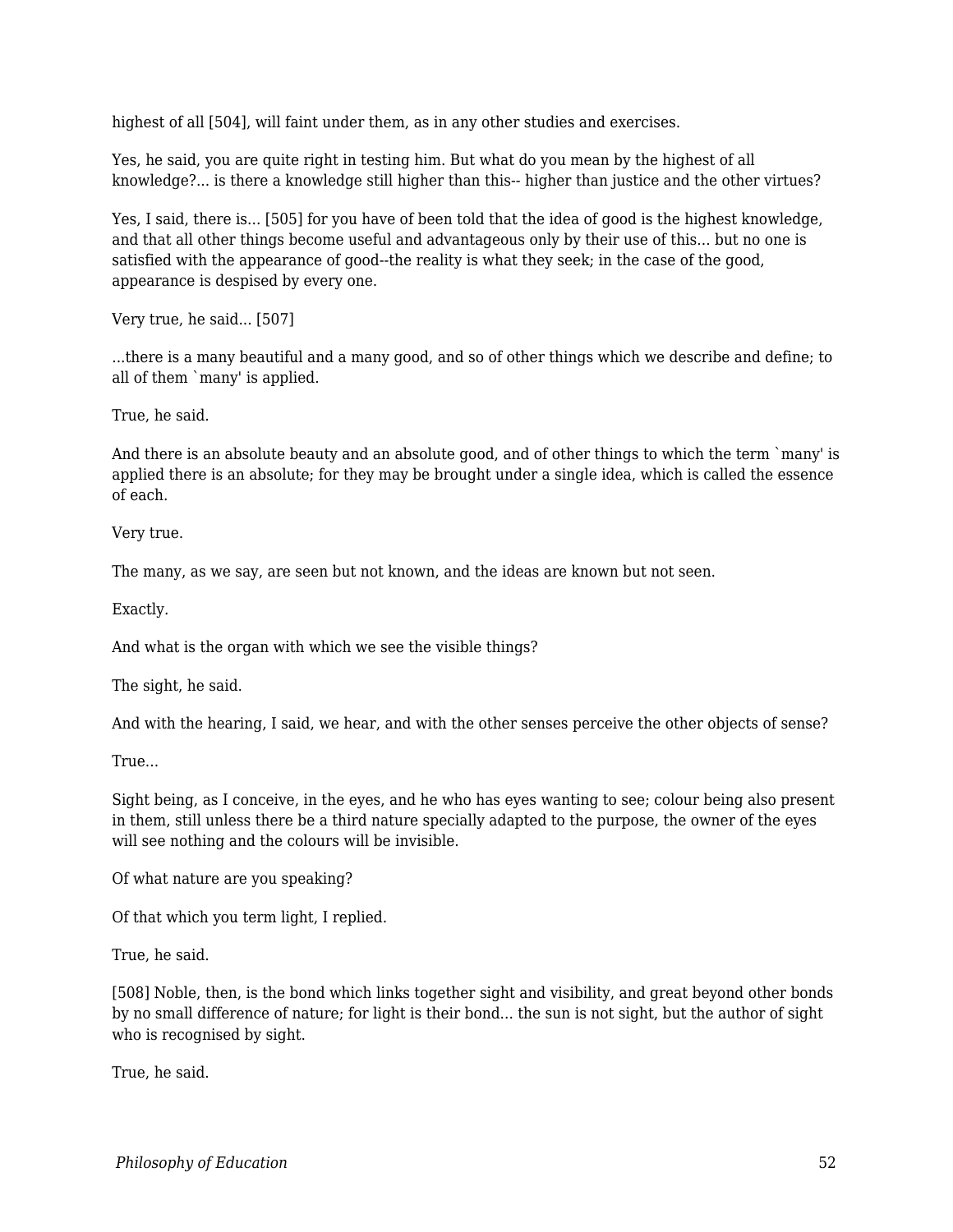highest of all [504], will faint under them, as in any other studies and exercises.

Yes, he said, you are quite right in testing him. But what do you mean by the highest of all knowledge?... is there a knowledge still higher than this-- higher than justice and the other virtues?

Yes, I said, there is... [505] for you have of been told that the idea of good is the highest knowledge, and that all other things become useful and advantageous only by their use of this... but no one is satisfied with the appearance of good--the reality is what they seek; in the case of the good, appearance is despised by every one.

Very true, he said... [507]

...there is a many beautiful and a many good, and so of other things which we describe and define; to all of them `many' is applied.

True, he said.

And there is an absolute beauty and an absolute good, and of other things to which the term `many' is applied there is an absolute; for they may be brought under a single idea, which is called the essence of each.

Very true.

The many, as we say, are seen but not known, and the ideas are known but not seen.

Exactly.

And what is the organ with which we see the visible things?

The sight, he said.

And with the hearing, I said, we hear, and with the other senses perceive the other objects of sense?

True...

Sight being, as I conceive, in the eyes, and he who has eyes wanting to see; colour being also present in them, still unless there be a third nature specially adapted to the purpose, the owner of the eyes will see nothing and the colours will be invisible.

Of what nature are you speaking?

Of that which you term light, I replied.

True, he said.

[508] Noble, then, is the bond which links together sight and visibility, and great beyond other bonds by no small difference of nature; for light is their bond... the sun is not sight, but the author of sight who is recognised by sight.

True, he said.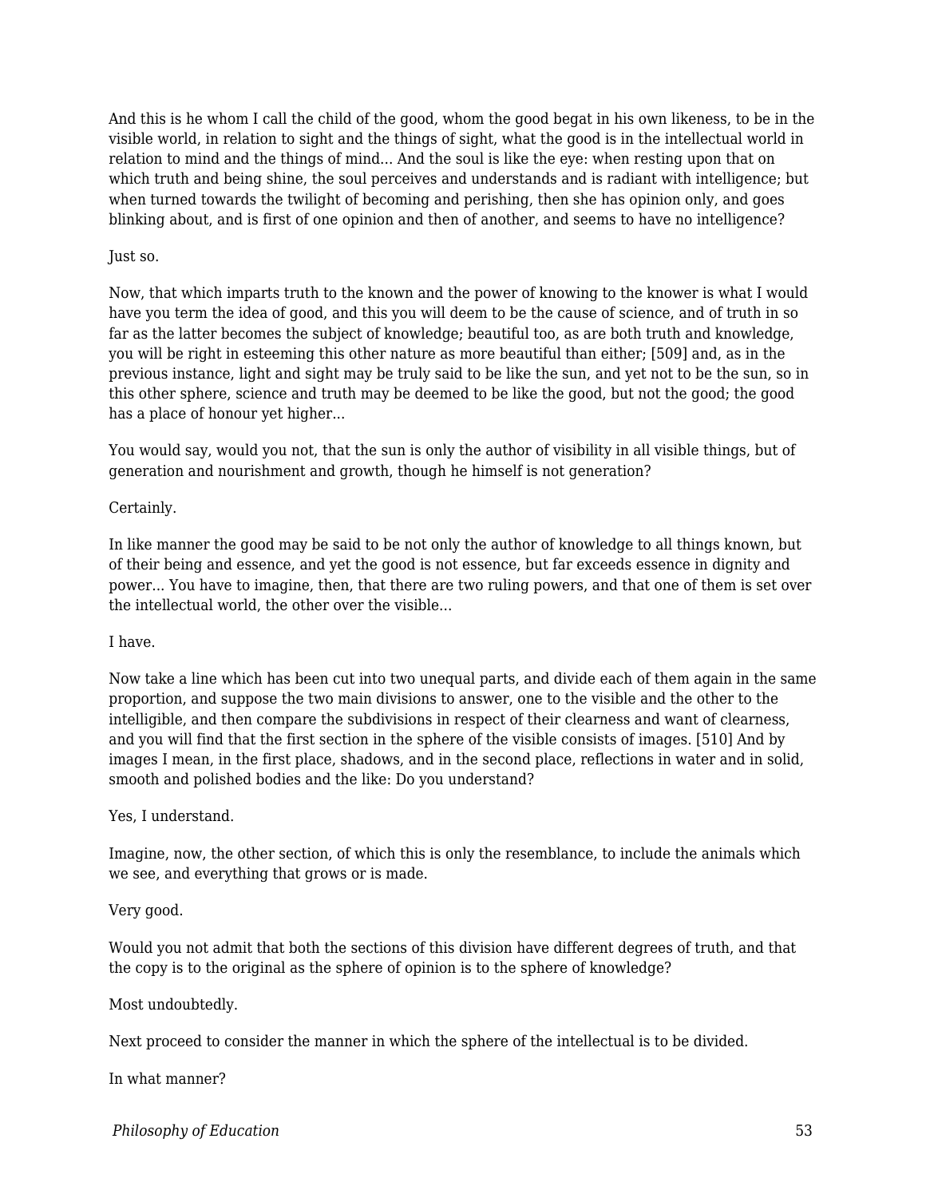And this is he whom I call the child of the good, whom the good begat in his own likeness, to be in the visible world, in relation to sight and the things of sight, what the good is in the intellectual world in relation to mind and the things of mind... And the soul is like the eye: when resting upon that on which truth and being shine, the soul perceives and understands and is radiant with intelligence; but when turned towards the twilight of becoming and perishing, then she has opinion only, and goes blinking about, and is first of one opinion and then of another, and seems to have no intelligence?

Just so.

Now, that which imparts truth to the known and the power of knowing to the knower is what I would have you term the idea of good, and this you will deem to be the cause of science, and of truth in so far as the latter becomes the subject of knowledge; beautiful too, as are both truth and knowledge, you will be right in esteeming this other nature as more beautiful than either; [509] and, as in the previous instance, light and sight may be truly said to be like the sun, and yet not to be the sun, so in this other sphere, science and truth may be deemed to be like the good, but not the good; the good has a place of honour yet higher...

You would say, would you not, that the sun is only the author of visibility in all visible things, but of generation and nourishment and growth, though he himself is not generation?

Certainly.

In like manner the good may be said to be not only the author of knowledge to all things known, but of their being and essence, and yet the good is not essence, but far exceeds essence in dignity and power... You have to imagine, then, that there are two ruling powers, and that one of them is set over the intellectual world, the other over the visible...

I have.

Now take a line which has been cut into two unequal parts, and divide each of them again in the same proportion, and suppose the two main divisions to answer, one to the visible and the other to the intelligible, and then compare the subdivisions in respect of their clearness and want of clearness, and you will find that the first section in the sphere of the visible consists of images. [510] And by images I mean, in the first place, shadows, and in the second place, reflections in water and in solid, smooth and polished bodies and the like: Do you understand?

Yes, I understand.

Imagine, now, the other section, of which this is only the resemblance, to include the animals which we see, and everything that grows or is made.

Very good.

Would you not admit that both the sections of this division have different degrees of truth, and that the copy is to the original as the sphere of opinion is to the sphere of knowledge?

Most undoubtedly.

Next proceed to consider the manner in which the sphere of the intellectual is to be divided.

In what manner?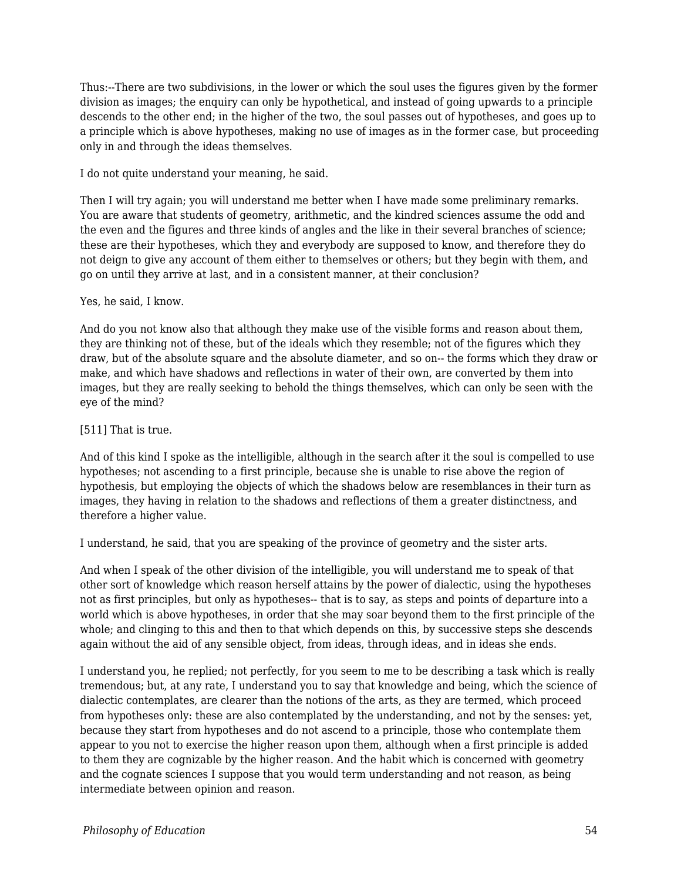Thus:--There are two subdivisions, in the lower or which the soul uses the figures given by the former division as images; the enquiry can only be hypothetical, and instead of going upwards to a principle descends to the other end; in the higher of the two, the soul passes out of hypotheses, and goes up to a principle which is above hypotheses, making no use of images as in the former case, but proceeding only in and through the ideas themselves.

I do not quite understand your meaning, he said.

Then I will try again; you will understand me better when I have made some preliminary remarks. You are aware that students of geometry, arithmetic, and the kindred sciences assume the odd and the even and the figures and three kinds of angles and the like in their several branches of science; these are their hypotheses, which they and everybody are supposed to know, and therefore they do not deign to give any account of them either to themselves or others; but they begin with them, and go on until they arrive at last, and in a consistent manner, at their conclusion?

Yes, he said, I know.

And do you not know also that although they make use of the visible forms and reason about them, they are thinking not of these, but of the ideals which they resemble; not of the figures which they draw, but of the absolute square and the absolute diameter, and so on-- the forms which they draw or make, and which have shadows and reflections in water of their own, are converted by them into images, but they are really seeking to behold the things themselves, which can only be seen with the eye of the mind?

[511] That is true.

And of this kind I spoke as the intelligible, although in the search after it the soul is compelled to use hypotheses; not ascending to a first principle, because she is unable to rise above the region of hypothesis, but employing the objects of which the shadows below are resemblances in their turn as images, they having in relation to the shadows and reflections of them a greater distinctness, and therefore a higher value.

I understand, he said, that you are speaking of the province of geometry and the sister arts.

And when I speak of the other division of the intelligible, you will understand me to speak of that other sort of knowledge which reason herself attains by the power of dialectic, using the hypotheses not as first principles, but only as hypotheses-- that is to say, as steps and points of departure into a world which is above hypotheses, in order that she may soar beyond them to the first principle of the whole; and clinging to this and then to that which depends on this, by successive steps she descends again without the aid of any sensible object, from ideas, through ideas, and in ideas she ends.

I understand you, he replied; not perfectly, for you seem to me to be describing a task which is really tremendous; but, at any rate, I understand you to say that knowledge and being, which the science of dialectic contemplates, are clearer than the notions of the arts, as they are termed, which proceed from hypotheses only: these are also contemplated by the understanding, and not by the senses: yet, because they start from hypotheses and do not ascend to a principle, those who contemplate them appear to you not to exercise the higher reason upon them, although when a first principle is added to them they are cognizable by the higher reason. And the habit which is concerned with geometry and the cognate sciences I suppose that you would term understanding and not reason, as being intermediate between opinion and reason.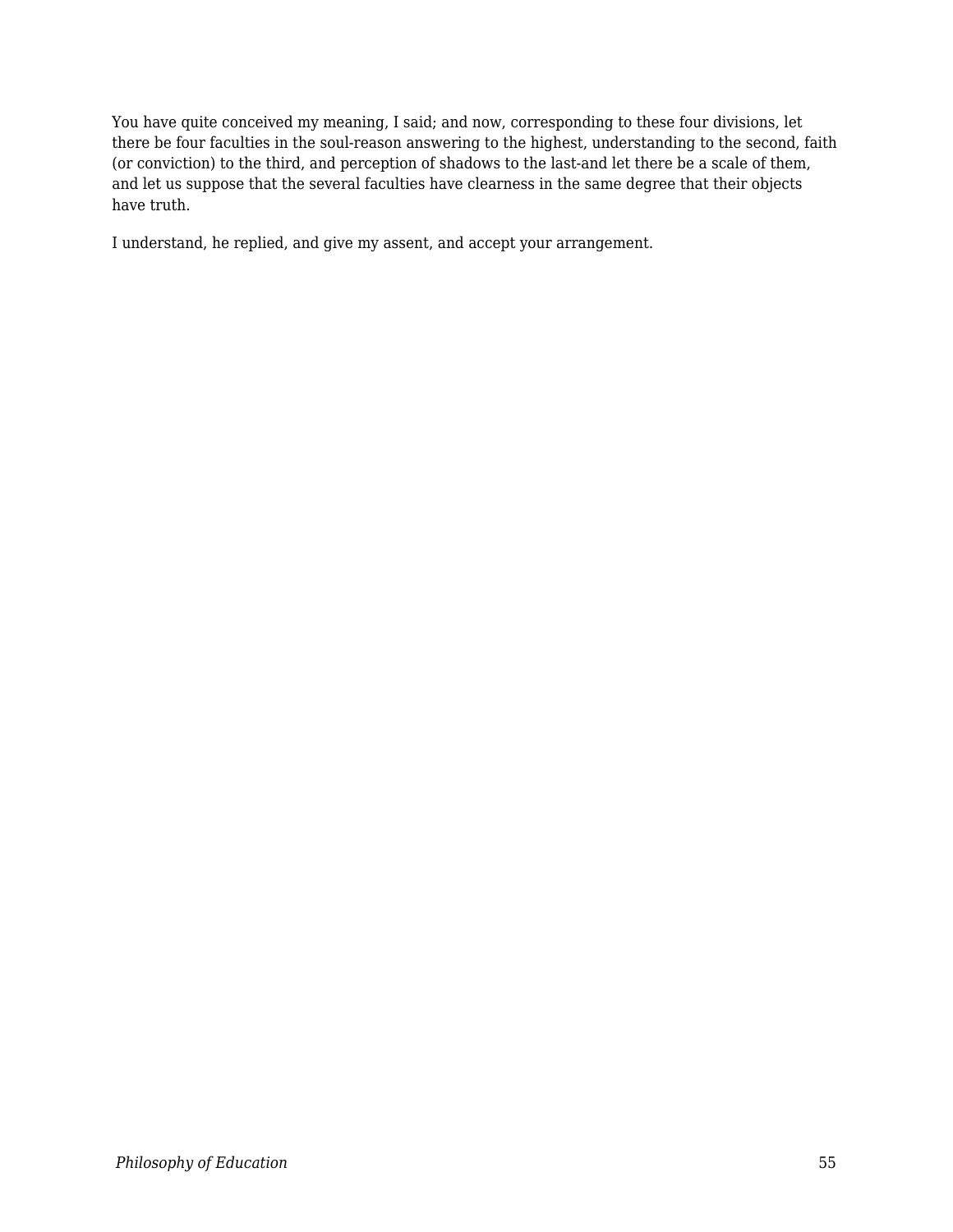You have quite conceived my meaning, I said; and now, corresponding to these four divisions, let there be four faculties in the soul-reason answering to the highest, understanding to the second, faith (or conviction) to the third, and perception of shadows to the last-and let there be a scale of them, and let us suppose that the several faculties have clearness in the same degree that their objects have truth.

I understand, he replied, and give my assent, and accept your arrangement.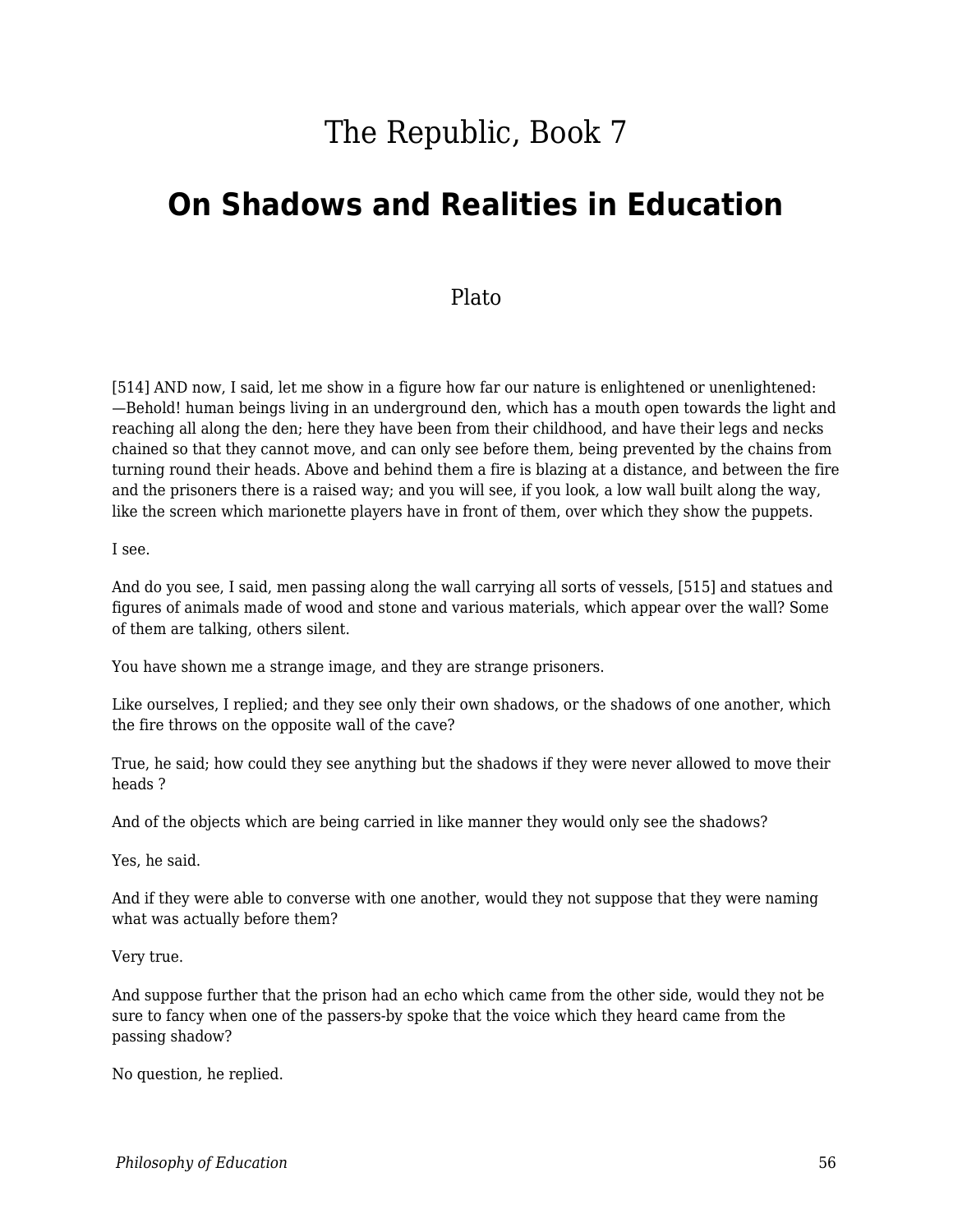# The Republic, Book 7

## On Shadows and Realities in Education

Plato

[514] AND now, I said, let me show in a figure how far our nature is enlightened or unenlightened: —Behold! human beings living in an underground den, which has a mouth open towards the light and reaching all along the den; here they have been from their childhood, and have their legs and necks chained so that they cannot move, and can only see before them, being prevented by the chains from turning round their heads. Above and behind them a fire is blazing at a distance, and between the fire and the prisoners there is a raised way; and you will see, if you look, a low wall built along the way, like the screen which marionette players have in front of them, over which they show the puppets.

I see.

And do you see, I said, men passing along the wall carrying all sorts of vessels, [515] and statues and figures of animals made of wood and stone and various materials, which appear over the wall? Some of them are talking, others silent.

You have shown me a strange image, and they are strange prisoners.

Like ourselves, I replied; and they see only their own shadows, or the shadows of one another, which the fire throws on the opposite wall of the cave?

True, he said; how could they see anything but the shadows if they were never allowed to move their heads ?

And of the objects which are being carried in like manner they would only see the shadows?

Yes, he said.

And if they were able to converse with one another, would they not suppose that they were naming what was actually before them?

Very true.

And suppose further that the prison had an echo which came from the other side, would they not be sure to fancy when one of the passers-by spoke that the voice which they heard came from the passing shadow?

No question, he replied.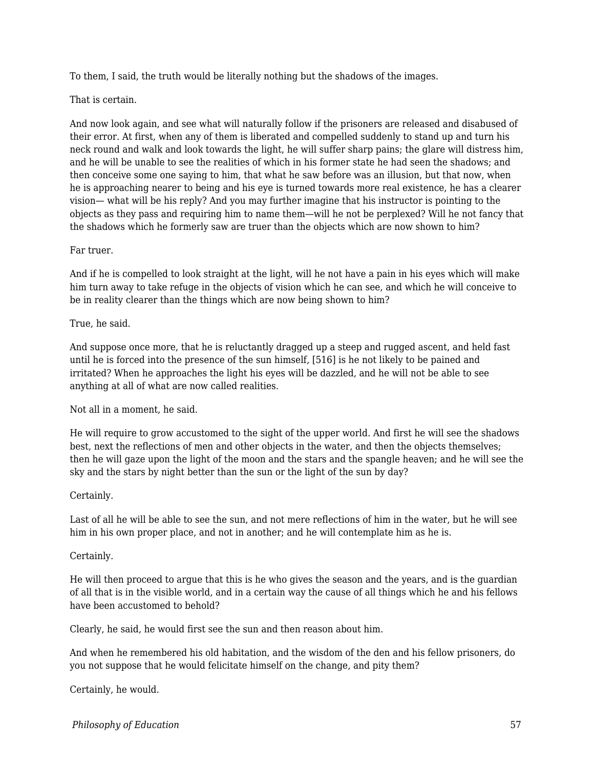To them, I said, the truth would be literally nothing but the shadows of the images.

That is certain.

And now look again, and see what will naturally follow if the prisoners are released and disabused of their error. At first, when any of them is liberated and compelled suddenly to stand up and turn his neck round and walk and look towards the light, he will suffer sharp pains; the glare will distress him, and he will be unable to see the realities of which in his former state he had seen the shadows; and then conceive some one saying to him, that what he saw before was an illusion, but that now, when he is approaching nearer to being and his eye is turned towards more real existence, he has a clearer vision— what will be his reply? And you may further imagine that his instructor is pointing to the objects as they pass and requiring him to name them—will he not be perplexed? Will he not fancy that the shadows which he formerly saw are truer than the objects which are now shown to him?

Far truer.

And if he is compelled to look straight at the light, will he not have a pain in his eyes which will make him turn away to take refuge in the objects of vision which he can see, and which he will conceive to be in reality clearer than the things which are now being shown to him?

True, he said.

And suppose once more, that he is reluctantly dragged up a steep and rugged ascent, and held fast until he is forced into the presence of the sun himself, [516] is he not likely to be pained and irritated? When he approaches the light his eyes will be dazzled, and he will not be able to see anything at all of what are now called realities.

Not all in a moment, he said.

He will require to grow accustomed to the sight of the upper world. And first he will see the shadows best, next the reflections of men and other objects in the water, and then the objects themselves; then he will gaze upon the light of the moon and the stars and the spangle heaven; and he will see the sky and the stars by night better than the sun or the light of the sun by day?

Certainly.

Last of all he will be able to see the sun, and not mere reflections of him in the water, but he will see him in his own proper place, and not in another; and he will contemplate him as he is.

Certainly.

He will then proceed to argue that this is he who gives the season and the years, and is the guardian of all that is in the visible world, and in a certain way the cause of all things which he and his fellows have been accustomed to behold?

Clearly, he said, he would first see the sun and then reason about him.

And when he remembered his old habitation, and the wisdom of the den and his fellow prisoners, do you not suppose that he would felicitate himself on the change, and pity them?

Certainly, he would.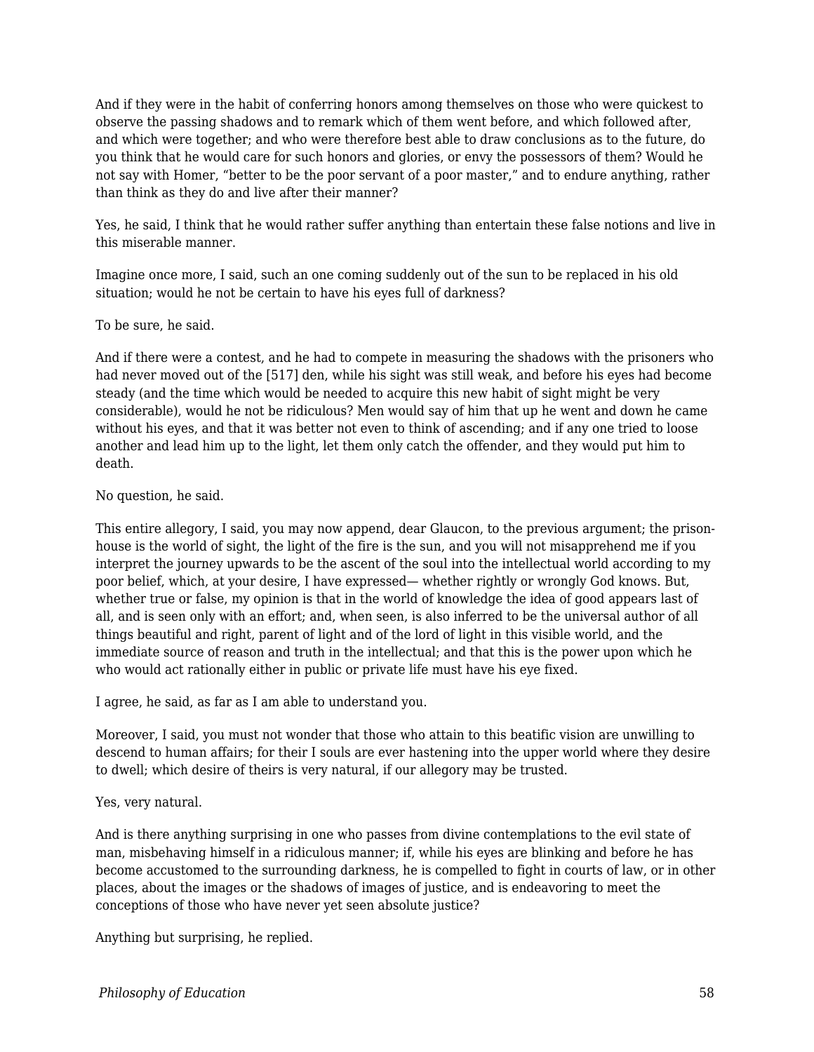And if they were in the habit of conferring honors among themselves on those who were quickest to observe the passing shadows and to remark which of them went before, and which followed after, and which were together; and who were therefore best able to draw conclusions as to the future, do you think that he would care for such honors and glories, or envy the possessors of them? Would he not say with Homer, “better to be the poor servant of a poor master,” and to endure anything, rather than think as they do and live after their manner?

Yes, he said, I think that he would rather suffer anything than entertain these false notions and live in this miserable manner.

Imagine once more, I said, such an one coming suddenly out of the sun to be replaced in his old situation; would he not be certain to have his eyes full of darkness?

To be sure, he said.

And if there were a contest, and he had to compete in measuring the shadows with the prisoners who had never moved out of the [517] den, while his sight was still weak, and before his eyes had become steady (and the time which would be needed to acquire this new habit of sight might be very considerable), would he not be ridiculous? Men would say of him that up he went and down he came without his eyes, and that it was better not even to think of ascending; and if any one tried to loose another and lead him up to the light, let them only catch the offender, and they would put him to death.

No question, he said.

This entire allegory, I said, you may now append, dear Glaucon, to the previous argument; the prison-house is the world of sight, the light of the fire is the sun, and you will not misapprehend me if you interpret the journey upwards to be the ascent of the soul into the intellectual world according to my poor belief, which, at your desire, I have expressed— whether rightly or wrongly God knows. But, whether true or false, my opinion is that in the world of knowledge the idea of good appears last of all, and is seen only with an effort; and, when seen, is also inferred to be the universal author of all things beautiful and right, parent of light and of the lord of light in this visible world, and the immediate source of reason and truth in the intellectual; and that this is the power upon which he who would act rationally either in public or private life must have his eye fixed.

I agree, he said, as far as I am able to understand you.

Moreover, I said, you must not wonder that those who attain to this beatific vision are unwilling to descend to human affairs; for their I souls are ever hastening into the upper world where they desire to dwell; which desire of theirs is very natural, if our allegory may be trusted.

Yes, very natural.

And is there anything surprising in one who passes from divine contemplations to the evil state of man, misbehaving himself in a ridiculous manner; if, while his eyes are blinking and before he has become accustomed to the surrounding darkness, he is compelled to fight in courts of law, or in other places, about the images or the shadows of images of justice, and is endeavoring to meet the conceptions of those who have never yet seen absolute justice?

Anything but surprising, he replied.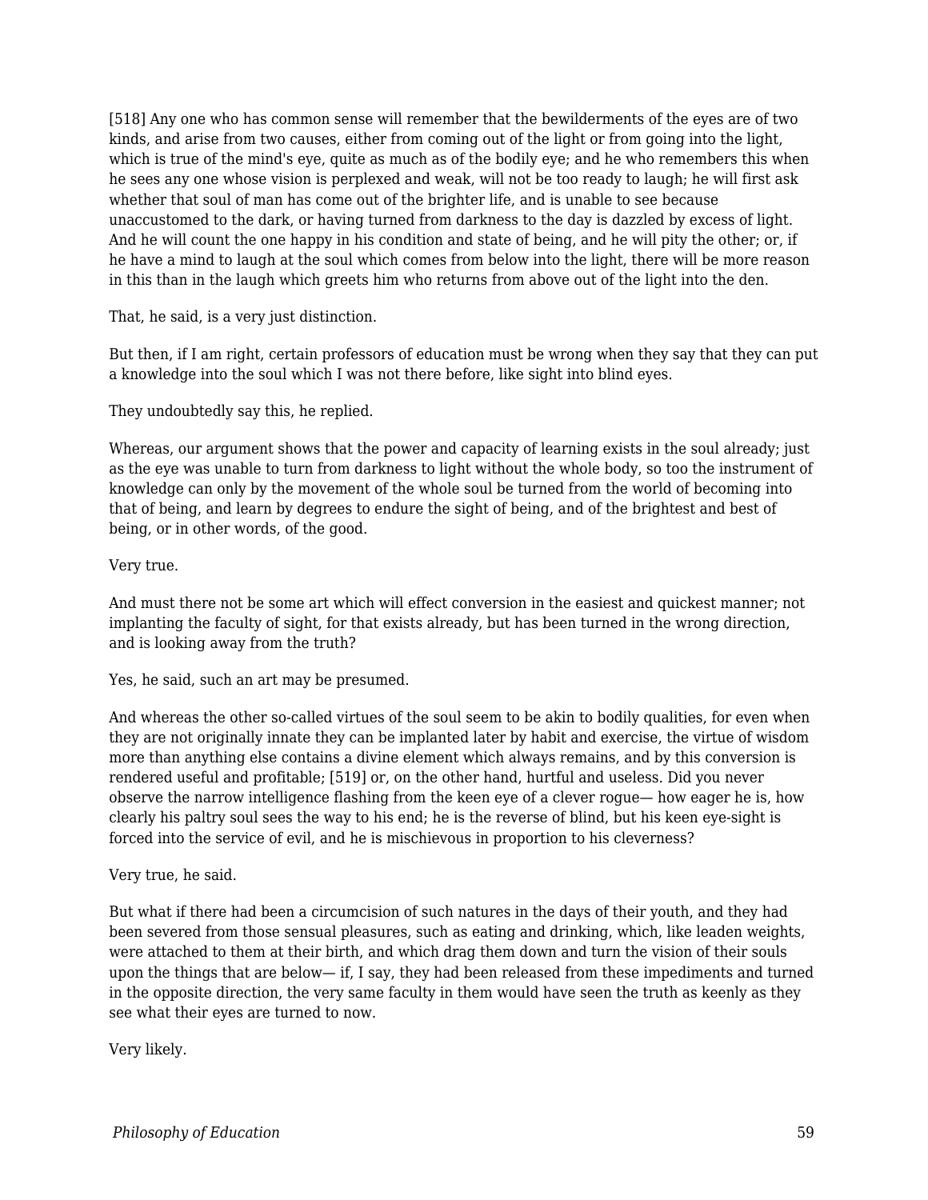[518] Any one who has common sense will remember that the bewilderments of the eyes are of two kinds, and arise from two causes, either from coming out of the light or from going into the light, which is true of the mind's eye, quite as much as of the bodily eye; and he who remembers this when he sees any one whose vision is perplexed and weak, will not be too ready to laugh; he will first ask whether that soul of man has come out of the brighter life, and is unable to see because unaccustomed to the dark, or having turned from darkness to the day is dazzled by excess of light. And he will count the one happy in his condition and state of being, and he will pity the other; or, if he have a mind to laugh at the soul which comes from below into the light, there will be more reason in this than in the laugh which greets him who returns from above out of the light into the den.

That, he said, is a very just distinction.

But then, if I am right, certain professors of education must be wrong when they say that they can put a knowledge into the soul which I was not there before, like sight into blind eyes.

They undoubtedly say this, he replied.

Whereas, our argument shows that the power and capacity of learning exists in the soul already; just as the eye was unable to turn from darkness to light without the whole body, so too the instrument of knowledge can only by the movement of the whole soul be turned from the world of becoming into that of being, and learn by degrees to endure the sight of being, and of the brightest and best of being, or in other words, of the good.

Very true.

And must there not be some art which will effect conversion in the easiest and quickest manner; not implanting the faculty of sight, for that exists already, but has been turned in the wrong direction, and is looking away from the truth?

Yes, he said, such an art may be presumed.

And whereas the other so-called virtues of the soul seem to be akin to bodily qualities, for even when they are not originally innate they can be implanted later by habit and exercise, the virtue of wisdom more than anything else contains a divine element which always remains, and by this conversion is rendered useful and profitable; [519] or, on the other hand, hurtful and useless. Did you never observe the narrow intelligence flashing from the keen eye of a clever rogue— how eager he is, how clearly his paltry soul sees the way to his end; he is the reverse of blind, but his keen eye-sight is forced into the service of evil, and he is mischievous in proportion to his cleverness?

Very true, he said.

But what if there had been a circumcision of such natures in the days of their youth, and they had been severed from those sensual pleasures, such as eating and drinking, which, like leaden weights, were attached to them at their birth, and which drag them down and turn the vision of their souls upon the things that are below— if, I say, they had been released from these impediments and turned in the opposite direction, the very same faculty in them would have seen the truth as keenly as they see what their eyes are turned to now.

Very likely.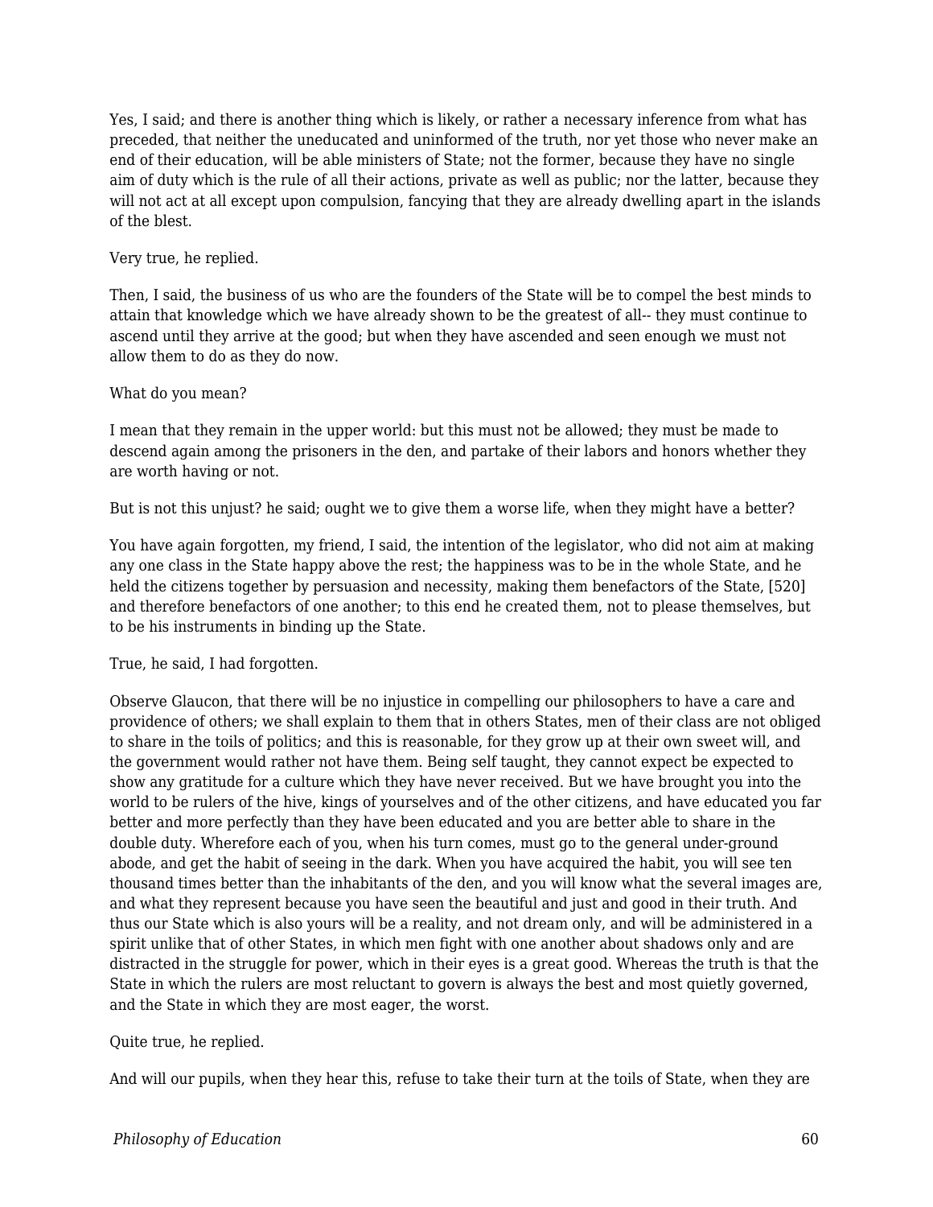Yes, I said; and there is another thing which is likely, or rather a necessary inference from what has preceded, that neither the uneducated and uninformed of the truth, nor yet those who never make an end of their education, will be able ministers of State; not the former, because they have no single aim of duty which is the rule of all their actions, private as well as public; nor the latter, because they will not act at all except upon compulsion, fancying that they are already dwelling apart in the islands of the blest.

Very true, he replied.

Then, I said, the business of us who are the founders of the State will be to compel the best minds to attain that knowledge which we have already shown to be the greatest of all-- they must continue to ascend until they arrive at the good; but when they have ascended and seen enough we must not allow them to do as they do now.

What do you mean?

I mean that they remain in the upper world: but this must not be allowed; they must be made to descend again among the prisoners in the den, and partake of their labors and honors whether they are worth having or not.

But is not this unjust? he said; ought we to give them a worse life, when they might have a better?

You have again forgotten, my friend, I said, the intention of the legislator, who did not aim at making any one class in the State happy above the rest; the happiness was to be in the whole State, and he held the citizens together by persuasion and necessity, making them benefactors of the State, [520] and therefore benefactors of one another; to this end he created them, not to please themselves, but to be his instruments in binding up the State.

True, he said, I had forgotten.

Observe Glaucon, that there will be no injustice in compelling our philosophers to have a care and providence of others; we shall explain to them that in others States, men of their class are not obliged to share in the toils of politics; and this is reasonable, for they grow up at their own sweet will, and the government would rather not have them. Being self taught, they cannot expect be expected to show any gratitude for a culture which they have never received. But we have brought you into the world to be rulers of the hive, kings of yourselves and of the other citizens, and have educated you far better and more perfectly than they have been educated and you are better able to share in the double duty. Wherefore each of you, when his turn comes, must go to the general under-ground abode, and get the habit of seeing in the dark. When you have acquired the habit, you will see ten thousand times better than the inhabitants of the den, and you will know what the several images are, and what they represent because you have seen the beautiful and just and good in their truth. And thus our State which is also yours will be a reality, and not dream only, and will be administered in a spirit unlike that of other States, in which men fight with one another about shadows only and are distracted in the struggle for power, which in their eyes is a great good. Whereas the truth is that the State in which the rulers are most reluctant to govern is always the best and most quietly governed, and the State in which they are most eager, the worst.

Quite true, he replied.

And will our pupils, when they hear this, refuse to take their turn at the toils of State, when they are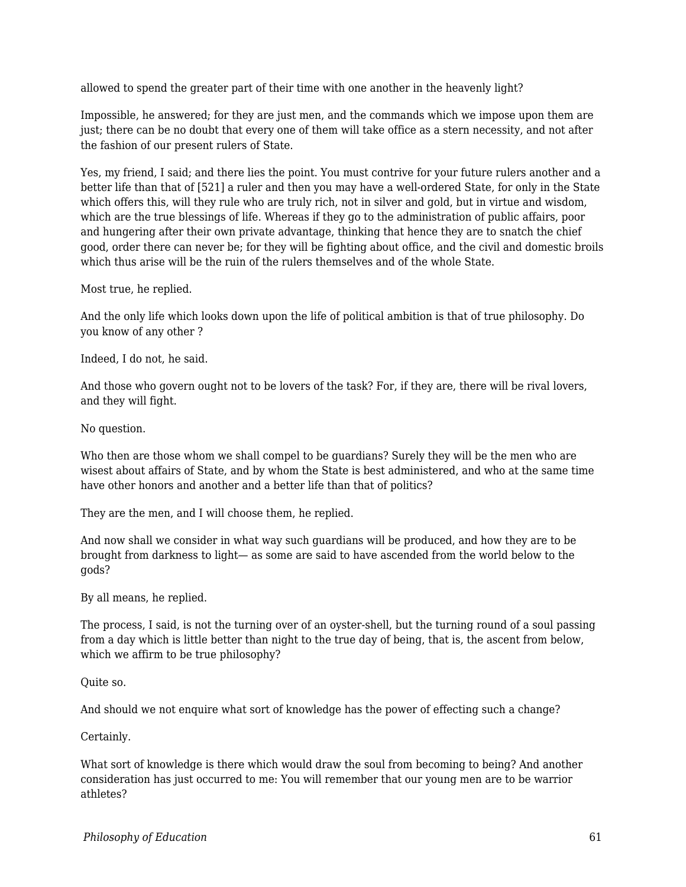allowed to spend the greater part of their time with one another in the heavenly light?

Impossible, he answered; for they are just men, and the commands which we impose upon them are just; there can be no doubt that every one of them will take office as a stern necessity, and not after the fashion of our present rulers of State.

Yes, my friend, I said; and there lies the point. You must contrive for your future rulers another and a better life than that of [521] a ruler and then you may have a well-ordered State, for only in the State which offers this, will they rule who are truly rich, not in silver and gold, but in virtue and wisdom, which are the true blessings of life. Whereas if they go to the administration of public affairs, poor and hungering after their own private advantage, thinking that hence they are to snatch the chief good, order there can never be; for they will be fighting about office, and the civil and domestic broils which thus arise will be the ruin of the rulers themselves and of the whole State.

Most true, he replied.

And the only life which looks down upon the life of political ambition is that of true philosophy. Do you know of any other ?

Indeed, I do not, he said.

And those who govern ought not to be lovers of the task? For, if they are, there will be rival lovers, and they will fight.

No question.

Who then are those whom we shall compel to be guardians? Surely they will be the men who are wisest about affairs of State, and by whom the State is best administered, and who at the same time have other honors and another and a better life than that of politics?

They are the men, and I will choose them, he replied.

And now shall we consider in what way such guardians will be produced, and how they are to be brought from darkness to light— as some are said to have ascended from the world below to the gods?

By all means, he replied.

The process, I said, is not the turning over of an oyster-shell, but the turning round of a soul passing from a day which is little better than night to the true day of being, that is, the ascent from below, which we affirm to be true philosophy?

Quite so.

And should we not enquire what sort of knowledge has the power of effecting such a change?

Certainly.

What sort of knowledge is there which would draw the soul from becoming to being? And another consideration has just occurred to me: You will remember that our young men are to be warrior athletes?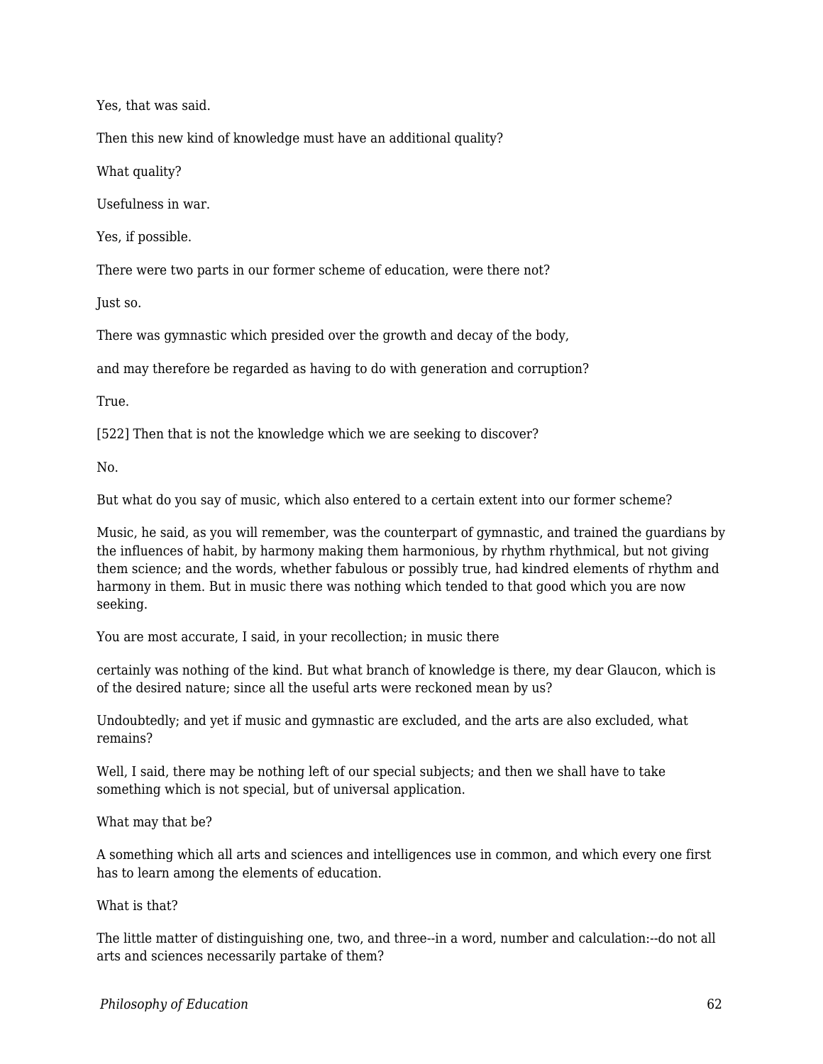Yes, that was said.

Then this new kind of knowledge must have an additional quality?

What quality?

Usefulness in war.

Yes, if possible.

There were two parts in our former scheme of education, were there not?

Just so.

There was gymnastic which presided over the growth and decay of the body,

and may therefore be regarded as having to do with generation and corruption?

True.

[522] Then that is not the knowledge which we are seeking to discover?

No.

But what do you say of music, which also entered to a certain extent into our former scheme?

Music, he said, as you will remember, was the counterpart of gymnastic, and trained the guardians by the influences of habit, by harmony making them harmonious, by rhythm rhythmical, but not giving them science; and the words, whether fabulous or possibly true, had kindred elements of rhythm and harmony in them. But in music there was nothing which tended to that good which you are now seeking.

You are most accurate, I said, in your recollection; in music there

certainly was nothing of the kind. But what branch of knowledge is there, my dear Glaucon, which is of the desired nature; since all the useful arts were reckoned mean by us?

Undoubtedly; and yet if music and gymnastic are excluded, and the arts are also excluded, what remains?

Well, I said, there may be nothing left of our special subjects; and then we shall have to take something which is not special, but of universal application.

What may that be?

A something which all arts and sciences and intelligences use in common, and which every one first has to learn among the elements of education.

What is that?

The little matter of distinguishing one, two, and three--in a word, number and calculation:--do not all arts and sciences necessarily partake of them?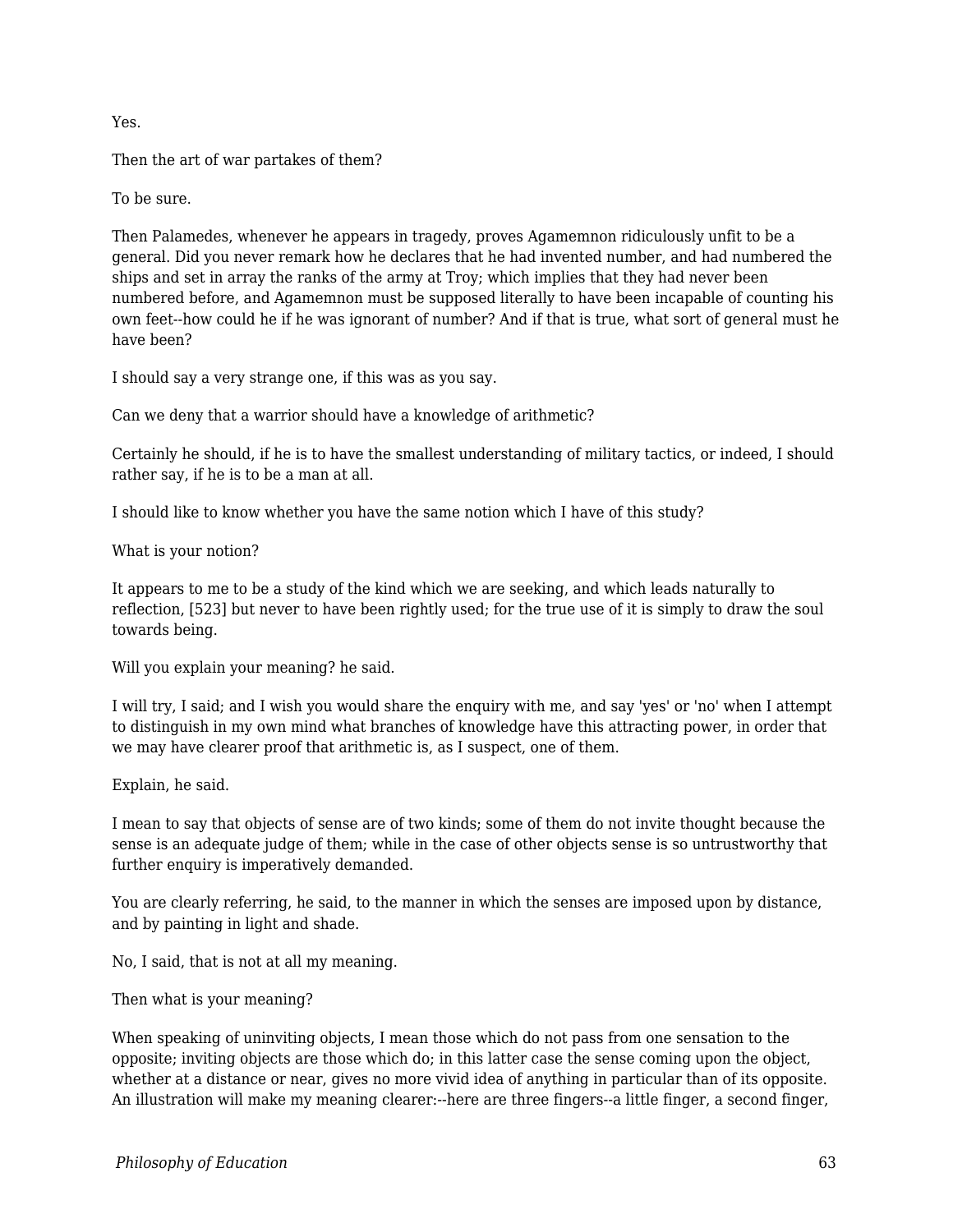Yes.

Then the art of war partakes of them?

To be sure.

Then Palamedes, whenever he appears in tragedy, proves Agamemnon ridiculously unfit to be a general. Did you never remark how he declares that he had invented number, and had numbered the ships and set in array the ranks of the army at Troy; which implies that they had never been numbered before, and Agamemnon must be supposed literally to have been incapable of counting his own feet--how could he if he was ignorant of number? And if that is true, what sort of general must he have been?

I should say a very strange one, if this was as you say.

Can we deny that a warrior should have a knowledge of arithmetic?

Certainly he should, if he is to have the smallest understanding of military tactics, or indeed, I should rather say, if he is to be a man at all.

I should like to know whether you have the same notion which I have of this study?

What is your notion?

It appears to me to be a study of the kind which we are seeking, and which leads naturally to reflection, [523] but never to have been rightly used; for the true use of it is simply to draw the soul towards being.

Will you explain your meaning? he said.

I will try, I said; and I wish you would share the enquiry with me, and say 'yes' or 'no' when I attempt to distinguish in my own mind what branches of knowledge have this attracting power, in order that we may have clearer proof that arithmetic is, as I suspect, one of them.

Explain, he said.

I mean to say that objects of sense are of two kinds; some of them do not invite thought because the sense is an adequate judge of them; while in the case of other objects sense is so untrustworthy that further enquiry is imperatively demanded.

You are clearly referring, he said, to the manner in which the senses are imposed upon by distance, and by painting in light and shade.

No, I said, that is not at all my meaning.

Then what is your meaning?

When speaking of uninviting objects, I mean those which do not pass from one sensation to the opposite; inviting objects are those which do; in this latter case the sense coming upon the object, whether at a distance or near, gives no more vivid idea of anything in particular than of its opposite. An illustration will make my meaning clearer:--here are three fingers--a little finger, a second finger,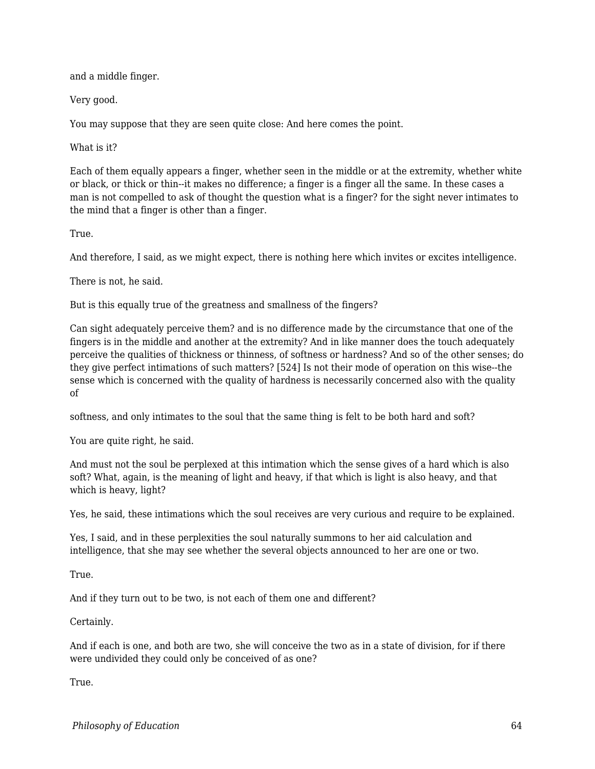and a middle finger.

Very good.

You may suppose that they are seen quite close: And here comes the point.

What is it?

Each of them equally appears a finger, whether seen in the middle or at the extremity, whether white or black, or thick or thin--it makes no difference; a finger is a finger all the same. In these cases a man is not compelled to ask of thought the question what is a finger? for the sight never intimates to the mind that a finger is other than a finger.

True.

And therefore, I said, as we might expect, there is nothing here which invites or excites intelligence.

There is not, he said.

But is this equally true of the greatness and smallness of the fingers?

Can sight adequately perceive them? and is no difference made by the circumstance that one of the fingers is in the middle and another at the extremity? And in like manner does the touch adequately perceive the qualities of thickness or thinness, of softness or hardness? And so of the other senses; do they give perfect intimations of such matters? [524] Is not their mode of operation on this wise--the sense which is concerned with the quality of hardness is necessarily concerned also with the quality of

softness, and only intimates to the soul that the same thing is felt to be both hard and soft?

You are quite right, he said.

And must not the soul be perplexed at this intimation which the sense gives of a hard which is also soft? What, again, is the meaning of light and heavy, if that which is light is also heavy, and that which is heavy, light?

Yes, he said, these intimations which the soul receives are very curious and require to be explained.

Yes, I said, and in these perplexities the soul naturally summons to her aid calculation and intelligence, that she may see whether the several objects announced to her are one or two.

True.

And if they turn out to be two, is not each of them one and different?

Certainly.

And if each is one, and both are two, she will conceive the two as in a state of division, for if there were undivided they could only be conceived of as one?

True.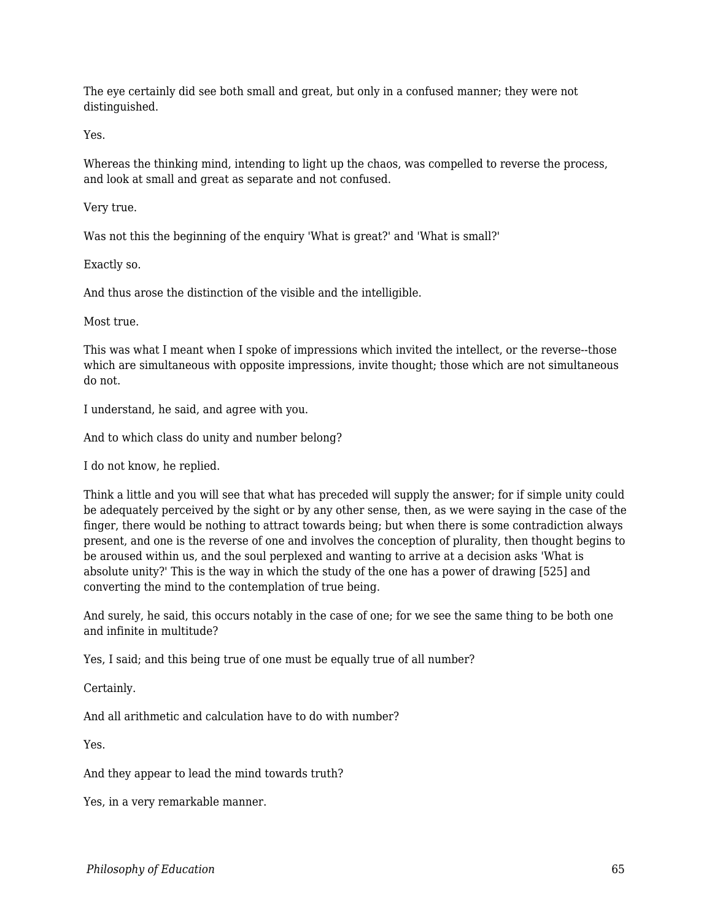The eye certainly did see both small and great, but only in a confused manner; they were not distinguished.

Yes.

Whereas the thinking mind, intending to light up the chaos, was compelled to reverse the process, and look at small and great as separate and not confused.

Very true.

Was not this the beginning of the enquiry 'What is great?' and 'What is small?'

Exactly so.

And thus arose the distinction of the visible and the intelligible.

Most true.

This was what I meant when I spoke of impressions which invited the intellect, or the reverse--those which are simultaneous with opposite impressions, invite thought; those which are not simultaneous do not.

I understand, he said, and agree with you.

And to which class do unity and number belong?

I do not know, he replied.

Think a little and you will see that what has preceded will supply the answer; for if simple unity could be adequately perceived by the sight or by any other sense, then, as we were saying in the case of the finger, there would be nothing to attract towards being; but when there is some contradiction always present, and one is the reverse of one and involves the conception of plurality, then thought begins to be aroused within us, and the soul perplexed and wanting to arrive at a decision asks 'What is absolute unity?' This is the way in which the study of the one has a power of drawing [525] and converting the mind to the contemplation of true being.

And surely, he said, this occurs notably in the case of one; for we see the same thing to be both one and infinite in multitude?

Yes, I said; and this being true of one must be equally true of all number?

Certainly.

And all arithmetic and calculation have to do with number?

Yes.

And they appear to lead the mind towards truth?

Yes, in a very remarkable manner.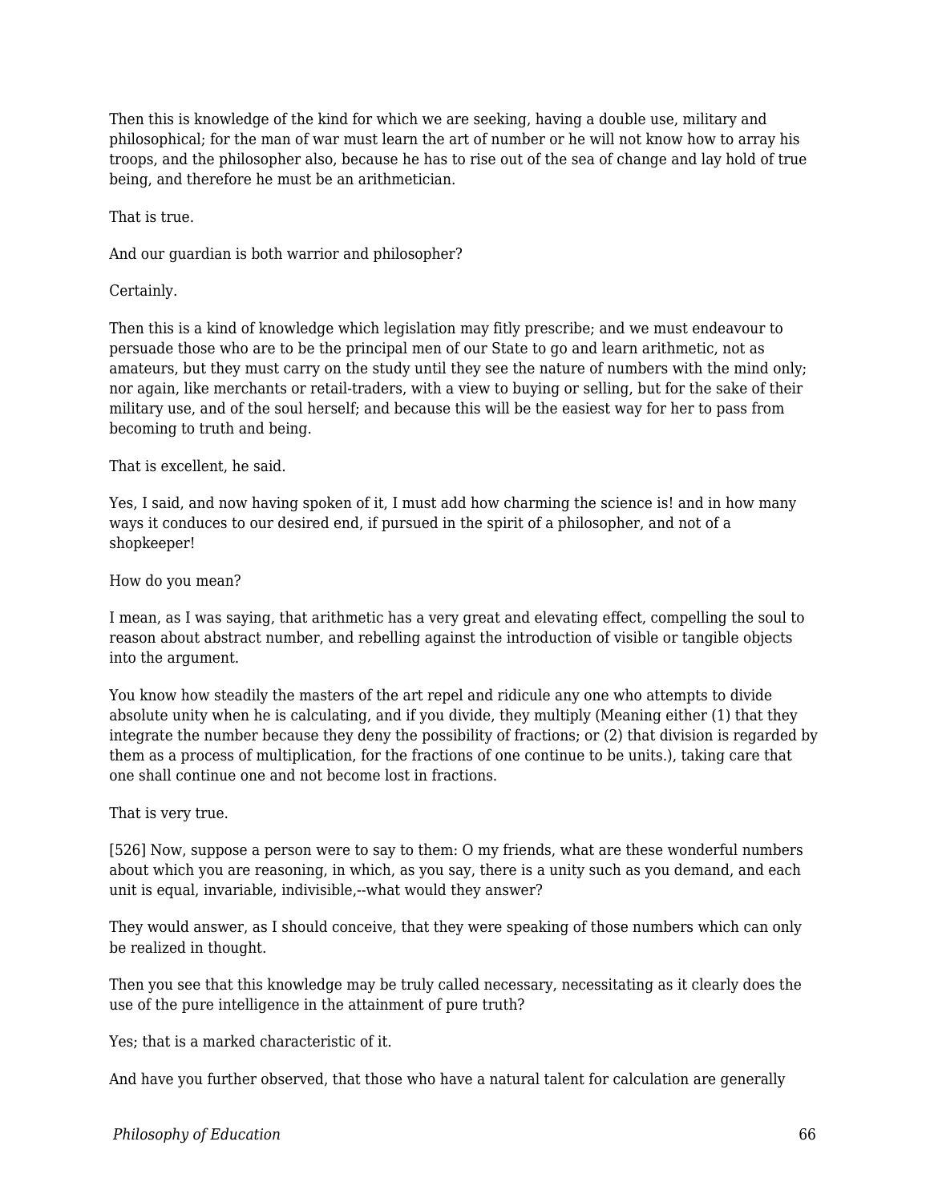Then this is knowledge of the kind for which we are seeking, having a double use, military and philosophical; for the man of war must learn the art of number or he will not know how to array his troops, and the philosopher also, because he has to rise out of the sea of change and lay hold of true being, and therefore he must be an arithmetician.

That is true.

And our guardian is both warrior and philosopher?

Certainly.

Then this is a kind of knowledge which legislation may fitly prescribe; and we must endeavour to persuade those who are to be the principal men of our State to go and learn arithmetic, not as amateurs, but they must carry on the study until they see the nature of numbers with the mind only; nor again, like merchants or retail-traders, with a view to buying or selling, but for the sake of their military use, and of the soul herself; and because this will be the easiest way for her to pass from becoming to truth and being.

That is excellent, he said.

Yes, I said, and now having spoken of it, I must add how charming the science is! and in how many ways it conduces to our desired end, if pursued in the spirit of a philosopher, and not of a shopkeeper!

How do you mean?

I mean, as I was saying, that arithmetic has a very great and elevating effect, compelling the soul to reason about abstract number, and rebelling against the introduction of visible or tangible objects into the argument.

You know how steadily the masters of the art repel and ridicule any one who attempts to divide absolute unity when he is calculating, and if you divide, they multiply (Meaning either (1) that they integrate the number because they deny the possibility of fractions; or (2) that division is regarded by them as a process of multiplication, for the fractions of one continue to be units.), taking care that one shall continue one and not become lost in fractions.

That is very true.

[526] Now, suppose a person were to say to them: O my friends, what are these wonderful numbers about which you are reasoning, in which, as you say, there is a unity such as you demand, and each unit is equal, invariable, indivisible,--what would they answer?

They would answer, as I should conceive, that they were speaking of those numbers which can only be realized in thought.

Then you see that this knowledge may be truly called necessary, necessitating as it clearly does the use of the pure intelligence in the attainment of pure truth?

Yes; that is a marked characteristic of it.

And have you further observed, that those who have a natural talent for calculation are generally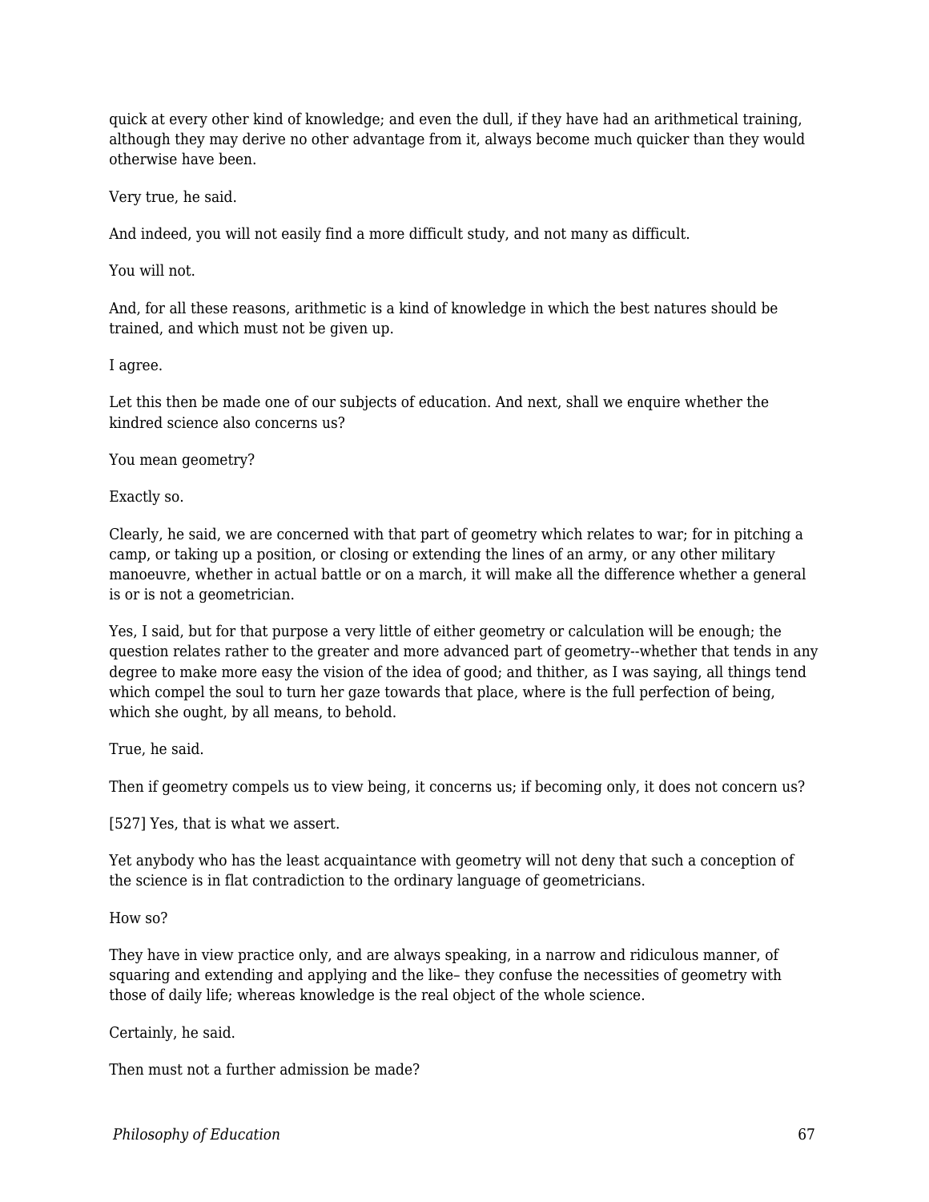quick at every other kind of knowledge; and even the dull, if they have had an arithmetical training, although they may derive no other advantage from it, always become much quicker than they would otherwise have been.

Very true, he said.

And indeed, you will not easily find a more difficult study, and not many as difficult.

You will not.

And, for all these reasons, arithmetic is a kind of knowledge in which the best natures should be trained, and which must not be given up.

I agree.

Let this then be made one of our subjects of education. And next, shall we enquire whether the kindred science also concerns us?

You mean geometry?

Exactly so.

Clearly, he said, we are concerned with that part of geometry which relates to war; for in pitching a camp, or taking up a position, or closing or extending the lines of an army, or any other military manoeuvre, whether in actual battle or on a march, it will make all the difference whether a general is or is not a geometrician.

Yes, I said, but for that purpose a very little of either geometry or calculation will be enough; the question relates rather to the greater and more advanced part of geometry--whether that tends in any degree to make more easy the vision of the idea of good; and thither, as I was saying, all things tend which compel the soul to turn her gaze towards that place, where is the full perfection of being, which she ought, by all means, to behold.

True, he said.

Then if geometry compels us to view being, it concerns us; if becoming only, it does not concern us?

[527] Yes, that is what we assert.

Yet anybody who has the least acquaintance with geometry will not deny that such a conception of the science is in flat contradiction to the ordinary language of geometricians.

How so?

They have in view practice only, and are always speaking, in a narrow and ridiculous manner, of squaring and extending and applying and the like– they confuse the necessities of geometry with those of daily life; whereas knowledge is the real object of the whole science.

Certainly, he said.

Then must not a further admission be made?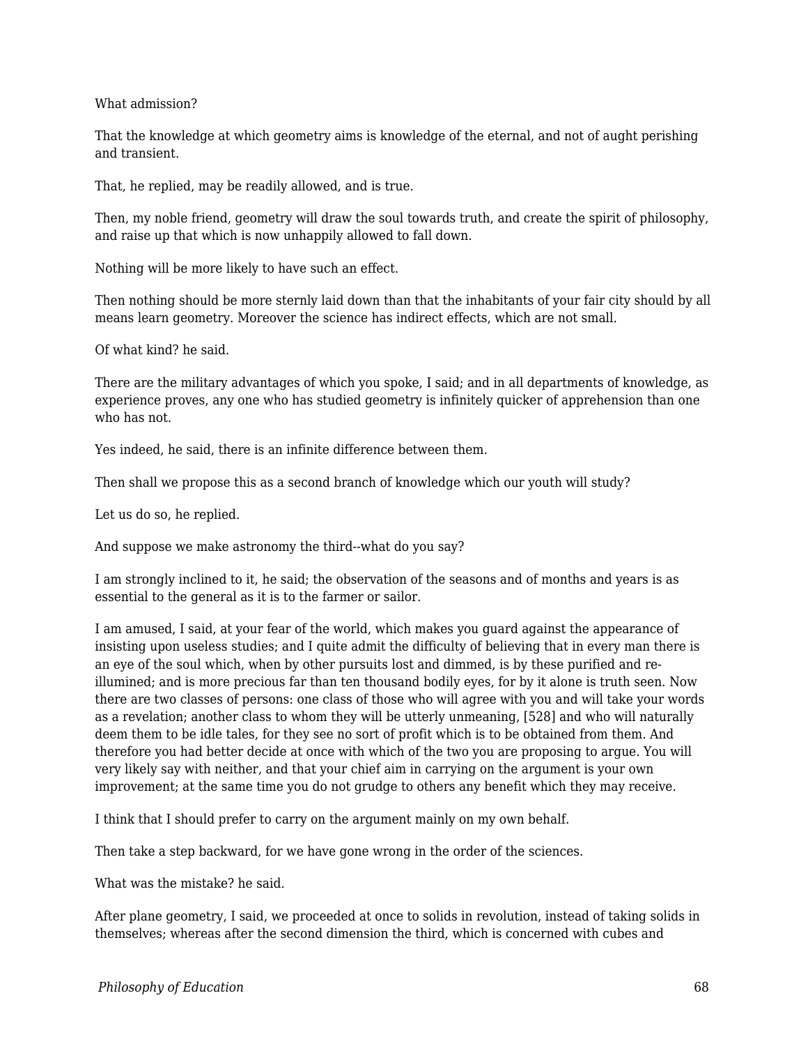What admission?

That the knowledge at which geometry aims is knowledge of the eternal, and not of aught perishing and transient.

That, he replied, may be readily allowed, and is true.

Then, my noble friend, geometry will draw the soul towards truth, and create the spirit of philosophy, and raise up that which is now unhappily allowed to fall down.

Nothing will be more likely to have such an effect.

Then nothing should be more sternly laid down than that the inhabitants of your fair city should by all means learn geometry. Moreover the science has indirect effects, which are not small.

Of what kind? he said.

There are the military advantages of which you spoke, I said; and in all departments of knowledge, as experience proves, any one who has studied geometry is infinitely quicker of apprehension than one who has not.

Yes indeed, he said, there is an infinite difference between them.

Then shall we propose this as a second branch of knowledge which our youth will study?

Let us do so, he replied.

And suppose we make astronomy the third--what do you say?

I am strongly inclined to it, he said; the observation of the seasons and of months and years is as essential to the general as it is to the farmer or sailor.

I am amused, I said, at your fear of the world, which makes you guard against the appearance of insisting upon useless studies; and I quite admit the difficulty of believing that in every man there is an eye of the soul which, when by other pursuits lost and dimmed, is by these purified and re-illumined; and is more precious far than ten thousand bodily eyes, for by it alone is truth seen. Now there are two classes of persons: one class of those who will agree with you and will take your words as a revelation; another class to whom they will be utterly unmeaning, [528] and who will naturally deem them to be idle tales, for they see no sort of profit which is to be obtained from them. And therefore you had better decide at once with which of the two you are proposing to argue. You will very likely say with neither, and that your chief aim in carrying on the argument is your own improvement; at the same time you do not grudge to others any benefit which they may receive.

I think that I should prefer to carry on the argument mainly on my own behalf.

Then take a step backward, for we have gone wrong in the order of the sciences.

What was the mistake? he said.

After plane geometry, I said, we proceeded at once to solids in revolution, instead of taking solids in themselves; whereas after the second dimension the third, which is concerned with cubes and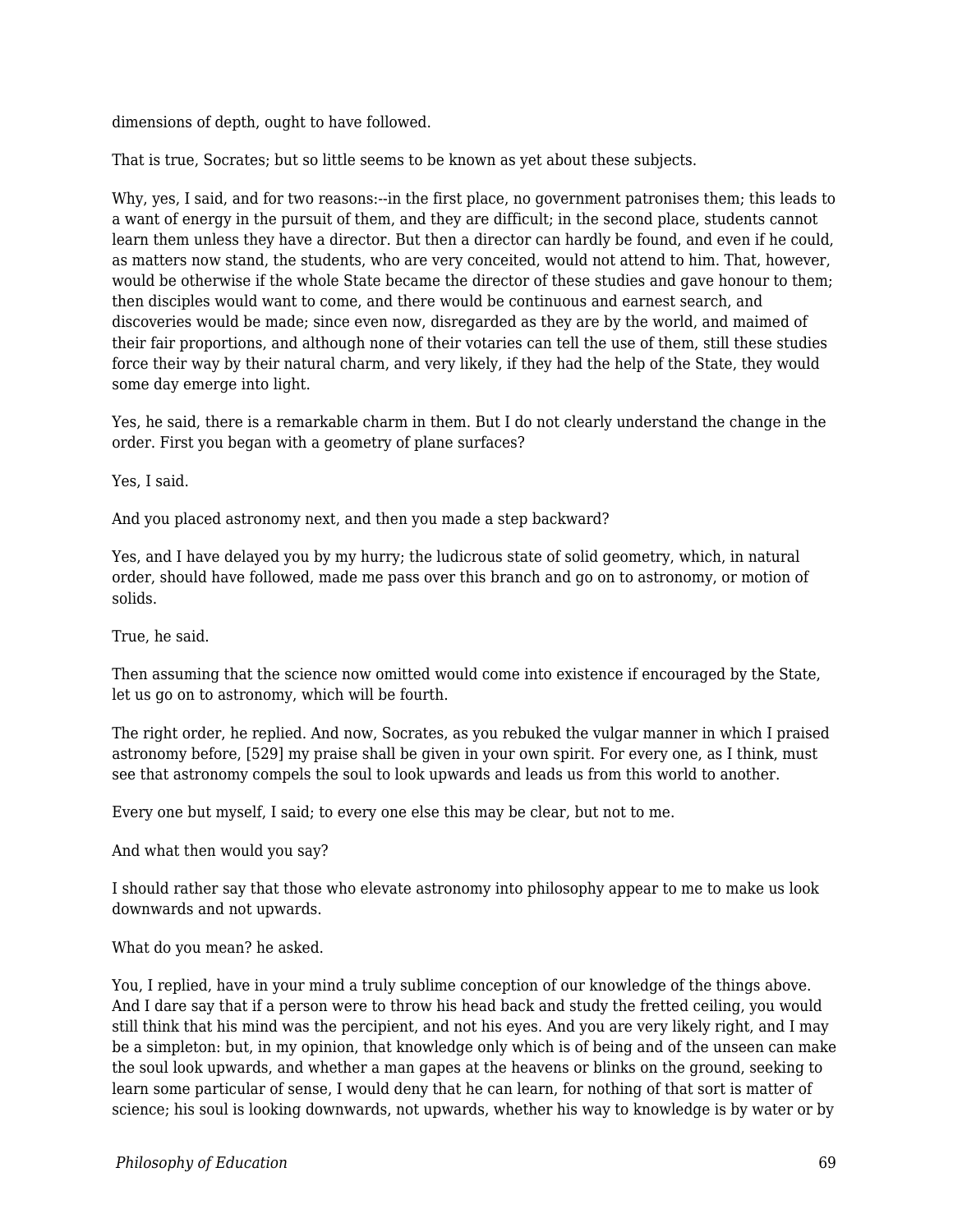dimensions of depth, ought to have followed.

That is true, Socrates; but so little seems to be known as yet about these subjects.

Why, yes, I said, and for two reasons:--in the first place, no government patronises them; this leads to a want of energy in the pursuit of them, and they are difficult; in the second place, students cannot learn them unless they have a director. But then a director can hardly be found, and even if he could, as matters now stand, the students, who are very conceited, would not attend to him. That, however, would be otherwise if the whole State became the director of these studies and gave honour to them; then disciples would want to come, and there would be continuous and earnest search, and discoveries would be made; since even now, disregarded as they are by the world, and maimed of their fair proportions, and although none of their votaries can tell the use of them, still these studies force their way by their natural charm, and very likely, if they had the help of the State, they would some day emerge into light.

Yes, he said, there is a remarkable charm in them. But I do not clearly understand the change in the order. First you began with a geometry of plane surfaces?

Yes, I said.

And you placed astronomy next, and then you made a step backward?

Yes, and I have delayed you by my hurry; the ludicrous state of solid geometry, which, in natural order, should have followed, made me pass over this branch and go on to astronomy, or motion of solids.

True, he said.

Then assuming that the science now omitted would come into existence if encouraged by the State, let us go on to astronomy, which will be fourth.

The right order, he replied. And now, Socrates, as you rebuked the vulgar manner in which I praised astronomy before, [529] my praise shall be given in your own spirit. For every one, as I think, must see that astronomy compels the soul to look upwards and leads us from this world to another.

Every one but myself, I said; to every one else this may be clear, but not to me.

And what then would you say?

I should rather say that those who elevate astronomy into philosophy appear to me to make us look downwards and not upwards.

What do you mean? he asked.

You, I replied, have in your mind a truly sublime conception of our knowledge of the things above. And I dare say that if a person were to throw his head back and study the fretted ceiling, you would still think that his mind was the percipient, and not his eyes. And you are very likely right, and I may be a simpleton: but, in my opinion, that knowledge only which is of being and of the unseen can make the soul look upwards, and whether a man gapes at the heavens or blinks on the ground, seeking to learn some particular of sense, I would deny that he can learn, for nothing of that sort is matter of science; his soul is looking downwards, not upwards, whether his way to knowledge is by water or by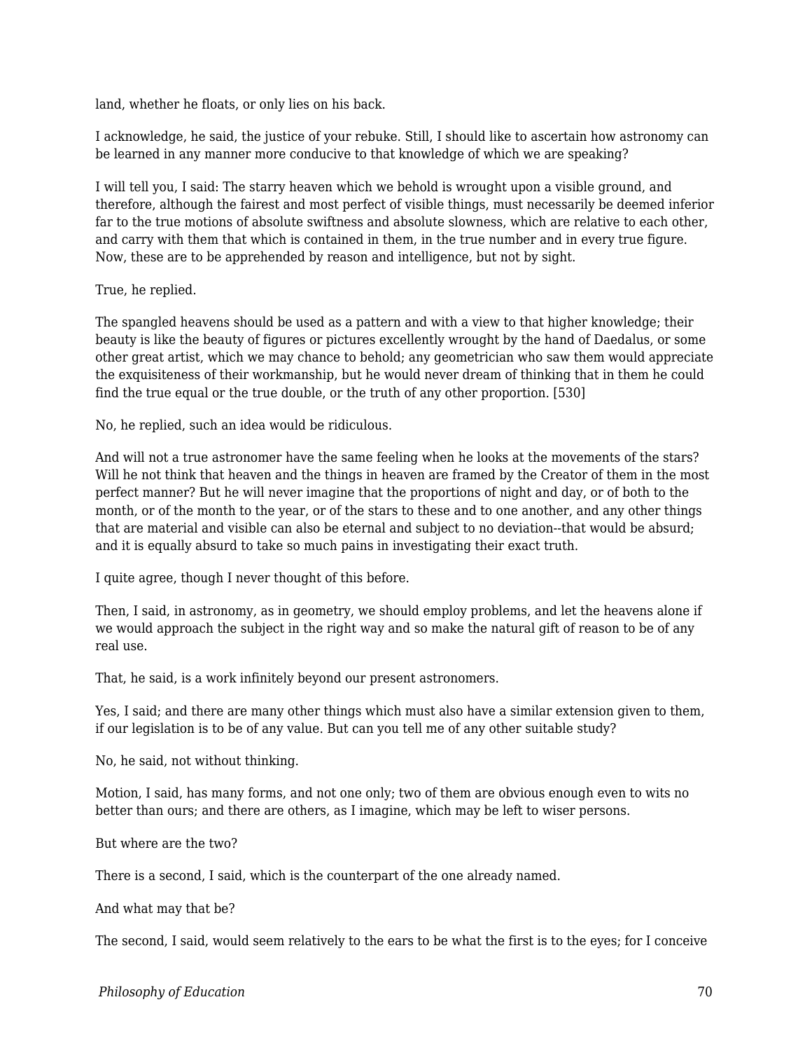land, whether he floats, or only lies on his back.

I acknowledge, he said, the justice of your rebuke. Still, I should like to ascertain how astronomy can be learned in any manner more conducive to that knowledge of which we are speaking?

I will tell you, I said: The starry heaven which we behold is wrought upon a visible ground, and therefore, although the fairest and most perfect of visible things, must necessarily be deemed inferior far to the true motions of absolute swiftness and absolute slowness, which are relative to each other, and carry with them that which is contained in them, in the true number and in every true figure. Now, these are to be apprehended by reason and intelligence, but not by sight.

True, he replied.

The spangled heavens should be used as a pattern and with a view to that higher knowledge; their beauty is like the beauty of figures or pictures excellently wrought by the hand of Daedalus, or some other great artist, which we may chance to behold; any geometrician who saw them would appreciate the exquisiteness of their workmanship, but he would never dream of thinking that in them he could find the true equal or the true double, or the truth of any other proportion. [530]

No, he replied, such an idea would be ridiculous.

And will not a true astronomer have the same feeling when he looks at the movements of the stars? Will he not think that heaven and the things in heaven are framed by the Creator of them in the most perfect manner? But he will never imagine that the proportions of night and day, or of both to the month, or of the month to the year, or of the stars to these and to one another, and any other things that are material and visible can also be eternal and subject to no deviation--that would be absurd; and it is equally absurd to take so much pains in investigating their exact truth.

I quite agree, though I never thought of this before.

Then, I said, in astronomy, as in geometry, we should employ problems, and let the heavens alone if we would approach the subject in the right way and so make the natural gift of reason to be of any real use.

That, he said, is a work infinitely beyond our present astronomers.

Yes, I said; and there are many other things which must also have a similar extension given to them, if our legislation is to be of any value. But can you tell me of any other suitable study?

No, he said, not without thinking.

Motion, I said, has many forms, and not one only; two of them are obvious enough even to wits no better than ours; and there are others, as I imagine, which may be left to wiser persons.

But where are the two?

There is a second, I said, which is the counterpart of the one already named.

And what may that be?

The second, I said, would seem relatively to the ears to be what the first is to the eyes; for I conceive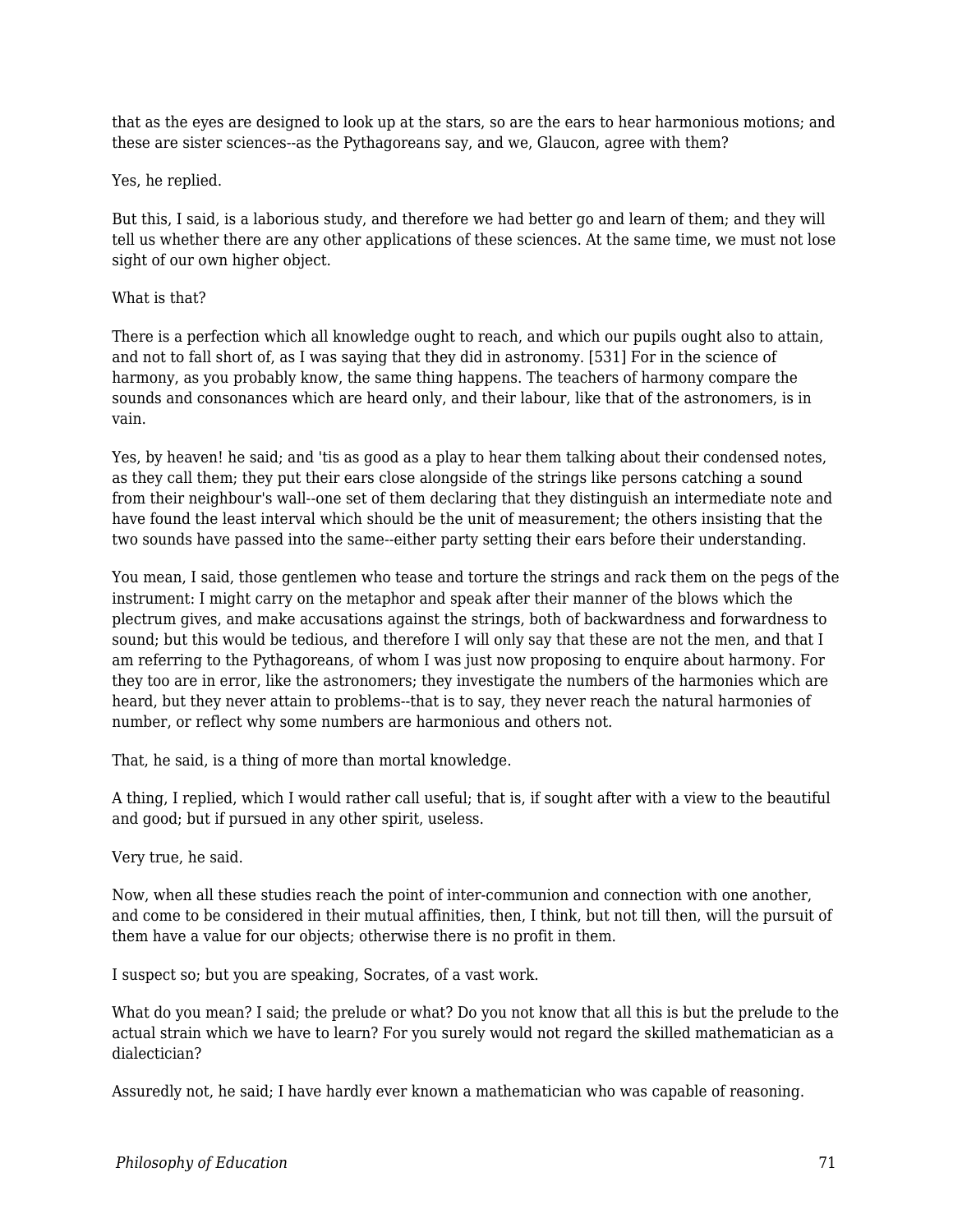that as the eyes are designed to look up at the stars, so are the ears to hear harmonious motions; and these are sister sciences--as the Pythagoreans say, and we, Glaucon, agree with them?

Yes, he replied.

But this, I said, is a laborious study, and therefore we had better go and learn of them; and they will tell us whether there are any other applications of these sciences. At the same time, we must not lose sight of our own higher object.

What is that?

There is a perfection which all knowledge ought to reach, and which our pupils ought also to attain, and not to fall short of, as I was saying that they did in astronomy. [531] For in the science of harmony, as you probably know, the same thing happens. The teachers of harmony compare the sounds and consonances which are heard only, and their labour, like that of the astronomers, is in vain.

Yes, by heaven! he said; and 'tis as good as a play to hear them talking about their condensed notes, as they call them; they put their ears close alongside of the strings like persons catching a sound from their neighbour's wall--one set of them declaring that they distinguish an intermediate note and have found the least interval which should be the unit of measurement; the others insisting that the two sounds have passed into the same--either party setting their ears before their understanding.

You mean, I said, those gentlemen who tease and torture the strings and rack them on the pegs of the instrument: I might carry on the metaphor and speak after their manner of the blows which the plectrum gives, and make accusations against the strings, both of backwardness and forwardness to sound; but this would be tedious, and therefore I will only say that these are not the men, and that I am referring to the Pythagoreans, of whom I was just now proposing to enquire about harmony. For they too are in error, like the astronomers; they investigate the numbers of the harmonies which are heard, but they never attain to problems--that is to say, they never reach the natural harmonies of number, or reflect why some numbers are harmonious and others not.

That, he said, is a thing of more than mortal knowledge.

A thing, I replied, which I would rather call useful; that is, if sought after with a view to the beautiful and good; but if pursued in any other spirit, useless.

Very true, he said.

Now, when all these studies reach the point of inter-communion and connection with one another, and come to be considered in their mutual affinities, then, I think, but not till then, will the pursuit of them have a value for our objects; otherwise there is no profit in them.

I suspect so; but you are speaking, Socrates, of a vast work.

What do you mean? I said; the prelude or what? Do you not know that all this is but the prelude to the actual strain which we have to learn? For you surely would not regard the skilled mathematician as a dialectician?

Assuredly not, he said; I have hardly ever known a mathematician who was capable of reasoning.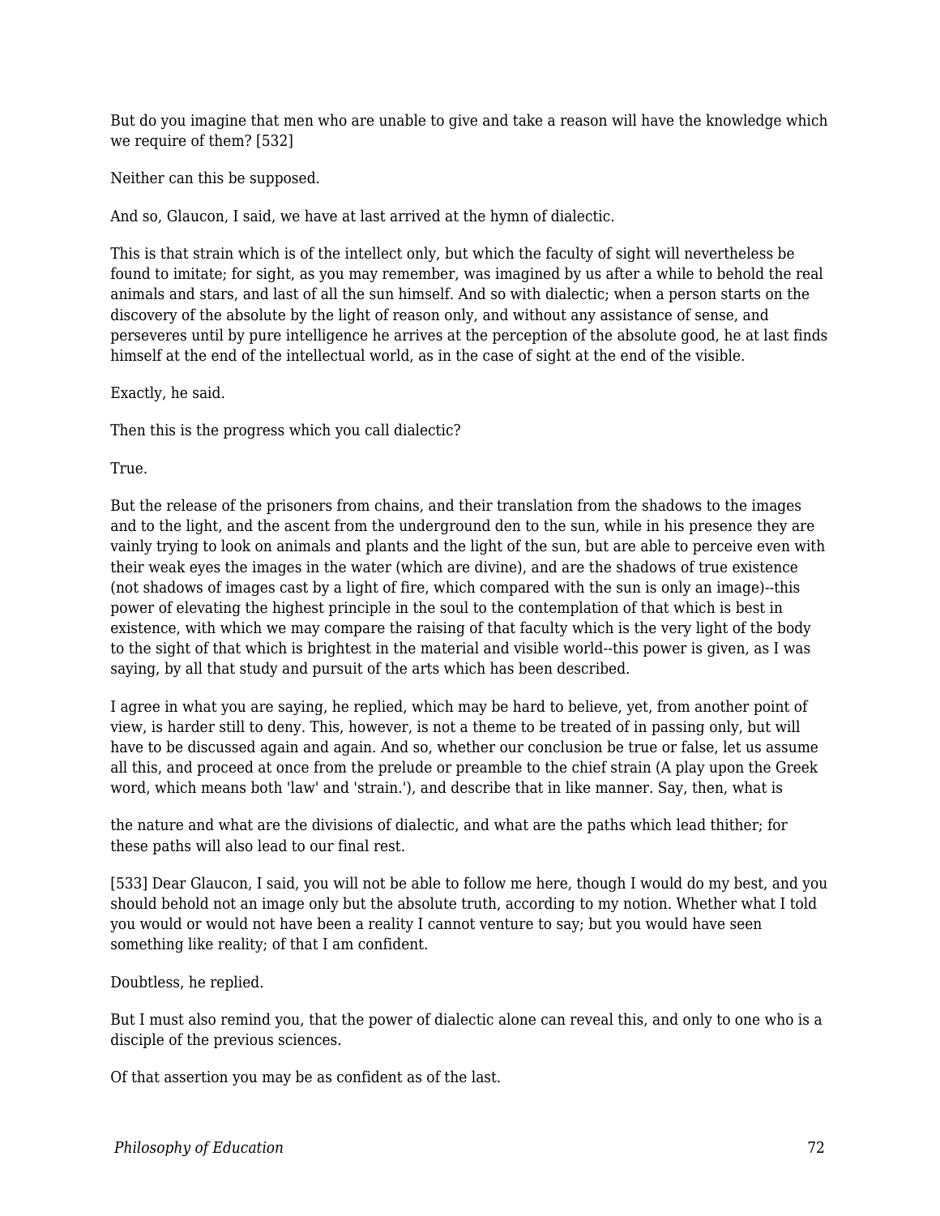But do you imagine that men who are unable to give and take a reason will have the knowledge which we require of them? [532]

Neither can this be supposed.

And so, Glaucon, I said, we have at last arrived at the hymn of dialectic.

This is that strain which is of the intellect only, but which the faculty of sight will nevertheless be found to imitate; for sight, as you may remember, was imagined by us after a while to behold the real animals and stars, and last of all the sun himself. And so with dialectic; when a person starts on the discovery of the absolute by the light of reason only, and without any assistance of sense, and perseveres until by pure intelligence he arrives at the perception of the absolute good, he at last finds himself at the end of the intellectual world, as in the case of sight at the end of the visible.

Exactly, he said.

Then this is the progress which you call dialectic?

True.

But the release of the prisoners from chains, and their translation from the shadows to the images and to the light, and the ascent from the underground den to the sun, while in his presence they are vainly trying to look on animals and plants and the light of the sun, but are able to perceive even with their weak eyes the images in the water (which are divine), and are the shadows of true existence (not shadows of images cast by a light of fire, which compared with the sun is only an image)--this power of elevating the highest principle in the soul to the contemplation of that which is best in existence, with which we may compare the raising of that faculty which is the very light of the body to the sight of that which is brightest in the material and visible world--this power is given, as I was saying, by all that study and pursuit of the arts which has been described.

I agree in what you are saying, he replied, which may be hard to believe, yet, from another point of view, is harder still to deny. This, however, is not a theme to be treated of in passing only, but will have to be discussed again and again. And so, whether our conclusion be true or false, let us assume all this, and proceed at once from the prelude or preamble to the chief strain (A play upon the Greek word, which means both 'law' and 'strain.'), and describe that in like manner. Say, then, what is the nature and what are the divisions of dialectic, and what are the paths which lead thither; for these paths will also lead to our final rest.

[533] Dear Glaucon, I said, you will not be able to follow me here, though I would do my best, and you should behold not an image only but the absolute truth, according to my notion. Whether what I told you would or would not have been a reality I cannot venture to say; but you would have seen something like reality; of that I am confident.

Doubtless, he replied.

But I must also remind you, that the power of dialectic alone can reveal this, and only to one who is a disciple of the previous sciences.

Of that assertion you may be as confident as of the last.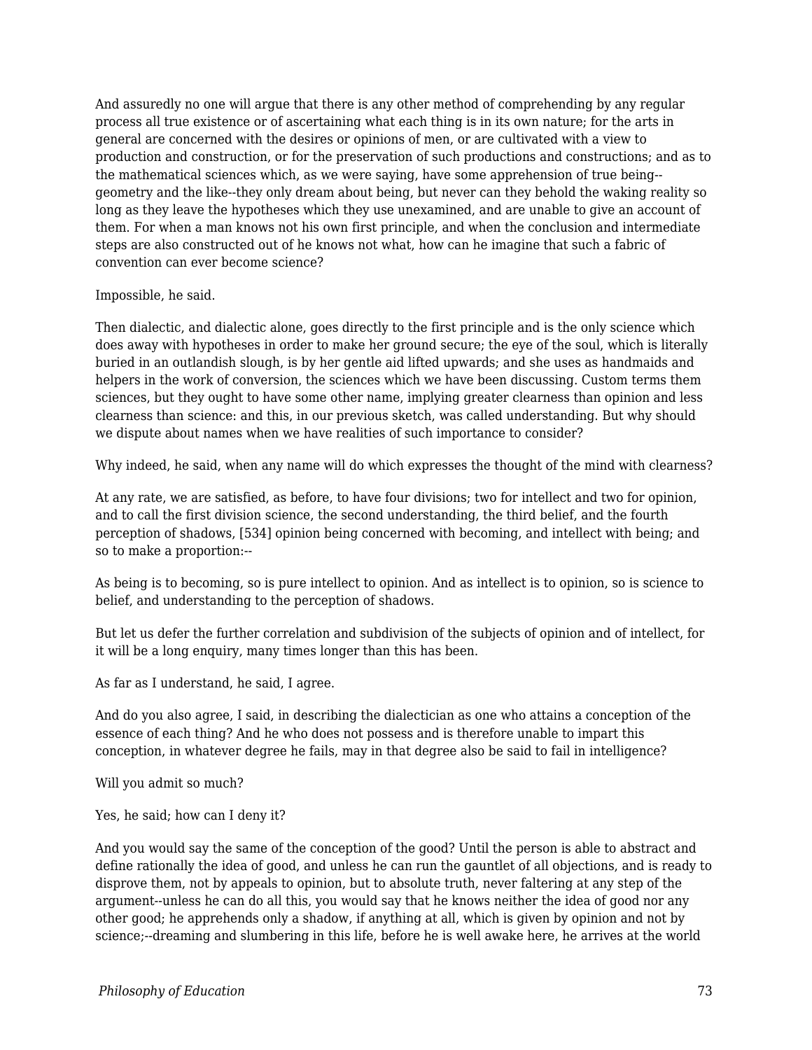And assuredly no one will argue that there is any other method of comprehending by any regular process all true existence or of ascertaining what each thing is in its own nature; for the arts in general are concerned with the desires or opinions of men, or are cultivated with a view to production and construction, or for the preservation of such productions and constructions; and as to the mathematical sciences which, as we were saying, have some apprehension of true being--geometry and the like--they only dream about being, but never can they behold the waking reality so long as they leave the hypotheses which they use unexamined, and are unable to give an account of them. For when a man knows not his own first principle, and when the conclusion and intermediate steps are also constructed out of he knows not what, how can he imagine that such a fabric of convention can ever become science?

Impossible, he said.

Then dialectic, and dialectic alone, goes directly to the first principle and is the only science which does away with hypotheses in order to make her ground secure; the eye of the soul, which is literally buried in an outlandish slough, is by her gentle aid lifted upwards; and she uses as handmaids and helpers in the work of conversion, the sciences which we have been discussing. Custom terms them sciences, but they ought to have some other name, implying greater clearness than opinion and less clearness than science: and this, in our previous sketch, was called understanding. But why should we dispute about names when we have realities of such importance to consider?

Why indeed, he said, when any name will do which expresses the thought of the mind with clearness?

At any rate, we are satisfied, as before, to have four divisions; two for intellect and two for opinion, and to call the first division science, the second understanding, the third belief, and the fourth perception of shadows, [534] opinion being concerned with becoming, and intellect with being; and so to make a proportion:--

As being is to becoming, so is pure intellect to opinion. And as intellect is to opinion, so is science to belief, and understanding to the perception of shadows.

But let us defer the further correlation and subdivision of the subjects of opinion and of intellect, for it will be a long enquiry, many times longer than this has been.

As far as I understand, he said, I agree.

And do you also agree, I said, in describing the dialectician as one who attains a conception of the essence of each thing? And he who does not possess and is therefore unable to impart this conception, in whatever degree he fails, may in that degree also be said to fail in intelligence?

Will you admit so much?

Yes, he said; how can I deny it?

And you would say the same of the conception of the good? Until the person is able to abstract and define rationally the idea of good, and unless he can run the gauntlet of all objections, and is ready to disprove them, not by appeals to opinion, but to absolute truth, never faltering at any step of the argument--unless he can do all this, you would say that he knows neither the idea of good nor any other good; he apprehends only a shadow, if anything at all, which is given by opinion and not by science;--dreaming and slumbering in this life, before he is well awake here, he arrives at the world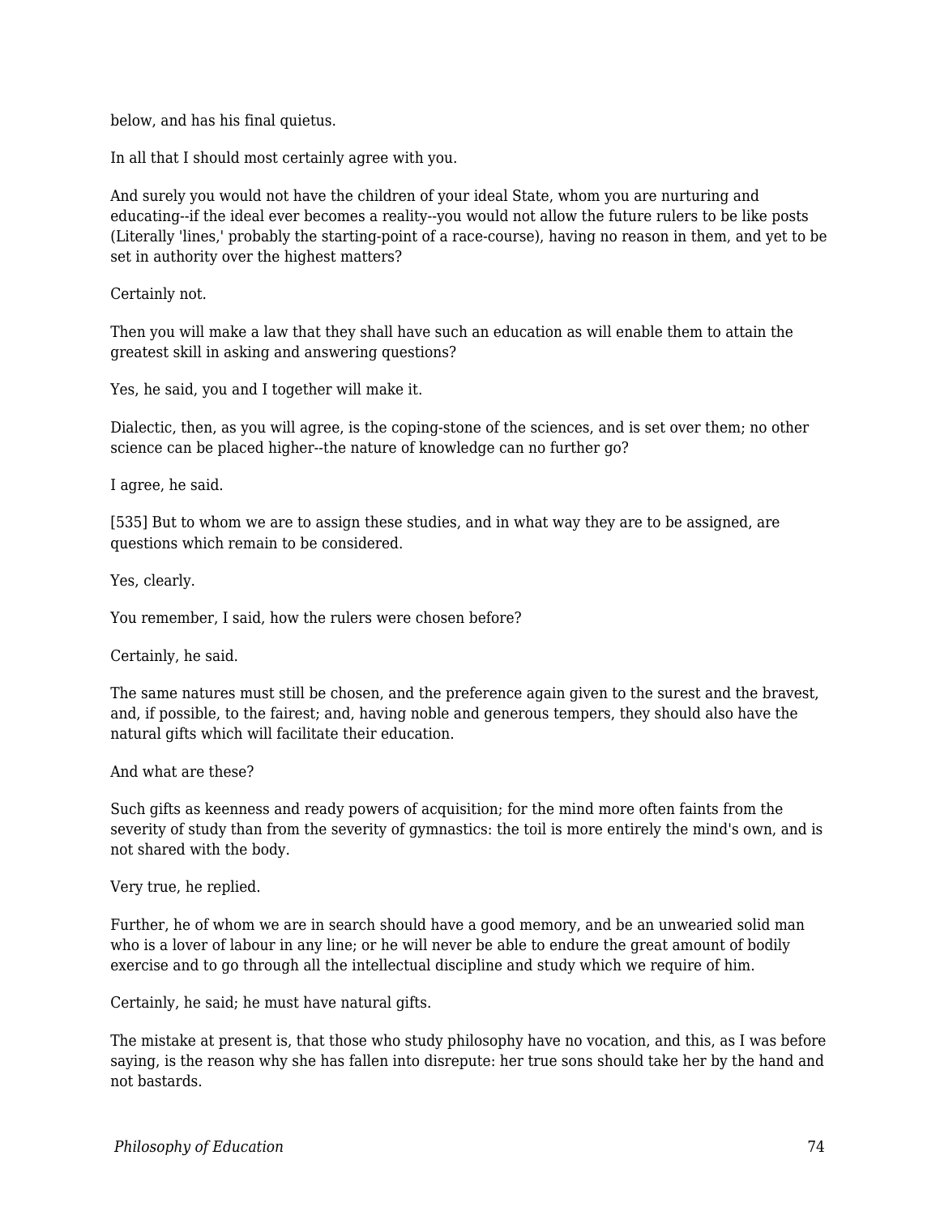below, and has his final quietus.

In all that I should most certainly agree with you.

And surely you would not have the children of your ideal State, whom you are nurturing and educating--if the ideal ever becomes a reality--you would not allow the future rulers to be like posts (Literally 'lines,' probably the starting-point of a race-course), having no reason in them, and yet to be set in authority over the highest matters?

Certainly not.

Then you will make a law that they shall have such an education as will enable them to attain the greatest skill in asking and answering questions?

Yes, he said, you and I together will make it.

Dialectic, then, as you will agree, is the coping-stone of the sciences, and is set over them; no other science can be placed higher--the nature of knowledge can no further go?

I agree, he said.

[535] But to whom we are to assign these studies, and in what way they are to be assigned, are questions which remain to be considered.

Yes, clearly.

You remember, I said, how the rulers were chosen before?

Certainly, he said.

The same natures must still be chosen, and the preference again given to the surest and the bravest, and, if possible, to the fairest; and, having noble and generous tempers, they should also have the natural gifts which will facilitate their education.

And what are these?

Such gifts as keenness and ready powers of acquisition; for the mind more often faints from the severity of study than from the severity of gymnastics: the toil is more entirely the mind's own, and is not shared with the body.

Very true, he replied.

Further, he of whom we are in search should have a good memory, and be an unwearied solid man who is a lover of labour in any line; or he will never be able to endure the great amount of bodily exercise and to go through all the intellectual discipline and study which we require of him.

Certainly, he said; he must have natural gifts.

The mistake at present is, that those who study philosophy have no vocation, and this, as I was before saying, is the reason why she has fallen into disrepute: her true sons should take her by the hand and not bastards.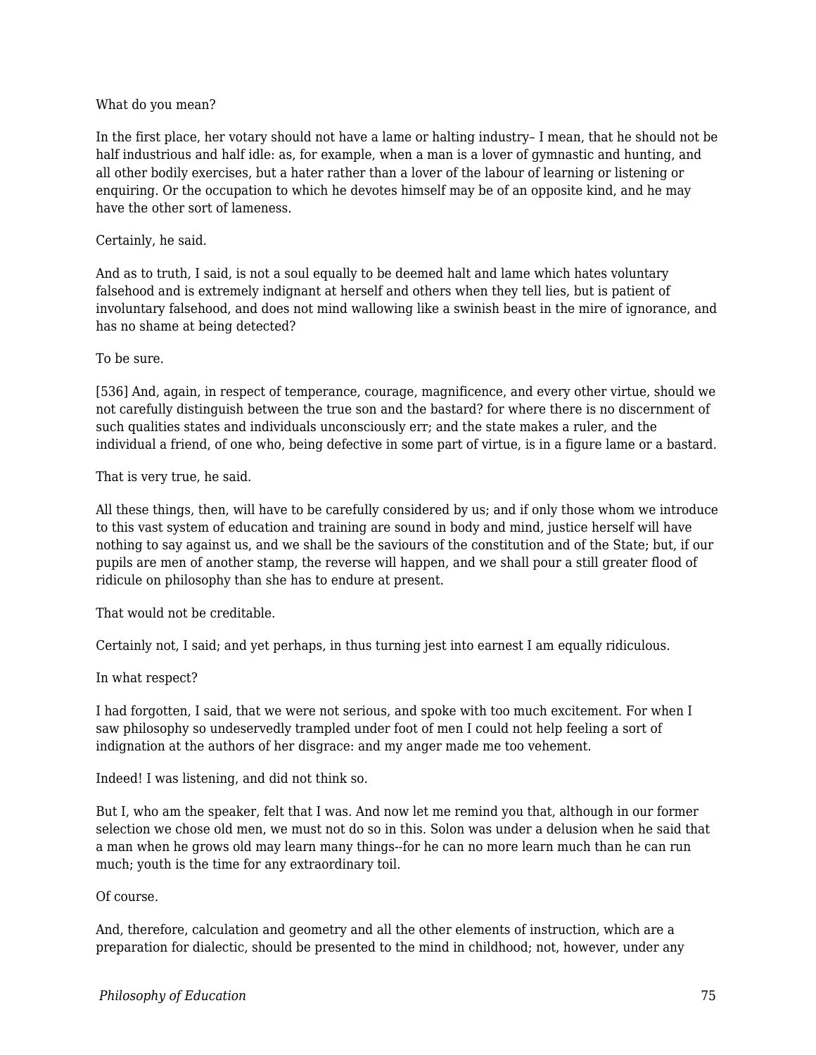What do you mean?

In the first place, her votary should not have a lame or halting industry– I mean, that he should not be half industrious and half idle: as, for example, when a man is a lover of gymnastic and hunting, and all other bodily exercises, but a hater rather than a lover of the labour of learning or listening or enquiring. Or the occupation to which he devotes himself may be of an opposite kind, and he may have the other sort of lameness.

Certainly, he said.

And as to truth, I said, is not a soul equally to be deemed halt and lame which hates voluntary falsehood and is extremely indignant at herself and others when they tell lies, but is patient of involuntary falsehood, and does not mind wallowing like a swinish beast in the mire of ignorance, and has no shame at being detected?

To be sure.

[536] And, again, in respect of temperance, courage, magnificence, and every other virtue, should we not carefully distinguish between the true son and the bastard? for where there is no discernment of such qualities states and individuals unconsciously err; and the state makes a ruler, and the individual a friend, of one who, being defective in some part of virtue, is in a figure lame or a bastard.

That is very true, he said.

All these things, then, will have to be carefully considered by us; and if only those whom we introduce to this vast system of education and training are sound in body and mind, justice herself will have nothing to say against us, and we shall be the saviours of the constitution and of the State; but, if our pupils are men of another stamp, the reverse will happen, and we shall pour a still greater flood of ridicule on philosophy than she has to endure at present.

That would not be creditable.

Certainly not, I said; and yet perhaps, in thus turning jest into earnest I am equally ridiculous.

In what respect?

I had forgotten, I said, that we were not serious, and spoke with too much excitement. For when I saw philosophy so undeservedly trampled under foot of men I could not help feeling a sort of indignation at the authors of her disgrace: and my anger made me too vehement.

Indeed! I was listening, and did not think so.

But I, who am the speaker, felt that I was. And now let me remind you that, although in our former selection we chose old men, we must not do so in this. Solon was under a delusion when he said that a man when he grows old may learn many things--for he can no more learn much than he can run much; youth is the time for any extraordinary toil.

Of course.

And, therefore, calculation and geometry and all the other elements of instruction, which are a preparation for dialectic, should be presented to the mind in childhood; not, however, under any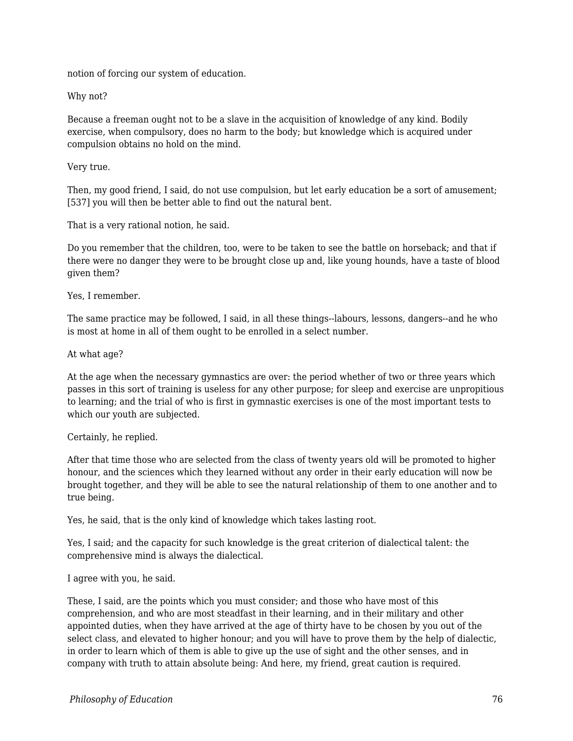notion of forcing our system of education.

Why not?

Because a freeman ought not to be a slave in the acquisition of knowledge of any kind. Bodily exercise, when compulsory, does no harm to the body; but knowledge which is acquired under compulsion obtains no hold on the mind.

Very true.

Then, my good friend, I said, do not use compulsion, but let early education be a sort of amusement; [537] you will then be better able to find out the natural bent.

That is a very rational notion, he said.

Do you remember that the children, too, were to be taken to see the battle on horseback; and that if there were no danger they were to be brought close up and, like young hounds, have a taste of blood given them?

Yes, I remember.

The same practice may be followed, I said, in all these things--labours, lessons, dangers--and he who is most at home in all of them ought to be enrolled in a select number.

At what age?

At the age when the necessary gymnastics are over: the period whether of two or three years which passes in this sort of training is useless for any other purpose; for sleep and exercise are unpropitious to learning; and the trial of who is first in gymnastic exercises is one of the most important tests to which our youth are subjected.

Certainly, he replied.

After that time those who are selected from the class of twenty years old will be promoted to higher honour, and the sciences which they learned without any order in their early education will now be brought together, and they will be able to see the natural relationship of them to one another and to true being.

Yes, he said, that is the only kind of knowledge which takes lasting root.

Yes, I said; and the capacity for such knowledge is the great criterion of dialectical talent: the comprehensive mind is always the dialectical.

I agree with you, he said.

These, I said, are the points which you must consider; and those who have most of this comprehension, and who are most steadfast in their learning, and in their military and other appointed duties, when they have arrived at the age of thirty have to be chosen by you out of the select class, and elevated to higher honour; and you will have to prove them by the help of dialectic, in order to learn which of them is able to give up the use of sight and the other senses, and in company with truth to attain absolute being: And here, my friend, great caution is required.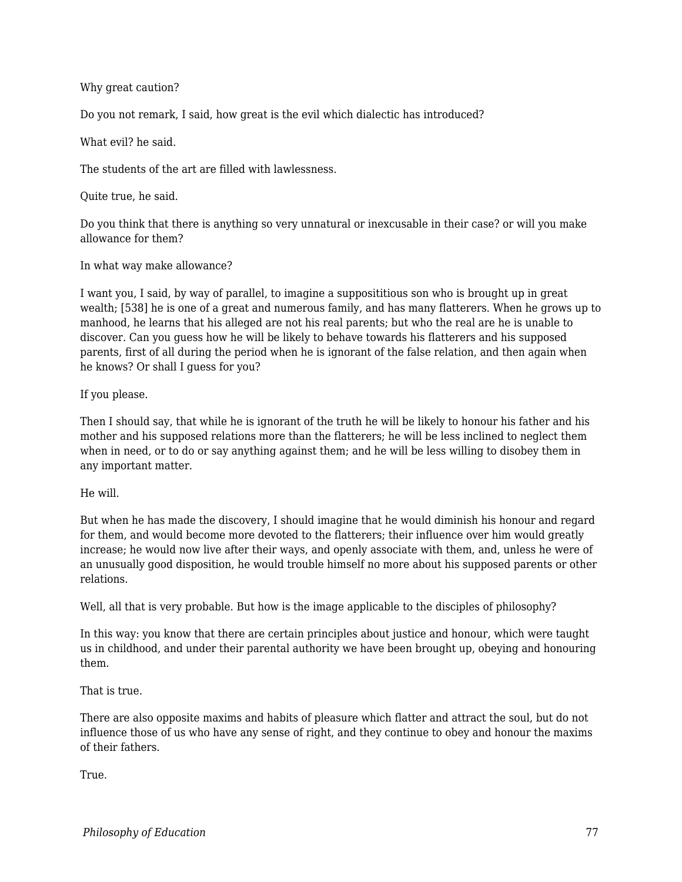Why great caution?

Do you not remark, I said, how great is the evil which dialectic has introduced?

What evil? he said.

The students of the art are filled with lawlessness.

Quite true, he said.

Do you think that there is anything so very unnatural or inexcusable in their case? or will you make allowance for them?

In what way make allowance?

I want you, I said, by way of parallel, to imagine a supposititious son who is brought up in great wealth; [538] he is one of a great and numerous family, and has many flatterers. When he grows up to manhood, he learns that his alleged are not his real parents; but who the real are he is unable to discover. Can you guess how he will be likely to behave towards his flatterers and his supposed parents, first of all during the period when he is ignorant of the false relation, and then again when he knows? Or shall I guess for you?

If you please.

Then I should say, that while he is ignorant of the truth he will be likely to honour his father and his mother and his supposed relations more than the flatterers; he will be less inclined to neglect them when in need, or to do or say anything against them; and he will be less willing to disobey them in any important matter.

He will.

But when he has made the discovery, I should imagine that he would diminish his honour and regard for them, and would become more devoted to the flatterers; their influence over him would greatly increase; he would now live after their ways, and openly associate with them, and, unless he were of an unusually good disposition, he would trouble himself no more about his supposed parents or other relations.

Well, all that is very probable. But how is the image applicable to the disciples of philosophy?

In this way: you know that there are certain principles about justice and honour, which were taught us in childhood, and under their parental authority we have been brought up, obeying and honouring them.

That is true.

There are also opposite maxims and habits of pleasure which flatter and attract the soul, but do not influence those of us who have any sense of right, and they continue to obey and honour the maxims of their fathers.

True.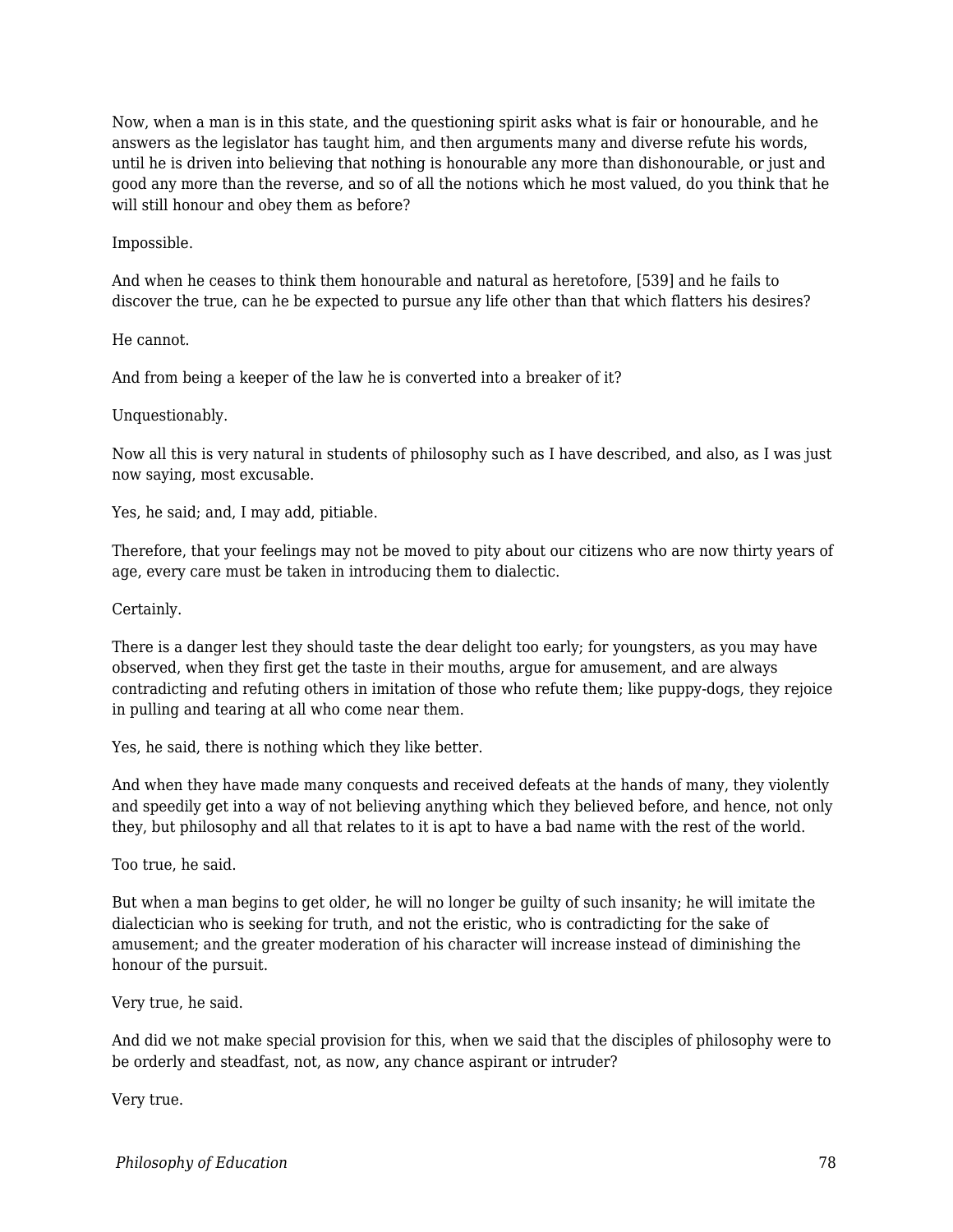Now, when a man is in this state, and the questioning spirit asks what is fair or honourable, and he answers as the legislator has taught him, and then arguments many and diverse refute his words, until he is driven into believing that nothing is honourable any more than dishonourable, or just and good any more than the reverse, and so of all the notions which he most valued, do you think that he will still honour and obey them as before?

Impossible.

And when he ceases to think them honourable and natural as heretofore, [539] and he fails to discover the true, can he be expected to pursue any life other than that which flatters his desires?

He cannot.

And from being a keeper of the law he is converted into a breaker of it?

Unquestionably.

Now all this is very natural in students of philosophy such as I have described, and also, as I was just now saying, most excusable.

Yes, he said; and, I may add, pitiable.

Therefore, that your feelings may not be moved to pity about our citizens who are now thirty years of age, every care must be taken in introducing them to dialectic.

Certainly.

There is a danger lest they should taste the dear delight too early; for youngsters, as you may have observed, when they first get the taste in their mouths, argue for amusement, and are always contradicting and refuting others in imitation of those who refute them; like puppy-dogs, they rejoice in pulling and tearing at all who come near them.

Yes, he said, there is nothing which they like better.

And when they have made many conquests and received defeats at the hands of many, they violently and speedily get into a way of not believing anything which they believed before, and hence, not only they, but philosophy and all that relates to it is apt to have a bad name with the rest of the world.

Too true, he said.

But when a man begins to get older, he will no longer be guilty of such insanity; he will imitate the dialectician who is seeking for truth, and not the eristic, who is contradicting for the sake of amusement; and the greater moderation of his character will increase instead of diminishing the honour of the pursuit.

Very true, he said.

And did we not make special provision for this, when we said that the disciples of philosophy were to be orderly and steadfast, not, as now, any chance aspirant or intruder?

Very true.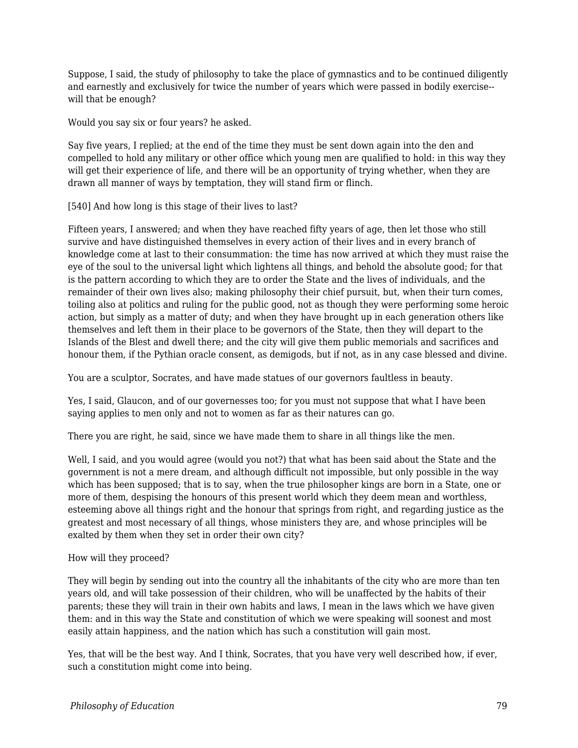Suppose, I said, the study of philosophy to take the place of gymnastics and to be continued diligently and earnestly and exclusively for twice the number of years which were passed in bodily exercise--will that be enough?

Would you say six or four years? he asked.

Say five years, I replied; at the end of the time they must be sent down again into the den and compelled to hold any military or other office which young men are qualified to hold: in this way they will get their experience of life, and there will be an opportunity of trying whether, when they are drawn all manner of ways by temptation, they will stand firm or flinch.

[540] And how long is this stage of their lives to last?

Fifteen years, I answered; and when they have reached fifty years of age, then let those who still survive and have distinguished themselves in every action of their lives and in every branch of knowledge come at last to their consummation: the time has now arrived at which they must raise the eye of the soul to the universal light which lightens all things, and behold the absolute good; for that is the pattern according to which they are to order the State and the lives of individuals, and the remainder of their own lives also; making philosophy their chief pursuit, but, when their turn comes, toiling also at politics and ruling for the public good, not as though they were performing some heroic action, but simply as a matter of duty; and when they have brought up in each generation others like themselves and left them in their place to be governors of the State, then they will depart to the Islands of the Blest and dwell there; and the city will give them public memorials and sacrifices and honour them, if the Pythian oracle consent, as demigods, but if not, as in any case blessed and divine.

You are a sculptor, Socrates, and have made statues of our governors faultless in beauty.

Yes, I said, Glaucon, and of our governesses too; for you must not suppose that what I have been saying applies to men only and not to women as far as their natures can go.

There you are right, he said, since we have made them to share in all things like the men.

Well, I said, and you would agree (would you not?) that what has been said about the State and the government is not a mere dream, and although difficult not impossible, but only possible in the way which has been supposed; that is to say, when the true philosopher kings are born in a State, one or more of them, despising the honours of this present world which they deem mean and worthless, esteeming above all things right and the honour that springs from right, and regarding justice as the greatest and most necessary of all things, whose ministers they are, and whose principles will be exalted by them when they set in order their own city?

How will they proceed?

They will begin by sending out into the country all the inhabitants of the city who are more than ten years old, and will take possession of their children, who will be unaffected by the habits of their parents; these they will train in their own habits and laws, I mean in the laws which we have given them: and in this way the State and constitution of which we were speaking will soonest and most easily attain happiness, and the nation which has such a constitution will gain most.

Yes, that will be the best way. And I think, Socrates, that you have very well described how, if ever, such a constitution might come into being.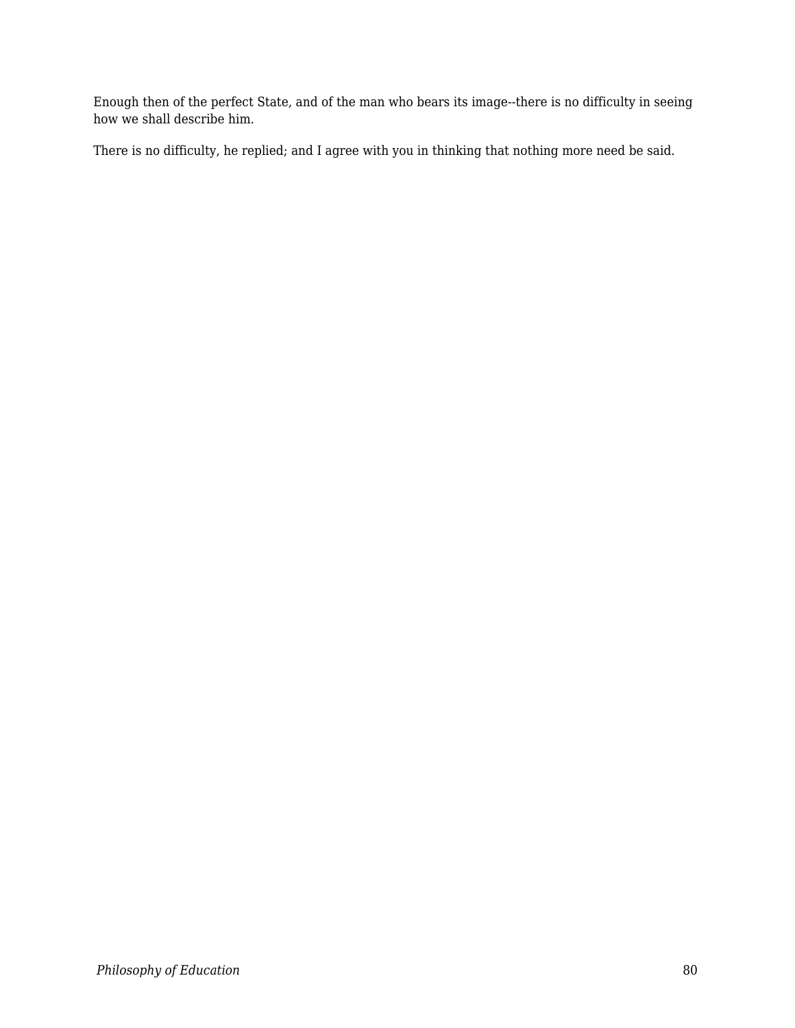Enough then of the perfect State, and of the man who bears its image--there is no difficulty in seeing how we shall describe him.

There is no difficulty, he replied; and I agree with you in thinking that nothing more need be said.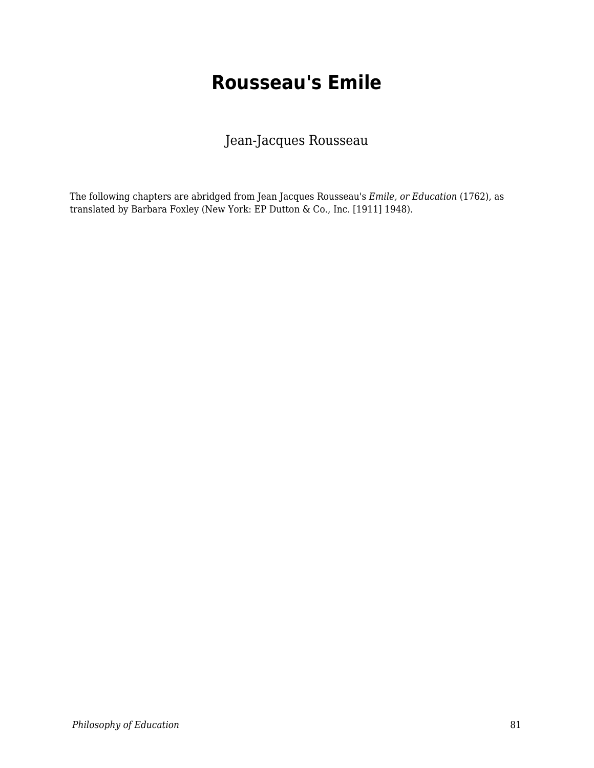# Rousseau's Emile

Jean-Jacques Rousseau

The following chapters are abridged from Jean Jacques Rousseau's *Emile, or Education* (1762), as translated by Barbara Foxley (New York: EP Dutton & Co., Inc. [1911] 1948).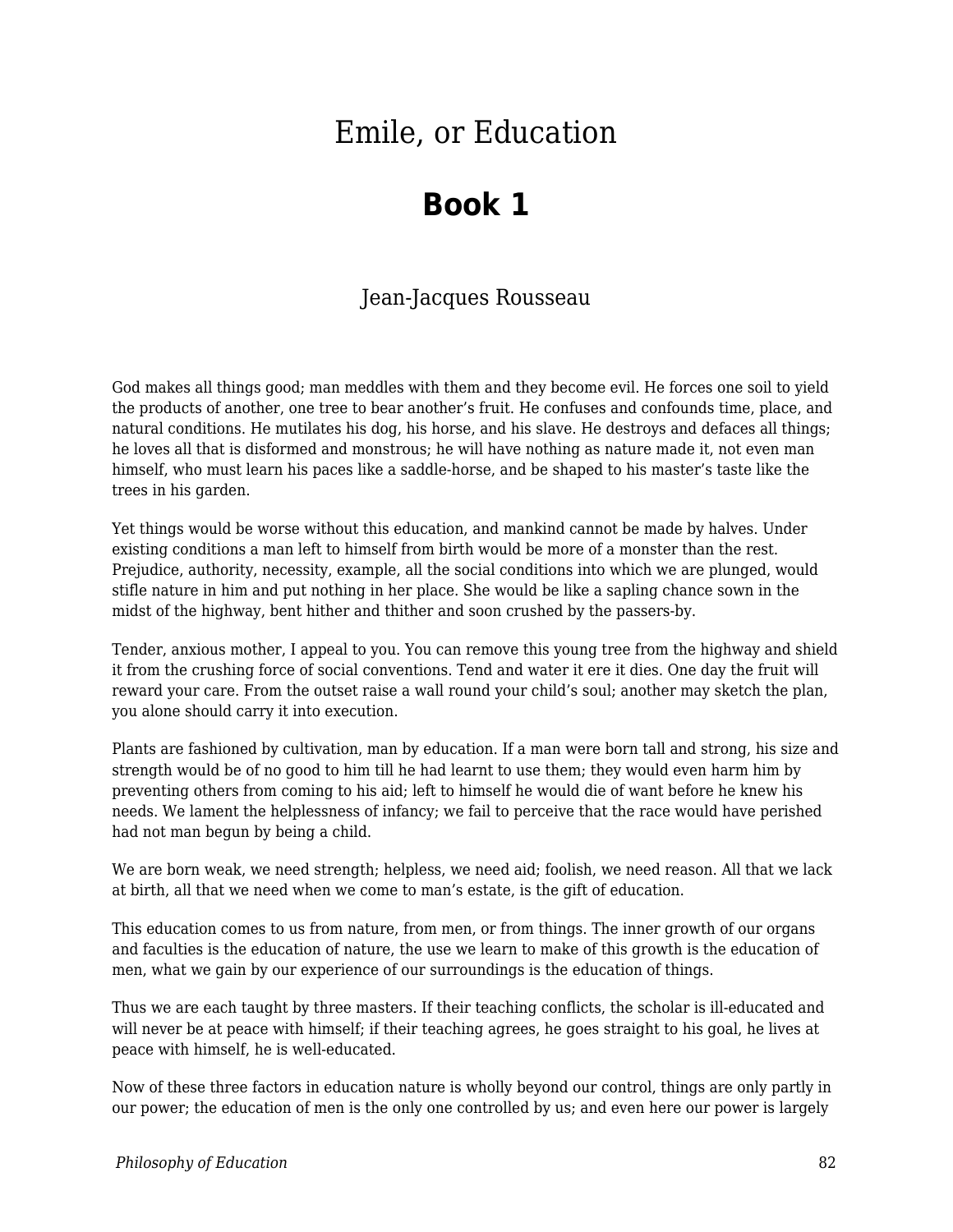# Emile, or Education

## Book 1

Jean-Jacques Rousseau

God makes all things good; man meddles with them and they become evil. He forces one soil to yield the products of another, one tree to bear another's fruit. He confuses and confounds time, place, and natural conditions. He mutilates his dog, his horse, and his slave. He destroys and defaces all things; he loves all that is disformed and monstrous; he will have nothing as nature made it, not even man himself, who must learn his paces like a saddle-horse, and be shaped to his master's taste like the trees in his garden.

Yet things would be worse without this education, and mankind cannot be made by halves. Under existing conditions a man left to himself from birth would be more of a monster than the rest. Prejudice, authority, necessity, example, all the social conditions into which we are plunged, would stifle nature in him and put nothing in her place. She would be like a sapling chance sown in the midst of the highway, bent hither and thither and soon crushed by the passers-by.

Tender, anxious mother, I appeal to you. You can remove this young tree from the highway and shield it from the crushing force of social conventions. Tend and water it ere it dies. One day the fruit will reward your care. From the outset raise a wall round your child's soul; another may sketch the plan, you alone should carry it into execution.

Plants are fashioned by cultivation, man by education. If a man were born tall and strong, his size and strength would be of no good to him till he had learnt to use them; they would even harm him by preventing others from coming to his aid; left to himself he would die of want before he knew his needs. We lament the helplessness of infancy; we fail to perceive that the race would have perished had not man begun by being a child.

We are born weak, we need strength; helpless, we need aid; foolish, we need reason. All that we lack at birth, all that we need when we come to man's estate, is the gift of education.

This education comes to us from nature, from men, or from things. The inner growth of our organs and faculties is the education of nature, the use we learn to make of this growth is the education of men, what we gain by our experience of our surroundings is the education of things.

Thus we are each taught by three masters. If their teaching conflicts, the scholar is ill-educated and will never be at peace with himself; if their teaching agrees, he goes straight to his goal, he lives at peace with himself, he is well-educated.

Now of these three factors in education nature is wholly beyond our control, things are only partly in our power; the education of men is the only one controlled by us; and even here our power is largely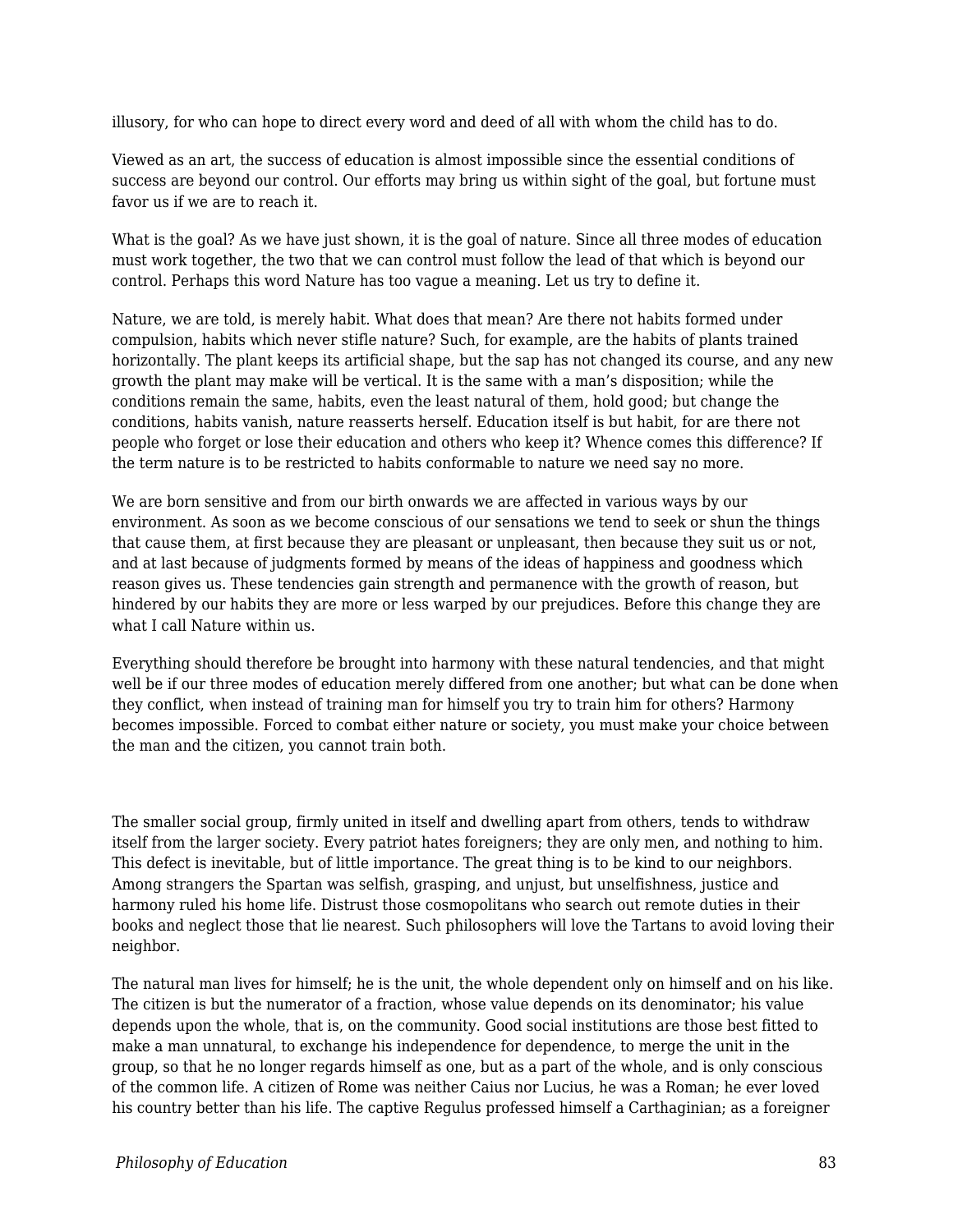illusory, for who can hope to direct every word and deed of all with whom the child has to do.

Viewed as an art, the success of education is almost impossible since the essential conditions of success are beyond our control. Our efforts may bring us within sight of the goal, but fortune must favor us if we are to reach it.

What is the goal? As we have just shown, it is the goal of nature. Since all three modes of education must work together, the two that we can control must follow the lead of that which is beyond our control. Perhaps this word Nature has too vague a meaning. Let us try to define it.

Nature, we are told, is merely habit. What does that mean? Are there not habits formed under compulsion, habits which never stifle nature? Such, for example, are the habits of plants trained horizontally. The plant keeps its artificial shape, but the sap has not changed its course, and any new growth the plant may make will be vertical. It is the same with a man's disposition; while the conditions remain the same, habits, even the least natural of them, hold good; but change the conditions, habits vanish, nature reasserts herself. Education itself is but habit, for are there not people who forget or lose their education and others who keep it? Whence comes this difference? If the term nature is to be restricted to habits conformable to nature we need say no more.

We are born sensitive and from our birth onwards we are affected in various ways by our environment. As soon as we become conscious of our sensations we tend to seek or shun the things that cause them, at first because they are pleasant or unpleasant, then because they suit us or not, and at last because of judgments formed by means of the ideas of happiness and goodness which reason gives us. These tendencies gain strength and permanence with the growth of reason, but hindered by our habits they are more or less warped by our prejudices. Before this change they are what I call Nature within us.

Everything should therefore be brought into harmony with these natural tendencies, and that might well be if our three modes of education merely differed from one another; but what can be done when they conflict, when instead of training man for himself you try to train him for others? Harmony becomes impossible. Forced to combat either nature or society, you must make your choice between the man and the citizen, you cannot train both.

The smaller social group, firmly united in itself and dwelling apart from others, tends to withdraw itself from the larger society. Every patriot hates foreigners; they are only men, and nothing to him. This defect is inevitable, but of little importance. The great thing is to be kind to our neighbors. Among strangers the Spartan was selfish, grasping, and unjust, but unselfishness, justice and harmony ruled his home life. Distrust those cosmopolitans who search out remote duties in their books and neglect those that lie nearest. Such philosophers will love the Tartans to avoid loving their neighbor.

The natural man lives for himself; he is the unit, the whole dependent only on himself and on his like. The citizen is but the numerator of a fraction, whose value depends on its denominator; his value depends upon the whole, that is, on the community. Good social institutions are those best fitted to make a man unnatural, to exchange his independence for dependence, to merge the unit in the group, so that he no longer regards himself as one, but as a part of the whole, and is only conscious of the common life. A citizen of Rome was neither Caius nor Lucius, he was a Roman; he ever loved his country better than his life. The captive Regulus professed himself a Carthaginian; as a foreigner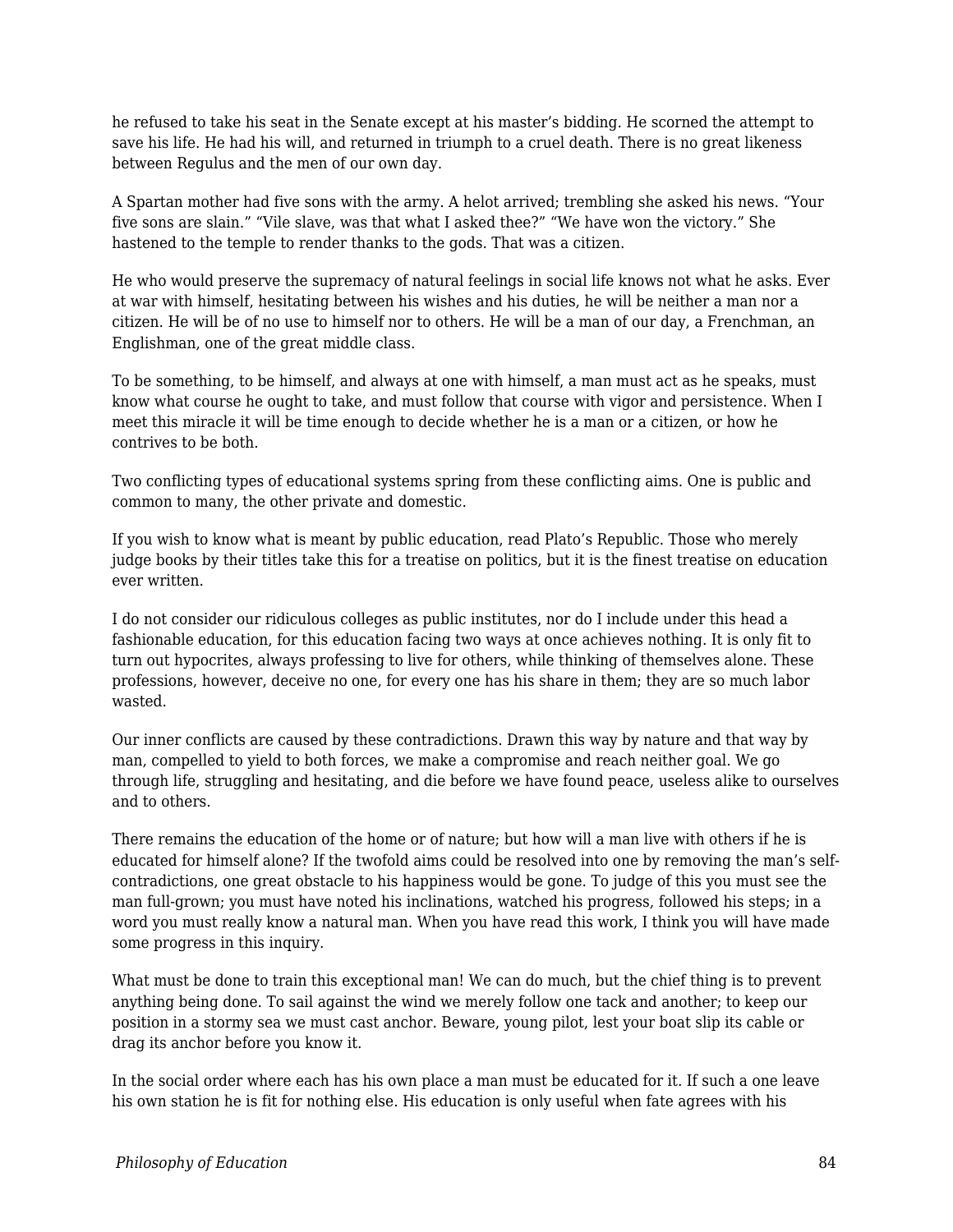he refused to take his seat in the Senate except at his master's bidding. He scorned the attempt to save his life. He had his will, and returned in triumph to a cruel death. There is no great likeness between Regulus and the men of our own day.

A Spartan mother had five sons with the army. A helot arrived; trembling she asked his news. "Your five sons are slain." "Vile slave, was that what I asked thee?" "We have won the victory." She hastened to the temple to render thanks to the gods. That was a citizen.

He who would preserve the supremacy of natural feelings in social life knows not what he asks. Ever at war with himself, hesitating between his wishes and his duties, he will be neither a man nor a citizen. He will be of no use to himself nor to others. He will be a man of our day, a Frenchman, an Englishman, one of the great middle class.

To be something, to be himself, and always at one with himself, a man must act as he speaks, must know what course he ought to take, and must follow that course with vigor and persistence. When I meet this miracle it will be time enough to decide whether he is a man or a citizen, or how he contrives to be both.

Two conflicting types of educational systems spring from these conflicting aims. One is public and common to many, the other private and domestic.

If you wish to know what is meant by public education, read Plato's Republic. Those who merely judge books by their titles take this for a treatise on politics, but it is the finest treatise on education ever written.

I do not consider our ridiculous colleges as public institutes, nor do I include under this head a fashionable education, for this education facing two ways at once achieves nothing. It is only fit to turn out hypocrites, always professing to live for others, while thinking of themselves alone. These professions, however, deceive no one, for every one has his share in them; they are so much labor wasted.

Our inner conflicts are caused by these contradictions. Drawn this way by nature and that way by man, compelled to yield to both forces, we make a compromise and reach neither goal. We go through life, struggling and hesitating, and die before we have found peace, useless alike to ourselves and to others.

There remains the education of the home or of nature; but how will a man live with others if he is educated for himself alone? If the twofold aims could be resolved into one by removing the man's self-contradictions, one great obstacle to his happiness would be gone. To judge of this you must see the man full-grown; you must have noted his inclinations, watched his progress, followed his steps; in a word you must really know a natural man. When you have read this work, I think you will have made some progress in this inquiry.

What must be done to train this exceptional man! We can do much, but the chief thing is to prevent anything being done. To sail against the wind we merely follow one tack and another; to keep our position in a stormy sea we must cast anchor. Beware, young pilot, lest your boat slip its cable or drag its anchor before you know it.

In the social order where each has his own place a man must be educated for it. If such a one leave his own station he is fit for nothing else. His education is only useful when fate agrees with his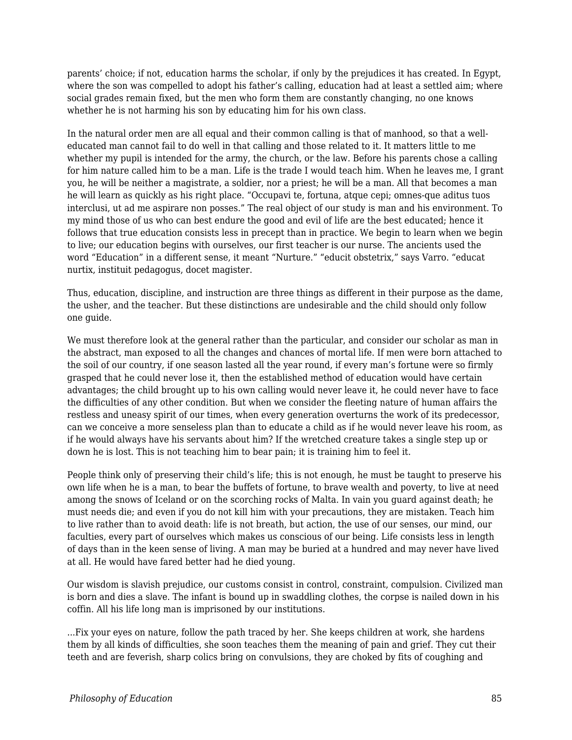parents' choice; if not, education harms the scholar, if only by the prejudices it has created. In Egypt, where the son was compelled to adopt his father's calling, education had at least a settled aim; where social grades remain fixed, but the men who form them are constantly changing, no one knows whether he is not harming his son by educating him for his own class.

In the natural order men are all equal and their common calling is that of manhood, so that a well-educated man cannot fail to do well in that calling and those related to it. It matters little to me whether my pupil is intended for the army, the church, or the law. Before his parents chose a calling for him nature called him to be a man. Life is the trade I would teach him. When he leaves me, I grant you, he will be neither a magistrate, a soldier, nor a priest; he will be a man. All that becomes a man he will learn as quickly as his right place. "Occupavi te, fortuna, atque cepi; omnes-que aditus tuos interclusi, ut ad me aspirare non posses." The real object of our study is man and his environment. To my mind those of us who can best endure the good and evil of life are the best educated; hence it follows that true education consists less in precept than in practice. We begin to learn when we begin to live; our education begins with ourselves, our first teacher is our nurse. The ancients used the word "Education" in a different sense, it meant "Nurture." "educit obstetrix," says Varro. "educat nurtix, instituit pedagogus, docet magister.

Thus, education, discipline, and instruction are three things as different in their purpose as the dame, the usher, and the teacher. But these distinctions are undesirable and the child should only follow one guide.

We must therefore look at the general rather than the particular, and consider our scholar as man in the abstract, man exposed to all the changes and chances of mortal life. If men were born attached to the soil of our country, if one season lasted all the year round, if every man's fortune were so firmly grasped that he could never lose it, then the established method of education would have certain advantages; the child brought up to his own calling would never leave it, he could never have to face the difficulties of any other condition. But when we consider the fleeting nature of human affairs the restless and uneasy spirit of our times, when every generation overturns the work of its predecessor, can we conceive a more senseless plan than to educate a child as if he would never leave his room, as if he would always have his servants about him? If the wretched creature takes a single step up or down he is lost. This is not teaching him to bear pain; it is training him to feel it.

People think only of preserving their child's life; this is not enough, he must be taught to preserve his own life when he is a man, to bear the buffets of fortune, to brave wealth and poverty, to live at need among the snows of Iceland or on the scorching rocks of Malta. In vain you guard against death; he must needs die; and even if you do not kill him with your precautions, they are mistaken. Teach him to live rather than to avoid death: life is not breath, but action, the use of our senses, our mind, our faculties, every part of ourselves which makes us conscious of our being. Life consists less in length of days than in the keen sense of living. A man may be buried at a hundred and may never have lived at all. He would have fared better had he died young.

Our wisdom is slavish prejudice, our customs consist in control, constraint, compulsion. Civilized man is born and dies a slave. The infant is bound up in swaddling clothes, the corpse is nailed down in his coffin. All his life long man is imprisoned by our institutions.

...Fix your eyes on nature, follow the path traced by her. She keeps children at work, she hardens them by all kinds of difficulties, she soon teaches them the meaning of pain and grief. They cut their teeth and are feverish, sharp colics bring on convulsions, they are choked by fits of coughing and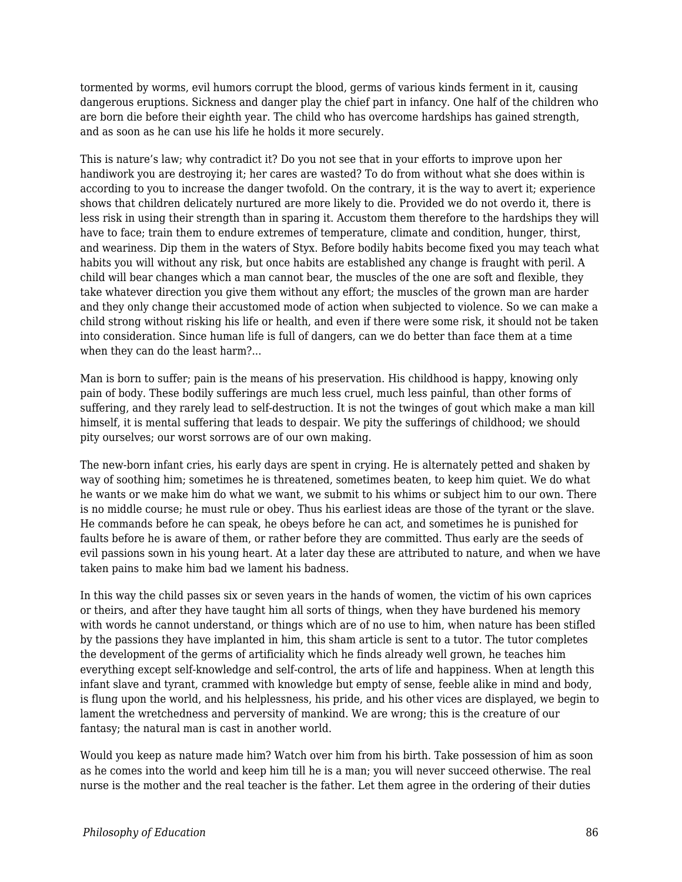tormented by worms, evil humors corrupt the blood, germs of various kinds ferment in it, causing dangerous eruptions. Sickness and danger play the chief part in infancy. One half of the children who are born die before their eighth year. The child who has overcome hardships has gained strength, and as soon as he can use his life he holds it more securely.

This is nature's law; why contradict it? Do you not see that in your efforts to improve upon her handiwork you are destroying it; her cares are wasted? To do from without what she does within is according to you to increase the danger twofold. On the contrary, it is the way to avert it; experience shows that children delicately nurtured are more likely to die. Provided we do not overdo it, there is less risk in using their strength than in sparing it. Accustom them therefore to the hardships they will have to face; train them to endure extremes of temperature, climate and condition, hunger, thirst, and weariness. Dip them in the waters of Styx. Before bodily habits become fixed you may teach what habits you will without any risk, but once habits are established any change is fraught with peril. A child will bear changes which a man cannot bear, the muscles of the one are soft and flexible, they take whatever direction you give them without any effort; the muscles of the grown man are harder and they only change their accustomed mode of action when subjected to violence. So we can make a child strong without risking his life or health, and even if there were some risk, it should not be taken into consideration. Since human life is full of dangers, can we do better than face them at a time when they can do the least harm?...

Man is born to suffer; pain is the means of his preservation. His childhood is happy, knowing only pain of body. These bodily sufferings are much less cruel, much less painful, than other forms of suffering, and they rarely lead to self-destruction. It is not the twinges of gout which make a man kill himself, it is mental suffering that leads to despair. We pity the sufferings of childhood; we should pity ourselves; our worst sorrows are of our own making.

The new-born infant cries, his early days are spent in crying. He is alternately petted and shaken by way of soothing him; sometimes he is threatened, sometimes beaten, to keep him quiet. We do what he wants or we make him do what we want, we submit to his whims or subject him to our own. There is no middle course; he must rule or obey. Thus his earliest ideas are those of the tyrant or the slave. He commands before he can speak, he obeys before he can act, and sometimes he is punished for faults before he is aware of them, or rather before they are committed. Thus early are the seeds of evil passions sown in his young heart. At a later day these are attributed to nature, and when we have taken pains to make him bad we lament his badness.

In this way the child passes six or seven years in the hands of women, the victim of his own caprices or theirs, and after they have taught him all sorts of things, when they have burdened his memory with words he cannot understand, or things which are of no use to him, when nature has been stifled by the passions they have implanted in him, this sham article is sent to a tutor. The tutor completes the development of the germs of artificiality which he finds already well grown, he teaches him everything except self-knowledge and self-control, the arts of life and happiness. When at length this infant slave and tyrant, crammed with knowledge but empty of sense, feeble alike in mind and body, is flung upon the world, and his helplessness, his pride, and his other vices are displayed, we begin to lament the wretchedness and perversity of mankind. We are wrong; this is the creature of our fantasy; the natural man is cast in another world.

Would you keep as nature made him? Watch over him from his birth. Take possession of him as soon as he comes into the world and keep him till he is a man; you will never succeed otherwise. The real nurse is the mother and the real teacher is the father. Let them agree in the ordering of their duties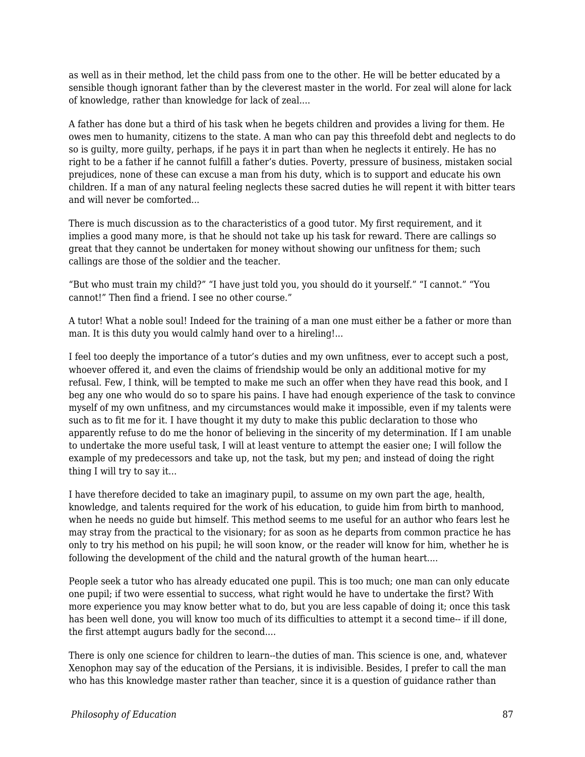as well as in their method, let the child pass from one to the other. He will be better educated by a sensible though ignorant father than by the cleverest master in the world. For zeal will alone for lack of knowledge, rather than knowledge for lack of zeal....

A father has done but a third of his task when he begets children and provides a living for them. He owes men to humanity, citizens to the state. A man who can pay this threefold debt and neglects to do so is guilty, more guilty, perhaps, if he pays it in part than when he neglects it entirely. He has no right to be a father if he cannot fulfill a father's duties. Poverty, pressure of business, mistaken social prejudices, none of these can excuse a man from his duty, which is to support and educate his own children. If a man of any natural feeling neglects these sacred duties he will repent it with bitter tears and will never be comforted...

There is much discussion as to the characteristics of a good tutor. My first requirement, and it implies a good many more, is that he should not take up his task for reward. There are callings so great that they cannot be undertaken for money without showing our unfitness for them; such callings are those of the soldier and the teacher.

"But who must train my child?" "I have just told you, you should do it yourself." "I cannot." "You cannot!" Then find a friend. I see no other course."

A tutor! What a noble soul! Indeed for the training of a man one must either be a father or more than man. It is this duty you would calmly hand over to a hireling!...

I feel too deeply the importance of a tutor's duties and my own unfitness, ever to accept such a post, whoever offered it, and even the claims of friendship would be only an additional motive for my refusal. Few, I think, will be tempted to make me such an offer when they have read this book, and I beg any one who would do so to spare his pains. I have had enough experience of the task to convince myself of my own unfitness, and my circumstances would make it impossible, even if my talents were such as to fit me for it. I have thought it my duty to make this public declaration to those who apparently refuse to do me the honor of believing in the sincerity of my determination. If I am unable to undertake the more useful task, I will at least venture to attempt the easier one; I will follow the example of my predecessors and take up, not the task, but my pen; and instead of doing the right thing I will try to say it...

I have therefore decided to take an imaginary pupil, to assume on my own part the age, health, knowledge, and talents required for the work of his education, to guide him from birth to manhood, when he needs no guide but himself. This method seems to me useful for an author who fears lest he may stray from the practical to the visionary; for as soon as he departs from common practice he has only to try his method on his pupil; he will soon know, or the reader will know for him, whether he is following the development of the child and the natural growth of the human heart....

People seek a tutor who has already educated one pupil. This is too much; one man can only educate one pupil; if two were essential to success, what right would he have to undertake the first? With more experience you may know better what to do, but you are less capable of doing it; once this task has been well done, you will know too much of its difficulties to attempt it a second time-- if ill done, the first attempt augurs badly for the second....

There is only one science for children to learn--the duties of man. This science is one, and, whatever Xenophon may say of the education of the Persians, it is indivisible. Besides, I prefer to call the man who has this knowledge master rather than teacher, since it is a question of guidance rather than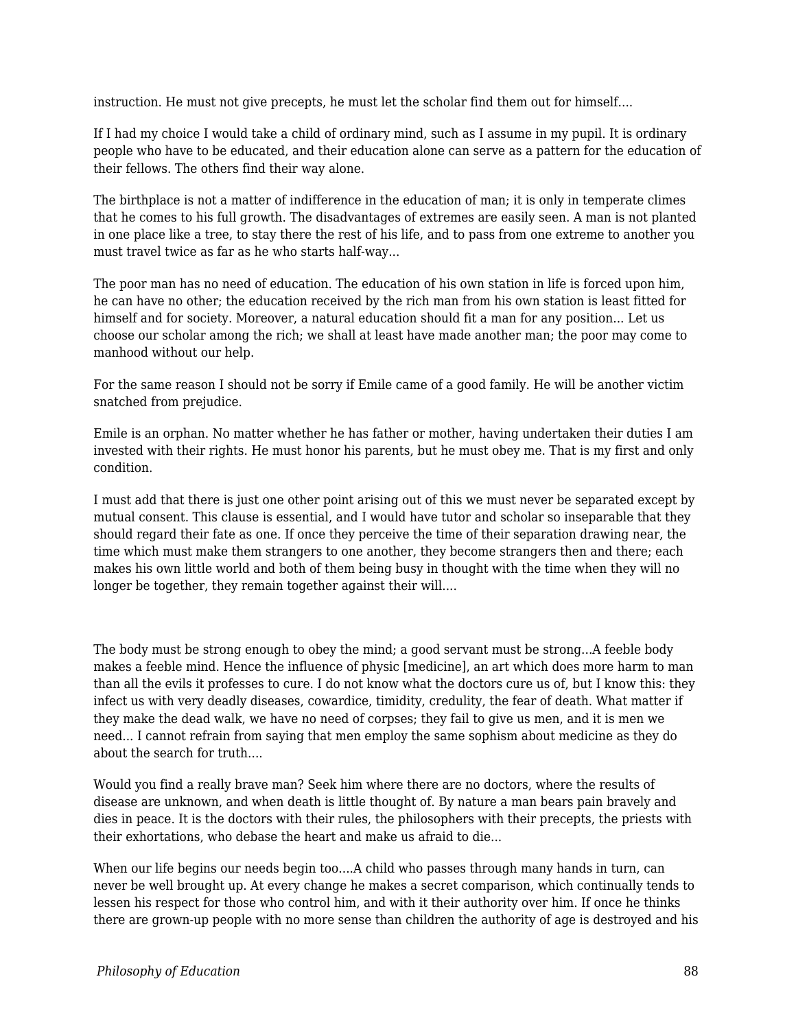instruction. He must not give precepts, he must let the scholar find them out for himself....

If I had my choice I would take a child of ordinary mind, such as I assume in my pupil. It is ordinary people who have to be educated, and their education alone can serve as a pattern for the education of their fellows. The others find their way alone.

The birthplace is not a matter of indifference in the education of man; it is only in temperate climes that he comes to his full growth. The disadvantages of extremes are easily seen. A man is not planted in one place like a tree, to stay there the rest of his life, and to pass from one extreme to another you must travel twice as far as he who starts half-way...

The poor man has no need of education. The education of his own station in life is forced upon him, he can have no other; the education received by the rich man from his own station is least fitted for himself and for society. Moreover, a natural education should fit a man for any position... Let us choose our scholar among the rich; we shall at least have made another man; the poor may come to manhood without our help.

For the same reason I should not be sorry if Emile came of a good family. He will be another victim snatched from prejudice.

Emile is an orphan. No matter whether he has father or mother, having undertaken their duties I am invested with their rights. He must honor his parents, but he must obey me. That is my first and only condition.

I must add that there is just one other point arising out of this we must never be separated except by mutual consent. This clause is essential, and I would have tutor and scholar so inseparable that they should regard their fate as one. If once they perceive the time of their separation drawing near, the time which must make them strangers to one another, they become strangers then and there; each makes his own little world and both of them being busy in thought with the time when they will no longer be together, they remain together against their will....

The body must be strong enough to obey the mind; a good servant must be strong...A feeble body makes a feeble mind. Hence the influence of physic [medicine], an art which does more harm to man than all the evils it professes to cure. I do not know what the doctors cure us of, but I know this: they infect us with very deadly diseases, cowardice, timidity, credulity, the fear of death. What matter if they make the dead walk, we have no need of corpses; they fail to give us men, and it is men we need... I cannot refrain from saying that men employ the same sophism about medicine as they do about the search for truth....

Would you find a really brave man? Seek him where there are no doctors, where the results of disease are unknown, and when death is little thought of. By nature a man bears pain bravely and dies in peace. It is the doctors with their rules, the philosophers with their precepts, the priests with their exhortations, who debase the heart and make us afraid to die...

When our life begins our needs begin too....A child who passes through many hands in turn, can never be well brought up. At every change he makes a secret comparison, which continually tends to lessen his respect for those who control him, and with it their authority over him. If once he thinks there are grown-up people with no more sense than children the authority of age is destroyed and his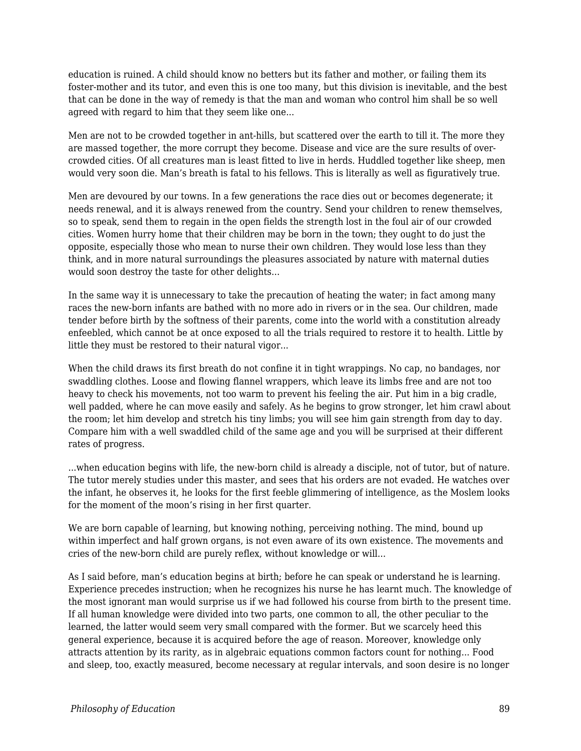education is ruined. A child should know no betters but its father and mother, or failing them its foster-mother and its tutor, and even this is one too many, but this division is inevitable, and the best that can be done in the way of remedy is that the man and woman who control him shall be so well agreed with regard to him that they seem like one...

Men are not to be crowded together in ant-hills, but scattered over the earth to till it. The more they are massed together, the more corrupt they become. Disease and vice are the sure results of over-crowded cities. Of all creatures man is least fitted to live in herds. Huddled together like sheep, men would very soon die. Man's breath is fatal to his fellows. This is literally as well as figuratively true.

Men are devoured by our towns. In a few generations the race dies out or becomes degenerate; it needs renewal, and it is always renewed from the country. Send your children to renew themselves, so to speak, send them to regain in the open fields the strength lost in the foul air of our crowded cities. Women hurry home that their children may be born in the town; they ought to do just the opposite, especially those who mean to nurse their own children. They would lose less than they think, and in more natural surroundings the pleasures associated by nature with maternal duties would soon destroy the taste for other delights...

In the same way it is unnecessary to take the precaution of heating the water; in fact among many races the new-born infants are bathed with no more ado in rivers or in the sea. Our children, made tender before birth by the softness of their parents, come into the world with a constitution already enfeebled, which cannot be at once exposed to all the trials required to restore it to health. Little by little they must be restored to their natural vigor...

When the child draws its first breath do not confine it in tight wrappings. No cap, no bandages, nor swaddling clothes. Loose and flowing flannel wrappers, which leave its limbs free and are not too heavy to check his movements, not too warm to prevent his feeling the air. Put him in a big cradle, well padded, where he can move easily and safely. As he begins to grow stronger, let him crawl about the room; let him develop and stretch his tiny limbs; you will see him gain strength from day to day. Compare him with a well swaddled child of the same age and you will be surprised at their different rates of progress.

...when education begins with life, the new-born child is already a disciple, not of tutor, but of nature. The tutor merely studies under this master, and sees that his orders are not evaded. He watches over the infant, he observes it, he looks for the first feeble glimmering of intelligence, as the Moslem looks for the moment of the moon's rising in her first quarter.

We are born capable of learning, but knowing nothing, perceiving nothing. The mind, bound up within imperfect and half grown organs, is not even aware of its own existence. The movements and cries of the new-born child are purely reflex, without knowledge or will...

As I said before, man's education begins at birth; before he can speak or understand he is learning. Experience precedes instruction; when he recognizes his nurse he has learnt much. The knowledge of the most ignorant man would surprise us if we had followed his course from birth to the present time. If all human knowledge were divided into two parts, one common to all, the other peculiar to the learned, the latter would seem very small compared with the former. But we scarcely heed this general experience, because it is acquired before the age of reason. Moreover, knowledge only attracts attention by its rarity, as in algebraic equations common factors count for nothing... Food and sleep, too, exactly measured, become necessary at regular intervals, and soon desire is no longer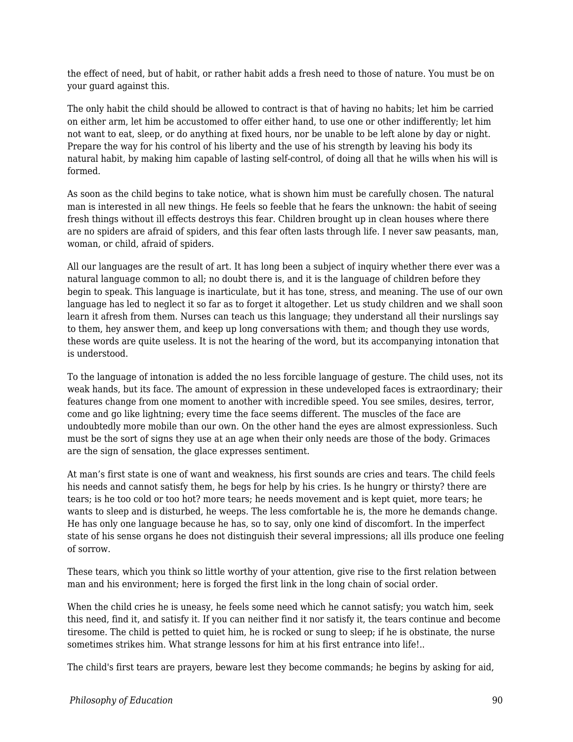the effect of need, but of habit, or rather habit adds a fresh need to those of nature. You must be on your guard against this.

The only habit the child should be allowed to contract is that of having no habits; let him be carried on either arm, let him be accustomed to offer either hand, to use one or other indifferently; let him not want to eat, sleep, or do anything at fixed hours, nor be unable to be left alone by day or night. Prepare the way for his control of his liberty and the use of his strength by leaving his body its natural habit, by making him capable of lasting self-control, of doing all that he wills when his will is formed.

As soon as the child begins to take notice, what is shown him must be carefully chosen. The natural man is interested in all new things. He feels so feeble that he fears the unknown: the habit of seeing fresh things without ill effects destroys this fear. Children brought up in clean houses where there are no spiders are afraid of spiders, and this fear often lasts through life. I never saw peasants, man, woman, or child, afraid of spiders.

All our languages are the result of art. It has long been a subject of inquiry whether there ever was a natural language common to all; no doubt there is, and it is the language of children before they begin to speak. This language is inarticulate, but it has tone, stress, and meaning. The use of our own language has led to neglect it so far as to forget it altogether. Let us study children and we shall soon learn it afresh from them. Nurses can teach us this language; they understand all their nurslings say to them, hey answer them, and keep up long conversations with them; and though they use words, these words are quite useless. It is not the hearing of the word, but its accompanying intonation that is understood.

To the language of intonation is added the no less forcible language of gesture. The child uses, not its weak hands, but its face. The amount of expression in these undeveloped faces is extraordinary; their features change from one moment to another with incredible speed. You see smiles, desires, terror, come and go like lightning; every time the face seems different. The muscles of the face are undoubtedly more mobile than our own. On the other hand the eyes are almost expressionless. Such must be the sort of signs they use at an age when their only needs are those of the body. Grimaces are the sign of sensation, the glace expresses sentiment.

At man's first state is one of want and weakness, his first sounds are cries and tears. The child feels his needs and cannot satisfy them, he begs for help by his cries. Is he hungry or thirsty? there are tears; is he too cold or too hot? more tears; he needs movement and is kept quiet, more tears; he wants to sleep and is disturbed, he weeps. The less comfortable he is, the more he demands change. He has only one language because he has, so to say, only one kind of discomfort. In the imperfect state of his sense organs he does not distinguish their several impressions; all ills produce one feeling of sorrow.

These tears, which you think so little worthy of your attention, give rise to the first relation between man and his environment; here is forged the first link in the long chain of social order.

When the child cries he is uneasy, he feels some need which he cannot satisfy; you watch him, seek this need, find it, and satisfy it. If you can neither find it nor satisfy it, the tears continue and become tiresome. The child is petted to quiet him, he is rocked or sung to sleep; if he is obstinate, the nurse sometimes strikes him. What strange lessons for him at his first entrance into life!..

The child's first tears are prayers, beware lest they become commands; he begins by asking for aid,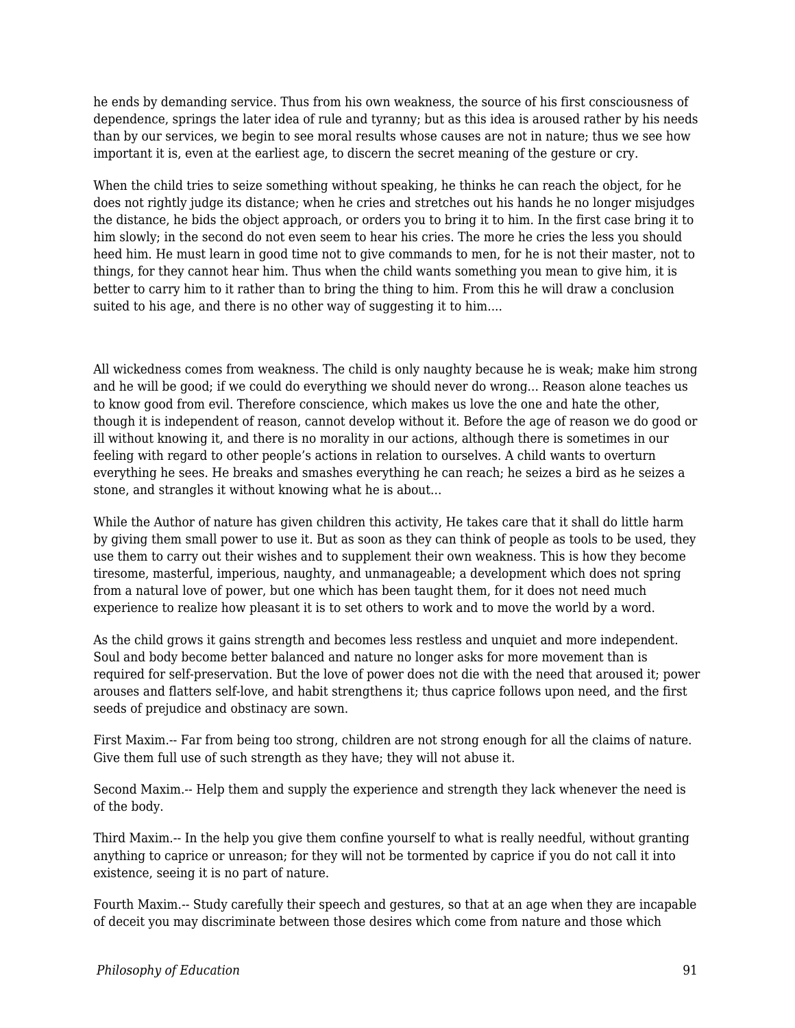he ends by demanding service. Thus from his own weakness, the source of his first consciousness of dependence, springs the later idea of rule and tyranny; but as this idea is aroused rather by his needs than by our services, we begin to see moral results whose causes are not in nature; thus we see how important it is, even at the earliest age, to discern the secret meaning of the gesture or cry.

When the child tries to seize something without speaking, he thinks he can reach the object, for he does not rightly judge its distance; when he cries and stretches out his hands he no longer misjudges the distance, he bids the object approach, or orders you to bring it to him. In the first case bring it to him slowly; in the second do not even seem to hear his cries. The more he cries the less you should heed him. He must learn in good time not to give commands to men, for he is not their master, not to things, for they cannot hear him. Thus when the child wants something you mean to give him, it is better to carry him to it rather than to bring the thing to him. From this he will draw a conclusion suited to his age, and there is no other way of suggesting it to him....

All wickedness comes from weakness. The child is only naughty because he is weak; make him strong and he will be good; if we could do everything we should never do wrong... Reason alone teaches us to know good from evil. Therefore conscience, which makes us love the one and hate the other, though it is independent of reason, cannot develop without it. Before the age of reason we do good or ill without knowing it, and there is no morality in our actions, although there is sometimes in our feeling with regard to other people's actions in relation to ourselves. A child wants to overturn everything he sees. He breaks and smashes everything he can reach; he seizes a bird as he seizes a stone, and strangles it without knowing what he is about...

While the Author of nature has given children this activity, He takes care that it shall do little harm by giving them small power to use it. But as soon as they can think of people as tools to be used, they use them to carry out their wishes and to supplement their own weakness. This is how they become tiresome, masterful, imperious, naughty, and unmanageable; a development which does not spring from a natural love of power, but one which has been taught them, for it does not need much experience to realize how pleasant it is to set others to work and to move the world by a word.

As the child grows it gains strength and becomes less restless and unquiet and more independent. Soul and body become better balanced and nature no longer asks for more movement than is required for self-preservation. But the love of power does not die with the need that aroused it; power arouses and flatters self-love, and habit strengthens it; thus caprice follows upon need, and the first seeds of prejudice and obstinacy are sown.

First Maxim.-- Far from being too strong, children are not strong enough for all the claims of nature. Give them full use of such strength as they have; they will not abuse it.

Second Maxim.-- Help them and supply the experience and strength they lack whenever the need is of the body.

Third Maxim.-- In the help you give them confine yourself to what is really needful, without granting anything to caprice or unreason; for they will not be tormented by caprice if you do not call it into existence, seeing it is no part of nature.

Fourth Maxim.-- Study carefully their speech and gestures, so that at an age when they are incapable of deceit you may discriminate between those desires which come from nature and those which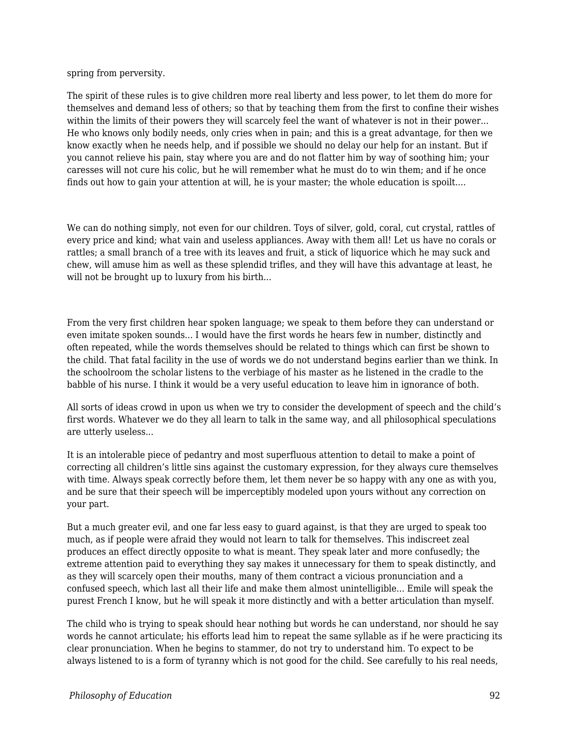spring from perversity.

The spirit of these rules is to give children more real liberty and less power, to let them do more for themselves and demand less of others; so that by teaching them from the first to confine their wishes within the limits of their powers they will scarcely feel the want of whatever is not in their power... He who knows only bodily needs, only cries when in pain; and this is a great advantage, for then we know exactly when he needs help, and if possible we should no delay our help for an instant. But if you cannot relieve his pain, stay where you are and do not flatter him by way of soothing him; your caresses will not cure his colic, but he will remember what he must do to win them; and if he once finds out how to gain your attention at will, he is your master; the whole education is spoilt....

We can do nothing simply, not even for our children. Toys of silver, gold, coral, cut crystal, rattles of every price and kind; what vain and useless appliances. Away with them all! Let us have no corals or rattles; a small branch of a tree with its leaves and fruit, a stick of liquorice which he may suck and chew, will amuse him as well as these splendid trifles, and they will have this advantage at least, he will not be brought up to luxury from his birth...

From the very first children hear spoken language; we speak to them before they can understand or even imitate spoken sounds... I would have the first words he hears few in number, distinctly and often repeated, while the words themselves should be related to things which can first be shown to the child. That fatal facility in the use of words we do not understand begins earlier than we think. In the schoolroom the scholar listens to the verbiage of his master as he listened in the cradle to the babble of his nurse. I think it would be a very useful education to leave him in ignorance of both.

All sorts of ideas crowd in upon us when we try to consider the development of speech and the child's first words. Whatever we do they all learn to talk in the same way, and all philosophical speculations are utterly useless...

It is an intolerable piece of pedantry and most superfluous attention to detail to make a point of correcting all children's little sins against the customary expression, for they always cure themselves with time. Always speak correctly before them, let them never be so happy with any one as with you, and be sure that their speech will be imperceptibly modeled upon yours without any correction on your part.

But a much greater evil, and one far less easy to guard against, is that they are urged to speak too much, as if people were afraid they would not learn to talk for themselves. This indiscreet zeal produces an effect directly opposite to what is meant. They speak later and more confusedly; the extreme attention paid to everything they say makes it unnecessary for them to speak distinctly, and as they will scarcely open their mouths, many of them contract a vicious pronunciation and a confused speech, which last all their life and make them almost unintelligible... Emile will speak the purest French I know, but he will speak it more distinctly and with a better articulation than myself.

The child who is trying to speak should hear nothing but words he can understand, nor should he say words he cannot articulate; his efforts lead him to repeat the same syllable as if he were practicing its clear pronunciation. When he begins to stammer, do not try to understand him. To expect to be always listened to is a form of tyranny which is not good for the child. See carefully to his real needs,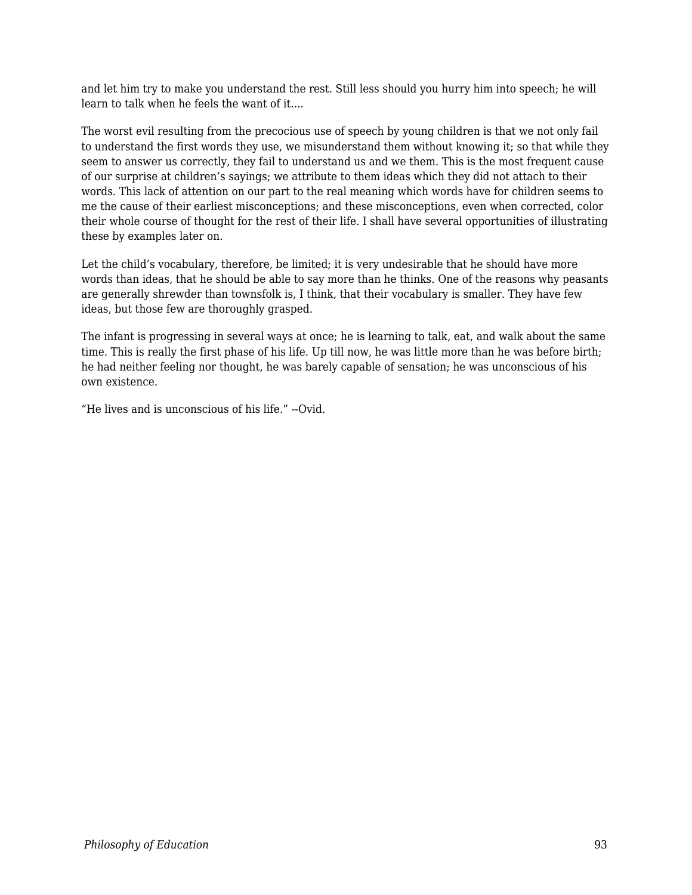and let him try to make you understand the rest. Still less should you hurry him into speech; he will learn to talk when he feels the want of it....

The worst evil resulting from the precocious use of speech by young children is that we not only fail to understand the first words they use, we misunderstand them without knowing it; so that while they seem to answer us correctly, they fail to understand us and we them. This is the most frequent cause of our surprise at children's sayings; we attribute to them ideas which they did not attach to their words. This lack of attention on our part to the real meaning which words have for children seems to me the cause of their earliest misconceptions; and these misconceptions, even when corrected, color their whole course of thought for the rest of their life. I shall have several opportunities of illustrating these by examples later on.

Let the child's vocabulary, therefore, be limited; it is very undesirable that he should have more words than ideas, that he should be able to say more than he thinks. One of the reasons why peasants are generally shrewder than townsfolk is, I think, that their vocabulary is smaller. They have few ideas, but those few are thoroughly grasped.

The infant is progressing in several ways at once; he is learning to talk, eat, and walk about the same time. This is really the first phase of his life. Up till now, he was little more than he was before birth; he had neither feeling nor thought, he was barely capable of sensation; he was unconscious of his own existence.

"He lives and is unconscious of his life." --Ovid.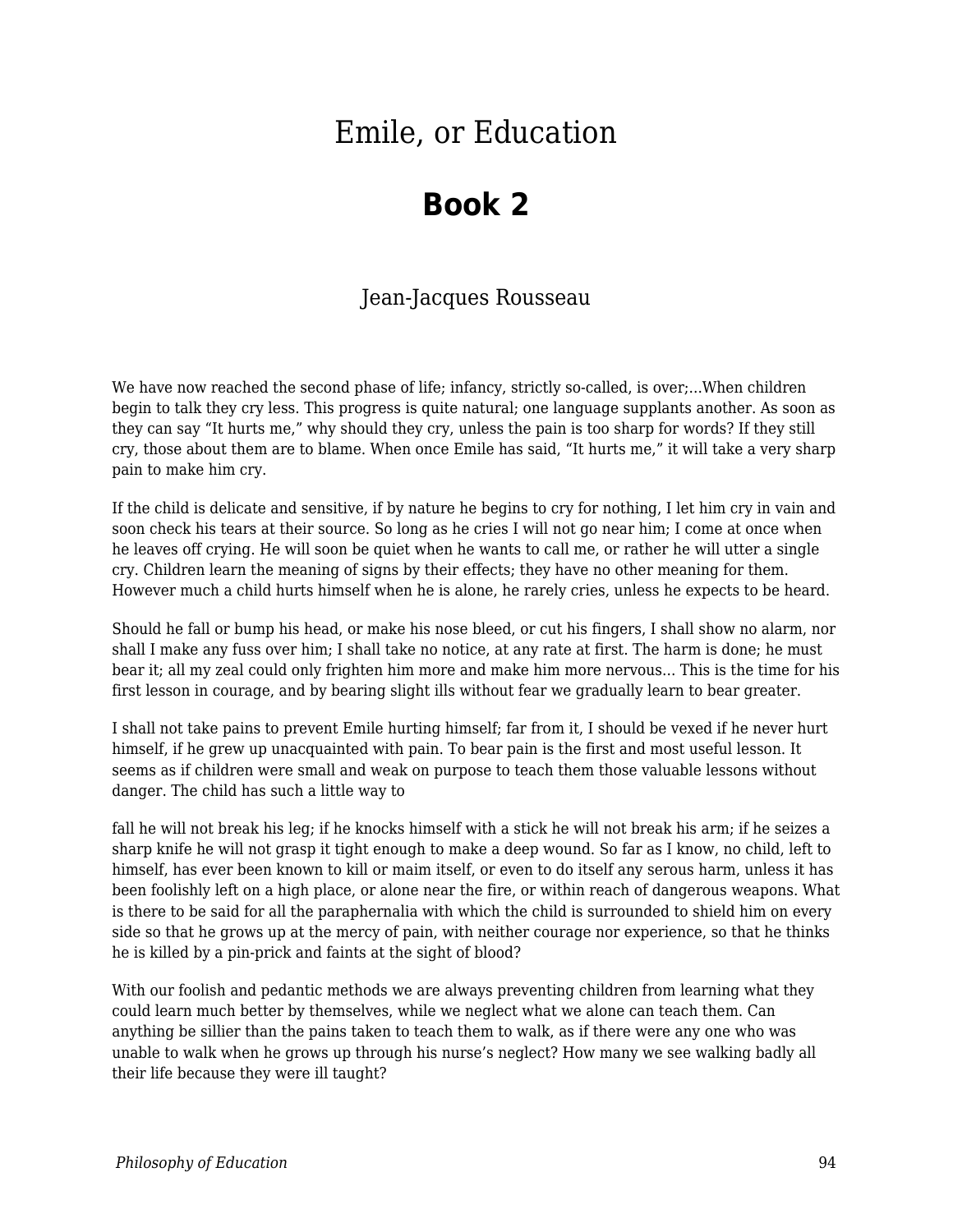# Emile, or Education

## Book 2

Jean-Jacques Rousseau

We have now reached the second phase of life; infancy, strictly so-called, is over;…When children begin to talk they cry less. This progress is quite natural; one language supplants another. As soon as they can say "It hurts me," why should they cry, unless the pain is too sharp for words? If they still cry, those about them are to blame. When once Emile has said, "It hurts me," it will take a very sharp pain to make him cry.

If the child is delicate and sensitive, if by nature he begins to cry for nothing, I let him cry in vain and soon check his tears at their source. So long as he cries I will not go near him; I come at once when he leaves off crying. He will soon be quiet when he wants to call me, or rather he will utter a single cry. Children learn the meaning of signs by their effects; they have no other meaning for them. However much a child hurts himself when he is alone, he rarely cries, unless he expects to be heard.

Should he fall or bump his head, or make his nose bleed, or cut his fingers, I shall show no alarm, nor shall I make any fuss over him; I shall take no notice, at any rate at first. The harm is done; he must bear it; all my zeal could only frighten him more and make him more nervous… This is the time for his first lesson in courage, and by bearing slight ills without fear we gradually learn to bear greater.

I shall not take pains to prevent Emile hurting himself; far from it, I should be vexed if he never hurt himself, if he grew up unacquainted with pain. To bear pain is the first and most useful lesson. It seems as if children were small and weak on purpose to teach them those valuable lessons without danger. The child has such a little way to fall he will not break his leg; if he knocks himself with a stick he will not break his arm; if he seizes a sharp knife he will not grasp it tight enough to make a deep wound. So far as I know, no child, left to himself, has ever been known to kill or maim itself, or even to do itself any serous harm, unless it has been foolishly left on a high place, or alone near the fire, or within reach of dangerous weapons. What is there to be said for all the paraphernalia with which the child is surrounded to shield him on every side so that he grows up at the mercy of pain, with neither courage nor experience, so that he thinks he is killed by a pin-prick and faints at the sight of blood?

With our foolish and pedantic methods we are always preventing children from learning what they could learn much better by themselves, while we neglect what we alone can teach them. Can anything be sillier than the pains taken to teach them to walk, as if there were any one who was unable to walk when he grows up through his nurse's neglect? How many we see walking badly all their life because they were ill taught?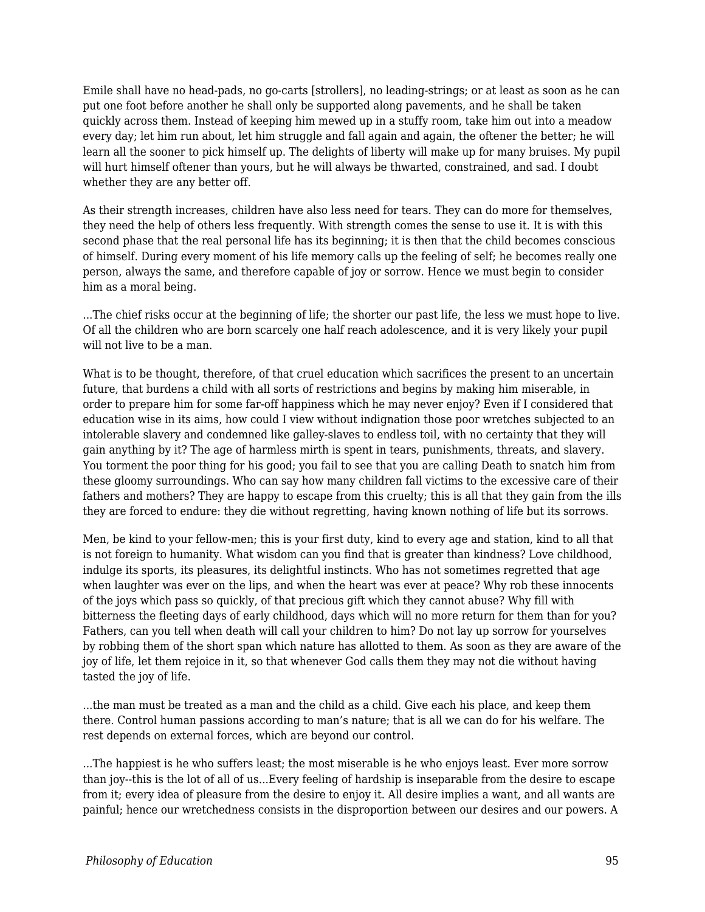Emile shall have no head-pads, no go-carts [strollers], no leading-strings; or at least as soon as he can put one foot before another he shall only be supported along pavements, and he shall be taken quickly across them. Instead of keeping him mewed up in a stuffy room, take him out into a meadow every day; let him run about, let him struggle and fall again and again, the oftener the better; he will learn all the sooner to pick himself up. The delights of liberty will make up for many bruises. My pupil will hurt himself oftener than yours, but he will always be thwarted, constrained, and sad. I doubt whether they are any better off.

As their strength increases, children have also less need for tears. They can do more for themselves, they need the help of others less frequently. With strength comes the sense to use it. It is with this second phase that the real personal life has its beginning; it is then that the child becomes conscious of himself. During every moment of his life memory calls up the feeling of self; he becomes really one person, always the same, and therefore capable of joy or sorrow. Hence we must begin to consider him as a moral being.

...The chief risks occur at the beginning of life; the shorter our past life, the less we must hope to live. Of all the children who are born scarcely one half reach adolescence, and it is very likely your pupil will not live to be a man.

What is to be thought, therefore, of that cruel education which sacrifices the present to an uncertain future, that burdens a child with all sorts of restrictions and begins by making him miserable, in order to prepare him for some far-off happiness which he may never enjoy? Even if I considered that education wise in its aims, how could I view without indignation those poor wretches subjected to an intolerable slavery and condemned like galley-slaves to endless toil, with no certainty that they will gain anything by it? The age of harmless mirth is spent in tears, punishments, threats, and slavery. You torment the poor thing for his good; you fail to see that you are calling Death to snatch him from these gloomy surroundings. Who can say how many children fall victims to the excessive care of their fathers and mothers? They are happy to escape from this cruelty; this is all that they gain from the ills they are forced to endure: they die without regretting, having known nothing of life but its sorrows.

Men, be kind to your fellow-men; this is your first duty, kind to every age and station, kind to all that is not foreign to humanity. What wisdom can you find that is greater than kindness? Love childhood, indulge its sports, its pleasures, its delightful instincts. Who has not sometimes regretted that age when laughter was ever on the lips, and when the heart was ever at peace? Why rob these innocents of the joys which pass so quickly, of that precious gift which they cannot abuse? Why fill with bitterness the fleeting days of early childhood, days which will no more return for them than for you? Fathers, can you tell when death will call your children to him? Do not lay up sorrow for yourselves by robbing them of the short span which nature has allotted to them. As soon as they are aware of the joy of life, let them rejoice in it, so that whenever God calls them they may not die without having tasted the joy of life.

...the man must be treated as a man and the child as a child. Give each his place, and keep them there. Control human passions according to man's nature; that is all we can do for his welfare. The rest depends on external forces, which are beyond our control.

...The happiest is he who suffers least; the most miserable is he who enjoys least. Ever more sorrow than joy--this is the lot of all of us...Every feeling of hardship is inseparable from the desire to escape from it; every idea of pleasure from the desire to enjoy it. All desire implies a want, and all wants are painful; hence our wretchedness consists in the disproportion between our desires and our powers. A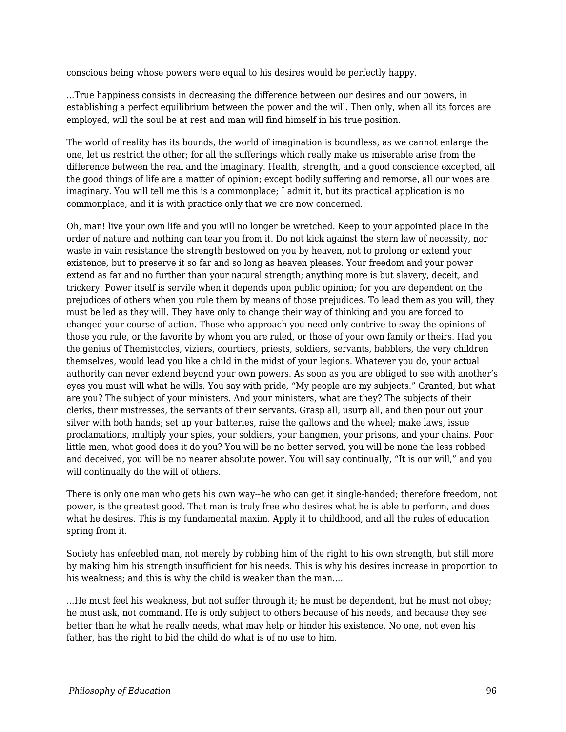conscious being whose powers were equal to his desires would be perfectly happy.

...True happiness consists in decreasing the difference between our desires and our powers, in establishing a perfect equilibrium between the power and the will. Then only, when all its forces are employed, will the soul be at rest and man will find himself in his true position.

The world of reality has its bounds, the world of imagination is boundless; as we cannot enlarge the one, let us restrict the other; for all the sufferings which really make us miserable arise from the difference between the real and the imaginary. Health, strength, and a good conscience excepted, all the good things of life are a matter of opinion; except bodily suffering and remorse, all our woes are imaginary. You will tell me this is a commonplace; I admit it, but its practical application is no commonplace, and it is with practice only that we are now concerned.

Oh, man! live your own life and you will no longer be wretched. Keep to your appointed place in the order of nature and nothing can tear you from it. Do not kick against the stern law of necessity, nor waste in vain resistance the strength bestowed on you by heaven, not to prolong or extend your existence, but to preserve it so far and so long as heaven pleases. Your freedom and your power extend as far and no further than your natural strength; anything more is but slavery, deceit, and trickery. Power itself is servile when it depends upon public opinion; for you are dependent on the prejudices of others when you rule them by means of those prejudices. To lead them as you will, they must be led as they will. They have only to change their way of thinking and you are forced to changed your course of action. Those who approach you need only contrive to sway the opinions of those you rule, or the favorite by whom you are ruled, or those of your own family or theirs. Had you the genius of Themistocles, viziers, courtiers, priests, soldiers, servants, babblers, the very children themselves, would lead you like a child in the midst of your legions. Whatever you do, your actual authority can never extend beyond your own powers. As soon as you are obliged to see with another's eyes you must will what he wills. You say with pride, "My people are my subjects." Granted, but what are you? The subject of your ministers. And your ministers, what are they? The subjects of their clerks, their mistresses, the servants of their servants. Grasp all, usurp all, and then pour out your silver with both hands; set up your batteries, raise the gallows and the wheel; make laws, issue proclamations, multiply your spies, your soldiers, your hangmen, your prisons, and your chains. Poor little men, what good does it do you? You will be no better served, you will be none the less robbed and deceived, you will be no nearer absolute power. You will say continually, "It is our will," and you will continually do the will of others.

There is only one man who gets his own way--he who can get it single-handed; therefore freedom, not power, is the greatest good. That man is truly free who desires what he is able to perform, and does what he desires. This is my fundamental maxim. Apply it to childhood, and all the rules of education spring from it.

Society has enfeebled man, not merely by robbing him of the right to his own strength, but still more by making him his strength insufficient for his needs. This is why his desires increase in proportion to his weakness; and this is why the child is weaker than the man....

...He must feel his weakness, but not suffer through it; he must be dependent, but he must not obey; he must ask, not command. He is only subject to others because of his needs, and because they see better than he what he really needs, what may help or hinder his existence. No one, not even his father, has the right to bid the child do what is of no use to him.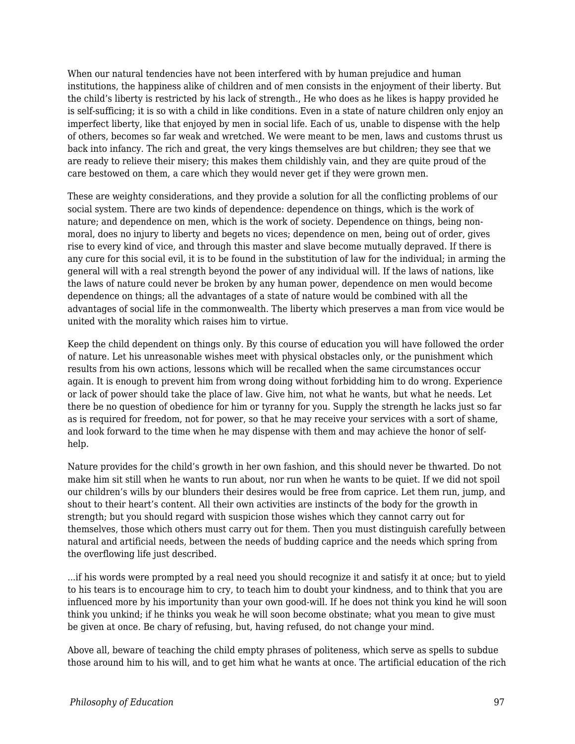When our natural tendencies have not been interfered with by human prejudice and human institutions, the happiness alike of children and of men consists in the enjoyment of their liberty. But the child's liberty is restricted by his lack of strength., He who does as he likes is happy provided he is self-sufficing; it is so with a child in like conditions. Even in a state of nature children only enjoy an imperfect liberty, like that enjoyed by men in social life. Each of us, unable to dispense with the help of others, becomes so far weak and wretched. We were meant to be men, laws and customs thrust us back into infancy. The rich and great, the very kings themselves are but children; they see that we are ready to relieve their misery; this makes them childishly vain, and they are quite proud of the care bestowed on them, a care which they would never get if they were grown men.

These are weighty considerations, and they provide a solution for all the conflicting problems of our social system. There are two kinds of dependence: dependence on things, which is the work of nature; and dependence on men, which is the work of society. Dependence on things, being non-moral, does no injury to liberty and begets no vices; dependence on men, being out of order, gives rise to every kind of vice, and through this master and slave become mutually depraved. If there is any cure for this social evil, it is to be found in the substitution of law for the individual; in arming the general will with a real strength beyond the power of any individual will. If the laws of nations, like the laws of nature could never be broken by any human power, dependence on men would become dependence on things; all the advantages of a state of nature would be combined with all the advantages of social life in the commonwealth. The liberty which preserves a man from vice would be united with the morality which raises him to virtue.

Keep the child dependent on things only. By this course of education you will have followed the order of nature. Let his unreasonable wishes meet with physical obstacles only, or the punishment which results from his own actions, lessons which will be recalled when the same circumstances occur again. It is enough to prevent him from wrong doing without forbidding him to do wrong. Experience or lack of power should take the place of law. Give him, not what he wants, but what he needs. Let there be no question of obedience for him or tyranny for you. Supply the strength he lacks just so far as is required for freedom, not for power, so that he may receive your services with a sort of shame, and look forward to the time when he may dispense with them and may achieve the honor of self-help.

Nature provides for the child's growth in her own fashion, and this should never be thwarted. Do not make him sit still when he wants to run about, nor run when he wants to be quiet. If we did not spoil our children's wills by our blunders their desires would be free from caprice. Let them run, jump, and shout to their heart's content. All their own activities are instincts of the body for the growth in strength; but you should regard with suspicion those wishes which they cannot carry out for themselves, those which others must carry out for them. Then you must distinguish carefully between natural and artificial needs, between the needs of budding caprice and the needs which spring from the overflowing life just described.

...if his words were prompted by a real need you should recognize it and satisfy it at once; but to yield to his tears is to encourage him to cry, to teach him to doubt your kindness, and to think that you are influenced more by his importunity than your own good-will. If he does not think you kind he will soon think you unkind; if he thinks you weak he will soon become obstinate; what you mean to give must be given at once. Be chary of refusing, but, having refused, do not change your mind.

Above all, beware of teaching the child empty phrases of politeness, which serve as spells to subdue those around him to his will, and to get him what he wants at once. The artificial education of the rich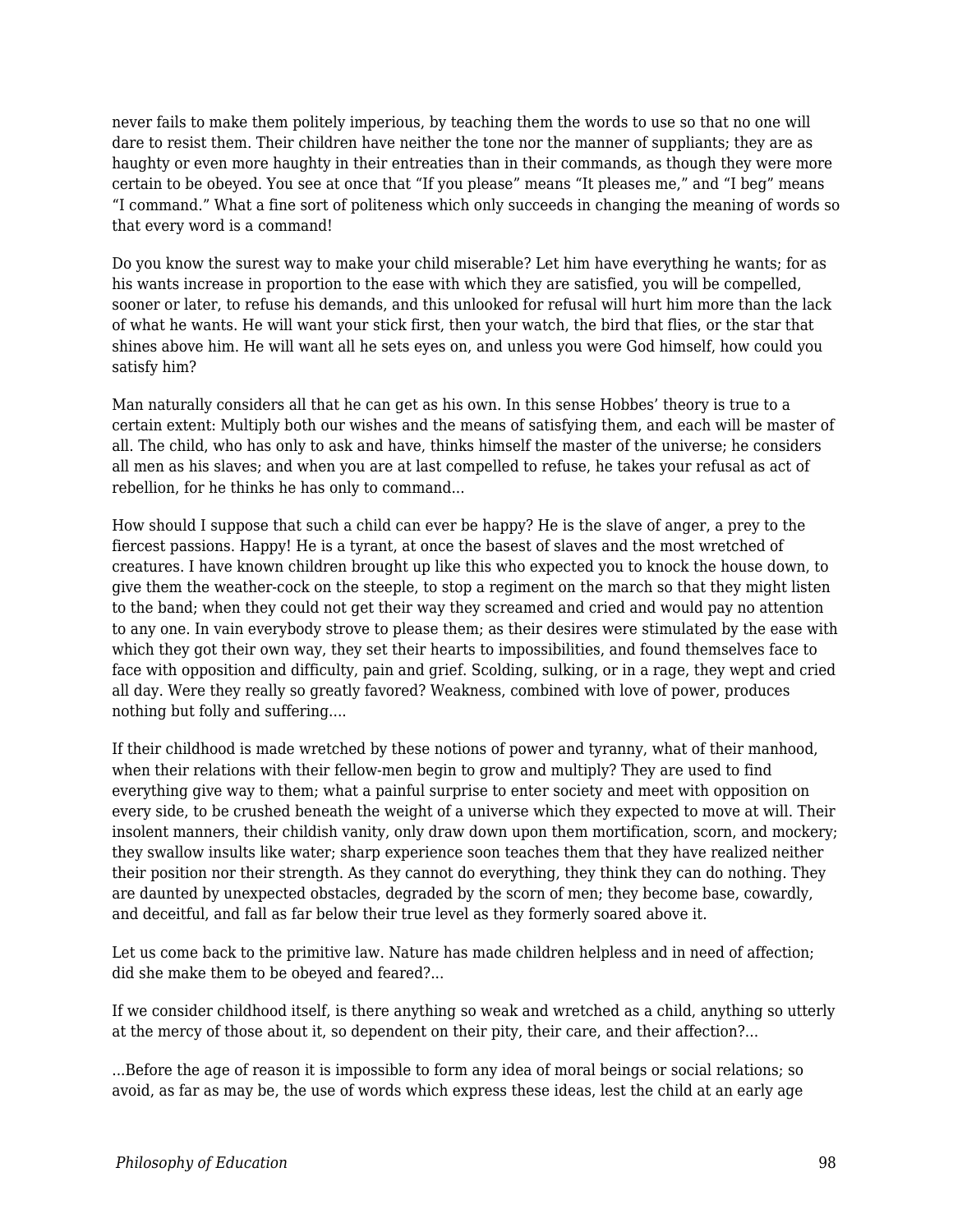never fails to make them politely imperious, by teaching them the words to use so that no one will dare to resist them. Their children have neither the tone nor the manner of suppliants; they are as haughty or even more haughty in their entreaties than in their commands, as though they were more certain to be obeyed. You see at once that “If you please” means “It pleases me,” and “I beg” means “I command.” What a fine sort of politeness which only succeeds in changing the meaning of words so that every word is a command!

Do you know the surest way to make your child miserable? Let him have everything he wants; for as his wants increase in proportion to the ease with which they are satisfied, you will be compelled, sooner or later, to refuse his demands, and this unlooked for refusal will hurt him more than the lack of what he wants. He will want your stick first, then your watch, the bird that flies, or the star that shines above him. He will want all he sets eyes on, and unless you were God himself, how could you satisfy him?

Man naturally considers all that he can get as his own. In this sense Hobbes’ theory is true to a certain extent: Multiply both our wishes and the means of satisfying them, and each will be master of all. The child, who has only to ask and have, thinks himself the master of the universe; he considers all men as his slaves; and when you are at last compelled to refuse, he takes your refusal as act of rebellion, for he thinks he has only to command...

How should I suppose that such a child can ever be happy? He is the slave of anger, a prey to the fiercest passions. Happy! He is a tyrant, at once the basest of slaves and the most wretched of creatures. I have known children brought up like this who expected you to knock the house down, to give them the weather-cock on the steeple, to stop a regiment on the march so that they might listen to the band; when they could not get their way they screamed and cried and would pay no attention to any one. In vain everybody strove to please them; as their desires were stimulated by the ease with which they got their own way, they set their hearts to impossibilities, and found themselves face to face with opposition and difficulty, pain and grief. Scolding, sulking, or in a rage, they wept and cried all day. Were they really so greatly favored? Weakness, combined with love of power, produces nothing but folly and suffering....

If their childhood is made wretched by these notions of power and tyranny, what of their manhood, when their relations with their fellow-men begin to grow and multiply? They are used to find everything give way to them; what a painful surprise to enter society and meet with opposition on every side, to be crushed beneath the weight of a universe which they expected to move at will. Their insolent manners, their childish vanity, only draw down upon them mortification, scorn, and mockery; they swallow insults like water; sharp experience soon teaches them that they have realized neither their position nor their strength. As they cannot do everything, they think they can do nothing. They are daunted by unexpected obstacles, degraded by the scorn of men; they become base, cowardly, and deceitful, and fall as far below their true level as they formerly soared above it.

Let us come back to the primitive law. Nature has made children helpless and in need of affection; did she make them to be obeyed and feared?...

If we consider childhood itself, is there anything so weak and wretched as a child, anything so utterly at the mercy of those about it, so dependent on their pity, their care, and their affection?...

...Before the age of reason it is impossible to form any idea of moral beings or social relations; so avoid, as far as may be, the use of words which express these ideas, lest the child at an early age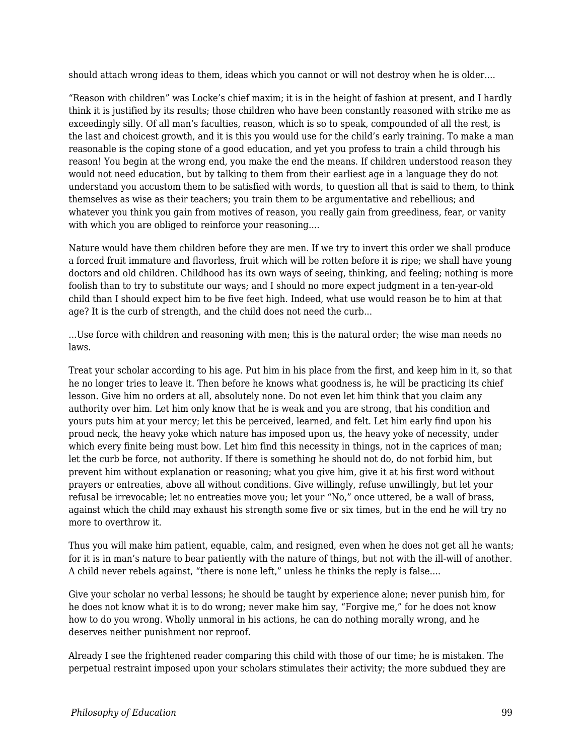should attach wrong ideas to them, ideas which you cannot or will not destroy when he is older....

"Reason with children" was Locke's chief maxim; it is in the height of fashion at present, and I hardly think it is justified by its results; those children who have been constantly reasoned with strike me as exceedingly silly. Of all man's faculties, reason, which is so to speak, compounded of all the rest, is the last and choicest growth, and it is this you would use for the child's early training. To make a man reasonable is the coping stone of a good education, and yet you profess to train a child through his reason! You begin at the wrong end, you make the end the means. If children understood reason they would not need education, but by talking to them from their earliest age in a language they do not understand you accustom them to be satisfied with words, to question all that is said to them, to think themselves as wise as their teachers; you train them to be argumentative and rebellious; and whatever you think you gain from motives of reason, you really gain from greediness, fear, or vanity with which you are obliged to reinforce your reasoning....

Nature would have them children before they are men. If we try to invert this order we shall produce a forced fruit immature and flavorless, fruit which will be rotten before it is ripe; we shall have young doctors and old children. Childhood has its own ways of seeing, thinking, and feeling; nothing is more foolish than to try to substitute our ways; and I should no more expect judgment in a ten-year-old child than I should expect him to be five feet high. Indeed, what use would reason be to him at that age? It is the curb of strength, and the child does not need the curb...

...Use force with children and reasoning with men; this is the natural order; the wise man needs no laws.

Treat your scholar according to his age. Put him in his place from the first, and keep him in it, so that he no longer tries to leave it. Then before he knows what goodness is, he will be practicing its chief lesson. Give him no orders at all, absolutely none. Do not even let him think that you claim any authority over him. Let him only know that he is weak and you are strong, that his condition and yours puts him at your mercy; let this be perceived, learned, and felt. Let him early find upon his proud neck, the heavy yoke which nature has imposed upon us, the heavy yoke of necessity, under which every finite being must bow. Let him find this necessity in things, not in the caprices of man; let the curb be force, not authority. If there is something he should not do, do not forbid him, but prevent him without explanation or reasoning; what you give him, give it at his first word without prayers or entreaties, above all without conditions. Give willingly, refuse unwillingly, but let your refusal be irrevocable; let no entreaties move you; let your "No," once uttered, be a wall of brass, against which the child may exhaust his strength some five or six times, but in the end he will try no more to overthrow it.

Thus you will make him patient, equable, calm, and resigned, even when he does not get all he wants; for it is in man's nature to bear patiently with the nature of things, but not with the ill-will of another. A child never rebels against, "there is none left," unless he thinks the reply is false....

Give your scholar no verbal lessons; he should be taught by experience alone; never punish him, for he does not know what it is to do wrong; never make him say, "Forgive me," for he does not know how to do you wrong. Wholly unmoral in his actions, he can do nothing morally wrong, and he deserves neither punishment nor reproof.

Already I see the frightened reader comparing this child with those of our time; he is mistaken. The perpetual restraint imposed upon your scholars stimulates their activity; the more subdued they are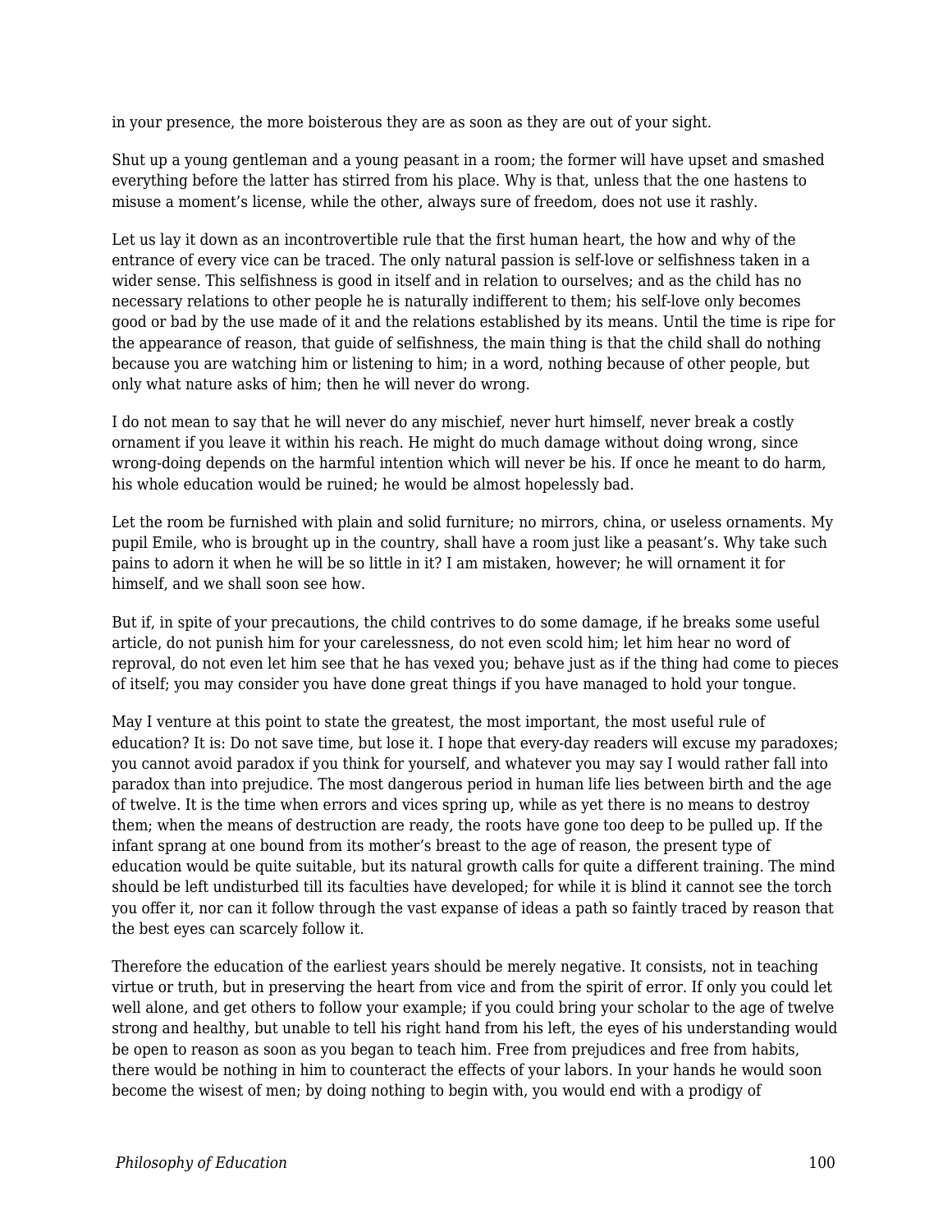in your presence, the more boisterous they are as soon as they are out of your sight.

Shut up a young gentleman and a young peasant in a room; the former will have upset and smashed everything before the latter has stirred from his place. Why is that, unless that the one hastens to misuse a moment's license, while the other, always sure of freedom, does not use it rashly.

Let us lay it down as an incontrovertible rule that the first human heart, the how and why of the entrance of every vice can be traced. The only natural passion is self-love or selfishness taken in a wider sense. This selfishness is good in itself and in relation to ourselves; and as the child has no necessary relations to other people he is naturally indifferent to them; his self-love only becomes good or bad by the use made of it and the relations established by its means. Until the time is ripe for the appearance of reason, that guide of selfishness, the main thing is that the child shall do nothing because you are watching him or listening to him; in a word, nothing because of other people, but only what nature asks of him; then he will never do wrong.

I do not mean to say that he will never do any mischief, never hurt himself, never break a costly ornament if you leave it within his reach. He might do much damage without doing wrong, since wrong-doing depends on the harmful intention which will never be his. If once he meant to do harm, his whole education would be ruined; he would be almost hopelessly bad.

Let the room be furnished with plain and solid furniture; no mirrors, china, or useless ornaments. My pupil Emile, who is brought up in the country, shall have a room just like a peasant's. Why take such pains to adorn it when he will be so little in it? I am mistaken, however; he will ornament it for himself, and we shall soon see how.

But if, in spite of your precautions, the child contrives to do some damage, if he breaks some useful article, do not punish him for your carelessness, do not even scold him; let him hear no word of reproval, do not even let him see that he has vexed you; behave just as if the thing had come to pieces of itself; you may consider you have done great things if you have managed to hold your tongue.

May I venture at this point to state the greatest, the most important, the most useful rule of education? It is: Do not save time, but lose it. I hope that every-day readers will excuse my paradoxes; you cannot avoid paradox if you think for yourself, and whatever you may say I would rather fall into paradox than into prejudice. The most dangerous period in human life lies between birth and the age of twelve. It is the time when errors and vices spring up, while as yet there is no means to destroy them; when the means of destruction are ready, the roots have gone too deep to be pulled up. If the infant sprang at one bound from its mother's breast to the age of reason, the present type of education would be quite suitable, but its natural growth calls for quite a different training. The mind should be left undisturbed till its faculties have developed; for while it is blind it cannot see the torch you offer it, nor can it follow through the vast expanse of ideas a path so faintly traced by reason that the best eyes can scarcely follow it.

Therefore the education of the earliest years should be merely negative. It consists, not in teaching virtue or truth, but in preserving the heart from vice and from the spirit of error. If only you could let well alone, and get others to follow your example; if you could bring your scholar to the age of twelve strong and healthy, but unable to tell his right hand from his left, the eyes of his understanding would be open to reason as soon as you began to teach him. Free from prejudices and free from habits, there would be nothing in him to counteract the effects of your labors. In your hands he would soon become the wisest of men; by doing nothing to begin with, you would end with a prodigy of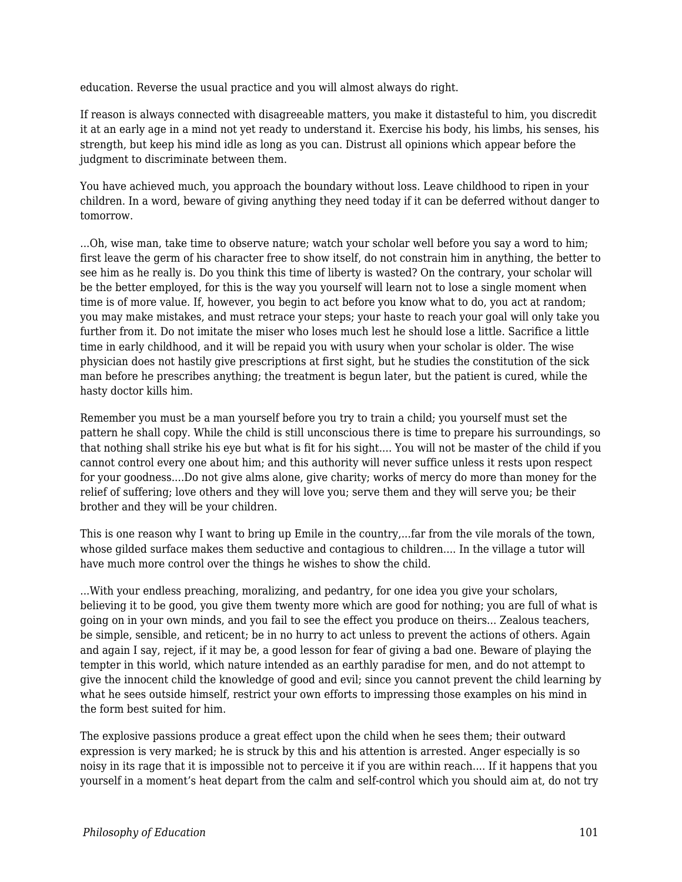education. Reverse the usual practice and you will almost always do right.

If reason is always connected with disagreeable matters, you make it distasteful to him, you discredit it at an early age in a mind not yet ready to understand it. Exercise his body, his limbs, his senses, his strength, but keep his mind idle as long as you can. Distrust all opinions which appear before the judgment to discriminate between them.

You have achieved much, you approach the boundary without loss. Leave childhood to ripen in your children. In a word, beware of giving anything they need today if it can be deferred without danger to tomorrow.

…Oh, wise man, take time to observe nature; watch your scholar well before you say a word to him; first leave the germ of his character free to show itself, do not constrain him in anything, the better to see him as he really is. Do you think this time of liberty is wasted? On the contrary, your scholar will be the better employed, for this is the way you yourself will learn not to lose a single moment when time is of more value. If, however, you begin to act before you know what to do, you act at random; you may make mistakes, and must retrace your steps; your haste to reach your goal will only take you further from it. Do not imitate the miser who loses much lest he should lose a little. Sacrifice a little time in early childhood, and it will be repaid you with usury when your scholar is older. The wise physician does not hastily give prescriptions at first sight, but he studies the constitution of the sick man before he prescribes anything; the treatment is begun later, but the patient is cured, while the hasty doctor kills him.

Remember you must be a man yourself before you try to train a child; you yourself must set the pattern he shall copy. While the child is still unconscious there is time to prepare his surroundings, so that nothing shall strike his eye but what is fit for his sight…. You will not be master of the child if you cannot control every one about him; and this authority will never suffice unless it rests upon respect for your goodness….Do not give alms alone, give charity; works of mercy do more than money for the relief of suffering; love others and they will love you; serve them and they will serve you; be their brother and they will be your children.

This is one reason why I want to bring up Emile in the country,…far from the vile morals of the town, whose gilded surface makes them seductive and contagious to children…. In the village a tutor will have much more control over the things he wishes to show the child.

…With your endless preaching, moralizing, and pedantry, for one idea you give your scholars, believing it to be good, you give them twenty more which are good for nothing; you are full of what is going on in your own minds, and you fail to see the effect you produce on theirs… Zealous teachers, be simple, sensible, and reticent; be in no hurry to act unless to prevent the actions of others. Again and again I say, reject, if it may be, a good lesson for fear of giving a bad one. Beware of playing the tempter in this world, which nature intended as an earthly paradise for men, and do not attempt to give the innocent child the knowledge of good and evil; since you cannot prevent the child learning by what he sees outside himself, restrict your own efforts to impressing those examples on his mind in the form best suited for him.

The explosive passions produce a great effect upon the child when he sees them; their outward expression is very marked; he is struck by this and his attention is arrested. Anger especially is so noisy in its rage that it is impossible not to perceive it if you are within reach…. If it happens that you yourself in a moment's heat depart from the calm and self-control which you should aim at, do not try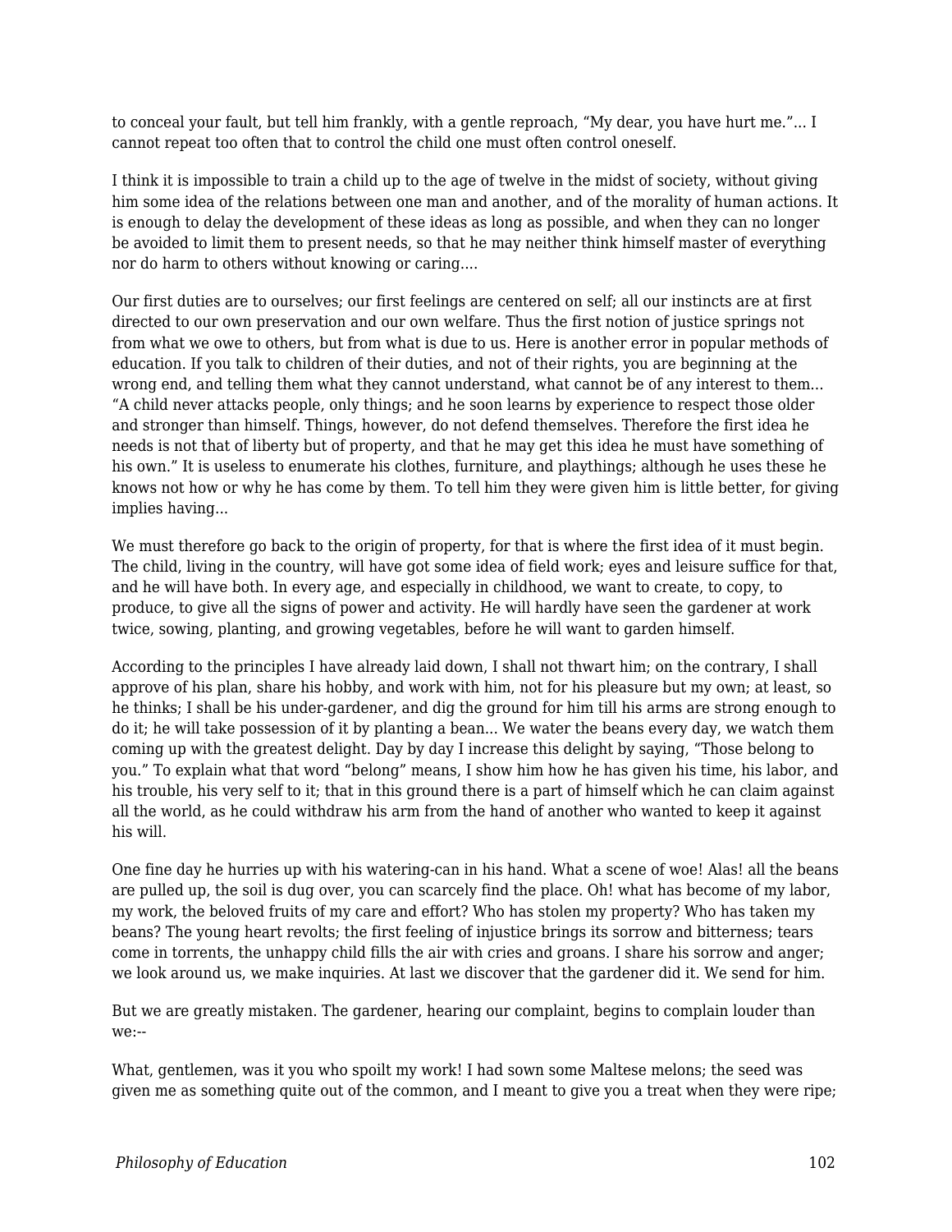to conceal your fault, but tell him frankly, with a gentle reproach, “My dear, you have hurt me.”... I cannot repeat too often that to control the child one must often control oneself.

I think it is impossible to train a child up to the age of twelve in the midst of society, without giving him some idea of the relations between one man and another, and of the morality of human actions. It is enough to delay the development of these ideas as long as possible, and when they can no longer be avoided to limit them to present needs, so that he may neither think himself master of everything nor do harm to others without knowing or caring....

Our first duties are to ourselves; our first feelings are centered on self; all our instincts are at first directed to our own preservation and our own welfare. Thus the first notion of justice springs not from what we owe to others, but from what is due to us. Here is another error in popular methods of education. If you talk to children of their duties, and not of their rights, you are beginning at the wrong end, and telling them what they cannot understand, what cannot be of any interest to them... “A child never attacks people, only things; and he soon learns by experience to respect those older and stronger than himself. Things, however, do not defend themselves. Therefore the first idea he needs is not that of liberty but of property, and that he may get this idea he must have something of his own.” It is useless to enumerate his clothes, furniture, and playthings; although he uses these he knows not how or why he has come by them. To tell him they were given him is little better, for giving implies having...

We must therefore go back to the origin of property, for that is where the first idea of it must begin. The child, living in the country, will have got some idea of field work; eyes and leisure suffice for that, and he will have both. In every age, and especially in childhood, we want to create, to copy, to produce, to give all the signs of power and activity. He will hardly have seen the gardener at work twice, sowing, planting, and growing vegetables, before he will want to garden himself.

According to the principles I have already laid down, I shall not thwart him; on the contrary, I shall approve of his plan, share his hobby, and work with him, not for his pleasure but my own; at least, so he thinks; I shall be his under-gardener, and dig the ground for him till his arms are strong enough to do it; he will take possession of it by planting a bean... We water the beans every day, we watch them coming up with the greatest delight. Day by day I increase this delight by saying, “Those belong to you.” To explain what that word “belong” means, I show him how he has given his time, his labor, and his trouble, his very self to it; that in this ground there is a part of himself which he can claim against all the world, as he could withdraw his arm from the hand of another who wanted to keep it against his will.

One fine day he hurries up with his watering-can in his hand. What a scene of woe! Alas! all the beans are pulled up, the soil is dug over, you can scarcely find the place. Oh! what has become of my labor, my work, the beloved fruits of my care and effort? Who has stolen my property? Who has taken my beans? The young heart revolts; the first feeling of injustice brings its sorrow and bitterness; tears come in torrents, the unhappy child fills the air with cries and groans. I share his sorrow and anger; we look around us, we make inquiries. At last we discover that the gardener did it. We send for him.

But we are greatly mistaken. The gardener, hearing our complaint, begins to complain louder than we:--

What, gentlemen, was it you who spoilt my work! I had sown some Maltese melons; the seed was given me as something quite out of the common, and I meant to give you a treat when they were ripe;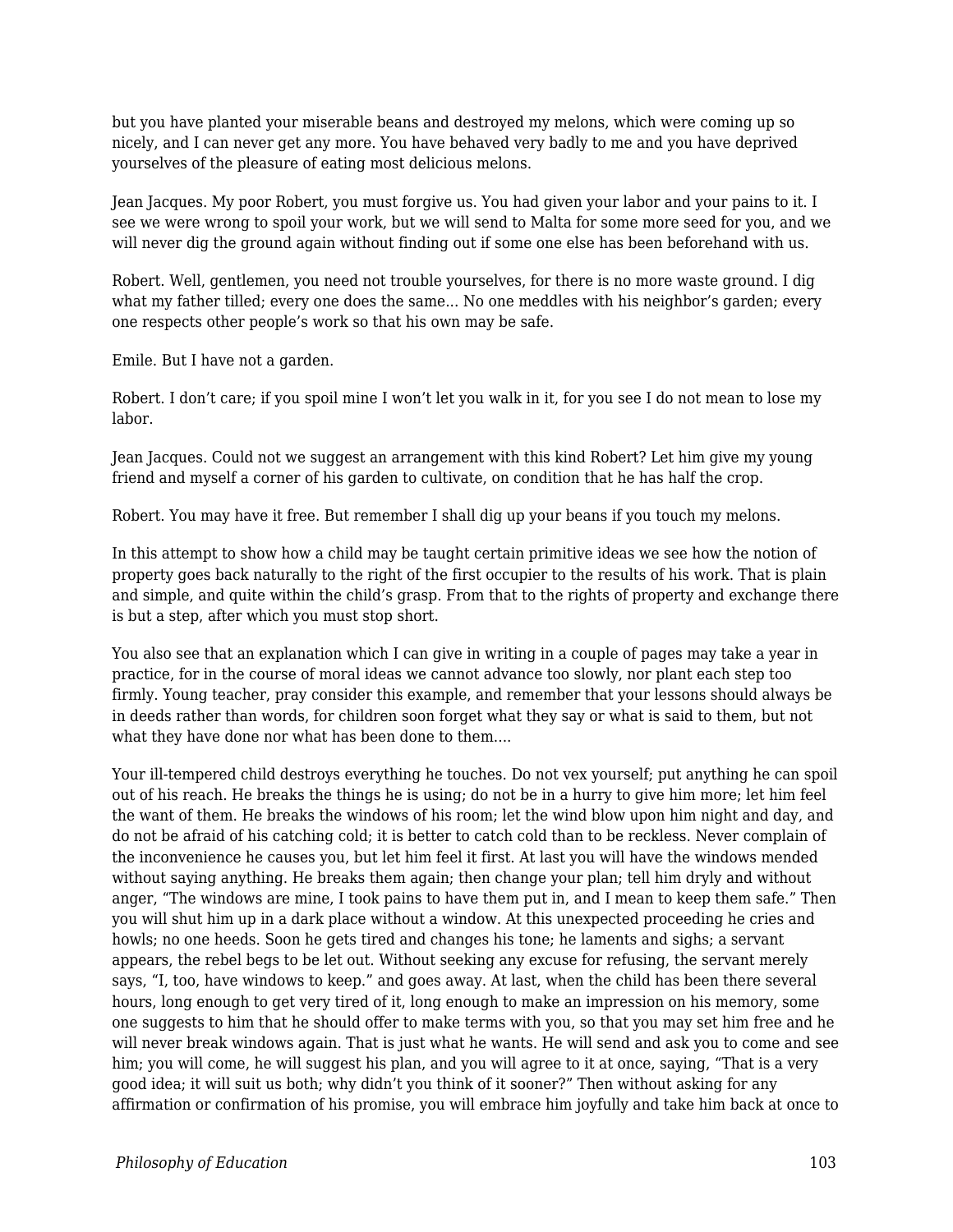but you have planted your miserable beans and destroyed my melons, which were coming up so nicely, and I can never get any more. You have behaved very badly to me and you have deprived yourselves of the pleasure of eating most delicious melons.

Jean Jacques. My poor Robert, you must forgive us. You had given your labor and your pains to it. I see we were wrong to spoil your work, but we will send to Malta for some more seed for you, and we will never dig the ground again without finding out if some one else has been beforehand with us.

Robert. Well, gentlemen, you need not trouble yourselves, for there is no more waste ground. I dig what my father tilled; every one does the same… No one meddles with his neighbor's garden; every one respects other people's work so that his own may be safe.

Emile. But I have not a garden.

Robert. I don't care; if you spoil mine I won't let you walk in it, for you see I do not mean to lose my labor.

Jean Jacques. Could not we suggest an arrangement with this kind Robert? Let him give my young friend and myself a corner of his garden to cultivate, on condition that he has half the crop.

Robert. You may have it free. But remember I shall dig up your beans if you touch my melons.

In this attempt to show how a child may be taught certain primitive ideas we see how the notion of property goes back naturally to the right of the first occupier to the results of his work. That is plain and simple, and quite within the child's grasp. From that to the rights of property and exchange there is but a step, after which you must stop short.

You also see that an explanation which I can give in writing in a couple of pages may take a year in practice, for in the course of moral ideas we cannot advance too slowly, nor plant each step too firmly. Young teacher, pray consider this example, and remember that your lessons should always be in deeds rather than words, for children soon forget what they say or what is said to them, but not what they have done nor what has been done to them….

Your ill-tempered child destroys everything he touches. Do not vex yourself; put anything he can spoil out of his reach. He breaks the things he is using; do not be in a hurry to give him more; let him feel the want of them. He breaks the windows of his room; let the wind blow upon him night and day, and do not be afraid of his catching cold; it is better to catch cold than to be reckless. Never complain of the inconvenience he causes you, but let him feel it first. At last you will have the windows mended without saying anything. He breaks them again; then change your plan; tell him dryly and without anger, "The windows are mine, I took pains to have them put in, and I mean to keep them safe." Then you will shut him up in a dark place without a window. At this unexpected proceeding he cries and howls; no one heeds. Soon he gets tired and changes his tone; he laments and sighs; a servant appears, the rebel begs to be let out. Without seeking any excuse for refusing, the servant merely says, "I, too, have windows to keep." and goes away. At last, when the child has been there several hours, long enough to get very tired of it, long enough to make an impression on his memory, some one suggests to him that he should offer to make terms with you, so that you may set him free and he will never break windows again. That is just what he wants. He will send and ask you to come and see him; you will come, he will suggest his plan, and you will agree to it at once, saying, "That is a very good idea; it will suit us both; why didn't you think of it sooner?" Then without asking for any affirmation or confirmation of his promise, you will embrace him joyfully and take him back at once to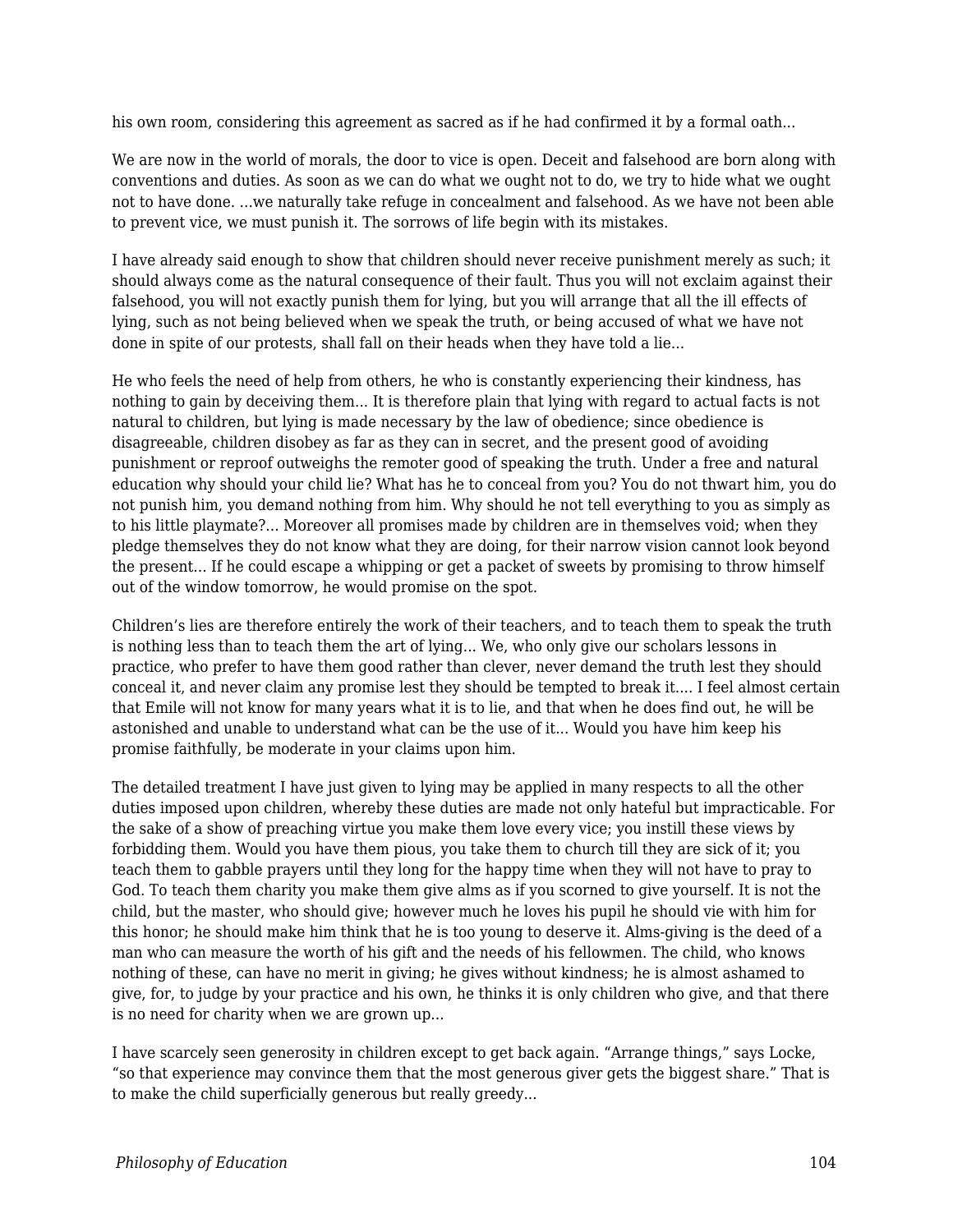his own room, considering this agreement as sacred as if he had confirmed it by a formal oath...

We are now in the world of morals, the door to vice is open. Deceit and falsehood are born along with conventions and duties. As soon as we can do what we ought not to do, we try to hide what we ought not to have done. ...we naturally take refuge in concealment and falsehood. As we have not been able to prevent vice, we must punish it. The sorrows of life begin with its mistakes.

I have already said enough to show that children should never receive punishment merely as such; it should always come as the natural consequence of their fault. Thus you will not exclaim against their falsehood, you will not exactly punish them for lying, but you will arrange that all the ill effects of lying, such as not being believed when we speak the truth, or being accused of what we have not done in spite of our protests, shall fall on their heads when they have told a lie...

He who feels the need of help from others, he who is constantly experiencing their kindness, has nothing to gain by deceiving them... It is therefore plain that lying with regard to actual facts is not natural to children, but lying is made necessary by the law of obedience; since obedience is disagreeable, children disobey as far as they can in secret, and the present good of avoiding punishment or reproof outweighs the remoter good of speaking the truth. Under a free and natural education why should your child lie? What has he to conceal from you? You do not thwart him, you do not punish him, you demand nothing from him. Why should he not tell everything to you as simply as to his little playmate?... Moreover all promises made by children are in themselves void; when they pledge themselves they do not know what they are doing, for their narrow vision cannot look beyond the present... If he could escape a whipping or get a packet of sweets by promising to throw himself out of the window tomorrow, he would promise on the spot.

Children’s lies are therefore entirely the work of their teachers, and to teach them to speak the truth is nothing less than to teach them the art of lying... We, who only give our scholars lessons in practice, who prefer to have them good rather than clever, never demand the truth lest they should conceal it, and never claim any promise lest they should be tempted to break it.... I feel almost certain that Emile will not know for many years what it is to lie, and that when he does find out, he will be astonished and unable to understand what can be the use of it... Would you have him keep his promise faithfully, be moderate in your claims upon him.

The detailed treatment I have just given to lying may be applied in many respects to all the other duties imposed upon children, whereby these duties are made not only hateful but impracticable. For the sake of a show of preaching virtue you make them love every vice; you instill these views by forbidding them. Would you have them pious, you take them to church till they are sick of it; you teach them to gabble prayers until they long for the happy time when they will not have to pray to God. To teach them charity you make them give alms as if you scorned to give yourself. It is not the child, but the master, who should give; however much he loves his pupil he should vie with him for this honor; he should make him think that he is too young to deserve it. Alms-giving is the deed of a man who can measure the worth of his gift and the needs of his fellowmen. The child, who knows nothing of these, can have no merit in giving; he gives without kindness; he is almost ashamed to give, for, to judge by your practice and his own, he thinks it is only children who give, and that there is no need for charity when we are grown up...

I have scarcely seen generosity in children except to get back again. “Arrange things,” says Locke, “so that experience may convince them that the most generous giver gets the biggest share.” That is to make the child superficially generous but really greedy...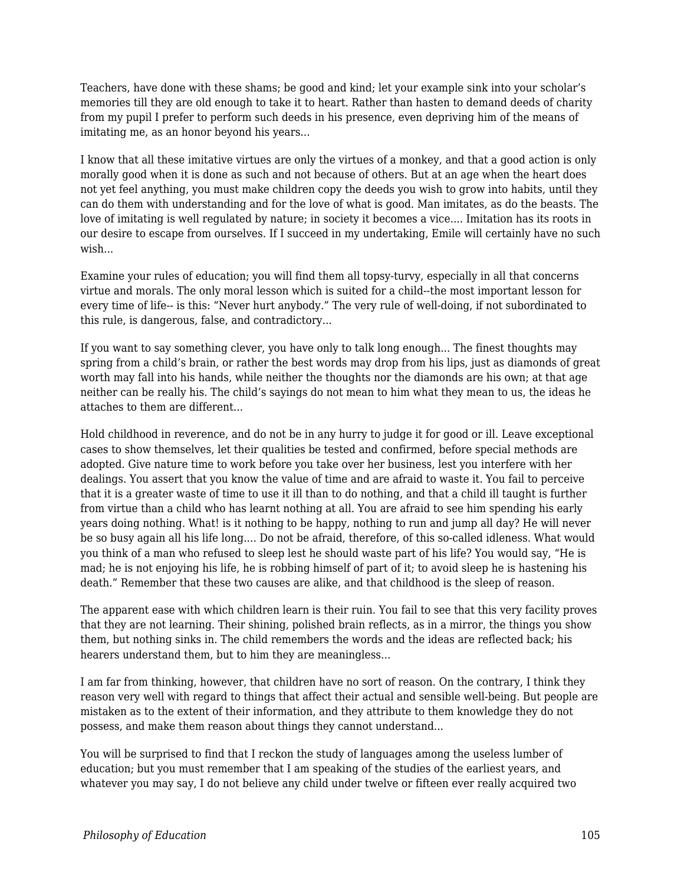Teachers, have done with these shams; be good and kind; let your example sink into your scholar's memories till they are old enough to take it to heart. Rather than hasten to demand deeds of charity from my pupil I prefer to perform such deeds in his presence, even depriving him of the means of imitating me, as an honor beyond his years...

I know that all these imitative virtues are only the virtues of a monkey, and that a good action is only morally good when it is done as such and not because of others. But at an age when the heart does not yet feel anything, you must make children copy the deeds you wish to grow into habits, until they can do them with understanding and for the love of what is good. Man imitates, as do the beasts. The love of imitating is well regulated by nature; in society it becomes a vice.... Imitation has its roots in our desire to escape from ourselves. If I succeed in my undertaking, Emile will certainly have no such wish...

Examine your rules of education; you will find them all topsy-turvy, especially in all that concerns virtue and morals. The only moral lesson which is suited for a child--the most important lesson for every time of life-- is this: "Never hurt anybody." The very rule of well-doing, if not subordinated to this rule, is dangerous, false, and contradictory...

If you want to say something clever, you have only to talk long enough... The finest thoughts may spring from a child's brain, or rather the best words may drop from his lips, just as diamonds of great worth may fall into his hands, while neither the thoughts nor the diamonds are his own; at that age neither can be really his. The child's sayings do not mean to him what they mean to us, the ideas he attaches to them are different...

Hold childhood in reverence, and do not be in any hurry to judge it for good or ill. Leave exceptional cases to show themselves, let their qualities be tested and confirmed, before special methods are adopted. Give nature time to work before you take over her business, lest you interfere with her dealings. You assert that you know the value of time and are afraid to waste it. You fail to perceive that it is a greater waste of time to use it ill than to do nothing, and that a child ill taught is further from virtue than a child who has learnt nothing at all. You are afraid to see him spending his early years doing nothing. What! is it nothing to be happy, nothing to run and jump all day? He will never be so busy again all his life long.... Do not be afraid, therefore, of this so-called idleness. What would you think of a man who refused to sleep lest he should waste part of his life? You would say, "He is mad; he is not enjoying his life, he is robbing himself of part of it; to avoid sleep he is hastening his death." Remember that these two causes are alike, and that childhood is the sleep of reason.

The apparent ease with which children learn is their ruin. You fail to see that this very facility proves that they are not learning. Their shining, polished brain reflects, as in a mirror, the things you show them, but nothing sinks in. The child remembers the words and the ideas are reflected back; his hearers understand them, but to him they are meaningless...

I am far from thinking, however, that children have no sort of reason. On the contrary, I think they reason very well with regard to things that affect their actual and sensible well-being. But people are mistaken as to the extent of their information, and they attribute to them knowledge they do not possess, and make them reason about things they cannot understand...

You will be surprised to find that I reckon the study of languages among the useless lumber of education; but you must remember that I am speaking of the studies of the earliest years, and whatever you may say, I do not believe any child under twelve or fifteen ever really acquired two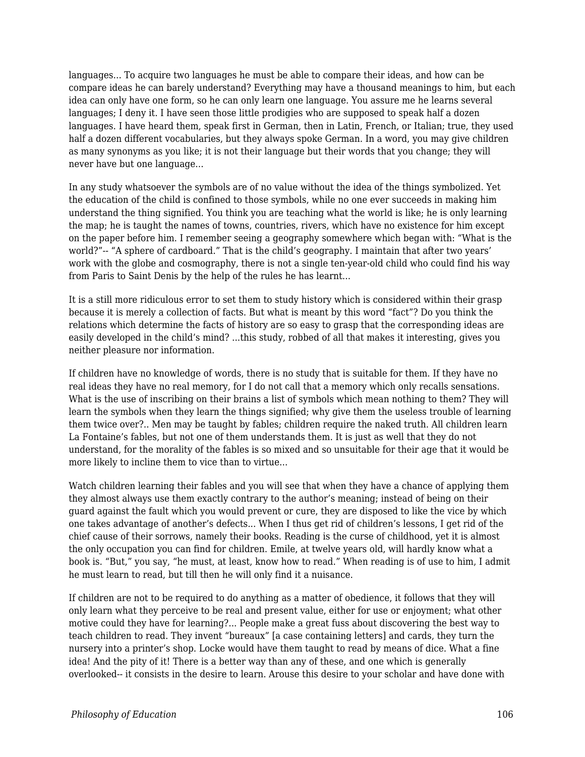languages... To acquire two languages he must be able to compare their ideas, and how can be compare ideas he can barely understand? Everything may have a thousand meanings to him, but each idea can only have one form, so he can only learn one language. You assure me he learns several languages; I deny it. I have seen those little prodigies who are supposed to speak half a dozen languages. I have heard them, speak first in German, then in Latin, French, or Italian; true, they used half a dozen different vocabularies, but they always spoke German. In a word, you may give children as many synonyms as you like; it is not their language but their words that you change; they will never have but one language...

In any study whatsoever the symbols are of no value without the idea of the things symbolized. Yet the education of the child is confined to those symbols, while no one ever succeeds in making him understand the thing signified. You think you are teaching what the world is like; he is only learning the map; he is taught the names of towns, countries, rivers, which have no existence for him except on the paper before him. I remember seeing a geography somewhere which began with: "What is the world?"-- "A sphere of cardboard." That is the child's geography. I maintain that after two years' work with the globe and cosmography, there is not a single ten-year-old child who could find his way from Paris to Saint Denis by the help of the rules he has learnt...

It is a still more ridiculous error to set them to study history which is considered within their grasp because it is merely a collection of facts. But what is meant by this word "fact"? Do you think the relations which determine the facts of history are so easy to grasp that the corresponding ideas are easily developed in the child's mind? ...this study, robbed of all that makes it interesting, gives you neither pleasure nor information.

If children have no knowledge of words, there is no study that is suitable for them. If they have no real ideas they have no real memory, for I do not call that a memory which only recalls sensations. What is the use of inscribing on their brains a list of symbols which mean nothing to them? They will learn the symbols when they learn the things signified; why give them the useless trouble of learning them twice over?.. Men may be taught by fables; children require the naked truth. All children learn La Fontaine's fables, but not one of them understands them. It is just as well that they do not understand, for the morality of the fables is so mixed and so unsuitable for their age that it would be more likely to incline them to vice than to virtue...

Watch children learning their fables and you will see that when they have a chance of applying them they almost always use them exactly contrary to the author's meaning; instead of being on their guard against the fault which you would prevent or cure, they are disposed to like the vice by which one takes advantage of another's defects... When I thus get rid of children's lessons, I get rid of the chief cause of their sorrows, namely their books. Reading is the curse of childhood, yet it is almost the only occupation you can find for children. Emile, at twelve years old, will hardly know what a book is. "But," you say, "he must, at least, know how to read." When reading is of use to him, I admit he must learn to read, but till then he will only find it a nuisance.

If children are not to be required to do anything as a matter of obedience, it follows that they will only learn what they perceive to be real and present value, either for use or enjoyment; what other motive could they have for learning?... People make a great fuss about discovering the best way to teach children to read. They invent "bureaux" [a case containing letters] and cards, they turn the nursery into a printer's shop. Locke would have them taught to read by means of dice. What a fine idea! And the pity of it! There is a better way than any of these, and one which is generally overlooked-- it consists in the desire to learn. Arouse this desire to your scholar and have done with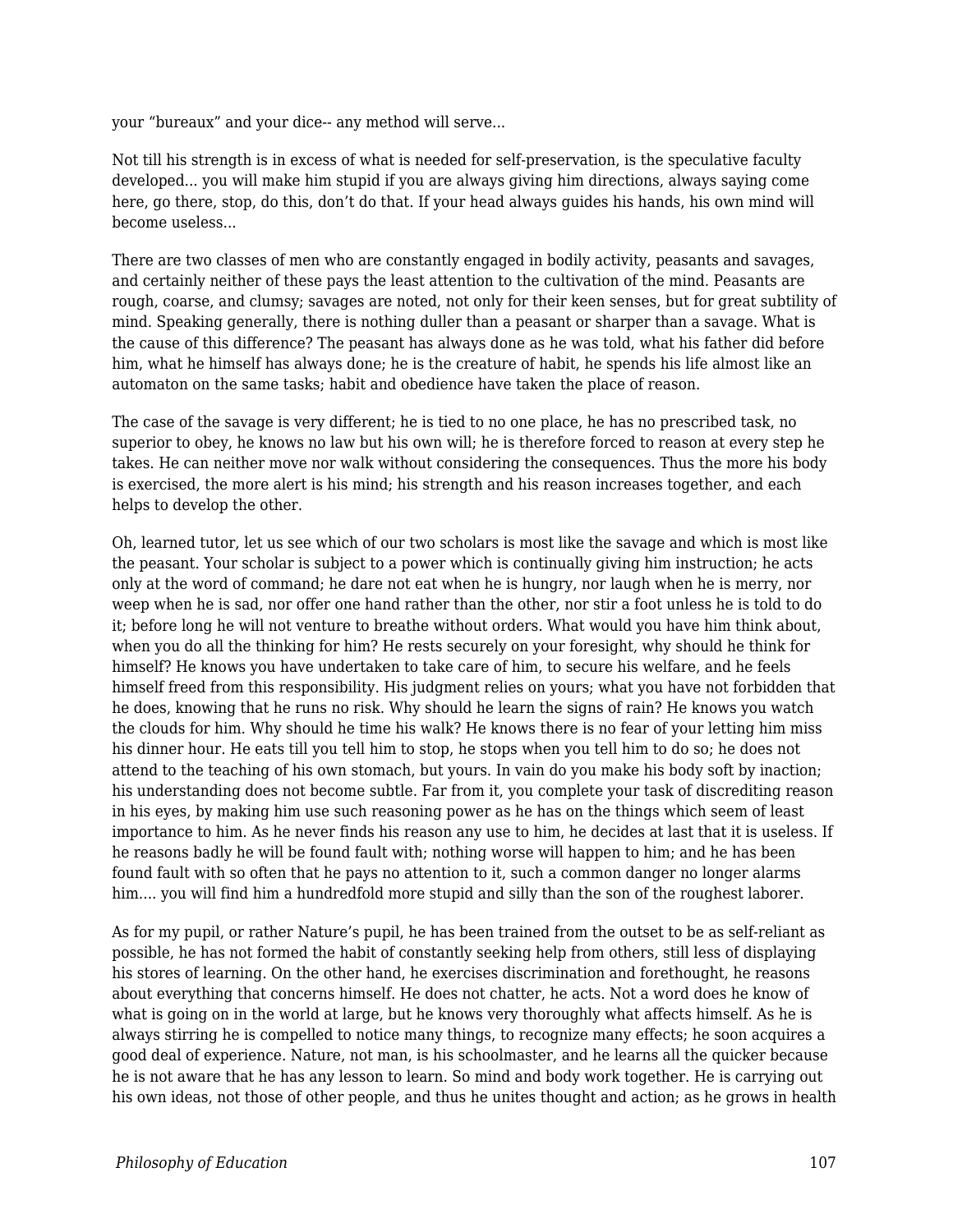your "bureaux" and your dice-- any method will serve...

Not till his strength is in excess of what is needed for self-preservation, is the speculative faculty developed... you will make him stupid if you are always giving him directions, always saying come here, go there, stop, do this, don't do that. If your head always guides his hands, his own mind will become useless...

There are two classes of men who are constantly engaged in bodily activity, peasants and savages, and certainly neither of these pays the least attention to the cultivation of the mind. Peasants are rough, coarse, and clumsy; savages are noted, not only for their keen senses, but for great subtility of mind. Speaking generally, there is nothing duller than a peasant or sharper than a savage. What is the cause of this difference? The peasant has always done as he was told, what his father did before him, what he himself has always done; he is the creature of habit, he spends his life almost like an automaton on the same tasks; habit and obedience have taken the place of reason.

The case of the savage is very different; he is tied to no one place, he has no prescribed task, no superior to obey, he knows no law but his own will; he is therefore forced to reason at every step he takes. He can neither move nor walk without considering the consequences. Thus the more his body is exercised, the more alert is his mind; his strength and his reason increases together, and each helps to develop the other.

Oh, learned tutor, let us see which of our two scholars is most like the savage and which is most like the peasant. Your scholar is subject to a power which is continually giving him instruction; he acts only at the word of command; he dare not eat when he is hungry, nor laugh when he is merry, nor weep when he is sad, nor offer one hand rather than the other, nor stir a foot unless he is told to do it; before long he will not venture to breathe without orders. What would you have him think about, when you do all the thinking for him? He rests securely on your foresight, why should he think for himself? He knows you have undertaken to take care of him, to secure his welfare, and he feels himself freed from this responsibility. His judgment relies on yours; what you have not forbidden that he does, knowing that he runs no risk. Why should he learn the signs of rain? He knows you watch the clouds for him. Why should he time his walk? He knows there is no fear of your letting him miss his dinner hour. He eats till you tell him to stop, he stops when you tell him to do so; he does not attend to the teaching of his own stomach, but yours. In vain do you make his body soft by inaction; his understanding does not become subtle. Far from it, you complete your task of discrediting reason in his eyes, by making him use such reasoning power as he has on the things which seem of least importance to him. As he never finds his reason any use to him, he decides at last that it is useless. If he reasons badly he will be found fault with; nothing worse will happen to him; and he has been found fault with so often that he pays no attention to it, such a common danger no longer alarms him.... you will find him a hundredfold more stupid and silly than the son of the roughest laborer.

As for my pupil, or rather Nature's pupil, he has been trained from the outset to be as self-reliant as possible, he has not formed the habit of constantly seeking help from others, still less of displaying his stores of learning. On the other hand, he exercises discrimination and forethought, he reasons about everything that concerns himself. He does not chatter, he acts. Not a word does he know of what is going on in the world at large, but he knows very thoroughly what affects himself. As he is always stirring he is compelled to notice many things, to recognize many effects; he soon acquires a good deal of experience. Nature, not man, is his schoolmaster, and he learns all the quicker because he is not aware that he has any lesson to learn. So mind and body work together. He is carrying out his own ideas, not those of other people, and thus he unites thought and action; as he grows in health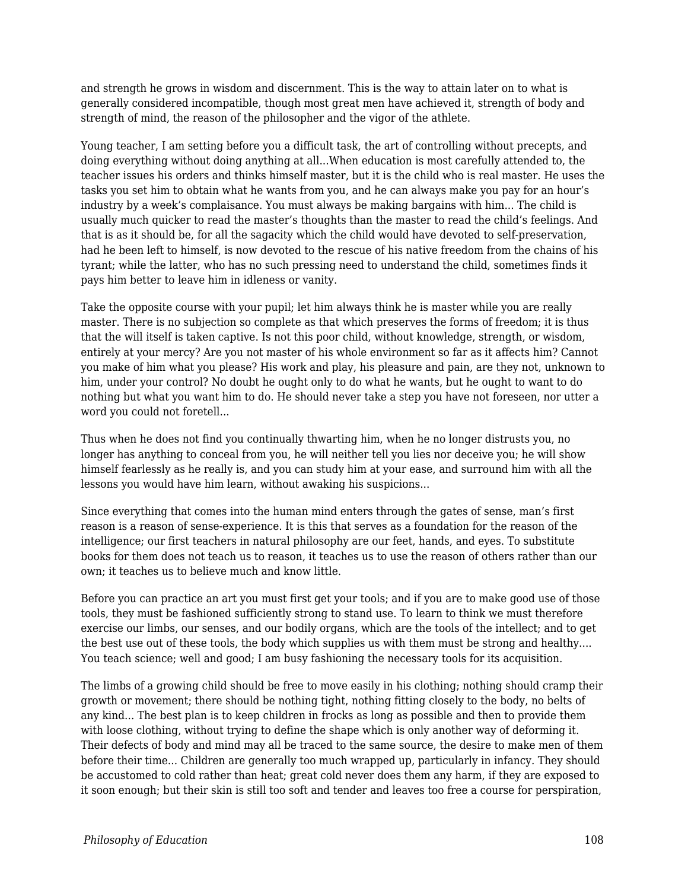and strength he grows in wisdom and discernment. This is the way to attain later on to what is generally considered incompatible, though most great men have achieved it, strength of body and strength of mind, the reason of the philosopher and the vigor of the athlete.

Young teacher, I am setting before you a difficult task, the art of controlling without precepts, and doing everything without doing anything at all...When education is most carefully attended to, the teacher issues his orders and thinks himself master, but it is the child who is real master. He uses the tasks you set him to obtain what he wants from you, and he can always make you pay for an hour's industry by a week's complaisance. You must always be making bargains with him... The child is usually much quicker to read the master's thoughts than the master to read the child's feelings. And that is as it should be, for all the sagacity which the child would have devoted to self-preservation, had he been left to himself, is now devoted to the rescue of his native freedom from the chains of his tyrant; while the latter, who has no such pressing need to understand the child, sometimes finds it pays him better to leave him in idleness or vanity.

Take the opposite course with your pupil; let him always think he is master while you are really master. There is no subjection so complete as that which preserves the forms of freedom; it is thus that the will itself is taken captive. Is not this poor child, without knowledge, strength, or wisdom, entirely at your mercy? Are you not master of his whole environment so far as it affects him? Cannot you make of him what you please? His work and play, his pleasure and pain, are they not, unknown to him, under your control? No doubt he ought only to do what he wants, but he ought to want to do nothing but what you want him to do. He should never take a step you have not foreseen, nor utter a word you could not foretell...

Thus when he does not find you continually thwarting him, when he no longer distrusts you, no longer has anything to conceal from you, he will neither tell you lies nor deceive you; he will show himself fearlessly as he really is, and you can study him at your ease, and surround him with all the lessons you would have him learn, without awaking his suspicions...

Since everything that comes into the human mind enters through the gates of sense, man's first reason is a reason of sense-experience. It is this that serves as a foundation for the reason of the intelligence; our first teachers in natural philosophy are our feet, hands, and eyes. To substitute books for them does not teach us to reason, it teaches us to use the reason of others rather than our own; it teaches us to believe much and know little.

Before you can practice an art you must first get your tools; and if you are to make good use of those tools, they must be fashioned sufficiently strong to stand use. To learn to think we must therefore exercise our limbs, our senses, and our bodily organs, which are the tools of the intellect; and to get the best use out of these tools, the body which supplies us with them must be strong and healthy.... You teach science; well and good; I am busy fashioning the necessary tools for its acquisition.

The limbs of a growing child should be free to move easily in his clothing; nothing should cramp their growth or movement; there should be nothing tight, nothing fitting closely to the body, no belts of any kind... The best plan is to keep children in frocks as long as possible and then to provide them with loose clothing, without trying to define the shape which is only another way of deforming it. Their defects of body and mind may all be traced to the same source, the desire to make men of them before their time... Children are generally too much wrapped up, particularly in infancy. They should be accustomed to cold rather than heat; great cold never does them any harm, if they are exposed to it soon enough; but their skin is still too soft and tender and leaves too free a course for perspiration,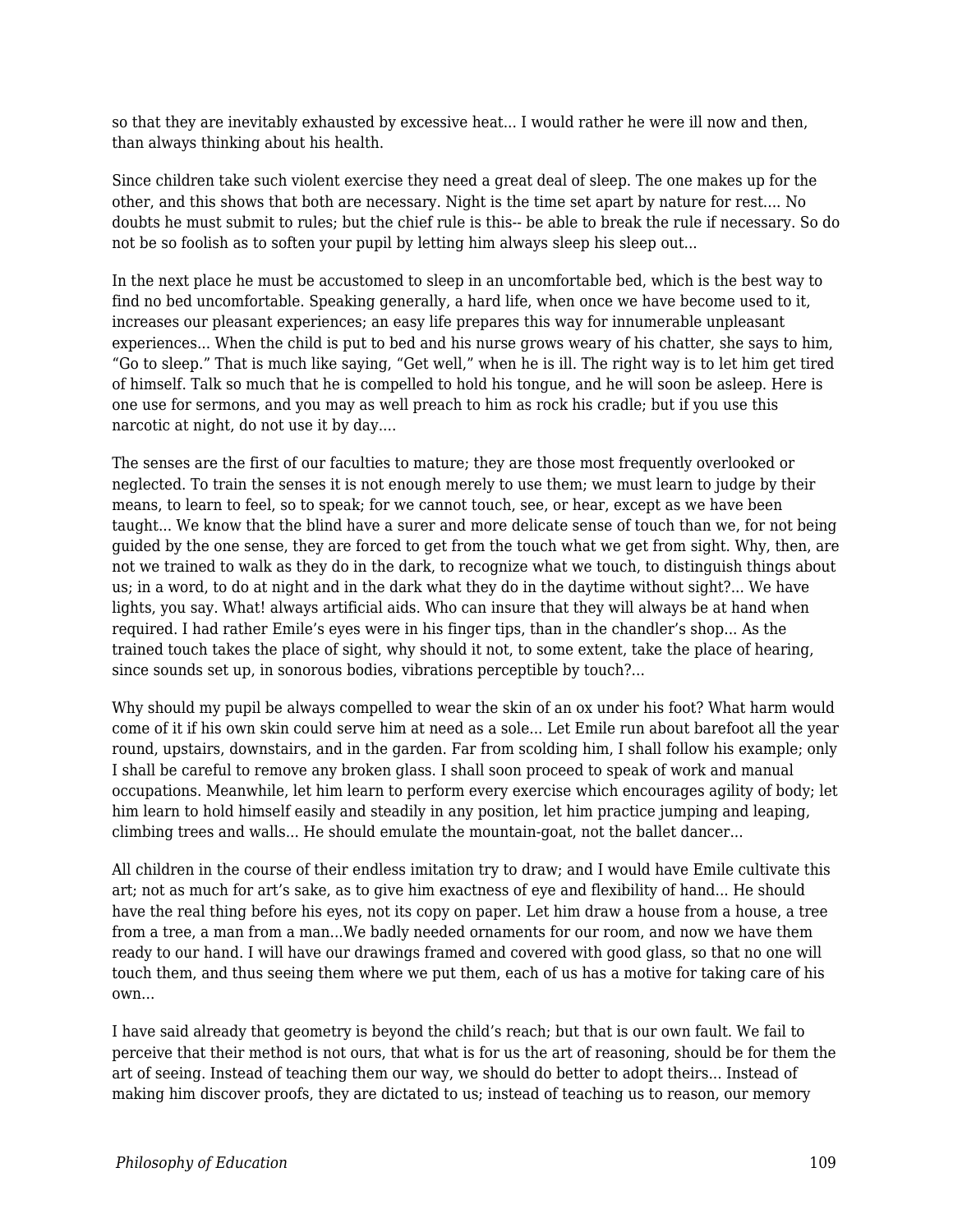so that they are inevitably exhausted by excessive heat... I would rather he were ill now and then, than always thinking about his health.

Since children take such violent exercise they need a great deal of sleep. The one makes up for the other, and this shows that both are necessary. Night is the time set apart by nature for rest.... No doubts he must submit to rules; but the chief rule is this-- be able to break the rule if necessary. So do not be so foolish as to soften your pupil by letting him always sleep his sleep out...

In the next place he must be accustomed to sleep in an uncomfortable bed, which is the best way to find no bed uncomfortable. Speaking generally, a hard life, when once we have become used to it, increases our pleasant experiences; an easy life prepares this way for innumerable unpleasant experiences... When the child is put to bed and his nurse grows weary of his chatter, she says to him, "Go to sleep." That is much like saying, "Get well," when he is ill. The right way is to let him get tired of himself. Talk so much that he is compelled to hold his tongue, and he will soon be asleep. Here is one use for sermons, and you may as well preach to him as rock his cradle; but if you use this narcotic at night, do not use it by day....

The senses are the first of our faculties to mature; they are those most frequently overlooked or neglected. To train the senses it is not enough merely to use them; we must learn to judge by their means, to learn to feel, so to speak; for we cannot touch, see, or hear, except as we have been taught... We know that the blind have a surer and more delicate sense of touch than we, for not being guided by the one sense, they are forced to get from the touch what we get from sight. Why, then, are not we trained to walk as they do in the dark, to recognize what we touch, to distinguish things about us; in a word, to do at night and in the dark what they do in the daytime without sight?... We have lights, you say. What! always artificial aids. Who can insure that they will always be at hand when required. I had rather Emile's eyes were in his finger tips, than in the chandler's shop... As the trained touch takes the place of sight, why should it not, to some extent, take the place of hearing, since sounds set up, in sonorous bodies, vibrations perceptible by touch?...

Why should my pupil be always compelled to wear the skin of an ox under his foot? What harm would come of it if his own skin could serve him at need as a sole... Let Emile run about barefoot all the year round, upstairs, downstairs, and in the garden. Far from scolding him, I shall follow his example; only I shall be careful to remove any broken glass. I shall soon proceed to speak of work and manual occupations. Meanwhile, let him learn to perform every exercise which encourages agility of body; let him learn to hold himself easily and steadily in any position, let him practice jumping and leaping, climbing trees and walls... He should emulate the mountain-goat, not the ballet dancer...

All children in the course of their endless imitation try to draw; and I would have Emile cultivate this art; not as much for art's sake, as to give him exactness of eye and flexibility of hand... He should have the real thing before his eyes, not its copy on paper. Let him draw a house from a house, a tree from a tree, a man from a man...We badly needed ornaments for our room, and now we have them ready to our hand. I will have our drawings framed and covered with good glass, so that no one will touch them, and thus seeing them where we put them, each of us has a motive for taking care of his own...

I have said already that geometry is beyond the child's reach; but that is our own fault. We fail to perceive that their method is not ours, that what is for us the art of reasoning, should be for them the art of seeing. Instead of teaching them our way, we should do better to adopt theirs... Instead of making him discover proofs, they are dictated to us; instead of teaching us to reason, our memory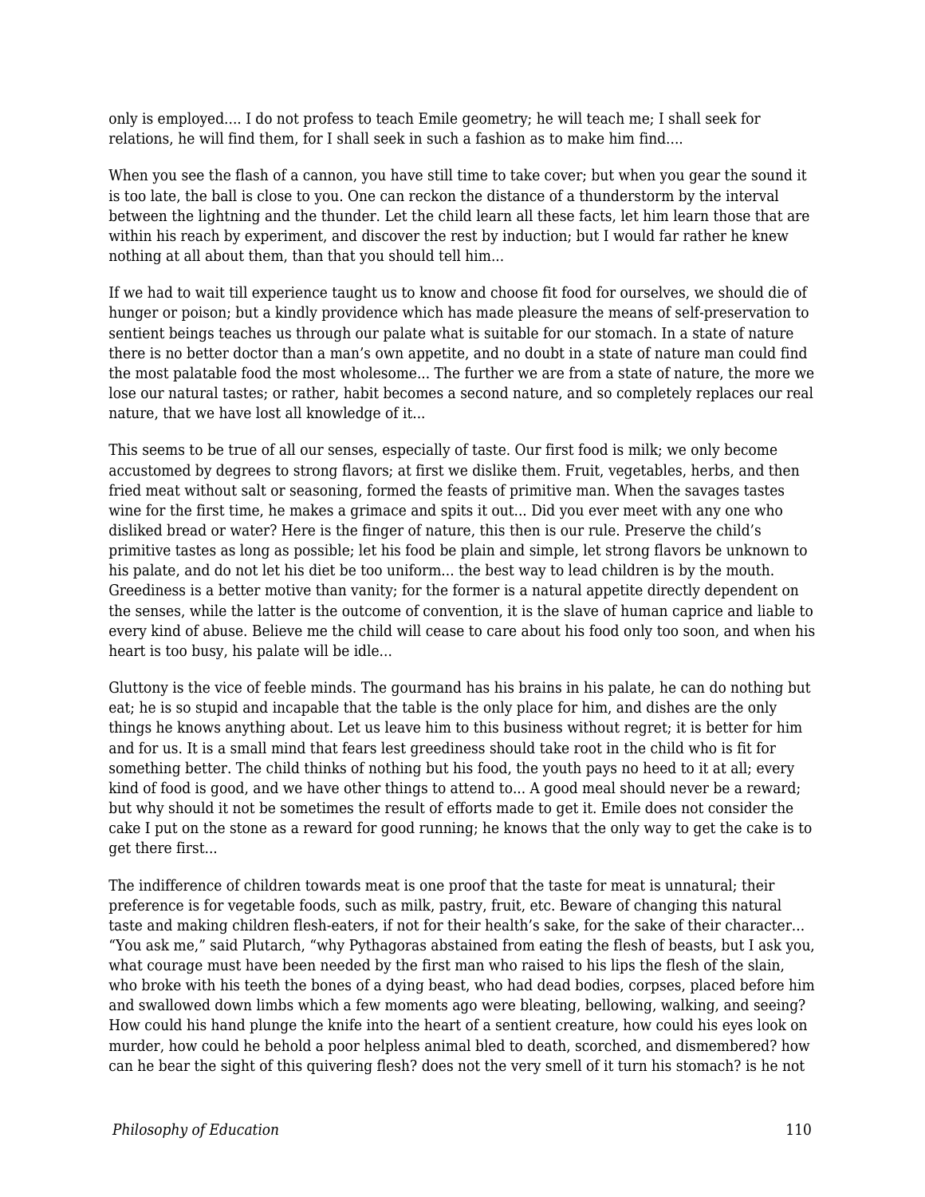only is employed.... I do not profess to teach Emile geometry; he will teach me; I shall seek for relations, he will find them, for I shall seek in such a fashion as to make him find....

When you see the flash of a cannon, you have still time to take cover; but when you gear the sound it is too late, the ball is close to you. One can reckon the distance of a thunderstorm by the interval between the lightning and the thunder. Let the child learn all these facts, let him learn those that are within his reach by experiment, and discover the rest by induction; but I would far rather he knew nothing at all about them, than that you should tell him...

If we had to wait till experience taught us to know and choose fit food for ourselves, we should die of hunger or poison; but a kindly providence which has made pleasure the means of self-preservation to sentient beings teaches us through our palate what is suitable for our stomach. In a state of nature there is no better doctor than a man's own appetite, and no doubt in a state of nature man could find the most palatable food the most wholesome... The further we are from a state of nature, the more we lose our natural tastes; or rather, habit becomes a second nature, and so completely replaces our real nature, that we have lost all knowledge of it...

This seems to be true of all our senses, especially of taste. Our first food is milk; we only become accustomed by degrees to strong flavors; at first we dislike them. Fruit, vegetables, herbs, and then fried meat without salt or seasoning, formed the feasts of primitive man. When the savages tastes wine for the first time, he makes a grimace and spits it out... Did you ever meet with any one who disliked bread or water? Here is the finger of nature, this then is our rule. Preserve the child's primitive tastes as long as possible; let his food be plain and simple, let strong flavors be unknown to his palate, and do not let his diet be too uniform... the best way to lead children is by the mouth. Greediness is a better motive than vanity; for the former is a natural appetite directly dependent on the senses, while the latter is the outcome of convention, it is the slave of human caprice and liable to every kind of abuse. Believe me the child will cease to care about his food only too soon, and when his heart is too busy, his palate will be idle...

Gluttony is the vice of feeble minds. The gourmand has his brains in his palate, he can do nothing but eat; he is so stupid and incapable that the table is the only place for him, and dishes are the only things he knows anything about. Let us leave him to this business without regret; it is better for him and for us. It is a small mind that fears lest greediness should take root in the child who is fit for something better. The child thinks of nothing but his food, the youth pays no heed to it at all; every kind of food is good, and we have other things to attend to... A good meal should never be a reward; but why should it not be sometimes the result of efforts made to get it. Emile does not consider the cake I put on the stone as a reward for good running; he knows that the only way to get the cake is to get there first...

The indifference of children towards meat is one proof that the taste for meat is unnatural; their preference is for vegetable foods, such as milk, pastry, fruit, etc. Beware of changing this natural taste and making children flesh-eaters, if not for their health's sake, for the sake of their character... "You ask me," said Plutarch, "why Pythagoras abstained from eating the flesh of beasts, but I ask you, what courage must have been needed by the first man who raised to his lips the flesh of the slain, who broke with his teeth the bones of a dying beast, who had dead bodies, corpses, placed before him and swallowed down limbs which a few moments ago were bleating, bellowing, walking, and seeing? How could his hand plunge the knife into the heart of a sentient creature, how could his eyes look on murder, how could he behold a poor helpless animal bled to death, scorched, and dismembered? how can he bear the sight of this quivering flesh? does not the very smell of it turn his stomach? is he not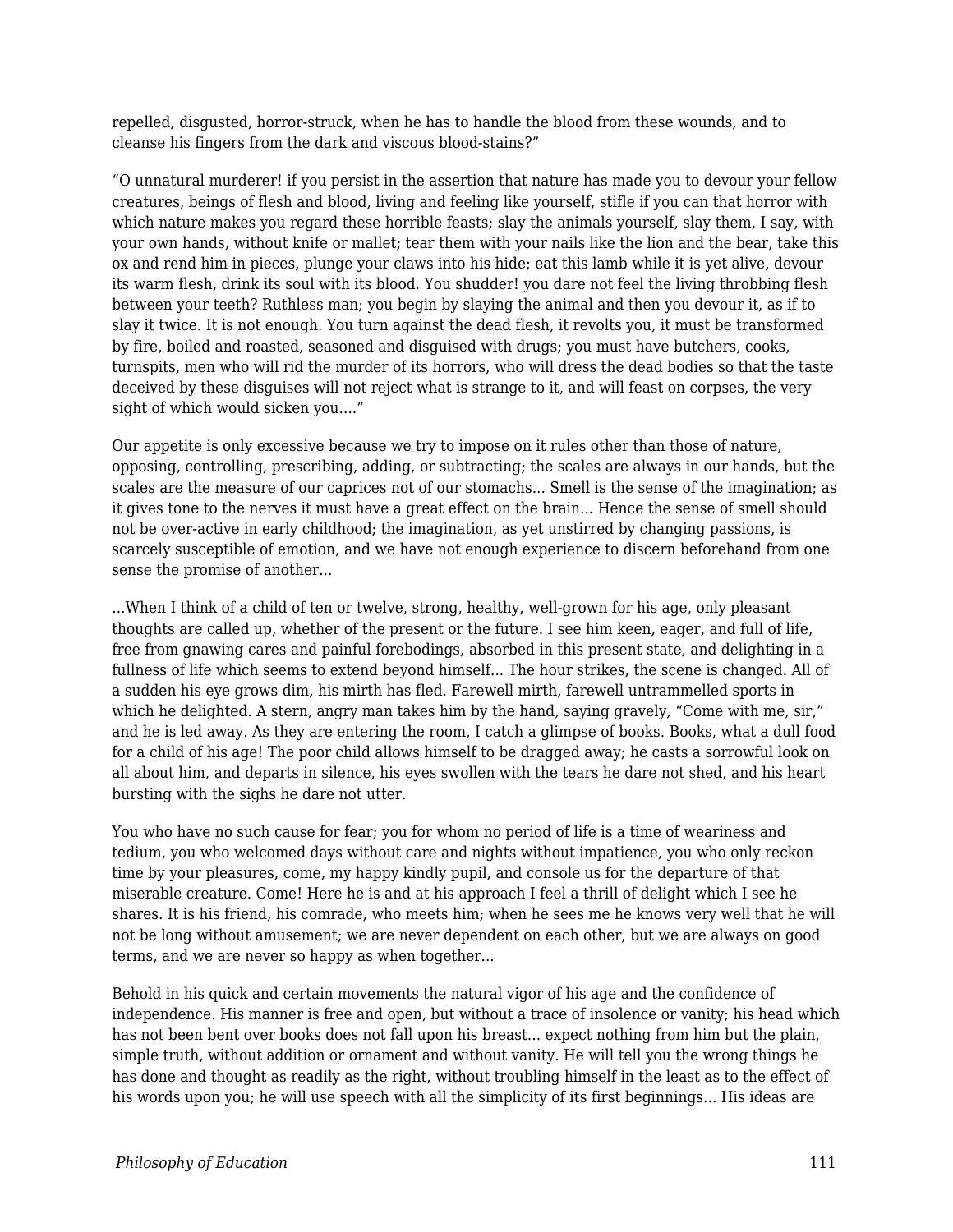repelled, disgusted, horror-struck, when he has to handle the blood from these wounds, and to cleanse his fingers from the dark and viscous blood-stains?”

“O unnatural murderer! if you persist in the assertion that nature has made you to devour your fellow creatures, beings of flesh and blood, living and feeling like yourself, stifle if you can that horror with which nature makes you regard these horrible feasts; slay the animals yourself, slay them, I say, with your own hands, without knife or mallet; tear them with your nails like the lion and the bear, take this ox and rend him in pieces, plunge your claws into his hide; eat this lamb while it is yet alive, devour its warm flesh, drink its soul with its blood. You shudder! you dare not feel the living throbbing flesh between your teeth? Ruthless man; you begin by slaying the animal and then you devour it, as if to slay it twice. It is not enough. You turn against the dead flesh, it revolts you, it must be transformed by fire, boiled and roasted, seasoned and disguised with drugs; you must have butchers, cooks, turnspits, men who will rid the murder of its horrors, who will dress the dead bodies so that the taste deceived by these disguises will not reject what is strange to it, and will feast on corpses, the very sight of which would sicken you....”

Our appetite is only excessive because we try to impose on it rules other than those of nature, opposing, controlling, prescribing, adding, or subtracting; the scales are always in our hands, but the scales are the measure of our caprices not of our stomachs... Smell is the sense of the imagination; as it gives tone to the nerves it must have a great effect on the brain... Hence the sense of smell should not be over-active in early childhood; the imagination, as yet unstirred by changing passions, is scarcely susceptible of emotion, and we have not enough experience to discern beforehand from one sense the promise of another...

...When I think of a child of ten or twelve, strong, healthy, well-grown for his age, only pleasant thoughts are called up, whether of the present or the future. I see him keen, eager, and full of life, free from gnawing cares and painful forebodings, absorbed in this present state, and delighting in a fullness of life which seems to extend beyond himself... The hour strikes, the scene is changed. All of a sudden his eye grows dim, his mirth has fled. Farewell mirth, farewell untrammelled sports in which he delighted. A stern, angry man takes him by the hand, saying gravely, “Come with me, sir,” and he is led away. As they are entering the room, I catch a glimpse of books. Books, what a dull food for a child of his age! The poor child allows himself to be dragged away; he casts a sorrowful look on all about him, and departs in silence, his eyes swollen with the tears he dare not shed, and his heart bursting with the sighs he dare not utter.

You who have no such cause for fear; you for whom no period of life is a time of weariness and tedium, you who welcomed days without care and nights without impatience, you who only reckon time by your pleasures, come, my happy kindly pupil, and console us for the departure of that miserable creature. Come! Here he is and at his approach I feel a thrill of delight which I see he shares. It is his friend, his comrade, who meets him; when he sees me he knows very well that he will not be long without amusement; we are never dependent on each other, but we are always on good terms, and we are never so happy as when together...

Behold in his quick and certain movements the natural vigor of his age and the confidence of independence. His manner is free and open, but without a trace of insolence or vanity; his head which has not been bent over books does not fall upon his breast... expect nothing from him but the plain, simple truth, without addition or ornament and without vanity. He will tell you the wrong things he has done and thought as readily as the right, without troubling himself in the least as to the effect of his words upon you; he will use speech with all the simplicity of its first beginnings... His ideas are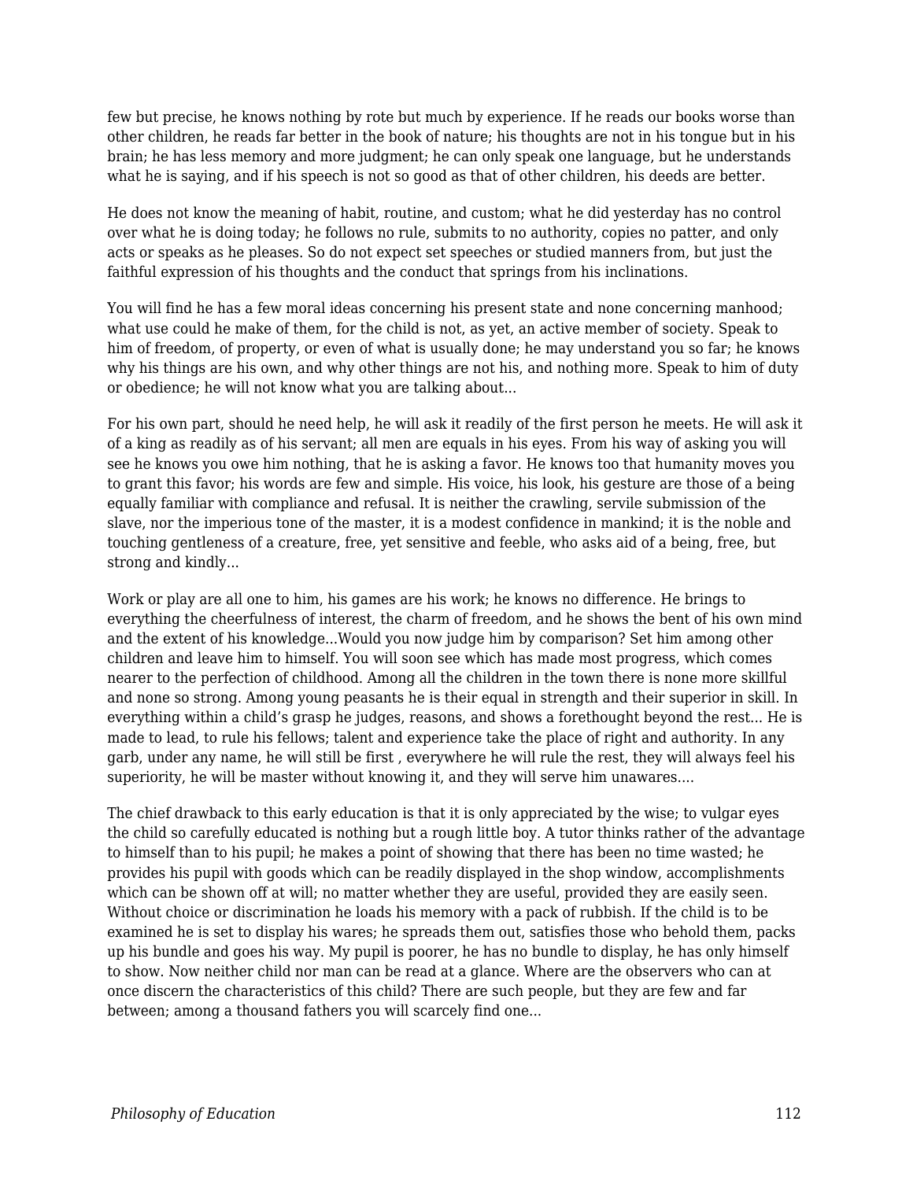few but precise, he knows nothing by rote but much by experience. If he reads our books worse than other children, he reads far better in the book of nature; his thoughts are not in his tongue but in his brain; he has less memory and more judgment; he can only speak one language, but he understands what he is saying, and if his speech is not so good as that of other children, his deeds are better.

He does not know the meaning of habit, routine, and custom; what he did yesterday has no control over what he is doing today; he follows no rule, submits to no authority, copies no patter, and only acts or speaks as he pleases. So do not expect set speeches or studied manners from, but just the faithful expression of his thoughts and the conduct that springs from his inclinations.

You will find he has a few moral ideas concerning his present state and none concerning manhood; what use could he make of them, for the child is not, as yet, an active member of society. Speak to him of freedom, of property, or even of what is usually done; he may understand you so far; he knows why his things are his own, and why other things are not his, and nothing more. Speak to him of duty or obedience; he will not know what you are talking about...

For his own part, should he need help, he will ask it readily of the first person he meets. He will ask it of a king as readily as of his servant; all men are equals in his eyes. From his way of asking you will see he knows you owe him nothing, that he is asking a favor. He knows too that humanity moves you to grant this favor; his words are few and simple. His voice, his look, his gesture are those of a being equally familiar with compliance and refusal. It is neither the crawling, servile submission of the slave, nor the imperious tone of the master, it is a modest confidence in mankind; it is the noble and touching gentleness of a creature, free, yet sensitive and feeble, who asks aid of a being, free, but strong and kindly...

Work or play are all one to him, his games are his work; he knows no difference. He brings to everything the cheerfulness of interest, the charm of freedom, and he shows the bent of his own mind and the extent of his knowledge...Would you now judge him by comparison? Set him among other children and leave him to himself. You will soon see which has made most progress, which comes nearer to the perfection of childhood. Among all the children in the town there is none more skillful and none so strong. Among young peasants he is their equal in strength and their superior in skill. In everything within a child's grasp he judges, reasons, and shows a forethought beyond the rest... He is made to lead, to rule his fellows; talent and experience take the place of right and authority. In any garb, under any name, he will still be first , everywhere he will rule the rest, they will always feel his superiority, he will be master without knowing it, and they will serve him unawares....

The chief drawback to this early education is that it is only appreciated by the wise; to vulgar eyes the child so carefully educated is nothing but a rough little boy. A tutor thinks rather of the advantage to himself than to his pupil; he makes a point of showing that there has been no time wasted; he provides his pupil with goods which can be readily displayed in the shop window, accomplishments which can be shown off at will; no matter whether they are useful, provided they are easily seen. Without choice or discrimination he loads his memory with a pack of rubbish. If the child is to be examined he is set to display his wares; he spreads them out, satisfies those who behold them, packs up his bundle and goes his way. My pupil is poorer, he has no bundle to display, he has only himself to show. Now neither child nor man can be read at a glance. Where are the observers who can at once discern the characteristics of this child? There are such people, but they are few and far between; among a thousand fathers you will scarcely find one...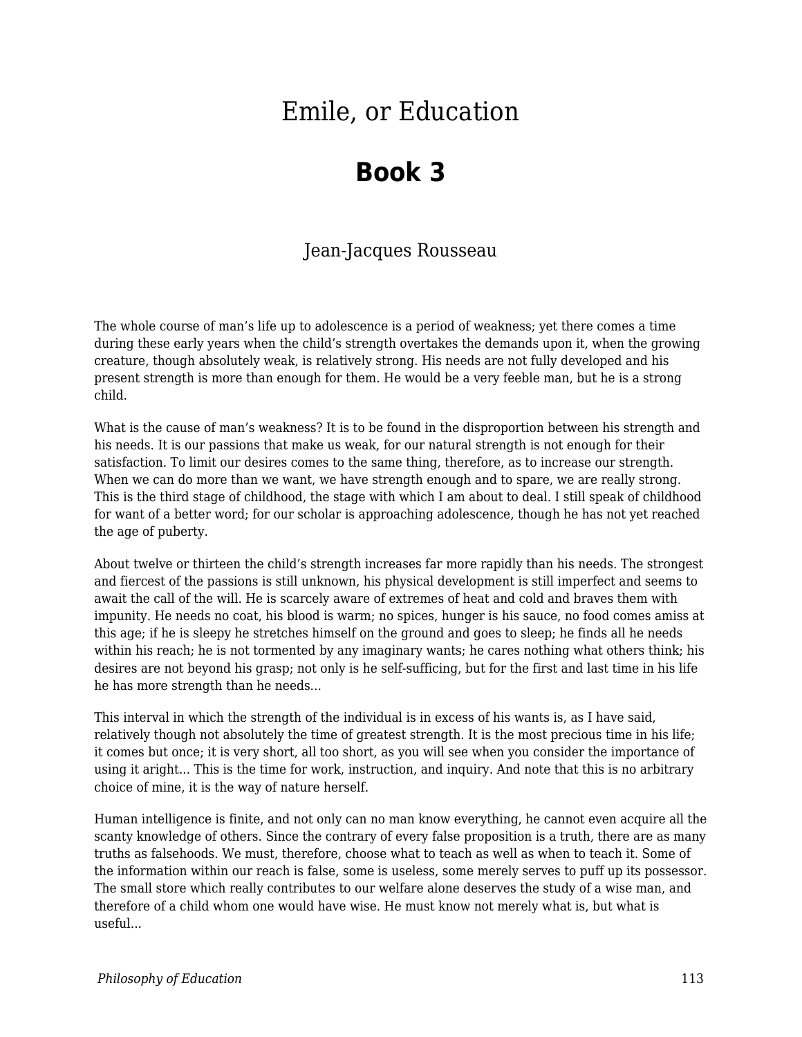# Emile, or Education

## Book 3

Jean-Jacques Rousseau

The whole course of man's life up to adolescence is a period of weakness; yet there comes a time during these early years when the child's strength overtakes the demands upon it, when the growing creature, though absolutely weak, is relatively strong. His needs are not fully developed and his present strength is more than enough for them. He would be a very feeble man, but he is a strong child.

What is the cause of man's weakness? It is to be found in the disproportion between his strength and his needs. It is our passions that make us weak, for our natural strength is not enough for their satisfaction. To limit our desires comes to the same thing, therefore, as to increase our strength. When we can do more than we want, we have strength enough and to spare, we are really strong. This is the third stage of childhood, the stage with which I am about to deal. I still speak of childhood for want of a better word; for our scholar is approaching adolescence, though he has not yet reached the age of puberty.

About twelve or thirteen the child's strength increases far more rapidly than his needs. The strongest and fiercest of the passions is still unknown, his physical development is still imperfect and seems to await the call of the will. He is scarcely aware of extremes of heat and cold and braves them with impunity. He needs no coat, his blood is warm; no spices, hunger is his sauce, no food comes amiss at this age; if he is sleepy he stretches himself on the ground and goes to sleep; he finds all he needs within his reach; he is not tormented by any imaginary wants; he cares nothing what others think; his desires are not beyond his grasp; not only is he self-sufficing, but for the first and last time in his life he has more strength than he needs...

This interval in which the strength of the individual is in excess of his wants is, as I have said, relatively though not absolutely the time of greatest strength. It is the most precious time in his life; it comes but once; it is very short, all too short, as you will see when you consider the importance of using it aright... This is the time for work, instruction, and inquiry. And note that this is no arbitrary choice of mine, it is the way of nature herself.

Human intelligence is finite, and not only can no man know everything, he cannot even acquire all the scanty knowledge of others. Since the contrary of every false proposition is a truth, there are as many truths as falsehoods. We must, therefore, choose what to teach as well as when to teach it. Some of the information within our reach is false, some is useless, some merely serves to puff up its possessor. The small store which really contributes to our welfare alone deserves the study of a wise man, and therefore of a child whom one would have wise. He must know not merely what is, but what is useful...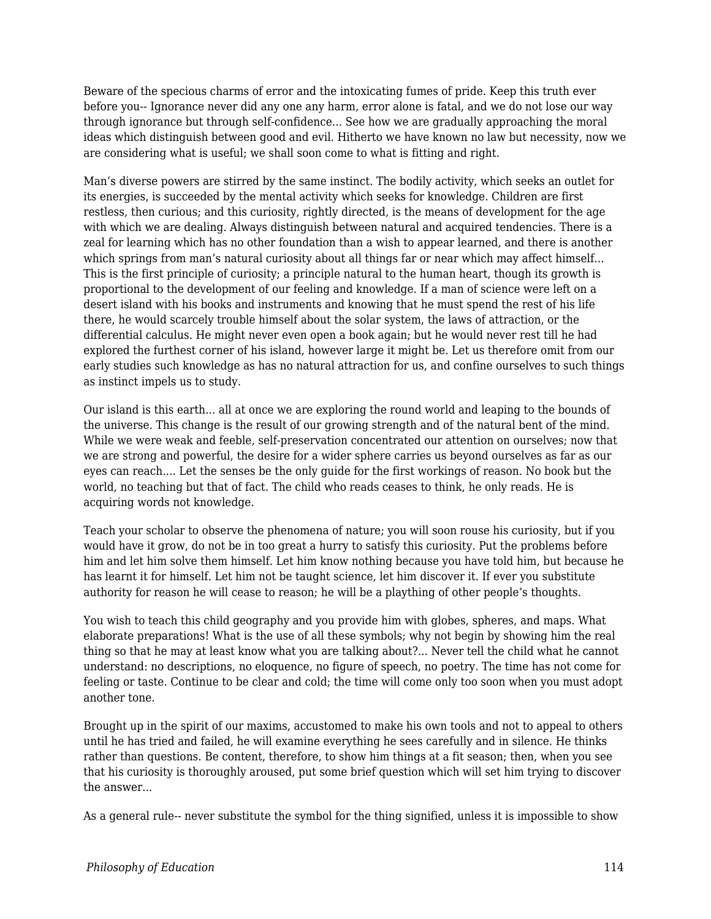Beware of the specious charms of error and the intoxicating fumes of pride. Keep this truth ever before you-- Ignorance never did any one any harm, error alone is fatal, and we do not lose our way through ignorance but through self-confidence... See how we are gradually approaching the moral ideas which distinguish between good and evil. Hitherto we have known no law but necessity, now we are considering what is useful; we shall soon come to what is fitting and right.

Man's diverse powers are stirred by the same instinct. The bodily activity, which seeks an outlet for its energies, is succeeded by the mental activity which seeks for knowledge. Children are first restless, then curious; and this curiosity, rightly directed, is the means of development for the age with which we are dealing. Always distinguish between natural and acquired tendencies. There is a zeal for learning which has no other foundation than a wish to appear learned, and there is another which springs from man's natural curiosity about all things far or near which may affect himself... This is the first principle of curiosity; a principle natural to the human heart, though its growth is proportional to the development of our feeling and knowledge. If a man of science were left on a desert island with his books and instruments and knowing that he must spend the rest of his life there, he would scarcely trouble himself about the solar system, the laws of attraction, or the differential calculus. He might never even open a book again; but he would never rest till he had explored the furthest corner of his island, however large it might be. Let us therefore omit from our early studies such knowledge as has no natural attraction for us, and confine ourselves to such things as instinct impels us to study.

Our island is this earth... all at once we are exploring the round world and leaping to the bounds of the universe. This change is the result of our growing strength and of the natural bent of the mind. While we were weak and feeble, self-preservation concentrated our attention on ourselves; now that we are strong and powerful, the desire for a wider sphere carries us beyond ourselves as far as our eyes can reach.... Let the senses be the only guide for the first workings of reason. No book but the world, no teaching but that of fact. The child who reads ceases to think, he only reads. He is acquiring words not knowledge.

Teach your scholar to observe the phenomena of nature; you will soon rouse his curiosity, but if you would have it grow, do not be in too great a hurry to satisfy this curiosity. Put the problems before him and let him solve them himself. Let him know nothing because you have told him, but because he has learnt it for himself. Let him not be taught science, let him discover it. If ever you substitute authority for reason he will cease to reason; he will be a plaything of other people's thoughts.

You wish to teach this child geography and you provide him with globes, spheres, and maps. What elaborate preparations! What is the use of all these symbols; why not begin by showing him the real thing so that he may at least know what you are talking about?... Never tell the child what he cannot understand: no descriptions, no eloquence, no figure of speech, no poetry. The time has not come for feeling or taste. Continue to be clear and cold; the time will come only too soon when you must adopt another tone.

Brought up in the spirit of our maxims, accustomed to make his own tools and not to appeal to others until he has tried and failed, he will examine everything he sees carefully and in silence. He thinks rather than questions. Be content, therefore, to show him things at a fit season; then, when you see that his curiosity is thoroughly aroused, put some brief question which will set him trying to discover the answer...

As a general rule-- never substitute the symbol for the thing signified, unless it is impossible to show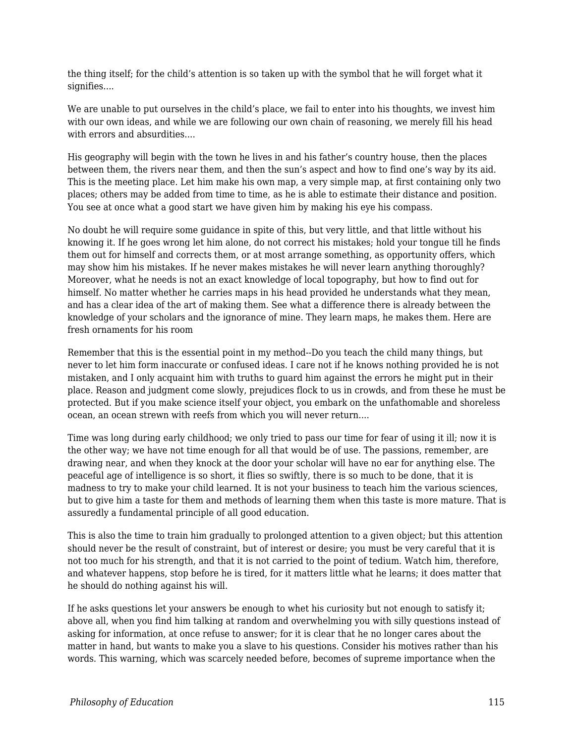the thing itself; for the child's attention is so taken up with the symbol that he will forget what it signifies....

We are unable to put ourselves in the child's place, we fail to enter into his thoughts, we invest him with our own ideas, and while we are following our own chain of reasoning, we merely fill his head with errors and absurdities....

His geography will begin with the town he lives in and his father's country house, then the places between them, the rivers near them, and then the sun's aspect and how to find one's way by its aid. This is the meeting place. Let him make his own map, a very simple map, at first containing only two places; others may be added from time to time, as he is able to estimate their distance and position. You see at once what a good start we have given him by making his eye his compass.

No doubt he will require some guidance in spite of this, but very little, and that little without his knowing it. If he goes wrong let him alone, do not correct his mistakes; hold your tongue till he finds them out for himself and corrects them, or at most arrange something, as opportunity offers, which may show him his mistakes. If he never makes mistakes he will never learn anything thoroughly? Moreover, what he needs is not an exact knowledge of local topography, but how to find out for himself. No matter whether he carries maps in his head provided he understands what they mean, and has a clear idea of the art of making them. See what a difference there is already between the knowledge of your scholars and the ignorance of mine. They learn maps, he makes them. Here are fresh ornaments for his room

Remember that this is the essential point in my method--Do you teach the child many things, but never to let him form inaccurate or confused ideas. I care not if he knows nothing provided he is not mistaken, and I only acquaint him with truths to guard him against the errors he might put in their place. Reason and judgment come slowly, prejudices flock to us in crowds, and from these he must be protected. But if you make science itself your object, you embark on the unfathomable and shoreless ocean, an ocean strewn with reefs from which you will never return....

Time was long during early childhood; we only tried to pass our time for fear of using it ill; now it is the other way; we have not time enough for all that would be of use. The passions, remember, are drawing near, and when they knock at the door your scholar will have no ear for anything else. The peaceful age of intelligence is so short, it flies so swiftly, there is so much to be done, that it is madness to try to make your child learned. It is not your business to teach him the various sciences, but to give him a taste for them and methods of learning them when this taste is more mature. That is assuredly a fundamental principle of all good education.

This is also the time to train him gradually to prolonged attention to a given object; but this attention should never be the result of constraint, but of interest or desire; you must be very careful that it is not too much for his strength, and that it is not carried to the point of tedium. Watch him, therefore, and whatever happens, stop before he is tired, for it matters little what he learns; it does matter that he should do nothing against his will.

If he asks questions let your answers be enough to whet his curiosity but not enough to satisfy it; above all, when you find him talking at random and overwhelming you with silly questions instead of asking for information, at once refuse to answer; for it is clear that he no longer cares about the matter in hand, but wants to make you a slave to his questions. Consider his motives rather than his words. This warning, which was scarcely needed before, becomes of supreme importance when the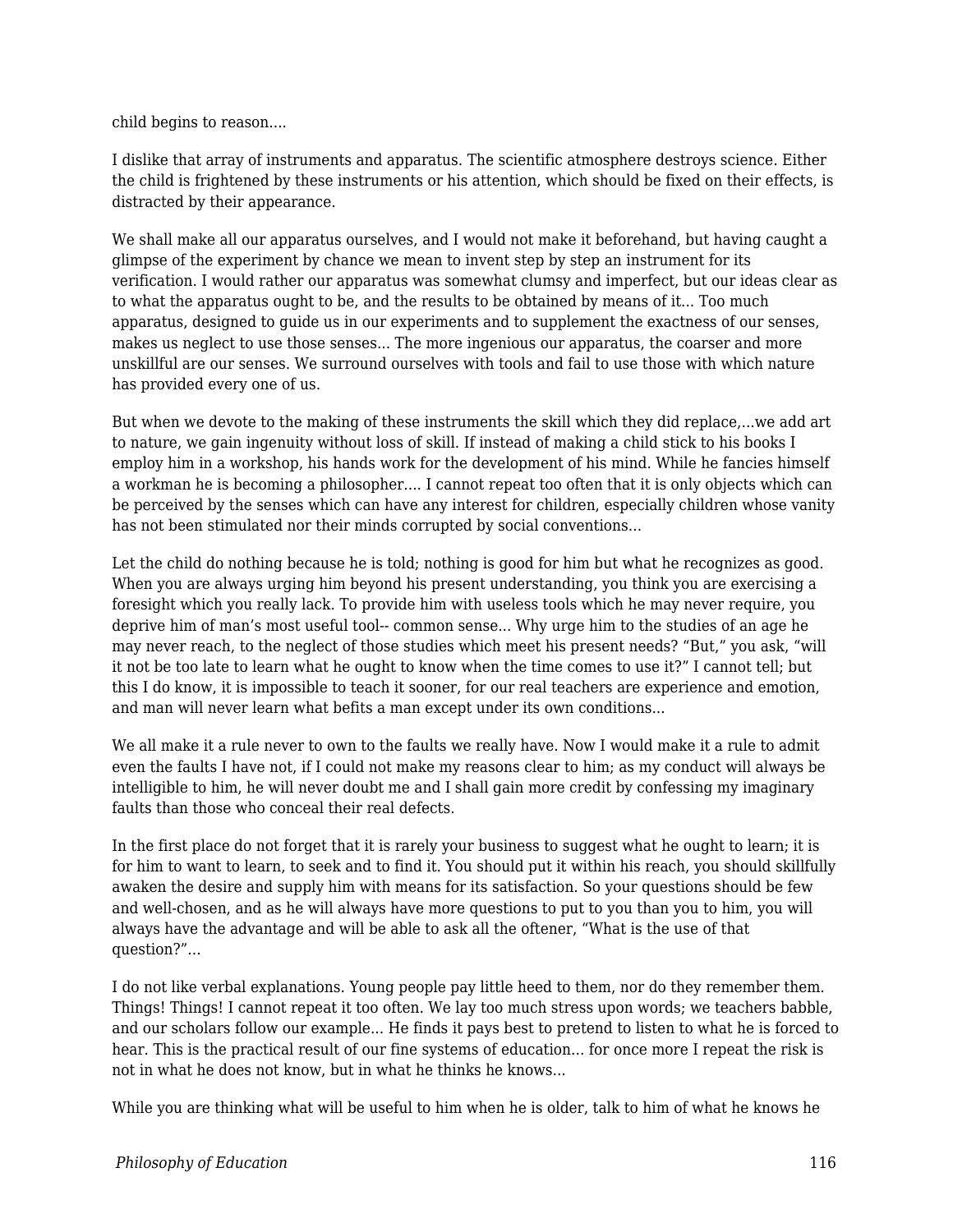child begins to reason....

I dislike that array of instruments and apparatus. The scientific atmosphere destroys science. Either the child is frightened by these instruments or his attention, which should be fixed on their effects, is distracted by their appearance.

We shall make all our apparatus ourselves, and I would not make it beforehand, but having caught a glimpse of the experiment by chance we mean to invent step by step an instrument for its verification. I would rather our apparatus was somewhat clumsy and imperfect, but our ideas clear as to what the apparatus ought to be, and the results to be obtained by means of it... Too much apparatus, designed to guide us in our experiments and to supplement the exactness of our senses, makes us neglect to use those senses... The more ingenious our apparatus, the coarser and more unskillful are our senses. We surround ourselves with tools and fail to use those with which nature has provided every one of us.

But when we devote to the making of these instruments the skill which they did replace,...we add art to nature, we gain ingenuity without loss of skill. If instead of making a child stick to his books I employ him in a workshop, his hands work for the development of his mind. While he fancies himself a workman he is becoming a philosopher.... I cannot repeat too often that it is only objects which can be perceived by the senses which can have any interest for children, especially children whose vanity has not been stimulated nor their minds corrupted by social conventions...

Let the child do nothing because he is told; nothing is good for him but what he recognizes as good. When you are always urging him beyond his present understanding, you think you are exercising a foresight which you really lack. To provide him with useless tools which he may never require, you deprive him of man's most useful tool-- common sense... Why urge him to the studies of an age he may never reach, to the neglect of those studies which meet his present needs? "But," you ask, "will it not be too late to learn what he ought to know when the time comes to use it?" I cannot tell; but this I do know, it is impossible to teach it sooner, for our real teachers are experience and emotion, and man will never learn what befits a man except under its own conditions...

We all make it a rule never to own to the faults we really have. Now I would make it a rule to admit even the faults I have not, if I could not make my reasons clear to him; as my conduct will always be intelligible to him, he will never doubt me and I shall gain more credit by confessing my imaginary faults than those who conceal their real defects.

In the first place do not forget that it is rarely your business to suggest what he ought to learn; it is for him to want to learn, to seek and to find it. You should put it within his reach, you should skillfully awaken the desire and supply him with means for its satisfaction. So your questions should be few and well-chosen, and as he will always have more questions to put to you than you to him, you will always have the advantage and will be able to ask all the oftener, "What is the use of that question?"...

I do not like verbal explanations. Young people pay little heed to them, nor do they remember them. Things! Things! I cannot repeat it too often. We lay too much stress upon words; we teachers babble, and our scholars follow our example... He finds it pays best to pretend to listen to what he is forced to hear. This is the practical result of our fine systems of education... for once more I repeat the risk is not in what he does not know, but in what he thinks he knows...

While you are thinking what will be useful to him when he is older, talk to him of what he knows he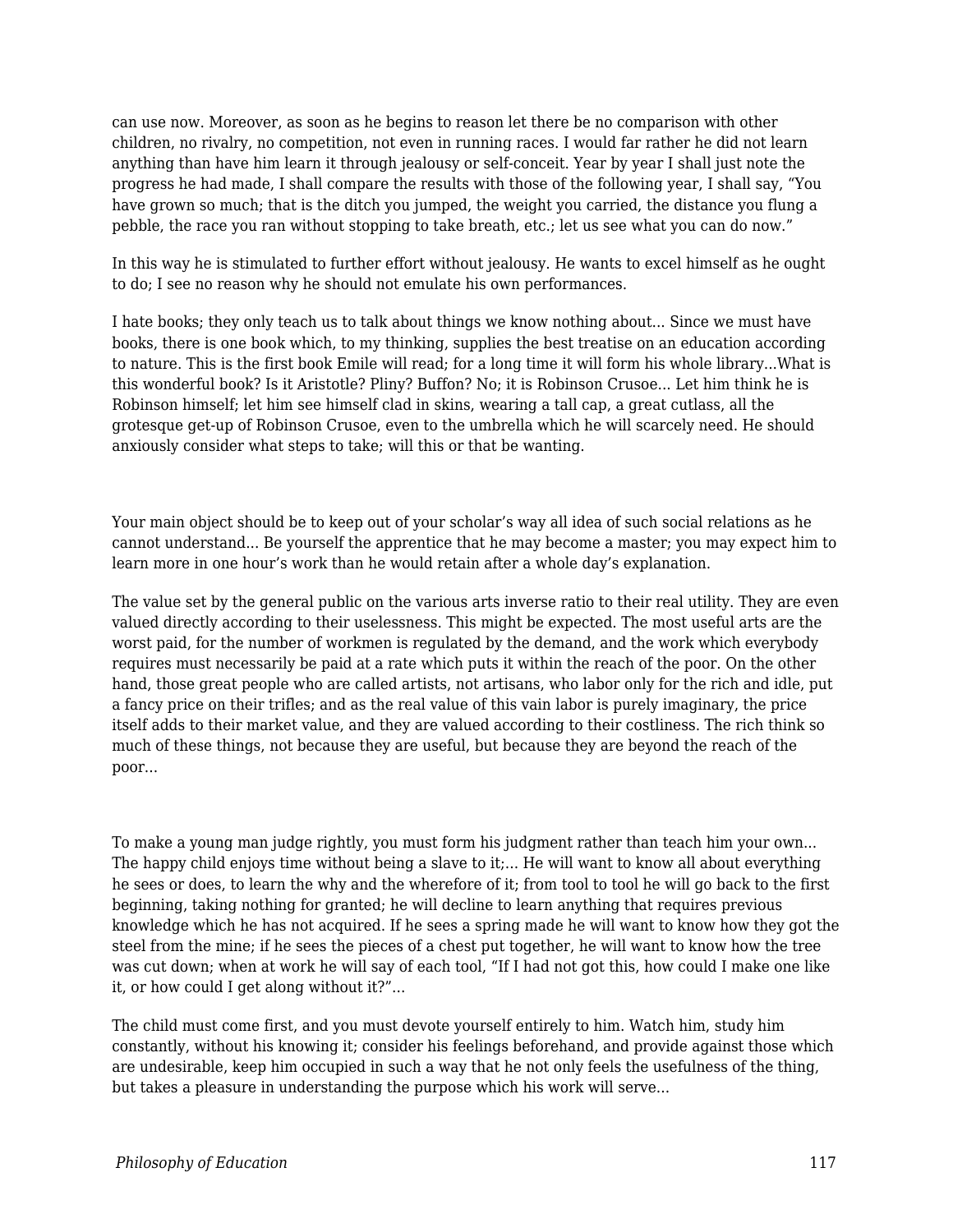can use now. Moreover, as soon as he begins to reason let there be no comparison with other children, no rivalry, no competition, not even in running races. I would far rather he did not learn anything than have him learn it through jealousy or self-conceit. Year by year I shall just note the progress he had made, I shall compare the results with those of the following year, I shall say, "You have grown so much; that is the ditch you jumped, the weight you carried, the distance you flung a pebble, the race you ran without stopping to take breath, etc.; let us see what you can do now."

In this way he is stimulated to further effort without jealousy. He wants to excel himself as he ought to do; I see no reason why he should not emulate his own performances.

I hate books; they only teach us to talk about things we know nothing about... Since we must have books, there is one book which, to my thinking, supplies the best treatise on an education according to nature. This is the first book Emile will read; for a long time it will form his whole library...What is this wonderful book? Is it Aristotle? Pliny? Buffon? No; it is Robinson Crusoe... Let him think he is Robinson himself; let him see himself clad in skins, wearing a tall cap, a great cutlass, all the grotesque get-up of Robinson Crusoe, even to the umbrella which he will scarcely need. He should anxiously consider what steps to take; will this or that be wanting.

Your main object should be to keep out of your scholar's way all idea of such social relations as he cannot understand... Be yourself the apprentice that he may become a master; you may expect him to learn more in one hour's work than he would retain after a whole day's explanation.

The value set by the general public on the various arts inverse ratio to their real utility. They are even valued directly according to their uselessness. This might be expected. The most useful arts are the worst paid, for the number of workmen is regulated by the demand, and the work which everybody requires must necessarily be paid at a rate which puts it within the reach of the poor. On the other hand, those great people who are called artists, not artisans, who labor only for the rich and idle, put a fancy price on their trifles; and as the real value of this vain labor is purely imaginary, the price itself adds to their market value, and they are valued according to their costliness. The rich think so much of these things, not because they are useful, but because they are beyond the reach of the poor...

To make a young man judge rightly, you must form his judgment rather than teach him your own... The happy child enjoys time without being a slave to it;... He will want to know all about everything he sees or does, to learn the why and the wherefore of it; from tool to tool he will go back to the first beginning, taking nothing for granted; he will decline to learn anything that requires previous knowledge which he has not acquired. If he sees a spring made he will want to know how they got the steel from the mine; if he sees the pieces of a chest put together, he will want to know how the tree was cut down; when at work he will say of each tool, "If I had not got this, how could I make one like it, or how could I get along without it?"...

The child must come first, and you must devote yourself entirely to him. Watch him, study him constantly, without his knowing it; consider his feelings beforehand, and provide against those which are undesirable, keep him occupied in such a way that he not only feels the usefulness of the thing, but takes a pleasure in understanding the purpose which his work will serve...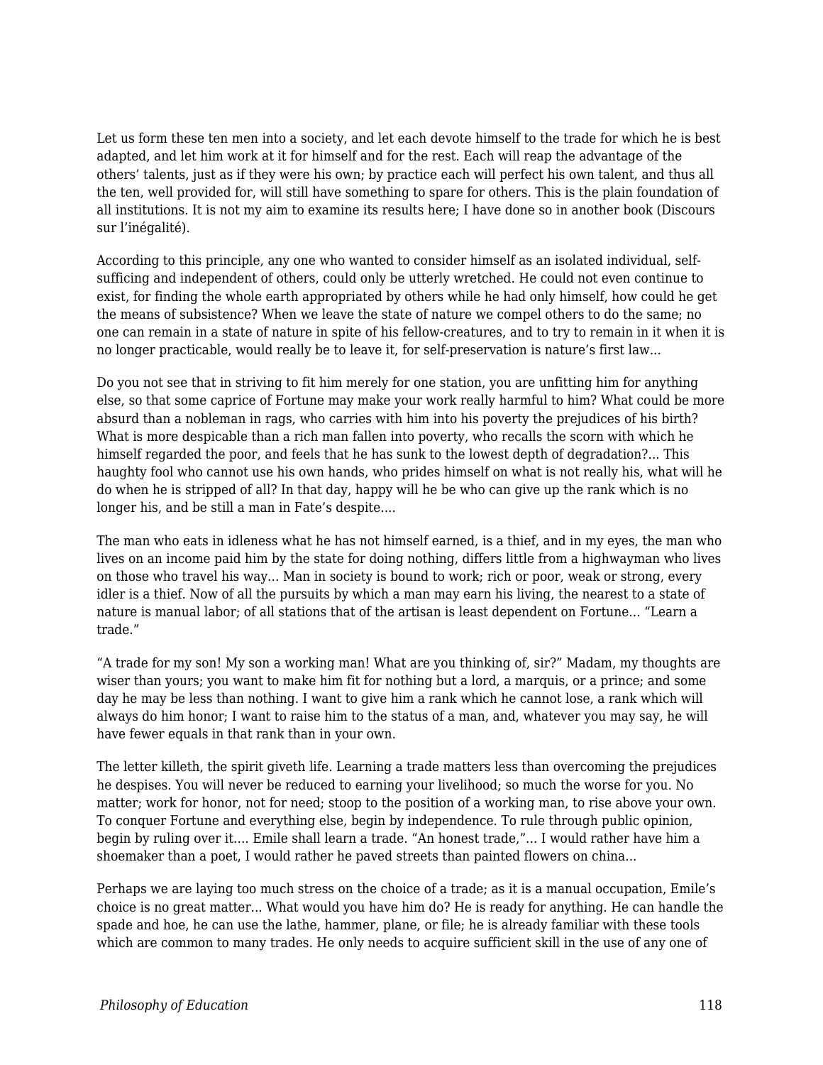Let us form these ten men into a society, and let each devote himself to the trade for which he is best adapted, and let him work at it for himself and for the rest. Each will reap the advantage of the others' talents, just as if they were his own; by practice each will perfect his own talent, and thus all the ten, well provided for, will still have something to spare for others. This is the plain foundation of all institutions. It is not my aim to examine its results here; I have done so in another book (Discours sur l'inégalité).

According to this principle, any one who wanted to consider himself as an isolated individual, self-sufficing and independent of others, could only be utterly wretched. He could not even continue to exist, for finding the whole earth appropriated by others while he had only himself, how could he get the means of subsistence? When we leave the state of nature we compel others to do the same; no one can remain in a state of nature in spite of his fellow-creatures, and to try to remain in it when it is no longer practicable, would really be to leave it, for self-preservation is nature's first law...

Do you not see that in striving to fit him merely for one station, you are unfitting him for anything else, so that some caprice of Fortune may make your work really harmful to him? What could be more absurd than a nobleman in rags, who carries with him into his poverty the prejudices of his birth? What is more despicable than a rich man fallen into poverty, who recalls the scorn with which he himself regarded the poor, and feels that he has sunk to the lowest depth of degradation?... This haughty fool who cannot use his own hands, who prides himself on what is not really his, what will he do when he is stripped of all? In that day, happy will he be who can give up the rank which is no longer his, and be still a man in Fate's despite....

The man who eats in idleness what he has not himself earned, is a thief, and in my eyes, the man who lives on an income paid him by the state for doing nothing, differs little from a highwayman who lives on those who travel his way... Man in society is bound to work; rich or poor, weak or strong, every idler is a thief. Now of all the pursuits by which a man may earn his living, the nearest to a state of nature is manual labor; of all stations that of the artisan is least dependent on Fortune... "Learn a trade."

"A trade for my son! My son a working man! What are you thinking of, sir?" Madam, my thoughts are wiser than yours; you want to make him fit for nothing but a lord, a marquis, or a prince; and some day he may be less than nothing. I want to give him a rank which he cannot lose, a rank which will always do him honor; I want to raise him to the status of a man, and, whatever you may say, he will have fewer equals in that rank than in your own.

The letter killeth, the spirit giveth life. Learning a trade matters less than overcoming the prejudices he despises. You will never be reduced to earning your livelihood; so much the worse for you. No matter; work for honor, not for need; stoop to the position of a working man, to rise above your own. To conquer Fortune and everything else, begin by independence. To rule through public opinion, begin by ruling over it.... Emile shall learn a trade. "An honest trade,"... I would rather have him a shoemaker than a poet, I would rather he paved streets than painted flowers on china...

Perhaps we are laying too much stress on the choice of a trade; as it is a manual occupation, Emile's choice is no great matter... What would you have him do? He is ready for anything. He can handle the spade and hoe, he can use the lathe, hammer, plane, or file; he is already familiar with these tools which are common to many trades. He only needs to acquire sufficient skill in the use of any one of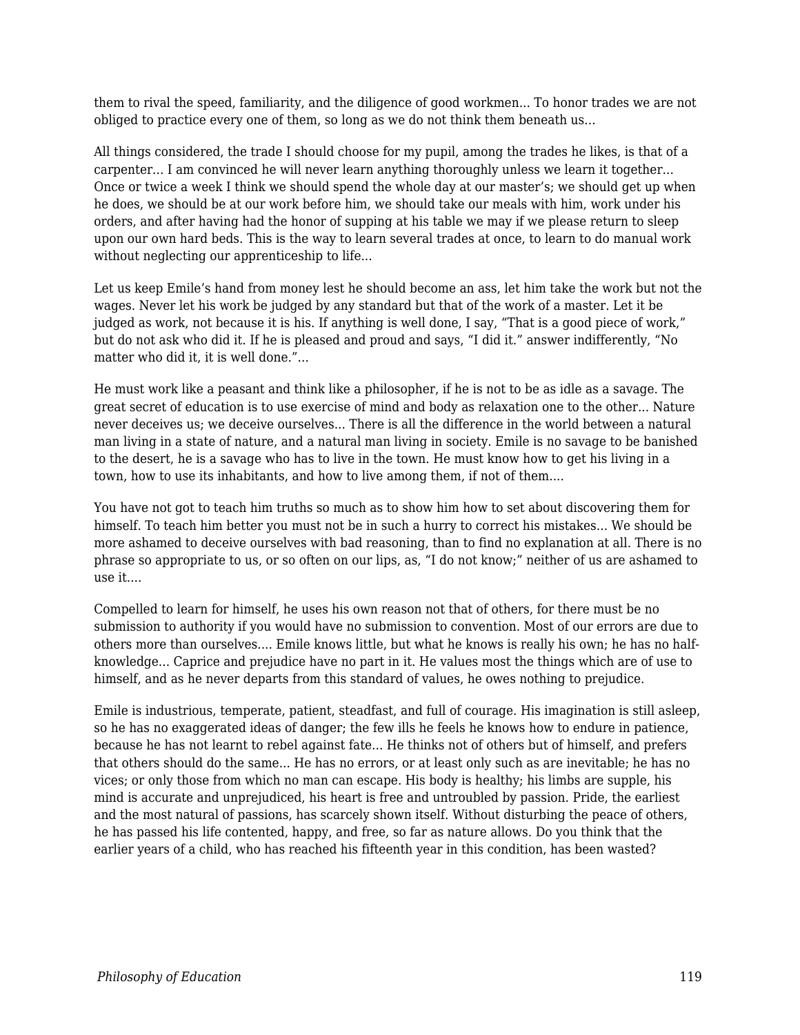them to rival the speed, familiarity, and the diligence of good workmen... To honor trades we are not obliged to practice every one of them, so long as we do not think them beneath us...

All things considered, the trade I should choose for my pupil, among the trades he likes, is that of a carpenter... I am convinced he will never learn anything thoroughly unless we learn it together... Once or twice a week I think we should spend the whole day at our master’s; we should get up when he does, we should be at our work before him, we should take our meals with him, work under his orders, and after having had the honor of supping at his table we may if we please return to sleep upon our own hard beds. This is the way to learn several trades at once, to learn to do manual work without neglecting our apprenticeship to life...

Let us keep Emile’s hand from money lest he should become an ass, let him take the work but not the wages. Never let his work be judged by any standard but that of the work of a master. Let it be judged as work, not because it is his. If anything is well done, I say, “That is a good piece of work,” but do not ask who did it. If he is pleased and proud and says, “I did it.” answer indifferently, “No matter who did it, it is well done.”...

He must work like a peasant and think like a philosopher, if he is not to be as idle as a savage. The great secret of education is to use exercise of mind and body as relaxation one to the other... Nature never deceives us; we deceive ourselves... There is all the difference in the world between a natural man living in a state of nature, and a natural man living in society. Emile is no savage to be banished to the desert, he is a savage who has to live in the town. He must know how to get his living in a town, how to use its inhabitants, and how to live among them, if not of them....

You have not got to teach him truths so much as to show him how to set about discovering them for himself. To teach him better you must not be in such a hurry to correct his mistakes... We should be more ashamed to deceive ourselves with bad reasoning, than to find no explanation at all. There is no phrase so appropriate to us, or so often on our lips, as, “I do not know;” neither of us are ashamed to use it....

Compelled to learn for himself, he uses his own reason not that of others, for there must be no submission to authority if you would have no submission to convention. Most of our errors are due to others more than ourselves.... Emile knows little, but what he knows is really his own; he has no half-knowledge... Caprice and prejudice have no part in it. He values most the things which are of use to himself, and as he never departs from this standard of values, he owes nothing to prejudice.

Emile is industrious, temperate, patient, steadfast, and full of courage. His imagination is still asleep, so he has no exaggerated ideas of danger; the few ills he feels he knows how to endure in patience, because he has not learnt to rebel against fate... He thinks not of others but of himself, and prefers that others should do the same... He has no errors, or at least only such as are inevitable; he has no vices; or only those from which no man can escape. His body is healthy; his limbs are supple, his mind is accurate and unprejudiced, his heart is free and untroubled by passion. Pride, the earliest and the most natural of passions, has scarcely shown itself. Without disturbing the peace of others, he has passed his life contented, happy, and free, so far as nature allows. Do you think that the earlier years of a child, who has reached his fifteenth year in this condition, has been wasted?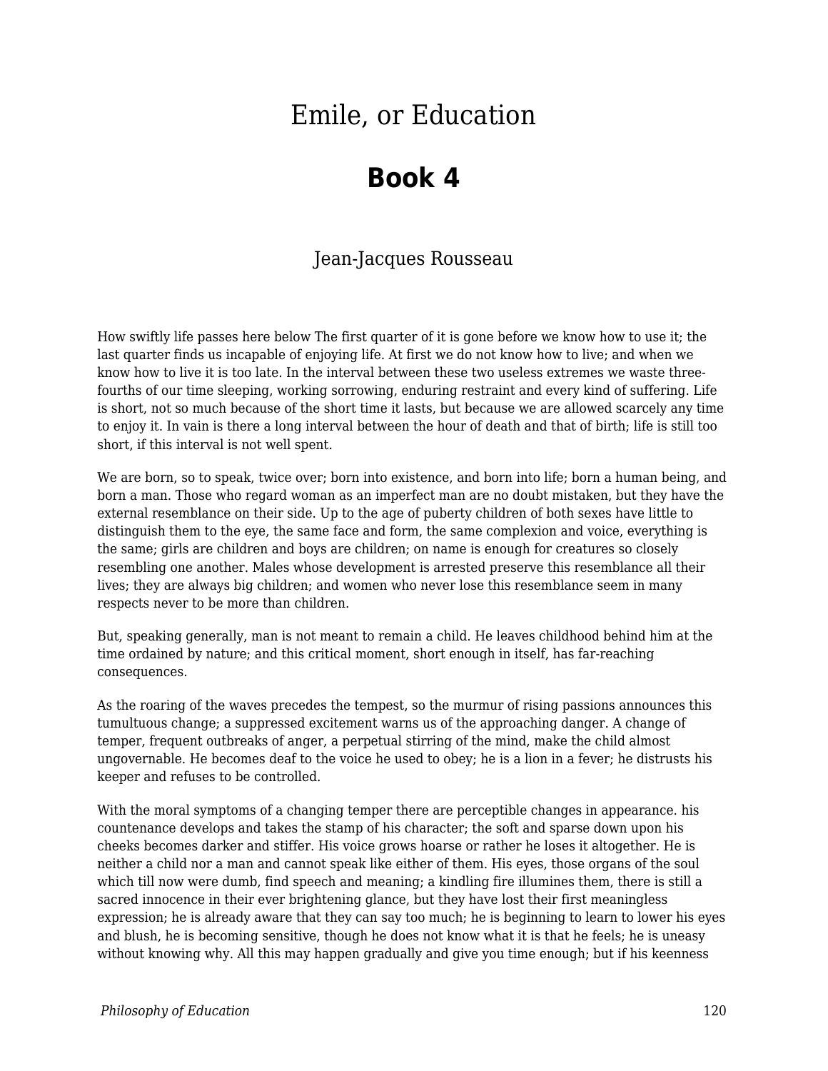# Emile, or Education

## Book 4

Jean-Jacques Rousseau

How swiftly life passes here below The first quarter of it is gone before we know how to use it; the last quarter finds us incapable of enjoying life. At first we do not know how to live; and when we know how to live it is too late. In the interval between these two useless extremes we waste three-fourths of our time sleeping, working sorrowing, enduring restraint and every kind of suffering. Life is short, not so much because of the short time it lasts, but because we are allowed scarcely any time to enjoy it. In vain is there a long interval between the hour of death and that of birth; life is still too short, if this interval is not well spent.

We are born, so to speak, twice over; born into existence, and born into life; born a human being, and born a man. Those who regard woman as an imperfect man are no doubt mistaken, but they have the external resemblance on their side. Up to the age of puberty children of both sexes have little to distinguish them to the eye, the same face and form, the same complexion and voice, everything is the same; girls are children and boys are children; on name is enough for creatures so closely resembling one another. Males whose development is arrested preserve this resemblance all their lives; they are always big children; and women who never lose this resemblance seem in many respects never to be more than children.

But, speaking generally, man is not meant to remain a child. He leaves childhood behind him at the time ordained by nature; and this critical moment, short enough in itself, has far-reaching consequences.

As the roaring of the waves precedes the tempest, so the murmur of rising passions announces this tumultuous change; a suppressed excitement warns us of the approaching danger. A change of temper, frequent outbreaks of anger, a perpetual stirring of the mind, make the child almost ungovernable. He becomes deaf to the voice he used to obey; he is a lion in a fever; he distrusts his keeper and refuses to be controlled.

With the moral symptoms of a changing temper there are perceptible changes in appearance. his countenance develops and takes the stamp of his character; the soft and sparse down upon his cheeks becomes darker and stiffer. His voice grows hoarse or rather he loses it altogether. He is neither a child nor a man and cannot speak like either of them. His eyes, those organs of the soul which till now were dumb, find speech and meaning; a kindling fire illumines them, there is still a sacred innocence in their ever brightening glance, but they have lost their first meaningless expression; he is already aware that they can say too much; he is beginning to learn to lower his eyes and blush, he is becoming sensitive, though he does not know what it is that he feels; he is uneasy without knowing why. All this may happen gradually and give you time enough; but if his keenness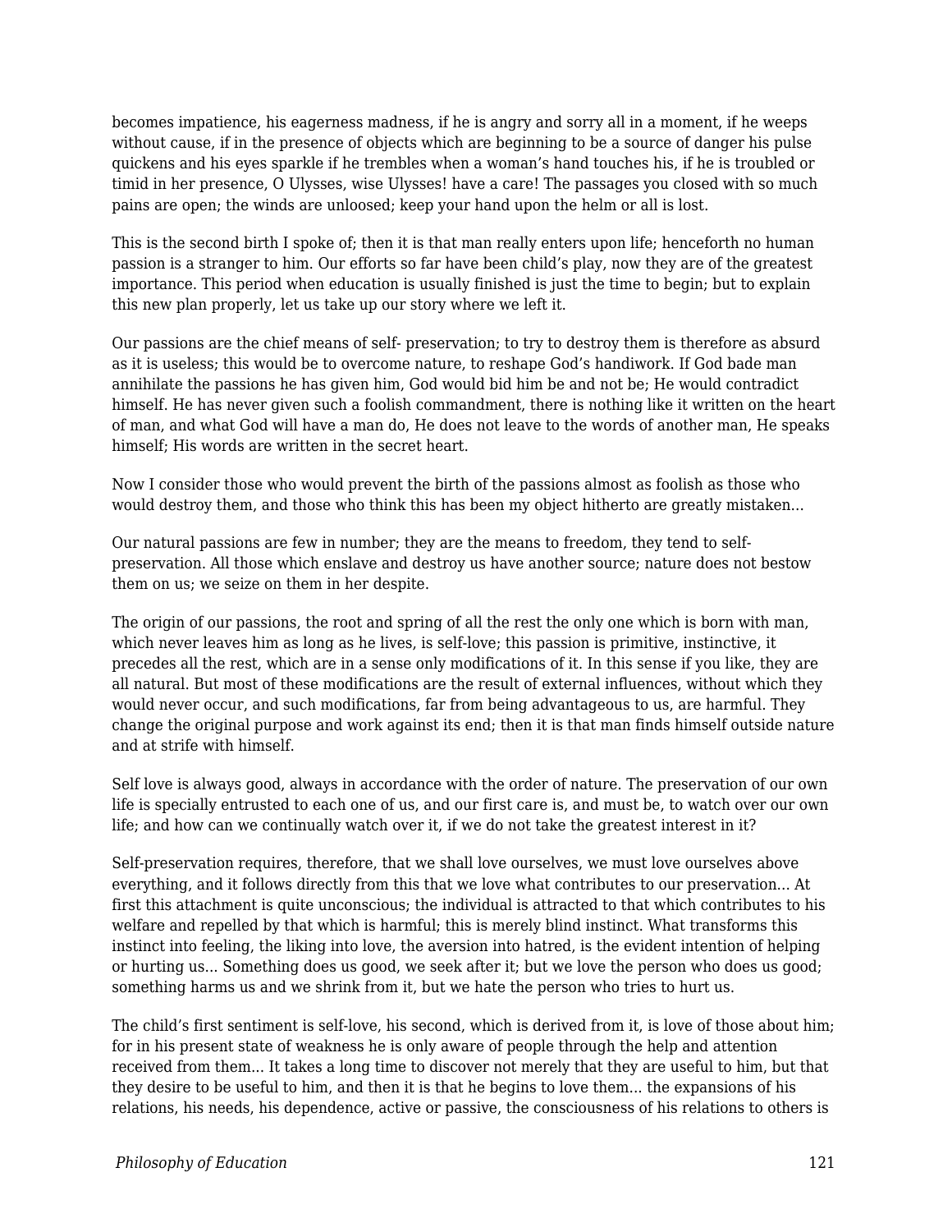becomes impatience, his eagerness madness, if he is angry and sorry all in a moment, if he weeps without cause, if in the presence of objects which are beginning to be a source of danger his pulse quickens and his eyes sparkle if he trembles when a woman's hand touches his, if he is troubled or timid in her presence, O Ulysses, wise Ulysses! have a care! The passages you closed with so much pains are open; the winds are unloosed; keep your hand upon the helm or all is lost.

This is the second birth I spoke of; then it is that man really enters upon life; henceforth no human passion is a stranger to him. Our efforts so far have been child's play, now they are of the greatest importance. This period when education is usually finished is just the time to begin; but to explain this new plan properly, let us take up our story where we left it.

Our passions are the chief means of self- preservation; to try to destroy them is therefore as absurd as it is useless; this would be to overcome nature, to reshape God's handiwork. If God bade man annihilate the passions he has given him, God would bid him be and not be; He would contradict himself. He has never given such a foolish commandment, there is nothing like it written on the heart of man, and what God will have a man do, He does not leave to the words of another man, He speaks himself; His words are written in the secret heart.

Now I consider those who would prevent the birth of the passions almost as foolish as those who would destroy them, and those who think this has been my object hitherto are greatly mistaken...

Our natural passions are few in number; they are the means to freedom, they tend to self-preservation. All those which enslave and destroy us have another source; nature does not bestow them on us; we seize on them in her despite.

The origin of our passions, the root and spring of all the rest the only one which is born with man, which never leaves him as long as he lives, is self-love; this passion is primitive, instinctive, it precedes all the rest, which are in a sense only modifications of it. In this sense if you like, they are all natural. But most of these modifications are the result of external influences, without which they would never occur, and such modifications, far from being advantageous to us, are harmful. They change the original purpose and work against its end; then it is that man finds himself outside nature and at strife with himself.

Self love is always good, always in accordance with the order of nature. The preservation of our own life is specially entrusted to each one of us, and our first care is, and must be, to watch over our own life; and how can we continually watch over it, if we do not take the greatest interest in it?

Self-preservation requires, therefore, that we shall love ourselves, we must love ourselves above everything, and it follows directly from this that we love what contributes to our preservation... At first this attachment is quite unconscious; the individual is attracted to that which contributes to his welfare and repelled by that which is harmful; this is merely blind instinct. What transforms this instinct into feeling, the liking into love, the aversion into hatred, is the evident intention of helping or hurting us... Something does us good, we seek after it; but we love the person who does us good; something harms us and we shrink from it, but we hate the person who tries to hurt us.

The child's first sentiment is self-love, his second, which is derived from it, is love of those about him; for in his present state of weakness he is only aware of people through the help and attention received from them... It takes a long time to discover not merely that they are useful to him, but that they desire to be useful to him, and then it is that he begins to love them... the expansions of his relations, his needs, his dependence, active or passive, the consciousness of his relations to others is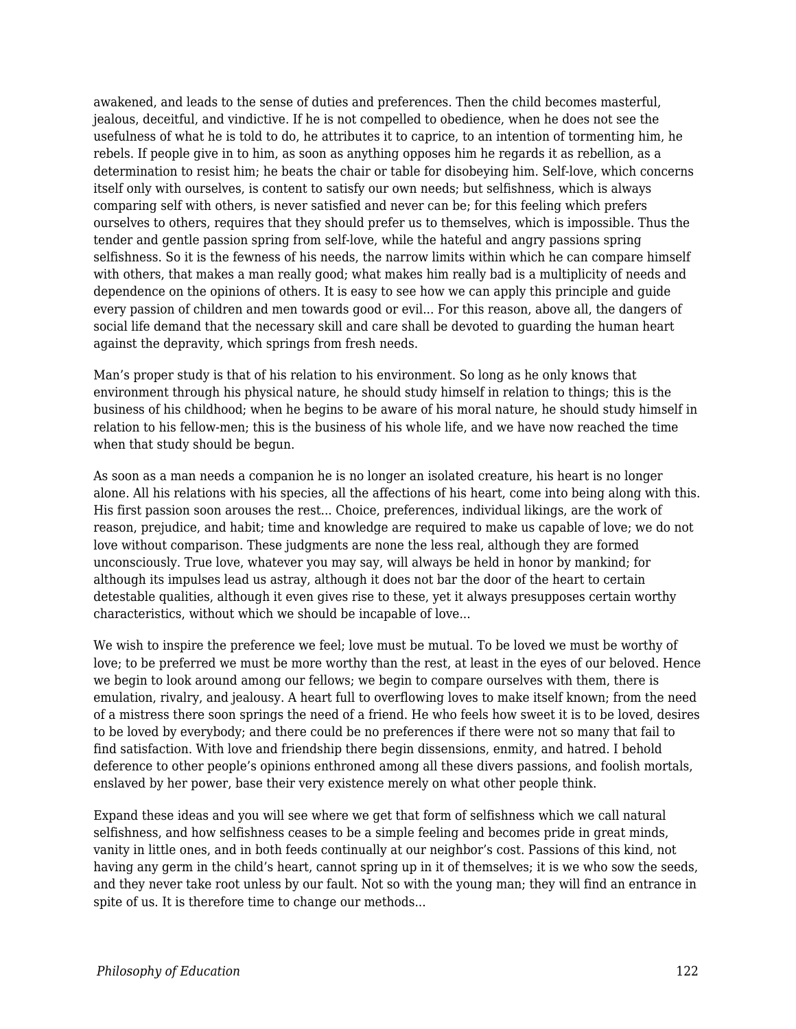awakened, and leads to the sense of duties and preferences. Then the child becomes masterful, jealous, deceitful, and vindictive. If he is not compelled to obedience, when he does not see the usefulness of what he is told to do, he attributes it to caprice, to an intention of tormenting him, he rebels. If people give in to him, as soon as anything opposes him he regards it as rebellion, as a determination to resist him; he beats the chair or table for disobeying him. Self-love, which concerns itself only with ourselves, is content to satisfy our own needs; but selfishness, which is always comparing self with others, is never satisfied and never can be; for this feeling which prefers ourselves to others, requires that they should prefer us to themselves, which is impossible. Thus the tender and gentle passion spring from self-love, while the hateful and angry passions spring selfishness. So it is the fewness of his needs, the narrow limits within which he can compare himself with others, that makes a man really good; what makes him really bad is a multiplicity of needs and dependence on the opinions of others. It is easy to see how we can apply this principle and guide every passion of children and men towards good or evil... For this reason, above all, the dangers of social life demand that the necessary skill and care shall be devoted to guarding the human heart against the depravity, which springs from fresh needs.

Man's proper study is that of his relation to his environment. So long as he only knows that environment through his physical nature, he should study himself in relation to things; this is the business of his childhood; when he begins to be aware of his moral nature, he should study himself in relation to his fellow-men; this is the business of his whole life, and we have now reached the time when that study should be begun.

As soon as a man needs a companion he is no longer an isolated creature, his heart is no longer alone. All his relations with his species, all the affections of his heart, come into being along with this. His first passion soon arouses the rest... Choice, preferences, individual likings, are the work of reason, prejudice, and habit; time and knowledge are required to make us capable of love; we do not love without comparison. These judgments are none the less real, although they are formed unconsciously. True love, whatever you may say, will always be held in honor by mankind; for although its impulses lead us astray, although it does not bar the door of the heart to certain detestable qualities, although it even gives rise to these, yet it always presupposes certain worthy characteristics, without which we should be incapable of love...

We wish to inspire the preference we feel; love must be mutual. To be loved we must be worthy of love; to be preferred we must be more worthy than the rest, at least in the eyes of our beloved. Hence we begin to look around among our fellows; we begin to compare ourselves with them, there is emulation, rivalry, and jealousy. A heart full to overflowing loves to make itself known; from the need of a mistress there soon springs the need of a friend. He who feels how sweet it is to be loved, desires to be loved by everybody; and there could be no preferences if there were not so many that fail to find satisfaction. With love and friendship there begin dissensions, enmity, and hatred. I behold deference to other people's opinions enthroned among all these divers passions, and foolish mortals, enslaved by her power, base their very existence merely on what other people think.

Expand these ideas and you will see where we get that form of selfishness which we call natural selfishness, and how selfishness ceases to be a simple feeling and becomes pride in great minds, vanity in little ones, and in both feeds continually at our neighbor's cost. Passions of this kind, not having any germ in the child's heart, cannot spring up in it of themselves; it is we who sow the seeds, and they never take root unless by our fault. Not so with the young man; they will find an entrance in spite of us. It is therefore time to change our methods...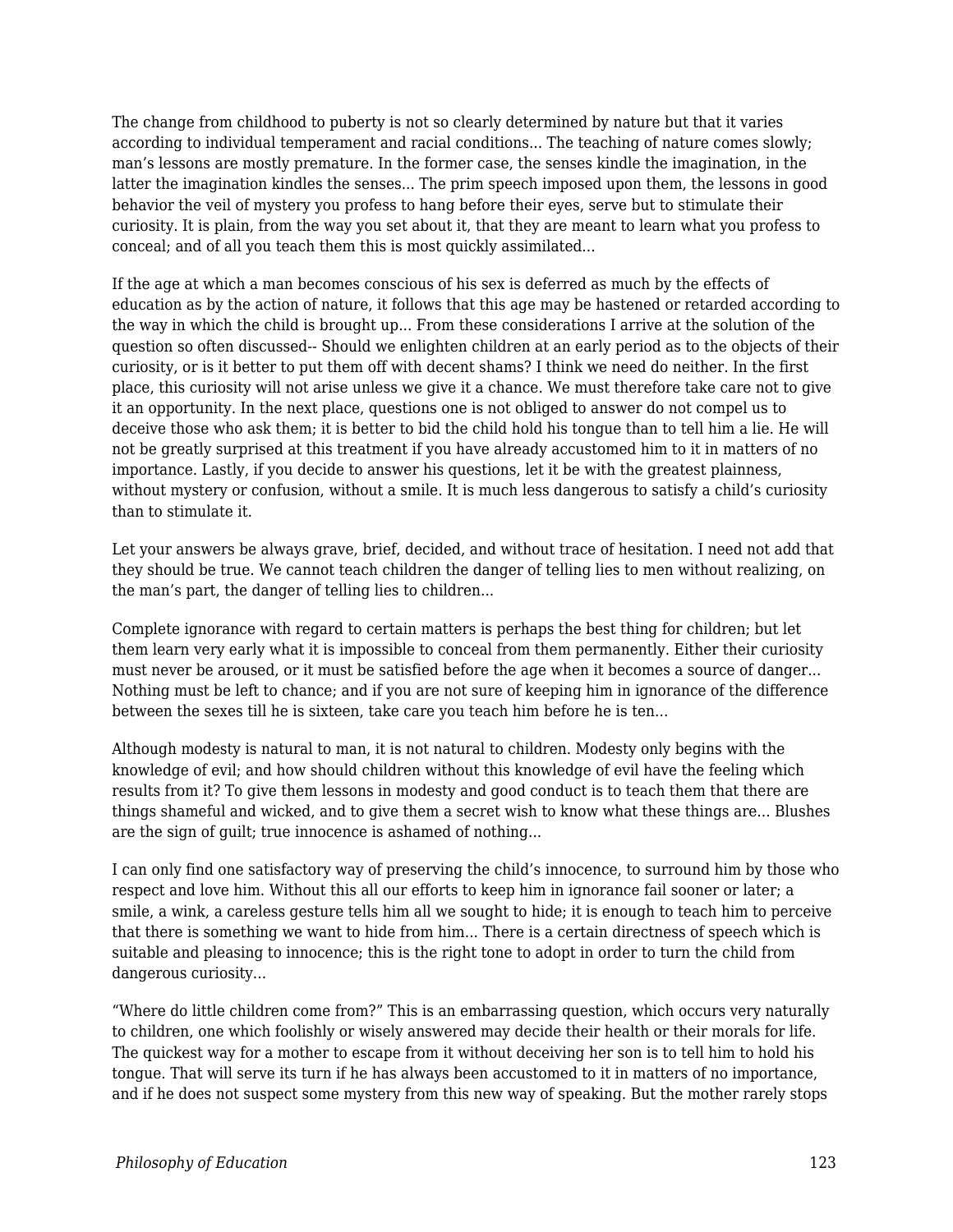The change from childhood to puberty is not so clearly determined by nature but that it varies according to individual temperament and racial conditions... The teaching of nature comes slowly; man's lessons are mostly premature. In the former case, the senses kindle the imagination, in the latter the imagination kindles the senses... The prim speech imposed upon them, the lessons in good behavior the veil of mystery you profess to hang before their eyes, serve but to stimulate their curiosity. It is plain, from the way you set about it, that they are meant to learn what you profess to conceal; and of all you teach them this is most quickly assimilated...

If the age at which a man becomes conscious of his sex is deferred as much by the effects of education as by the action of nature, it follows that this age may be hastened or retarded according to the way in which the child is brought up... From these considerations I arrive at the solution of the question so often discussed-- Should we enlighten children at an early period as to the objects of their curiosity, or is it better to put them off with decent shams? I think we need do neither. In the first place, this curiosity will not arise unless we give it a chance. We must therefore take care not to give it an opportunity. In the next place, questions one is not obliged to answer do not compel us to deceive those who ask them; it is better to bid the child hold his tongue than to tell him a lie. He will not be greatly surprised at this treatment if you have already accustomed him to it in matters of no importance. Lastly, if you decide to answer his questions, let it be with the greatest plainness, without mystery or confusion, without a smile. It is much less dangerous to satisfy a child's curiosity than to stimulate it.

Let your answers be always grave, brief, decided, and without trace of hesitation. I need not add that they should be true. We cannot teach children the danger of telling lies to men without realizing, on the man's part, the danger of telling lies to children...

Complete ignorance with regard to certain matters is perhaps the best thing for children; but let them learn very early what it is impossible to conceal from them permanently. Either their curiosity must never be aroused, or it must be satisfied before the age when it becomes a source of danger... Nothing must be left to chance; and if you are not sure of keeping him in ignorance of the difference between the sexes till he is sixteen, take care you teach him before he is ten...

Although modesty is natural to man, it is not natural to children. Modesty only begins with the knowledge of evil; and how should children without this knowledge of evil have the feeling which results from it? To give them lessons in modesty and good conduct is to teach them that there are things shameful and wicked, and to give them a secret wish to know what these things are... Blushes are the sign of guilt; true innocence is ashamed of nothing...

I can only find one satisfactory way of preserving the child's innocence, to surround him by those who respect and love him. Without this all our efforts to keep him in ignorance fail sooner or later; a smile, a wink, a careless gesture tells him all we sought to hide; it is enough to teach him to perceive that there is something we want to hide from him... There is a certain directness of speech which is suitable and pleasing to innocence; this is the right tone to adopt in order to turn the child from dangerous curiosity...

"Where do little children come from?" This is an embarrassing question, which occurs very naturally to children, one which foolishly or wisely answered may decide their health or their morals for life. The quickest way for a mother to escape from it without deceiving her son is to tell him to hold his tongue. That will serve its turn if he has always been accustomed to it in matters of no importance, and if he does not suspect some mystery from this new way of speaking. But the mother rarely stops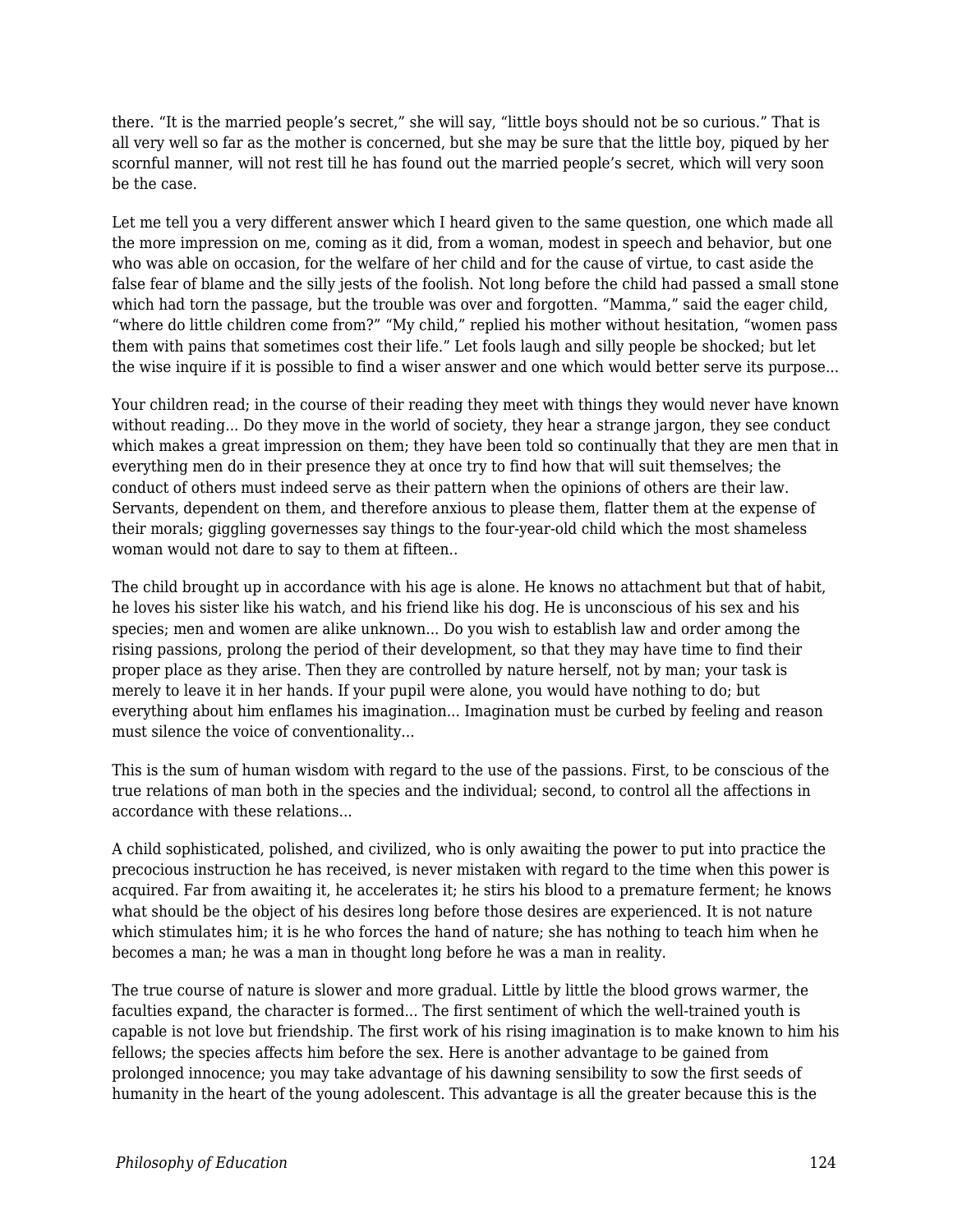there. “It is the married people’s secret,” she will say, “little boys should not be so curious.” That is all very well so far as the mother is concerned, but she may be sure that the little boy, piqued by her scornful manner, will not rest till he has found out the married people’s secret, which will very soon be the case.

Let me tell you a very different answer which I heard given to the same question, one which made all the more impression on me, coming as it did, from a woman, modest in speech and behavior, but one who was able on occasion, for the welfare of her child and for the cause of virtue, to cast aside the false fear of blame and the silly jests of the foolish. Not long before the child had passed a small stone which had torn the passage, but the trouble was over and forgotten. “Mamma,” said the eager child, “where do little children come from?” “My child,” replied his mother without hesitation, “women pass them with pains that sometimes cost their life.” Let fools laugh and silly people be shocked; but let the wise inquire if it is possible to find a wiser answer and one which would better serve its purpose...

Your children read; in the course of their reading they meet with things they would never have known without reading... Do they move in the world of society, they hear a strange jargon, they see conduct which makes a great impression on them; they have been told so continually that they are men that in everything men do in their presence they at once try to find how that will suit themselves; the conduct of others must indeed serve as their pattern when the opinions of others are their law. Servants, dependent on them, and therefore anxious to please them, flatter them at the expense of their morals; giggling governesses say things to the four-year-old child which the most shameless woman would not dare to say to them at fifteen..

The child brought up in accordance with his age is alone. He knows no attachment but that of habit, he loves his sister like his watch, and his friend like his dog. He is unconscious of his sex and his species; men and women are alike unknown... Do you wish to establish law and order among the rising passions, prolong the period of their development, so that they may have time to find their proper place as they arise. Then they are controlled by nature herself, not by man; your task is merely to leave it in her hands. If your pupil were alone, you would have nothing to do; but everything about him enflames his imagination... Imagination must be curbed by feeling and reason must silence the voice of conventionality...

This is the sum of human wisdom with regard to the use of the passions. First, to be conscious of the true relations of man both in the species and the individual; second, to control all the affections in accordance with these relations...

A child sophisticated, polished, and civilized, who is only awaiting the power to put into practice the precocious instruction he has received, is never mistaken with regard to the time when this power is acquired. Far from awaiting it, he accelerates it; he stirs his blood to a premature ferment; he knows what should be the object of his desires long before those desires are experienced. It is not nature which stimulates him; it is he who forces the hand of nature; she has nothing to teach him when he becomes a man; he was a man in thought long before he was a man in reality.

The true course of nature is slower and more gradual. Little by little the blood grows warmer, the faculties expand, the character is formed... The first sentiment of which the well-trained youth is capable is not love but friendship. The first work of his rising imagination is to make known to him his fellows; the species affects him before the sex. Here is another advantage to be gained from prolonged innocence; you may take advantage of his dawning sensibility to sow the first seeds of humanity in the heart of the young adolescent. This advantage is all the greater because this is the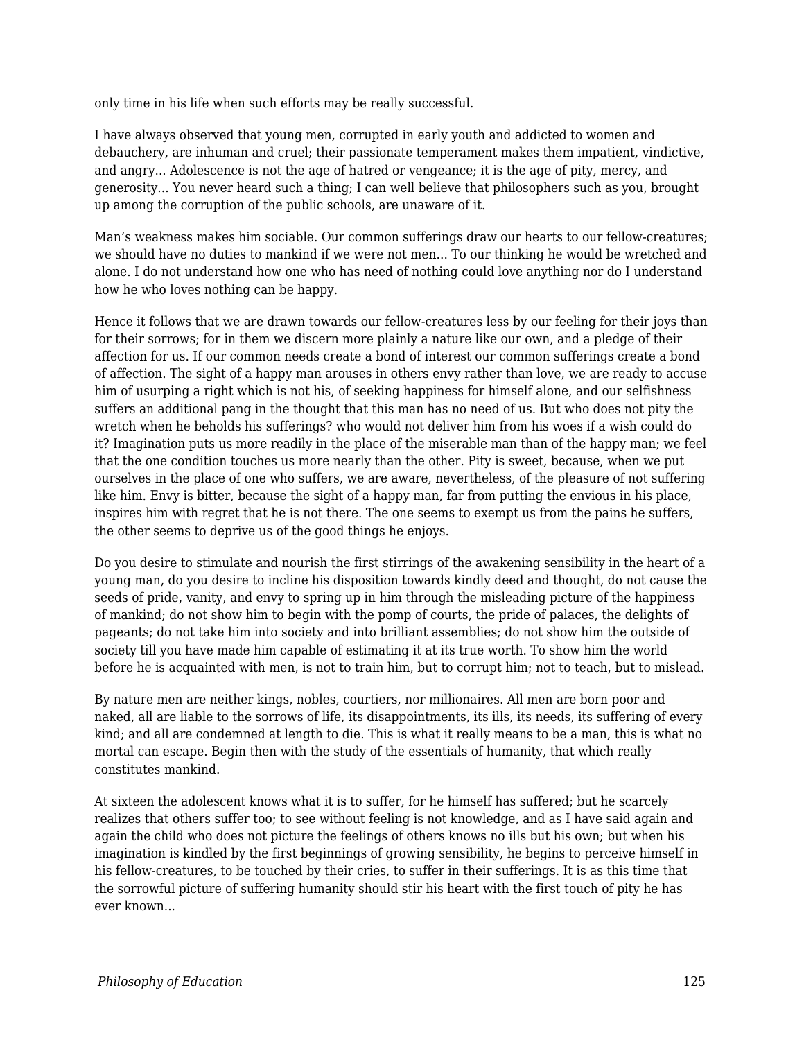only time in his life when such efforts may be really successful.

I have always observed that young men, corrupted in early youth and addicted to women and debauchery, are inhuman and cruel; their passionate temperament makes them impatient, vindictive, and angry… Adolescence is not the age of hatred or vengeance; it is the age of pity, mercy, and generosity… You never heard such a thing; I can well believe that philosophers such as you, brought up among the corruption of the public schools, are unaware of it.

Man's weakness makes him sociable. Our common sufferings draw our hearts to our fellow-creatures; we should have no duties to mankind if we were not men… To our thinking he would be wretched and alone. I do not understand how one who has need of nothing could love anything nor do I understand how he who loves nothing can be happy.

Hence it follows that we are drawn towards our fellow-creatures less by our feeling for their joys than for their sorrows; for in them we discern more plainly a nature like our own, and a pledge of their affection for us. If our common needs create a bond of interest our common sufferings create a bond of affection. The sight of a happy man arouses in others envy rather than love, we are ready to accuse him of usurping a right which is not his, of seeking happiness for himself alone, and our selfishness suffers an additional pang in the thought that this man has no need of us. But who does not pity the wretch when he beholds his sufferings? who would not deliver him from his woes if a wish could do it? Imagination puts us more readily in the place of the miserable man than of the happy man; we feel that the one condition touches us more nearly than the other. Pity is sweet, because, when we put ourselves in the place of one who suffers, we are aware, nevertheless, of the pleasure of not suffering like him. Envy is bitter, because the sight of a happy man, far from putting the envious in his place, inspires him with regret that he is not there. The one seems to exempt us from the pains he suffers, the other seems to deprive us of the good things he enjoys.

Do you desire to stimulate and nourish the first stirrings of the awakening sensibility in the heart of a young man, do you desire to incline his disposition towards kindly deed and thought, do not cause the seeds of pride, vanity, and envy to spring up in him through the misleading picture of the happiness of mankind; do not show him to begin with the pomp of courts, the pride of palaces, the delights of pageants; do not take him into society and into brilliant assemblies; do not show him the outside of society till you have made him capable of estimating it at its true worth. To show him the world before he is acquainted with men, is not to train him, but to corrupt him; not to teach, but to mislead.

By nature men are neither kings, nobles, courtiers, nor millionaires. All men are born poor and naked, all are liable to the sorrows of life, its disappointments, its ills, its needs, its suffering of every kind; and all are condemned at length to die. This is what it really means to be a man, this is what no mortal can escape. Begin then with the study of the essentials of humanity, that which really constitutes mankind.

At sixteen the adolescent knows what it is to suffer, for he himself has suffered; but he scarcely realizes that others suffer too; to see without feeling is not knowledge, and as I have said again and again the child who does not picture the feelings of others knows no ills but his own; but when his imagination is kindled by the first beginnings of growing sensibility, he begins to perceive himself in his fellow-creatures, to be touched by their cries, to suffer in their sufferings. It is as this time that the sorrowful picture of suffering humanity should stir his heart with the first touch of pity he has ever known…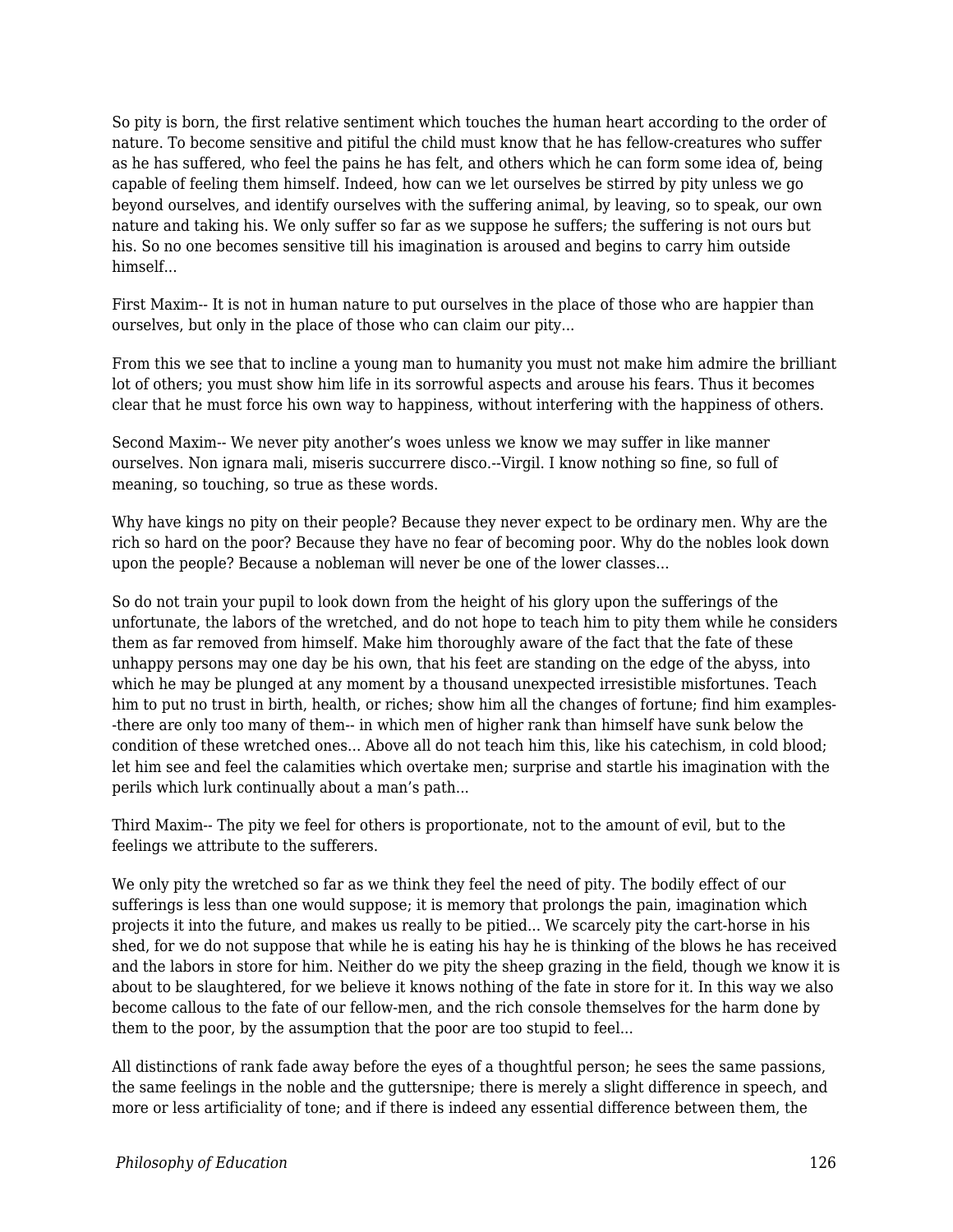So pity is born, the first relative sentiment which touches the human heart according to the order of nature. To become sensitive and pitiful the child must know that he has fellow-creatures who suffer as he has suffered, who feel the pains he has felt, and others which he can form some idea of, being capable of feeling them himself. Indeed, how can we let ourselves be stirred by pity unless we go beyond ourselves, and identify ourselves with the suffering animal, by leaving, so to speak, our own nature and taking his. We only suffer so far as we suppose he suffers; the suffering is not ours but his. So no one becomes sensitive till his imagination is aroused and begins to carry him outside himself...

First Maxim-- It is not in human nature to put ourselves in the place of those who are happier than ourselves, but only in the place of those who can claim our pity...

From this we see that to incline a young man to humanity you must not make him admire the brilliant lot of others; you must show him life in its sorrowful aspects and arouse his fears. Thus it becomes clear that he must force his own way to happiness, without interfering with the happiness of others.

Second Maxim-- We never pity another's woes unless we know we may suffer in like manner ourselves. Non ignara mali, miseris succurrere disco.--Virgil. I know nothing so fine, so full of meaning, so touching, so true as these words.

Why have kings no pity on their people? Because they never expect to be ordinary men. Why are the rich so hard on the poor? Because they have no fear of becoming poor. Why do the nobles look down upon the people? Because a nobleman will never be one of the lower classes...

So do not train your pupil to look down from the height of his glory upon the sufferings of the unfortunate, the labors of the wretched, and do not hope to teach him to pity them while he considers them as far removed from himself. Make him thoroughly aware of the fact that the fate of these unhappy persons may one day be his own, that his feet are standing on the edge of the abyss, into which he may be plunged at any moment by a thousand unexpected irresistible misfortunes. Teach him to put no trust in birth, health, or riches; show him all the changes of fortune; find him examples--there are only too many of them-- in which men of higher rank than himself have sunk below the condition of these wretched ones... Above all do not teach him this, like his catechism, in cold blood; let him see and feel the calamities which overtake men; surprise and startle his imagination with the perils which lurk continually about a man's path...

Third Maxim-- The pity we feel for others is proportionate, not to the amount of evil, but to the feelings we attribute to the sufferers.

We only pity the wretched so far as we think they feel the need of pity. The bodily effect of our sufferings is less than one would suppose; it is memory that prolongs the pain, imagination which projects it into the future, and makes us really to be pitied... We scarcely pity the cart-horse in his shed, for we do not suppose that while he is eating his hay he is thinking of the blows he has received and the labors in store for him. Neither do we pity the sheep grazing in the field, though we know it is about to be slaughtered, for we believe it knows nothing of the fate in store for it. In this way we also become callous to the fate of our fellow-men, and the rich console themselves for the harm done by them to the poor, by the assumption that the poor are too stupid to feel...

All distinctions of rank fade away before the eyes of a thoughtful person; he sees the same passions, the same feelings in the noble and the guttersnipe; there is merely a slight difference in speech, and more or less artificiality of tone; and if there is indeed any essential difference between them, the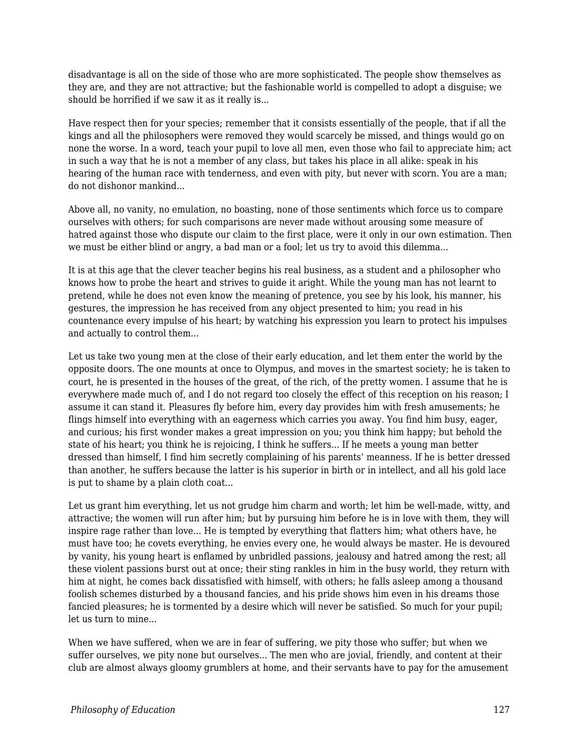disadvantage is all on the side of those who are more sophisticated. The people show themselves as they are, and they are not attractive; but the fashionable world is compelled to adopt a disguise; we should be horrified if we saw it as it really is...

Have respect then for your species; remember that it consists essentially of the people, that if all the kings and all the philosophers were removed they would scarcely be missed, and things would go on none the worse. In a word, teach your pupil to love all men, even those who fail to appreciate him; act in such a way that he is not a member of any class, but takes his place in all alike: speak in his hearing of the human race with tenderness, and even with pity, but never with scorn. You are a man; do not dishonor mankind...

Above all, no vanity, no emulation, no boasting, none of those sentiments which force us to compare ourselves with others; for such comparisons are never made without arousing some measure of hatred against those who dispute our claim to the first place, were it only in our own estimation. Then we must be either blind or angry, a bad man or a fool; let us try to avoid this dilemma...

It is at this age that the clever teacher begins his real business, as a student and a philosopher who knows how to probe the heart and strives to guide it aright. While the young man has not learnt to pretend, while he does not even know the meaning of pretence, you see by his look, his manner, his gestures, the impression he has received from any object presented to him; you read in his countenance every impulse of his heart; by watching his expression you learn to protect his impulses and actually to control them...

Let us take two young men at the close of their early education, and let them enter the world by the opposite doors. The one mounts at once to Olympus, and moves in the smartest society; he is taken to court, he is presented in the houses of the great, of the rich, of the pretty women. I assume that he is everywhere made much of, and I do not regard too closely the effect of this reception on his reason; I assume it can stand it. Pleasures fly before him, every day provides him with fresh amusements; he flings himself into everything with an eagerness which carries you away. You find him busy, eager, and curious; his first wonder makes a great impression on you; you think him happy; but behold the state of his heart; you think he is rejoicing, I think he suffers... If he meets a young man better dressed than himself, I find him secretly complaining of his parents' meanness. If he is better dressed than another, he suffers because the latter is his superior in birth or in intellect, and all his gold lace is put to shame by a plain cloth coat...

Let us grant him everything, let us not grudge him charm and worth; let him be well-made, witty, and attractive; the women will run after him; but by pursuing him before he is in love with them, they will inspire rage rather than love... He is tempted by everything that flatters him; what others have, he must have too; he covets everything, he envies every one, he would always be master. He is devoured by vanity, his young heart is enflamed by unbridled passions, jealousy and hatred among the rest; all these violent passions burst out at once; their sting rankles in him in the busy world, they return with him at night, he comes back dissatisfied with himself, with others; he falls asleep among a thousand foolish schemes disturbed by a thousand fancies, and his pride shows him even in his dreams those fancied pleasures; he is tormented by a desire which will never be satisfied. So much for your pupil; let us turn to mine...

When we have suffered, when we are in fear of suffering, we pity those who suffer; but when we suffer ourselves, we pity none but ourselves... The men who are jovial, friendly, and content at their club are almost always gloomy grumblers at home, and their servants have to pay for the amusement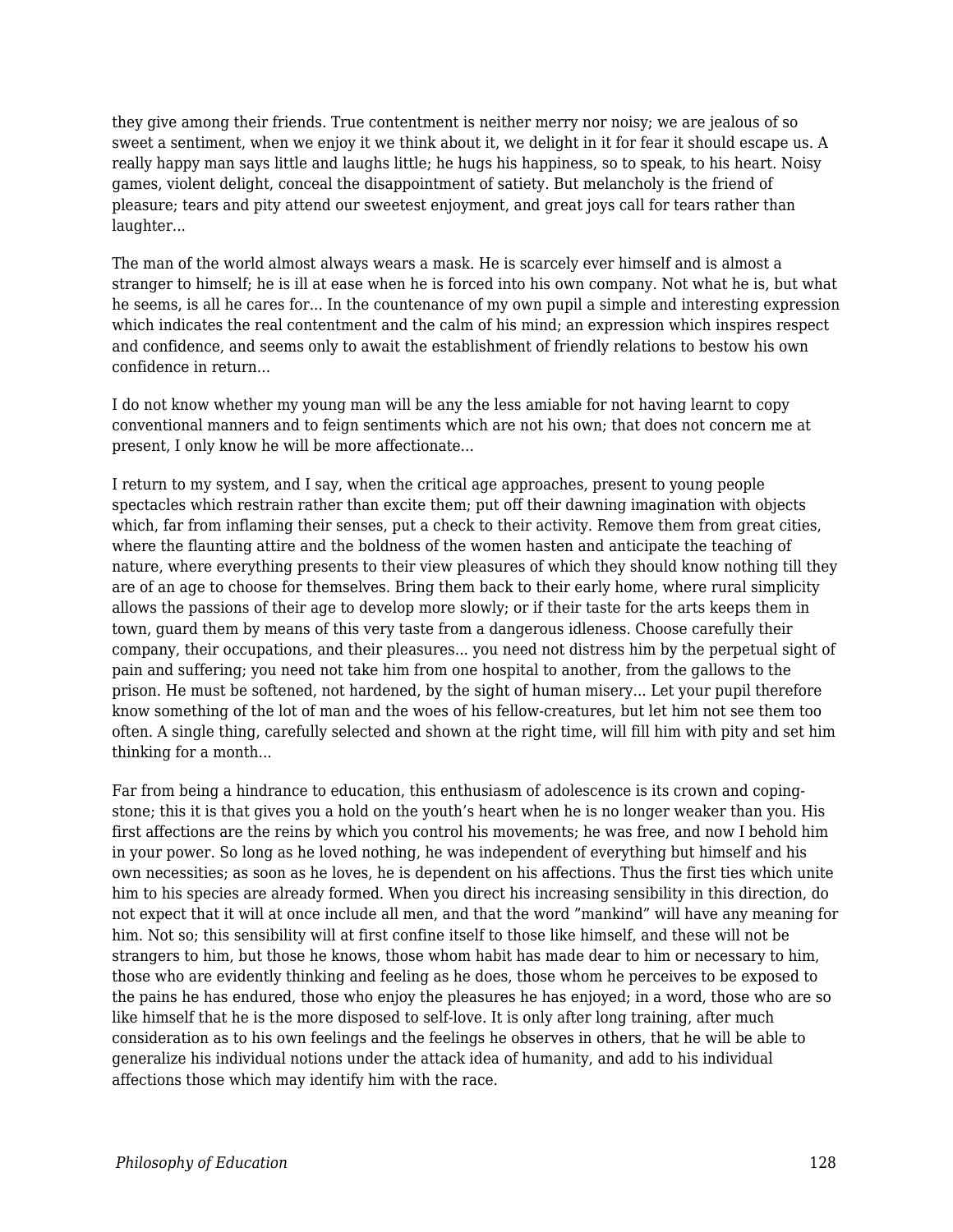they give among their friends. True contentment is neither merry nor noisy; we are jealous of so sweet a sentiment, when we enjoy it we think about it, we delight in it for fear it should escape us. A really happy man says little and laughs little; he hugs his happiness, so to speak, to his heart. Noisy games, violent delight, conceal the disappointment of satiety. But melancholy is the friend of pleasure; tears and pity attend our sweetest enjoyment, and great joys call for tears rather than laughter...

The man of the world almost always wears a mask. He is scarcely ever himself and is almost a stranger to himself; he is ill at ease when he is forced into his own company. Not what he is, but what he seems, is all he cares for... In the countenance of my own pupil a simple and interesting expression which indicates the real contentment and the calm of his mind; an expression which inspires respect and confidence, and seems only to await the establishment of friendly relations to bestow his own confidence in return...

I do not know whether my young man will be any the less amiable for not having learnt to copy conventional manners and to feign sentiments which are not his own; that does not concern me at present, I only know he will be more affectionate...

I return to my system, and I say, when the critical age approaches, present to young people spectacles which restrain rather than excite them; put off their dawning imagination with objects which, far from inflaming their senses, put a check to their activity. Remove them from great cities, where the flaunting attire and the boldness of the women hasten and anticipate the teaching of nature, where everything presents to their view pleasures of which they should know nothing till they are of an age to choose for themselves. Bring them back to their early home, where rural simplicity allows the passions of their age to develop more slowly; or if their taste for the arts keeps them in town, guard them by means of this very taste from a dangerous idleness. Choose carefully their company, their occupations, and their pleasures... you need not distress him by the perpetual sight of pain and suffering; you need not take him from one hospital to another, from the gallows to the prison. He must be softened, not hardened, by the sight of human misery... Let your pupil therefore know something of the lot of man and the woes of his fellow-creatures, but let him not see them too often. A single thing, carefully selected and shown at the right time, will fill him with pity and set him thinking for a month...

Far from being a hindrance to education, this enthusiasm of adolescence is its crown and coping-stone; this it is that gives you a hold on the youth's heart when he is no longer weaker than you. His first affections are the reins by which you control his movements; he was free, and now I behold him in your power. So long as he loved nothing, he was independent of everything but himself and his own necessities; as soon as he loves, he is dependent on his affections. Thus the first ties which unite him to his species are already formed. When you direct his increasing sensibility in this direction, do not expect that it will at once include all men, and that the word "mankind" will have any meaning for him. Not so; this sensibility will at first confine itself to those like himself, and these will not be strangers to him, but those he knows, those whom habit has made dear to him or necessary to him, those who are evidently thinking and feeling as he does, those whom he perceives to be exposed to the pains he has endured, those who enjoy the pleasures he has enjoyed; in a word, those who are so like himself that he is the more disposed to self-love. It is only after long training, after much consideration as to his own feelings and the feelings he observes in others, that he will be able to generalize his individual notions under the attack idea of humanity, and add to his individual affections those which may identify him with the race.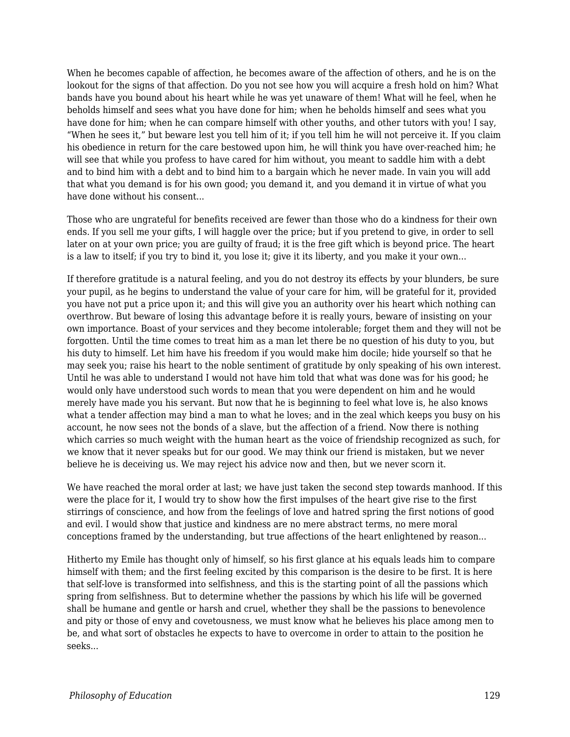When he becomes capable of affection, he becomes aware of the affection of others, and he is on the lookout for the signs of that affection. Do you not see how you will acquire a fresh hold on him? What bands have you bound about his heart while he was yet unaware of them! What will he feel, when he beholds himself and sees what you have done for him; when he beholds himself and sees what you have done for him; when he can compare himself with other youths, and other tutors with you! I say, “When he sees it,” but beware lest you tell him of it; if you tell him he will not perceive it. If you claim his obedience in return for the care bestowed upon him, he will think you have over-reached him; he will see that while you profess to have cared for him without, you meant to saddle him with a debt and to bind him with a debt and to bind him to a bargain which he never made. In vain you will add that what you demand is for his own good; you demand it, and you demand it in virtue of what you have done without his consent...

Those who are ungrateful for benefits received are fewer than those who do a kindness for their own ends. If you sell me your gifts, I will haggle over the price; but if you pretend to give, in order to sell later on at your own price; you are guilty of fraud; it is the free gift which is beyond price. The heart is a law to itself; if you try to bind it, you lose it; give it its liberty, and you make it your own...

If therefore gratitude is a natural feeling, and you do not destroy its effects by your blunders, be sure your pupil, as he begins to understand the value of your care for him, will be grateful for it, provided you have not put a price upon it; and this will give you an authority over his heart which nothing can overthrow. But beware of losing this advantage before it is really yours, beware of insisting on your own importance. Boast of your services and they become intolerable; forget them and they will not be forgotten. Until the time comes to treat him as a man let there be no question of his duty to you, but his duty to himself. Let him have his freedom if you would make him docile; hide yourself so that he may seek you; raise his heart to the noble sentiment of gratitude by only speaking of his own interest. Until he was able to understand I would not have him told that what was done was for his good; he would only have understood such words to mean that you were dependent on him and he would merely have made you his servant. But now that he is beginning to feel what love is, he also knows what a tender affection may bind a man to what he loves; and in the zeal which keeps you busy on his account, he now sees not the bonds of a slave, but the affection of a friend. Now there is nothing which carries so much weight with the human heart as the voice of friendship recognized as such, for we know that it never speaks but for our good. We may think our friend is mistaken, but we never believe he is deceiving us. We may reject his advice now and then, but we never scorn it.

We have reached the moral order at last; we have just taken the second step towards manhood. If this were the place for it, I would try to show how the first impulses of the heart give rise to the first stirrings of conscience, and how from the feelings of love and hatred spring the first notions of good and evil. I would show that justice and kindness are no mere abstract terms, no mere moral conceptions framed by the understanding, but true affections of the heart enlightened by reason...

Hitherto my Emile has thought only of himself, so his first glance at his equals leads him to compare himself with them; and the first feeling excited by this comparison is the desire to be first. It is here that self-love is transformed into selfishness, and this is the starting point of all the passions which spring from selfishness. But to determine whether the passions by which his life will be governed shall be humane and gentle or harsh and cruel, whether they shall be the passions to benevolence and pity or those of envy and covetousness, we must know what he believes his place among men to be, and what sort of obstacles he expects to have to overcome in order to attain to the position he seeks...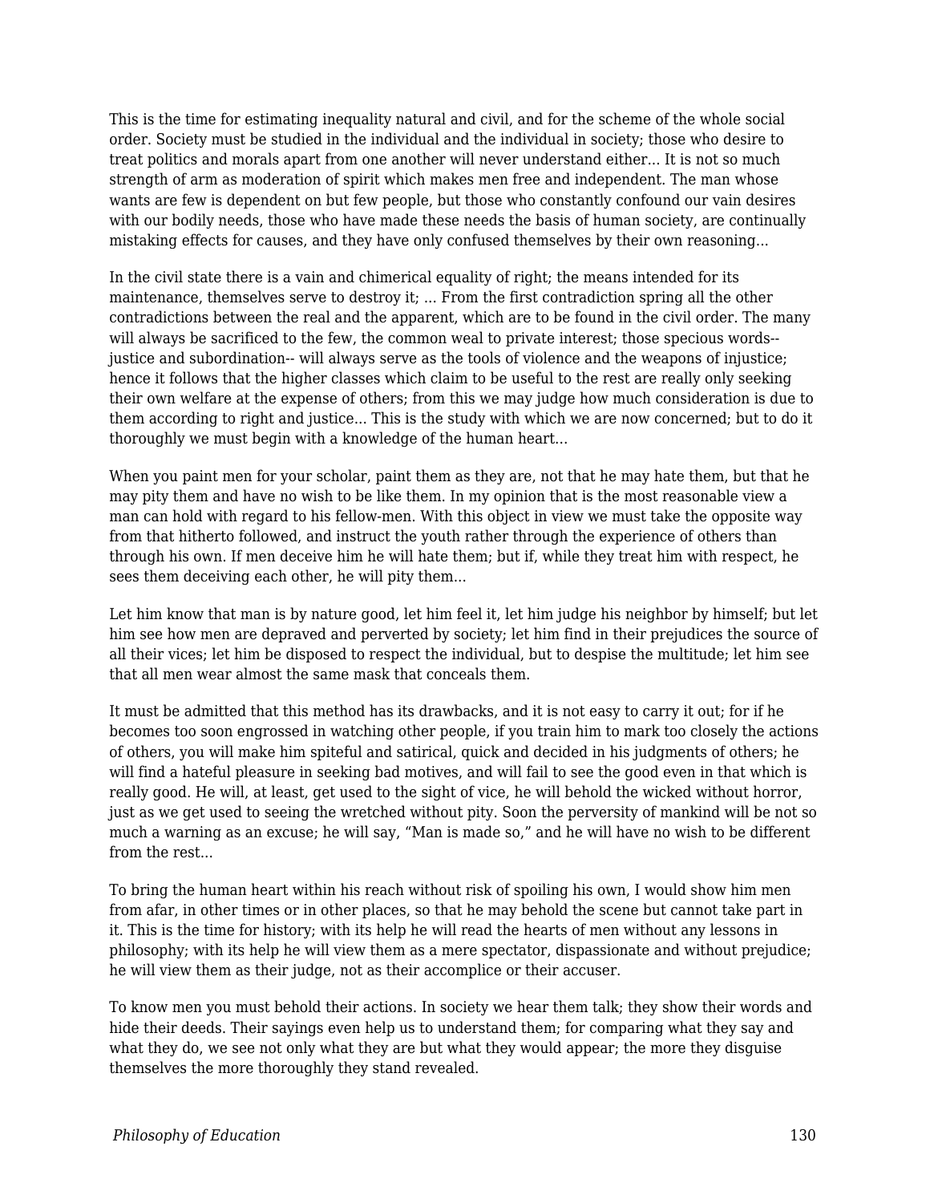This is the time for estimating inequality natural and civil, and for the scheme of the whole social order. Society must be studied in the individual and the individual in society; those who desire to treat politics and morals apart from one another will never understand either... It is not so much strength of arm as moderation of spirit which makes men free and independent. The man whose wants are few is dependent on but few people, but those who constantly confound our vain desires with our bodily needs, those who have made these needs the basis of human society, are continually mistaking effects for causes, and they have only confused themselves by their own reasoning...

In the civil state there is a vain and chimerical equality of right; the means intended for its maintenance, themselves serve to destroy it; ... From the first contradiction spring all the other contradictions between the real and the apparent, which are to be found in the civil order. The many will always be sacrificed to the few, the common weal to private interest; those specious words-- justice and subordination-- will always serve as the tools of violence and the weapons of injustice; hence it follows that the higher classes which claim to be useful to the rest are really only seeking their own welfare at the expense of others; from this we may judge how much consideration is due to them according to right and justice... This is the study with which we are now concerned; but to do it thoroughly we must begin with a knowledge of the human heart...

When you paint men for your scholar, paint them as they are, not that he may hate them, but that he may pity them and have no wish to be like them. In my opinion that is the most reasonable view a man can hold with regard to his fellow-men. With this object in view we must take the opposite way from that hitherto followed, and instruct the youth rather through the experience of others than through his own. If men deceive him he will hate them; but if, while they treat him with respect, he sees them deceiving each other, he will pity them...

Let him know that man is by nature good, let him feel it, let him judge his neighbor by himself; but let him see how men are depraved and perverted by society; let him find in their prejudices the source of all their vices; let him be disposed to respect the individual, but to despise the multitude; let him see that all men wear almost the same mask that conceals them.

It must be admitted that this method has its drawbacks, and it is not easy to carry it out; for if he becomes too soon engrossed in watching other people, if you train him to mark too closely the actions of others, you will make him spiteful and satirical, quick and decided in his judgments of others; he will find a hateful pleasure in seeking bad motives, and will fail to see the good even in that which is really good. He will, at least, get used to the sight of vice, he will behold the wicked without horror, just as we get used to seeing the wretched without pity. Soon the perversity of mankind will be not so much a warning as an excuse; he will say, “Man is made so,” and he will have no wish to be different from the rest...

To bring the human heart within his reach without risk of spoiling his own, I would show him men from afar, in other times or in other places, so that he may behold the scene but cannot take part in it. This is the time for history; with its help he will read the hearts of men without any lessons in philosophy; with its help he will view them as a mere spectator, dispassionate and without prejudice; he will view them as their judge, not as their accomplice or their accuser.

To know men you must behold their actions. In society we hear them talk; they show their words and hide their deeds. Their sayings even help us to understand them; for comparing what they say and what they do, we see not only what they are but what they would appear; the more they disguise themselves the more thoroughly they stand revealed.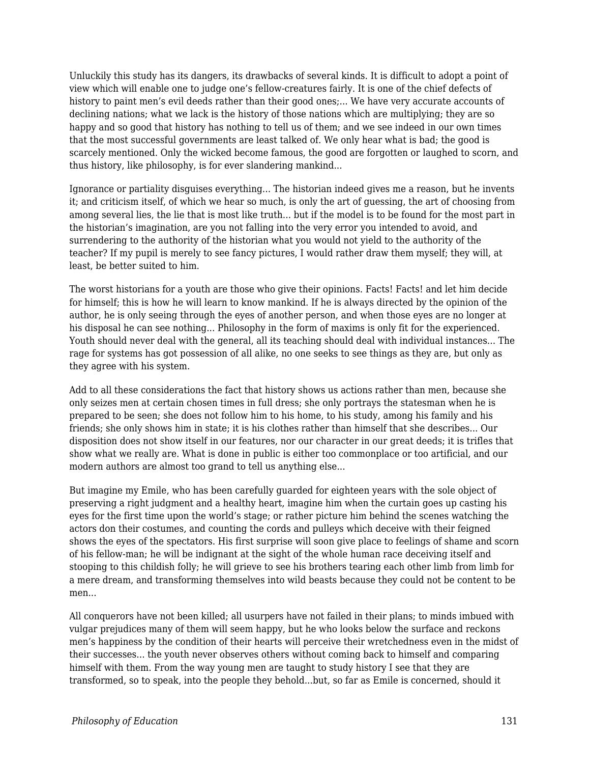Unluckily this study has its dangers, its drawbacks of several kinds. It is difficult to adopt a point of view which will enable one to judge one's fellow-creatures fairly. It is one of the chief defects of history to paint men's evil deeds rather than their good ones;... We have very accurate accounts of declining nations; what we lack is the history of those nations which are multiplying; they are so happy and so good that history has nothing to tell us of them; and we see indeed in our own times that the most successful governments are least talked of. We only hear what is bad; the good is scarcely mentioned. Only the wicked become famous, the good are forgotten or laughed to scorn, and thus history, like philosophy, is for ever slandering mankind...

Ignorance or partiality disguises everything... The historian indeed gives me a reason, but he invents it; and criticism itself, of which we hear so much, is only the art of guessing, the art of choosing from among several lies, the lie that is most like truth... but if the model is to be found for the most part in the historian's imagination, are you not falling into the very error you intended to avoid, and surrendering to the authority of the historian what you would not yield to the authority of the teacher? If my pupil is merely to see fancy pictures, I would rather draw them myself; they will, at least, be better suited to him.

The worst historians for a youth are those who give their opinions. Facts! Facts! and let him decide for himself; this is how he will learn to know mankind. If he is always directed by the opinion of the author, he is only seeing through the eyes of another person, and when those eyes are no longer at his disposal he can see nothing... Philosophy in the form of maxims is only fit for the experienced. Youth should never deal with the general, all its teaching should deal with individual instances... The rage for systems has got possession of all alike, no one seeks to see things as they are, but only as they agree with his system.

Add to all these considerations the fact that history shows us actions rather than men, because she only seizes men at certain chosen times in full dress; she only portrays the statesman when he is prepared to be seen; she does not follow him to his home, to his study, among his family and his friends; she only shows him in state; it is his clothes rather than himself that she describes... Our disposition does not show itself in our features, nor our character in our great deeds; it is trifles that show what we really are. What is done in public is either too commonplace or too artificial, and our modern authors are almost too grand to tell us anything else...

But imagine my Emile, who has been carefully guarded for eighteen years with the sole object of preserving a right judgment and a healthy heart, imagine him when the curtain goes up casting his eyes for the first time upon the world's stage; or rather picture him behind the scenes watching the actors don their costumes, and counting the cords and pulleys which deceive with their feigned shows the eyes of the spectators. His first surprise will soon give place to feelings of shame and scorn of his fellow-man; he will be indignant at the sight of the whole human race deceiving itself and stooping to this childish folly; he will grieve to see his brothers tearing each other limb from limb for a mere dream, and transforming themselves into wild beasts because they could not be content to be men...

All conquerors have not been killed; all usurpers have not failed in their plans; to minds imbued with vulgar prejudices many of them will seem happy, but he who looks below the surface and reckons men's happiness by the condition of their hearts will perceive their wretchedness even in the midst of their successes... the youth never observes others without coming back to himself and comparing himself with them. From the way young men are taught to study history I see that they are transformed, so to speak, into the people they behold...but, so far as Emile is concerned, should it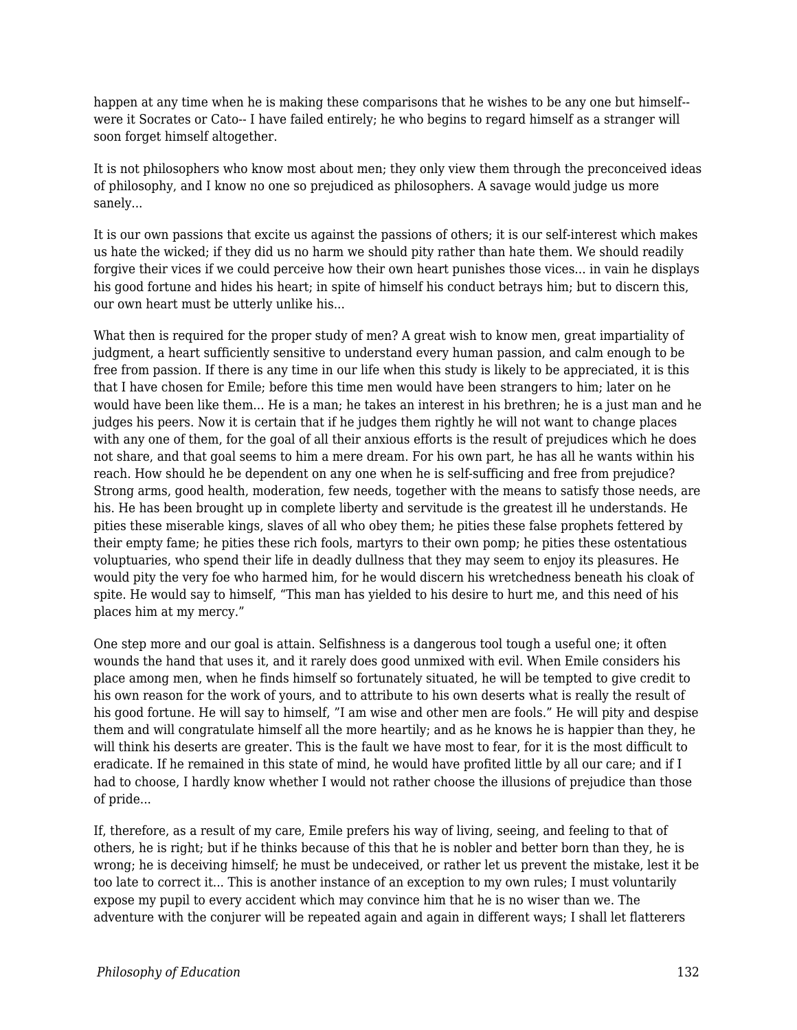happen at any time when he is making these comparisons that he wishes to be any one but himself-- were it Socrates or Cato-- I have failed entirely; he who begins to regard himself as a stranger will soon forget himself altogether.

It is not philosophers who know most about men; they only view them through the preconceived ideas of philosophy, and I know no one so prejudiced as philosophers. A savage would judge us more sanely...

It is our own passions that excite us against the passions of others; it is our self-interest which makes us hate the wicked; if they did us no harm we should pity rather than hate them. We should readily forgive their vices if we could perceive how their own heart punishes those vices... in vain he displays his good fortune and hides his heart; in spite of himself his conduct betrays him; but to discern this, our own heart must be utterly unlike his...

What then is required for the proper study of men? A great wish to know men, great impartiality of judgment, a heart sufficiently sensitive to understand every human passion, and calm enough to be free from passion. If there is any time in our life when this study is likely to be appreciated, it is this that I have chosen for Emile; before this time men would have been strangers to him; later on he would have been like them... He is a man; he takes an interest in his brethren; he is a just man and he judges his peers. Now it is certain that if he judges them rightly he will not want to change places with any one of them, for the goal of all their anxious efforts is the result of prejudices which he does not share, and that goal seems to him a mere dream. For his own part, he has all he wants within his reach. How should he be dependent on any one when he is self-sufficing and free from prejudice? Strong arms, good health, moderation, few needs, together with the means to satisfy those needs, are his. He has been brought up in complete liberty and servitude is the greatest ill he understands. He pities these miserable kings, slaves of all who obey them; he pities these false prophets fettered by their empty fame; he pities these rich fools, martyrs to their own pomp; he pities these ostentatious voluptuaries, who spend their life in deadly dullness that they may seem to enjoy its pleasures. He would pity the very foe who harmed him, for he would discern his wretchedness beneath his cloak of spite. He would say to himself, "This man has yielded to his desire to hurt me, and this need of his places him at my mercy."

One step more and our goal is attain. Selfishness is a dangerous tool tough a useful one; it often wounds the hand that uses it, and it rarely does good unmixed with evil. When Emile considers his place among men, when he finds himself so fortunately situated, he will be tempted to give credit to his own reason for the work of yours, and to attribute to his own deserts what is really the result of his good fortune. He will say to himself, "I am wise and other men are fools." He will pity and despise them and will congratulate himself all the more heartily; and as he knows he is happier than they, he will think his deserts are greater. This is the fault we have most to fear, for it is the most difficult to eradicate. If he remained in this state of mind, he would have profited little by all our care; and if I had to choose, I hardly know whether I would not rather choose the illusions of prejudice than those of pride...

If, therefore, as a result of my care, Emile prefers his way of living, seeing, and feeling to that of others, he is right; but if he thinks because of this that he is nobler and better born than they, he is wrong; he is deceiving himself; he must be undeceived, or rather let us prevent the mistake, lest it be too late to correct it... This is another instance of an exception to my own rules; I must voluntarily expose my pupil to every accident which may convince him that he is no wiser than we. The adventure with the conjurer will be repeated again and again in different ways; I shall let flatterers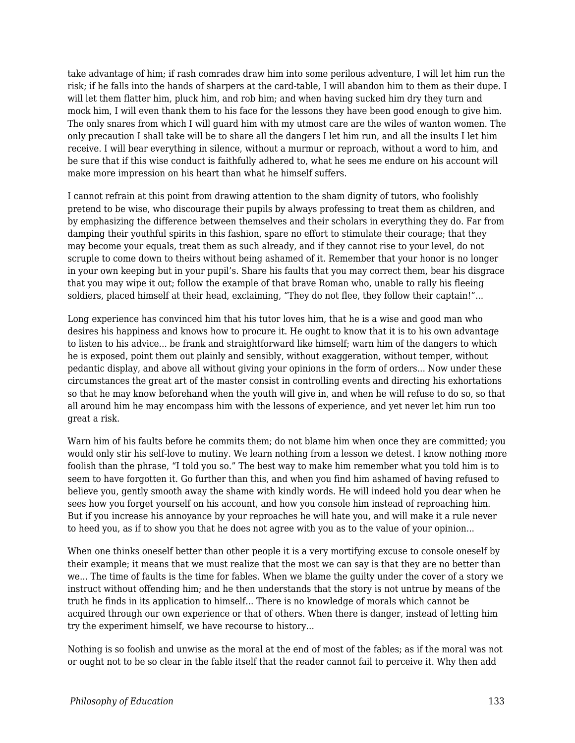take advantage of him; if rash comrades draw him into some perilous adventure, I will let him run the risk; if he falls into the hands of sharpers at the card-table, I will abandon him to them as their dupe. I will let them flatter him, pluck him, and rob him; and when having sucked him dry they turn and mock him, I will even thank them to his face for the lessons they have been good enough to give him. The only snares from which I will guard him with my utmost care are the wiles of wanton women. The only precaution I shall take will be to share all the dangers I let him run, and all the insults I let him receive. I will bear everything in silence, without a murmur or reproach, without a word to him, and be sure that if this wise conduct is faithfully adhered to, what he sees me endure on his account will make more impression on his heart than what he himself suffers.

I cannot refrain at this point from drawing attention to the sham dignity of tutors, who foolishly pretend to be wise, who discourage their pupils by always professing to treat them as children, and by emphasizing the difference between themselves and their scholars in everything they do. Far from damping their youthful spirits in this fashion, spare no effort to stimulate their courage; that they may become your equals, treat them as such already, and if they cannot rise to your level, do not scruple to come down to theirs without being ashamed of it. Remember that your honor is no longer in your own keeping but in your pupil's. Share his faults that you may correct them, bear his disgrace that you may wipe it out; follow the example of that brave Roman who, unable to rally his fleeing soldiers, placed himself at their head, exclaiming, "They do not flee, they follow their captain!"...

Long experience has convinced him that his tutor loves him, that he is a wise and good man who desires his happiness and knows how to procure it. He ought to know that it is to his own advantage to listen to his advice... be frank and straightforward like himself; warn him of the dangers to which he is exposed, point them out plainly and sensibly, without exaggeration, without temper, without pedantic display, and above all without giving your opinions in the form of orders... Now under these circumstances the great art of the master consist in controlling events and directing his exhortations so that he may know beforehand when the youth will give in, and when he will refuse to do so, so that all around him he may encompass him with the lessons of experience, and yet never let him run too great a risk.

Warn him of his faults before he commits them; do not blame him when once they are committed; you would only stir his self-love to mutiny. We learn nothing from a lesson we detest. I know nothing more foolish than the phrase, "I told you so." The best way to make him remember what you told him is to seem to have forgotten it. Go further than this, and when you find him ashamed of having refused to believe you, gently smooth away the shame with kindly words. He will indeed hold you dear when he sees how you forget yourself on his account, and how you console him instead of reproaching him. But if you increase his annoyance by your reproaches he will hate you, and will make it a rule never to heed you, as if to show you that he does not agree with you as to the value of your opinion...

When one thinks oneself better than other people it is a very mortifying excuse to console oneself by their example; it means that we must realize that the most we can say is that they are no better than we... The time of faults is the time for fables. When we blame the guilty under the cover of a story we instruct without offending him; and he then understands that the story is not untrue by means of the truth he finds in its application to himself... There is no knowledge of morals which cannot be acquired through our own experience or that of others. When there is danger, instead of letting him try the experiment himself, we have recourse to history...

Nothing is so foolish and unwise as the moral at the end of most of the fables; as if the moral was not or ought not to be so clear in the fable itself that the reader cannot fail to perceive it. Why then add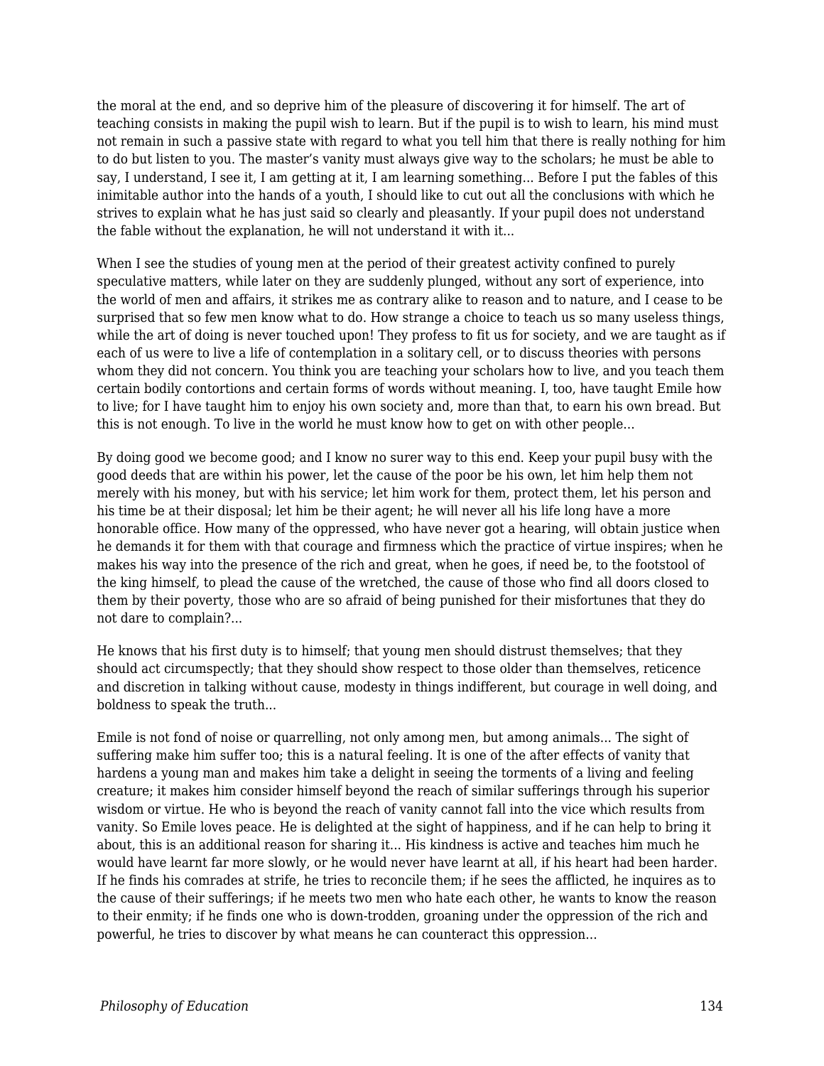the moral at the end, and so deprive him of the pleasure of discovering it for himself. The art of teaching consists in making the pupil wish to learn. But if the pupil is to wish to learn, his mind must not remain in such a passive state with regard to what you tell him that there is really nothing for him to do but listen to you. The master's vanity must always give way to the scholars; he must be able to say, I understand, I see it, I am getting at it, I am learning something... Before I put the fables of this inimitable author into the hands of a youth, I should like to cut out all the conclusions with which he strives to explain what he has just said so clearly and pleasantly. If your pupil does not understand the fable without the explanation, he will not understand it with it...

When I see the studies of young men at the period of their greatest activity confined to purely speculative matters, while later on they are suddenly plunged, without any sort of experience, into the world of men and affairs, it strikes me as contrary alike to reason and to nature, and I cease to be surprised that so few men know what to do. How strange a choice to teach us so many useless things, while the art of doing is never touched upon! They profess to fit us for society, and we are taught as if each of us were to live a life of contemplation in a solitary cell, or to discuss theories with persons whom they did not concern. You think you are teaching your scholars how to live, and you teach them certain bodily contortions and certain forms of words without meaning. I, too, have taught Emile how to live; for I have taught him to enjoy his own society and, more than that, to earn his own bread. But this is not enough. To live in the world he must know how to get on with other people...

By doing good we become good; and I know no surer way to this end. Keep your pupil busy with the good deeds that are within his power, let the cause of the poor be his own, let him help them not merely with his money, but with his service; let him work for them, protect them, let his person and his time be at their disposal; let him be their agent; he will never all his life long have a more honorable office. How many of the oppressed, who have never got a hearing, will obtain justice when he demands it for them with that courage and firmness which the practice of virtue inspires; when he makes his way into the presence of the rich and great, when he goes, if need be, to the footstool of the king himself, to plead the cause of the wretched, the cause of those who find all doors closed to them by their poverty, those who are so afraid of being punished for their misfortunes that they do not dare to complain?...

He knows that his first duty is to himself; that young men should distrust themselves; that they should act circumspectly; that they should show respect to those older than themselves, reticence and discretion in talking without cause, modesty in things indifferent, but courage in well doing, and boldness to speak the truth...

Emile is not fond of noise or quarrelling, not only among men, but among animals... The sight of suffering make him suffer too; this is a natural feeling. It is one of the after effects of vanity that hardens a young man and makes him take a delight in seeing the torments of a living and feeling creature; it makes him consider himself beyond the reach of similar sufferings through his superior wisdom or virtue. He who is beyond the reach of vanity cannot fall into the vice which results from vanity. So Emile loves peace. He is delighted at the sight of happiness, and if he can help to bring it about, this is an additional reason for sharing it... His kindness is active and teaches him much he would have learnt far more slowly, or he would never have learnt at all, if his heart had been harder. If he finds his comrades at strife, he tries to reconcile them; if he sees the afflicted, he inquires as to the cause of their sufferings; if he meets two men who hate each other, he wants to know the reason to their enmity; if he finds one who is down-trodden, groaning under the oppression of the rich and powerful, he tries to discover by what means he can counteract this oppression...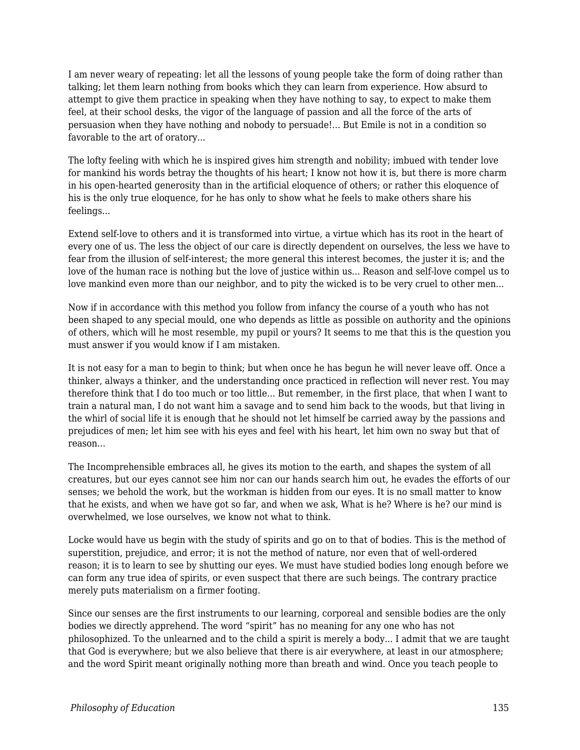I am never weary of repeating: let all the lessons of young people take the form of doing rather than talking; let them learn nothing from books which they can learn from experience. How absurd to attempt to give them practice in speaking when they have nothing to say, to expect to make them feel, at their school desks, the vigor of the language of passion and all the force of the arts of persuasion when they have nothing and nobody to persuade!... But Emile is not in a condition so favorable to the art of oratory...

The lofty feeling with which he is inspired gives him strength and nobility; imbued with tender love for mankind his words betray the thoughts of his heart; I know not how it is, but there is more charm in his open-hearted generosity than in the artificial eloquence of others; or rather this eloquence of his is the only true eloquence, for he has only to show what he feels to make others share his feelings...

Extend self-love to others and it is transformed into virtue, a virtue which has its root in the heart of every one of us. The less the object of our care is directly dependent on ourselves, the less we have to fear from the illusion of self-interest; the more general this interest becomes, the juster it is; and the love of the human race is nothing but the love of justice within us... Reason and self-love compel us to love mankind even more than our neighbor, and to pity the wicked is to be very cruel to other men...

Now if in accordance with this method you follow from infancy the course of a youth who has not been shaped to any special mould, one who depends as little as possible on authority and the opinions of others, which will he most resemble, my pupil or yours? It seems to me that this is the question you must answer if you would know if I am mistaken.

It is not easy for a man to begin to think; but when once he has begun he will never leave off. Once a thinker, always a thinker, and the understanding once practiced in reflection will never rest. You may therefore think that I do too much or too little... But remember, in the first place, that when I want to train a natural man, I do not want him a savage and to send him back to the woods, but that living in the whirl of social life it is enough that he should not let himself be carried away by the passions and prejudices of men; let him see with his eyes and feel with his heart, let him own no sway but that of reason...

The Incomprehensible embraces all, he gives its motion to the earth, and shapes the system of all creatures, but our eyes cannot see him nor can our hands search him out, he evades the efforts of our senses; we behold the work, but the workman is hidden from our eyes. It is no small matter to know that he exists, and when we have got so far, and when we ask, What is he? Where is he? our mind is overwhelmed, we lose ourselves, we know not what to think.

Locke would have us begin with the study of spirits and go on to that of bodies. This is the method of superstition, prejudice, and error; it is not the method of nature, nor even that of well-ordered reason; it is to learn to see by shutting our eyes. We must have studied bodies long enough before we can form any true idea of spirits, or even suspect that there are such beings. The contrary practice merely puts materialism on a firmer footing.

Since our senses are the first instruments to our learning, corporeal and sensible bodies are the only bodies we directly apprehend. The word “spirit” has no meaning for any one who has not philosophized. To the unlearned and to the child a spirit is merely a body... I admit that we are taught that God is everywhere; but we also believe that there is air everywhere, at least in our atmosphere; and the word Spirit meant originally nothing more than breath and wind. Once you teach people to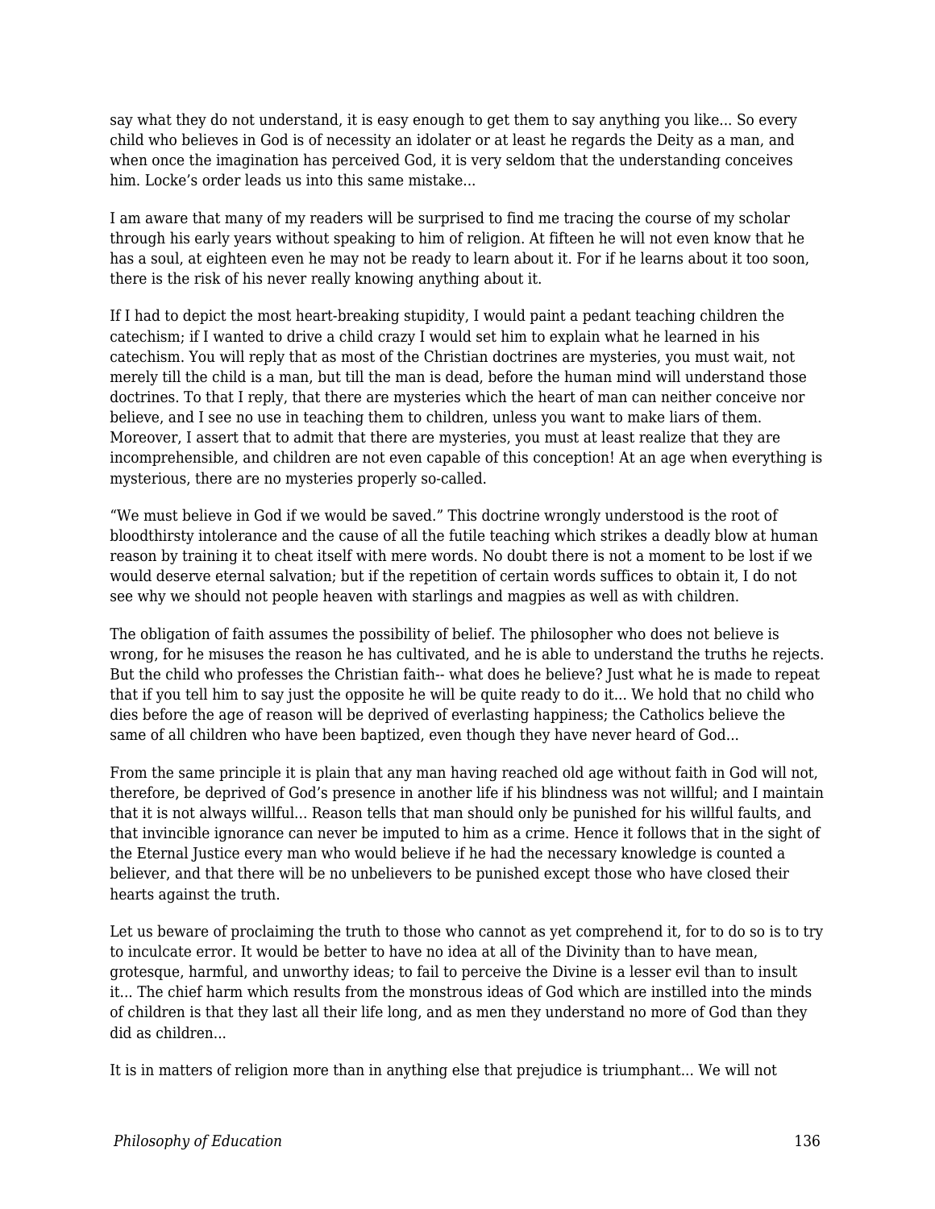say what they do not understand, it is easy enough to get them to say anything you like... So every child who believes in God is of necessity an idolater or at least he regards the Deity as a man, and when once the imagination has perceived God, it is very seldom that the understanding conceives him. Locke's order leads us into this same mistake...

I am aware that many of my readers will be surprised to find me tracing the course of my scholar through his early years without speaking to him of religion. At fifteen he will not even know that he has a soul, at eighteen even he may not be ready to learn about it. For if he learns about it too soon, there is the risk of his never really knowing anything about it.

If I had to depict the most heart-breaking stupidity, I would paint a pedant teaching children the catechism; if I wanted to drive a child crazy I would set him to explain what he learned in his catechism. You will reply that as most of the Christian doctrines are mysteries, you must wait, not merely till the child is a man, but till the man is dead, before the human mind will understand those doctrines. To that I reply, that there are mysteries which the heart of man can neither conceive nor believe, and I see no use in teaching them to children, unless you want to make liars of them. Moreover, I assert that to admit that there are mysteries, you must at least realize that they are incomprehensible, and children are not even capable of this conception! At an age when everything is mysterious, there are no mysteries properly so-called.

"We must believe in God if we would be saved." This doctrine wrongly understood is the root of bloodthirsty intolerance and the cause of all the futile teaching which strikes a deadly blow at human reason by training it to cheat itself with mere words. No doubt there is not a moment to be lost if we would deserve eternal salvation; but if the repetition of certain words suffices to obtain it, I do not see why we should not people heaven with starlings and magpies as well as with children.

The obligation of faith assumes the possibility of belief. The philosopher who does not believe is wrong, for he misuses the reason he has cultivated, and he is able to understand the truths he rejects. But the child who professes the Christian faith-- what does he believe? Just what he is made to repeat that if you tell him to say just the opposite he will be quite ready to do it... We hold that no child who dies before the age of reason will be deprived of everlasting happiness; the Catholics believe the same of all children who have been baptized, even though they have never heard of God...

From the same principle it is plain that any man having reached old age without faith in God will not, therefore, be deprived of God's presence in another life if his blindness was not willful; and I maintain that it is not always willful... Reason tells that man should only be punished for his willful faults, and that invincible ignorance can never be imputed to him as a crime. Hence it follows that in the sight of the Eternal Justice every man who would believe if he had the necessary knowledge is counted a believer, and that there will be no unbelievers to be punished except those who have closed their hearts against the truth.

Let us beware of proclaiming the truth to those who cannot as yet comprehend it, for to do so is to try to inculcate error. It would be better to have no idea at all of the Divinity than to have mean, grotesque, harmful, and unworthy ideas; to fail to perceive the Divine is a lesser evil than to insult it... The chief harm which results from the monstrous ideas of God which are instilled into the minds of children is that they last all their life long, and as men they understand no more of God than they did as children...

It is in matters of religion more than in anything else that prejudice is triumphant... We will not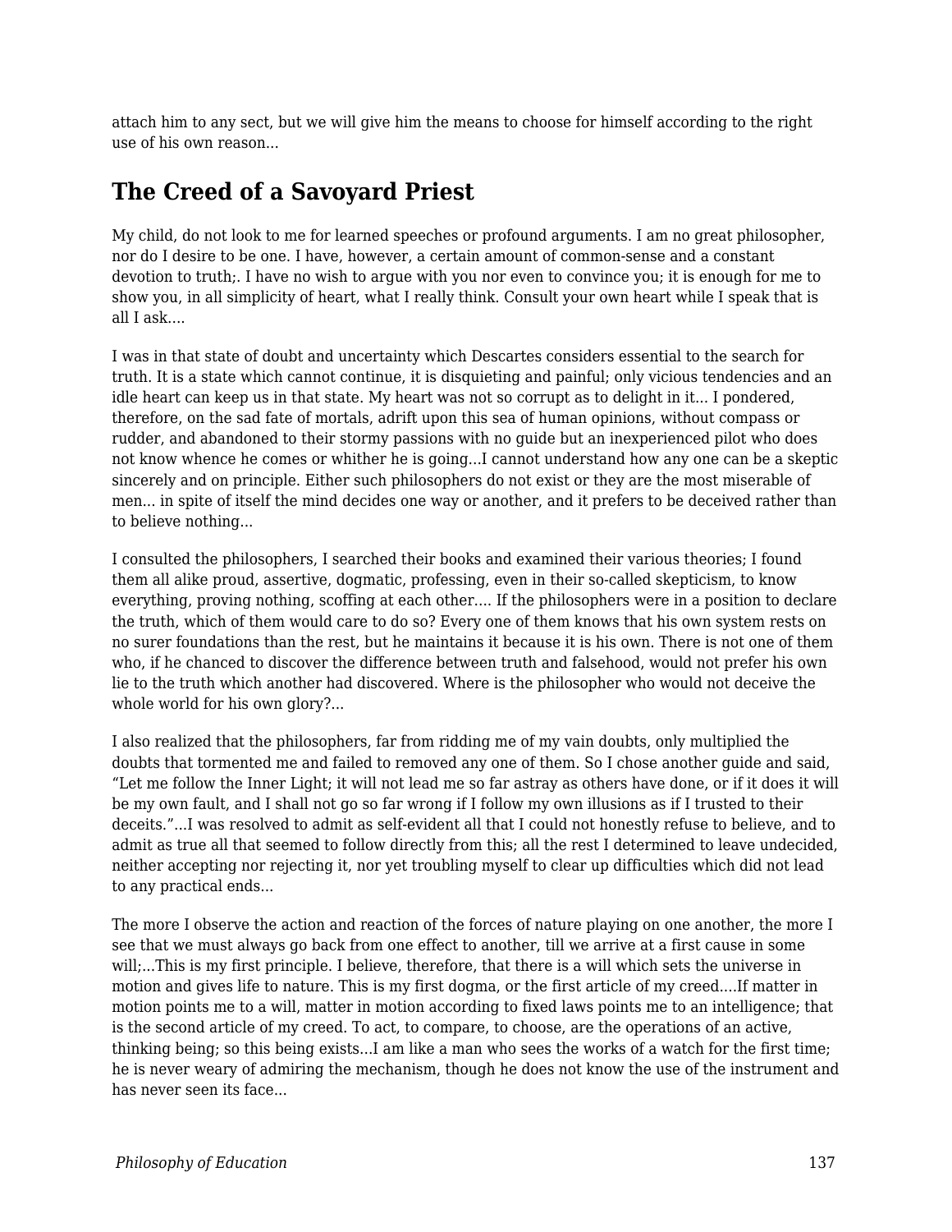attach him to any sect, but we will give him the means to choose for himself according to the right use of his own reason...

## The Creed of a Savoyard Priest

My child, do not look to me for learned speeches or profound arguments. I am no great philosopher, nor do I desire to be one. I have, however, a certain amount of common-sense and a constant devotion to truth;. I have no wish to argue with you nor even to convince you; it is enough for me to show you, in all simplicity of heart, what I really think. Consult your own heart while I speak that is all I ask....

I was in that state of doubt and uncertainty which Descartes considers essential to the search for truth. It is a state which cannot continue, it is disquieting and painful; only vicious tendencies and an idle heart can keep us in that state. My heart was not so corrupt as to delight in it... I pondered, therefore, on the sad fate of mortals, adrift upon this sea of human opinions, without compass or rudder, and abandoned to their stormy passions with no guide but an inexperienced pilot who does not know whence he comes or whither he is going...I cannot understand how any one can be a skeptic sincerely and on principle. Either such philosophers do not exist or they are the most miserable of men... in spite of itself the mind decides one way or another, and it prefers to be deceived rather than to believe nothing...

I consulted the philosophers, I searched their books and examined their various theories; I found them all alike proud, assertive, dogmatic, professing, even in their so-called skepticism, to know everything, proving nothing, scoffing at each other.... If the philosophers were in a position to declare the truth, which of them would care to do so? Every one of them knows that his own system rests on no surer foundations than the rest, but he maintains it because it is his own. There is not one of them who, if he chanced to discover the difference between truth and falsehood, would not prefer his own lie to the truth which another had discovered. Where is the philosopher who would not deceive the whole world for his own glory?...

I also realized that the philosophers, far from ridding me of my vain doubts, only multiplied the doubts that tormented me and failed to removed any one of them. So I chose another guide and said, “Let me follow the Inner Light; it will not lead me so far astray as others have done, or if it does it will be my own fault, and I shall not go so far wrong if I follow my own illusions as if I trusted to their deceits.”...I was resolved to admit as self-evident all that I could not honestly refuse to believe, and to admit as true all that seemed to follow directly from this; all the rest I determined to leave undecided, neither accepting nor rejecting it, nor yet troubling myself to clear up difficulties which did not lead to any practical ends...

The more I observe the action and reaction of the forces of nature playing on one another, the more I see that we must always go back from one effect to another, till we arrive at a first cause in some will;...This is my first principle. I believe, therefore, that there is a will which sets the universe in motion and gives life to nature. This is my first dogma, or the first article of my creed....If matter in motion points me to a will, matter in motion according to fixed laws points me to an intelligence; that is the second article of my creed. To act, to compare, to choose, are the operations of an active, thinking being; so this being exists...I am like a man who sees the works of a watch for the first time; he is never weary of admiring the mechanism, though he does not know the use of the instrument and has never seen its face...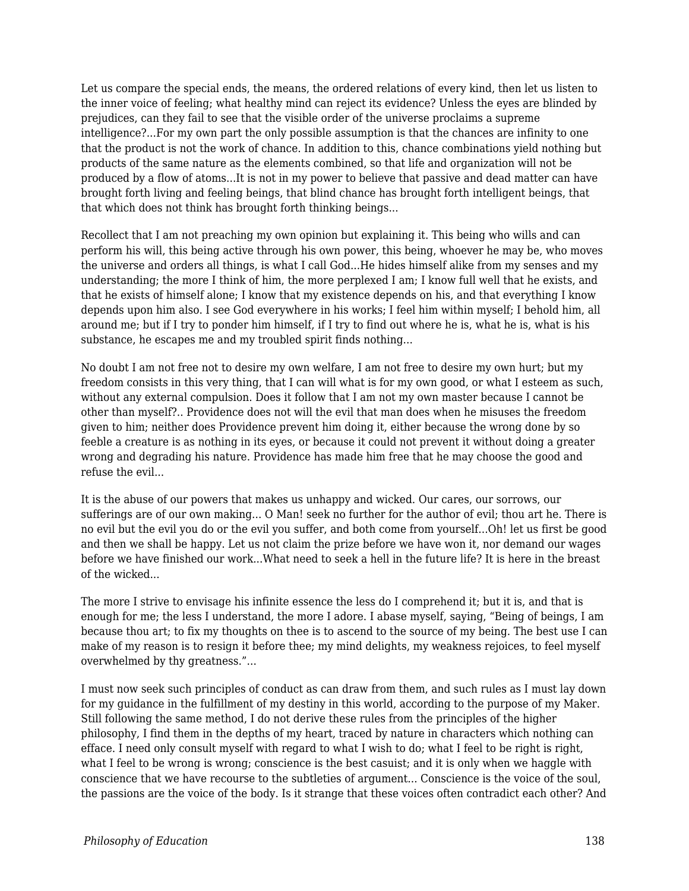Let us compare the special ends, the means, the ordered relations of every kind, then let us listen to the inner voice of feeling; what healthy mind can reject its evidence? Unless the eyes are blinded by prejudices, can they fail to see that the visible order of the universe proclaims a supreme intelligence?...For my own part the only possible assumption is that the chances are infinity to one that the product is not the work of chance. In addition to this, chance combinations yield nothing but products of the same nature as the elements combined, so that life and organization will not be produced by a flow of atoms...It is not in my power to believe that passive and dead matter can have brought forth living and feeling beings, that blind chance has brought forth intelligent beings, that that which does not think has brought forth thinking beings...

Recollect that I am not preaching my own opinion but explaining it. This being who wills and can perform his will, this being active through his own power, this being, whoever he may be, who moves the universe and orders all things, is what I call God...He hides himself alike from my senses and my understanding; the more I think of him, the more perplexed I am; I know full well that he exists, and that he exists of himself alone; I know that my existence depends on his, and that everything I know depends upon him also. I see God everywhere in his works; I feel him within myself; I behold him, all around me; but if I try to ponder him himself, if I try to find out where he is, what he is, what is his substance, he escapes me and my troubled spirit finds nothing...

No doubt I am not free not to desire my own welfare, I am not free to desire my own hurt; but my freedom consists in this very thing, that I can will what is for my own good, or what I esteem as such, without any external compulsion. Does it follow that I am not my own master because I cannot be other than myself?.. Providence does not will the evil that man does when he misuses the freedom given to him; neither does Providence prevent him doing it, either because the wrong done by so feeble a creature is as nothing in its eyes, or because it could not prevent it without doing a greater wrong and degrading his nature. Providence has made him free that he may choose the good and refuse the evil...

It is the abuse of our powers that makes us unhappy and wicked. Our cares, our sorrows, our sufferings are of our own making... O Man! seek no further for the author of evil; thou art he. There is no evil but the evil you do or the evil you suffer, and both come from yourself...Oh! let us first be good and then we shall be happy. Let us not claim the prize before we have won it, nor demand our wages before we have finished our work...What need to seek a hell in the future life? It is here in the breast of the wicked...

The more I strive to envisage his infinite essence the less do I comprehend it; but it is, and that is enough for me; the less I understand, the more I adore. I abase myself, saying, "Being of beings, I am because thou art; to fix my thoughts on thee is to ascend to the source of my being. The best use I can make of my reason is to resign it before thee; my mind delights, my weakness rejoices, to feel myself overwhelmed by thy greatness."...

I must now seek such principles of conduct as can draw from them, and such rules as I must lay down for my guidance in the fulfillment of my destiny in this world, according to the purpose of my Maker. Still following the same method, I do not derive these rules from the principles of the higher philosophy, I find them in the depths of my heart, traced by nature in characters which nothing can efface. I need only consult myself with regard to what I wish to do; what I feel to be right is right, what I feel to be wrong is wrong; conscience is the best casuist; and it is only when we haggle with conscience that we have recourse to the subtleties of argument... Conscience is the voice of the soul, the passions are the voice of the body. Is it strange that these voices often contradict each other? And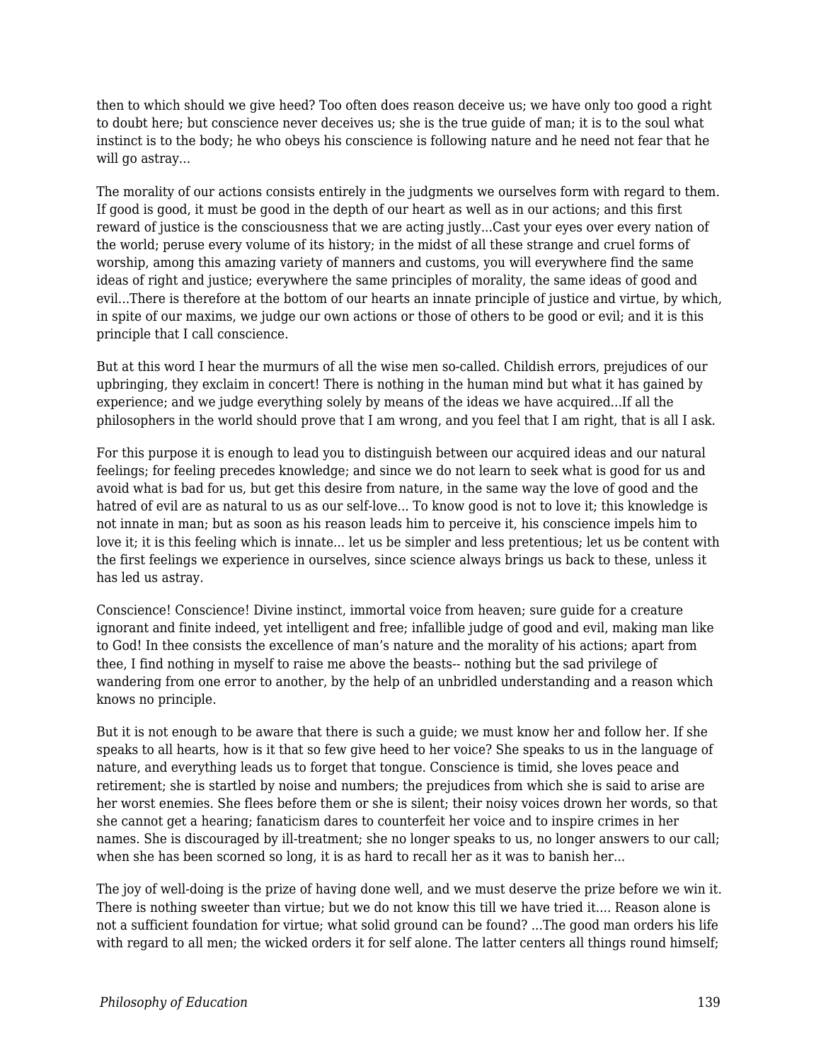then to which should we give heed? Too often does reason deceive us; we have only too good a right to doubt here; but conscience never deceives us; she is the true guide of man; it is to the soul what instinct is to the body; he who obeys his conscience is following nature and he need not fear that he will go astray...

The morality of our actions consists entirely in the judgments we ourselves form with regard to them. If good is good, it must be good in the depth of our heart as well as in our actions; and this first reward of justice is the consciousness that we are acting justly...Cast your eyes over every nation of the world; peruse every volume of its history; in the midst of all these strange and cruel forms of worship, among this amazing variety of manners and customs, you will everywhere find the same ideas of right and justice; everywhere the same principles of morality, the same ideas of good and evil...There is therefore at the bottom of our hearts an innate principle of justice and virtue, by which, in spite of our maxims, we judge our own actions or those of others to be good or evil; and it is this principle that I call conscience.

But at this word I hear the murmurs of all the wise men so-called. Childish errors, prejudices of our upbringing, they exclaim in concert! There is nothing in the human mind but what it has gained by experience; and we judge everything solely by means of the ideas we have acquired...If all the philosophers in the world should prove that I am wrong, and you feel that I am right, that is all I ask.

For this purpose it is enough to lead you to distinguish between our acquired ideas and our natural feelings; for feeling precedes knowledge; and since we do not learn to seek what is good for us and avoid what is bad for us, but get this desire from nature, in the same way the love of good and the hatred of evil are as natural to us as our self-love... To know good is not to love it; this knowledge is not innate in man; but as soon as his reason leads him to perceive it, his conscience impels him to love it; it is this feeling which is innate... let us be simpler and less pretentious; let us be content with the first feelings we experience in ourselves, since science always brings us back to these, unless it has led us astray.

Conscience! Conscience! Divine instinct, immortal voice from heaven; sure guide for a creature ignorant and finite indeed, yet intelligent and free; infallible judge of good and evil, making man like to God! In thee consists the excellence of man's nature and the morality of his actions; apart from thee, I find nothing in myself to raise me above the beasts-- nothing but the sad privilege of wandering from one error to another, by the help of an unbridled understanding and a reason which knows no principle.

But it is not enough to be aware that there is such a guide; we must know her and follow her. If she speaks to all hearts, how is it that so few give heed to her voice? She speaks to us in the language of nature, and everything leads us to forget that tongue. Conscience is timid, she loves peace and retirement; she is startled by noise and numbers; the prejudices from which she is said to arise are her worst enemies. She flees before them or she is silent; their noisy voices drown her words, so that she cannot get a hearing; fanaticism dares to counterfeit her voice and to inspire crimes in her names. She is discouraged by ill-treatment; she no longer speaks to us, no longer answers to our call; when she has been scorned so long, it is as hard to recall her as it was to banish her...

The joy of well-doing is the prize of having done well, and we must deserve the prize before we win it. There is nothing sweeter than virtue; but we do not know this till we have tried it.... Reason alone is not a sufficient foundation for virtue; what solid ground can be found? ...The good man orders his life with regard to all men; the wicked orders it for self alone. The latter centers all things round himself;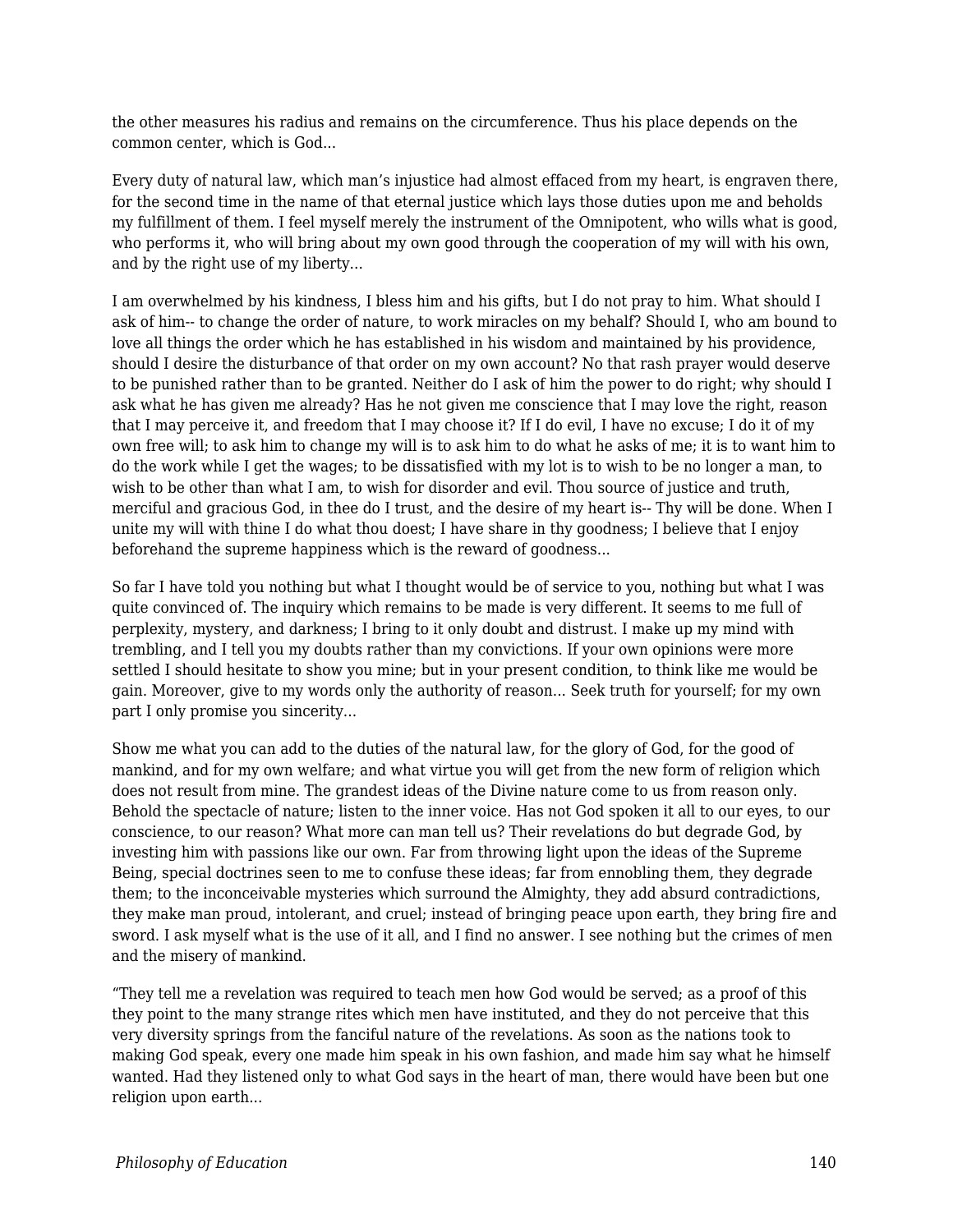the other measures his radius and remains on the circumference. Thus his place depends on the common center, which is God...

Every duty of natural law, which man's injustice had almost effaced from my heart, is engraven there, for the second time in the name of that eternal justice which lays those duties upon me and beholds my fulfillment of them. I feel myself merely the instrument of the Omnipotent, who wills what is good, who performs it, who will bring about my own good through the cooperation of my will with his own, and by the right use of my liberty...

I am overwhelmed by his kindness, I bless him and his gifts, but I do not pray to him. What should I ask of him-- to change the order of nature, to work miracles on my behalf? Should I, who am bound to love all things the order which he has established in his wisdom and maintained by his providence, should I desire the disturbance of that order on my own account? No that rash prayer would deserve to be punished rather than to be granted. Neither do I ask of him the power to do right; why should I ask what he has given me already? Has he not given me conscience that I may love the right, reason that I may perceive it, and freedom that I may choose it? If I do evil, I have no excuse; I do it of my own free will; to ask him to change my will is to ask him to do what he asks of me; it is to want him to do the work while I get the wages; to be dissatisfied with my lot is to wish to be no longer a man, to wish to be other than what I am, to wish for disorder and evil. Thou source of justice and truth, merciful and gracious God, in thee do I trust, and the desire of my heart is-- Thy will be done. When I unite my will with thine I do what thou doest; I have share in thy goodness; I believe that I enjoy beforehand the supreme happiness which is the reward of goodness...

So far I have told you nothing but what I thought would be of service to you, nothing but what I was quite convinced of. The inquiry which remains to be made is very different. It seems to me full of perplexity, mystery, and darkness; I bring to it only doubt and distrust. I make up my mind with trembling, and I tell you my doubts rather than my convictions. If your own opinions were more settled I should hesitate to show you mine; but in your present condition, to think like me would be gain. Moreover, give to my words only the authority of reason... Seek truth for yourself; for my own part I only promise you sincerity...

Show me what you can add to the duties of the natural law, for the glory of God, for the good of mankind, and for my own welfare; and what virtue you will get from the new form of religion which does not result from mine. The grandest ideas of the Divine nature come to us from reason only. Behold the spectacle of nature; listen to the inner voice. Has not God spoken it all to our eyes, to our conscience, to our reason? What more can man tell us? Their revelations do but degrade God, by investing him with passions like our own. Far from throwing light upon the ideas of the Supreme Being, special doctrines seen to me to confuse these ideas; far from ennobling them, they degrade them; to the inconceivable mysteries which surround the Almighty, they add absurd contradictions, they make man proud, intolerant, and cruel; instead of bringing peace upon earth, they bring fire and sword. I ask myself what is the use of it all, and I find no answer. I see nothing but the crimes of men and the misery of mankind.

"They tell me a revelation was required to teach men how God would be served; as a proof of this they point to the many strange rites which men have instituted, and they do not perceive that this very diversity springs from the fanciful nature of the revelations. As soon as the nations took to making God speak, every one made him speak in his own fashion, and made him say what he himself wanted. Had they listened only to what God says in the heart of man, there would have been but one religion upon earth...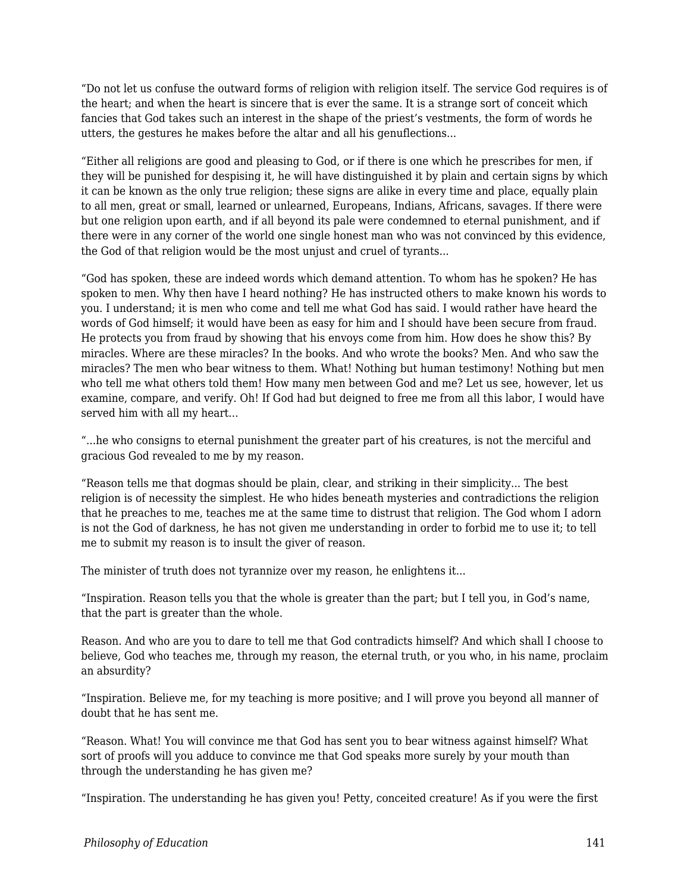“Do not let us confuse the outward forms of religion with religion itself. The service God requires is of the heart; and when the heart is sincere that is ever the same. It is a strange sort of conceit which fancies that God takes such an interest in the shape of the priest’s vestments, the form of words he utters, the gestures he makes before the altar and all his genuflections...

“Either all religions are good and pleasing to God, or if there is one which he prescribes for men, if they will be punished for despising it, he will have distinguished it by plain and certain signs by which it can be known as the only true religion; these signs are alike in every time and place, equally plain to all men, great or small, learned or unlearned, Europeans, Indians, Africans, savages. If there were but one religion upon earth, and if all beyond its pale were condemned to eternal punishment, and if there were in any corner of the world one single honest man who was not convinced by this evidence, the God of that religion would be the most unjust and cruel of tyrants...

“God has spoken, these are indeed words which demand attention. To whom has he spoken? He has spoken to men. Why then have I heard nothing? He has instructed others to make known his words to you. I understand; it is men who come and tell me what God has said. I would rather have heard the words of God himself; it would have been as easy for him and I should have been secure from fraud. He protects you from fraud by showing that his envoys come from him. How does he show this? By miracles. Where are these miracles? In the books. And who wrote the books? Men. And who saw the miracles? The men who bear witness to them. What! Nothing but human testimony! Nothing but men who tell me what others told them! How many men between God and me? Let us see, however, let us examine, compare, and verify. Oh! If God had but deigned to free me from all this labor, I would have served him with all my heart...

“...he who consigns to eternal punishment the greater part of his creatures, is not the merciful and gracious God revealed to me by my reason.

“Reason tells me that dogmas should be plain, clear, and striking in their simplicity... The best religion is of necessity the simplest. He who hides beneath mysteries and contradictions the religion that he preaches to me, teaches me at the same time to distrust that religion. The God whom I adorn is not the God of darkness, he has not given me understanding in order to forbid me to use it; to tell me to submit my reason is to insult the giver of reason.

The minister of truth does not tyrannize over my reason, he enlightens it...

“Inspiration. Reason tells you that the whole is greater than the part; but I tell you, in God’s name, that the part is greater than the whole.

Reason. And who are you to dare to tell me that God contradicts himself? And which shall I choose to believe, God who teaches me, through my reason, the eternal truth, or you who, in his name, proclaim an absurdity?

“Inspiration. Believe me, for my teaching is more positive; and I will prove you beyond all manner of doubt that he has sent me.

“Reason. What! You will convince me that God has sent you to bear witness against himself? What sort of proofs will you adduce to convince me that God speaks more surely by your mouth than through the understanding he has given me?

“Inspiration. The understanding he has given you! Petty, conceited creature! As if you were the first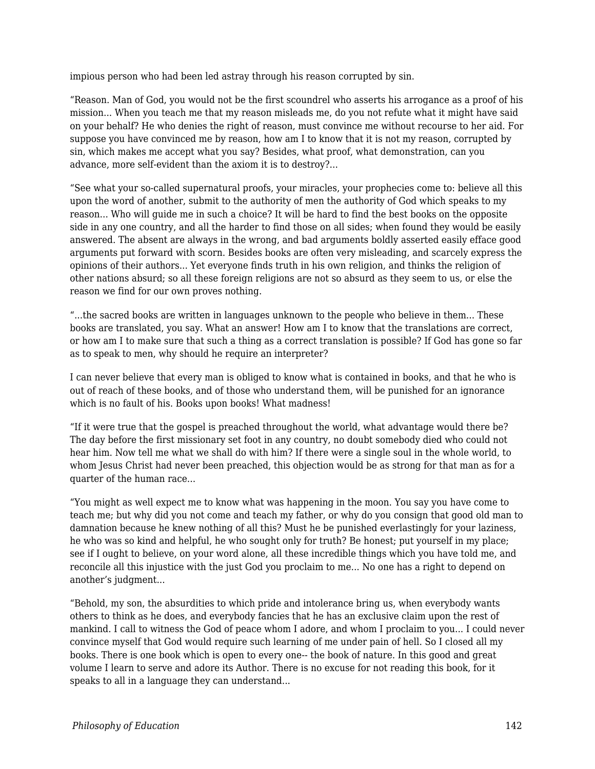impious person who had been led astray through his reason corrupted by sin.

“Reason. Man of God, you would not be the first scoundrel who asserts his arrogance as a proof of his mission... When you teach me that my reason misleads me, do you not refute what it might have said on your behalf? He who denies the right of reason, must convince me without recourse to her aid. For suppose you have convinced me by reason, how am I to know that it is not my reason, corrupted by sin, which makes me accept what you say? Besides, what proof, what demonstration, can you advance, more self-evident than the axiom it is to destroy?...

“See what your so-called supernatural proofs, your miracles, your prophecies come to: believe all this upon the word of another, submit to the authority of men the authority of God which speaks to my reason... Who will guide me in such a choice? It will be hard to find the best books on the opposite side in any one country, and all the harder to find those on all sides; when found they would be easily answered. The absent are always in the wrong, and bad arguments boldly asserted easily efface good arguments put forward with scorn. Besides books are often very misleading, and scarcely express the opinions of their authors... Yet everyone finds truth in his own religion, and thinks the religion of other nations absurd; so all these foreign religions are not so absurd as they seem to us, or else the reason we find for our own proves nothing.

“...the sacred books are written in languages unknown to the people who believe in them... These books are translated, you say. What an answer! How am I to know that the translations are correct, or how am I to make sure that such a thing as a correct translation is possible? If God has gone so far as to speak to men, why should he require an interpreter?

I can never believe that every man is obliged to know what is contained in books, and that he who is out of reach of these books, and of those who understand them, will be punished for an ignorance which is no fault of his. Books upon books! What madness!

“If it were true that the gospel is preached throughout the world, what advantage would there be? The day before the first missionary set foot in any country, no doubt somebody died who could not hear him. Now tell me what we shall do with him? If there were a single soul in the whole world, to whom Jesus Christ had never been preached, this objection would be as strong for that man as for a quarter of the human race...

“You might as well expect me to know what was happening in the moon. You say you have come to teach me; but why did you not come and teach my father, or why do you consign that good old man to damnation because he knew nothing of all this? Must he be punished everlastingly for your laziness, he who was so kind and helpful, he who sought only for truth? Be honest; put yourself in my place; see if I ought to believe, on your word alone, all these incredible things which you have told me, and reconcile all this injustice with the just God you proclaim to me... No one has a right to depend on another’s judgment...

“Behold, my son, the absurdities to which pride and intolerance bring us, when everybody wants others to think as he does, and everybody fancies that he has an exclusive claim upon the rest of mankind. I call to witness the God of peace whom I adore, and whom I proclaim to you... I could never convince myself that God would require such learning of me under pain of hell. So I closed all my books. There is one book which is open to every one-- the book of nature. In this good and great volume I learn to serve and adore its Author. There is no excuse for not reading this book, for it speaks to all in a language they can understand...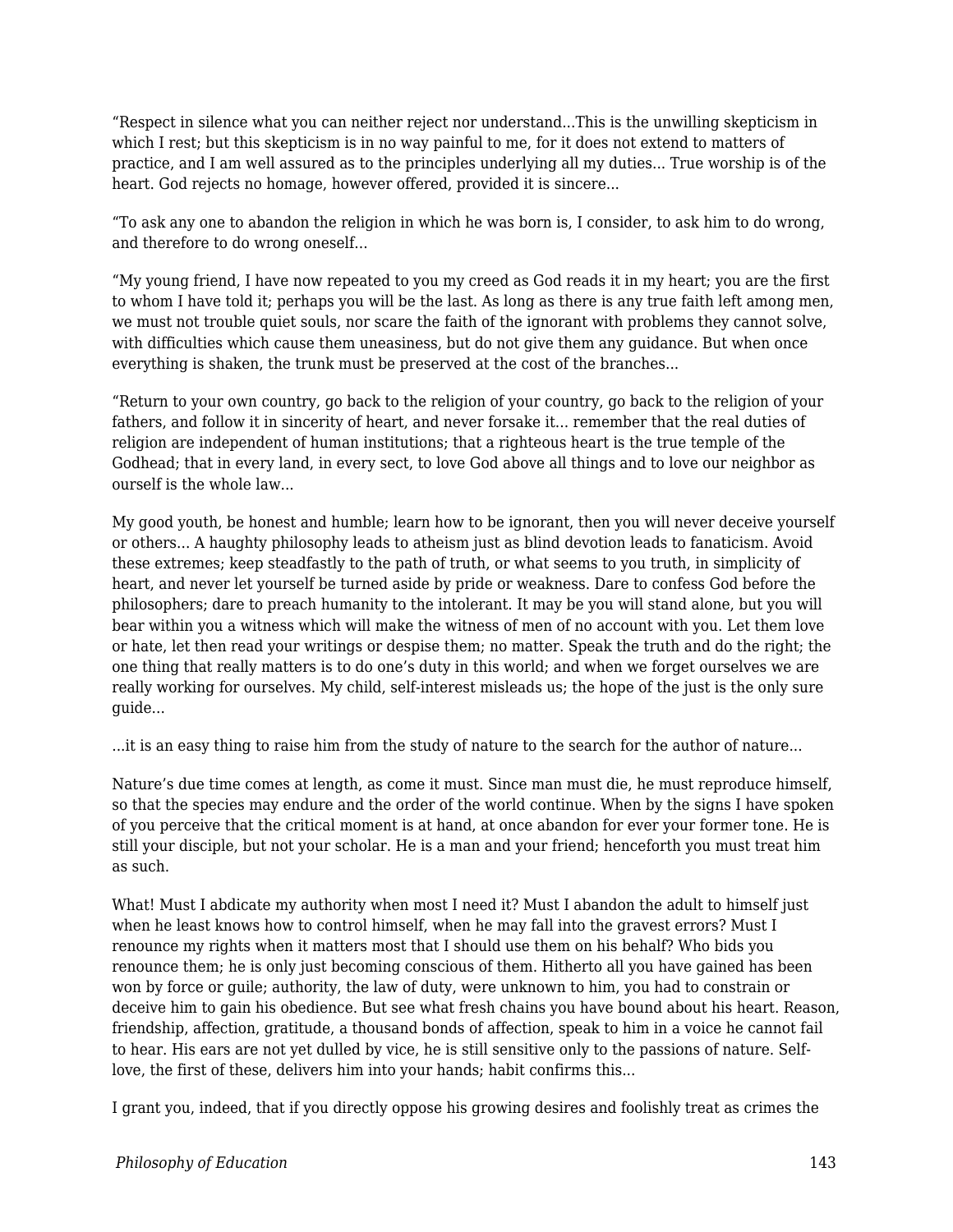"Respect in silence what you can neither reject nor understand...This is the unwilling skepticism in which I rest; but this skepticism is in no way painful to me, for it does not extend to matters of practice, and I am well assured as to the principles underlying all my duties... True worship is of the heart. God rejects no homage, however offered, provided it is sincere...

"To ask any one to abandon the religion in which he was born is, I consider, to ask him to do wrong, and therefore to do wrong oneself...

"My young friend, I have now repeated to you my creed as God reads it in my heart; you are the first to whom I have told it; perhaps you will be the last. As long as there is any true faith left among men, we must not trouble quiet souls, nor scare the faith of the ignorant with problems they cannot solve, with difficulties which cause them uneasiness, but do not give them any guidance. But when once everything is shaken, the trunk must be preserved at the cost of the branches...

"Return to your own country, go back to the religion of your country, go back to the religion of your fathers, and follow it in sincerity of heart, and never forsake it... remember that the real duties of religion are independent of human institutions; that a righteous heart is the true temple of the Godhead; that in every land, in every sect, to love God above all things and to love our neighbor as ourself is the whole law...

My good youth, be honest and humble; learn how to be ignorant, then you will never deceive yourself or others... A haughty philosophy leads to atheism just as blind devotion leads to fanaticism. Avoid these extremes; keep steadfastly to the path of truth, or what seems to you truth, in simplicity of heart, and never let yourself be turned aside by pride or weakness. Dare to confess God before the philosophers; dare to preach humanity to the intolerant. It may be you will stand alone, but you will bear within you a witness which will make the witness of men of no account with you. Let them love or hate, let then read your writings or despise them; no matter. Speak the truth and do the right; the one thing that really matters is to do one's duty in this world; and when we forget ourselves we are really working for ourselves. My child, self-interest misleads us; the hope of the just is the only sure guide...

...it is an easy thing to raise him from the study of nature to the search for the author of nature...

Nature's due time comes at length, as come it must. Since man must die, he must reproduce himself, so that the species may endure and the order of the world continue. When by the signs I have spoken of you perceive that the critical moment is at hand, at once abandon for ever your former tone. He is still your disciple, but not your scholar. He is a man and your friend; henceforth you must treat him as such.

What! Must I abdicate my authority when most I need it? Must I abandon the adult to himself just when he least knows how to control himself, when he may fall into the gravest errors? Must I renounce my rights when it matters most that I should use them on his behalf? Who bids you renounce them; he is only just becoming conscious of them. Hitherto all you have gained has been won by force or guile; authority, the law of duty, were unknown to him, you had to constrain or deceive him to gain his obedience. But see what fresh chains you have bound about his heart. Reason, friendship, affection, gratitude, a thousand bonds of affection, speak to him in a voice he cannot fail to hear. His ears are not yet dulled by vice, he is still sensitive only to the passions of nature. Self-love, the first of these, delivers him into your hands; habit confirms this...

I grant you, indeed, that if you directly oppose his growing desires and foolishly treat as crimes the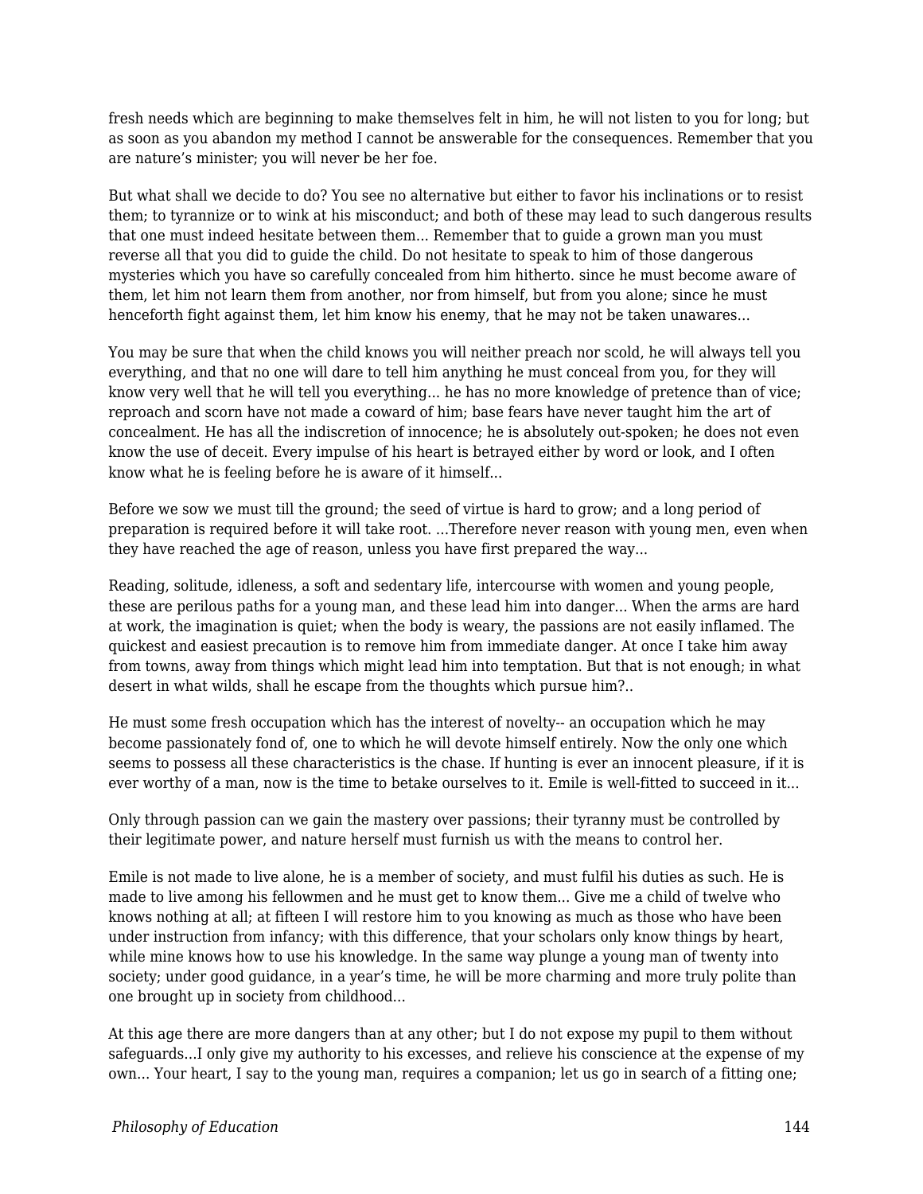fresh needs which are beginning to make themselves felt in him, he will not listen to you for long; but as soon as you abandon my method I cannot be answerable for the consequences. Remember that you are nature's minister; you will never be her foe.

But what shall we decide to do? You see no alternative but either to favor his inclinations or to resist them; to tyrannize or to wink at his misconduct; and both of these may lead to such dangerous results that one must indeed hesitate between them... Remember that to guide a grown man you must reverse all that you did to guide the child. Do not hesitate to speak to him of those dangerous mysteries which you have so carefully concealed from him hitherto. since he must become aware of them, let him not learn them from another, nor from himself, but from you alone; since he must henceforth fight against them, let him know his enemy, that he may not be taken unawares...

You may be sure that when the child knows you will neither preach nor scold, he will always tell you everything, and that no one will dare to tell him anything he must conceal from you, for they will know very well that he will tell you everything... he has no more knowledge of pretence than of vice; reproach and scorn have not made a coward of him; base fears have never taught him the art of concealment. He has all the indiscretion of innocence; he is absolutely out-spoken; he does not even know the use of deceit. Every impulse of his heart is betrayed either by word or look, and I often know what he is feeling before he is aware of it himself...

Before we sow we must till the ground; the seed of virtue is hard to grow; and a long period of preparation is required before it will take root. ...Therefore never reason with young men, even when they have reached the age of reason, unless you have first prepared the way...

Reading, solitude, idleness, a soft and sedentary life, intercourse with women and young people, these are perilous paths for a young man, and these lead him into danger... When the arms are hard at work, the imagination is quiet; when the body is weary, the passions are not easily inflamed. The quickest and easiest precaution is to remove him from immediate danger. At once I take him away from towns, away from things which might lead him into temptation. But that is not enough; in what desert in what wilds, shall he escape from the thoughts which pursue him?..

He must some fresh occupation which has the interest of novelty-- an occupation which he may become passionately fond of, one to which he will devote himself entirely. Now the only one which seems to possess all these characteristics is the chase. If hunting is ever an innocent pleasure, if it is ever worthy of a man, now is the time to betake ourselves to it. Emile is well-fitted to succeed in it...

Only through passion can we gain the mastery over passions; their tyranny must be controlled by their legitimate power, and nature herself must furnish us with the means to control her.

Emile is not made to live alone, he is a member of society, and must fulfil his duties as such. He is made to live among his fellowmen and he must get to know them... Give me a child of twelve who knows nothing at all; at fifteen I will restore him to you knowing as much as those who have been under instruction from infancy; with this difference, that your scholars only know things by heart, while mine knows how to use his knowledge. In the same way plunge a young man of twenty into society; under good guidance, in a year's time, he will be more charming and more truly polite than one brought up in society from childhood...

At this age there are more dangers than at any other; but I do not expose my pupil to them without safeguards...I only give my authority to his excesses, and relieve his conscience at the expense of my own... Your heart, I say to the young man, requires a companion; let us go in search of a fitting one;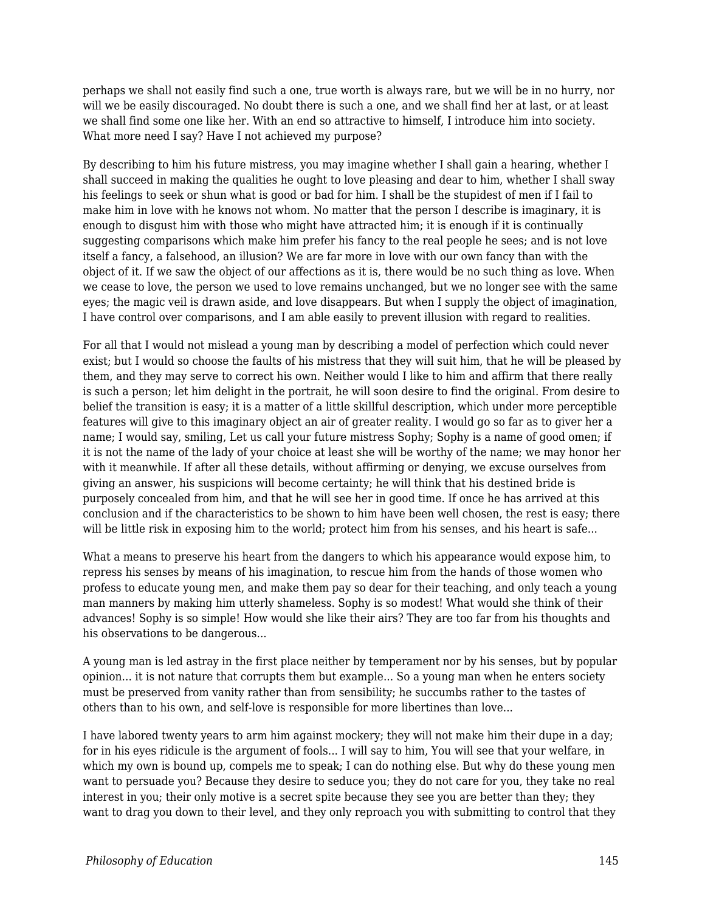perhaps we shall not easily find such a one, true worth is always rare, but we will be in no hurry, nor will we be easily discouraged. No doubt there is such a one, and we shall find her at last, or at least we shall find some one like her. With an end so attractive to himself, I introduce him into society. What more need I say? Have I not achieved my purpose?

By describing to him his future mistress, you may imagine whether I shall gain a hearing, whether I shall succeed in making the qualities he ought to love pleasing and dear to him, whether I shall sway his feelings to seek or shun what is good or bad for him. I shall be the stupidest of men if I fail to make him in love with he knows not whom. No matter that the person I describe is imaginary, it is enough to disgust him with those who might have attracted him; it is enough if it is continually suggesting comparisons which make him prefer his fancy to the real people he sees; and is not love itself a fancy, a falsehood, an illusion? We are far more in love with our own fancy than with the object of it. If we saw the object of our affections as it is, there would be no such thing as love. When we cease to love, the person we used to love remains unchanged, but we no longer see with the same eyes; the magic veil is drawn aside, and love disappears. But when I supply the object of imagination, I have control over comparisons, and I am able easily to prevent illusion with regard to realities.

For all that I would not mislead a young man by describing a model of perfection which could never exist; but I would so choose the faults of his mistress that they will suit him, that he will be pleased by them, and they may serve to correct his own. Neither would I like to him and affirm that there really is such a person; let him delight in the portrait, he will soon desire to find the original. From desire to belief the transition is easy; it is a matter of a little skillful description, which under more perceptible features will give to this imaginary object an air of greater reality. I would go so far as to giver her a name; I would say, smiling, Let us call your future mistress Sophy; Sophy is a name of good omen; if it is not the name of the lady of your choice at least she will be worthy of the name; we may honor her with it meanwhile. If after all these details, without affirming or denying, we excuse ourselves from giving an answer, his suspicions will become certainty; he will think that his destined bride is purposely concealed from him, and that he will see her in good time. If once he has arrived at this conclusion and if the characteristics to be shown to him have been well chosen, the rest is easy; there will be little risk in exposing him to the world; protect him from his senses, and his heart is safe...

What a means to preserve his heart from the dangers to which his appearance would expose him, to repress his senses by means of his imagination, to rescue him from the hands of those women who profess to educate young men, and make them pay so dear for their teaching, and only teach a young man manners by making him utterly shameless. Sophy is so modest! What would she think of their advances! Sophy is so simple! How would she like their airs? They are too far from his thoughts and his observations to be dangerous...

A young man is led astray in the first place neither by temperament nor by his senses, but by popular opinion... it is not nature that corrupts them but example... So a young man when he enters society must be preserved from vanity rather than from sensibility; he succumbs rather to the tastes of others than to his own, and self-love is responsible for more libertines than love...

I have labored twenty years to arm him against mockery; they will not make him their dupe in a day; for in his eyes ridicule is the argument of fools... I will say to him, You will see that your welfare, in which my own is bound up, compels me to speak; I can do nothing else. But why do these young men want to persuade you? Because they desire to seduce you; they do not care for you, they take no real interest in you; their only motive is a secret spite because they see you are better than they; they want to drag you down to their level, and they only reproach you with submitting to control that they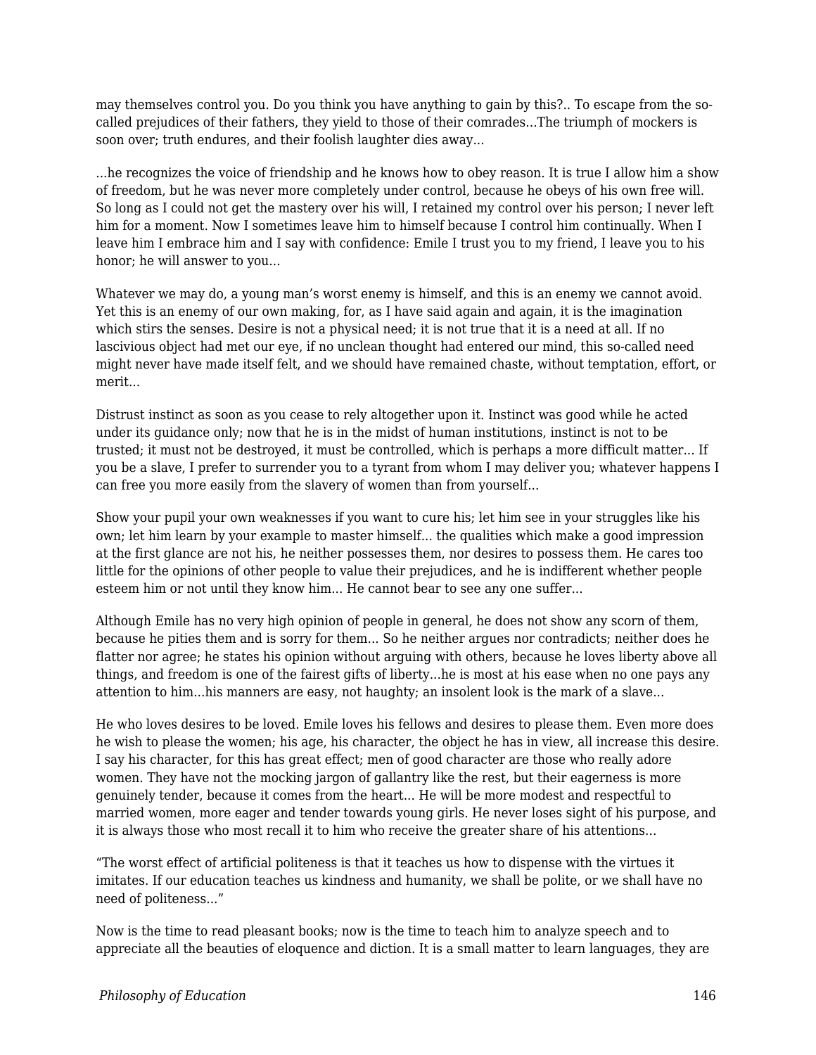may themselves control you. Do you think you have anything to gain by this?.. To escape from the so-called prejudices of their fathers, they yield to those of their comrades...The triumph of mockers is soon over; truth endures, and their foolish laughter dies away...

...he recognizes the voice of friendship and he knows how to obey reason. It is true I allow him a show of freedom, but he was never more completely under control, because he obeys of his own free will. So long as I could not get the mastery over his will, I retained my control over his person; I never left him for a moment. Now I sometimes leave him to himself because I control him continually. When I leave him I embrace him and I say with confidence: Emile I trust you to my friend, I leave you to his honor; he will answer to you...

Whatever we may do, a young man's worst enemy is himself, and this is an enemy we cannot avoid. Yet this is an enemy of our own making, for, as I have said again and again, it is the imagination which stirs the senses. Desire is not a physical need; it is not true that it is a need at all. If no lascivious object had met our eye, if no unclean thought had entered our mind, this so-called need might never have made itself felt, and we should have remained chaste, without temptation, effort, or merit...

Distrust instinct as soon as you cease to rely altogether upon it. Instinct was good while he acted under its guidance only; now that he is in the midst of human institutions, instinct is not to be trusted; it must not be destroyed, it must be controlled, which is perhaps a more difficult matter... If you be a slave, I prefer to surrender you to a tyrant from whom I may deliver you; whatever happens I can free you more easily from the slavery of women than from yourself...

Show your pupil your own weaknesses if you want to cure his; let him see in your struggles like his own; let him learn by your example to master himself... the qualities which make a good impression at the first glance are not his, he neither possesses them, nor desires to possess them. He cares too little for the opinions of other people to value their prejudices, and he is indifferent whether people esteem him or not until they know him... He cannot bear to see any one suffer...

Although Emile has no very high opinion of people in general, he does not show any scorn of them, because he pities them and is sorry for them... So he neither argues nor contradicts; neither does he flatter nor agree; he states his opinion without arguing with others, because he loves liberty above all things, and freedom is one of the fairest gifts of liberty...he is most at his ease when no one pays any attention to him...his manners are easy, not haughty; an insolent look is the mark of a slave...

He who loves desires to be loved. Emile loves his fellows and desires to please them. Even more does he wish to please the women; his age, his character, the object he has in view, all increase this desire. I say his character, for this has great effect; men of good character are those who really adore women. They have not the mocking jargon of gallantry like the rest, but their eagerness is more genuinely tender, because it comes from the heart... He will be more modest and respectful to married women, more eager and tender towards young girls. He never loses sight of his purpose, and it is always those who most recall it to him who receive the greater share of his attentions...

"The worst effect of artificial politeness is that it teaches us how to dispense with the virtues it imitates. If our education teaches us kindness and humanity, we shall be polite, or we shall have no need of politeness..."

Now is the time to read pleasant books; now is the time to teach him to analyze speech and to appreciate all the beauties of eloquence and diction. It is a small matter to learn languages, they are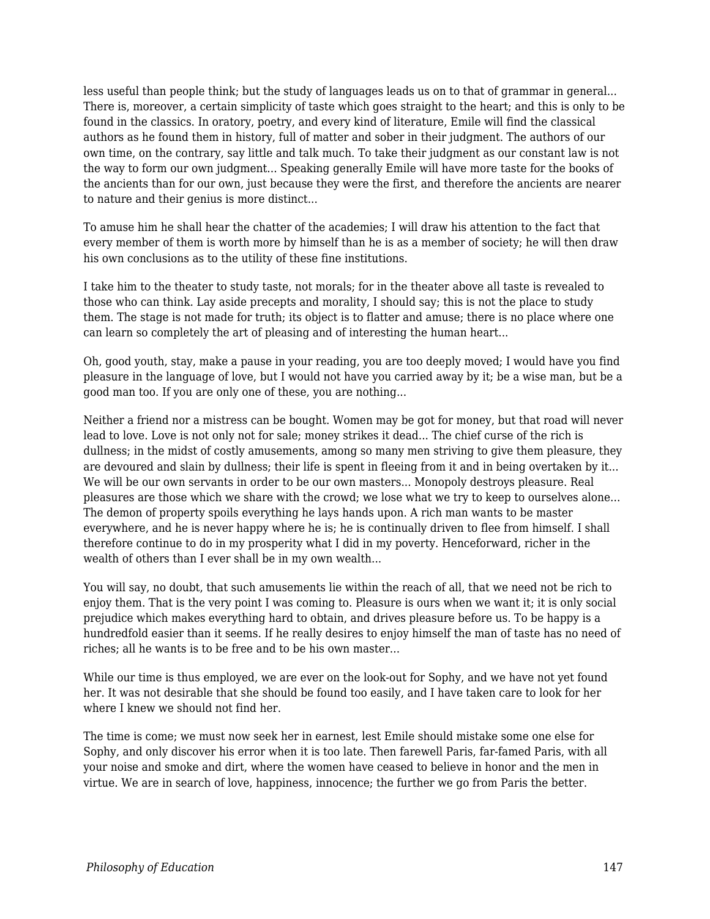less useful than people think; but the study of languages leads us on to that of grammar in general... There is, moreover, a certain simplicity of taste which goes straight to the heart; and this is only to be found in the classics. In oratory, poetry, and every kind of literature, Emile will find the classical authors as he found them in history, full of matter and sober in their judgment. The authors of our own time, on the contrary, say little and talk much. To take their judgment as our constant law is not the way to form our own judgment... Speaking generally Emile will have more taste for the books of the ancients than for our own, just because they were the first, and therefore the ancients are nearer to nature and their genius is more distinct...

To amuse him he shall hear the chatter of the academies; I will draw his attention to the fact that every member of them is worth more by himself than he is as a member of society; he will then draw his own conclusions as to the utility of these fine institutions.

I take him to the theater to study taste, not morals; for in the theater above all taste is revealed to those who can think. Lay aside precepts and morality, I should say; this is not the place to study them. The stage is not made for truth; its object is to flatter and amuse; there is no place where one can learn so completely the art of pleasing and of interesting the human heart...

Oh, good youth, stay, make a pause in your reading, you are too deeply moved; I would have you find pleasure in the language of love, but I would not have you carried away by it; be a wise man, but be a good man too. If you are only one of these, you are nothing...

Neither a friend nor a mistress can be bought. Women may be got for money, but that road will never lead to love. Love is not only not for sale; money strikes it dead... The chief curse of the rich is dullness; in the midst of costly amusements, among so many men striving to give them pleasure, they are devoured and slain by dullness; their life is spent in fleeing from it and in being overtaken by it... We will be our own servants in order to be our own masters... Monopoly destroys pleasure. Real pleasures are those which we share with the crowd; we lose what we try to keep to ourselves alone... The demon of property spoils everything he lays hands upon. A rich man wants to be master everywhere, and he is never happy where he is; he is continually driven to flee from himself. I shall therefore continue to do in my prosperity what I did in my poverty. Henceforward, richer in the wealth of others than I ever shall be in my own wealth...

You will say, no doubt, that such amusements lie within the reach of all, that we need not be rich to enjoy them. That is the very point I was coming to. Pleasure is ours when we want it; it is only social prejudice which makes everything hard to obtain, and drives pleasure before us. To be happy is a hundredfold easier than it seems. If he really desires to enjoy himself the man of taste has no need of riches; all he wants is to be free and to be his own master...

While our time is thus employed, we are ever on the look-out for Sophy, and we have not yet found her. It was not desirable that she should be found too easily, and I have taken care to look for her where I knew we should not find her.

The time is come; we must now seek her in earnest, lest Emile should mistake some one else for Sophy, and only discover his error when it is too late. Then farewell Paris, far-famed Paris, with all your noise and smoke and dirt, where the women have ceased to believe in honor and the men in virtue. We are in search of love, happiness, innocence; the further we go from Paris the better.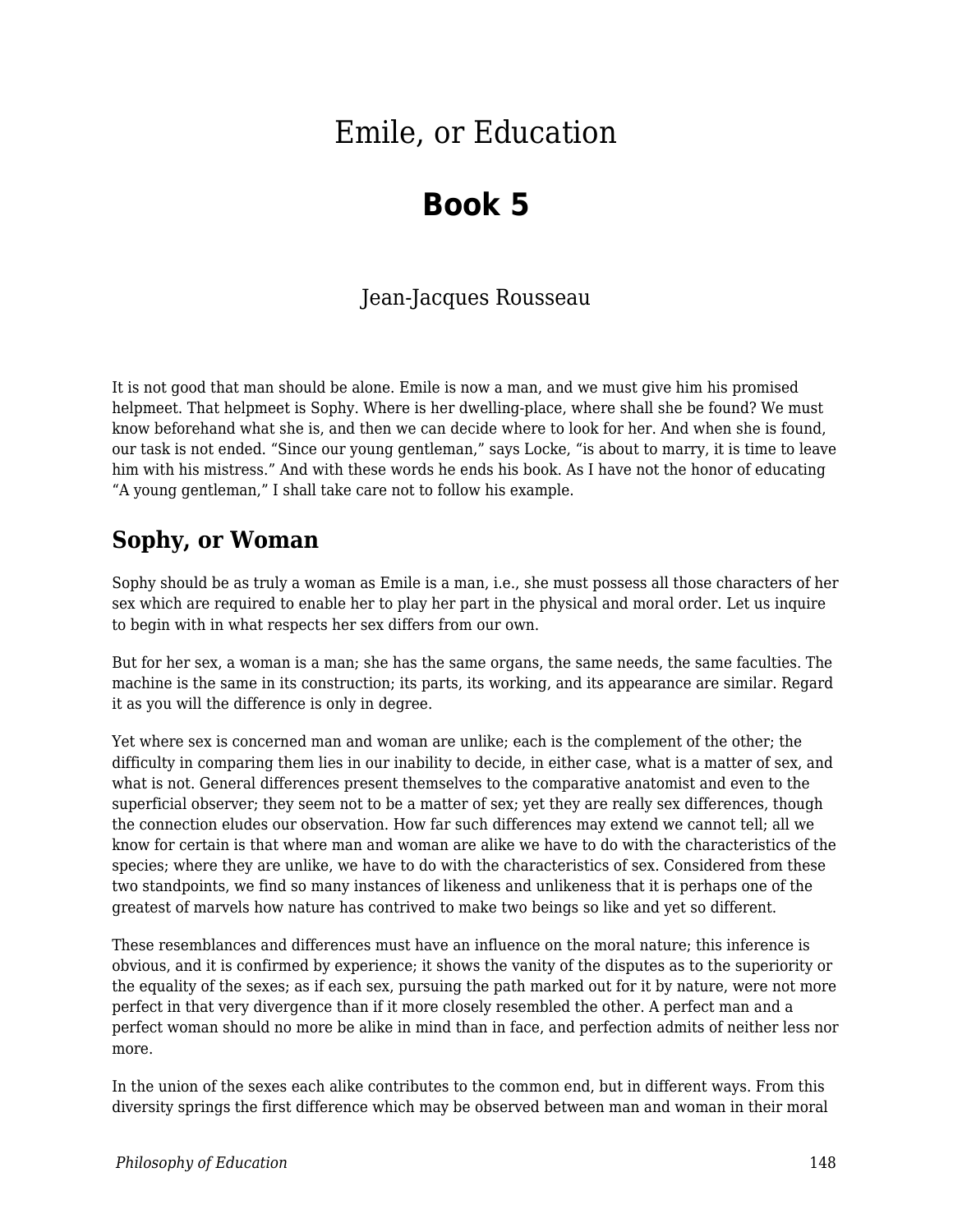# Emile, or Education

## Book 5

Jean-Jacques Rousseau

It is not good that man should be alone. Emile is now a man, and we must give him his promised helpmeet. That helpmeet is Sophy. Where is her dwelling-place, where shall she be found? We must know beforehand what she is, and then we can decide where to look for her. And when she is found, our task is not ended. "Since our young gentleman," says Locke, "is about to marry, it is time to leave him with his mistress." And with these words he ends his book. As I have not the honor of educating "A young gentleman," I shall take care not to follow his example.

## Sophy, or Woman

Sophy should be as truly a woman as Emile is a man, i.e., she must possess all those characters of her sex which are required to enable her to play her part in the physical and moral order. Let us inquire to begin with in what respects her sex differs from our own.

But for her sex, a woman is a man; she has the same organs, the same needs, the same faculties. The machine is the same in its construction; its parts, its working, and its appearance are similar. Regard it as you will the difference is only in degree.

Yet where sex is concerned man and woman are unlike; each is the complement of the other; the difficulty in comparing them lies in our inability to decide, in either case, what is a matter of sex, and what is not. General differences present themselves to the comparative anatomist and even to the superficial observer; they seem not to be a matter of sex; yet they are really sex differences, though the connection eludes our observation. How far such differences may extend we cannot tell; all we know for certain is that where man and woman are alike we have to do with the characteristics of the species; where they are unlike, we have to do with the characteristics of sex. Considered from these two standpoints, we find so many instances of likeness and unlikeness that it is perhaps one of the greatest of marvels how nature has contrived to make two beings so like and yet so different.

These resemblances and differences must have an influence on the moral nature; this inference is obvious, and it is confirmed by experience; it shows the vanity of the disputes as to the superiority or the equality of the sexes; as if each sex, pursuing the path marked out for it by nature, were not more perfect in that very divergence than if it more closely resembled the other. A perfect man and a perfect woman should no more be alike in mind than in face, and perfection admits of neither less nor more.

In the union of the sexes each alike contributes to the common end, but in different ways. From this diversity springs the first difference which may be observed between man and woman in their moral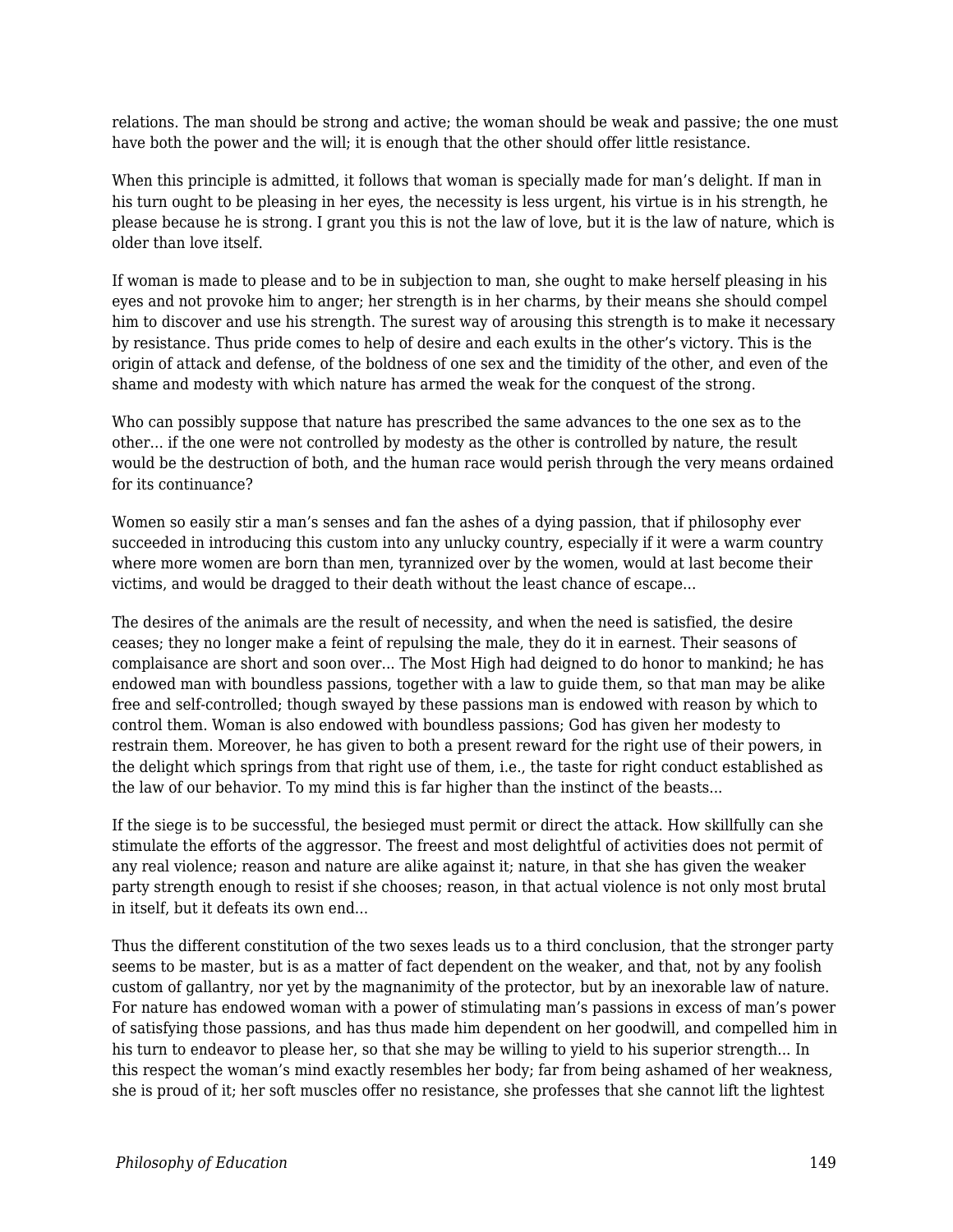relations. The man should be strong and active; the woman should be weak and passive; the one must have both the power and the will; it is enough that the other should offer little resistance.

When this principle is admitted, it follows that woman is specially made for man's delight. If man in his turn ought to be pleasing in her eyes, the necessity is less urgent, his virtue is in his strength, he please because he is strong. I grant you this is not the law of love, but it is the law of nature, which is older than love itself.

If woman is made to please and to be in subjection to man, she ought to make herself pleasing in his eyes and not provoke him to anger; her strength is in her charms, by their means she should compel him to discover and use his strength. The surest way of arousing this strength is to make it necessary by resistance. Thus pride comes to help of desire and each exults in the other's victory. This is the origin of attack and defense, of the boldness of one sex and the timidity of the other, and even of the shame and modesty with which nature has armed the weak for the conquest of the strong.

Who can possibly suppose that nature has prescribed the same advances to the one sex as to the other... if the one were not controlled by modesty as the other is controlled by nature, the result would be the destruction of both, and the human race would perish through the very means ordained for its continuance?

Women so easily stir a man's senses and fan the ashes of a dying passion, that if philosophy ever succeeded in introducing this custom into any unlucky country, especially if it were a warm country where more women are born than men, tyrannized over by the women, would at last become their victims, and would be dragged to their death without the least chance of escape...

The desires of the animals are the result of necessity, and when the need is satisfied, the desire ceases; they no longer make a feint of repulsing the male, they do it in earnest. Their seasons of complaisance are short and soon over... The Most High had deigned to do honor to mankind; he has endowed man with boundless passions, together with a law to guide them, so that man may be alike free and self-controlled; though swayed by these passions man is endowed with reason by which to control them. Woman is also endowed with boundless passions; God has given her modesty to restrain them. Moreover, he has given to both a present reward for the right use of their powers, in the delight which springs from that right use of them, i.e., the taste for right conduct established as the law of our behavior. To my mind this is far higher than the instinct of the beasts...

If the siege is to be successful, the besieged must permit or direct the attack. How skillfully can she stimulate the efforts of the aggressor. The freest and most delightful of activities does not permit of any real violence; reason and nature are alike against it; nature, in that she has given the weaker party strength enough to resist if she chooses; reason, in that actual violence is not only most brutal in itself, but it defeats its own end...

Thus the different constitution of the two sexes leads us to a third conclusion, that the stronger party seems to be master, but is as a matter of fact dependent on the weaker, and that, not by any foolish custom of gallantry, nor yet by the magnanimity of the protector, but by an inexorable law of nature. For nature has endowed woman with a power of stimulating man's passions in excess of man's power of satisfying those passions, and has thus made him dependent on her goodwill, and compelled him in his turn to endeavor to please her, so that she may be willing to yield to his superior strength... In this respect the woman's mind exactly resembles her body; far from being ashamed of her weakness, she is proud of it; her soft muscles offer no resistance, she professes that she cannot lift the lightest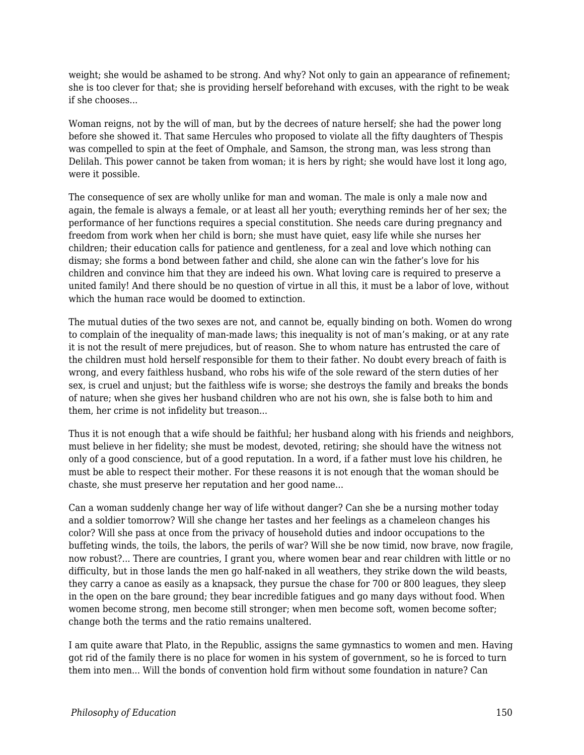weight; she would be ashamed to be strong. And why? Not only to gain an appearance of refinement; she is too clever for that; she is providing herself beforehand with excuses, with the right to be weak if she chooses...

Woman reigns, not by the will of man, but by the decrees of nature herself; she had the power long before she showed it. That same Hercules who proposed to violate all the fifty daughters of Thespis was compelled to spin at the feet of Omphale, and Samson, the strong man, was less strong than Delilah. This power cannot be taken from woman; it is hers by right; she would have lost it long ago, were it possible.

The consequence of sex are wholly unlike for man and woman. The male is only a male now and again, the female is always a female, or at least all her youth; everything reminds her of her sex; the performance of her functions requires a special constitution. She needs care during pregnancy and freedom from work when her child is born; she must have quiet, easy life while she nurses her children; their education calls for patience and gentleness, for a zeal and love which nothing can dismay; she forms a bond between father and child, she alone can win the father's love for his children and convince him that they are indeed his own. What loving care is required to preserve a united family! And there should be no question of virtue in all this, it must be a labor of love, without which the human race would be doomed to extinction.

The mutual duties of the two sexes are not, and cannot be, equally binding on both. Women do wrong to complain of the inequality of man-made laws; this inequality is not of man's making, or at any rate it is not the result of mere prejudices, but of reason. She to whom nature has entrusted the care of the children must hold herself responsible for them to their father. No doubt every breach of faith is wrong, and every faithless husband, who robs his wife of the sole reward of the stern duties of her sex, is cruel and unjust; but the faithless wife is worse; she destroys the family and breaks the bonds of nature; when she gives her husband children who are not his own, she is false both to him and them, her crime is not infidelity but treason...

Thus it is not enough that a wife should be faithful; her husband along with his friends and neighbors, must believe in her fidelity; she must be modest, devoted, retiring; she should have the witness not only of a good conscience, but of a good reputation. In a word, if a father must love his children, he must be able to respect their mother. For these reasons it is not enough that the woman should be chaste, she must preserve her reputation and her good name...

Can a woman suddenly change her way of life without danger? Can she be a nursing mother today and a soldier tomorrow? Will she change her tastes and her feelings as a chameleon changes his color? Will she pass at once from the privacy of household duties and indoor occupations to the buffeting winds, the toils, the labors, the perils of war? Will she be now timid, now brave, now fragile, now robust?... There are countries, I grant you, where women bear and rear children with little or no difficulty, but in those lands the men go half-naked in all weathers, they strike down the wild beasts, they carry a canoe as easily as a knapsack, they pursue the chase for 700 or 800 leagues, they sleep in the open on the bare ground; they bear incredible fatigues and go many days without food. When women become strong, men become still stronger; when men become soft, women become softer; change both the terms and the ratio remains unaltered.

I am quite aware that Plato, in the Republic, assigns the same gymnastics to women and men. Having got rid of the family there is no place for women in his system of government, so he is forced to turn them into men... Will the bonds of convention hold firm without some foundation in nature? Can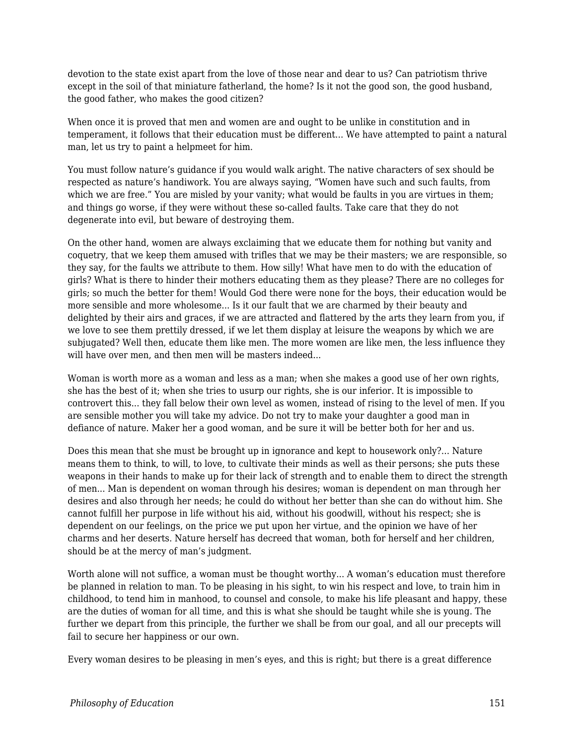devotion to the state exist apart from the love of those near and dear to us? Can patriotism thrive except in the soil of that miniature fatherland, the home? Is it not the good son, the good husband, the good father, who makes the good citizen?

When once it is proved that men and women are and ought to be unlike in constitution and in temperament, it follows that their education must be different... We have attempted to paint a natural man, let us try to paint a helpmeet for him.

You must follow nature's guidance if you would walk aright. The native characters of sex should be respected as nature's handiwork. You are always saying, "Women have such and such faults, from which we are free." You are misled by your vanity; what would be faults in you are virtues in them; and things go worse, if they were without these so-called faults. Take care that they do not degenerate into evil, but beware of destroying them.

On the other hand, women are always exclaiming that we educate them for nothing but vanity and coquetry, that we keep them amused with trifles that we may be their masters; we are responsible, so they say, for the faults we attribute to them. How silly! What have men to do with the education of girls? What is there to hinder their mothers educating them as they please? There are no colleges for girls; so much the better for them! Would God there were none for the boys, their education would be more sensible and more wholesome... Is it our fault that we are charmed by their beauty and delighted by their airs and graces, if we are attracted and flattered by the arts they learn from you, if we love to see them prettily dressed, if we let them display at leisure the weapons by which we are subjugated? Well then, educate them like men. The more women are like men, the less influence they will have over men, and then men will be masters indeed...

Woman is worth more as a woman and less as a man; when she makes a good use of her own rights, she has the best of it; when she tries to usurp our rights, she is our inferior. It is impossible to controvert this... they fall below their own level as women, instead of rising to the level of men. If you are sensible mother you will take my advice. Do not try to make your daughter a good man in defiance of nature. Maker her a good woman, and be sure it will be better both for her and us.

Does this mean that she must be brought up in ignorance and kept to housework only?... Nature means them to think, to will, to love, to cultivate their minds as well as their persons; she puts these weapons in their hands to make up for their lack of strength and to enable them to direct the strength of men... Man is dependent on woman through his desires; woman is dependent on man through her desires and also through her needs; he could do without her better than she can do without him. She cannot fulfill her purpose in life without his aid, without his goodwill, without his respect; she is dependent on our feelings, on the price we put upon her virtue, and the opinion we have of her charms and her deserts. Nature herself has decreed that woman, both for herself and her children, should be at the mercy of man's judgment.

Worth alone will not suffice, a woman must be thought worthy... A woman's education must therefore be planned in relation to man. To be pleasing in his sight, to win his respect and love, to train him in childhood, to tend him in manhood, to counsel and console, to make his life pleasant and happy, these are the duties of woman for all time, and this is what she should be taught while she is young. The further we depart from this principle, the further we shall be from our goal, and all our precepts will fail to secure her happiness or our own.

Every woman desires to be pleasing in men's eyes, and this is right; but there is a great difference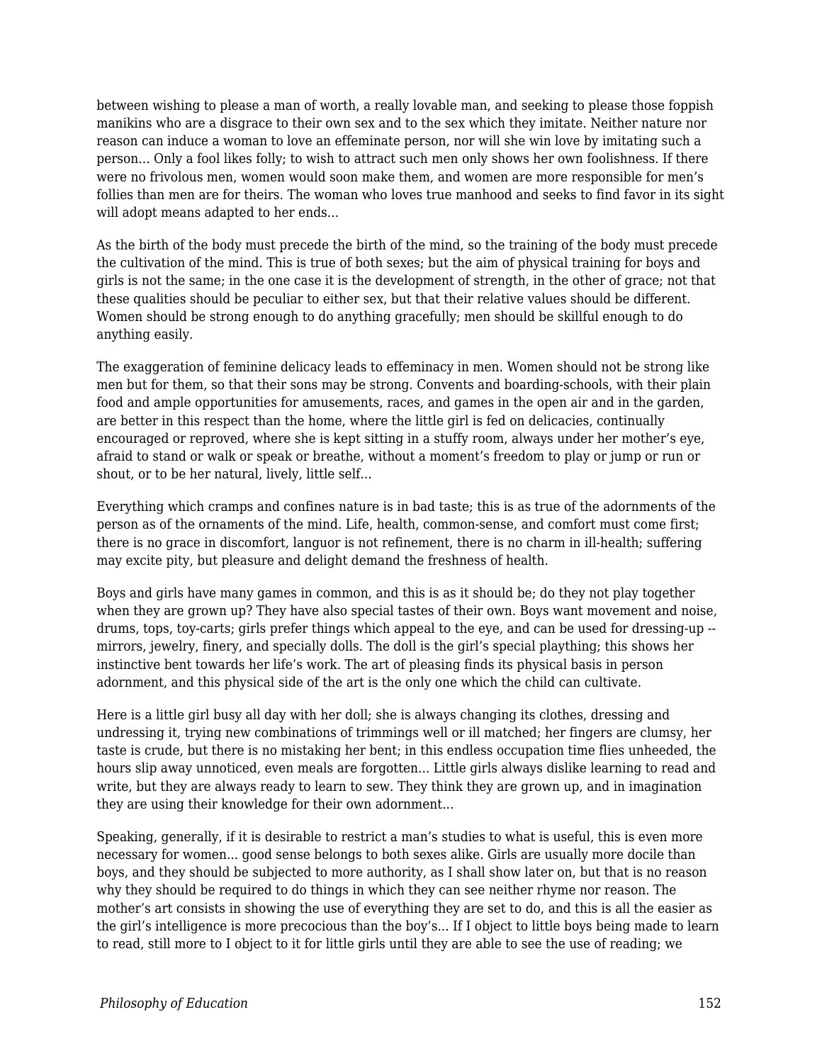between wishing to please a man of worth, a really lovable man, and seeking to please those foppish manikins who are a disgrace to their own sex and to the sex which they imitate. Neither nature nor reason can induce a woman to love an effeminate person, nor will she win love by imitating such a person... Only a fool likes folly; to wish to attract such men only shows her own foolishness. If there were no frivolous men, women would soon make them, and women are more responsible for men's follies than men are for theirs. The woman who loves true manhood and seeks to find favor in its sight will adopt means adapted to her ends...

As the birth of the body must precede the birth of the mind, so the training of the body must precede the cultivation of the mind. This is true of both sexes; but the aim of physical training for boys and girls is not the same; in the one case it is the development of strength, in the other of grace; not that these qualities should be peculiar to either sex, but that their relative values should be different. Women should be strong enough to do anything gracefully; men should be skillful enough to do anything easily.

The exaggeration of feminine delicacy leads to effeminacy in men. Women should not be strong like men but for them, so that their sons may be strong. Convents and boarding-schools, with their plain food and ample opportunities for amusements, races, and games in the open air and in the garden, are better in this respect than the home, where the little girl is fed on delicacies, continually encouraged or reproved, where she is kept sitting in a stuffy room, always under her mother's eye, afraid to stand or walk or speak or breathe, without a moment's freedom to play or jump or run or shout, or to be her natural, lively, little self...

Everything which cramps and confines nature is in bad taste; this is as true of the adornments of the person as of the ornaments of the mind. Life, health, common-sense, and comfort must come first; there is no grace in discomfort, languor is not refinement, there is no charm in ill-health; suffering may excite pity, but pleasure and delight demand the freshness of health.

Boys and girls have many games in common, and this is as it should be; do they not play together when they are grown up? They have also special tastes of their own. Boys want movement and noise, drums, tops, toy-carts; girls prefer things which appeal to the eye, and can be used for dressing-up -- mirrors, jewelry, finery, and specially dolls. The doll is the girl's special plaything; this shows her instinctive bent towards her life's work. The art of pleasing finds its physical basis in person adornment, and this physical side of the art is the only one which the child can cultivate.

Here is a little girl busy all day with her doll; she is always changing its clothes, dressing and undressing it, trying new combinations of trimmings well or ill matched; her fingers are clumsy, her taste is crude, but there is no mistaking her bent; in this endless occupation time flies unheeded, the hours slip away unnoticed, even meals are forgotten... Little girls always dislike learning to read and write, but they are always ready to learn to sew. They think they are grown up, and in imagination they are using their knowledge for their own adornment...

Speaking, generally, if it is desirable to restrict a man's studies to what is useful, this is even more necessary for women... good sense belongs to both sexes alike. Girls are usually more docile than boys, and they should be subjected to more authority, as I shall show later on, but that is no reason why they should be required to do things in which they can see neither rhyme nor reason. The mother's art consists in showing the use of everything they are set to do, and this is all the easier as the girl's intelligence is more precocious than the boy's... If I object to little boys being made to learn to read, still more to I object to it for little girls until they are able to see the use of reading; we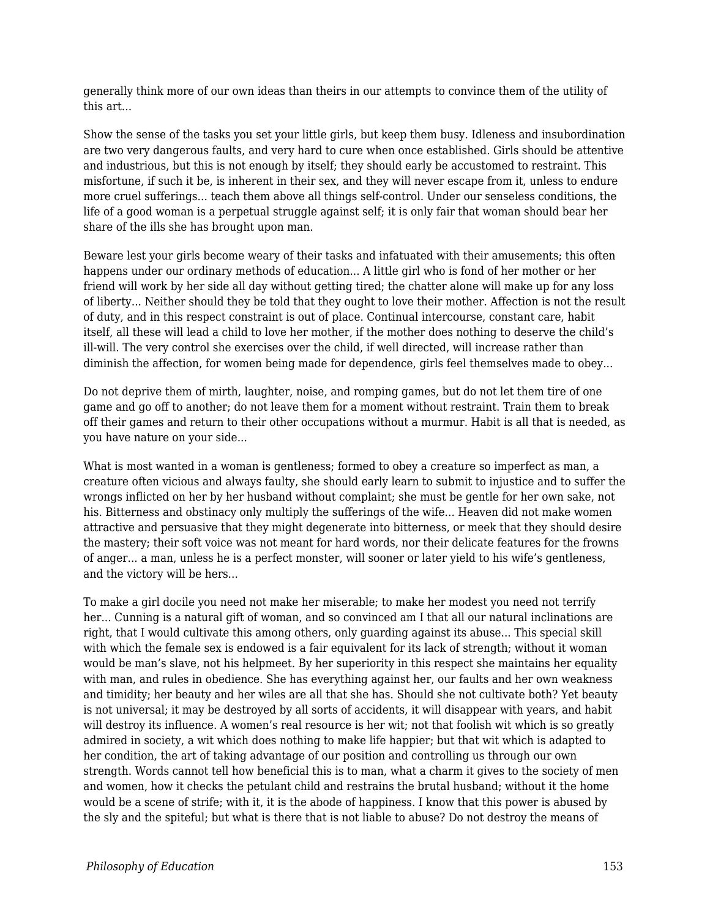generally think more of our own ideas than theirs in our attempts to convince them of the utility of this art...

Show the sense of the tasks you set your little girls, but keep them busy. Idleness and insubordination are two very dangerous faults, and very hard to cure when once established. Girls should be attentive and industrious, but this is not enough by itself; they should early be accustomed to restraint. This misfortune, if such it be, is inherent in their sex, and they will never escape from it, unless to endure more cruel sufferings... teach them above all things self-control. Under our senseless conditions, the life of a good woman is a perpetual struggle against self; it is only fair that woman should bear her share of the ills she has brought upon man.

Beware lest your girls become weary of their tasks and infatuated with their amusements; this often happens under our ordinary methods of education... A little girl who is fond of her mother or her friend will work by her side all day without getting tired; the chatter alone will make up for any loss of liberty... Neither should they be told that they ought to love their mother. Affection is not the result of duty, and in this respect constraint is out of place. Continual intercourse, constant care, habit itself, all these will lead a child to love her mother, if the mother does nothing to deserve the child's ill-will. The very control she exercises over the child, if well directed, will increase rather than diminish the affection, for women being made for dependence, girls feel themselves made to obey...

Do not deprive them of mirth, laughter, noise, and romping games, but do not let them tire of one game and go off to another; do not leave them for a moment without restraint. Train them to break off their games and return to their other occupations without a murmur. Habit is all that is needed, as you have nature on your side...

What is most wanted in a woman is gentleness; formed to obey a creature so imperfect as man, a creature often vicious and always faulty, she should early learn to submit to injustice and to suffer the wrongs inflicted on her by her husband without complaint; she must be gentle for her own sake, not his. Bitterness and obstinacy only multiply the sufferings of the wife... Heaven did not make women attractive and persuasive that they might degenerate into bitterness, or meek that they should desire the mastery; their soft voice was not meant for hard words, nor their delicate features for the frowns of anger... a man, unless he is a perfect monster, will sooner or later yield to his wife's gentleness, and the victory will be hers...

To make a girl docile you need not make her miserable; to make her modest you need not terrify her... Cunning is a natural gift of woman, and so convinced am I that all our natural inclinations are right, that I would cultivate this among others, only guarding against its abuse... This special skill with which the female sex is endowed is a fair equivalent for its lack of strength; without it woman would be man's slave, not his helpmeet. By her superiority in this respect she maintains her equality with man, and rules in obedience. She has everything against her, our faults and her own weakness and timidity; her beauty and her wiles are all that she has. Should she not cultivate both? Yet beauty is not universal; it may be destroyed by all sorts of accidents, it will disappear with years, and habit will destroy its influence. A women's real resource is her wit; not that foolish wit which is so greatly admired in society, a wit which does nothing to make life happier; but that wit which is adapted to her condition, the art of taking advantage of our position and controlling us through our own strength. Words cannot tell how beneficial this is to man, what a charm it gives to the society of men and women, how it checks the petulant child and restrains the brutal husband; without it the home would be a scene of strife; with it, it is the abode of happiness. I know that this power is abused by the sly and the spiteful; but what is there that is not liable to abuse? Do not destroy the means of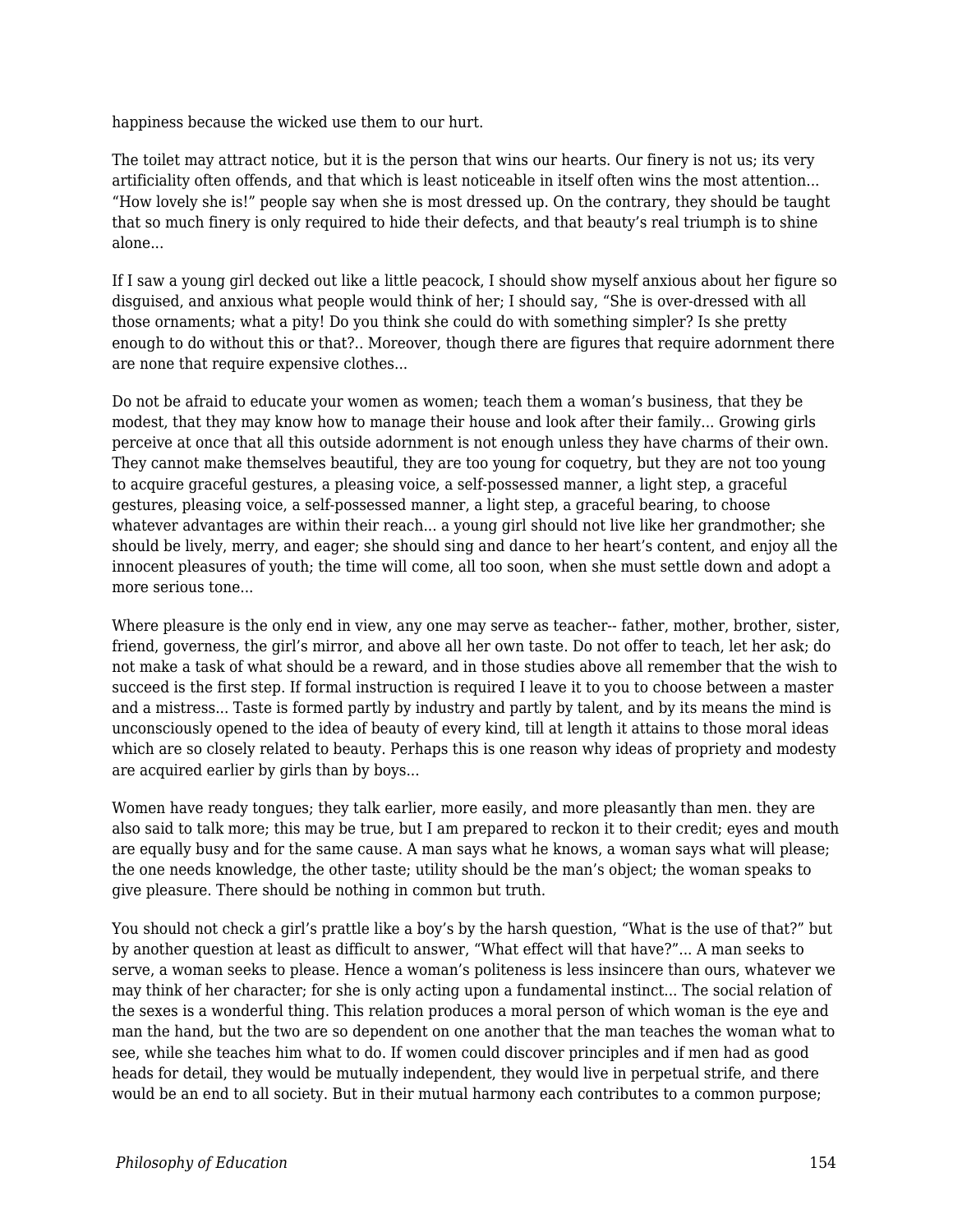happiness because the wicked use them to our hurt.

The toilet may attract notice, but it is the person that wins our hearts. Our finery is not us; its very artificiality often offends, and that which is least noticeable in itself often wins the most attention... “How lovely she is!” people say when she is most dressed up. On the contrary, they should be taught that so much finery is only required to hide their defects, and that beauty’s real triumph is to shine alone...

If I saw a young girl decked out like a little peacock, I should show myself anxious about her figure so disguised, and anxious what people would think of her; I should say, “She is over-dressed with all those ornaments; what a pity! Do you think she could do with something simpler? Is she pretty enough to do without this or that?.. Moreover, though there are figures that require adornment there are none that require expensive clothes...

Do not be afraid to educate your women as women; teach them a woman’s business, that they be modest, that they may know how to manage their house and look after their family... Growing girls perceive at once that all this outside adornment is not enough unless they have charms of their own. They cannot make themselves beautiful, they are too young for coquetry, but they are not too young to acquire graceful gestures, a pleasing voice, a self-possessed manner, a light step, a graceful gestures, pleasing voice, a self-possessed manner, a light step, a graceful bearing, to choose whatever advantages are within their reach... a young girl should not live like her grandmother; she should be lively, merry, and eager; she should sing and dance to her heart’s content, and enjoy all the innocent pleasures of youth; the time will come, all too soon, when she must settle down and adopt a more serious tone...

Where pleasure is the only end in view, any one may serve as teacher-- father, mother, brother, sister, friend, governess, the girl’s mirror, and above all her own taste. Do not offer to teach, let her ask; do not make a task of what should be a reward, and in those studies above all remember that the wish to succeed is the first step. If formal instruction is required I leave it to you to choose between a master and a mistress... Taste is formed partly by industry and partly by talent, and by its means the mind is unconsciously opened to the idea of beauty of every kind, till at length it attains to those moral ideas which are so closely related to beauty. Perhaps this is one reason why ideas of propriety and modesty are acquired earlier by girls than by boys...

Women have ready tongues; they talk earlier, more easily, and more pleasantly than men. they are also said to talk more; this may be true, but I am prepared to reckon it to their credit; eyes and mouth are equally busy and for the same cause. A man says what he knows, a woman says what will please; the one needs knowledge, the other taste; utility should be the man’s object; the woman speaks to give pleasure. There should be nothing in common but truth.

You should not check a girl’s prattle like a boy’s by the harsh question, “What is the use of that?” but by another question at least as difficult to answer, “What effect will that have?”... A man seeks to serve, a woman seeks to please. Hence a woman’s politeness is less insincere than ours, whatever we may think of her character; for she is only acting upon a fundamental instinct... The social relation of the sexes is a wonderful thing. This relation produces a moral person of which woman is the eye and man the hand, but the two are so dependent on one another that the man teaches the woman what to see, while she teaches him what to do. If women could discover principles and if men had as good heads for detail, they would be mutually independent, they would live in perpetual strife, and there would be an end to all society. But in their mutual harmony each contributes to a common purpose;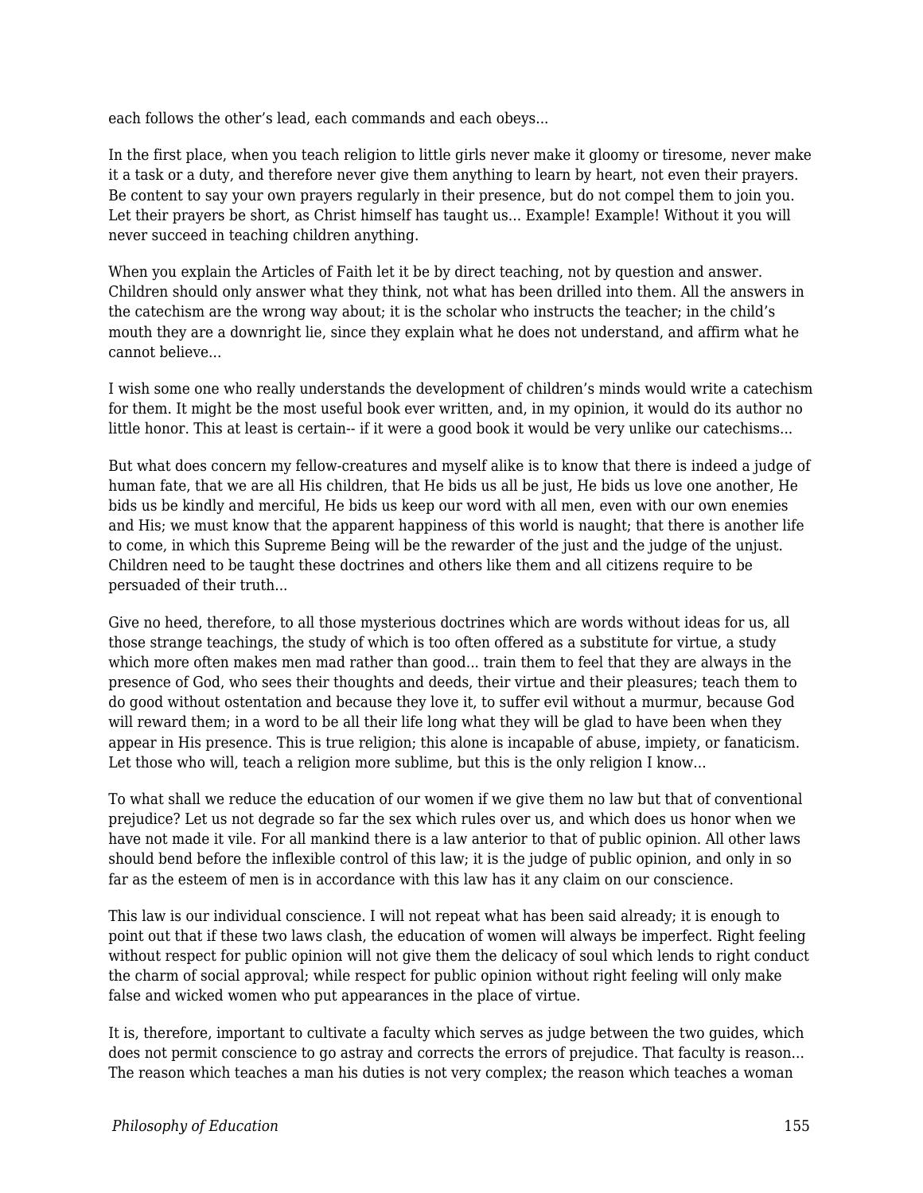each follows the other’s lead, each commands and each obeys...

In the first place, when you teach religion to little girls never make it gloomy or tiresome, never make it a task or a duty, and therefore never give them anything to learn by heart, not even their prayers. Be content to say your own prayers regularly in their presence, but do not compel them to join you. Let their prayers be short, as Christ himself has taught us... Example! Example! Without it you will never succeed in teaching children anything.

When you explain the Articles of Faith let it be by direct teaching, not by question and answer. Children should only answer what they think, not what has been drilled into them. All the answers in the catechism are the wrong way about; it is the scholar who instructs the teacher; in the child’s mouth they are a downright lie, since they explain what he does not understand, and affirm what he cannot believe...

I wish some one who really understands the development of children’s minds would write a catechism for them. It might be the most useful book ever written, and, in my opinion, it would do its author no little honor. This at least is certain-- if it were a good book it would be very unlike our catechisms...

But what does concern my fellow-creatures and myself alike is to know that there is indeed a judge of human fate, that we are all His children, that He bids us all be just, He bids us love one another, He bids us be kindly and merciful, He bids us keep our word with all men, even with our own enemies and His; we must know that the apparent happiness of this world is naught; that there is another life to come, in which this Supreme Being will be the rewarder of the just and the judge of the unjust. Children need to be taught these doctrines and others like them and all citizens require to be persuaded of their truth...

Give no heed, therefore, to all those mysterious doctrines which are words without ideas for us, all those strange teachings, the study of which is too often offered as a substitute for virtue, a study which more often makes men mad rather than good... train them to feel that they are always in the presence of God, who sees their thoughts and deeds, their virtue and their pleasures; teach them to do good without ostentation and because they love it, to suffer evil without a murmur, because God will reward them; in a word to be all their life long what they will be glad to have been when they appear in His presence. This is true religion; this alone is incapable of abuse, impiety, or fanaticism. Let those who will, teach a religion more sublime, but this is the only religion I know...

To what shall we reduce the education of our women if we give them no law but that of conventional prejudice? Let us not degrade so far the sex which rules over us, and which does us honor when we have not made it vile. For all mankind there is a law anterior to that of public opinion. All other laws should bend before the inflexible control of this law; it is the judge of public opinion, and only in so far as the esteem of men is in accordance with this law has it any claim on our conscience.

This law is our individual conscience. I will not repeat what has been said already; it is enough to point out that if these two laws clash, the education of women will always be imperfect. Right feeling without respect for public opinion will not give them the delicacy of soul which lends to right conduct the charm of social approval; while respect for public opinion without right feeling will only make false and wicked women who put appearances in the place of virtue.

It is, therefore, important to cultivate a faculty which serves as judge between the two guides, which does not permit conscience to go astray and corrects the errors of prejudice. That faculty is reason... The reason which teaches a man his duties is not very complex; the reason which teaches a woman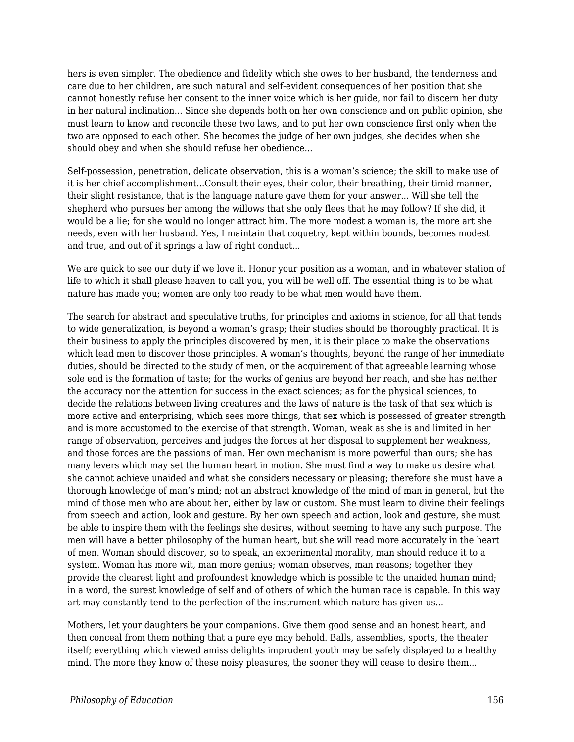hers is even simpler. The obedience and fidelity which she owes to her husband, the tenderness and care due to her children, are such natural and self-evident consequences of her position that she cannot honestly refuse her consent to the inner voice which is her guide, nor fail to discern her duty in her natural inclination... Since she depends both on her own conscience and on public opinion, she must learn to know and reconcile these two laws, and to put her own conscience first only when the two are opposed to each other. She becomes the judge of her own judges, she decides when she should obey and when she should refuse her obedience...

Self-possession, penetration, delicate observation, this is a woman's science; the skill to make use of it is her chief accomplishment...Consult their eyes, their color, their breathing, their timid manner, their slight resistance, that is the language nature gave them for your answer... Will she tell the shepherd who pursues her among the willows that she only flees that he may follow? If she did, it would be a lie; for she would no longer attract him. The more modest a woman is, the more art she needs, even with her husband. Yes, I maintain that coquetry, kept within bounds, becomes modest and true, and out of it springs a law of right conduct...

We are quick to see our duty if we love it. Honor your position as a woman, and in whatever station of life to which it shall please heaven to call you, you will be well off. The essential thing is to be what nature has made you; women are only too ready to be what men would have them.

The search for abstract and speculative truths, for principles and axioms in science, for all that tends to wide generalization, is beyond a woman's grasp; their studies should be thoroughly practical. It is their business to apply the principles discovered by men, it is their place to make the observations which lead men to discover those principles. A woman's thoughts, beyond the range of her immediate duties, should be directed to the study of men, or the acquirement of that agreeable learning whose sole end is the formation of taste; for the works of genius are beyond her reach, and she has neither the accuracy nor the attention for success in the exact sciences; as for the physical sciences, to decide the relations between living creatures and the laws of nature is the task of that sex which is more active and enterprising, which sees more things, that sex which is possessed of greater strength and is more accustomed to the exercise of that strength. Woman, weak as she is and limited in her range of observation, perceives and judges the forces at her disposal to supplement her weakness, and those forces are the passions of man. Her own mechanism is more powerful than ours; she has many levers which may set the human heart in motion. She must find a way to make us desire what she cannot achieve unaided and what she considers necessary or pleasing; therefore she must have a thorough knowledge of man's mind; not an abstract knowledge of the mind of man in general, but the mind of those men who are about her, either by law or custom. She must learn to divine their feelings from speech and action, look and gesture. By her own speech and action, look and gesture, she must be able to inspire them with the feelings she desires, without seeming to have any such purpose. The men will have a better philosophy of the human heart, but she will read more accurately in the heart of men. Woman should discover, so to speak, an experimental morality, man should reduce it to a system. Woman has more wit, man more genius; woman observes, man reasons; together they provide the clearest light and profoundest knowledge which is possible to the unaided human mind; in a word, the surest knowledge of self and of others of which the human race is capable. In this way art may constantly tend to the perfection of the instrument which nature has given us...

Mothers, let your daughters be your companions. Give them good sense and an honest heart, and then conceal from them nothing that a pure eye may behold. Balls, assemblies, sports, the theater itself; everything which viewed amiss delights imprudent youth may be safely displayed to a healthy mind. The more they know of these noisy pleasures, the sooner they will cease to desire them...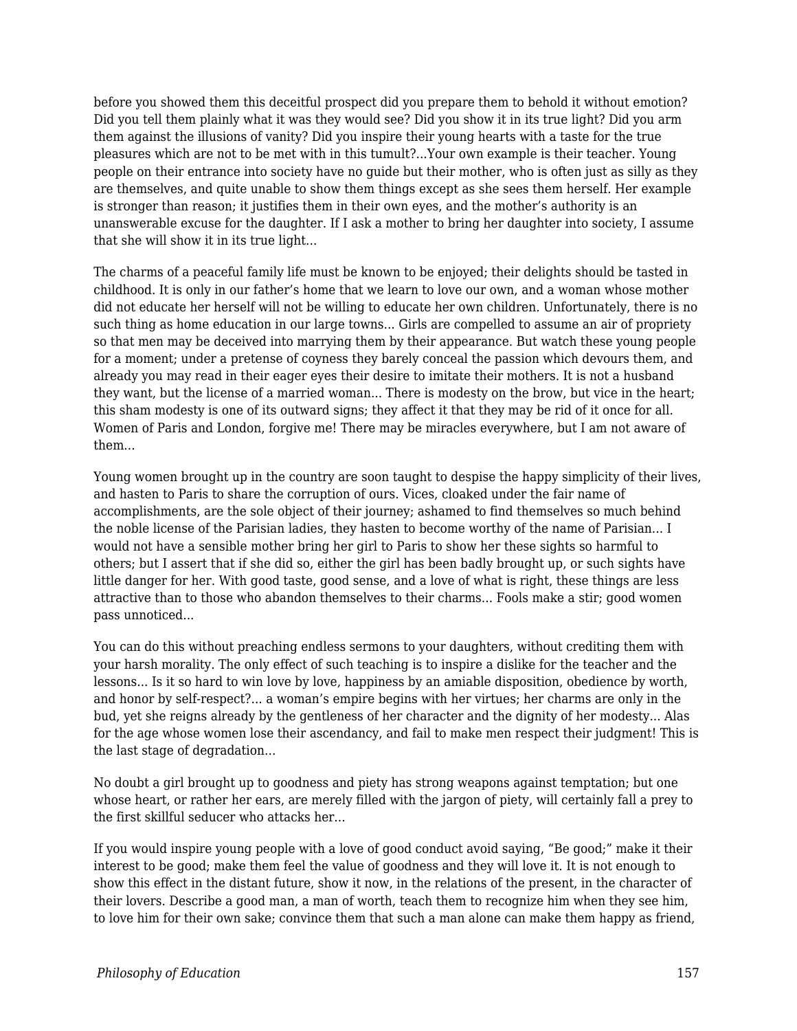before you showed them this deceitful prospect did you prepare them to behold it without emotion? Did you tell them plainly what it was they would see? Did you show it in its true light? Did you arm them against the illusions of vanity? Did you inspire their young hearts with a taste for the true pleasures which are not to be met with in this tumult?...Your own example is their teacher. Young people on their entrance into society have no guide but their mother, who is often just as silly as they are themselves, and quite unable to show them things except as she sees them herself. Her example is stronger than reason; it justifies them in their own eyes, and the mother's authority is an unanswerable excuse for the daughter. If I ask a mother to bring her daughter into society, I assume that she will show it in its true light...

The charms of a peaceful family life must be known to be enjoyed; their delights should be tasted in childhood. It is only in our father's home that we learn to love our own, and a woman whose mother did not educate her herself will not be willing to educate her own children. Unfortunately, there is no such thing as home education in our large towns... Girls are compelled to assume an air of propriety so that men may be deceived into marrying them by their appearance. But watch these young people for a moment; under a pretense of coyness they barely conceal the passion which devours them, and already you may read in their eager eyes their desire to imitate their mothers. It is not a husband they want, but the license of a married woman... There is modesty on the brow, but vice in the heart; this sham modesty is one of its outward signs; they affect it that they may be rid of it once for all. Women of Paris and London, forgive me! There may be miracles everywhere, but I am not aware of them...

Young women brought up in the country are soon taught to despise the happy simplicity of their lives, and hasten to Paris to share the corruption of ours. Vices, cloaked under the fair name of accomplishments, are the sole object of their journey; ashamed to find themselves so much behind the noble license of the Parisian ladies, they hasten to become worthy of the name of Parisian... I would not have a sensible mother bring her girl to Paris to show her these sights so harmful to others; but I assert that if she did so, either the girl has been badly brought up, or such sights have little danger for her. With good taste, good sense, and a love of what is right, these things are less attractive than to those who abandon themselves to their charms... Fools make a stir; good women pass unnoticed...

You can do this without preaching endless sermons to your daughters, without crediting them with your harsh morality. The only effect of such teaching is to inspire a dislike for the teacher and the lessons... Is it so hard to win love by love, happiness by an amiable disposition, obedience by worth, and honor by self-respect?... a woman's empire begins with her virtues; her charms are only in the bud, yet she reigns already by the gentleness of her character and the dignity of her modesty... Alas for the age whose women lose their ascendancy, and fail to make men respect their judgment! This is the last stage of degradation...

No doubt a girl brought up to goodness and piety has strong weapons against temptation; but one whose heart, or rather her ears, are merely filled with the jargon of piety, will certainly fall a prey to the first skillful seducer who attacks her...

If you would inspire young people with a love of good conduct avoid saying, "Be good;" make it their interest to be good; make them feel the value of goodness and they will love it. It is not enough to show this effect in the distant future, show it now, in the relations of the present, in the character of their lovers. Describe a good man, a man of worth, teach them to recognize him when they see him, to love him for their own sake; convince them that such a man alone can make them happy as friend,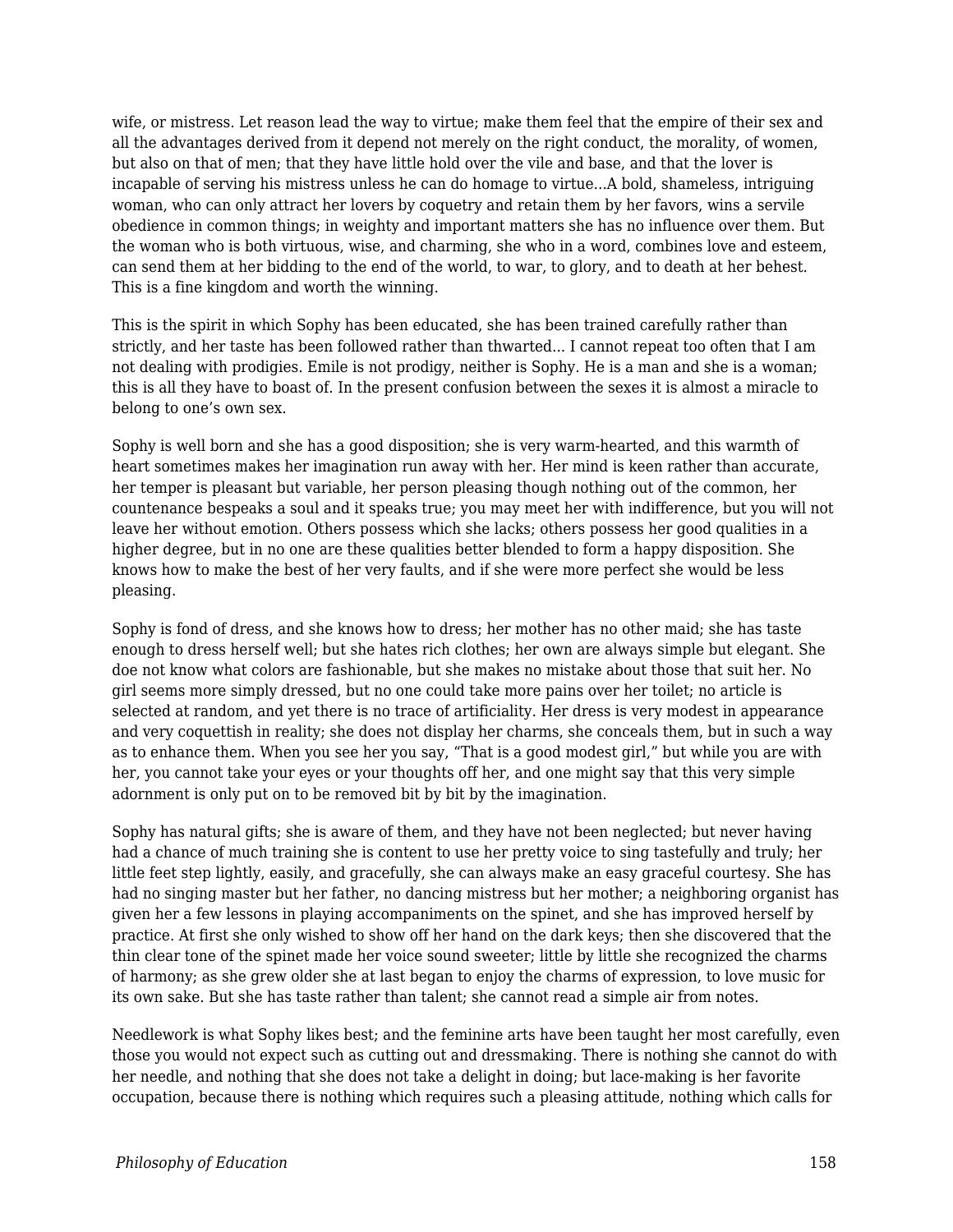wife, or mistress. Let reason lead the way to virtue; make them feel that the empire of their sex and all the advantages derived from it depend not merely on the right conduct, the morality, of women, but also on that of men; that they have little hold over the vile and base, and that the lover is incapable of serving his mistress unless he can do homage to virtue...A bold, shameless, intriguing woman, who can only attract her lovers by coquetry and retain them by her favors, wins a servile obedience in common things; in weighty and important matters she has no influence over them. But the woman who is both virtuous, wise, and charming, she who in a word, combines love and esteem, can send them at her bidding to the end of the world, to war, to glory, and to death at her behest. This is a fine kingdom and worth the winning.

This is the spirit in which Sophy has been educated, she has been trained carefully rather than strictly, and her taste has been followed rather than thwarted... I cannot repeat too often that I am not dealing with prodigies. Emile is not prodigy, neither is Sophy. He is a man and she is a woman; this is all they have to boast of. In the present confusion between the sexes it is almost a miracle to belong to one's own sex.

Sophy is well born and she has a good disposition; she is very warm-hearted, and this warmth of heart sometimes makes her imagination run away with her. Her mind is keen rather than accurate, her temper is pleasant but variable, her person pleasing though nothing out of the common, her countenance bespeaks a soul and it speaks true; you may meet her with indifference, but you will not leave her without emotion. Others possess which she lacks; others possess her good qualities in a higher degree, but in no one are these qualities better blended to form a happy disposition. She knows how to make the best of her very faults, and if she were more perfect she would be less pleasing.

Sophy is fond of dress, and she knows how to dress; her mother has no other maid; she has taste enough to dress herself well; but she hates rich clothes; her own are always simple but elegant. She doe not know what colors are fashionable, but she makes no mistake about those that suit her. No girl seems more simply dressed, but no one could take more pains over her toilet; no article is selected at random, and yet there is no trace of artificiality. Her dress is very modest in appearance and very coquettish in reality; she does not display her charms, she conceals them, but in such a way as to enhance them. When you see her you say, "That is a good modest girl," but while you are with her, you cannot take your eyes or your thoughts off her, and one might say that this very simple adornment is only put on to be removed bit by bit by the imagination.

Sophy has natural gifts; she is aware of them, and they have not been neglected; but never having had a chance of much training she is content to use her pretty voice to sing tastefully and truly; her little feet step lightly, easily, and gracefully, she can always make an easy graceful courtesy. She has had no singing master but her father, no dancing mistress but her mother; a neighboring organist has given her a few lessons in playing accompaniments on the spinet, and she has improved herself by practice. At first she only wished to show off her hand on the dark keys; then she discovered that the thin clear tone of the spinet made her voice sound sweeter; little by little she recognized the charms of harmony; as she grew older she at last began to enjoy the charms of expression, to love music for its own sake. But she has taste rather than talent; she cannot read a simple air from notes.

Needlework is what Sophy likes best; and the feminine arts have been taught her most carefully, even those you would not expect such as cutting out and dressmaking. There is nothing she cannot do with her needle, and nothing that she does not take a delight in doing; but lace-making is her favorite occupation, because there is nothing which requires such a pleasing attitude, nothing which calls for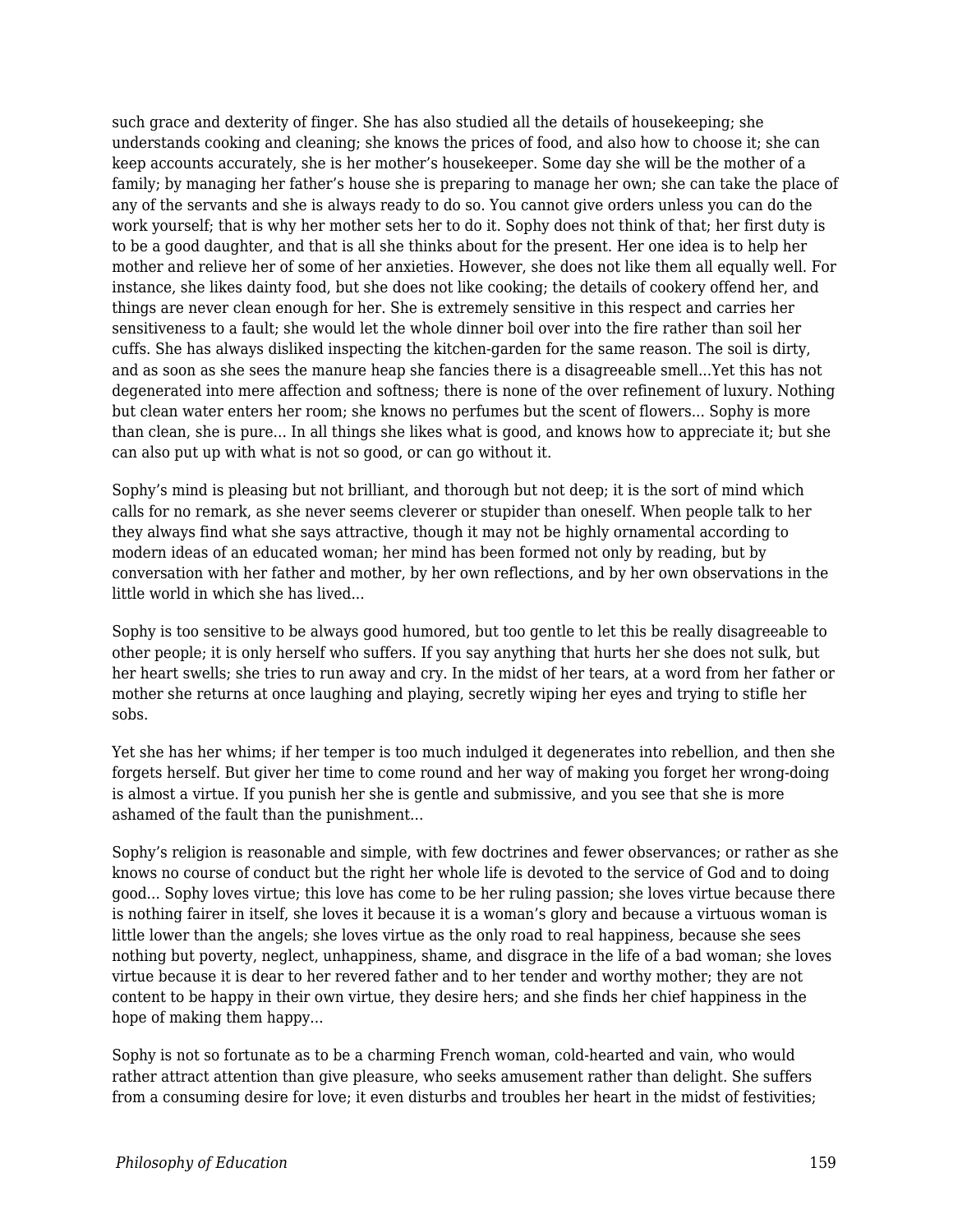such grace and dexterity of finger. She has also studied all the details of housekeeping; she understands cooking and cleaning; she knows the prices of food, and also how to choose it; she can keep accounts accurately, she is her mother's housekeeper. Some day she will be the mother of a family; by managing her father's house she is preparing to manage her own; she can take the place of any of the servants and she is always ready to do so. You cannot give orders unless you can do the work yourself; that is why her mother sets her to do it. Sophy does not think of that; her first duty is to be a good daughter, and that is all she thinks about for the present. Her one idea is to help her mother and relieve her of some of her anxieties. However, she does not like them all equally well. For instance, she likes dainty food, but she does not like cooking; the details of cookery offend her, and things are never clean enough for her. She is extremely sensitive in this respect and carries her sensitiveness to a fault; she would let the whole dinner boil over into the fire rather than soil her cuffs. She has always disliked inspecting the kitchen-garden for the same reason. The soil is dirty, and as soon as she sees the manure heap she fancies there is a disagreeable smell…Yet this has not degenerated into mere affection and softness; there is none of the over refinement of luxury. Nothing but clean water enters her room; she knows no perfumes but the scent of flowers… Sophy is more than clean, she is pure… In all things she likes what is good, and knows how to appreciate it; but she can also put up with what is not so good, or can go without it.

Sophy's mind is pleasing but not brilliant, and thorough but not deep; it is the sort of mind which calls for no remark, as she never seems cleverer or stupider than oneself. When people talk to her they always find what she says attractive, though it may not be highly ornamental according to modern ideas of an educated woman; her mind has been formed not only by reading, but by conversation with her father and mother, by her own reflections, and by her own observations in the little world in which she has lived…

Sophy is too sensitive to be always good humored, but too gentle to let this be really disagreeable to other people; it is only herself who suffers. If you say anything that hurts her she does not sulk, but her heart swells; she tries to run away and cry. In the midst of her tears, at a word from her father or mother she returns at once laughing and playing, secretly wiping her eyes and trying to stifle her sobs.

Yet she has her whims; if her temper is too much indulged it degenerates into rebellion, and then she forgets herself. But giver her time to come round and her way of making you forget her wrong-doing is almost a virtue. If you punish her she is gentle and submissive, and you see that she is more ashamed of the fault than the punishment…

Sophy's religion is reasonable and simple, with few doctrines and fewer observances; or rather as she knows no course of conduct but the right her whole life is devoted to the service of God and to doing good… Sophy loves virtue; this love has come to be her ruling passion; she loves virtue because there is nothing fairer in itself, she loves it because it is a woman's glory and because a virtuous woman is little lower than the angels; she loves virtue as the only road to real happiness, because she sees nothing but poverty, neglect, unhappiness, shame, and disgrace in the life of a bad woman; she loves virtue because it is dear to her revered father and to her tender and worthy mother; they are not content to be happy in their own virtue, they desire hers; and she finds her chief happiness in the hope of making them happy…

Sophy is not so fortunate as to be a charming French woman, cold-hearted and vain, who would rather attract attention than give pleasure, who seeks amusement rather than delight. She suffers from a consuming desire for love; it even disturbs and troubles her heart in the midst of festivities;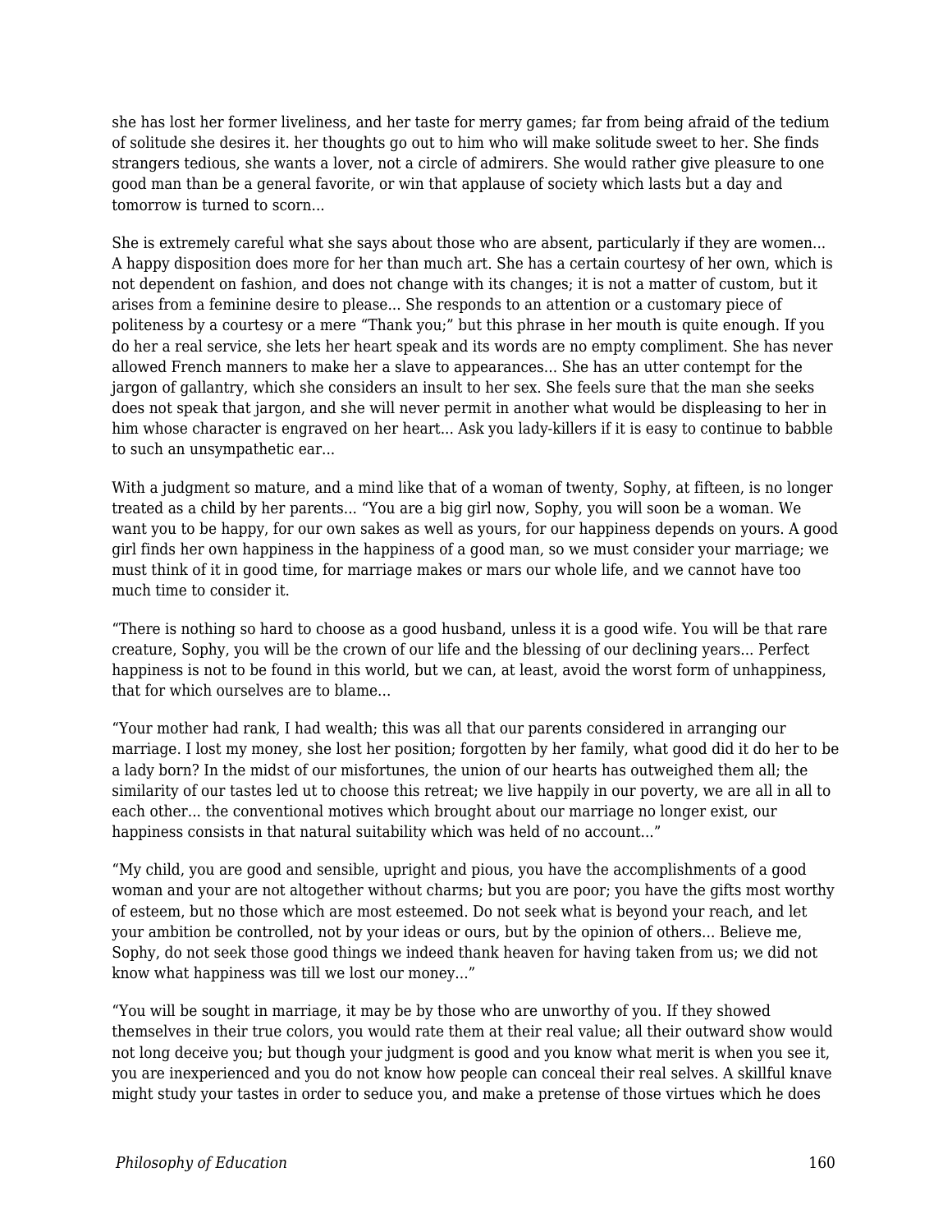she has lost her former liveliness, and her taste for merry games; far from being afraid of the tedium of solitude she desires it. her thoughts go out to him who will make solitude sweet to her. She finds strangers tedious, she wants a lover, not a circle of admirers. She would rather give pleasure to one good man than be a general favorite, or win that applause of society which lasts but a day and tomorrow is turned to scorn...

She is extremely careful what she says about those who are absent, particularly if they are women... A happy disposition does more for her than much art. She has a certain courtesy of her own, which is not dependent on fashion, and does not change with its changes; it is not a matter of custom, but it arises from a feminine desire to please... She responds to an attention or a customary piece of politeness by a courtesy or a mere “Thank you;” but this phrase in her mouth is quite enough. If you do her a real service, she lets her heart speak and its words are no empty compliment. She has never allowed French manners to make her a slave to appearances... She has an utter contempt for the jargon of gallantry, which she considers an insult to her sex. She feels sure that the man she seeks does not speak that jargon, and she will never permit in another what would be displeasing to her in him whose character is engraved on her heart... Ask you lady-killers if it is easy to continue to babble to such an unsympathetic ear...

With a judgment so mature, and a mind like that of a woman of twenty, Sophy, at fifteen, is no longer treated as a child by her parents... “You are a big girl now, Sophy, you will soon be a woman. We want you to be happy, for our own sakes as well as yours, for our happiness depends on yours. A good girl finds her own happiness in the happiness of a good man, so we must consider your marriage; we must think of it in good time, for marriage makes or mars our whole life, and we cannot have too much time to consider it.

“There is nothing so hard to choose as a good husband, unless it is a good wife. You will be that rare creature, Sophy, you will be the crown of our life and the blessing of our declining years... Perfect happiness is not to be found in this world, but we can, at least, avoid the worst form of unhappiness, that for which ourselves are to blame...

“Your mother had rank, I had wealth; this was all that our parents considered in arranging our marriage. I lost my money, she lost her position; forgotten by her family, what good did it do her to be a lady born? In the midst of our misfortunes, the union of our hearts has outweighed them all; the similarity of our tastes led ut to choose this retreat; we live happily in our poverty, we are all in all to each other... the conventional motives which brought about our marriage no longer exist, our happiness consists in that natural suitability which was held of no account...”

“My child, you are good and sensible, upright and pious, you have the accomplishments of a good woman and your are not altogether without charms; but you are poor; you have the gifts most worthy of esteem, but no those which are most esteemed. Do not seek what is beyond your reach, and let your ambition be controlled, not by your ideas or ours, but by the opinion of others... Believe me, Sophy, do not seek those good things we indeed thank heaven for having taken from us; we did not know what happiness was till we lost our money...”

“You will be sought in marriage, it may be by those who are unworthy of you. If they showed themselves in their true colors, you would rate them at their real value; all their outward show would not long deceive you; but though your judgment is good and you know what merit is when you see it, you are inexperienced and you do not know how people can conceal their real selves. A skillful knave might study your tastes in order to seduce you, and make a pretense of those virtues which he does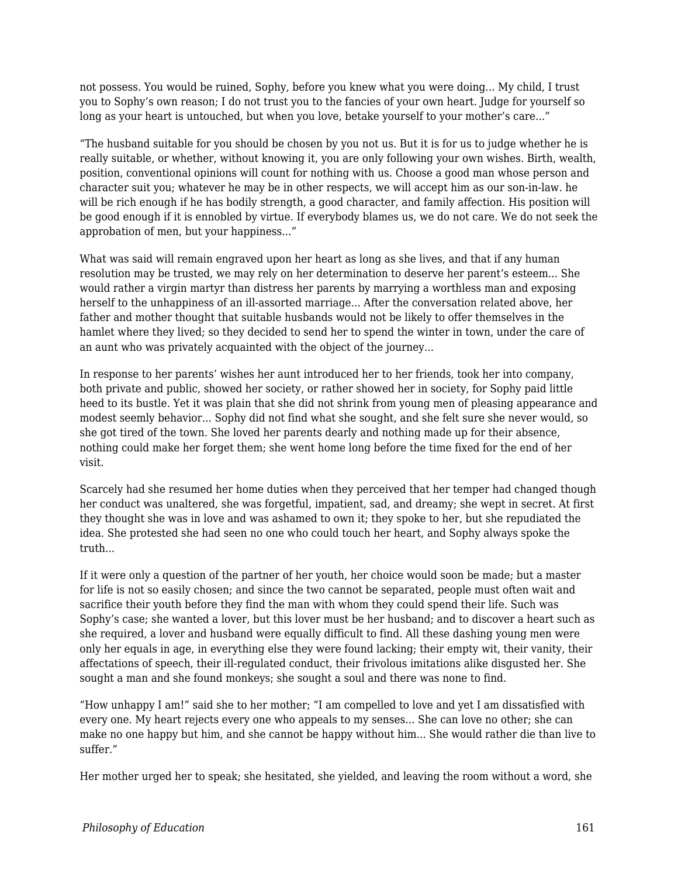not possess. You would be ruined, Sophy, before you knew what you were doing... My child, I trust you to Sophy's own reason; I do not trust you to the fancies of your own heart. Judge for yourself so long as your heart is untouched, but when you love, betake yourself to your mother's care..."

"The husband suitable for you should be chosen by you not us. But it is for us to judge whether he is really suitable, or whether, without knowing it, you are only following your own wishes. Birth, wealth, position, conventional opinions will count for nothing with us. Choose a good man whose person and character suit you; whatever he may be in other respects, we will accept him as our son-in-law. he will be rich enough if he has bodily strength, a good character, and family affection. His position will be good enough if it is ennobled by virtue. If everybody blames us, we do not care. We do not seek the approbation of men, but your happiness..."

What was said will remain engraved upon her heart as long as she lives, and that if any human resolution may be trusted, we may rely on her determination to deserve her parent's esteem... She would rather a virgin martyr than distress her parents by marrying a worthless man and exposing herself to the unhappiness of an ill-assorted marriage... After the conversation related above, her father and mother thought that suitable husbands would not be likely to offer themselves in the hamlet where they lived; so they decided to send her to spend the winter in town, under the care of an aunt who was privately acquainted with the object of the journey...

In response to her parents' wishes her aunt introduced her to her friends, took her into company, both private and public, showed her society, or rather showed her in society, for Sophy paid little heed to its bustle. Yet it was plain that she did not shrink from young men of pleasing appearance and modest seemly behavior... Sophy did not find what she sought, and she felt sure she never would, so she got tired of the town. She loved her parents dearly and nothing made up for their absence, nothing could make her forget them; she went home long before the time fixed for the end of her visit.

Scarcely had she resumed her home duties when they perceived that her temper had changed though her conduct was unaltered, she was forgetful, impatient, sad, and dreamy; she wept in secret. At first they thought she was in love and was ashamed to own it; they spoke to her, but she repudiated the idea. She protested she had seen no one who could touch her heart, and Sophy always spoke the truth...

If it were only a question of the partner of her youth, her choice would soon be made; but a master for life is not so easily chosen; and since the two cannot be separated, people must often wait and sacrifice their youth before they find the man with whom they could spend their life. Such was Sophy's case; she wanted a lover, but this lover must be her husband; and to discover a heart such as she required, a lover and husband were equally difficult to find. All these dashing young men were only her equals in age, in everything else they were found lacking; their empty wit, their vanity, their affectations of speech, their ill-regulated conduct, their frivolous imitations alike disgusted her. She sought a man and she found monkeys; she sought a soul and there was none to find.

"How unhappy I am!" said she to her mother; "I am compelled to love and yet I am dissatisfied with every one. My heart rejects every one who appeals to my senses... She can love no other; she can make no one happy but him, and she cannot be happy without him... She would rather die than live to suffer."

Her mother urged her to speak; she hesitated, she yielded, and leaving the room without a word, she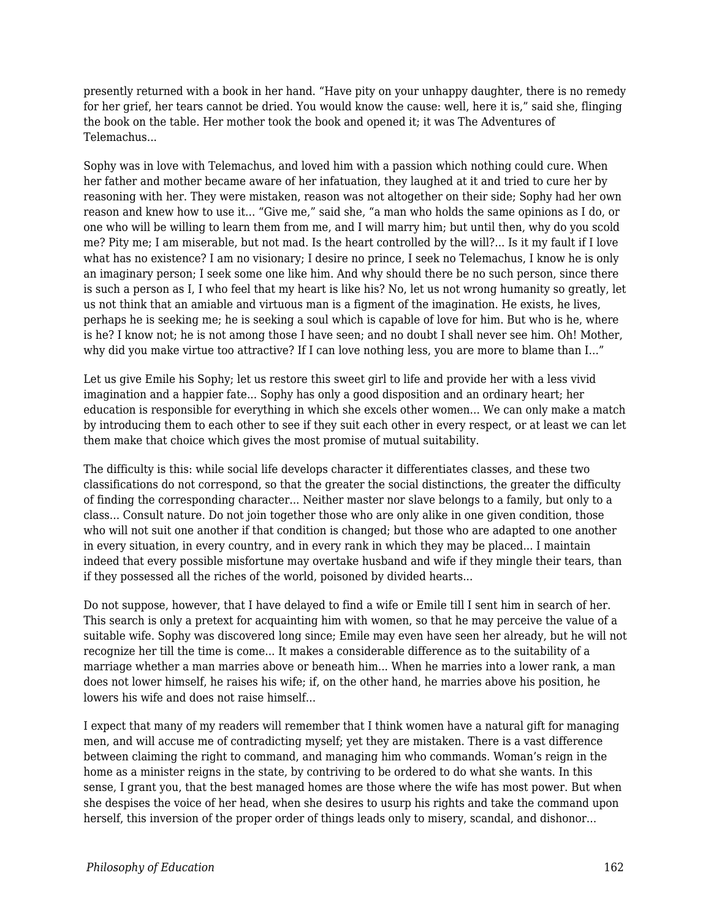presently returned with a book in her hand. “Have pity on your unhappy daughter, there is no remedy for her grief, her tears cannot be dried. You would know the cause: well, here it is,” said she, flinging the book on the table. Her mother took the book and opened it; it was The Adventures of Telemachus...

Sophy was in love with Telemachus, and loved him with a passion which nothing could cure. When her father and mother became aware of her infatuation, they laughed at it and tried to cure her by reasoning with her. They were mistaken, reason was not altogether on their side; Sophy had her own reason and knew how to use it... “Give me,” said she, “a man who holds the same opinions as I do, or one who will be willing to learn them from me, and I will marry him; but until then, why do you scold me? Pity me; I am miserable, but not mad. Is the heart controlled by the will?... Is it my fault if I love what has no existence? I am no visionary; I desire no prince, I seek no Telemachus, I know he is only an imaginary person; I seek some one like him. And why should there be no such person, since there is such a person as I, I who feel that my heart is like his? No, let us not wrong humanity so greatly, let us not think that an amiable and virtuous man is a figment of the imagination. He exists, he lives, perhaps he is seeking me; he is seeking a soul which is capable of love for him. But who is he, where is he? I know not; he is not among those I have seen; and no doubt I shall never see him. Oh! Mother, why did you make virtue too attractive? If I can love nothing less, you are more to blame than I...”

Let us give Emile his Sophy; let us restore this sweet girl to life and provide her with a less vivid imagination and a happier fate... Sophy has only a good disposition and an ordinary heart; her education is responsible for everything in which she excels other women... We can only make a match by introducing them to each other to see if they suit each other in every respect, or at least we can let them make that choice which gives the most promise of mutual suitability.

The difficulty is this: while social life develops character it differentiates classes, and these two classifications do not correspond, so that the greater the social distinctions, the greater the difficulty of finding the corresponding character... Neither master nor slave belongs to a family, but only to a class... Consult nature. Do not join together those who are only alike in one given condition, those who will not suit one another if that condition is changed; but those who are adapted to one another in every situation, in every country, and in every rank in which they may be placed... I maintain indeed that every possible misfortune may overtake husband and wife if they mingle their tears, than if they possessed all the riches of the world, poisoned by divided hearts...

Do not suppose, however, that I have delayed to find a wife or Emile till I sent him in search of her. This search is only a pretext for acquainting him with women, so that he may perceive the value of a suitable wife. Sophy was discovered long since; Emile may even have seen her already, but he will not recognize her till the time is come... It makes a considerable difference as to the suitability of a marriage whether a man marries above or beneath him... When he marries into a lower rank, a man does not lower himself, he raises his wife; if, on the other hand, he marries above his position, he lowers his wife and does not raise himself...

I expect that many of my readers will remember that I think women have a natural gift for managing men, and will accuse me of contradicting myself; yet they are mistaken. There is a vast difference between claiming the right to command, and managing him who commands. Woman’s reign in the home as a minister reigns in the state, by contriving to be ordered to do what she wants. In this sense, I grant you, that the best managed homes are those where the wife has most power. But when she despises the voice of her head, when she desires to usurp his rights and take the command upon herself, this inversion of the proper order of things leads only to misery, scandal, and dishonor...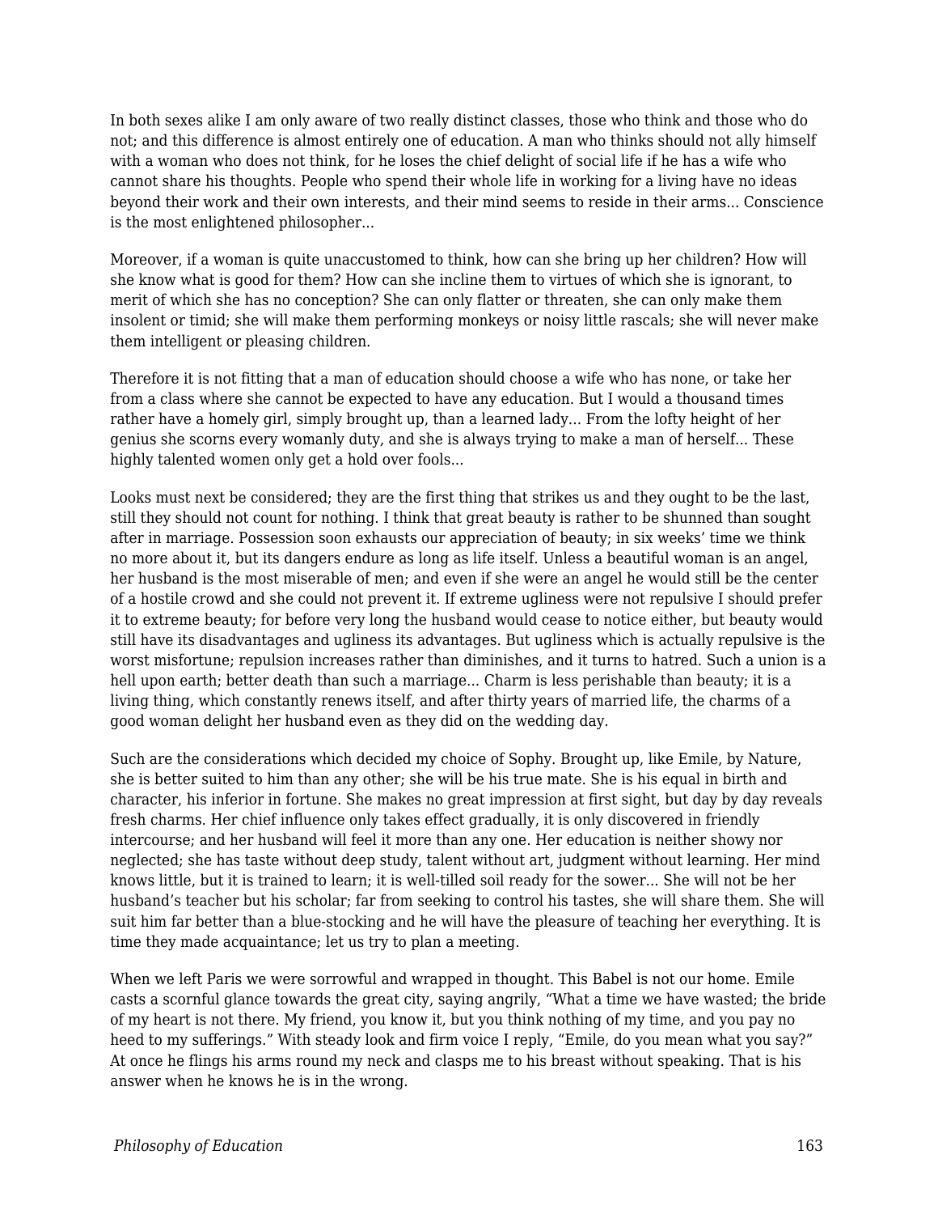In both sexes alike I am only aware of two really distinct classes, those who think and those who do not; and this difference is almost entirely one of education. A man who thinks should not ally himself with a woman who does not think, for he loses the chief delight of social life if he has a wife who cannot share his thoughts. People who spend their whole life in working for a living have no ideas beyond their work and their own interests, and their mind seems to reside in their arms... Conscience is the most enlightened philosopher...

Moreover, if a woman is quite unaccustomed to think, how can she bring up her children? How will she know what is good for them? How can she incline them to virtues of which she is ignorant, to merit of which she has no conception? She can only flatter or threaten, she can only make them insolent or timid; she will make them performing monkeys or noisy little rascals; she will never make them intelligent or pleasing children.

Therefore it is not fitting that a man of education should choose a wife who has none, or take her from a class where she cannot be expected to have any education. But I would a thousand times rather have a homely girl, simply brought up, than a learned lady... From the lofty height of her genius she scorns every womanly duty, and she is always trying to make a man of herself... These highly talented women only get a hold over fools...

Looks must next be considered; they are the first thing that strikes us and they ought to be the last, still they should not count for nothing. I think that great beauty is rather to be shunned than sought after in marriage. Possession soon exhausts our appreciation of beauty; in six weeks' time we think no more about it, but its dangers endure as long as life itself. Unless a beautiful woman is an angel, her husband is the most miserable of men; and even if she were an angel he would still be the center of a hostile crowd and she could not prevent it. If extreme ugliness were not repulsive I should prefer it to extreme beauty; for before very long the husband would cease to notice either, but beauty would still have its disadvantages and ugliness its advantages. But ugliness which is actually repulsive is the worst misfortune; repulsion increases rather than diminishes, and it turns to hatred. Such a union is a hell upon earth; better death than such a marriage... Charm is less perishable than beauty; it is a living thing, which constantly renews itself, and after thirty years of married life, the charms of a good woman delight her husband even as they did on the wedding day.

Such are the considerations which decided my choice of Sophy. Brought up, like Emile, by Nature, she is better suited to him than any other; she will be his true mate. She is his equal in birth and character, his inferior in fortune. She makes no great impression at first sight, but day by day reveals fresh charms. Her chief influence only takes effect gradually, it is only discovered in friendly intercourse; and her husband will feel it more than any one. Her education is neither showy nor neglected; she has taste without deep study, talent without art, judgment without learning. Her mind knows little, but it is trained to learn; it is well-tilled soil ready for the sower... She will not be her husband's teacher but his scholar; far from seeking to control his tastes, she will share them. She will suit him far better than a blue-stocking and he will have the pleasure of teaching her everything. It is time they made acquaintance; let us try to plan a meeting.

When we left Paris we were sorrowful and wrapped in thought. This Babel is not our home. Emile casts a scornful glance towards the great city, saying angrily, "What a time we have wasted; the bride of my heart is not there. My friend, you know it, but you think nothing of my time, and you pay no heed to my sufferings." With steady look and firm voice I reply, "Emile, do you mean what you say?" At once he flings his arms round my neck and clasps me to his breast without speaking. That is his answer when he knows he is in the wrong.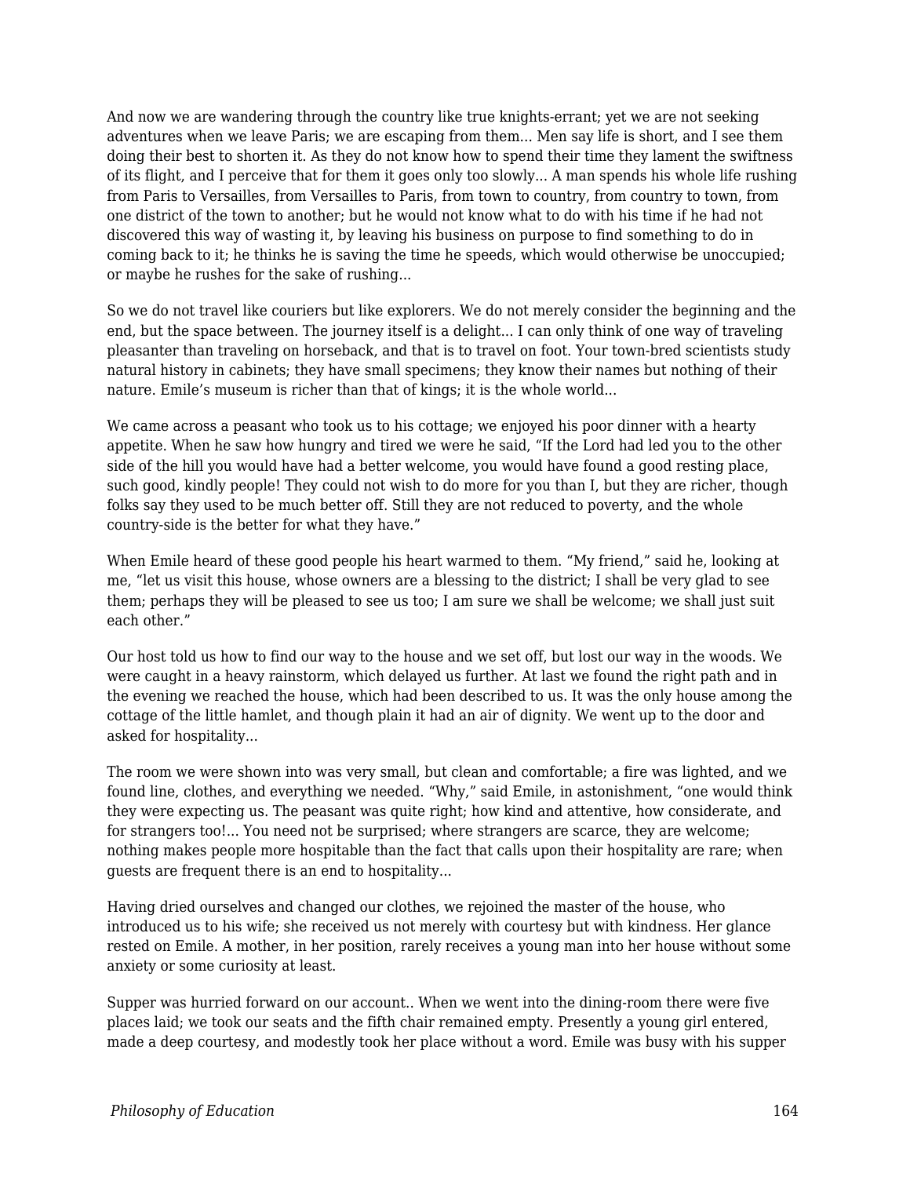And now we are wandering through the country like true knights-errant; yet we are not seeking adventures when we leave Paris; we are escaping from them... Men say life is short, and I see them doing their best to shorten it. As they do not know how to spend their time they lament the swiftness of its flight, and I perceive that for them it goes only too slowly... A man spends his whole life rushing from Paris to Versailles, from Versailles to Paris, from town to country, from country to town, from one district of the town to another; but he would not know what to do with his time if he had not discovered this way of wasting it, by leaving his business on purpose to find something to do in coming back to it; he thinks he is saving the time he speeds, which would otherwise be unoccupied; or maybe he rushes for the sake of rushing...

So we do not travel like couriers but like explorers. We do not merely consider the beginning and the end, but the space between. The journey itself is a delight... I can only think of one way of traveling pleasanter than traveling on horseback, and that is to travel on foot. Your town-bred scientists study natural history in cabinets; they have small specimens; they know their names but nothing of their nature. Emile's museum is richer than that of kings; it is the whole world...

We came across a peasant who took us to his cottage; we enjoyed his poor dinner with a hearty appetite. When he saw how hungry and tired we were he said, "If the Lord had led you to the other side of the hill you would have had a better welcome, you would have found a good resting place, such good, kindly people! They could not wish to do more for you than I, but they are richer, though folks say they used to be much better off. Still they are not reduced to poverty, and the whole country-side is the better for what they have."

When Emile heard of these good people his heart warmed to them. "My friend," said he, looking at me, "let us visit this house, whose owners are a blessing to the district; I shall be very glad to see them; perhaps they will be pleased to see us too; I am sure we shall be welcome; we shall just suit each other."

Our host told us how to find our way to the house and we set off, but lost our way in the woods. We were caught in a heavy rainstorm, which delayed us further. At last we found the right path and in the evening we reached the house, which had been described to us. It was the only house among the cottage of the little hamlet, and though plain it had an air of dignity. We went up to the door and asked for hospitality...

The room we were shown into was very small, but clean and comfortable; a fire was lighted, and we found line, clothes, and everything we needed. "Why," said Emile, in astonishment, "one would think they were expecting us. The peasant was quite right; how kind and attentive, how considerate, and for strangers too!... You need not be surprised; where strangers are scarce, they are welcome; nothing makes people more hospitable than the fact that calls upon their hospitality are rare; when guests are frequent there is an end to hospitality...

Having dried ourselves and changed our clothes, we rejoined the master of the house, who introduced us to his wife; she received us not merely with courtesy but with kindness. Her glance rested on Emile. A mother, in her position, rarely receives a young man into her house without some anxiety or some curiosity at least.

Supper was hurried forward on our account.. When we went into the dining-room there were five places laid; we took our seats and the fifth chair remained empty. Presently a young girl entered, made a deep courtesy, and modestly took her place without a word. Emile was busy with his supper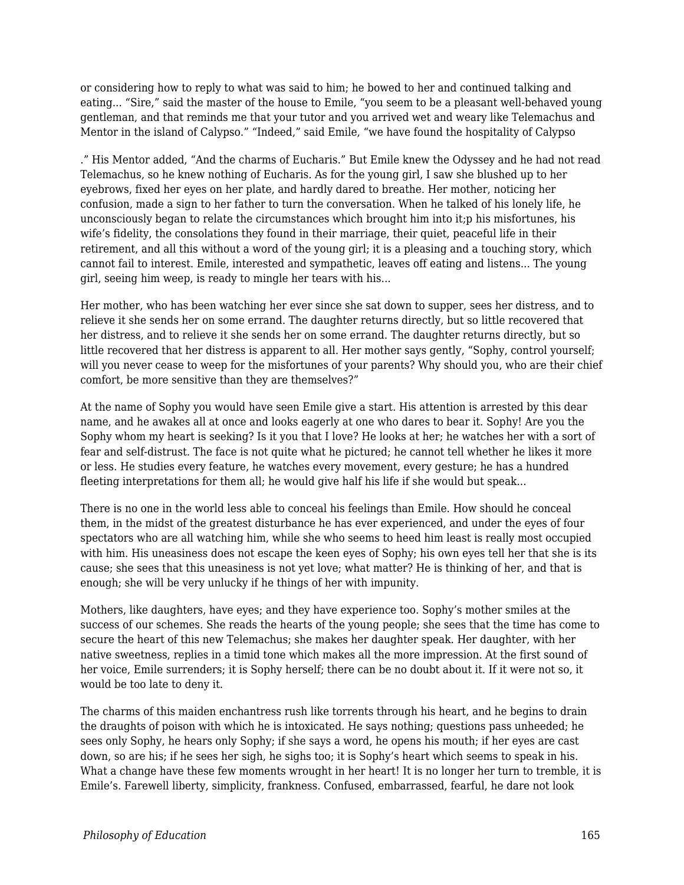or considering how to reply to what was said to him; he bowed to her and continued talking and eating... "Sire," said the master of the house to Emile, "you seem to be a pleasant well-behaved young gentleman, and that reminds me that your tutor and you arrived wet and weary like Telemachus and Mentor in the island of Calypso." "Indeed," said Emile, "we have found the hospitality of Calypso

." His Mentor added, "And the charms of Eucharis." But Emile knew the Odyssey and he had not read Telemachus, so he knew nothing of Eucharis. As for the young girl, I saw she blushed up to her eyebrows, fixed her eyes on her plate, and hardly dared to breathe. Her mother, noticing her confusion, made a sign to her father to turn the conversation. When he talked of his lonely life, he unconsciously began to relate the circumstances which brought him into it;p his misfortunes, his wife's fidelity, the consolations they found in their marriage, their quiet, peaceful life in their retirement, and all this without a word of the young girl; it is a pleasing and a touching story, which cannot fail to interest. Emile, interested and sympathetic, leaves off eating and listens... The young girl, seeing him weep, is ready to mingle her tears with his...

Her mother, who has been watching her ever since she sat down to supper, sees her distress, and to relieve it she sends her on some errand. The daughter returns directly, but so little recovered that her distress, and to relieve it she sends her on some errand. The daughter returns directly, but so little recovered that her distress is apparent to all. Her mother says gently, "Sophy, control yourself; will you never cease to weep for the misfortunes of your parents? Why should you, who are their chief comfort, be more sensitive than they are themselves?"

At the name of Sophy you would have seen Emile give a start. His attention is arrested by this dear name, and he awakes all at once and looks eagerly at one who dares to bear it. Sophy! Are you the Sophy whom my heart is seeking? Is it you that I love? He looks at her; he watches her with a sort of fear and self-distrust. The face is not quite what he pictured; he cannot tell whether he likes it more or less. He studies every feature, he watches every movement, every gesture; he has a hundred fleeting interpretations for them all; he would give half his life if she would but speak...

There is no one in the world less able to conceal his feelings than Emile. How should he conceal them, in the midst of the greatest disturbance he has ever experienced, and under the eyes of four spectators who are all watching him, while she who seems to heed him least is really most occupied with him. His uneasiness does not escape the keen eyes of Sophy; his own eyes tell her that she is its cause; she sees that this uneasiness is not yet love; what matter? He is thinking of her, and that is enough; she will be very unlucky if he things of her with impunity.

Mothers, like daughters, have eyes; and they have experience too. Sophy's mother smiles at the success of our schemes. She reads the hearts of the young people; she sees that the time has come to secure the heart of this new Telemachus; she makes her daughter speak. Her daughter, with her native sweetness, replies in a timid tone which makes all the more impression. At the first sound of her voice, Emile surrenders; it is Sophy herself; there can be no doubt about it. If it were not so, it would be too late to deny it.

The charms of this maiden enchantress rush like torrents through his heart, and he begins to drain the draughts of poison with which he is intoxicated. He says nothing; questions pass unheeded; he sees only Sophy, he hears only Sophy; if she says a word, he opens his mouth; if her eyes are cast down, so are his; if he sees her sigh, he sighs too; it is Sophy's heart which seems to speak in his. What a change have these few moments wrought in her heart! It is no longer her turn to tremble, it is Emile's. Farewell liberty, simplicity, frankness. Confused, embarrassed, fearful, he dare not look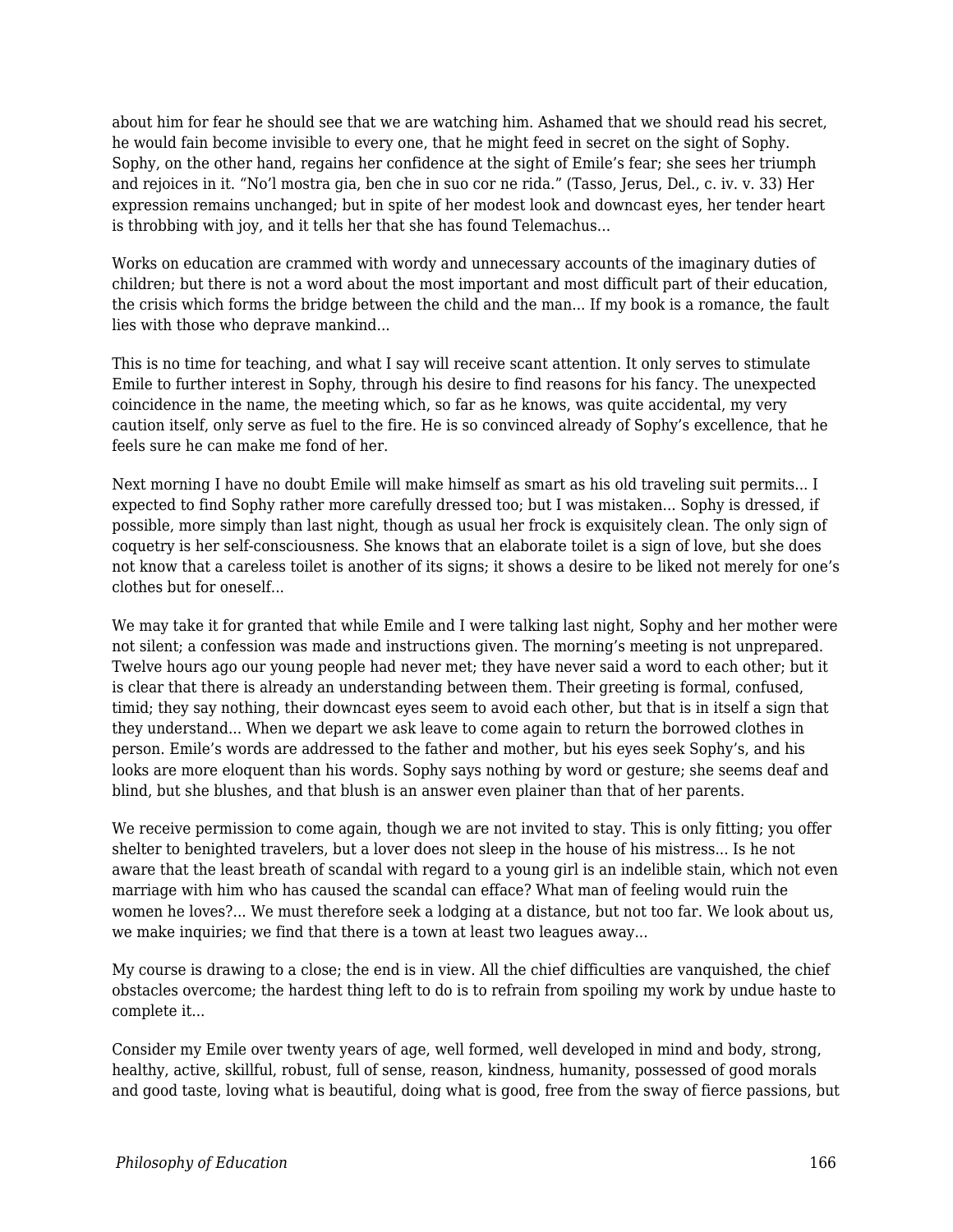about him for fear he should see that we are watching him. Ashamed that we should read his secret, he would fain become invisible to every one, that he might feed in secret on the sight of Sophy. Sophy, on the other hand, regains her confidence at the sight of Emile's fear; she sees her triumph and rejoices in it. "No'l mostra gia, ben che in suo cor ne rida." (Tasso, Jerus, Del., c. iv. v. 33) Her expression remains unchanged; but in spite of her modest look and downcast eyes, her tender heart is throbbing with joy, and it tells her that she has found Telemachus...

Works on education are crammed with wordy and unnecessary accounts of the imaginary duties of children; but there is not a word about the most important and most difficult part of their education, the crisis which forms the bridge between the child and the man... If my book is a romance, the fault lies with those who deprave mankind...

This is no time for teaching, and what I say will receive scant attention. It only serves to stimulate Emile to further interest in Sophy, through his desire to find reasons for his fancy. The unexpected coincidence in the name, the meeting which, so far as he knows, was quite accidental, my very caution itself, only serve as fuel to the fire. He is so convinced already of Sophy's excellence, that he feels sure he can make me fond of her.

Next morning I have no doubt Emile will make himself as smart as his old traveling suit permits... I expected to find Sophy rather more carefully dressed too; but I was mistaken... Sophy is dressed, if possible, more simply than last night, though as usual her frock is exquisitely clean. The only sign of coquetry is her self-consciousness. She knows that an elaborate toilet is a sign of love, but she does not know that a careless toilet is another of its signs; it shows a desire to be liked not merely for one's clothes but for oneself...

We may take it for granted that while Emile and I were talking last night, Sophy and her mother were not silent; a confession was made and instructions given. The morning's meeting is not unprepared. Twelve hours ago our young people had never met; they have never said a word to each other; but it is clear that there is already an understanding between them. Their greeting is formal, confused, timid; they say nothing, their downcast eyes seem to avoid each other, but that is in itself a sign that they understand... When we depart we ask leave to come again to return the borrowed clothes in person. Emile's words are addressed to the father and mother, but his eyes seek Sophy's, and his looks are more eloquent than his words. Sophy says nothing by word or gesture; she seems deaf and blind, but she blushes, and that blush is an answer even plainer than that of her parents.

We receive permission to come again, though we are not invited to stay. This is only fitting; you offer shelter to benighted travelers, but a lover does not sleep in the house of his mistress... Is he not aware that the least breath of scandal with regard to a young girl is an indelible stain, which not even marriage with him who has caused the scandal can efface? What man of feeling would ruin the women he loves?... We must therefore seek a lodging at a distance, but not too far. We look about us, we make inquiries; we find that there is a town at least two leagues away...

My course is drawing to a close; the end is in view. All the chief difficulties are vanquished, the chief obstacles overcome; the hardest thing left to do is to refrain from spoiling my work by undue haste to complete it...

Consider my Emile over twenty years of age, well formed, well developed in mind and body, strong, healthy, active, skillful, robust, full of sense, reason, kindness, humanity, possessed of good morals and good taste, loving what is beautiful, doing what is good, free from the sway of fierce passions, but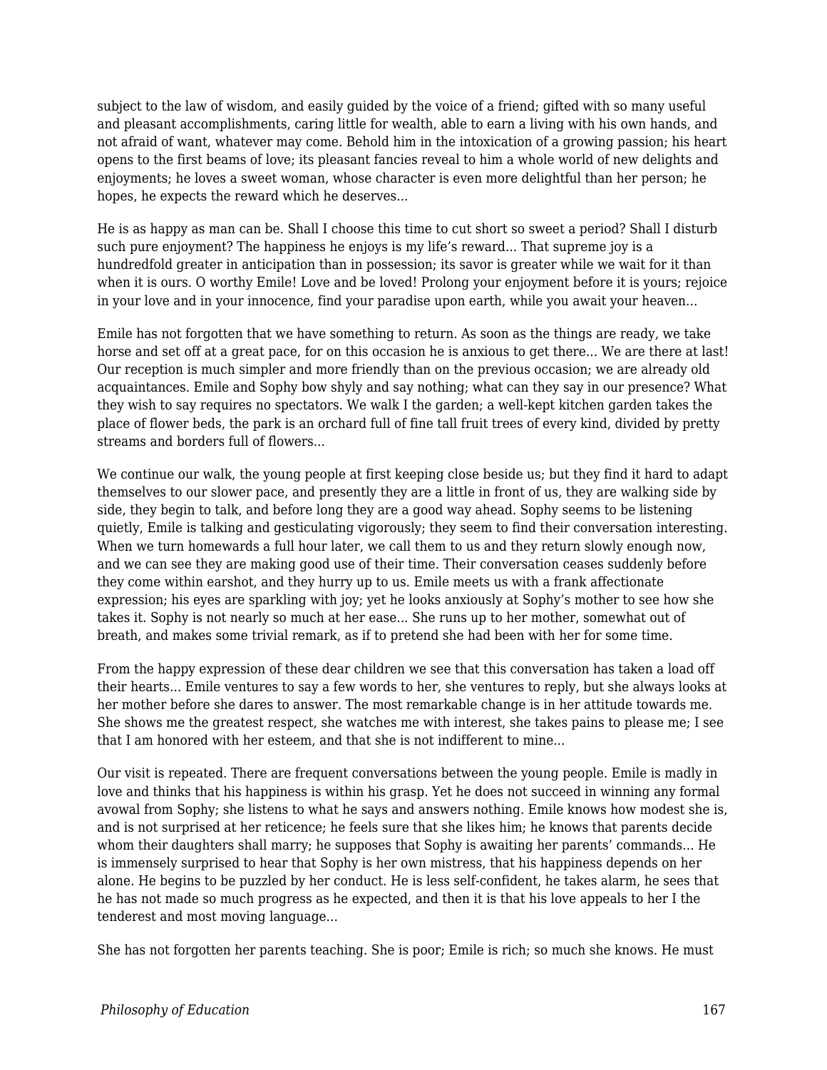subject to the law of wisdom, and easily guided by the voice of a friend; gifted with so many useful and pleasant accomplishments, caring little for wealth, able to earn a living with his own hands, and not afraid of want, whatever may come. Behold him in the intoxication of a growing passion; his heart opens to the first beams of love; its pleasant fancies reveal to him a whole world of new delights and enjoyments; he loves a sweet woman, whose character is even more delightful than her person; he hopes, he expects the reward which he deserves...

He is as happy as man can be. Shall I choose this time to cut short so sweet a period? Shall I disturb such pure enjoyment? The happiness he enjoys is my life's reward... That supreme joy is a hundredfold greater in anticipation than in possession; its savor is greater while we wait for it than when it is ours. O worthy Emile! Love and be loved! Prolong your enjoyment before it is yours; rejoice in your love and in your innocence, find your paradise upon earth, while you await your heaven...

Emile has not forgotten that we have something to return. As soon as the things are ready, we take horse and set off at a great pace, for on this occasion he is anxious to get there... We are there at last! Our reception is much simpler and more friendly than on the previous occasion; we are already old acquaintances. Emile and Sophy bow shyly and say nothing; what can they say in our presence? What they wish to say requires no spectators. We walk I the garden; a well-kept kitchen garden takes the place of flower beds, the park is an orchard full of fine tall fruit trees of every kind, divided by pretty streams and borders full of flowers...

We continue our walk, the young people at first keeping close beside us; but they find it hard to adapt themselves to our slower pace, and presently they are a little in front of us, they are walking side by side, they begin to talk, and before long they are a good way ahead. Sophy seems to be listening quietly, Emile is talking and gesticulating vigorously; they seem to find their conversation interesting. When we turn homewards a full hour later, we call them to us and they return slowly enough now, and we can see they are making good use of their time. Their conversation ceases suddenly before they come within earshot, and they hurry up to us. Emile meets us with a frank affectionate expression; his eyes are sparkling with joy; yet he looks anxiously at Sophy's mother to see how she takes it. Sophy is not nearly so much at her ease... She runs up to her mother, somewhat out of breath, and makes some trivial remark, as if to pretend she had been with her for some time.

From the happy expression of these dear children we see that this conversation has taken a load off their hearts... Emile ventures to say a few words to her, she ventures to reply, but she always looks at her mother before she dares to answer. The most remarkable change is in her attitude towards me. She shows me the greatest respect, she watches me with interest, she takes pains to please me; I see that I am honored with her esteem, and that she is not indifferent to mine...

Our visit is repeated. There are frequent conversations between the young people. Emile is madly in love and thinks that his happiness is within his grasp. Yet he does not succeed in winning any formal avowal from Sophy; she listens to what he says and answers nothing. Emile knows how modest she is, and is not surprised at her reticence; he feels sure that she likes him; he knows that parents decide whom their daughters shall marry; he supposes that Sophy is awaiting her parents' commands... He is immensely surprised to hear that Sophy is her own mistress, that his happiness depends on her alone. He begins to be puzzled by her conduct. He is less self-confident, he takes alarm, he sees that he has not made so much progress as he expected, and then it is that his love appeals to her I the tenderest and most moving language...

She has not forgotten her parents teaching. She is poor; Emile is rich; so much she knows. He must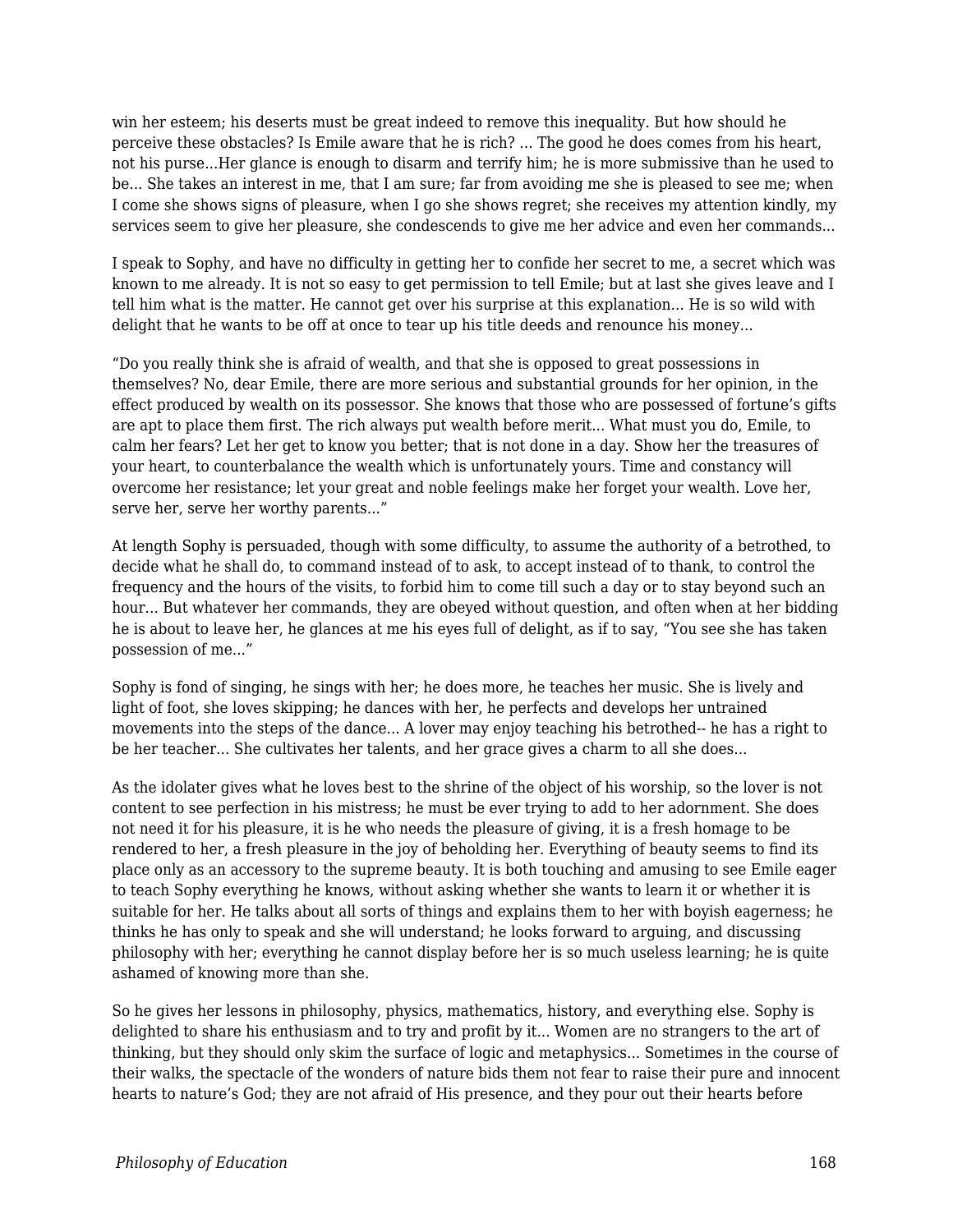win her esteem; his deserts must be great indeed to remove this inequality. But how should he perceive these obstacles? Is Emile aware that he is rich? ... The good he does comes from his heart, not his purse...Her glance is enough to disarm and terrify him; he is more submissive than he used to be... She takes an interest in me, that I am sure; far from avoiding me she is pleased to see me; when I come she shows signs of pleasure, when I go she shows regret; she receives my attention kindly, my services seem to give her pleasure, she condescends to give me her advice and even her commands...

I speak to Sophy, and have no difficulty in getting her to confide her secret to me, a secret which was known to me already. It is not so easy to get permission to tell Emile; but at last she gives leave and I tell him what is the matter. He cannot get over his surprise at this explanation... He is so wild with delight that he wants to be off at once to tear up his title deeds and renounce his money...

“Do you really think she is afraid of wealth, and that she is opposed to great possessions in themselves? No, dear Emile, there are more serious and substantial grounds for her opinion, in the effect produced by wealth on its possessor. She knows that those who are possessed of fortune’s gifts are apt to place them first. The rich always put wealth before merit... What must you do, Emile, to calm her fears? Let her get to know you better; that is not done in a day. Show her the treasures of your heart, to counterbalance the wealth which is unfortunately yours. Time and constancy will overcome her resistance; let your great and noble feelings make her forget your wealth. Love her, serve her, serve her worthy parents...”

At length Sophy is persuaded, though with some difficulty, to assume the authority of a betrothed, to decide what he shall do, to command instead of to ask, to accept instead of to thank, to control the frequency and the hours of the visits, to forbid him to come till such a day or to stay beyond such an hour... But whatever her commands, they are obeyed without question, and often when at her bidding he is about to leave her, he glances at me his eyes full of delight, as if to say, “You see she has taken possession of me...”

Sophy is fond of singing, he sings with her; he does more, he teaches her music. She is lively and light of foot, she loves skipping; he dances with her, he perfects and develops her untrained movements into the steps of the dance... A lover may enjoy teaching his betrothed-- he has a right to be her teacher... She cultivates her talents, and her grace gives a charm to all she does...

As the idolater gives what he loves best to the shrine of the object of his worship, so the lover is not content to see perfection in his mistress; he must be ever trying to add to her adornment. She does not need it for his pleasure, it is he who needs the pleasure of giving, it is a fresh homage to be rendered to her, a fresh pleasure in the joy of beholding her. Everything of beauty seems to find its place only as an accessory to the supreme beauty. It is both touching and amusing to see Emile eager to teach Sophy everything he knows, without asking whether she wants to learn it or whether it is suitable for her. He talks about all sorts of things and explains them to her with boyish eagerness; he thinks he has only to speak and she will understand; he looks forward to arguing, and discussing philosophy with her; everything he cannot display before her is so much useless learning; he is quite ashamed of knowing more than she.

So he gives her lessons in philosophy, physics, mathematics, history, and everything else. Sophy is delighted to share his enthusiasm and to try and profit by it... Women are no strangers to the art of thinking, but they should only skim the surface of logic and metaphysics... Sometimes in the course of their walks, the spectacle of the wonders of nature bids them not fear to raise their pure and innocent hearts to nature’s God; they are not afraid of His presence, and they pour out their hearts before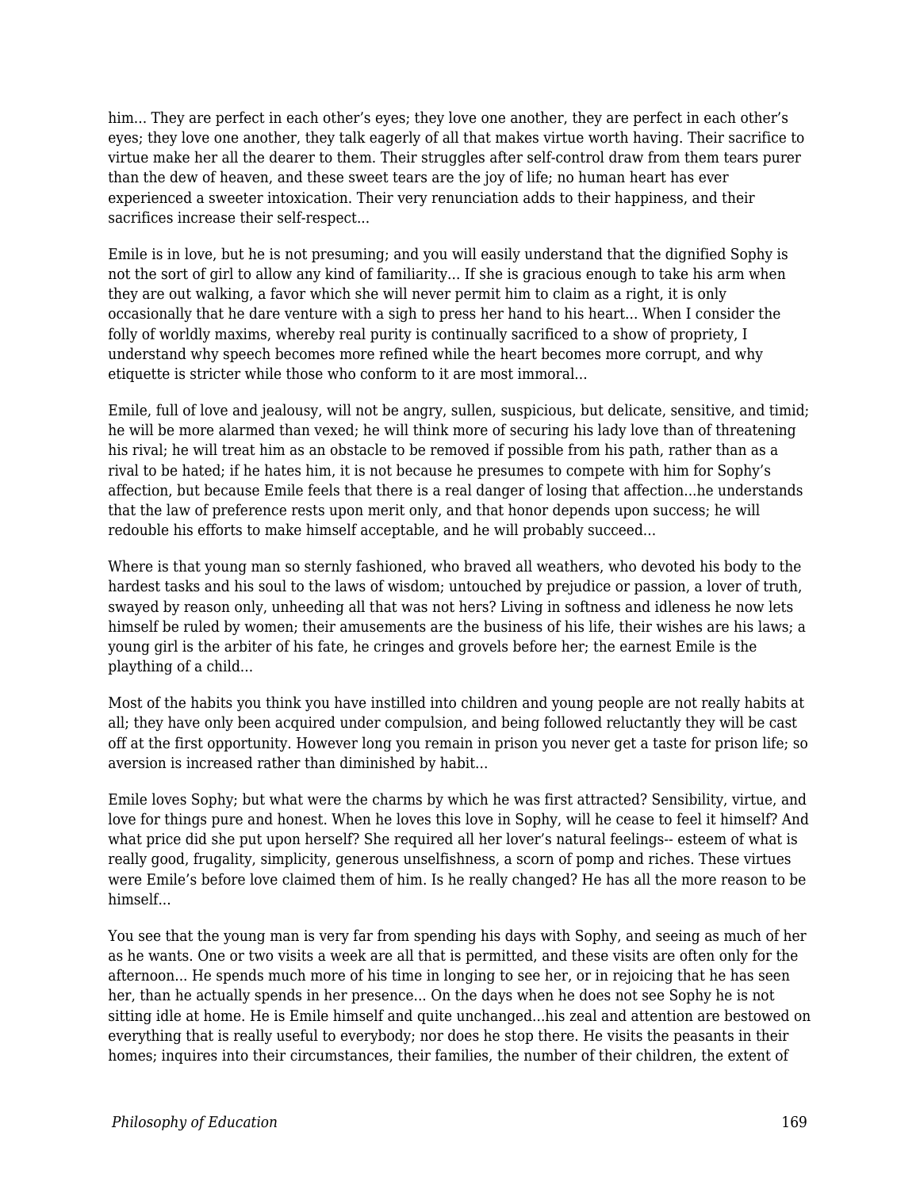him... They are perfect in each other’s eyes; they love one another, they are perfect in each other’s eyes; they love one another, they talk eagerly of all that makes virtue worth having. Their sacrifice to virtue make her all the dearer to them. Their struggles after self-control draw from them tears purer than the dew of heaven, and these sweet tears are the joy of life; no human heart has ever experienced a sweeter intoxication. Their very renunciation adds to their happiness, and their sacrifices increase their self-respect...

Emile is in love, but he is not presuming; and you will easily understand that the dignified Sophy is not the sort of girl to allow any kind of familiarity... If she is gracious enough to take his arm when they are out walking, a favor which she will never permit him to claim as a right, it is only occasionally that he dare venture with a sigh to press her hand to his heart... When I consider the folly of worldly maxims, whereby real purity is continually sacrificed to a show of propriety, I understand why speech becomes more refined while the heart becomes more corrupt, and why etiquette is stricter while those who conform to it are most immoral...

Emile, full of love and jealousy, will not be angry, sullen, suspicious, but delicate, sensitive, and timid; he will be more alarmed than vexed; he will think more of securing his lady love than of threatening his rival; he will treat him as an obstacle to be removed if possible from his path, rather than as a rival to be hated; if he hates him, it is not because he presumes to compete with him for Sophy’s affection, but because Emile feels that there is a real danger of losing that affection...he understands that the law of preference rests upon merit only, and that honor depends upon success; he will redouble his efforts to make himself acceptable, and he will probably succeed...

Where is that young man so sternly fashioned, who braved all weathers, who devoted his body to the hardest tasks and his soul to the laws of wisdom; untouched by prejudice or passion, a lover of truth, swayed by reason only, unheeding all that was not hers? Living in softness and idleness he now lets himself be ruled by women; their amusements are the business of his life, their wishes are his laws; a young girl is the arbiter of his fate, he cringes and grovels before her; the earnest Emile is the plaything of a child...

Most of the habits you think you have instilled into children and young people are not really habits at all; they have only been acquired under compulsion, and being followed reluctantly they will be cast off at the first opportunity. However long you remain in prison you never get a taste for prison life; so aversion is increased rather than diminished by habit...

Emile loves Sophy; but what were the charms by which he was first attracted? Sensibility, virtue, and love for things pure and honest. When he loves this love in Sophy, will he cease to feel it himself? And what price did she put upon herself? She required all her lover’s natural feelings-- esteem of what is really good, frugality, simplicity, generous unselfishness, a scorn of pomp and riches. These virtues were Emile’s before love claimed them of him. Is he really changed? He has all the more reason to be himself...

You see that the young man is very far from spending his days with Sophy, and seeing as much of her as he wants. One or two visits a week are all that is permitted, and these visits are often only for the afternoon... He spends much more of his time in longing to see her, or in rejoicing that he has seen her, than he actually spends in her presence... On the days when he does not see Sophy he is not sitting idle at home. He is Emile himself and quite unchanged...his zeal and attention are bestowed on everything that is really useful to everybody; nor does he stop there. He visits the peasants in their homes; inquires into their circumstances, their families, the number of their children, the extent of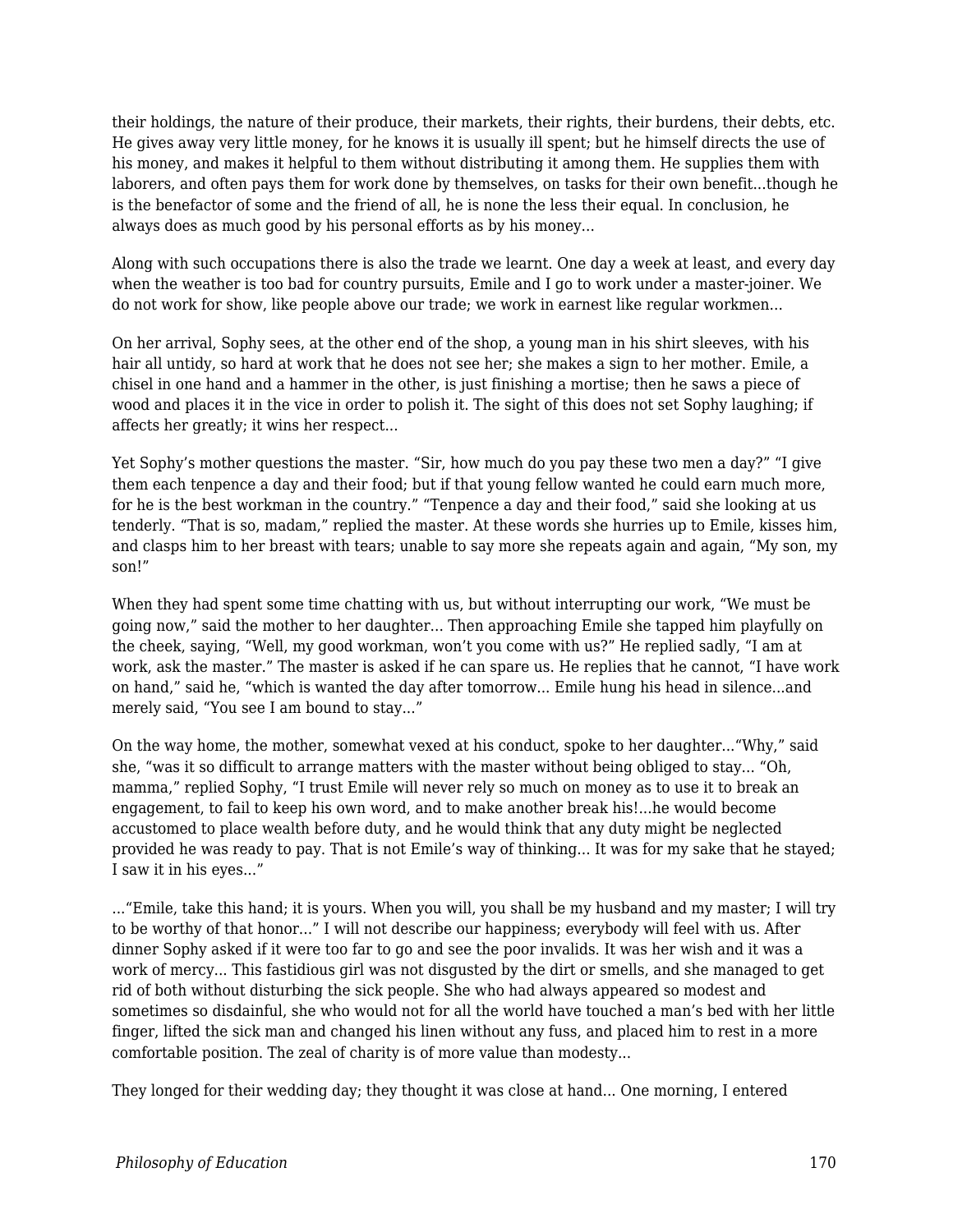their holdings, the nature of their produce, their markets, their rights, their burdens, their debts, etc. He gives away very little money, for he knows it is usually ill spent; but he himself directs the use of his money, and makes it helpful to them without distributing it among them. He supplies them with laborers, and often pays them for work done by themselves, on tasks for their own benefit...though he is the benefactor of some and the friend of all, he is none the less their equal. In conclusion, he always does as much good by his personal efforts as by his money...

Along with such occupations there is also the trade we learnt. One day a week at least, and every day when the weather is too bad for country pursuits, Emile and I go to work under a master-joiner. We do not work for show, like people above our trade; we work in earnest like regular workmen...

On her arrival, Sophy sees, at the other end of the shop, a young man in his shirt sleeves, with his hair all untidy, so hard at work that he does not see her; she makes a sign to her mother. Emile, a chisel in one hand and a hammer in the other, is just finishing a mortise; then he saws a piece of wood and places it in the vice in order to polish it. The sight of this does not set Sophy laughing; if affects her greatly; it wins her respect...

Yet Sophy's mother questions the master. "Sir, how much do you pay these two men a day?" "I give them each tenpence a day and their food; but if that young fellow wanted he could earn much more, for he is the best workman in the country." "Tenpence a day and their food," said she looking at us tenderly. "That is so, madam," replied the master. At these words she hurries up to Emile, kisses him, and clasps him to her breast with tears; unable to say more she repeats again and again, "My son, my son!"

When they had spent some time chatting with us, but without interrupting our work, "We must be going now," said the mother to her daughter... Then approaching Emile she tapped him playfully on the cheek, saying, "Well, my good workman, won't you come with us?" He replied sadly, "I am at work, ask the master." The master is asked if he can spare us. He replies that he cannot, "I have work on hand," said he, "which is wanted the day after tomorrow... Emile hung his head in silence...and merely said, "You see I am bound to stay..."

On the way home, the mother, somewhat vexed at his conduct, spoke to her daughter..."Why," said she, "was it so difficult to arrange matters with the master without being obliged to stay... "Oh, mamma," replied Sophy, "I trust Emile will never rely so much on money as to use it to break an engagement, to fail to keep his own word, and to make another break his!...he would become accustomed to place wealth before duty, and he would think that any duty might be neglected provided he was ready to pay. That is not Emile's way of thinking... It was for my sake that he stayed; I saw it in his eyes..."

..."Emile, take this hand; it is yours. When you will, you shall be my husband and my master; I will try to be worthy of that honor..." I will not describe our happiness; everybody will feel with us. After dinner Sophy asked if it were too far to go and see the poor invalids. It was her wish and it was a work of mercy... This fastidious girl was not disgusted by the dirt or smells, and she managed to get rid of both without disturbing the sick people. She who had always appeared so modest and sometimes so disdainful, she who would not for all the world have touched a man's bed with her little finger, lifted the sick man and changed his linen without any fuss, and placed him to rest in a more comfortable position. The zeal of charity is of more value than modesty...

They longed for their wedding day; they thought it was close at hand... One morning, I entered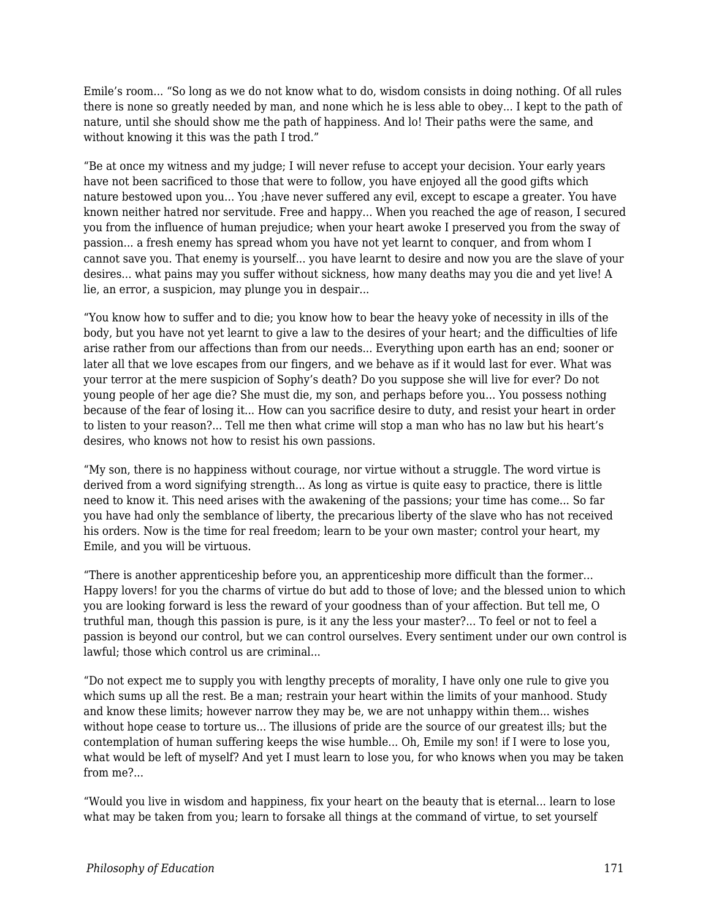Emile's room... "So long as we do not know what to do, wisdom consists in doing nothing. Of all rules there is none so greatly needed by man, and none which he is less able to obey... I kept to the path of nature, until she should show me the path of happiness. And lo! Their paths were the same, and without knowing it this was the path I trod."

"Be at once my witness and my judge; I will never refuse to accept your decision. Your early years have not been sacrificed to those that were to follow, you have enjoyed all the good gifts which nature bestowed upon you... You ;have never suffered any evil, except to escape a greater. You have known neither hatred nor servitude. Free and happy... When you reached the age of reason, I secured you from the influence of human prejudice; when your heart awoke I preserved you from the sway of passion... a fresh enemy has spread whom you have not yet learnt to conquer, and from whom I cannot save you. That enemy is yourself... you have learnt to desire and now you are the slave of your desires... what pains may you suffer without sickness, how many deaths may you die and yet live! A lie, an error, a suspicion, may plunge you in despair...

"You know how to suffer and to die; you know how to bear the heavy yoke of necessity in ills of the body, but you have not yet learnt to give a law to the desires of your heart; and the difficulties of life arise rather from our affections than from our needs... Everything upon earth has an end; sooner or later all that we love escapes from our fingers, and we behave as if it would last for ever. What was your terror at the mere suspicion of Sophy's death? Do you suppose she will live for ever? Do not young people of her age die? She must die, my son, and perhaps before you... You possess nothing because of the fear of losing it... How can you sacrifice desire to duty, and resist your heart in order to listen to your reason?... Tell me then what crime will stop a man who has no law but his heart's desires, who knows not how to resist his own passions.

"My son, there is no happiness without courage, nor virtue without a struggle. The word virtue is derived from a word signifying strength... As long as virtue is quite easy to practice, there is little need to know it. This need arises with the awakening of the passions; your time has come... So far you have had only the semblance of liberty, the precarious liberty of the slave who has not received his orders. Now is the time for real freedom; learn to be your own master; control your heart, my Emile, and you will be virtuous.

"There is another apprenticeship before you, an apprenticeship more difficult than the former... Happy lovers! for you the charms of virtue do but add to those of love; and the blessed union to which you are looking forward is less the reward of your goodness than of your affection. But tell me, O truthful man, though this passion is pure, is it any the less your master?... To feel or not to feel a passion is beyond our control, but we can control ourselves. Every sentiment under our own control is lawful; those which control us are criminal...

"Do not expect me to supply you with lengthy precepts of morality, I have only one rule to give you which sums up all the rest. Be a man; restrain your heart within the limits of your manhood. Study and know these limits; however narrow they may be, we are not unhappy within them... wishes without hope cease to torture us... The illusions of pride are the source of our greatest ills; but the contemplation of human suffering keeps the wise humble... Oh, Emile my son! if I were to lose you, what would be left of myself? And yet I must learn to lose you, for who knows when you may be taken from me?...

"Would you live in wisdom and happiness, fix your heart on the beauty that is eternal... learn to lose what may be taken from you; learn to forsake all things at the command of virtue, to set yourself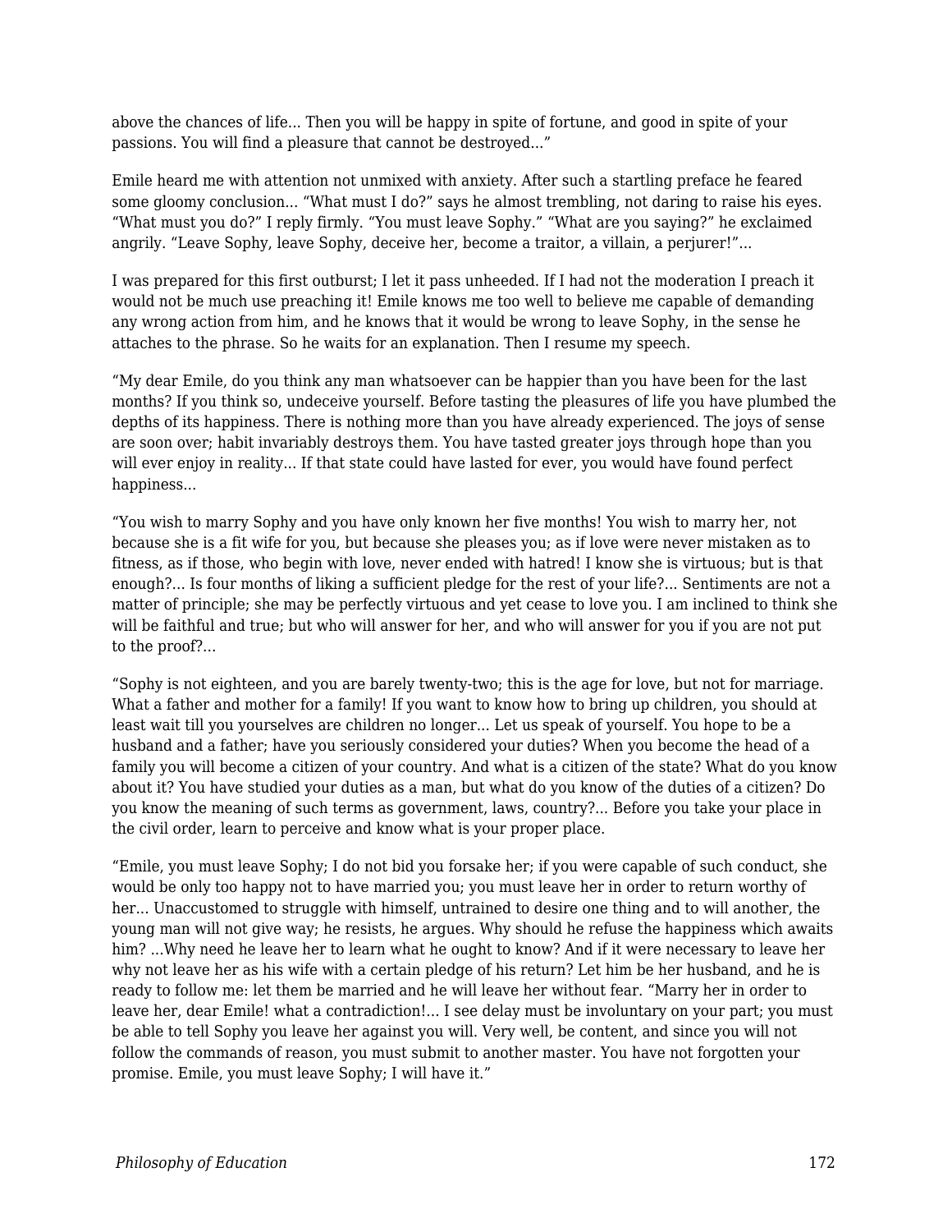above the chances of life... Then you will be happy in spite of fortune, and good in spite of your passions. You will find a pleasure that cannot be destroyed...”

Emile heard me with attention not unmixed with anxiety. After such a startling preface he feared some gloomy conclusion... “What must I do?” says he almost trembling, not daring to raise his eyes. “What must you do?” I reply firmly. “You must leave Sophy.” “What are you saying?” he exclaimed angrily. “Leave Sophy, leave Sophy, deceive her, become a traitor, a villain, a perjurer!”...

I was prepared for this first outburst; I let it pass unheeded. If I had not the moderation I preach it would not be much use preaching it! Emile knows me too well to believe me capable of demanding any wrong action from him, and he knows that it would be wrong to leave Sophy, in the sense he attaches to the phrase. So he waits for an explanation. Then I resume my speech.

“My dear Emile, do you think any man whatsoever can be happier than you have been for the last months? If you think so, undeceive yourself. Before tasting the pleasures of life you have plumbed the depths of its happiness. There is nothing more than you have already experienced. The joys of sense are soon over; habit invariably destroys them. You have tasted greater joys through hope than you will ever enjoy in reality... If that state could have lasted for ever, you would have found perfect happiness...

“You wish to marry Sophy and you have only known her five months! You wish to marry her, not because she is a fit wife for you, but because she pleases you; as if love were never mistaken as to fitness, as if those, who begin with love, never ended with hatred! I know she is virtuous; but is that enough?... Is four months of liking a sufficient pledge for the rest of your life?... Sentiments are not a matter of principle; she may be perfectly virtuous and yet cease to love you. I am inclined to think she will be faithful and true; but who will answer for her, and who will answer for you if you are not put to the proof?...

“Sophy is not eighteen, and you are barely twenty-two; this is the age for love, but not for marriage. What a father and mother for a family! If you want to know how to bring up children, you should at least wait till you yourselves are children no longer... Let us speak of yourself. You hope to be a husband and a father; have you seriously considered your duties? When you become the head of a family you will become a citizen of your country. And what is a citizen of the state? What do you know about it? You have studied your duties as a man, but what do you know of the duties of a citizen? Do you know the meaning of such terms as government, laws, country?... Before you take your place in the civil order, learn to perceive and know what is your proper place.

“Emile, you must leave Sophy; I do not bid you forsake her; if you were capable of such conduct, she would be only too happy not to have married you; you must leave her in order to return worthy of her... Unaccustomed to struggle with himself, untrained to desire one thing and to will another, the young man will not give way; he resists, he argues. Why should he refuse the happiness which awaits him? ...Why need he leave her to learn what he ought to know? And if it were necessary to leave her why not leave her as his wife with a certain pledge of his return? Let him be her husband, and he is ready to follow me: let them be married and he will leave her without fear. “Marry her in order to leave her, dear Emile! what a contradiction!... I see delay must be involuntary on your part; you must be able to tell Sophy you leave her against you will. Very well, be content, and since you will not follow the commands of reason, you must submit to another master. You have not forgotten your promise. Emile, you must leave Sophy; I will have it.”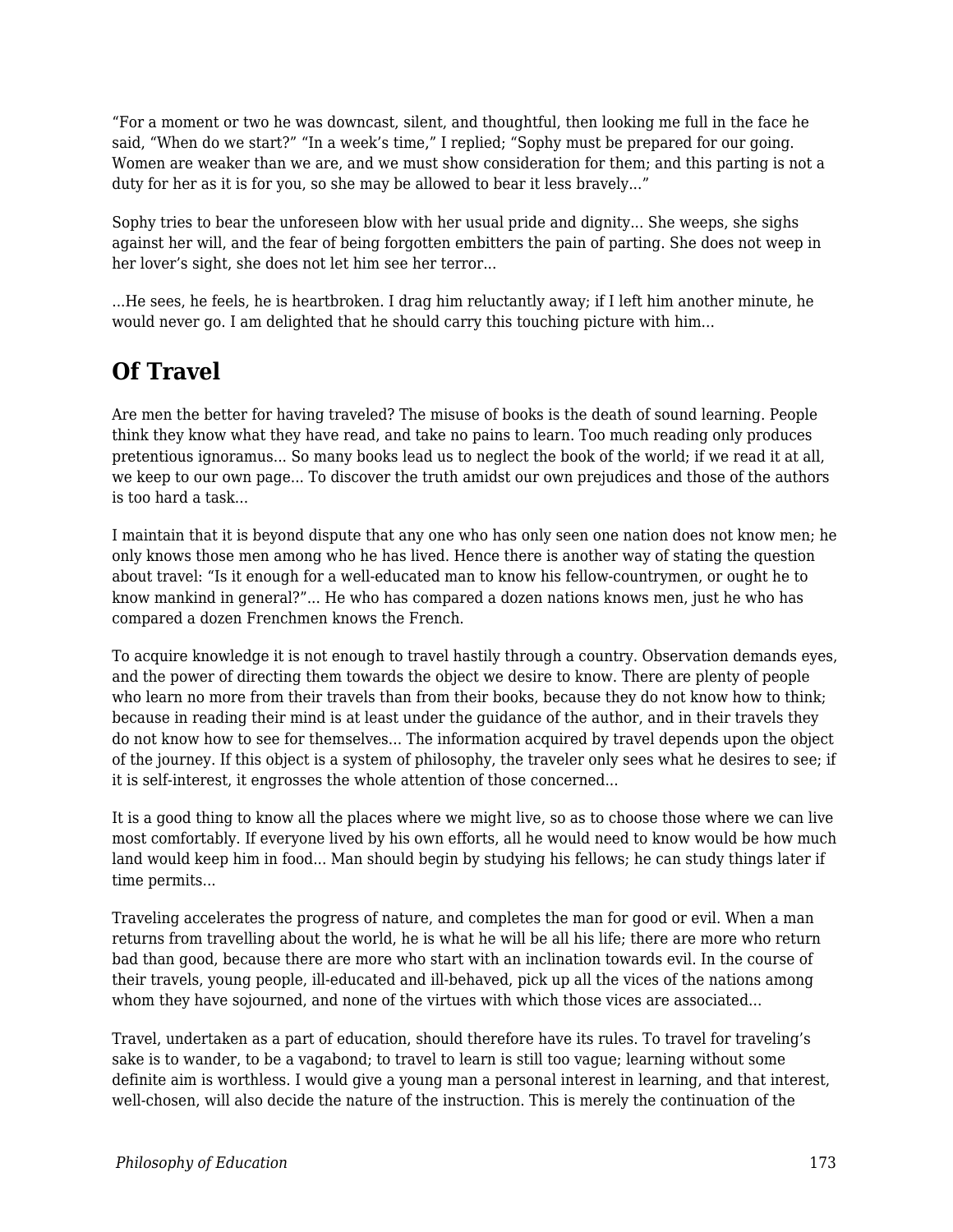"For a moment or two he was downcast, silent, and thoughtful, then looking me full in the face he said, "When do we start?" "In a week's time," I replied; "Sophy must be prepared for our going. Women are weaker than we are, and we must show consideration for them; and this parting is not a duty for her as it is for you, so she may be allowed to bear it less bravely..."

Sophy tries to bear the unforeseen blow with her usual pride and dignity... She weeps, she sighs against her will, and the fear of being forgotten embitters the pain of parting. She does not weep in her lover's sight, she does not let him see her terror...

...He sees, he feels, he is heartbroken. I drag him reluctantly away; if I left him another minute, he would never go. I am delighted that he should carry this touching picture with him...

## Of Travel

Are men the better for having traveled? The misuse of books is the death of sound learning. People think they know what they have read, and take no pains to learn. Too much reading only produces pretentious ignoramus... So many books lead us to neglect the book of the world; if we read it at all, we keep to our own page... To discover the truth amidst our own prejudices and those of the authors is too hard a task...

I maintain that it is beyond dispute that any one who has only seen one nation does not know men; he only knows those men among who he has lived. Hence there is another way of stating the question about travel: "Is it enough for a well-educated man to know his fellow-countrymen, or ought he to know mankind in general?"... He who has compared a dozen nations knows men, just he who has compared a dozen Frenchmen knows the French.

To acquire knowledge it is not enough to travel hastily through a country. Observation demands eyes, and the power of directing them towards the object we desire to know. There are plenty of people who learn no more from their travels than from their books, because they do not know how to think; because in reading their mind is at least under the guidance of the author, and in their travels they do not know how to see for themselves... The information acquired by travel depends upon the object of the journey. If this object is a system of philosophy, the traveler only sees what he desires to see; if it is self-interest, it engrosses the whole attention of those concerned...

It is a good thing to know all the places where we might live, so as to choose those where we can live most comfortably. If everyone lived by his own efforts, all he would need to know would be how much land would keep him in food... Man should begin by studying his fellows; he can study things later if time permits...

Traveling accelerates the progress of nature, and completes the man for good or evil. When a man returns from travelling about the world, he is what he will be all his life; there are more who return bad than good, because there are more who start with an inclination towards evil. In the course of their travels, young people, ill-educated and ill-behaved, pick up all the vices of the nations among whom they have sojourned, and none of the virtues with which those vices are associated...

Travel, undertaken as a part of education, should therefore have its rules. To travel for traveling's sake is to wander, to be a vagabond; to travel to learn is still too vague; learning without some definite aim is worthless. I would give a young man a personal interest in learning, and that interest, well-chosen, will also decide the nature of the instruction. This is merely the continuation of the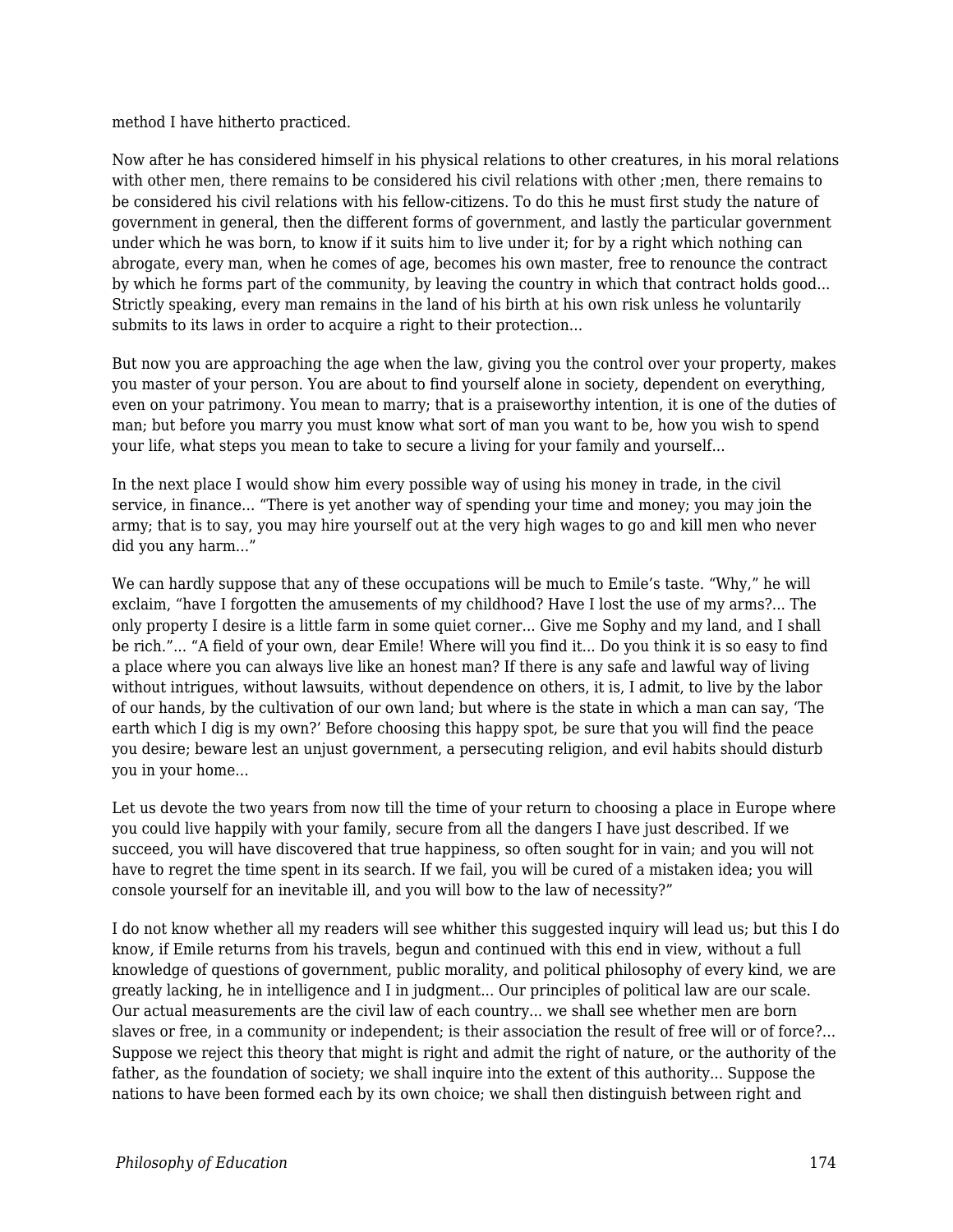method I have hitherto practiced.

Now after he has considered himself in his physical relations to other creatures, in his moral relations with other men, there remains to be considered his civil relations with other ;men, there remains to be considered his civil relations with his fellow-citizens. To do this he must first study the nature of government in general, then the different forms of government, and lastly the particular government under which he was born, to know if it suits him to live under it; for by a right which nothing can abrogate, every man, when he comes of age, becomes his own master, free to renounce the contract by which he forms part of the community, by leaving the country in which that contract holds good... Strictly speaking, every man remains in the land of his birth at his own risk unless he voluntarily submits to its laws in order to acquire a right to their protection...

But now you are approaching the age when the law, giving you the control over your property, makes you master of your person. You are about to find yourself alone in society, dependent on everything, even on your patrimony. You mean to marry; that is a praiseworthy intention, it is one of the duties of man; but before you marry you must know what sort of man you want to be, how you wish to spend your life, what steps you mean to take to secure a living for your family and yourself...

In the next place I would show him every possible way of using his money in trade, in the civil service, in finance... "There is yet another way of spending your time and money; you may join the army; that is to say, you may hire yourself out at the very high wages to go and kill men who never did you any harm..."

We can hardly suppose that any of these occupations will be much to Emile's taste. "Why," he will exclaim, "have I forgotten the amusements of my childhood? Have I lost the use of my arms?... The only property I desire is a little farm in some quiet corner... Give me Sophy and my land, and I shall be rich."... "A field of your own, dear Emile! Where will you find it... Do you think it is so easy to find a place where you can always live like an honest man? If there is any safe and lawful way of living without intrigues, without lawsuits, without dependence on others, it is, I admit, to live by the labor of our hands, by the cultivation of our own land; but where is the state in which a man can say, 'The earth which I dig is my own?' Before choosing this happy spot, be sure that you will find the peace you desire; beware lest an unjust government, a persecuting religion, and evil habits should disturb you in your home...

Let us devote the two years from now till the time of your return to choosing a place in Europe where you could live happily with your family, secure from all the dangers I have just described. If we succeed, you will have discovered that true happiness, so often sought for in vain; and you will not have to regret the time spent in its search. If we fail, you will be cured of a mistaken idea; you will console yourself for an inevitable ill, and you will bow to the law of necessity?"

I do not know whether all my readers will see whither this suggested inquiry will lead us; but this I do know, if Emile returns from his travels, begun and continued with this end in view, without a full knowledge of questions of government, public morality, and political philosophy of every kind, we are greatly lacking, he in intelligence and I in judgment... Our principles of political law are our scale. Our actual measurements are the civil law of each country... we shall see whether men are born slaves or free, in a community or independent; is their association the result of free will or of force?... Suppose we reject this theory that might is right and admit the right of nature, or the authority of the father, as the foundation of society; we shall inquire into the extent of this authority... Suppose the nations to have been formed each by its own choice; we shall then distinguish between right and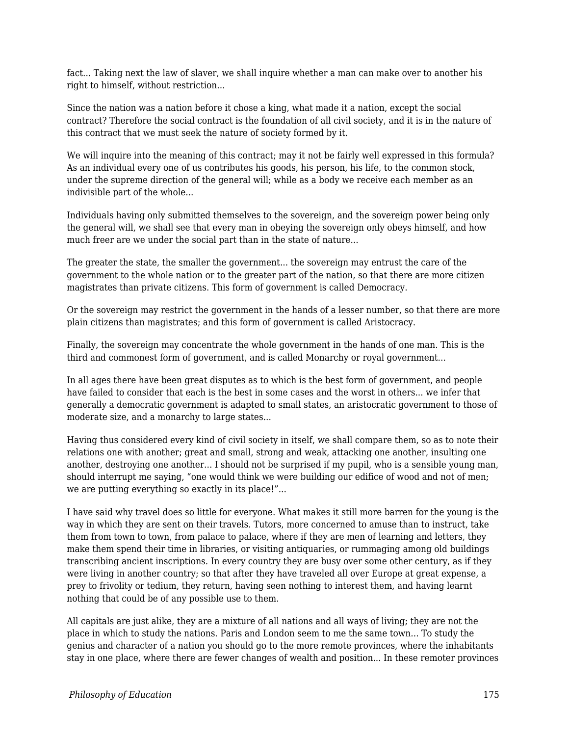fact... Taking next the law of slaver, we shall inquire whether a man can make over to another his right to himself, without restriction...

Since the nation was a nation before it chose a king, what made it a nation, except the social contract? Therefore the social contract is the foundation of all civil society, and it is in the nature of this contract that we must seek the nature of society formed by it.

We will inquire into the meaning of this contract; may it not be fairly well expressed in this formula? As an individual every one of us contributes his goods, his person, his life, to the common stock, under the supreme direction of the general will; while as a body we receive each member as an indivisible part of the whole...

Individuals having only submitted themselves to the sovereign, and the sovereign power being only the general will, we shall see that every man in obeying the sovereign only obeys himself, and how much freer are we under the social part than in the state of nature...

The greater the state, the smaller the government... the sovereign may entrust the care of the government to the whole nation or to the greater part of the nation, so that there are more citizen magistrates than private citizens. This form of government is called Democracy.

Or the sovereign may restrict the government in the hands of a lesser number, so that there are more plain citizens than magistrates; and this form of government is called Aristocracy.

Finally, the sovereign may concentrate the whole government in the hands of one man. This is the third and commonest form of government, and is called Monarchy or royal government...

In all ages there have been great disputes as to which is the best form of government, and people have failed to consider that each is the best in some cases and the worst in others... we infer that generally a democratic government is adapted to small states, an aristocratic government to those of moderate size, and a monarchy to large states...

Having thus considered every kind of civil society in itself, we shall compare them, so as to note their relations one with another; great and small, strong and weak, attacking one another, insulting one another, destroying one another... I should not be surprised if my pupil, who is a sensible young man, should interrupt me saying, "one would think we were building our edifice of wood and not of men; we are putting everything so exactly in its place!"...

I have said why travel does so little for everyone. What makes it still more barren for the young is the way in which they are sent on their travels. Tutors, more concerned to amuse than to instruct, take them from town to town, from palace to palace, where if they are men of learning and letters, they make them spend their time in libraries, or visiting antiquaries, or rummaging among old buildings transcribing ancient inscriptions. In every country they are busy over some other century, as if they were living in another country; so that after they have traveled all over Europe at great expense, a prey to frivolity or tedium, they return, having seen nothing to interest them, and having learnt nothing that could be of any possible use to them.

All capitals are just alike, they are a mixture of all nations and all ways of living; they are not the place in which to study the nations. Paris and London seem to me the same town... To study the genius and character of a nation you should go to the more remote provinces, where the inhabitants stay in one place, where there are fewer changes of wealth and position... In these remoter provinces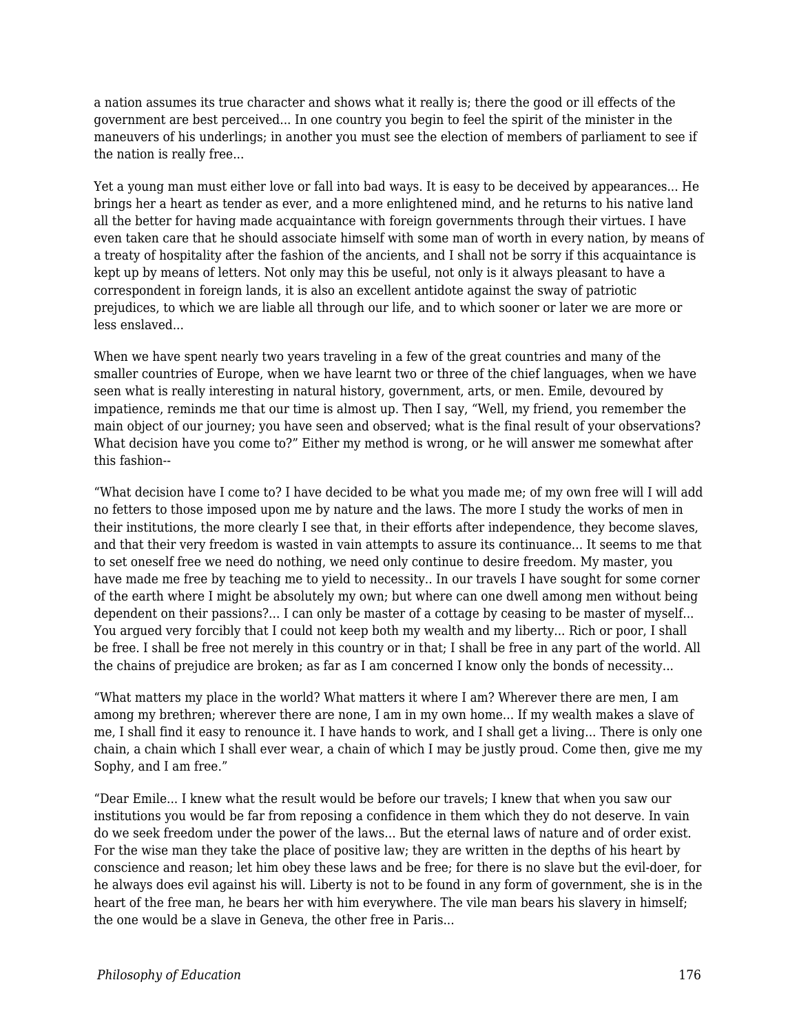a nation assumes its true character and shows what it really is; there the good or ill effects of the government are best perceived... In one country you begin to feel the spirit of the minister in the maneuvers of his underlings; in another you must see the election of members of parliament to see if the nation is really free...

Yet a young man must either love or fall into bad ways. It is easy to be deceived by appearances... He brings her a heart as tender as ever, and a more enlightened mind, and he returns to his native land all the better for having made acquaintance with foreign governments through their virtues. I have even taken care that he should associate himself with some man of worth in every nation, by means of a treaty of hospitality after the fashion of the ancients, and I shall not be sorry if this acquaintance is kept up by means of letters. Not only may this be useful, not only is it always pleasant to have a correspondent in foreign lands, it is also an excellent antidote against the sway of patriotic prejudices, to which we are liable all through our life, and to which sooner or later we are more or less enslaved...

When we have spent nearly two years traveling in a few of the great countries and many of the smaller countries of Europe, when we have learnt two or three of the chief languages, when we have seen what is really interesting in natural history, government, arts, or men. Emile, devoured by impatience, reminds me that our time is almost up. Then I say, “Well, my friend, you remember the main object of our journey; you have seen and observed; what is the final result of your observations? What decision have you come to?” Either my method is wrong, or he will answer me somewhat after this fashion--

“What decision have I come to? I have decided to be what you made me; of my own free will I will add no fetters to those imposed upon me by nature and the laws. The more I study the works of men in their institutions, the more clearly I see that, in their efforts after independence, they become slaves, and that their very freedom is wasted in vain attempts to assure its continuance... It seems to me that to set oneself free we need do nothing, we need only continue to desire freedom. My master, you have made me free by teaching me to yield to necessity.. In our travels I have sought for some corner of the earth where I might be absolutely my own; but where can one dwell among men without being dependent on their passions?... I can only be master of a cottage by ceasing to be master of myself... You argued very forcibly that I could not keep both my wealth and my liberty... Rich or poor, I shall be free. I shall be free not merely in this country or in that; I shall be free in any part of the world. All the chains of prejudice are broken; as far as I am concerned I know only the bonds of necessity...

“What matters my place in the world? What matters it where I am? Wherever there are men, I am among my brethren; wherever there are none, I am in my own home... If my wealth makes a slave of me, I shall find it easy to renounce it. I have hands to work, and I shall get a living... There is only one chain, a chain which I shall ever wear, a chain of which I may be justly proud. Come then, give me my Sophy, and I am free.”

“Dear Emile... I knew what the result would be before our travels; I knew that when you saw our institutions you would be far from reposing a confidence in them which they do not deserve. In vain do we seek freedom under the power of the laws... But the eternal laws of nature and of order exist. For the wise man they take the place of positive law; they are written in the depths of his heart by conscience and reason; let him obey these laws and be free; for there is no slave but the evil-doer, for he always does evil against his will. Liberty is not to be found in any form of government, she is in the heart of the free man, he bears her with him everywhere. The vile man bears his slavery in himself; the one would be a slave in Geneva, the other free in Paris...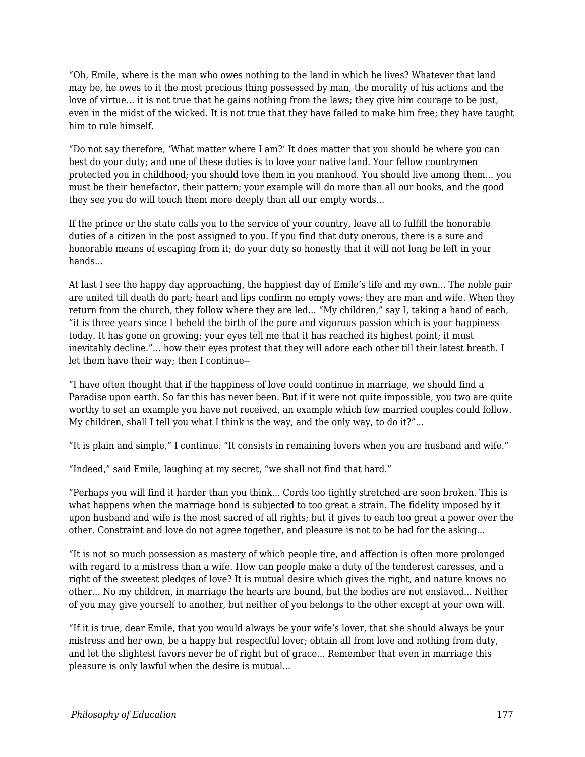“Oh, Emile, where is the man who owes nothing to the land in which he lives? Whatever that land may be, he owes to it the most precious thing possessed by man, the morality of his actions and the love of virtue... it is not true that he gains nothing from the laws; they give him courage to be just, even in the midst of the wicked. It is not true that they have failed to make him free; they have taught him to rule himself.

“Do not say therefore, ‘What matter where I am?’ It does matter that you should be where you can best do your duty; and one of these duties is to love your native land. Your fellow countrymen protected you in childhood; you should love them in you manhood. You should live among them... you must be their benefactor, their pattern; your example will do more than all our books, and the good they see you do will touch them more deeply than all our empty words...

If the prince or the state calls you to the service of your country, leave all to fulfill the honorable duties of a citizen in the post assigned to you. If you find that duty onerous, there is a sure and honorable means of escaping from it; do your duty so honestly that it will not long be left in your hands...

At last I see the happy day approaching, the happiest day of Emile’s life and my own... The noble pair are united till death do part; heart and lips confirm no empty vows; they are man and wife. When they return from the church, they follow where they are led... “My children,” say I, taking a hand of each, “it is three years since I beheld the birth of the pure and vigorous passion which is your happiness today. It has gone on growing; your eyes tell me that it has reached its highest point; it must inevitably decline.”... how their eyes protest that they will adore each other till their latest breath. I let them have their way; then I continue--

“I have often thought that if the happiness of love could continue in marriage, we should find a Paradise upon earth. So far this has never been. But if it were not quite impossible, you two are quite worthy to set an example you have not received, an example which few married couples could follow. My children, shall I tell you what I think is the way, and the only way, to do it?”...

“It is plain and simple,” I continue. “It consists in remaining lovers when you are husband and wife.”

“Indeed,” said Emile, laughing at my secret, “we shall not find that hard.”

“Perhaps you will find it harder than you think... Cords too tightly stretched are soon broken. This is what happens when the marriage bond is subjected to too great a strain. The fidelity imposed by it upon husband and wife is the most sacred of all rights; but it gives to each too great a power over the other. Constraint and love do not agree together, and pleasure is not to be had for the asking...

“It is not so much possession as mastery of which people tire, and affection is often more prolonged with regard to a mistress than a wife. How can people make a duty of the tenderest caresses, and a right of the sweetest pledges of love? It is mutual desire which gives the right, and nature knows no other... No my children, in marriage the hearts are bound, but the bodies are not enslaved... Neither of you may give yourself to another, but neither of you belongs to the other except at your own will.

“If it is true, dear Emile, that you would always be your wife’s lover, that she should always be your mistress and her own, be a happy but respectful lover; obtain all from love and nothing from duty, and let the slightest favors never be of right but of grace... Remember that even in marriage this pleasure is only lawful when the desire is mutual...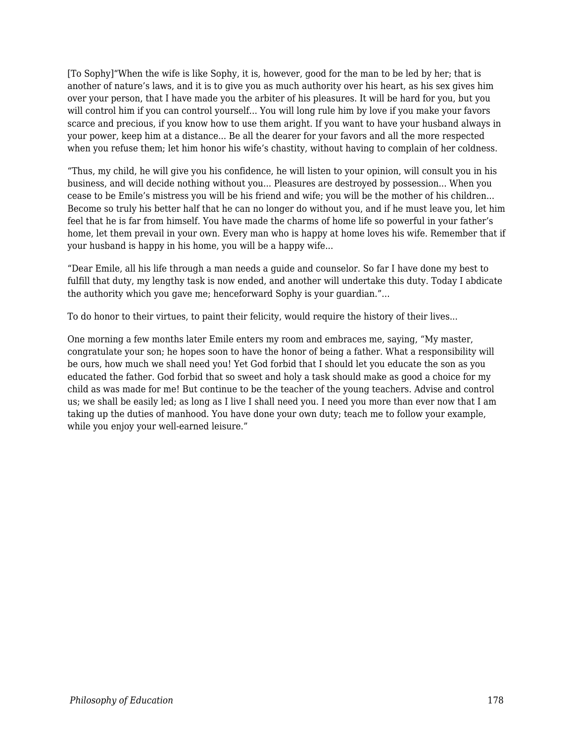[To Sophy]“When the wife is like Sophy, it is, however, good for the man to be led by her; that is another of nature’s laws, and it is to give you as much authority over his heart, as his sex gives him over your person, that I have made you the arbiter of his pleasures. It will be hard for you, but you will control him if you can control yourself… You will long rule him by love if you make your favors scarce and precious, if you know how to use them aright. If you want to have your husband always in your power, keep him at a distance… Be all the dearer for your favors and all the more respected when you refuse them; let him honor his wife’s chastity, without having to complain of her coldness.

“Thus, my child, he will give you his confidence, he will listen to your opinion, will consult you in his business, and will decide nothing without you… Pleasures are destroyed by possession… When you cease to be Emile’s mistress you will be his friend and wife; you will be the mother of his children… Become so truly his better half that he can no longer do without you, and if he must leave you, let him feel that he is far from himself. You have made the charms of home life so powerful in your father’s home, let them prevail in your own. Every man who is happy at home loves his wife. Remember that if your husband is happy in his home, you will be a happy wife…

“Dear Emile, all his life through a man needs a guide and counselor. So far I have done my best to fulfill that duty, my lengthy task is now ended, and another will undertake this duty. Today I abdicate the authority which you gave me; henceforward Sophy is your guardian.”…

To do honor to their virtues, to paint their felicity, would require the history of their lives…

One morning a few months later Emile enters my room and embraces me, saying, “My master, congratulate your son; he hopes soon to have the honor of being a father. What a responsibility will be ours, how much we shall need you! Yet God forbid that I should let you educate the son as you educated the father. God forbid that so sweet and holy a task should make as good a choice for my child as was made for me! But continue to be the teacher of the young teachers. Advise and control us; we shall be easily led; as long as I live I shall need you. I need you more than ever now that I am taking up the duties of manhood. You have done your own duty; teach me to follow your example, while you enjoy your well-earned leisure.”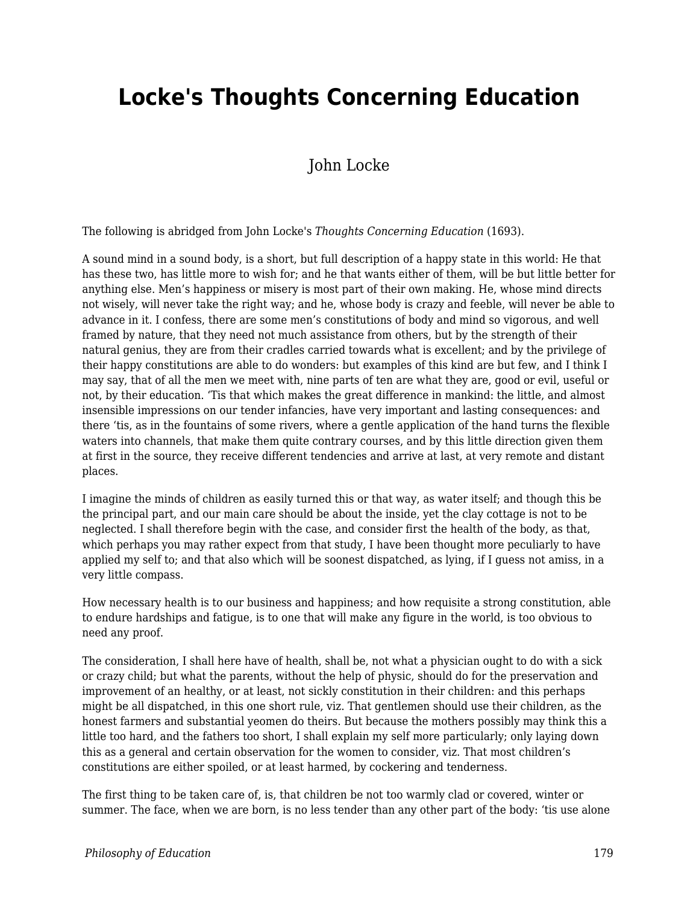# Locke's Thoughts Concerning Education

John Locke

The following is abridged from John Locke's *Thoughts Concerning Education* (1693).

A sound mind in a sound body, is a short, but full description of a happy state in this world: He that has these two, has little more to wish for; and he that wants either of them, will be but little better for anything else. Men's happiness or misery is most part of their own making. He, whose mind directs not wisely, will never take the right way; and he, whose body is crazy and feeble, will never be able to advance in it. I confess, there are some men's constitutions of body and mind so vigorous, and well framed by nature, that they need not much assistance from others, but by the strength of their natural genius, they are from their cradles carried towards what is excellent; and by the privilege of their happy constitutions are able to do wonders: but examples of this kind are but few, and I think I may say, that of all the men we meet with, nine parts of ten are what they are, good or evil, useful or not, by their education. 'Tis that which makes the great difference in mankind: the little, and almost insensible impressions on our tender infancies, have very important and lasting consequences: and there 'tis, as in the fountains of some rivers, where a gentle application of the hand turns the flexible waters into channels, that make them quite contrary courses, and by this little direction given them at first in the source, they receive different tendencies and arrive at last, at very remote and distant places.

I imagine the minds of children as easily turned this or that way, as water itself; and though this be the principal part, and our main care should be about the inside, yet the clay cottage is not to be neglected. I shall therefore begin with the case, and consider first the health of the body, as that, which perhaps you may rather expect from that study, I have been thought more peculiarly to have applied my self to; and that also which will be soonest dispatched, as lying, if I guess not amiss, in a very little compass.

How necessary health is to our business and happiness; and how requisite a strong constitution, able to endure hardships and fatigue, is to one that will make any figure in the world, is too obvious to need any proof.

The consideration, I shall here have of health, shall be, not what a physician ought to do with a sick or crazy child; but what the parents, without the help of physic, should do for the preservation and improvement of an healthy, or at least, not sickly constitution in their children: and this perhaps might be all dispatched, in this one short rule, viz. That gentlemen should use their children, as the honest farmers and substantial yeomen do theirs. But because the mothers possibly may think this a little too hard, and the fathers too short, I shall explain my self more particularly; only laying down this as a general and certain observation for the women to consider, viz. That most children's constitutions are either spoiled, or at least harmed, by cockering and tenderness.

The first thing to be taken care of, is, that children be not too warmly clad or covered, winter or summer. The face, when we are born, is no less tender than any other part of the body: 'tis use alone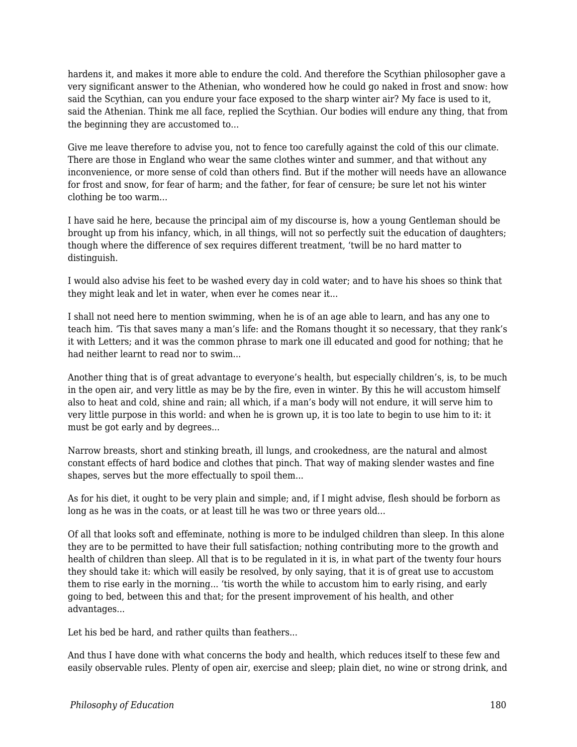hardens it, and makes it more able to endure the cold. And therefore the Scythian philosopher gave a very significant answer to the Athenian, who wondered how he could go naked in frost and snow: how said the Scythian, can you endure your face exposed to the sharp winter air? My face is used to it, said the Athenian. Think me all face, replied the Scythian. Our bodies will endure any thing, that from the beginning they are accustomed to…

Give me leave therefore to advise you, not to fence too carefully against the cold of this our climate. There are those in England who wear the same clothes winter and summer, and that without any inconvenience, or more sense of cold than others find. But if the mother will needs have an allowance for frost and snow, for fear of harm; and the father, for fear of censure; be sure let not his winter clothing be too warm…

I have said he here, because the principal aim of my discourse is, how a young Gentleman should be brought up from his infancy, which, in all things, will not so perfectly suit the education of daughters; though where the difference of sex requires different treatment, 'twill be no hard matter to distinguish.

I would also advise his feet to be washed every day in cold water; and to have his shoes so think that they might leak and let in water, when ever he comes near it…

I shall not need here to mention swimming, when he is of an age able to learn, and has any one to teach him. 'Tis that saves many a man's life: and the Romans thought it so necessary, that they rank's it with Letters; and it was the common phrase to mark one ill educated and good for nothing; that he had neither learnt to read nor to swim…

Another thing that is of great advantage to everyone's health, but especially children's, is, to be much in the open air, and very little as may be by the fire, even in winter. By this he will accustom himself also to heat and cold, shine and rain; all which, if a man's body will not endure, it will serve him to very little purpose in this world: and when he is grown up, it is too late to begin to use him to it: it must be got early and by degrees…

Narrow breasts, short and stinking breath, ill lungs, and crookedness, are the natural and almost constant effects of hard bodice and clothes that pinch. That way of making slender wastes and fine shapes, serves but the more effectually to spoil them…

As for his diet, it ought to be very plain and simple; and, if I might advise, flesh should be forborn as long as he was in the coats, or at least till he was two or three years old…

Of all that looks soft and effeminate, nothing is more to be indulged children than sleep. In this alone they are to be permitted to have their full satisfaction; nothing contributing more to the growth and health of children than sleep. All that is to be regulated in it is, in what part of the twenty four hours they should take it: which will easily be resolved, by only saying, that it is of great use to accustom them to rise early in the morning… 'tis worth the while to accustom him to early rising, and early going to bed, between this and that; for the present improvement of his health, and other advantages…

Let his bed be hard, and rather quilts than feathers…

And thus I have done with what concerns the body and health, which reduces itself to these few and easily observable rules. Plenty of open air, exercise and sleep; plain diet, no wine or strong drink, and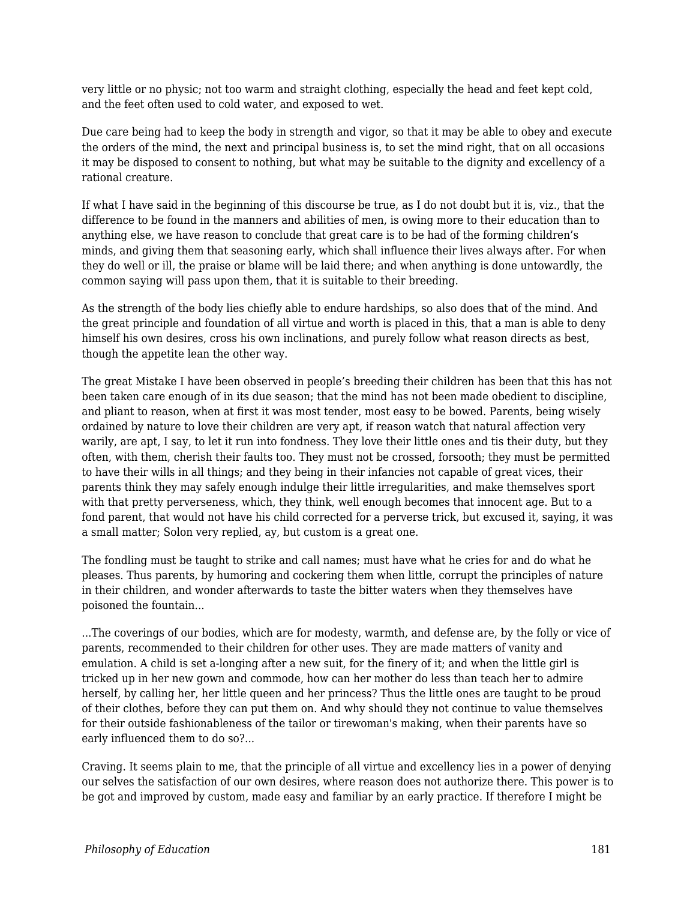very little or no physic; not too warm and straight clothing, especially the head and feet kept cold, and the feet often used to cold water, and exposed to wet.

Due care being had to keep the body in strength and vigor, so that it may be able to obey and execute the orders of the mind, the next and principal business is, to set the mind right, that on all occasions it may be disposed to consent to nothing, but what may be suitable to the dignity and excellency of a rational creature.

If what I have said in the beginning of this discourse be true, as I do not doubt but it is, viz., that the difference to be found in the manners and abilities of men, is owing more to their education than to anything else, we have reason to conclude that great care is to be had of the forming children's minds, and giving them that seasoning early, which shall influence their lives always after. For when they do well or ill, the praise or blame will be laid there; and when anything is done untowardly, the common saying will pass upon them, that it is suitable to their breeding.

As the strength of the body lies chiefly able to endure hardships, so also does that of the mind. And the great principle and foundation of all virtue and worth is placed in this, that a man is able to deny himself his own desires, cross his own inclinations, and purely follow what reason directs as best, though the appetite lean the other way.

The great Mistake I have been observed in people's breeding their children has been that this has not been taken care enough of in its due season; that the mind has not been made obedient to discipline, and pliant to reason, when at first it was most tender, most easy to be bowed. Parents, being wisely ordained by nature to love their children are very apt, if reason watch that natural affection very warily, are apt, I say, to let it run into fondness. They love their little ones and tis their duty, but they often, with them, cherish their faults too. They must not be crossed, forsooth; they must be permitted to have their wills in all things; and they being in their infancies not capable of great vices, their parents think they may safely enough indulge their little irregularities, and make themselves sport with that pretty perverseness, which, they think, well enough becomes that innocent age. But to a fond parent, that would not have his child corrected for a perverse trick, but excused it, saying, it was a small matter; Solon very replied, ay, but custom is a great one.

The fondling must be taught to strike and call names; must have what he cries for and do what he pleases. Thus parents, by humoring and cockering them when little, corrupt the principles of nature in their children, and wonder afterwards to taste the bitter waters when they themselves have poisoned the fountain...

...The coverings of our bodies, which are for modesty, warmth, and defense are, by the folly or vice of parents, recommended to their children for other uses. They are made matters of vanity and emulation. A child is set a-longing after a new suit, for the finery of it; and when the little girl is tricked up in her new gown and commode, how can her mother do less than teach her to admire herself, by calling her, her little queen and her princess? Thus the little ones are taught to be proud of their clothes, before they can put them on. And why should they not continue to value themselves for their outside fashionableness of the tailor or tirewoman's making, when their parents have so early influenced them to do so?...

Craving. It seems plain to me, that the principle of all virtue and excellency lies in a power of denying our selves the satisfaction of our own desires, where reason does not authorize there. This power is to be got and improved by custom, made easy and familiar by an early practice. If therefore I might be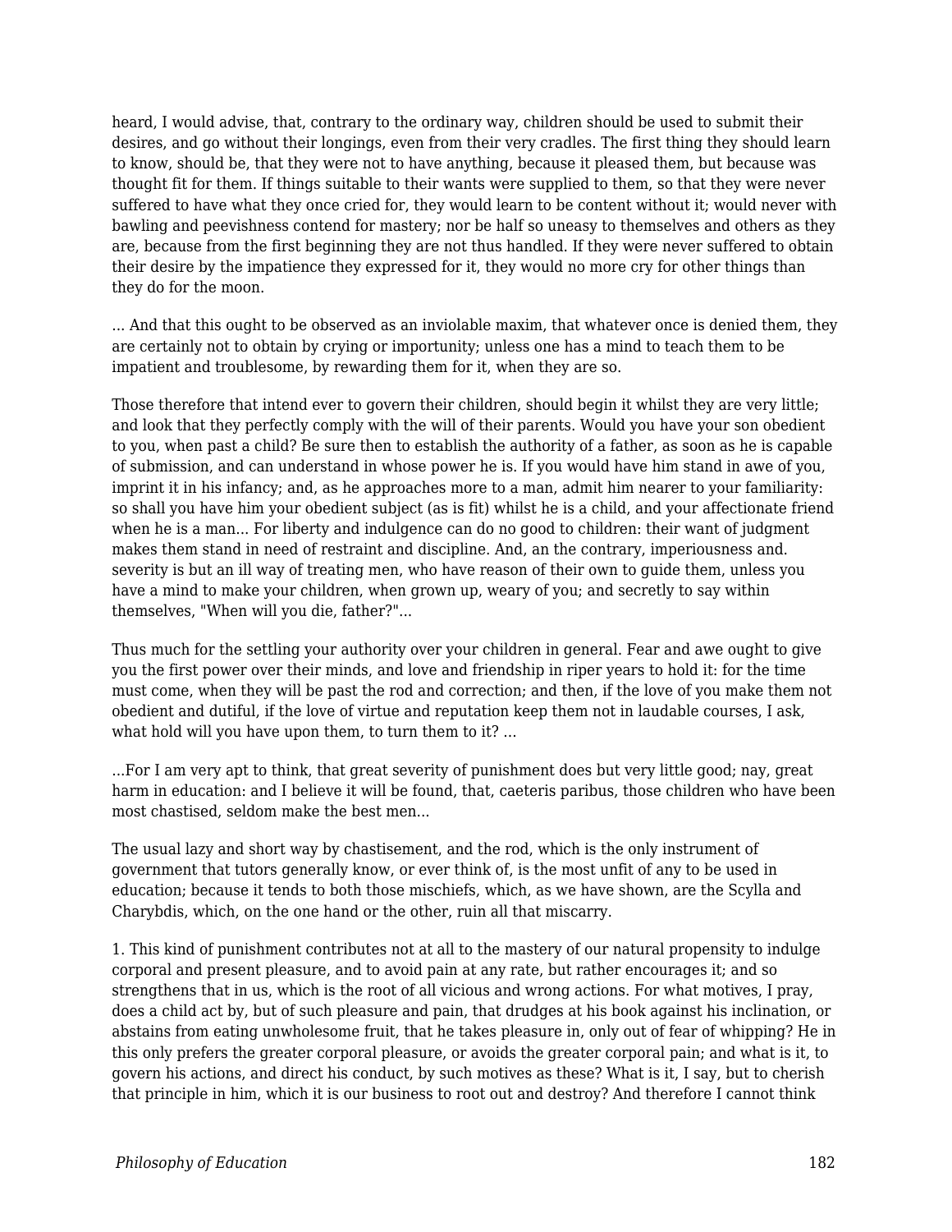heard, I would advise, that, contrary to the ordinary way, children should be used to submit their desires, and go without their longings, even from their very cradles. The first thing they should learn to know, should be, that they were not to have anything, because it pleased them, but because was thought fit for them. If things suitable to their wants were supplied to them, so that they were never suffered to have what they once cried for, they would learn to be content without it; would never with bawling and peevishness contend for mastery; nor be half so uneasy to themselves and others as they are, because from the first beginning they are not thus handled. If they were never suffered to obtain their desire by the impatience they expressed for it, they would no more cry for other things than they do for the moon.

... And that this ought to be observed as an inviolable maxim, that whatever once is denied them, they are certainly not to obtain by crying or importunity; unless one has a mind to teach them to be impatient and troublesome, by rewarding them for it, when they are so.

Those therefore that intend ever to govern their children, should begin it whilst they are very little; and look that they perfectly comply with the will of their parents. Would you have your son obedient to you, when past a child? Be sure then to establish the authority of a father, as soon as he is capable of submission, and can understand in whose power he is. If you would have him stand in awe of you, imprint it in his infancy; and, as he approaches more to a man, admit him nearer to your familiarity: so shall you have him your obedient subject (as is fit) whilst he is a child, and your affectionate friend when he is a man... For liberty and indulgence can do no good to children: their want of judgment makes them stand in need of restraint and discipline. And, an the contrary, imperiousness and. severity is but an ill way of treating men, who have reason of their own to guide them, unless you have a mind to make your children, when grown up, weary of you; and secretly to say within themselves, "When will you die, father?"...

Thus much for the settling your authority over your children in general. Fear and awe ought to give you the first power over their minds, and love and friendship in riper years to hold it: for the time must come, when they will be past the rod and correction; and then, if the love of you make them not obedient and dutiful, if the love of virtue and reputation keep them not in laudable courses, I ask, what hold will you have upon them, to turn them to it? ...

...For I am very apt to think, that great severity of punishment does but very little good; nay, great harm in education: and I believe it will be found, that, caeteris paribus, those children who have been most chastised, seldom make the best men...

The usual lazy and short way by chastisement, and the rod, which is the only instrument of government that tutors generally know, or ever think of, is the most unfit of any to be used in education; because it tends to both those mischiefs, which, as we have shown, are the Scylla and Charybdis, which, on the one hand or the other, ruin all that miscarry.

1. This kind of punishment contributes not at all to the mastery of our natural propensity to indulge corporal and present pleasure, and to avoid pain at any rate, but rather encourages it; and so strengthens that in us, which is the root of all vicious and wrong actions. For what motives, I pray, does a child act by, but of such pleasure and pain, that drudges at his book against his inclination, or abstains from eating unwholesome fruit, that he takes pleasure in, only out of fear of whipping? He in this only prefers the greater corporal pleasure, or avoids the greater corporal pain; and what is it, to govern his actions, and direct his conduct, by such motives as these? What is it, I say, but to cherish that principle in him, which it is our business to root out and destroy? And therefore I cannot think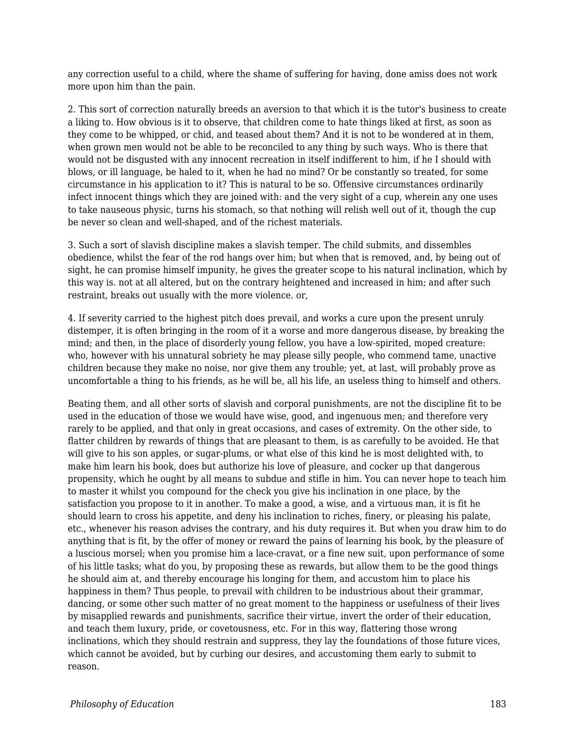any correction useful to a child, where the shame of suffering for having, done amiss does not work more upon him than the pain.

2. This sort of correction naturally breeds an aversion to that which it is the tutor's business to create a liking to. How obvious is it to observe, that children come to hate things liked at first, as soon as they come to be whipped, or chid, and teased about them? And it is not to be wondered at in them, when grown men would not be able to be reconciled to any thing by such ways. Who is there that would not be disgusted with any innocent recreation in itself indifferent to him, if he I should with blows, or ill language, be haled to it, when he had no mind? Or be constantly so treated, for some circumstance in his application to it? This is natural to be so. Offensive circumstances ordinarily infect innocent things which they are joined with: and the very sight of a cup, wherein any one uses to take nauseous physic, turns his stomach, so that nothing will relish well out of it, though the cup be never so clean and well-shaped, and of the richest materials.

3. Such a sort of slavish discipline makes a slavish temper. The child submits, and dissembles obedience, whilst the fear of the rod hangs over him; but when that is removed, and, by being out of sight, he can promise himself impunity, he gives the greater scope to his natural inclination, which by this way is. not at all altered, but on the contrary heightened and increased in him; and after such restraint, breaks out usually with the more violence. or,

4. If severity carried to the highest pitch does prevail, and works a cure upon the present unruly distemper, it is often bringing in the room of it a worse and more dangerous disease, by breaking the mind; and then, in the place of disorderly young fellow, you have a low-spirited, moped creature: who, however with his unnatural sobriety he may please silly people, who commend tame, unactive children because they make no noise, nor give them any trouble; yet, at last, will probably prove as uncomfortable a thing to his friends, as he will be, all his life, an useless thing to himself and others.

Beating them, and all other sorts of slavish and corporal punishments, are not the discipline fit to be used in the education of those we would have wise, good, and ingenuous men; and therefore very rarely to be applied, and that only in great occasions, and cases of extremity. On the other side, to flatter children by rewards of things that are pleasant to them, is as carefully to be avoided. He that will give to his son apples, or sugar-plums, or what else of this kind he is most delighted with, to make him learn his book, does but authorize his love of pleasure, and cocker up that dangerous propensity, which he ought by all means to subdue and stifle in him. You can never hope to teach him to master it whilst you compound for the check you give his inclination in one place, by the satisfaction you propose to it in another. To make a good, a wise, and a virtuous man, it is fit he should learn to cross his appetite, and deny his inclination to riches, finery, or pleasing his palate, etc., whenever his reason advises the contrary, and his duty requires it. But when you draw him to do anything that is fit, by the offer of money or reward the pains of learning his book, by the pleasure of a luscious morsel; when you promise him a lace-cravat, or a fine new suit, upon performance of some of his little tasks; what do you, by proposing these as rewards, but allow them to be the good things he should aim at, and thereby encourage his longing for them, and accustom him to place his happiness in them? Thus people, to prevail with children to be industrious about their grammar, dancing, or some other such matter of no great moment to the happiness or usefulness of their lives by misapplied rewards and punishments, sacrifice their virtue, invert the order of their education, and teach them luxury, pride, or covetousness, etc. For in this way, flattering those wrong inclinations, which they should restrain and suppress, they lay the foundations of those future vices, which cannot be avoided, but by curbing our desires, and accustoming them early to submit to reason.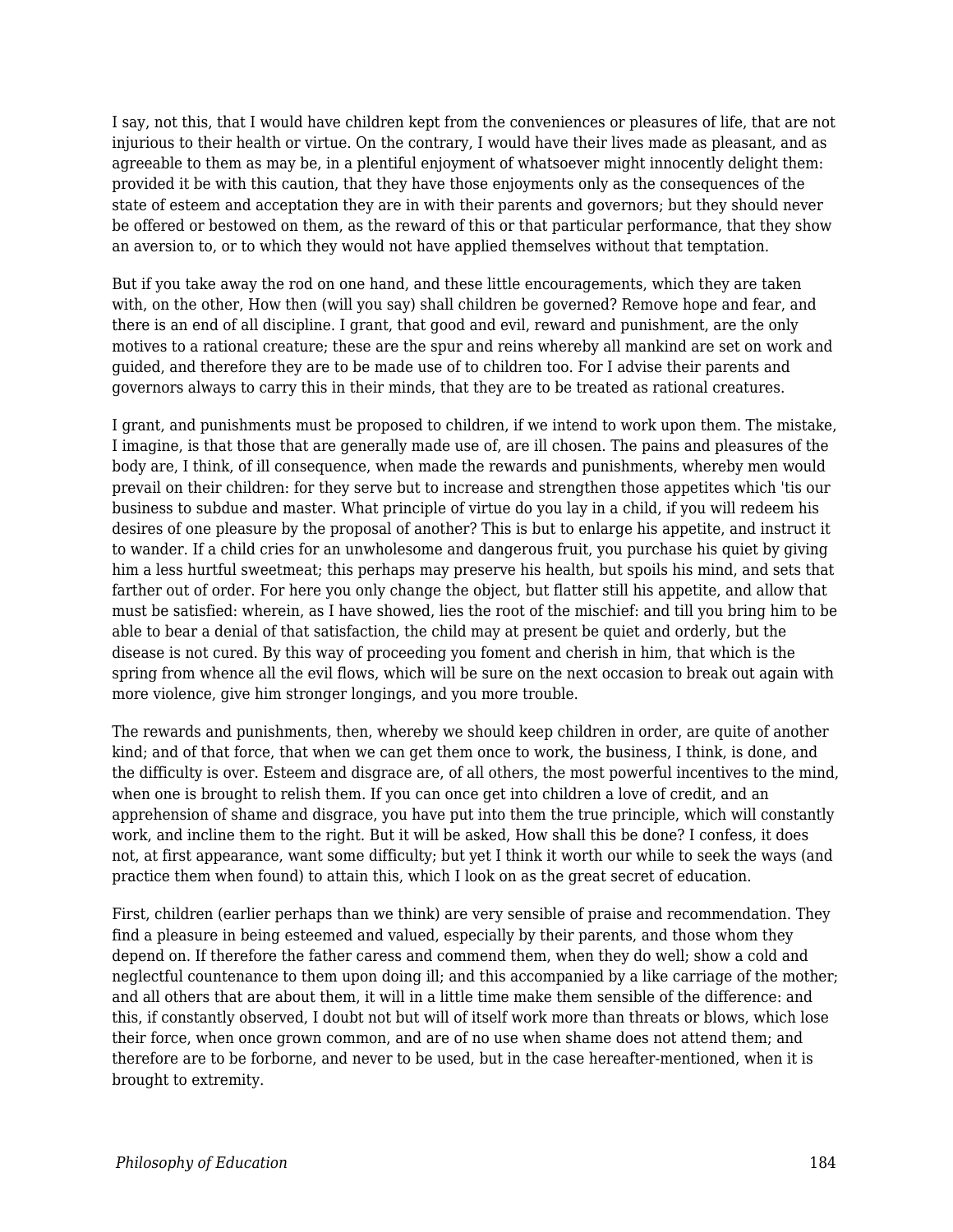I say, not this, that I would have children kept from the conveniences or pleasures of life, that are not injurious to their health or virtue. On the contrary, I would have their lives made as pleasant, and as agreeable to them as may be, in a plentiful enjoyment of whatsoever might innocently delight them: provided it be with this caution, that they have those enjoyments only as the consequences of the state of esteem and acceptation they are in with their parents and governors; but they should never be offered or bestowed on them, as the reward of this or that particular performance, that they show an aversion to, or to which they would not have applied themselves without that temptation.

But if you take away the rod on one hand, and these little encouragements, which they are taken with, on the other, How then (will you say) shall children be governed? Remove hope and fear, and there is an end of all discipline. I grant, that good and evil, reward and punishment, are the only motives to a rational creature; these are the spur and reins whereby all mankind are set on work and guided, and therefore they are to be made use of to children too. For I advise their parents and governors always to carry this in their minds, that they are to be treated as rational creatures.

I grant, and punishments must be proposed to children, if we intend to work upon them. The mistake, I imagine, is that those that are generally made use of, are ill chosen. The pains and pleasures of the body are, I think, of ill consequence, when made the rewards and punishments, whereby men would prevail on their children: for they serve but to increase and strengthen those appetites which 'tis our business to subdue and master. What principle of virtue do you lay in a child, if you will redeem his desires of one pleasure by the proposal of another? This is but to enlarge his appetite, and instruct it to wander. If a child cries for an unwholesome and dangerous fruit, you purchase his quiet by giving him a less hurtful sweetmeat; this perhaps may preserve his health, but spoils his mind, and sets that farther out of order. For here you only change the object, but flatter still his appetite, and allow that must be satisfied: wherein, as I have showed, lies the root of the mischief: and till you bring him to be able to bear a denial of that satisfaction, the child may at present be quiet and orderly, but the disease is not cured. By this way of proceeding you foment and cherish in him, that which is the spring from whence all the evil flows, which will be sure on the next occasion to break out again with more violence, give him stronger longings, and you more trouble.

The rewards and punishments, then, whereby we should keep children in order, are quite of another kind; and of that force, that when we can get them once to work, the business, I think, is done, and the difficulty is over. Esteem and disgrace are, of all others, the most powerful incentives to the mind, when one is brought to relish them. If you can once get into children a love of credit, and an apprehension of shame and disgrace, you have put into them the true principle, which will constantly work, and incline them to the right. But it will be asked, How shall this be done? I confess, it does not, at first appearance, want some difficulty; but yet I think it worth our while to seek the ways (and practice them when found) to attain this, which I look on as the great secret of education.

First, children (earlier perhaps than we think) are very sensible of praise and recommendation. They find a pleasure in being esteemed and valued, especially by their parents, and those whom they depend on. If therefore the father caress and commend them, when they do well; show a cold and neglectful countenance to them upon doing ill; and this accompanied by a like carriage of the mother; and all others that are about them, it will in a little time make them sensible of the difference: and this, if constantly observed, I doubt not but will of itself work more than threats or blows, which lose their force, when once grown common, and are of no use when shame does not attend them; and therefore are to be forborne, and never to be used, but in the case hereafter-mentioned, when it is brought to extremity.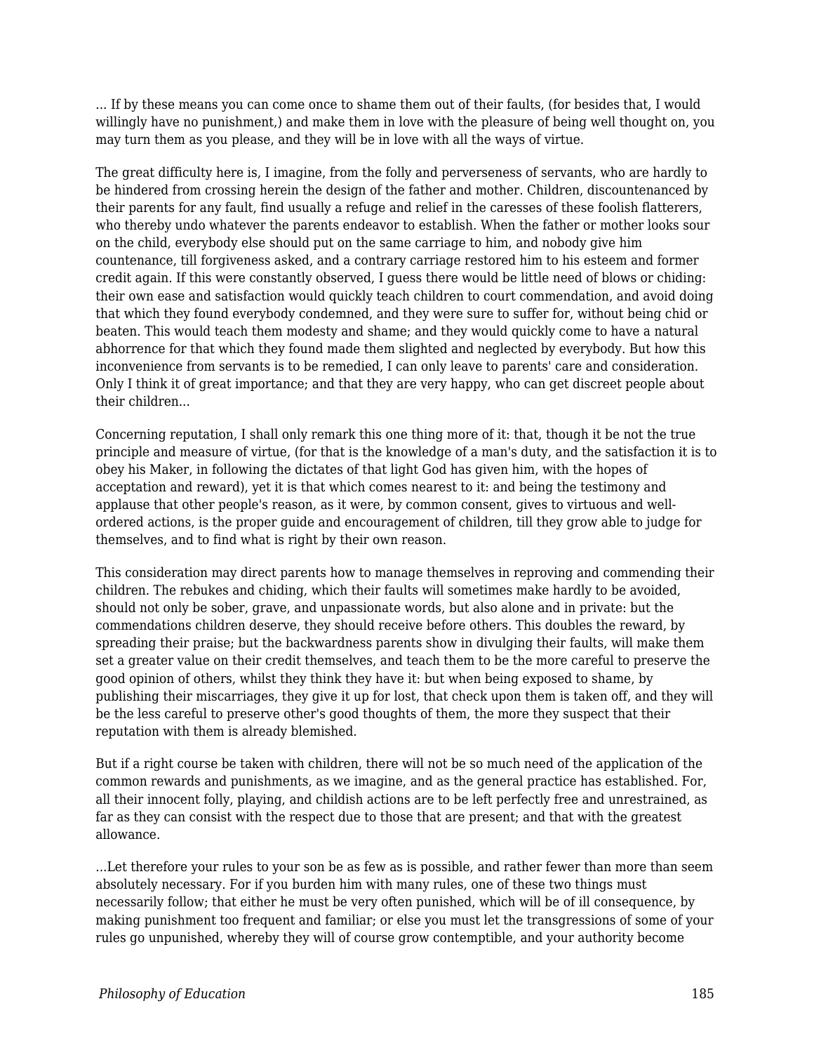... If by these means you can come once to shame them out of their faults, (for besides that, I would willingly have no punishment,) and make them in love with the pleasure of being well thought on, you may turn them as you please, and they will be in love with all the ways of virtue.

The great difficulty here is, I imagine, from the folly and perverseness of servants, who are hardly to be hindered from crossing herein the design of the father and mother. Children, discountenanced by their parents for any fault, find usually a refuge and relief in the caresses of these foolish flatterers, who thereby undo whatever the parents endeavor to establish. When the father or mother looks sour on the child, everybody else should put on the same carriage to him, and nobody give him countenance, till forgiveness asked, and a contrary carriage restored him to his esteem and former credit again. If this were constantly observed, I guess there would be little need of blows or chiding: their own ease and satisfaction would quickly teach children to court commendation, and avoid doing that which they found everybody condemned, and they were sure to suffer for, without being chid or beaten. This would teach them modesty and shame; and they would quickly come to have a natural abhorrence for that which they found made them slighted and neglected by everybody. But how this inconvenience from servants is to be remedied, I can only leave to parents' care and consideration. Only I think it of great importance; and that they are very happy, who can get discreet people about their children...

Concerning reputation, I shall only remark this one thing more of it: that, though it be not the true principle and measure of virtue, (for that is the knowledge of a man's duty, and the satisfaction it is to obey his Maker, in following the dictates of that light God has given him, with the hopes of acceptation and reward), yet it is that which comes nearest to it: and being the testimony and applause that other people's reason, as it were, by common consent, gives to virtuous and well-ordered actions, is the proper guide and encouragement of children, till they grow able to judge for themselves, and to find what is right by their own reason.

This consideration may direct parents how to manage themselves in reproving and commending their children. The rebukes and chiding, which their faults will sometimes make hardly to be avoided, should not only be sober, grave, and unpassionate words, but also alone and in private: but the commendations children deserve, they should receive before others. This doubles the reward, by spreading their praise; but the backwardness parents show in divulging their faults, will make them set a greater value on their credit themselves, and teach them to be the more careful to preserve the good opinion of others, whilst they think they have it: but when being exposed to shame, by publishing their miscarriages, they give it up for lost, that check upon them is taken off, and they will be the less careful to preserve other's good thoughts of them, the more they suspect that their reputation with them is already blemished.

But if a right course be taken with children, there will not be so much need of the application of the common rewards and punishments, as we imagine, and as the general practice has established. For, all their innocent folly, playing, and childish actions are to be left perfectly free and unrestrained, as far as they can consist with the respect due to those that are present; and that with the greatest allowance.

...Let therefore your rules to your son be as few as is possible, and rather fewer than more than seem absolutely necessary. For if you burden him with many rules, one of these two things must necessarily follow; that either he must be very often punished, which will be of ill consequence, by making punishment too frequent and familiar; or else you must let the transgressions of some of your rules go unpunished, whereby they will of course grow contemptible, and your authority become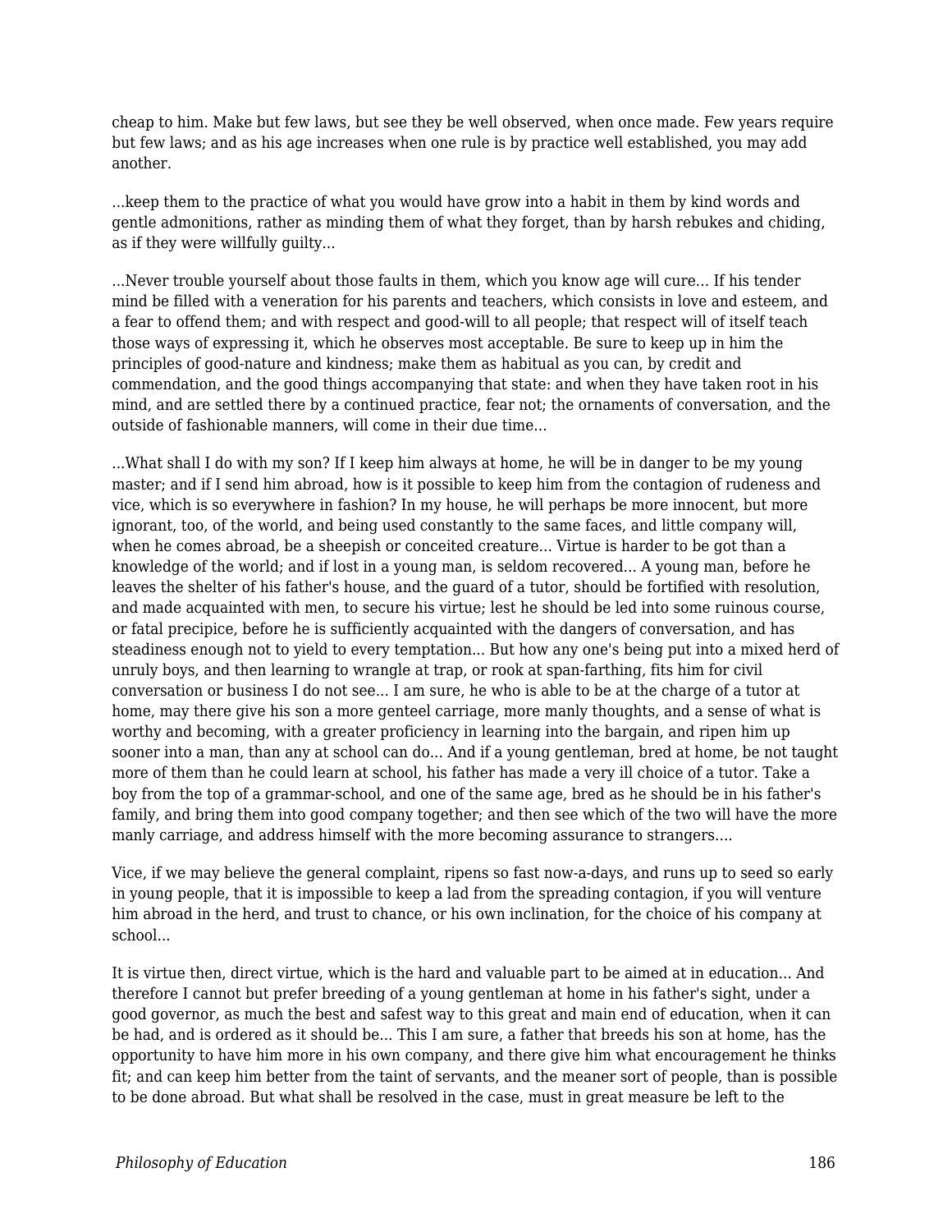cheap to him. Make but few laws, but see they be well observed, when once made. Few years require but few laws; and as his age increases when one rule is by practice well established, you may add another.

...keep them to the practice of what you would have grow into a habit in them by kind words and gentle admonitions, rather as minding them of what they forget, than by harsh rebukes and chiding, as if they were willfully guilty...

...Never trouble yourself about those faults in them, which you know age will cure... If his tender mind be filled with a veneration for his parents and teachers, which consists in love and esteem, and a fear to offend them; and with respect and good-will to all people; that respect will of itself teach those ways of expressing it, which he observes most acceptable. Be sure to keep up in him the principles of good-nature and kindness; make them as habitual as you can, by credit and commendation, and the good things accompanying that state: and when they have taken root in his mind, and are settled there by a continued practice, fear not; the ornaments of conversation, and the outside of fashionable manners, will come in their due time...

...What shall I do with my son? If I keep him always at home, he will be in danger to be my young master; and if I send him abroad, how is it possible to keep him from the contagion of rudeness and vice, which is so everywhere in fashion? In my house, he will perhaps be more innocent, but more ignorant, too, of the world, and being used constantly to the same faces, and little company will, when he comes abroad, be a sheepish or conceited creature... Virtue is harder to be got than a knowledge of the world; and if lost in a young man, is seldom recovered... A young man, before he leaves the shelter of his father's house, and the guard of a tutor, should be fortified with resolution, and made acquainted with men, to secure his virtue; lest he should be led into some ruinous course, or fatal precipice, before he is sufficiently acquainted with the dangers of conversation, and has steadiness enough not to yield to every temptation... But how any one's being put into a mixed herd of unruly boys, and then learning to wrangle at trap, or rook at span-farthing, fits him for civil conversation or business I do not see... I am sure, he who is able to be at the charge of a tutor at home, may there give his son a more genteel carriage, more manly thoughts, and a sense of what is worthy and becoming, with a greater proficiency in learning into the bargain, and ripen him up sooner into a man, than any at school can do... And if a young gentleman, bred at home, be not taught more of them than he could learn at school, his father has made a very ill choice of a tutor. Take a boy from the top of a grammar-school, and one of the same age, bred as he should be in his father's family, and bring them into good company together; and then see which of the two will have the more manly carriage, and address himself with the more becoming assurance to strangers....

Vice, if we may believe the general complaint, ripens so fast now-a-days, and runs up to seed so early in young people, that it is impossible to keep a lad from the spreading contagion, if you will venture him abroad in the herd, and trust to chance, or his own inclination, for the choice of his company at school...

It is virtue then, direct virtue, which is the hard and valuable part to be aimed at in education... And therefore I cannot but prefer breeding of a young gentleman at home in his father's sight, under a good governor, as much the best and safest way to this great and main end of education, when it can be had, and is ordered as it should be... This I am sure, a father that breeds his son at home, has the opportunity to have him more in his own company, and there give him what encouragement he thinks fit; and can keep him better from the taint of servants, and the meaner sort of people, than is possible to be done abroad. But what shall be resolved in the case, must in great measure be left to the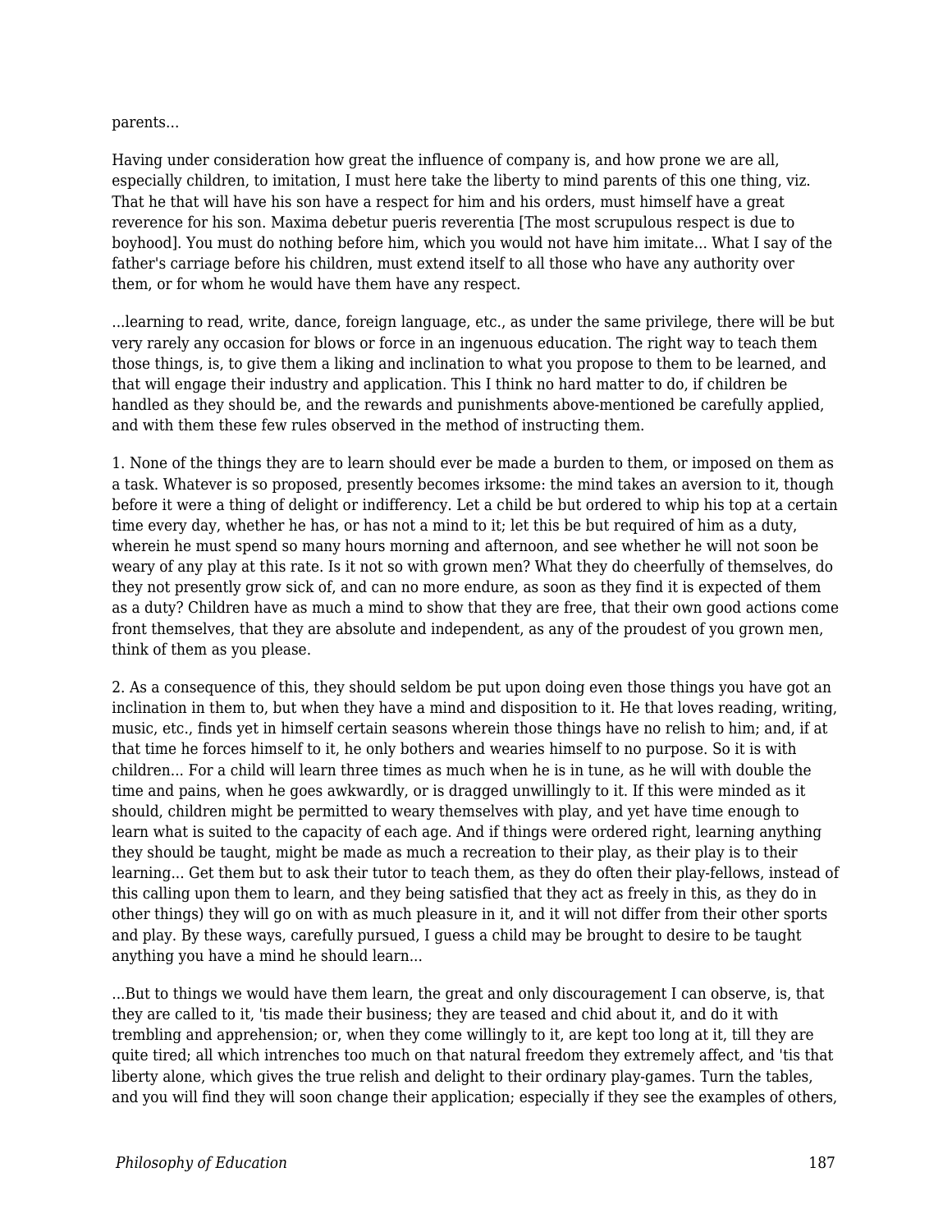parents...

Having under consideration how great the influence of company is, and how prone we are all, especially children, to imitation, I must here take the liberty to mind parents of this one thing, viz. That he that will have his son have a respect for him and his orders, must himself have a great reverence for his son. Maxima debetur pueris reverentia [The most scrupulous respect is due to boyhood]. You must do nothing before him, which you would not have him imitate... What I say of the father's carriage before his children, must extend itself to all those who have any authority over them, or for whom he would have them have any respect.

...learning to read, write, dance, foreign language, etc., as under the same privilege, there will be but very rarely any occasion for blows or force in an ingenuous education. The right way to teach them those things, is, to give them a liking and inclination to what you propose to them to be learned, and that will engage their industry and application. This I think no hard matter to do, if children be handled as they should be, and the rewards and punishments above-mentioned be carefully applied, and with them these few rules observed in the method of instructing them.

1. None of the things they are to learn should ever be made a burden to them, or imposed on them as a task. Whatever is so proposed, presently becomes irksome: the mind takes an aversion to it, though before it were a thing of delight or indifferency. Let a child be but ordered to whip his top at a certain time every day, whether he has, or has not a mind to it; let this be but required of him as a duty, wherein he must spend so many hours morning and afternoon, and see whether he will not soon be weary of any play at this rate. Is it not so with grown men? What they do cheerfully of themselves, do they not presently grow sick of, and can no more endure, as soon as they find it is expected of them as a duty? Children have as much a mind to show that they are free, that their own good actions come front themselves, that they are absolute and independent, as any of the proudest of you grown men, think of them as you please.

2. As a consequence of this, they should seldom be put upon doing even those things you have got an inclination in them to, but when they have a mind and disposition to it. He that loves reading, writing, music, etc., finds yet in himself certain seasons wherein those things have no relish to him; and, if at that time he forces himself to it, he only bothers and wearies himself to no purpose. So it is with children... For a child will learn three times as much when he is in tune, as he will with double the time and pains, when he goes awkwardly, or is dragged unwillingly to it. If this were minded as it should, children might be permitted to weary themselves with play, and yet have time enough to learn what is suited to the capacity of each age. And if things were ordered right, learning anything they should be taught, might be made as much a recreation to their play, as their play is to their learning... Get them but to ask their tutor to teach them, as they do often their play-fellows, instead of this calling upon them to learn, and they being satisfied that they act as freely in this, as they do in other things) they will go on with as much pleasure in it, and it will not differ from their other sports and play. By these ways, carefully pursued, I guess a child may be brought to desire to be taught anything you have a mind he should learn...

...But to things we would have them learn, the great and only discouragement I can observe, is, that they are called to it, 'tis made their business; they are teased and chid about it, and do it with trembling and apprehension; or, when they come willingly to it, are kept too long at it, till they are quite tired; all which intrenches too much on that natural freedom they extremely affect, and 'tis that liberty alone, which gives the true relish and delight to their ordinary play-games. Turn the tables, and you will find they will soon change their application; especially if they see the examples of others,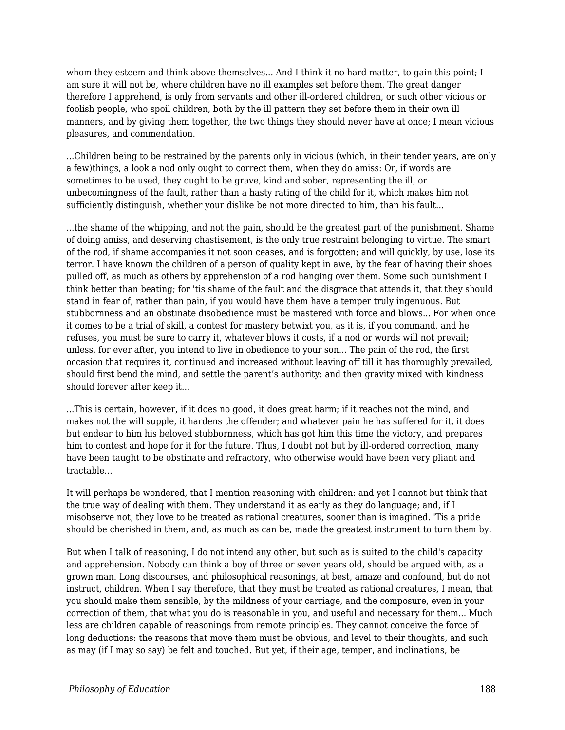whom they esteem and think above themselves... And I think it no hard matter, to gain this point; I am sure it will not be, where children have no ill examples set before them. The great danger therefore I apprehend, is only from servants and other ill-ordered children, or such other vicious or foolish people, who spoil children, both by the ill pattern they set before them in their own ill manners, and by giving them together, the two things they should never have at once; I mean vicious pleasures, and commendation.

...Children being to be restrained by the parents only in vicious (which, in their tender years, are only a few)things, a look a nod only ought to correct them, when they do amiss: Or, if words are sometimes to be used, they ought to be grave, kind and sober, representing the ill, or unbecomingness of the fault, rather than a hasty rating of the child for it, which makes him not sufficiently distinguish, whether your dislike be not more directed to him, than his fault...

...the shame of the whipping, and not the pain, should be the greatest part of the punishment. Shame of doing amiss, and deserving chastisement, is the only true restraint belonging to virtue. The smart of the rod, if shame accompanies it not soon ceases, and is forgotten; and will quickly, by use, lose its terror. I have known the children of a person of quality kept in awe, by the fear of having their shoes pulled off, as much as others by apprehension of a rod hanging over them. Some such punishment I think better than beating; for 'tis shame of the fault and the disgrace that attends it, that they should stand in fear of, rather than pain, if you would have them have a temper truly ingenuous. But stubbornness and an obstinate disobedience must be mastered with force and blows... For when once it comes to be a trial of skill, a contest for mastery betwixt you, as it is, if you command, and he refuses, you must be sure to carry it, whatever blows it costs, if a nod or words will not prevail; unless, for ever after, you intend to live in obedience to your son... The pain of the rod, the first occasion that requires it, continued and increased without leaving off till it has thoroughly prevailed, should first bend the mind, and settle the parent's authority: and then gravity mixed with kindness should forever after keep it...

...This is certain, however, if it does no good, it does great harm; if it reaches not the mind, and makes not the will supple, it hardens the offender; and whatever pain he has suffered for it, it does but endear to him his beloved stubbornness, which has got him this time the victory, and prepares him to contest and hope for it for the future. Thus, I doubt not but by ill-ordered correction, many have been taught to be obstinate and refractory, who otherwise would have been very pliant and tractable...

It will perhaps be wondered, that I mention reasoning with children: and yet I cannot but think that the true way of dealing with them. They understand it as early as they do language; and, if I misobserve not, they love to be treated as rational creatures, sooner than is imagined. 'Tis a pride should be cherished in them, and, as much as can be, made the greatest instrument to turn them by.

But when I talk of reasoning, I do not intend any other, but such as is suited to the child's capacity and apprehension. Nobody can think a boy of three or seven years old, should be argued with, as a grown man. Long discourses, and philosophical reasonings, at best, amaze and confound, but do not instruct, children. When I say therefore, that they must be treated as rational creatures, I mean, that you should make them sensible, by the mildness of your carriage, and the composure, even in your correction of them, that what you do is reasonable in you, and useful and necessary for them... Much less are children capable of reasonings from remote principles. They cannot conceive the force of long deductions: the reasons that move them must be obvious, and level to their thoughts, and such as may (if I may so say) be felt and touched. But yet, if their age, temper, and inclinations, be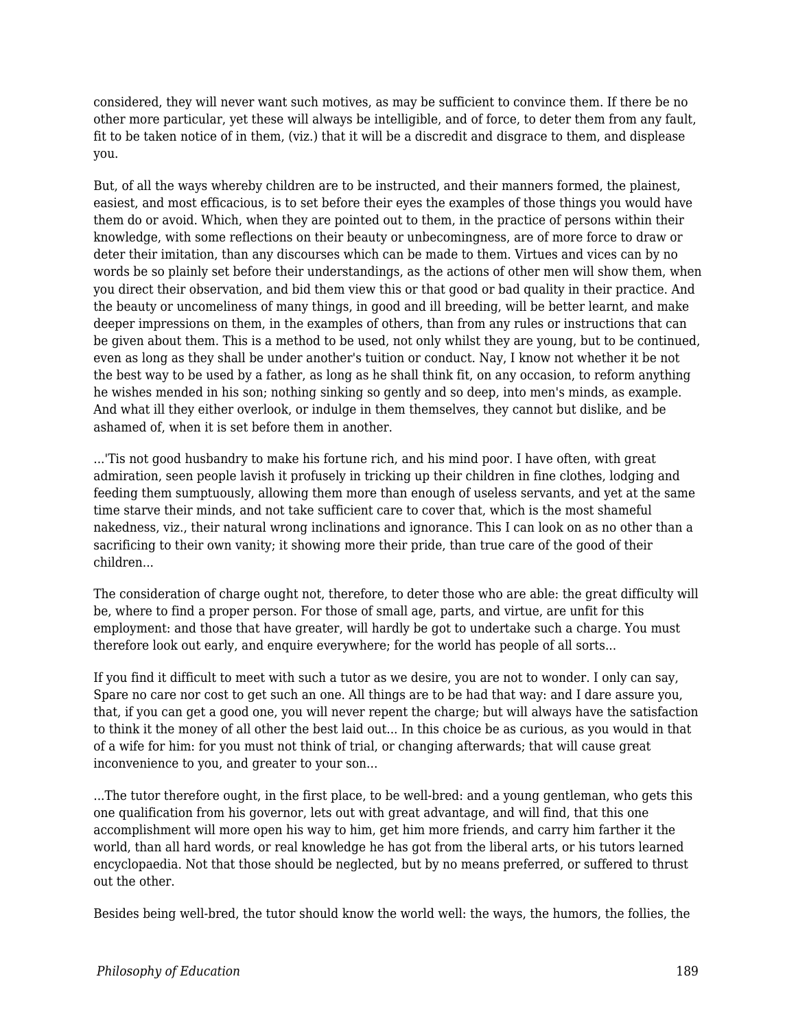considered, they will never want such motives, as may be sufficient to convince them. If there be no other more particular, yet these will always be intelligible, and of force, to deter them from any fault, fit to be taken notice of in them, (viz.) that it will be a discredit and disgrace to them, and displease you.

But, of all the ways whereby children are to be instructed, and their manners formed, the plainest, easiest, and most efficacious, is to set before their eyes the examples of those things you would have them do or avoid. Which, when they are pointed out to them, in the practice of persons within their knowledge, with some reflections on their beauty or unbecomingness, are of more force to draw or deter their imitation, than any discourses which can be made to them. Virtues and vices can by no words be so plainly set before their understandings, as the actions of other men will show them, when you direct their observation, and bid them view this or that good or bad quality in their practice. And the beauty or uncomeliness of many things, in good and ill breeding, will be better learnt, and make deeper impressions on them, in the examples of others, than from any rules or instructions that can be given about them. This is a method to be used, not only whilst they are young, but to be continued, even as long as they shall be under another's tuition or conduct. Nay, I know not whether it be not the best way to be used by a father, as long as he shall think fit, on any occasion, to reform anything he wishes mended in his son; nothing sinking so gently and so deep, into men's minds, as example. And what ill they either overlook, or indulge in them themselves, they cannot but dislike, and be ashamed of, when it is set before them in another.

...'Tis not good husbandry to make his fortune rich, and his mind poor. I have often, with great admiration, seen people lavish it profusely in tricking up their children in fine clothes, lodging and feeding them sumptuously, allowing them more than enough of useless servants, and yet at the same time starve their minds, and not take sufficient care to cover that, which is the most shameful nakedness, viz., their natural wrong inclinations and ignorance. This I can look on as no other than a sacrificing to their own vanity; it showing more their pride, than true care of the good of their children...

The consideration of charge ought not, therefore, to deter those who are able: the great difficulty will be, where to find a proper person. For those of small age, parts, and virtue, are unfit for this employment: and those that have greater, will hardly be got to undertake such a charge. You must therefore look out early, and enquire everywhere; for the world has people of all sorts...

If you find it difficult to meet with such a tutor as we desire, you are not to wonder. I only can say, Spare no care nor cost to get such an one. All things are to be had that way: and I dare assure you, that, if you can get a good one, you will never repent the charge; but will always have the satisfaction to think it the money of all other the best laid out... In this choice be as curious, as you would in that of a wife for him: for you must not think of trial, or changing afterwards; that will cause great inconvenience to you, and greater to your son...

...The tutor therefore ought, in the first place, to be well-bred: and a young gentleman, who gets this one qualification from his governor, lets out with great advantage, and will find, that this one accomplishment will more open his way to him, get him more friends, and carry him farther it the world, than all hard words, or real knowledge he has got from the liberal arts, or his tutors learned encyclopaedia. Not that those should be neglected, but by no means preferred, or suffered to thrust out the other.

Besides being well-bred, the tutor should know the world well: the ways, the humors, the follies, the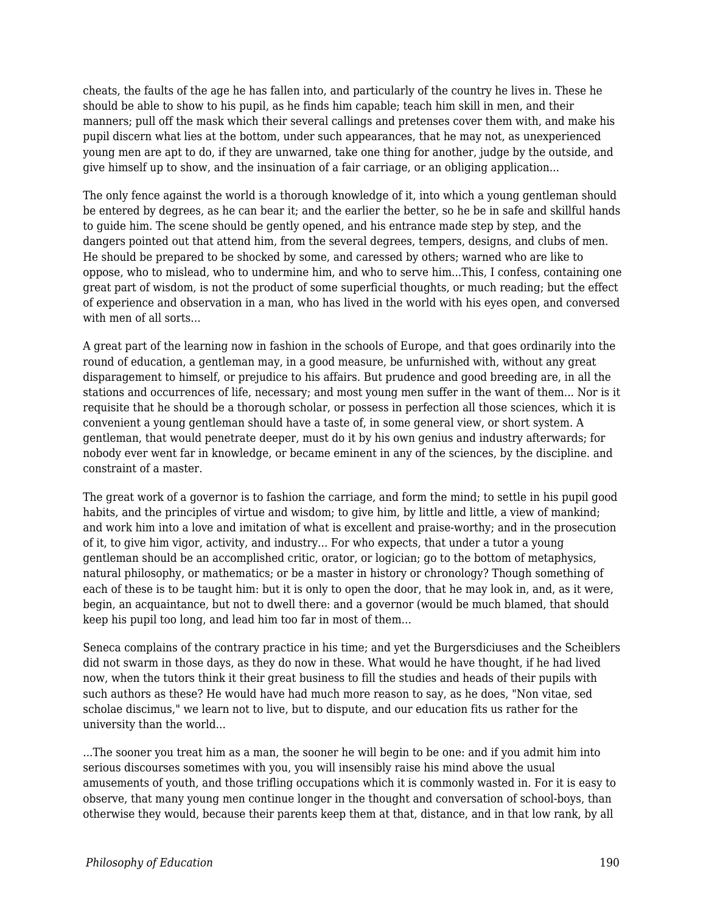cheats, the faults of the age he has fallen into, and particularly of the country he lives in. These he should be able to show to his pupil, as he finds him capable; teach him skill in men, and their manners; pull off the mask which their several callings and pretenses cover them with, and make his pupil discern what lies at the bottom, under such appearances, that he may not, as unexperienced young men are apt to do, if they are unwarned, take one thing for another, judge by the outside, and give himself up to show, and the insinuation of a fair carriage, or an obliging application...

The only fence against the world is a thorough knowledge of it, into which a young gentleman should be entered by degrees, as he can bear it; and the earlier the better, so he be in safe and skillful hands to guide him. The scene should be gently opened, and his entrance made step by step, and the dangers pointed out that attend him, from the several degrees, tempers, designs, and clubs of men. He should be prepared to be shocked by some, and caressed by others; warned who are like to oppose, who to mislead, who to undermine him, and who to serve him...This, I confess, containing one great part of wisdom, is not the product of some superficial thoughts, or much reading; but the effect of experience and observation in a man, who has lived in the world with his eyes open, and conversed with men of all sorts...

A great part of the learning now in fashion in the schools of Europe, and that goes ordinarily into the round of education, a gentleman may, in a good measure, be unfurnished with, without any great disparagement to himself, or prejudice to his affairs. But prudence and good breeding are, in all the stations and occurrences of life, necessary; and most young men suffer in the want of them... Nor is it requisite that he should be a thorough scholar, or possess in perfection all those sciences, which it is convenient a young gentleman should have a taste of, in some general view, or short system. A gentleman, that would penetrate deeper, must do it by his own genius and industry afterwards; for nobody ever went far in knowledge, or became eminent in any of the sciences, by the discipline. and constraint of a master.

The great work of a governor is to fashion the carriage, and form the mind; to settle in his pupil good habits, and the principles of virtue and wisdom; to give him, by little and little, a view of mankind; and work him into a love and imitation of what is excellent and praise-worthy; and in the prosecution of it, to give him vigor, activity, and industry... For who expects, that under a tutor a young gentleman should be an accomplished critic, orator, or logician; go to the bottom of metaphysics, natural philosophy, or mathematics; or be a master in history or chronology? Though something of each of these is to be taught him: but it is only to open the door, that he may look in, and, as it were, begin, an acquaintance, but not to dwell there: and a governor (would be much blamed, that should keep his pupil too long, and lead him too far in most of them...

Seneca complains of the contrary practice in his time; and yet the Burgersdiciuses and the Scheiblers did not swarm in those days, as they do now in these. What would he have thought, if he had lived now, when the tutors think it their great business to fill the studies and heads of their pupils with such authors as these? He would have had much more reason to say, as he does, "Non vitae, sed scholae discimus," we learn not to live, but to dispute, and our education fits us rather for the university than the world...

...The sooner you treat him as a man, the sooner he will begin to be one: and if you admit him into serious discourses sometimes with you, you will insensibly raise his mind above the usual amusements of youth, and those trifling occupations which it is commonly wasted in. For it is easy to observe, that many young men continue longer in the thought and conversation of school-boys, than otherwise they would, because their parents keep them at that, distance, and in that low rank, by all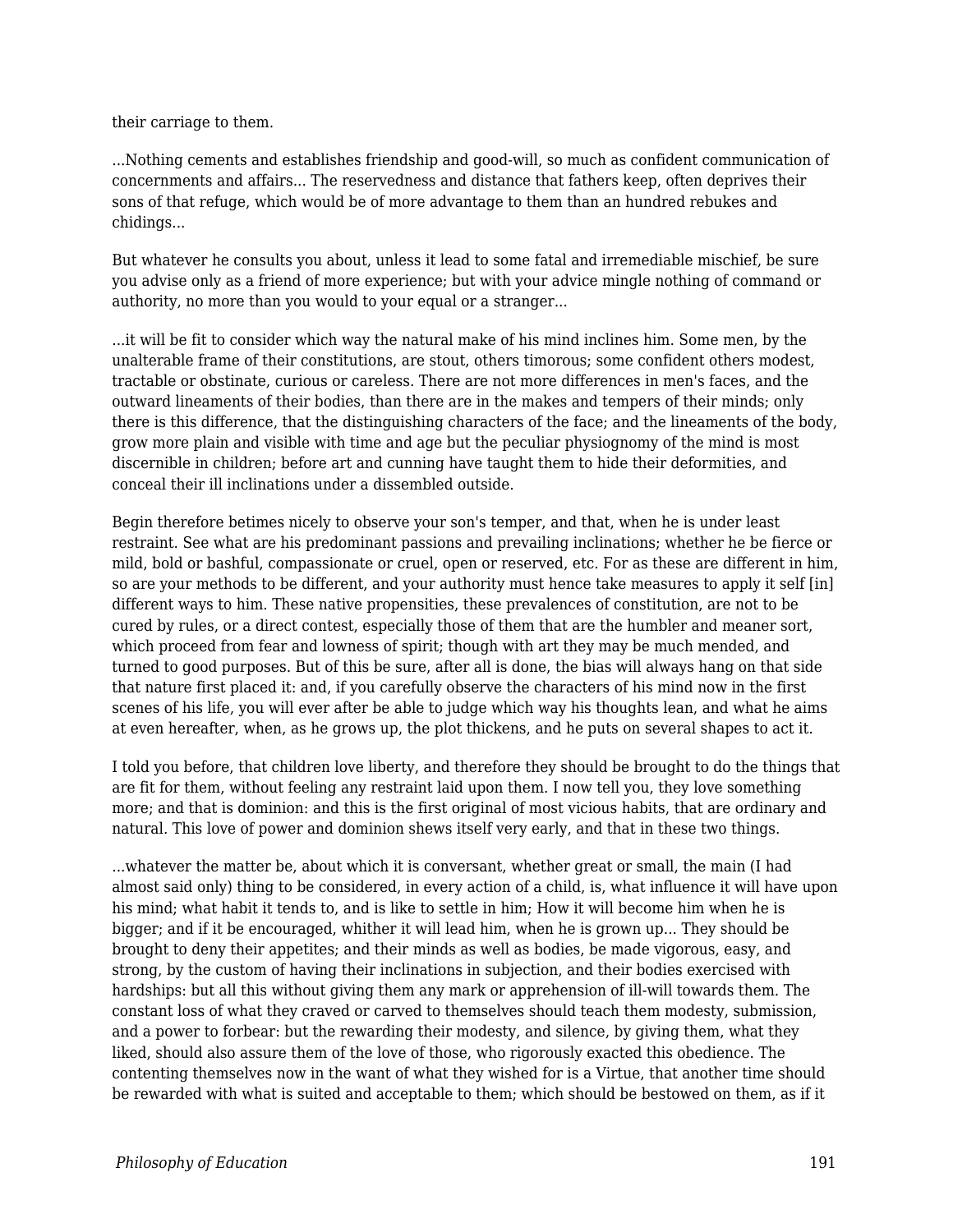their carriage to them.

...Nothing cements and establishes friendship and good-will, so much as confident communication of concernments and affairs... The reservedness and distance that fathers keep, often deprives their sons of that refuge, which would be of more advantage to them than an hundred rebukes and chidings...

But whatever he consults you about, unless it lead to some fatal and irremediable mischief, be sure you advise only as a friend of more experience; but with your advice mingle nothing of command or authority, no more than you would to your equal or a stranger...

...it will be fit to consider which way the natural make of his mind inclines him. Some men, by the unalterable frame of their constitutions, are stout, others timorous; some confident others modest, tractable or obstinate, curious or careless. There are not more differences in men's faces, and the outward lineaments of their bodies, than there are in the makes and tempers of their minds; only there is this difference, that the distinguishing characters of the face; and the lineaments of the body, grow more plain and visible with time and age but the peculiar physiognomy of the mind is most discernible in children; before art and cunning have taught them to hide their deformities, and conceal their ill inclinations under a dissembled outside.

Begin therefore betimes nicely to observe your son's temper, and that, when he is under least restraint. See what are his predominant passions and prevailing inclinations; whether he be fierce or mild, bold or bashful, compassionate or cruel, open or reserved, etc. For as these are different in him, so are your methods to be different, and your authority must hence take measures to apply it self [in] different ways to him. These native propensities, these prevalences of constitution, are not to be cured by rules, or a direct contest, especially those of them that are the humbler and meaner sort, which proceed from fear and lowness of spirit; though with art they may be much mended, and turned to good purposes. But of this be sure, after all is done, the bias will always hang on that side that nature first placed it: and, if you carefully observe the characters of his mind now in the first scenes of his life, you will ever after be able to judge which way his thoughts lean, and what he aims at even hereafter, when, as he grows up, the plot thickens, and he puts on several shapes to act it.

I told you before, that children love liberty, and therefore they should be brought to do the things that are fit for them, without feeling any restraint laid upon them. I now tell you, they love something more; and that is dominion: and this is the first original of most vicious habits, that are ordinary and natural. This love of power and dominion shews itself very early, and that in these two things.

...whatever the matter be, about which it is conversant, whether great or small, the main (I had almost said only) thing to be considered, in every action of a child, is, what influence it will have upon his mind; what habit it tends to, and is like to settle in him; How it will become him when he is bigger; and if it be encouraged, whither it will lead him, when he is grown up... They should be brought to deny their appetites; and their minds as well as bodies, be made vigorous, easy, and strong, by the custom of having their inclinations in subjection, and their bodies exercised with hardships: but all this without giving them any mark or apprehension of ill-will towards them. The constant loss of what they craved or carved to themselves should teach them modesty, submission, and a power to forbear: but the rewarding their modesty, and silence, by giving them, what they liked, should also assure them of the love of those, who rigorously exacted this obedience. The contenting themselves now in the want of what they wished for is a Virtue, that another time should be rewarded with what is suited and acceptable to them; which should be bestowed on them, as if it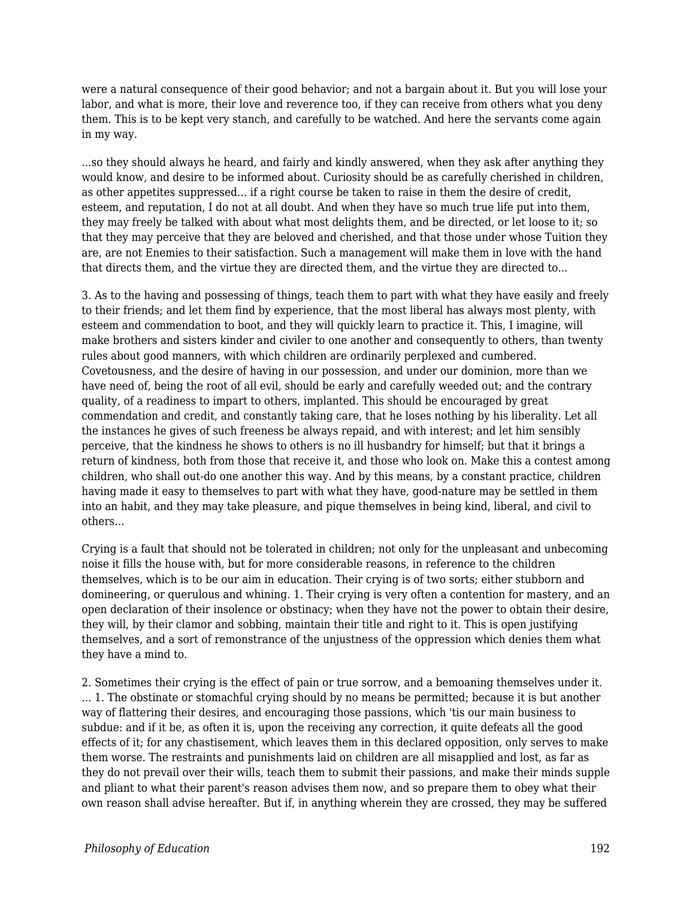were a natural consequence of their good behavior; and not a bargain about it. But you will lose your labor, and what is more, their love and reverence too, if they can receive from others what you deny them. This is to be kept very stanch, and carefully to be watched. And here the servants come again in my way.

...so they should always he heard, and fairly and kindly answered, when they ask after anything they would know, and desire to be informed about. Curiosity should be as carefully cherished in children, as other appetites suppressed... if a right course be taken to raise in them the desire of credit, esteem, and reputation, I do not at all doubt. And when they have so much true life put into them, they may freely be talked with about what most delights them, and be directed, or let loose to it; so that they may perceive that they are beloved and cherished, and that those under whose Tuition they are, are not Enemies to their satisfaction. Such a management will make them in love with the hand that directs them, and the virtue they are directed them, and the virtue they are directed to...

3. As to the having and possessing of things, teach them to part with what they have easily and freely to their friends; and let them find by experience, that the most liberal has always most plenty, with esteem and commendation to boot, and they will quickly learn to practice it. This, I imagine, will make brothers and sisters kinder and civiler to one another and consequently to others, than twenty rules about good manners, with which children are ordinarily perplexed and cumbered. Covetousness, and the desire of having in our possession, and under our dominion, more than we have need of, being the root of all evil, should be early and carefully weeded out; and the contrary quality, of a readiness to impart to others, implanted. This should be encouraged by great commendation and credit, and constantly taking care, that he loses nothing by his liberality. Let all the instances he gives of such freeness be always repaid, and with interest; and let him sensibly perceive, that the kindness he shows to others is no ill husbandry for himself; but that it brings a return of kindness, both from those that receive it, and those who look on. Make this a contest among children, who shall out-do one another this way. And by this means, by a constant practice, children having made it easy to themselves to part with what they have, good-nature may be settled in them into an habit, and they may take pleasure, and pique themselves in being kind, liberal, and civil to others...

Crying is a fault that should not be tolerated in children; not only for the unpleasant and unbecoming noise it fills the house with, but for more considerable reasons, in reference to the children themselves, which is to be our aim in education. Their crying is of two sorts; either stubborn and domineering, or querulous and whining. 1. Their crying is very often a contention for mastery, and an open declaration of their insolence or obstinacy; when they have not the power to obtain their desire, they will, by their clamor and sobbing, maintain their title and right to it. This is open justifying themselves, and a sort of remonstrance of the unjustness of the oppression which denies them what they have a mind to.

2. Sometimes their crying is the effect of pain or true sorrow, and a bemoaning themselves under it. ... 1. The obstinate or stomachful crying should by no means be permitted; because it is but another way of flattering their desires, and encouraging those passions, which 'tis our main business to subdue: and if it be, as often it is, upon the receiving any correction, it quite defeats all the good effects of it; for any chastisement, which leaves them in this declared opposition, only serves to make them worse. The restraints and punishments laid on children are all misapplied and lost, as far as they do not prevail over their wills, teach them to submit their passions, and make their minds supple and pliant to what their parent's reason advises them now, and so prepare them to obey what their own reason shall advise hereafter. But if, in anything wherein they are crossed, they may be suffered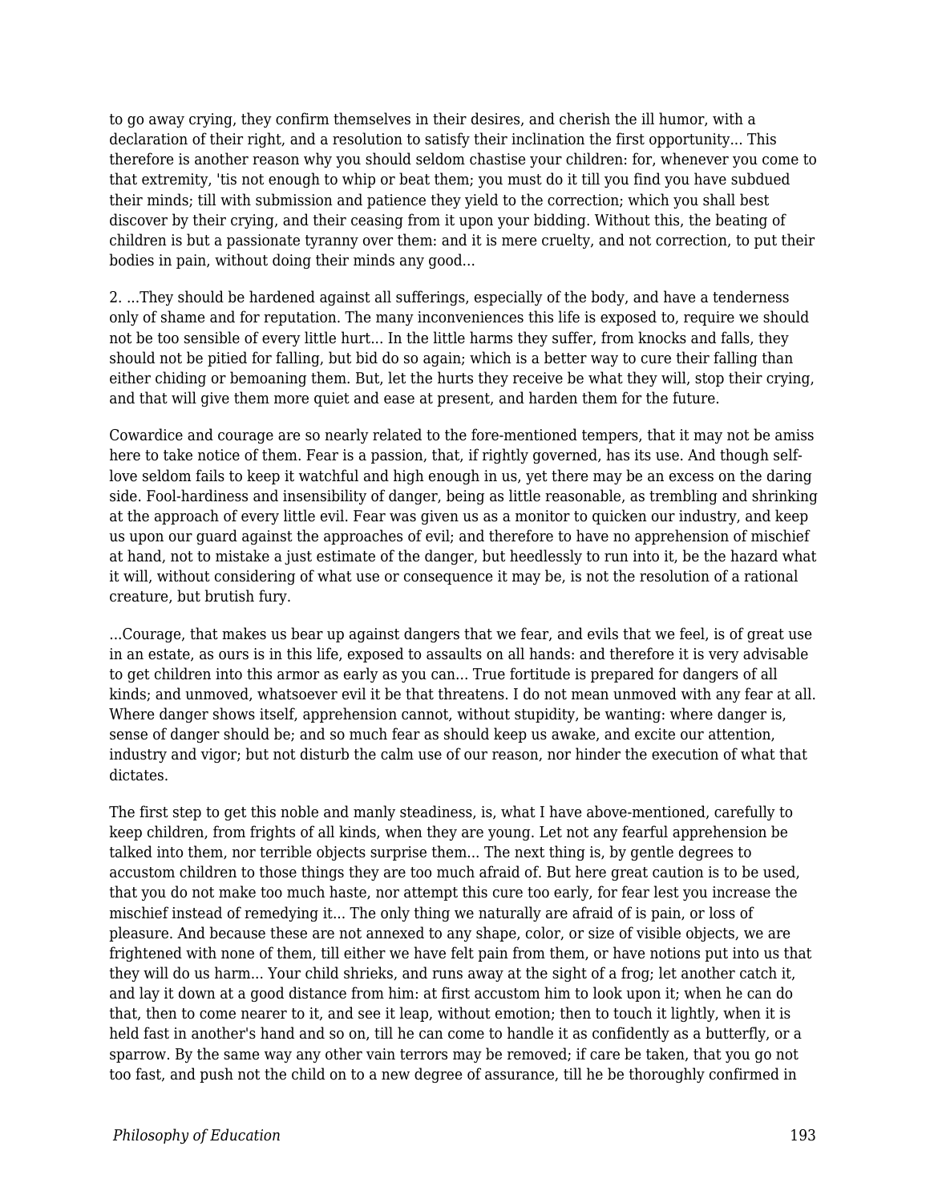to go away crying, they confirm themselves in their desires, and cherish the ill humor, with a declaration of their right, and a resolution to satisfy their inclination the first opportunity... This therefore is another reason why you should seldom chastise your children: for, whenever you come to that extremity, 'tis not enough to whip or beat them; you must do it till you find you have subdued their minds; till with submission and patience they yield to the correction; which you shall best discover by their crying, and their ceasing from it upon your bidding. Without this, the beating of children is but a passionate tyranny over them: and it is mere cruelty, and not correction, to put their bodies in pain, without doing their minds any good...

2. ...They should be hardened against all sufferings, especially of the body, and have a tenderness only of shame and for reputation. The many inconveniences this life is exposed to, require we should not be too sensible of every little hurt... In the little harms they suffer, from knocks and falls, they should not be pitied for falling, but bid do so again; which is a better way to cure their falling than either chiding or bemoaning them. But, let the hurts they receive be what they will, stop their crying, and that will give them more quiet and ease at present, and harden them for the future.

Cowardice and courage are so nearly related to the fore-mentioned tempers, that it may not be amiss here to take notice of them. Fear is a passion, that, if rightly governed, has its use. And though self-love seldom fails to keep it watchful and high enough in us, yet there may be an excess on the daring side. Fool-hardiness and insensibility of danger, being as little reasonable, as trembling and shrinking at the approach of every little evil. Fear was given us as a monitor to quicken our industry, and keep us upon our guard against the approaches of evil; and therefore to have no apprehension of mischief at hand, not to mistake a just estimate of the danger, but heedlessly to run into it, be the hazard what it will, without considering of what use or consequence it may be, is not the resolution of a rational creature, but brutish fury.

...Courage, that makes us bear up against dangers that we fear, and evils that we feel, is of great use in an estate, as ours is in this life, exposed to assaults on all hands: and therefore it is very advisable to get children into this armor as early as you can... True fortitude is prepared for dangers of all kinds; and unmoved, whatsoever evil it be that threatens. I do not mean unmoved with any fear at all. Where danger shows itself, apprehension cannot, without stupidity, be wanting: where danger is, sense of danger should be; and so much fear as should keep us awake, and excite our attention, industry and vigor; but not disturb the calm use of our reason, nor hinder the execution of what that dictates.

The first step to get this noble and manly steadiness, is, what I have above-mentioned, carefully to keep children, from frights of all kinds, when they are young. Let not any fearful apprehension be talked into them, nor terrible objects surprise them... The next thing is, by gentle degrees to accustom children to those things they are too much afraid of. But here great caution is to be used, that you do not make too much haste, nor attempt this cure too early, for fear lest you increase the mischief instead of remedying it... The only thing we naturally are afraid of is pain, or loss of pleasure. And because these are not annexed to any shape, color, or size of visible objects, we are frightened with none of them, till either we have felt pain from them, or have notions put into us that they will do us harm... Your child shrieks, and runs away at the sight of a frog; let another catch it, and lay it down at a good distance from him: at first accustom him to look upon it; when he can do that, then to come nearer to it, and see it leap, without emotion; then to touch it lightly, when it is held fast in another's hand and so on, till he can come to handle it as confidently as a butterfly, or a sparrow. By the same way any other vain terrors may be removed; if care be taken, that you go not too fast, and push not the child on to a new degree of assurance, till he be thoroughly confirmed in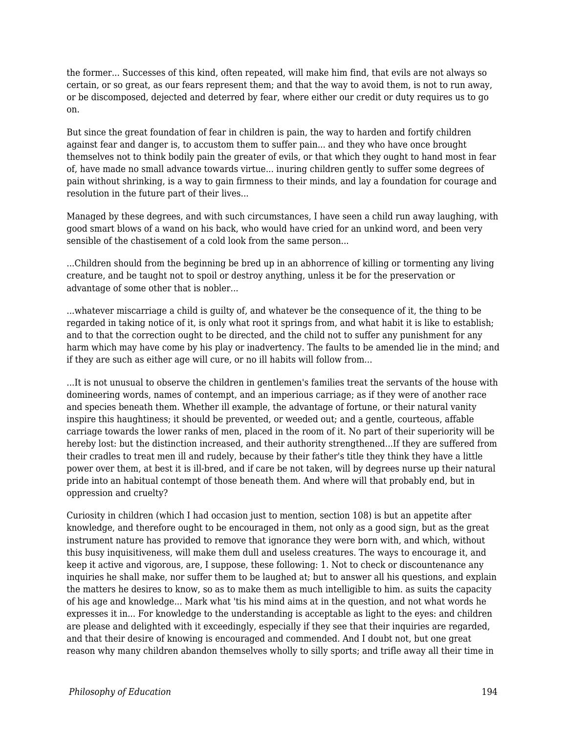the former... Successes of this kind, often repeated, will make him find, that evils are not always so certain, or so great, as our fears represent them; and that the way to avoid them, is not to run away, or be discomposed, dejected and deterred by fear, where either our credit or duty requires us to go on.

But since the great foundation of fear in children is pain, the way to harden and fortify children against fear and danger is, to accustom them to suffer pain... and they who have once brought themselves not to think bodily pain the greater of evils, or that which they ought to hand most in fear of, have made no small advance towards virtue... inuring children gently to suffer some degrees of pain without shrinking, is a way to gain firmness to their minds, and lay a foundation for courage and resolution in the future part of their lives...

Managed by these degrees, and with such circumstances, I have seen a child run away laughing, with good smart blows of a wand on his back, who would have cried for an unkind word, and been very sensible of the chastisement of a cold look from the same person...

...Children should from the beginning be bred up in an abhorrence of killing or tormenting any living creature, and be taught not to spoil or destroy anything, unless it be for the preservation or advantage of some other that is nobler...

...whatever miscarriage a child is guilty of, and whatever be the consequence of it, the thing to be regarded in taking notice of it, is only what root it springs from, and what habit it is like to establish; and to that the correction ought to be directed, and the child not to suffer any punishment for any harm which may have come by his play or inadvertency. The faults to be amended lie in the mind; and if they are such as either age will cure, or no ill habits will follow from...

...It is not unusual to observe the children in gentlemen's families treat the servants of the house with domineering words, names of contempt, and an imperious carriage; as if they were of another race and species beneath them. Whether ill example, the advantage of fortune, or their natural vanity inspire this haughtiness; it should be prevented, or weeded out; and a gentle, courteous, affable carriage towards the lower ranks of men, placed in the room of it. No part of their superiority will be hereby lost: but the distinction increased, and their authority strengthened...If they are suffered from their cradles to treat men ill and rudely, because by their father's title they think they have a little power over them, at best it is ill-bred, and if care be not taken, will by degrees nurse up their natural pride into an habitual contempt of those beneath them. And where will that probably end, but in oppression and cruelty?

Curiosity in children (which I had occasion just to mention, section 108) is but an appetite after knowledge, and therefore ought to be encouraged in them, not only as a good sign, but as the great instrument nature has provided to remove that ignorance they were born with, and which, without this busy inquisitiveness, will make them dull and useless creatures. The ways to encourage it, and keep it active and vigorous, are, I suppose, these following: 1. Not to check or discountenance any inquiries he shall make, nor suffer them to be laughed at; but to answer all his questions, and explain the matters he desires to know, so as to make them as much intelligible to him. as suits the capacity of his age and knowledge... Mark what 'tis his mind aims at in the question, and not what words he expresses it in... For knowledge to the understanding is acceptable as light to the eyes: and children are please and delighted with it exceedingly, especially if they see that their inquiries are regarded, and that their desire of knowing is encouraged and commended. And I doubt not, but one great reason why many children abandon themselves wholly to silly sports; and trifle away all their time in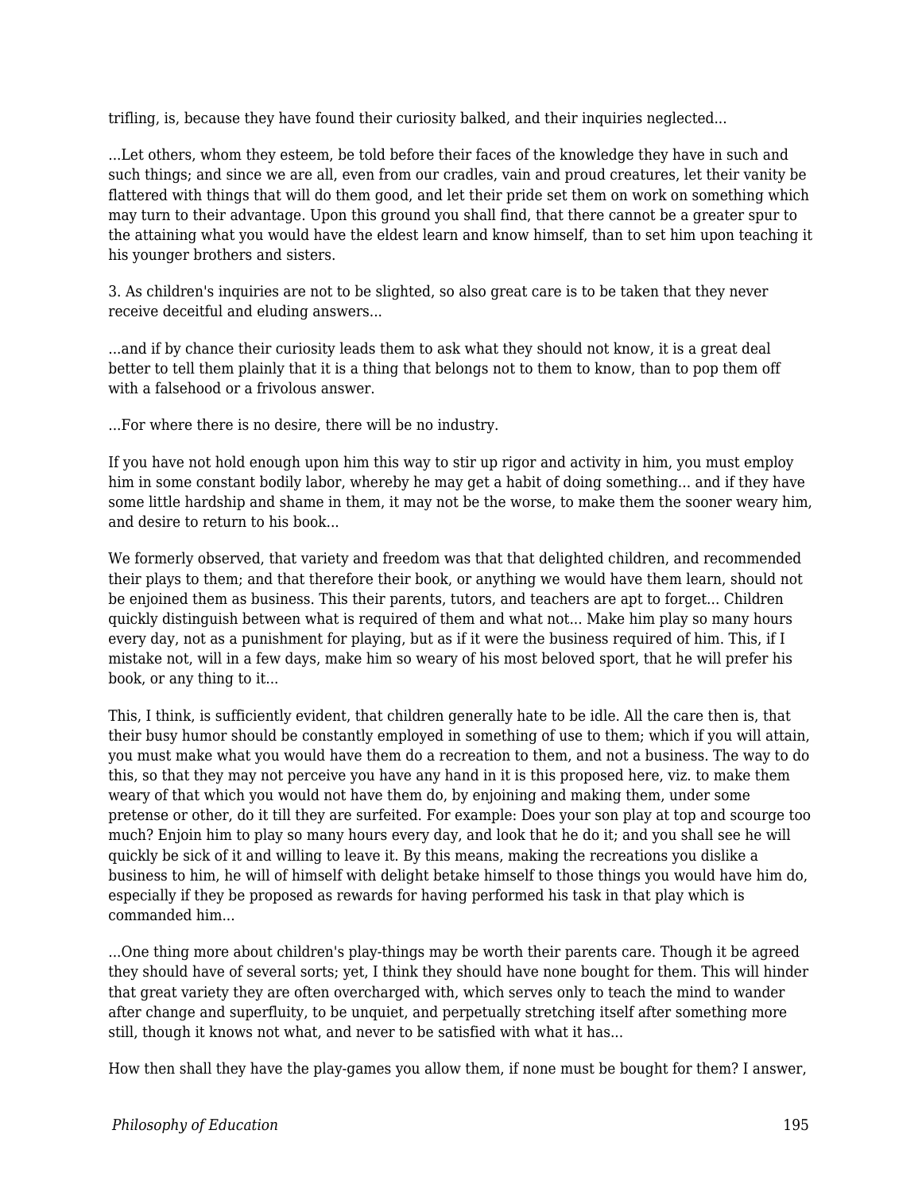trifling, is, because they have found their curiosity balked, and their inquiries neglected...

...Let others, whom they esteem, be told before their faces of the knowledge they have in such and such things; and since we are all, even from our cradles, vain and proud creatures, let their vanity be flattered with things that will do them good, and let their pride set them on work on something which may turn to their advantage. Upon this ground you shall find, that there cannot be a greater spur to the attaining what you would have the eldest learn and know himself, than to set him upon teaching it his younger brothers and sisters.

3. As children's inquiries are not to be slighted, so also great care is to be taken that they never receive deceitful and eluding answers...

...and if by chance their curiosity leads them to ask what they should not know, it is a great deal better to tell them plainly that it is a thing that belongs not to them to know, than to pop them off with a falsehood or a frivolous answer.

...For where there is no desire, there will be no industry.

If you have not hold enough upon him this way to stir up rigor and activity in him, you must employ him in some constant bodily labor, whereby he may get a habit of doing something... and if they have some little hardship and shame in them, it may not be the worse, to make them the sooner weary him, and desire to return to his book...

We formerly observed, that variety and freedom was that that delighted children, and recommended their plays to them; and that therefore their book, or anything we would have them learn, should not be enjoined them as business. This their parents, tutors, and teachers are apt to forget... Children quickly distinguish between what is required of them and what not... Make him play so many hours every day, not as a punishment for playing, but as if it were the business required of him. This, if I mistake not, will in a few days, make him so weary of his most beloved sport, that he will prefer his book, or any thing to it...

This, I think, is sufficiently evident, that children generally hate to be idle. All the care then is, that their busy humor should be constantly employed in something of use to them; which if you will attain, you must make what you would have them do a recreation to them, and not a business. The way to do this, so that they may not perceive you have any hand in it is this proposed here, viz. to make them weary of that which you would not have them do, by enjoining and making them, under some pretense or other, do it till they are surfeited. For example: Does your son play at top and scourge too much? Enjoin him to play so many hours every day, and look that he do it; and you shall see he will quickly be sick of it and willing to leave it. By this means, making the recreations you dislike a business to him, he will of himself with delight betake himself to those things you would have him do, especially if they be proposed as rewards for having performed his task in that play which is commanded him...

...One thing more about children's play-things may be worth their parents care. Though it be agreed they should have of several sorts; yet, I think they should have none bought for them. This will hinder that great variety they are often overcharged with, which serves only to teach the mind to wander after change and superfluity, to be unquiet, and perpetually stretching itself after something more still, though it knows not what, and never to be satisfied with what it has...

How then shall they have the play-games you allow them, if none must be bought for them? I answer,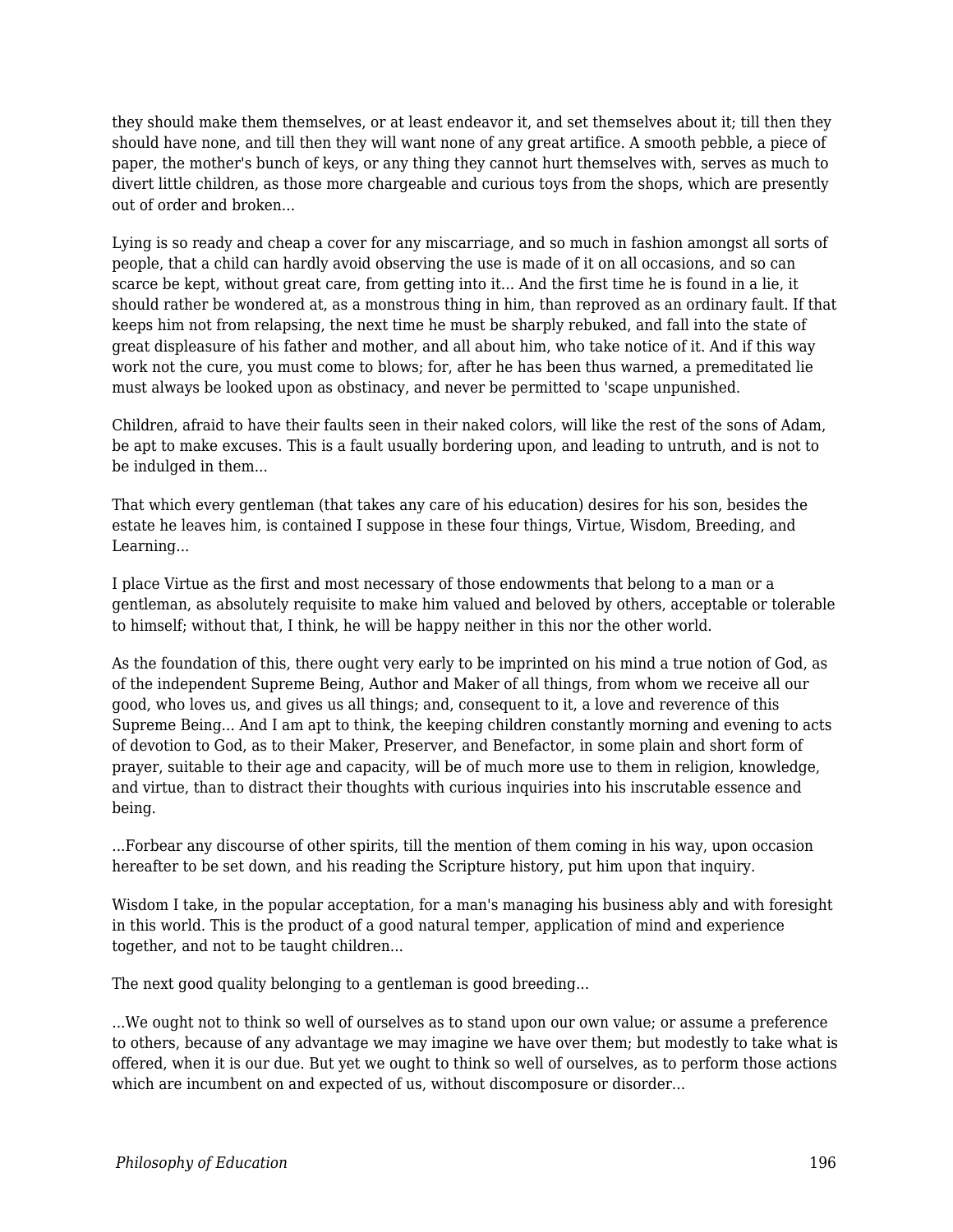they should make them themselves, or at least endeavor it, and set themselves about it; till then they should have none, and till then they will want none of any great artifice. A smooth pebble, a piece of paper, the mother's bunch of keys, or any thing they cannot hurt themselves with, serves as much to divert little children, as those more chargeable and curious toys from the shops, which are presently out of order and broken...

Lying is so ready and cheap a cover for any miscarriage, and so much in fashion amongst all sorts of people, that a child can hardly avoid observing the use is made of it on all occasions, and so can scarce be kept, without great care, from getting into it... And the first time he is found in a lie, it should rather be wondered at, as a monstrous thing in him, than reproved as an ordinary fault. If that keeps him not from relapsing, the next time he must be sharply rebuked, and fall into the state of great displeasure of his father and mother, and all about him, who take notice of it. And if this way work not the cure, you must come to blows; for, after he has been thus warned, a premeditated lie must always be looked upon as obstinacy, and never be permitted to 'scape unpunished.

Children, afraid to have their faults seen in their naked colors, will like the rest of the sons of Adam, be apt to make excuses. This is a fault usually bordering upon, and leading to untruth, and is not to be indulged in them...

That which every gentleman (that takes any care of his education) desires for his son, besides the estate he leaves him, is contained I suppose in these four things, Virtue, Wisdom, Breeding, and Learning...

I place Virtue as the first and most necessary of those endowments that belong to a man or a gentleman, as absolutely requisite to make him valued and beloved by others, acceptable or tolerable to himself; without that, I think, he will be happy neither in this nor the other world.

As the foundation of this, there ought very early to be imprinted on his mind a true notion of God, as of the independent Supreme Being, Author and Maker of all things, from whom we receive all our good, who loves us, and gives us all things; and, consequent to it, a love and reverence of this Supreme Being... And I am apt to think, the keeping children constantly morning and evening to acts of devotion to God, as to their Maker, Preserver, and Benefactor, in some plain and short form of prayer, suitable to their age and capacity, will be of much more use to them in religion, knowledge, and virtue, than to distract their thoughts with curious inquiries into his inscrutable essence and being.

...Forbear any discourse of other spirits, till the mention of them coming in his way, upon occasion hereafter to be set down, and his reading the Scripture history, put him upon that inquiry.

Wisdom I take, in the popular acceptation, for a man's managing his business ably and with foresight in this world. This is the product of a good natural temper, application of mind and experience together, and not to be taught children...

The next good quality belonging to a gentleman is good breeding...

...We ought not to think so well of ourselves as to stand upon our own value; or assume a preference to others, because of any advantage we may imagine we have over them; but modestly to take what is offered, when it is our due. But yet we ought to think so well of ourselves, as to perform those actions which are incumbent on and expected of us, without discomposure or disorder...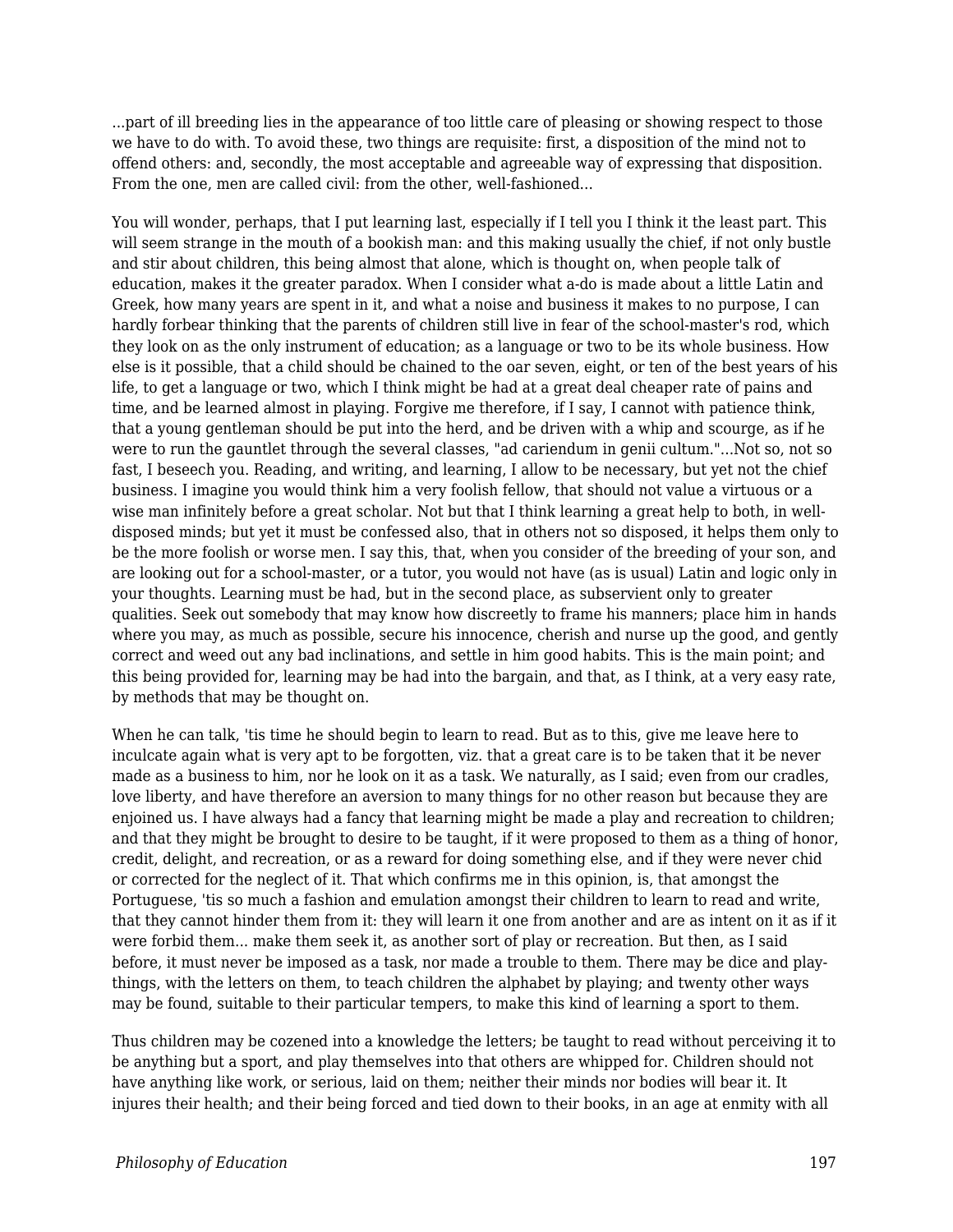...part of ill breeding lies in the appearance of too little care of pleasing or showing respect to those we have to do with. To avoid these, two things are requisite: first, a disposition of the mind not to offend others: and, secondly, the most acceptable and agreeable way of expressing that disposition. From the one, men are called civil: from the other, well-fashioned...

You will wonder, perhaps, that I put learning last, especially if I tell you I think it the least part. This will seem strange in the mouth of a bookish man: and this making usually the chief, if not only bustle and stir about children, this being almost that alone, which is thought on, when people talk of education, makes it the greater paradox. When I consider what a-do is made about a little Latin and Greek, how many years are spent in it, and what a noise and business it makes to no purpose, I can hardly forbear thinking that the parents of children still live in fear of the school-master's rod, which they look on as the only instrument of education; as a language or two to be its whole business. How else is it possible, that a child should be chained to the oar seven, eight, or ten of the best years of his life, to get a language or two, which I think might be had at a great deal cheaper rate of pains and time, and be learned almost in playing. Forgive me therefore, if I say, I cannot with patience think, that a young gentleman should be put into the herd, and be driven with a whip and scourge, as if he were to run the gauntlet through the several classes, "ad cariendum in genii cultum."...Not so, not so fast, I beseech you. Reading, and writing, and learning, I allow to be necessary, but yet not the chief business. I imagine you would think him a very foolish fellow, that should not value a virtuous or a wise man infinitely before a great scholar. Not but that I think learning a great help to both, in well-disposed minds; but yet it must be confessed also, that in others not so disposed, it helps them only to be the more foolish or worse men. I say this, that, when you consider of the breeding of your son, and are looking out for a school-master, or a tutor, you would not have (as is usual) Latin and logic only in your thoughts. Learning must be had, but in the second place, as subservient only to greater qualities. Seek out somebody that may know how discreetly to frame his manners; place him in hands where you may, as much as possible, secure his innocence, cherish and nurse up the good, and gently correct and weed out any bad inclinations, and settle in him good habits. This is the main point; and this being provided for, learning may be had into the bargain, and that, as I think, at a very easy rate, by methods that may be thought on.

When he can talk, 'tis time he should begin to learn to read. But as to this, give me leave here to inculcate again what is very apt to be forgotten, viz. that a great care is to be taken that it be never made as a business to him, nor he look on it as a task. We naturally, as I said; even from our cradles, love liberty, and have therefore an aversion to many things for no other reason but because they are enjoined us. I have always had a fancy that learning might be made a play and recreation to children; and that they might be brought to desire to be taught, if it were proposed to them as a thing of honor, credit, delight, and recreation, or as a reward for doing something else, and if they were never chid or corrected for the neglect of it. That which confirms me in this opinion, is, that amongst the Portuguese, 'tis so much a fashion and emulation amongst their children to learn to read and write, that they cannot hinder them from it: they will learn it one from another and are as intent on it as if it were forbid them... make them seek it, as another sort of play or recreation. But then, as I said before, it must never be imposed as a task, nor made a trouble to them. There may be dice and play-things, with the letters on them, to teach children the alphabet by playing; and twenty other ways may be found, suitable to their particular tempers, to make this kind of learning a sport to them.

Thus children may be cozened into a knowledge the letters; be taught to read without perceiving it to be anything but a sport, and play themselves into that others are whipped for. Children should not have anything like work, or serious, laid on them; neither their minds nor bodies will bear it. It injures their health; and their being forced and tied down to their books, in an age at enmity with all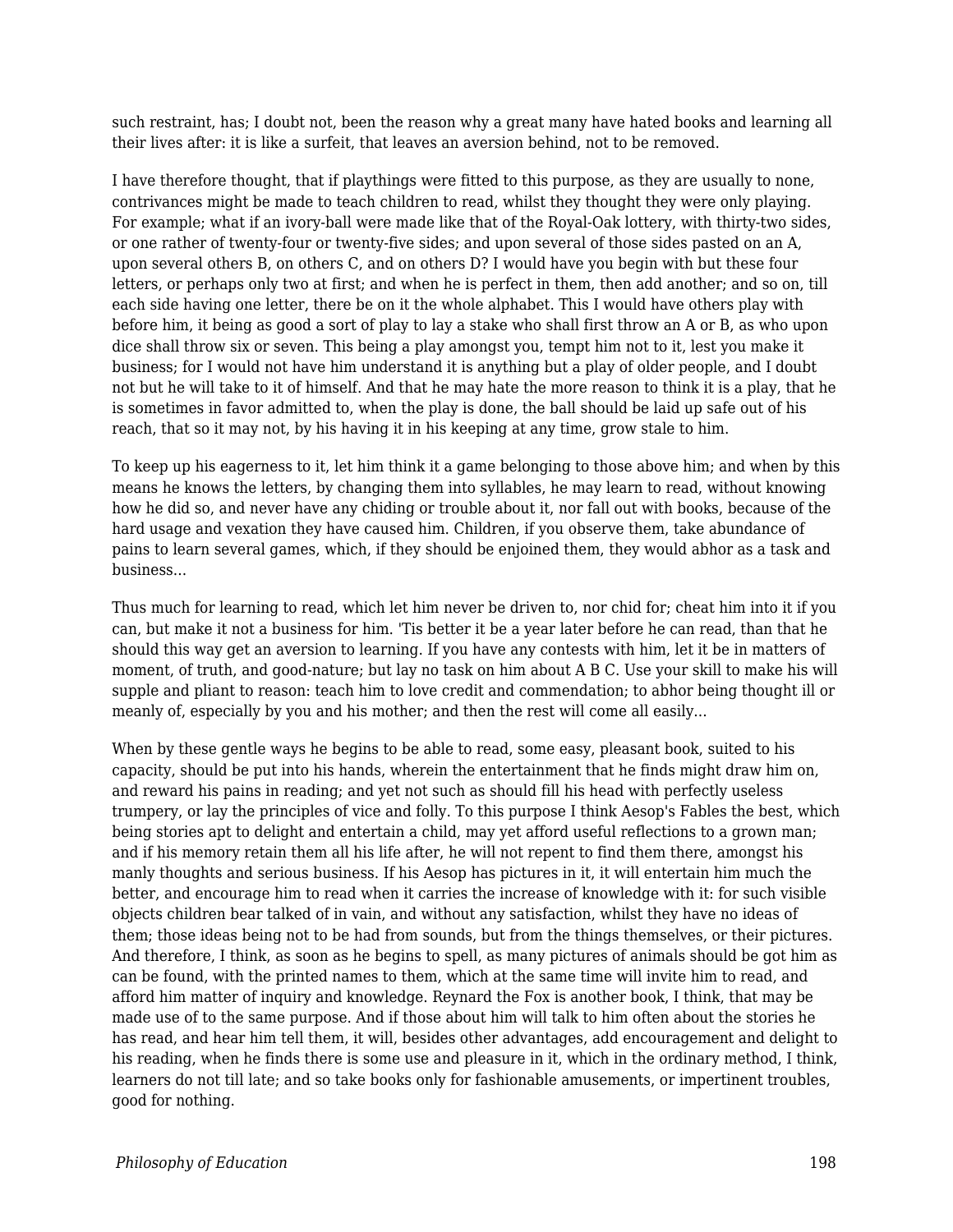such restraint, has; I doubt not, been the reason why a great many have hated books and learning all their lives after: it is like a surfeit, that leaves an aversion behind, not to be removed.

I have therefore thought, that if playthings were fitted to this purpose, as they are usually to none, contrivances might be made to teach children to read, whilst they thought they were only playing. For example; what if an ivory-ball were made like that of the Royal-Oak lottery, with thirty-two sides, or one rather of twenty-four or twenty-five sides; and upon several of those sides pasted on an A, upon several others B, on others C, and on others D? I would have you begin with but these four letters, or perhaps only two at first; and when he is perfect in them, then add another; and so on, till each side having one letter, there be on it the whole alphabet. This I would have others play with before him, it being as good a sort of play to lay a stake who shall first throw an A or B, as who upon dice shall throw six or seven. This being a play amongst you, tempt him not to it, lest you make it business; for I would not have him understand it is anything but a play of older people, and I doubt not but he will take to it of himself. And that he may hate the more reason to think it is a play, that he is sometimes in favor admitted to, when the play is done, the ball should be laid up safe out of his reach, that so it may not, by his having it in his keeping at any time, grow stale to him.

To keep up his eagerness to it, let him think it a game belonging to those above him; and when by this means he knows the letters, by changing them into syllables, he may learn to read, without knowing how he did so, and never have any chiding or trouble about it, nor fall out with books, because of the hard usage and vexation they have caused him. Children, if you observe them, take abundance of pains to learn several games, which, if they should be enjoined them, they would abhor as a task and business...

Thus much for learning to read, which let him never be driven to, nor chid for; cheat him into it if you can, but make it not a business for him. 'Tis better it be a year later before he can read, than that he should this way get an aversion to learning. If you have any contests with him, let it be in matters of moment, of truth, and good-nature; but lay no task on him about A B C. Use your skill to make his will supple and pliant to reason: teach him to love credit and commendation; to abhor being thought ill or meanly of, especially by you and his mother; and then the rest will come all easily...

When by these gentle ways he begins to be able to read, some easy, pleasant book, suited to his capacity, should be put into his hands, wherein the entertainment that he finds might draw him on, and reward his pains in reading; and yet not such as should fill his head with perfectly useless trumpery, or lay the principles of vice and folly. To this purpose I think Aesop's Fables the best, which being stories apt to delight and entertain a child, may yet afford useful reflections to a grown man; and if his memory retain them all his life after, he will not repent to find them there, amongst his manly thoughts and serious business. If his Aesop has pictures in it, it will entertain him much the better, and encourage him to read when it carries the increase of knowledge with it: for such visible objects children bear talked of in vain, and without any satisfaction, whilst they have no ideas of them; those ideas being not to be had from sounds, but from the things themselves, or their pictures. And therefore, I think, as soon as he begins to spell, as many pictures of animals should be got him as can be found, with the printed names to them, which at the same time will invite him to read, and afford him matter of inquiry and knowledge. Reynard the Fox is another book, I think, that may be made use of to the same purpose. And if those about him will talk to him often about the stories he has read, and hear him tell them, it will, besides other advantages, add encouragement and delight to his reading, when he finds there is some use and pleasure in it, which in the ordinary method, I think, learners do not till late; and so take books only for fashionable amusements, or impertinent troubles, good for nothing.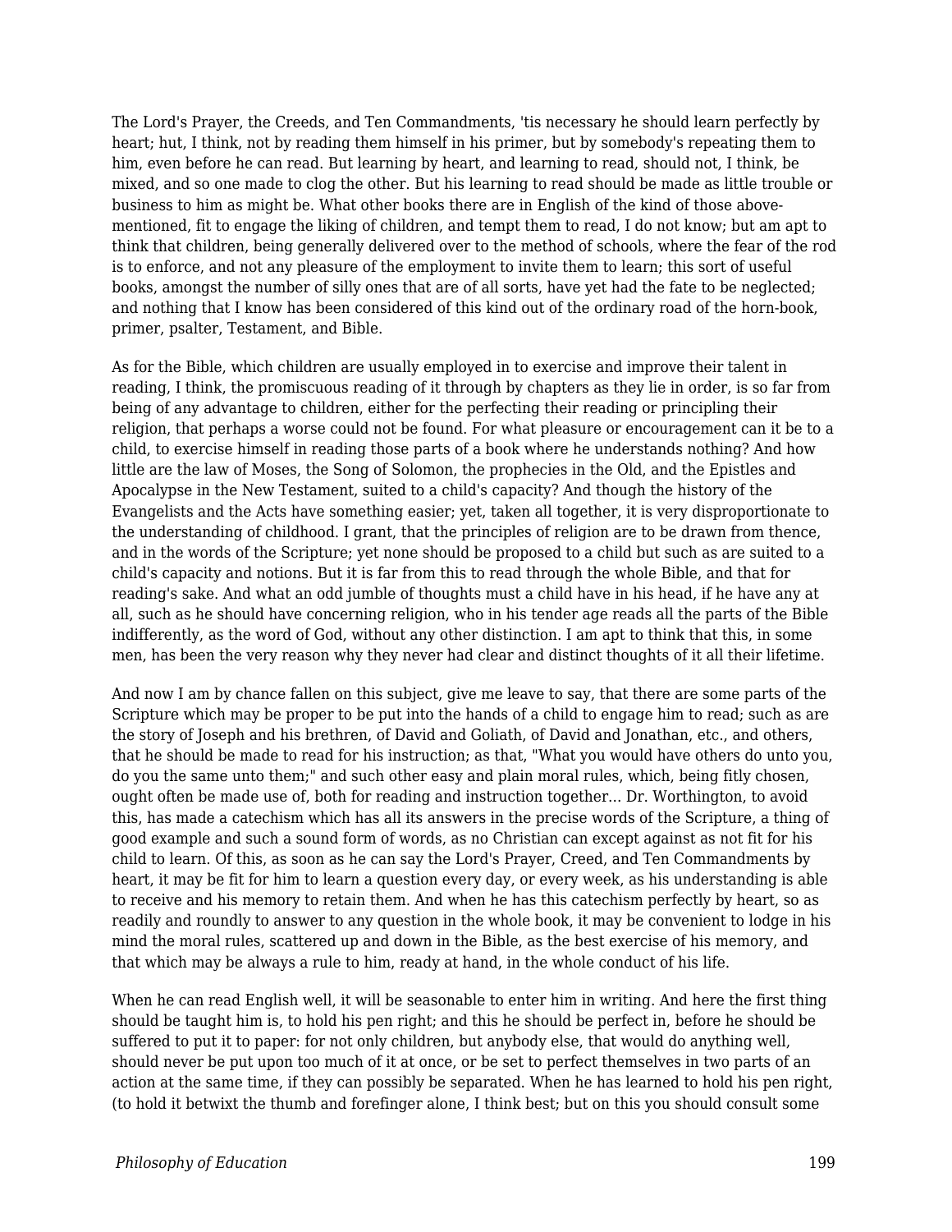The Lord's Prayer, the Creeds, and Ten Commandments, 'tis necessary he should learn perfectly by heart; hut, I think, not by reading them himself in his primer, but by somebody's repeating them to him, even before he can read. But learning by heart, and learning to read, should not, I think, be mixed, and so one made to clog the other. But his learning to read should be made as little trouble or business to him as might be. What other books there are in English of the kind of those above-mentioned, fit to engage the liking of children, and tempt them to read, I do not know; but am apt to think that children, being generally delivered over to the method of schools, where the fear of the rod is to enforce, and not any pleasure of the employment to invite them to learn; this sort of useful books, amongst the number of silly ones that are of all sorts, have yet had the fate to be neglected; and nothing that I know has been considered of this kind out of the ordinary road of the horn-book, primer, psalter, Testament, and Bible.

As for the Bible, which children are usually employed in to exercise and improve their talent in reading, I think, the promiscuous reading of it through by chapters as they lie in order, is so far from being of any advantage to children, either for the perfecting their reading or principling their religion, that perhaps a worse could not be found. For what pleasure or encouragement can it be to a child, to exercise himself in reading those parts of a book where he understands nothing? And how little are the law of Moses, the Song of Solomon, the prophecies in the Old, and the Epistles and Apocalypse in the New Testament, suited to a child's capacity? And though the history of the Evangelists and the Acts have something easier; yet, taken all together, it is very disproportionate to the understanding of childhood. I grant, that the principles of religion are to be drawn from thence, and in the words of the Scripture; yet none should be proposed to a child but such as are suited to a child's capacity and notions. But it is far from this to read through the whole Bible, and that for reading's sake. And what an odd jumble of thoughts must a child have in his head, if he have any at all, such as he should have concerning religion, who in his tender age reads all the parts of the Bible indifferently, as the word of God, without any other distinction. I am apt to think that this, in some men, has been the very reason why they never had clear and distinct thoughts of it all their lifetime.

And now I am by chance fallen on this subject, give me leave to say, that there are some parts of the Scripture which may be proper to be put into the hands of a child to engage him to read; such as are the story of Joseph and his brethren, of David and Goliath, of David and Jonathan, etc., and others, that he should be made to read for his instruction; as that, "What you would have others do unto you, do you the same unto them;" and such other easy and plain moral rules, which, being fitly chosen, ought often be made use of, both for reading and instruction together... Dr. Worthington, to avoid this, has made a catechism which has all its answers in the precise words of the Scripture, a thing of good example and such a sound form of words, as no Christian can except against as not fit for his child to learn. Of this, as soon as he can say the Lord's Prayer, Creed, and Ten Commandments by heart, it may be fit for him to learn a question every day, or every week, as his understanding is able to receive and his memory to retain them. And when he has this catechism perfectly by heart, so as readily and roundly to answer to any question in the whole book, it may be convenient to lodge in his mind the moral rules, scattered up and down in the Bible, as the best exercise of his memory, and that which may be always a rule to him, ready at hand, in the whole conduct of his life.

When he can read English well, it will be seasonable to enter him in writing. And here the first thing should be taught him is, to hold his pen right; and this he should be perfect in, before he should be suffered to put it to paper: for not only children, but anybody else, that would do anything well, should never be put upon too much of it at once, or be set to perfect themselves in two parts of an action at the same time, if they can possibly be separated. When he has learned to hold his pen right, (to hold it betwixt the thumb and forefinger alone, I think best; but on this you should consult some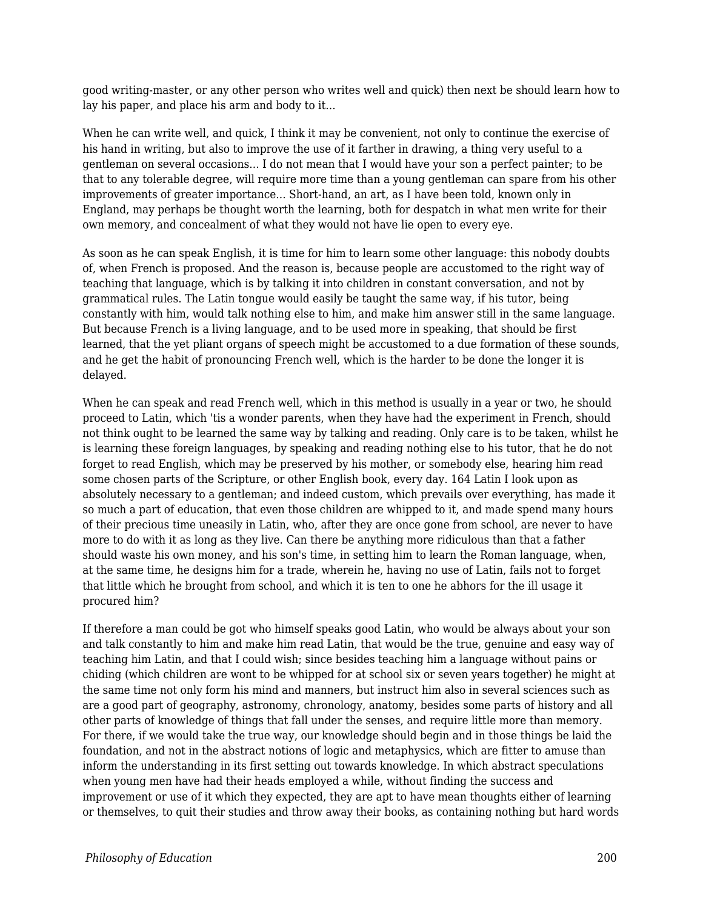good writing-master, or any other person who writes well and quick) then next be should learn how to lay his paper, and place his arm and body to it...

When he can write well, and quick, I think it may be convenient, not only to continue the exercise of his hand in writing, but also to improve the use of it farther in drawing, a thing very useful to a gentleman on several occasions... I do not mean that I would have your son a perfect painter; to be that to any tolerable degree, will require more time than a young gentleman can spare from his other improvements of greater importance... Short-hand, an art, as I have been told, known only in England, may perhaps be thought worth the learning, both for despatch in what men write for their own memory, and concealment of what they would not have lie open to every eye.

As soon as he can speak English, it is time for him to learn some other language: this nobody doubts of, when French is proposed. And the reason is, because people are accustomed to the right way of teaching that language, which is by talking it into children in constant conversation, and not by grammatical rules. The Latin tongue would easily be taught the same way, if his tutor, being constantly with him, would talk nothing else to him, and make him answer still in the same language. But because French is a living language, and to be used more in speaking, that should be first learned, that the yet pliant organs of speech might be accustomed to a due formation of these sounds, and he get the habit of pronouncing French well, which is the harder to be done the longer it is delayed.

When he can speak and read French well, which in this method is usually in a year or two, he should proceed to Latin, which 'tis a wonder parents, when they have had the experiment in French, should not think ought to be learned the same way by talking and reading. Only care is to be taken, whilst he is learning these foreign languages, by speaking and reading nothing else to his tutor, that he do not forget to read English, which may be preserved by his mother, or somebody else, hearing him read some chosen parts of the Scripture, or other English book, every day. 164 Latin I look upon as absolutely necessary to a gentleman; and indeed custom, which prevails over everything, has made it so much a part of education, that even those children are whipped to it, and made spend many hours of their precious time uneasily in Latin, who, after they are once gone from school, are never to have more to do with it as long as they live. Can there be anything more ridiculous than that a father should waste his own money, and his son's time, in setting him to learn the Roman language, when, at the same time, he designs him for a trade, wherein he, having no use of Latin, fails not to forget that little which he brought from school, and which it is ten to one he abhors for the ill usage it procured him?

If therefore a man could be got who himself speaks good Latin, who would be always about your son and talk constantly to him and make him read Latin, that would be the true, genuine and easy way of teaching him Latin, and that I could wish; since besides teaching him a language without pains or chiding (which children are wont to be whipped for at school six or seven years together) he might at the same time not only form his mind and manners, but instruct him also in several sciences such as are a good part of geography, astronomy, chronology, anatomy, besides some parts of history and all other parts of knowledge of things that fall under the senses, and require little more than memory. For there, if we would take the true way, our knowledge should begin and in those things be laid the foundation, and not in the abstract notions of logic and metaphysics, which are fitter to amuse than inform the understanding in its first setting out towards knowledge. In which abstract speculations when young men have had their heads employed a while, without finding the success and improvement or use of it which they expected, they are apt to have mean thoughts either of learning or themselves, to quit their studies and throw away their books, as containing nothing but hard words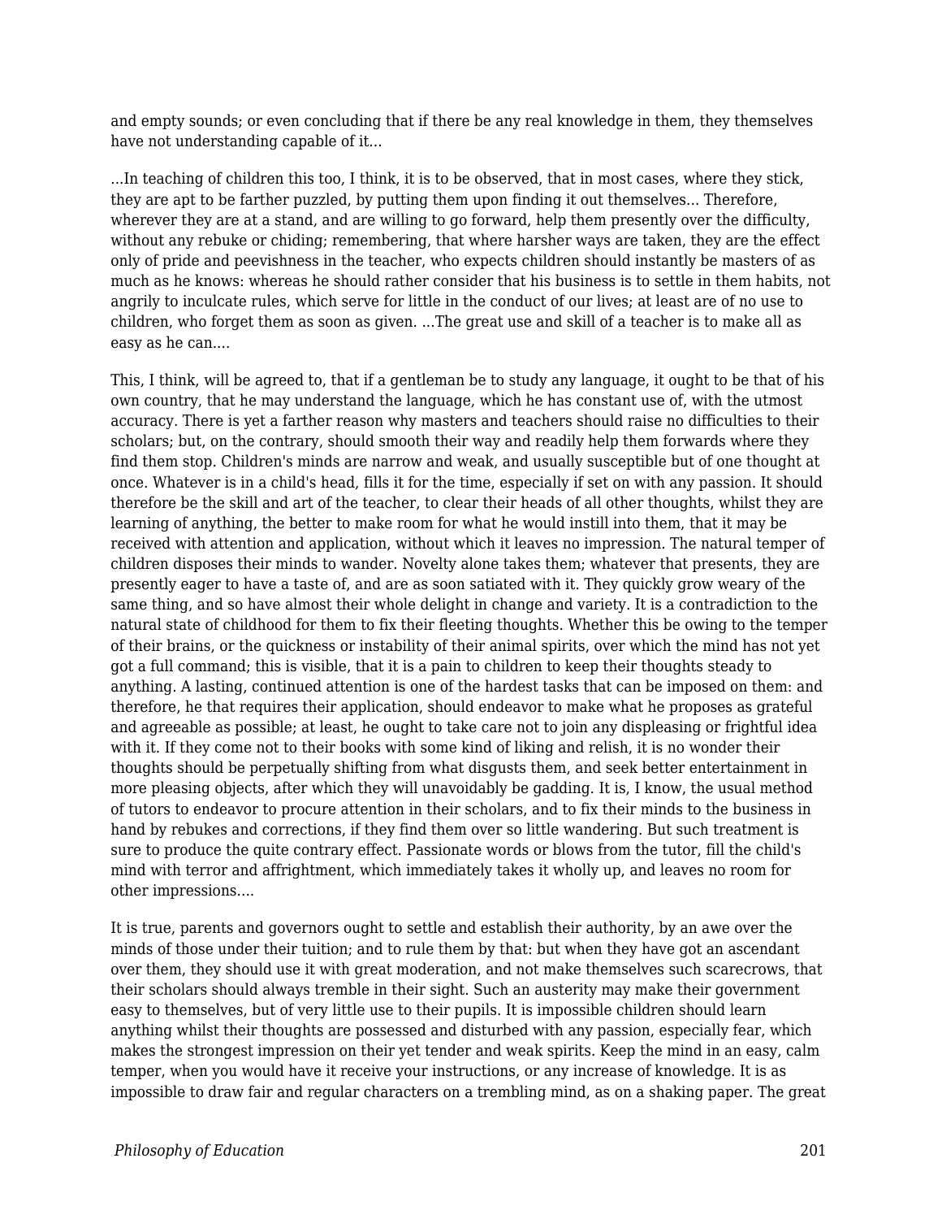and empty sounds; or even concluding that if there be any real knowledge in them, they themselves have not understanding capable of it...

...In teaching of children this too, I think, it is to be observed, that in most cases, where they stick, they are apt to be farther puzzled, by putting them upon finding it out themselves... Therefore, wherever they are at a stand, and are willing to go forward, help them presently over the difficulty, without any rebuke or chiding; remembering, that where harsher ways are taken, they are the effect only of pride and peevishness in the teacher, who expects children should instantly be masters of as much as he knows: whereas he should rather consider that his business is to settle in them habits, not angrily to inculcate rules, which serve for little in the conduct of our lives; at least are of no use to children, who forget them as soon as given. ...The great use and skill of a teacher is to make all as easy as he can....

This, I think, will be agreed to, that if a gentleman be to study any language, it ought to be that of his own country, that he may understand the language, which he has constant use of, with the utmost accuracy. There is yet a farther reason why masters and teachers should raise no difficulties to their scholars; but, on the contrary, should smooth their way and readily help them forwards where they find them stop. Children's minds are narrow and weak, and usually susceptible but of one thought at once. Whatever is in a child's head, fills it for the time, especially if set on with any passion. It should therefore be the skill and art of the teacher, to clear their heads of all other thoughts, whilst they are learning of anything, the better to make room for what he would instill into them, that it may be received with attention and application, without which it leaves no impression. The natural temper of children disposes their minds to wander. Novelty alone takes them; whatever that presents, they are presently eager to have a taste of, and are as soon satiated with it. They quickly grow weary of the same thing, and so have almost their whole delight in change and variety. It is a contradiction to the natural state of childhood for them to fix their fleeting thoughts. Whether this be owing to the temper of their brains, or the quickness or instability of their animal spirits, over which the mind has not yet got a full command; this is visible, that it is a pain to children to keep their thoughts steady to anything. A lasting, continued attention is one of the hardest tasks that can be imposed on them: and therefore, he that requires their application, should endeavor to make what he proposes as grateful and agreeable as possible; at least, he ought to take care not to join any displeasing or frightful idea with it. If they come not to their books with some kind of liking and relish, it is no wonder their thoughts should be perpetually shifting from what disgusts them, and seek better entertainment in more pleasing objects, after which they will unavoidably be gadding. It is, I know, the usual method of tutors to endeavor to procure attention in their scholars, and to fix their minds to the business in hand by rebukes and corrections, if they find them over so little wandering. But such treatment is sure to produce the quite contrary effect. Passionate words or blows from the tutor, fill the child's mind with terror and affrightment, which immediately takes it wholly up, and leaves no room for other impressions....

It is true, parents and governors ought to settle and establish their authority, by an awe over the minds of those under their tuition; and to rule them by that: but when they have got an ascendant over them, they should use it with great moderation, and not make themselves such scarecrows, that their scholars should always tremble in their sight. Such an austerity may make their government easy to themselves, but of very little use to their pupils. It is impossible children should learn anything whilst their thoughts are possessed and disturbed with any passion, especially fear, which makes the strongest impression on their yet tender and weak spirits. Keep the mind in an easy, calm temper, when you would have it receive your instructions, or any increase of knowledge. It is as impossible to draw fair and regular characters on a trembling mind, as on a shaking paper. The great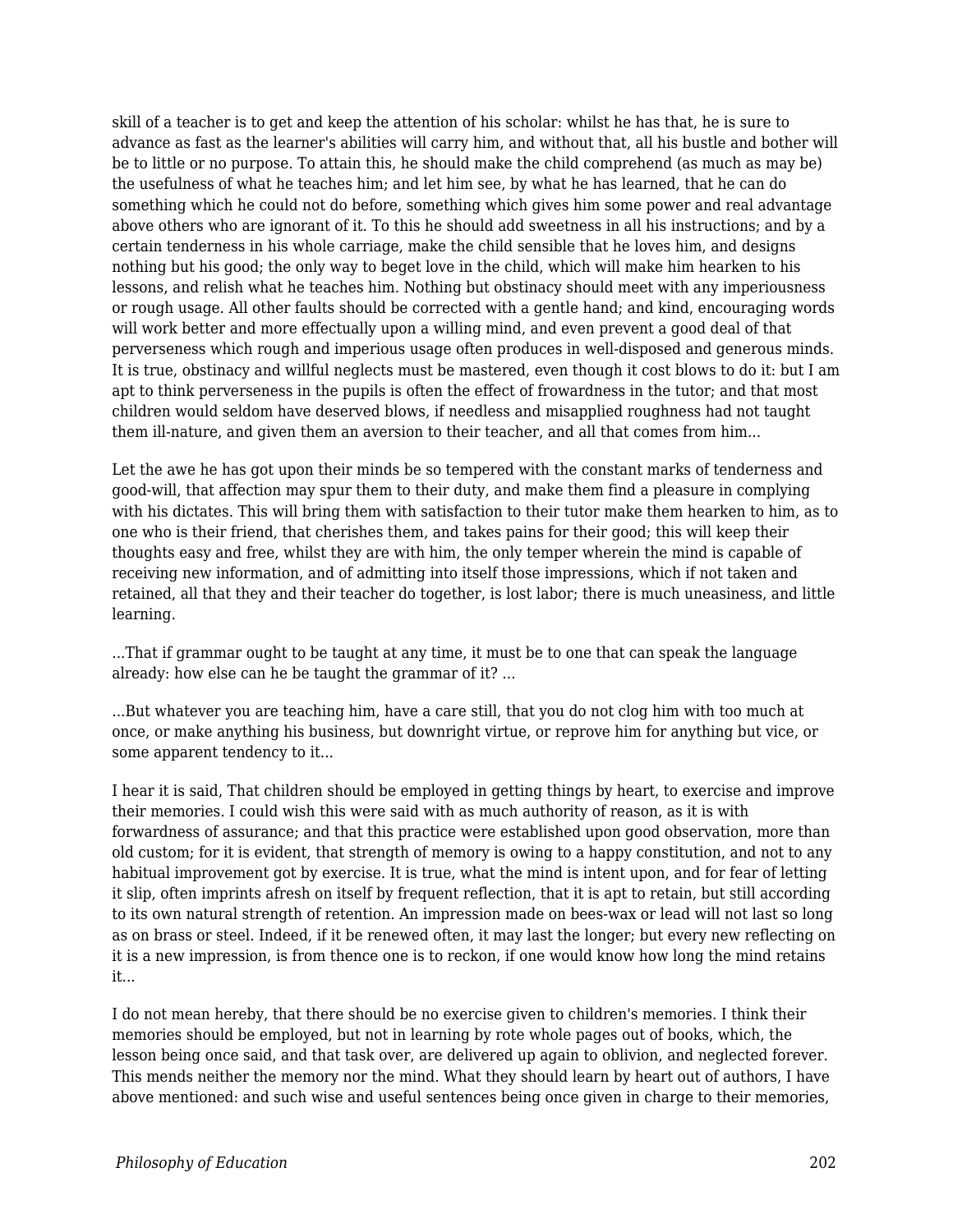skill of a teacher is to get and keep the attention of his scholar: whilst he has that, he is sure to advance as fast as the learner's abilities will carry him, and without that, all his bustle and bother will be to little or no purpose. To attain this, he should make the child comprehend (as much as may be) the usefulness of what he teaches him; and let him see, by what he has learned, that he can do something which he could not do before, something which gives him some power and real advantage above others who are ignorant of it. To this he should add sweetness in all his instructions; and by a certain tenderness in his whole carriage, make the child sensible that he loves him, and designs nothing but his good; the only way to beget love in the child, which will make him hearken to his lessons, and relish what he teaches him. Nothing but obstinacy should meet with any imperiousness or rough usage. All other faults should be corrected with a gentle hand; and kind, encouraging words will work better and more effectually upon a willing mind, and even prevent a good deal of that perverseness which rough and imperious usage often produces in well-disposed and generous minds. It is true, obstinacy and willful neglects must be mastered, even though it cost blows to do it: but I am apt to think perverseness in the pupils is often the effect of frowardness in the tutor; and that most children would seldom have deserved blows, if needless and misapplied roughness had not taught them ill-nature, and given them an aversion to their teacher, and all that comes from him...

Let the awe he has got upon their minds be so tempered with the constant marks of tenderness and good-will, that affection may spur them to their duty, and make them find a pleasure in complying with his dictates. This will bring them with satisfaction to their tutor make them hearken to him, as to one who is their friend, that cherishes them, and takes pains for their good; this will keep their thoughts easy and free, whilst they are with him, the only temper wherein the mind is capable of receiving new information, and of admitting into itself those impressions, which if not taken and retained, all that they and their teacher do together, is lost labor; there is much uneasiness, and little learning.

...That if grammar ought to be taught at any time, it must be to one that can speak the language already: how else can he be taught the grammar of it? ...

...But whatever you are teaching him, have a care still, that you do not clog him with too much at once, or make anything his business, but downright virtue, or reprove him for anything but vice, or some apparent tendency to it...

I hear it is said, That children should be employed in getting things by heart, to exercise and improve their memories. I could wish this were said with as much authority of reason, as it is with forwardness of assurance; and that this practice were established upon good observation, more than old custom; for it is evident, that strength of memory is owing to a happy constitution, and not to any habitual improvement got by exercise. It is true, what the mind is intent upon, and for fear of letting it slip, often imprints afresh on itself by frequent reflection, that it is apt to retain, but still according to its own natural strength of retention. An impression made on bees-wax or lead will not last so long as on brass or steel. Indeed, if it be renewed often, it may last the longer; but every new reflecting on it is a new impression, is from thence one is to reckon, if one would know how long the mind retains it...

I do not mean hereby, that there should be no exercise given to children's memories. I think their memories should be employed, but not in learning by rote whole pages out of books, which, the lesson being once said, and that task over, are delivered up again to oblivion, and neglected forever. This mends neither the memory nor the mind. What they should learn by heart out of authors, I have above mentioned: and such wise and useful sentences being once given in charge to their memories,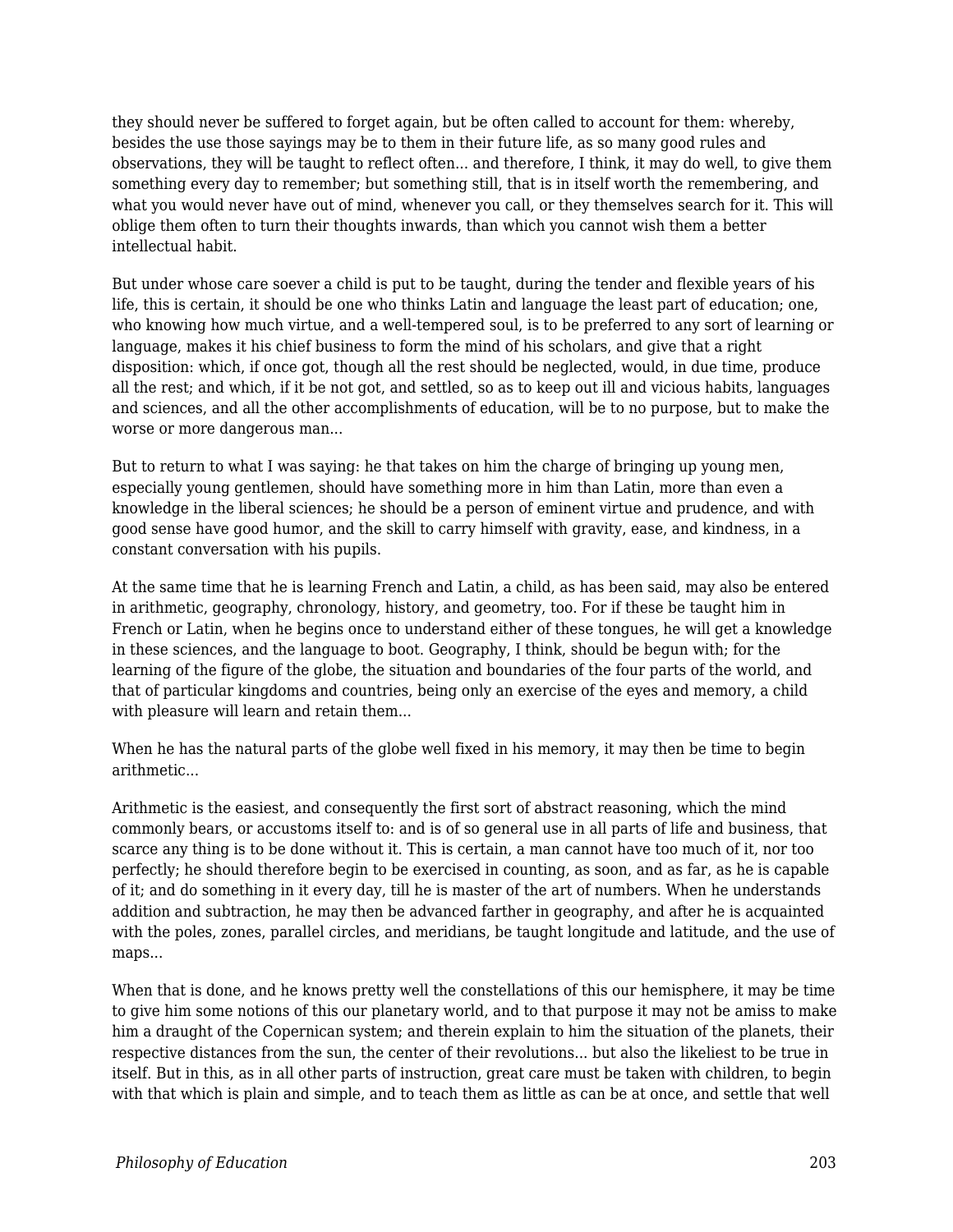they should never be suffered to forget again, but be often called to account for them: whereby, besides the use those sayings may be to them in their future life, as so many good rules and observations, they will be taught to reflect often... and therefore, I think, it may do well, to give them something every day to remember; but something still, that is in itself worth the remembering, and what you would never have out of mind, whenever you call, or they themselves search for it. This will oblige them often to turn their thoughts inwards, than which you cannot wish them a better intellectual habit.

But under whose care soever a child is put to be taught, during the tender and flexible years of his life, this is certain, it should be one who thinks Latin and language the least part of education; one, who knowing how much virtue, and a well-tempered soul, is to be preferred to any sort of learning or language, makes it his chief business to form the mind of his scholars, and give that a right disposition: which, if once got, though all the rest should be neglected, would, in due time, produce all the rest; and which, if it be not got, and settled, so as to keep out ill and vicious habits, languages and sciences, and all the other accomplishments of education, will be to no purpose, but to make the worse or more dangerous man...

But to return to what I was saying: he that takes on him the charge of bringing up young men, especially young gentlemen, should have something more in him than Latin, more than even a knowledge in the liberal sciences; he should be a person of eminent virtue and prudence, and with good sense have good humor, and the skill to carry himself with gravity, ease, and kindness, in a constant conversation with his pupils.

At the same time that he is learning French and Latin, a child, as has been said, may also be entered in arithmetic, geography, chronology, history, and geometry, too. For if these be taught him in French or Latin, when he begins once to understand either of these tongues, he will get a knowledge in these sciences, and the language to boot. Geography, I think, should be begun with; for the learning of the figure of the globe, the situation and boundaries of the four parts of the world, and that of particular kingdoms and countries, being only an exercise of the eyes and memory, a child with pleasure will learn and retain them...

When he has the natural parts of the globe well fixed in his memory, it may then be time to begin arithmetic...

Arithmetic is the easiest, and consequently the first sort of abstract reasoning, which the mind commonly bears, or accustoms itself to: and is of so general use in all parts of life and business, that scarce any thing is to be done without it. This is certain, a man cannot have too much of it, nor too perfectly; he should therefore begin to be exercised in counting, as soon, and as far, as he is capable of it; and do something in it every day, till he is master of the art of numbers. When he understands addition and subtraction, he may then be advanced farther in geography, and after he is acquainted with the poles, zones, parallel circles, and meridians, be taught longitude and latitude, and the use of maps...

When that is done, and he knows pretty well the constellations of this our hemisphere, it may be time to give him some notions of this our planetary world, and to that purpose it may not be amiss to make him a draught of the Copernican system; and therein explain to him the situation of the planets, their respective distances from the sun, the center of their revolutions... but also the likeliest to be true in itself. But in this, as in all other parts of instruction, great care must be taken with children, to begin with that which is plain and simple, and to teach them as little as can be at once, and settle that well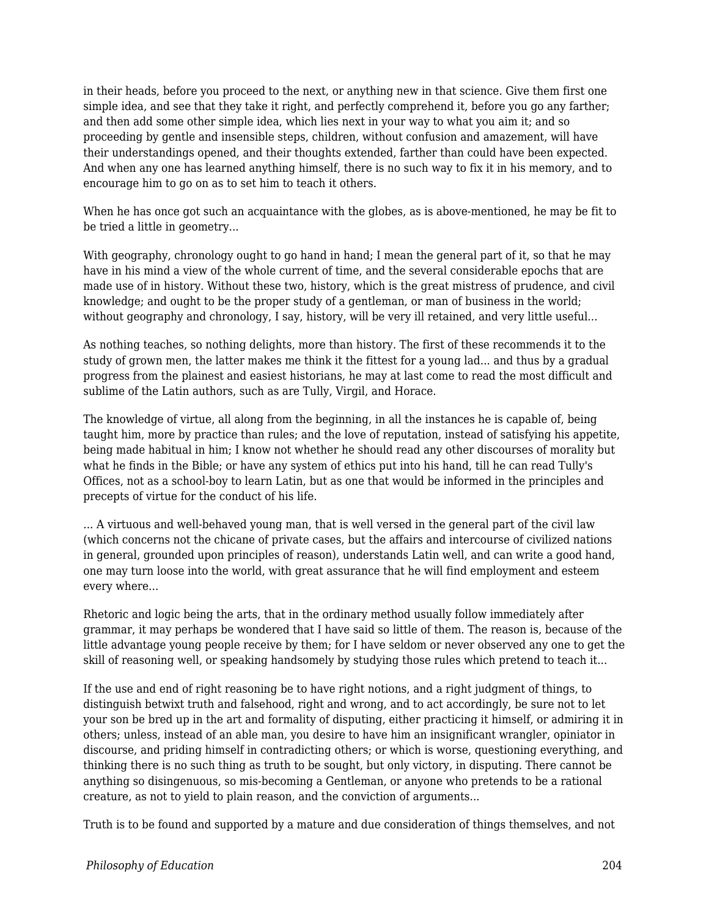in their heads, before you proceed to the next, or anything new in that science. Give them first one simple idea, and see that they take it right, and perfectly comprehend it, before you go any farther; and then add some other simple idea, which lies next in your way to what you aim it; and so proceeding by gentle and insensible steps, children, without confusion and amazement, will have their understandings opened, and their thoughts extended, farther than could have been expected. And when any one has learned anything himself, there is no such way to fix it in his memory, and to encourage him to go on as to set him to teach it others.

When he has once got such an acquaintance with the globes, as is above-mentioned, he may be fit to be tried a little in geometry...

With geography, chronology ought to go hand in hand; I mean the general part of it, so that he may have in his mind a view of the whole current of time, and the several considerable epochs that are made use of in history. Without these two, history, which is the great mistress of prudence, and civil knowledge; and ought to be the proper study of a gentleman, or man of business in the world; without geography and chronology, I say, history, will be very ill retained, and very little useful...

As nothing teaches, so nothing delights, more than history. The first of these recommends it to the study of grown men, the latter makes me think it the fittest for a young lad... and thus by a gradual progress from the plainest and easiest historians, he may at last come to read the most difficult and sublime of the Latin authors, such as are Tully, Virgil, and Horace.

The knowledge of virtue, all along from the beginning, in all the instances he is capable of, being taught him, more by practice than rules; and the love of reputation, instead of satisfying his appetite, being made habitual in him; I know not whether he should read any other discourses of morality but what he finds in the Bible; or have any system of ethics put into his hand, till he can read Tully's Offices, not as a school-boy to learn Latin, but as one that would be informed in the principles and precepts of virtue for the conduct of his life.

... A virtuous and well-behaved young man, that is well versed in the general part of the civil law (which concerns not the chicane of private cases, but the affairs and intercourse of civilized nations in general, grounded upon principles of reason), understands Latin well, and can write a good hand, one may turn loose into the world, with great assurance that he will find employment and esteem every where...

Rhetoric and logic being the arts, that in the ordinary method usually follow immediately after grammar, it may perhaps be wondered that I have said so little of them. The reason is, because of the little advantage young people receive by them; for I have seldom or never observed any one to get the skill of reasoning well, or speaking handsomely by studying those rules which pretend to teach it...

If the use and end of right reasoning be to have right notions, and a right judgment of things, to distinguish betwixt truth and falsehood, right and wrong, and to act accordingly, be sure not to let your son be bred up in the art and formality of disputing, either practicing it himself, or admiring it in others; unless, instead of an able man, you desire to have him an insignificant wrangler, opiniator in discourse, and priding himself in contradicting others; or which is worse, questioning everything, and thinking there is no such thing as truth to be sought, but only victory, in disputing. There cannot be anything so disingenuous, so mis-becoming a Gentleman, or anyone who pretends to be a rational creature, as not to yield to plain reason, and the conviction of arguments...

Truth is to be found and supported by a mature and due consideration of things themselves, and not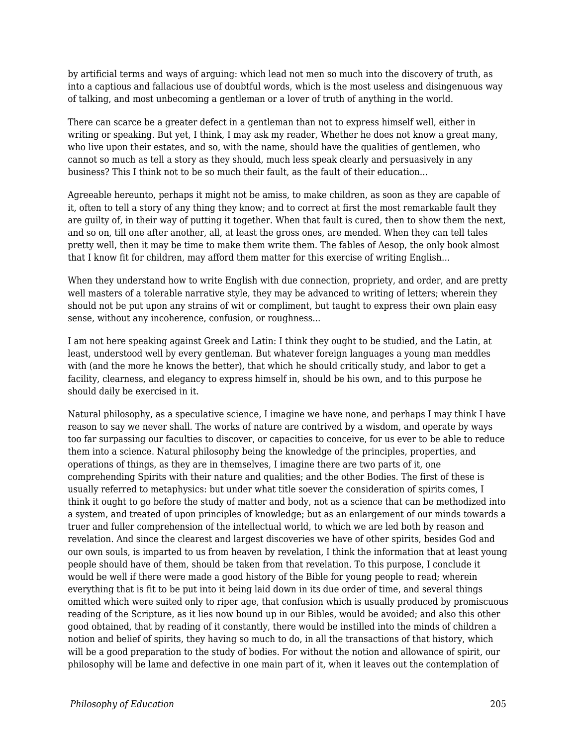by artificial terms and ways of arguing: which lead not men so much into the discovery of truth, as into a captious and fallacious use of doubtful words, which is the most useless and disingenuous way of talking, and most unbecoming a gentleman or a lover of truth of anything in the world.

There can scarce be a greater defect in a gentleman than not to express himself well, either in writing or speaking. But yet, I think, I may ask my reader, Whether he does not know a great many, who live upon their estates, and so, with the name, should have the qualities of gentlemen, who cannot so much as tell a story as they should, much less speak clearly and persuasively in any business? This I think not to be so much their fault, as the fault of their education...

Agreeable hereunto, perhaps it might not be amiss, to make children, as soon as they are capable of it, often to tell a story of any thing they know; and to correct at first the most remarkable fault they are guilty of, in their way of putting it together. When that fault is cured, then to show them the next, and so on, till one after another, all, at least the gross ones, are mended. When they can tell tales pretty well, then it may be time to make them write them. The fables of Aesop, the only book almost that I know fit for children, may afford them matter for this exercise of writing English...

When they understand how to write English with due connection, propriety, and order, and are pretty well masters of a tolerable narrative style, they may be advanced to writing of letters; wherein they should not be put upon any strains of wit or compliment, but taught to express their own plain easy sense, without any incoherence, confusion, or roughness...

I am not here speaking against Greek and Latin: I think they ought to be studied, and the Latin, at least, understood well by every gentleman. But whatever foreign languages a young man meddles with (and the more he knows the better), that which he should critically study, and labor to get a facility, clearness, and elegancy to express himself in, should be his own, and to this purpose he should daily be exercised in it.

Natural philosophy, as a speculative science, I imagine we have none, and perhaps I may think I have reason to say we never shall. The works of nature are contrived by a wisdom, and operate by ways too far surpassing our faculties to discover, or capacities to conceive, for us ever to be able to reduce them into a science. Natural philosophy being the knowledge of the principles, properties, and operations of things, as they are in themselves, I imagine there are two parts of it, one comprehending Spirits with their nature and qualities; and the other Bodies. The first of these is usually referred to metaphysics: but under what title soever the consideration of spirits comes, I think it ought to go before the study of matter and body, not as a science that can be methodized into a system, and treated of upon principles of knowledge; but as an enlargement of our minds towards a truer and fuller comprehension of the intellectual world, to which we are led both by reason and revelation. And since the clearest and largest discoveries we have of other spirits, besides God and our own souls, is imparted to us from heaven by revelation, I think the information that at least young people should have of them, should be taken from that revelation. To this purpose, I conclude it would be well if there were made a good history of the Bible for young people to read; wherein everything that is fit to be put into it being laid down in its due order of time, and several things omitted which were suited only to riper age, that confusion which is usually produced by promiscuous reading of the Scripture, as it lies now bound up in our Bibles, would be avoided; and also this other good obtained, that by reading of it constantly, there would be instilled into the minds of children a notion and belief of spirits, they having so much to do, in all the transactions of that history, which will be a good preparation to the study of bodies. For without the notion and allowance of spirit, our philosophy will be lame and defective in one main part of it, when it leaves out the contemplation of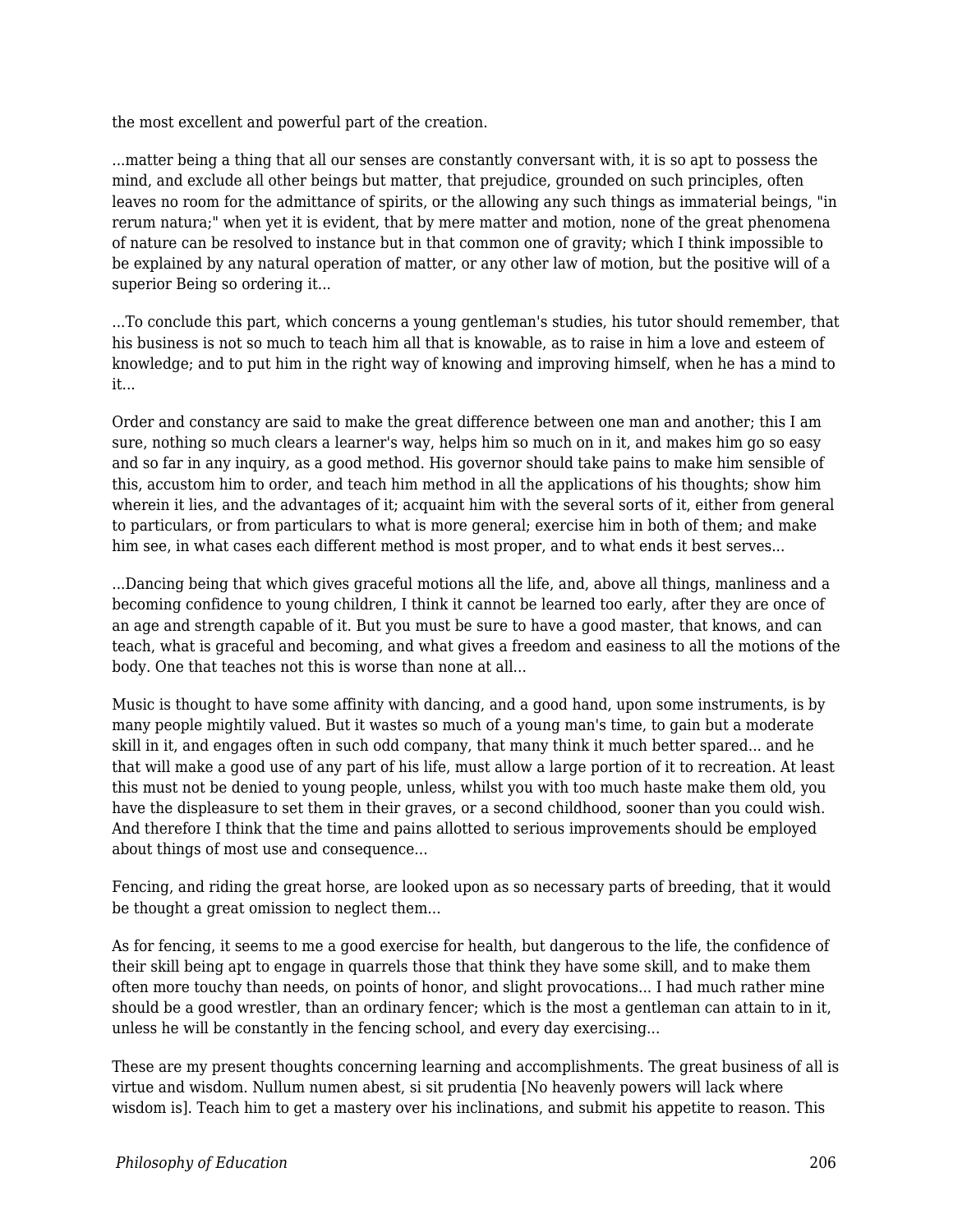the most excellent and powerful part of the creation.

...matter being a thing that all our senses are constantly conversant with, it is so apt to possess the mind, and exclude all other beings but matter, that prejudice, grounded on such principles, often leaves no room for the admittance of spirits, or the allowing any such things as immaterial beings, "in rerum natura;" when yet it is evident, that by mere matter and motion, none of the great phenomena of nature can be resolved to instance but in that common one of gravity; which I think impossible to be explained by any natural operation of matter, or any other law of motion, but the positive will of a superior Being so ordering it...

...To conclude this part, which concerns a young gentleman's studies, his tutor should remember, that his business is not so much to teach him all that is knowable, as to raise in him a love and esteem of knowledge; and to put him in the right way of knowing and improving himself, when he has a mind to it...

Order and constancy are said to make the great difference between one man and another; this I am sure, nothing so much clears a learner's way, helps him so much on in it, and makes him go so easy and so far in any inquiry, as a good method. His governor should take pains to make him sensible of this, accustom him to order, and teach him method in all the applications of his thoughts; show him wherein it lies, and the advantages of it; acquaint him with the several sorts of it, either from general to particulars, or from particulars to what is more general; exercise him in both of them; and make him see, in what cases each different method is most proper, and to what ends it best serves...

...Dancing being that which gives graceful motions all the life, and, above all things, manliness and a becoming confidence to young children, I think it cannot be learned too early, after they are once of an age and strength capable of it. But you must be sure to have a good master, that knows, and can teach, what is graceful and becoming, and what gives a freedom and easiness to all the motions of the body. One that teaches not this is worse than none at all...

Music is thought to have some affinity with dancing, and a good hand, upon some instruments, is by many people mightily valued. But it wastes so much of a young man's time, to gain but a moderate skill in it, and engages often in such odd company, that many think it much better spared... and he that will make a good use of any part of his life, must allow a large portion of it to recreation. At least this must not be denied to young people, unless, whilst you with too much haste make them old, you have the displeasure to set them in their graves, or a second childhood, sooner than you could wish. And therefore I think that the time and pains allotted to serious improvements should be employed about things of most use and consequence...

Fencing, and riding the great horse, are looked upon as so necessary parts of breeding, that it would be thought a great omission to neglect them...

As for fencing, it seems to me a good exercise for health, but dangerous to the life, the confidence of their skill being apt to engage in quarrels those that think they have some skill, and to make them often more touchy than needs, on points of honor, and slight provocations... I had much rather mine should be a good wrestler, than an ordinary fencer; which is the most a gentleman can attain to in it, unless he will be constantly in the fencing school, and every day exercising...

These are my present thoughts concerning learning and accomplishments. The great business of all is virtue and wisdom. Nullum numen abest, si sit prudentia [No heavenly powers will lack where wisdom is]. Teach him to get a mastery over his inclinations, and submit his appetite to reason. This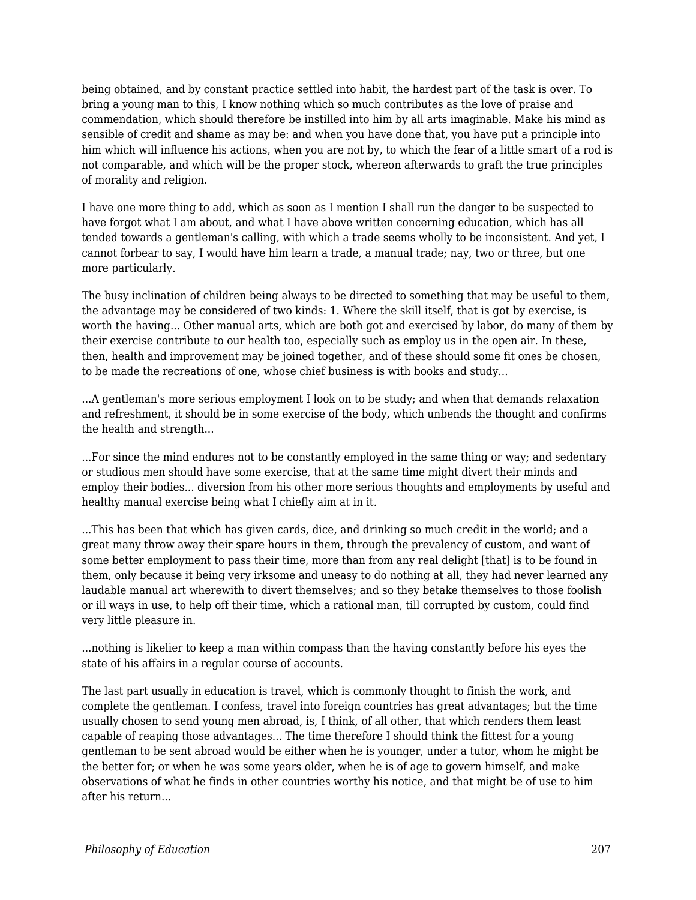being obtained, and by constant practice settled into habit, the hardest part of the task is over. To bring a young man to this, I know nothing which so much contributes as the love of praise and commendation, which should therefore be instilled into him by all arts imaginable. Make his mind as sensible of credit and shame as may be: and when you have done that, you have put a principle into him which will influence his actions, when you are not by, to which the fear of a little smart of a rod is not comparable, and which will be the proper stock, whereon afterwards to graft the true principles of morality and religion.

I have one more thing to add, which as soon as I mention I shall run the danger to be suspected to have forgot what I am about, and what I have above written concerning education, which has all tended towards a gentleman's calling, with which a trade seems wholly to be inconsistent. And yet, I cannot forbear to say, I would have him learn a trade, a manual trade; nay, two or three, but one more particularly.

The busy inclination of children being always to be directed to something that may be useful to them, the advantage may be considered of two kinds: 1. Where the skill itself, that is got by exercise, is worth the having... Other manual arts, which are both got and exercised by labor, do many of them by their exercise contribute to our health too, especially such as employ us in the open air. In these, then, health and improvement may be joined together, and of these should some fit ones be chosen, to be made the recreations of one, whose chief business is with books and study...

...A gentleman's more serious employment I look on to be study; and when that demands relaxation and refreshment, it should be in some exercise of the body, which unbends the thought and confirms the health and strength...

...For since the mind endures not to be constantly employed in the same thing or way; and sedentary or studious men should have some exercise, that at the same time might divert their minds and employ their bodies... diversion from his other more serious thoughts and employments by useful and healthy manual exercise being what I chiefly aim at in it.

...This has been that which has given cards, dice, and drinking so much credit in the world; and a great many throw away their spare hours in them, through the prevalency of custom, and want of some better employment to pass their time, more than from any real delight [that] is to be found in them, only because it being very irksome and uneasy to do nothing at all, they had never learned any laudable manual art wherewith to divert themselves; and so they betake themselves to those foolish or ill ways in use, to help off their time, which a rational man, till corrupted by custom, could find very little pleasure in.

...nothing is likelier to keep a man within compass than the having constantly before his eyes the state of his affairs in a regular course of accounts.

The last part usually in education is travel, which is commonly thought to finish the work, and complete the gentleman. I confess, travel into foreign countries has great advantages; but the time usually chosen to send young men abroad, is, I think, of all other, that which renders them least capable of reaping those advantages... The time therefore I should think the fittest for a young gentleman to be sent abroad would be either when he is younger, under a tutor, whom he might be the better for; or when he was some years older, when he is of age to govern himself, and make observations of what he finds in other countries worthy his notice, and that might be of use to him after his return...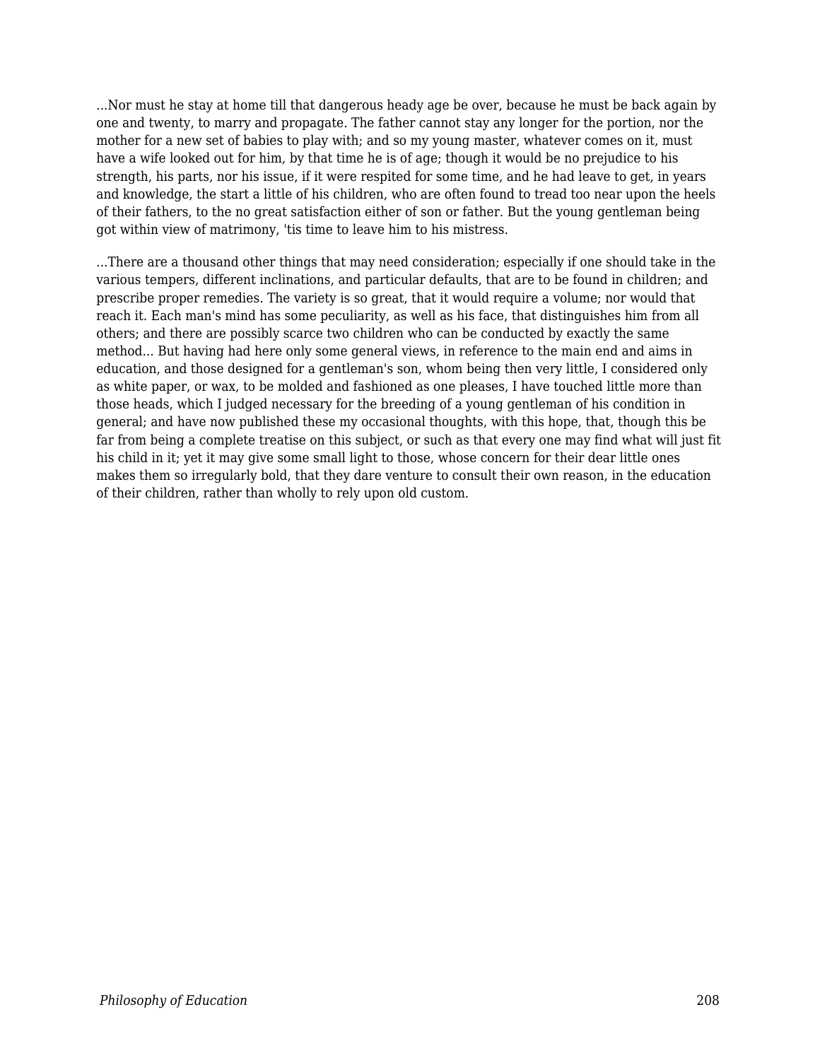...Nor must he stay at home till that dangerous heady age be over, because he must be back again by one and twenty, to marry and propagate. The father cannot stay any longer for the portion, nor the mother for a new set of babies to play with; and so my young master, whatever comes on it, must have a wife looked out for him, by that time he is of age; though it would be no prejudice to his strength, his parts, nor his issue, if it were respited for some time, and he had leave to get, in years and knowledge, the start a little of his children, who are often found to tread too near upon the heels of their fathers, to the no great satisfaction either of son or father. But the young gentleman being got within view of matrimony, 'tis time to leave him to his mistress.

...There are a thousand other things that may need consideration; especially if one should take in the various tempers, different inclinations, and particular defaults, that are to be found in children; and prescribe proper remedies. The variety is so great, that it would require a volume; nor would that reach it. Each man's mind has some peculiarity, as well as his face, that distinguishes him from all others; and there are possibly scarce two children who can be conducted by exactly the same method... But having had here only some general views, in reference to the main end and aims in education, and those designed for a gentleman's son, whom being then very little, I considered only as white paper, or wax, to be molded and fashioned as one pleases, I have touched little more than those heads, which I judged necessary for the breeding of a young gentleman of his condition in general; and have now published these my occasional thoughts, with this hope, that, though this be far from being a complete treatise on this subject, or such as that every one may find what will just fit his child in it; yet it may give some small light to those, whose concern for their dear little ones makes them so irregularly bold, that they dare venture to consult their own reason, in the education of their children, rather than wholly to rely upon old custom.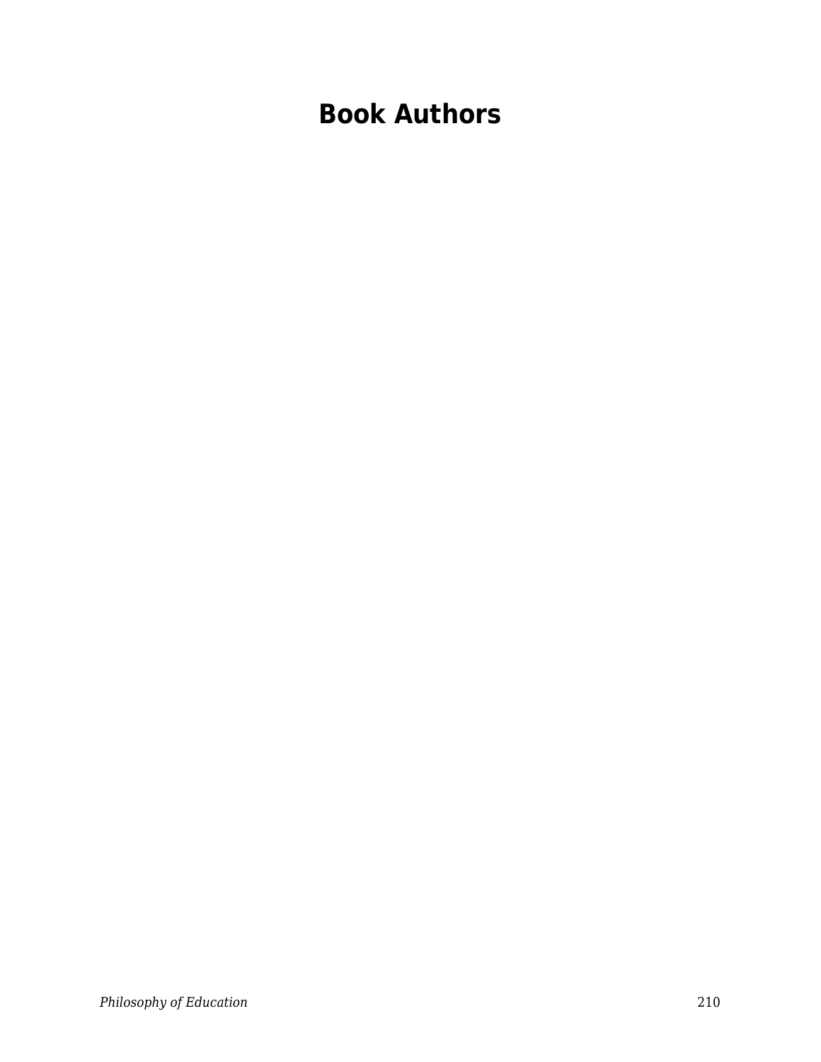# Book Authors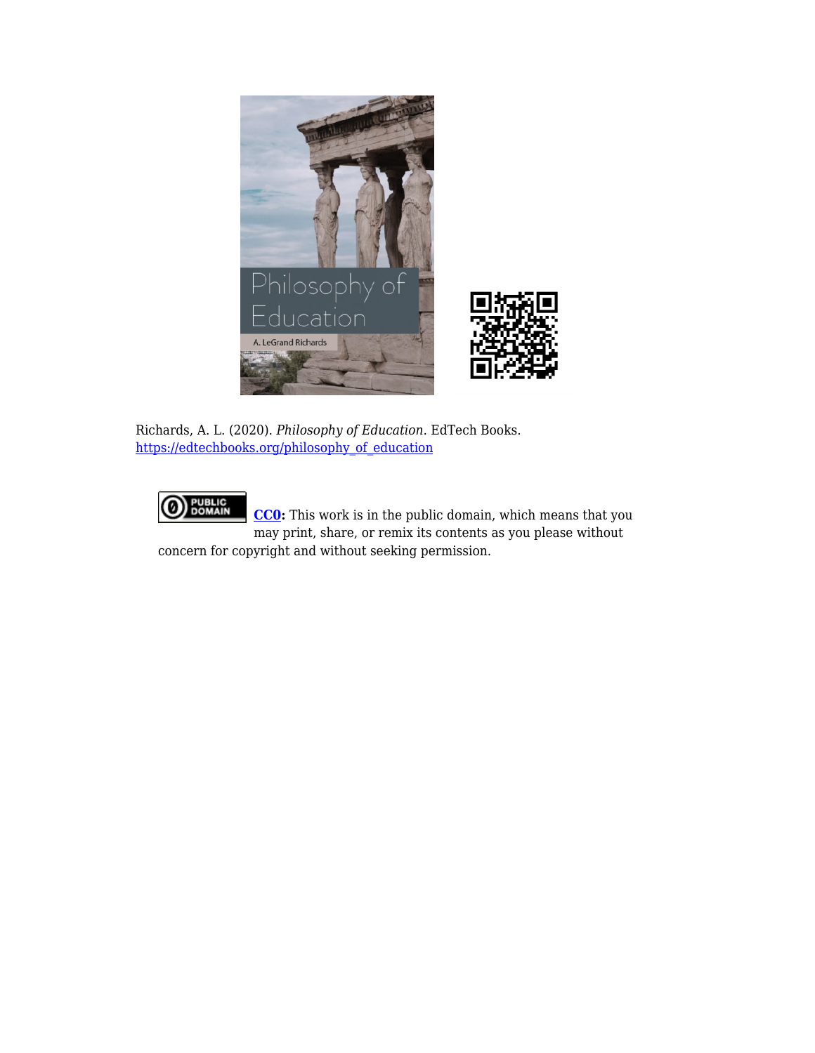Richards, A. L. (2020). *Philosophy of Education*. EdTech Books. https://edtechbooks.org/philosophy_of_education

**CC0:** This work is in the public domain, which means that you may print, share, or remix its contents as you please without concern for copyright and without seeking permission.